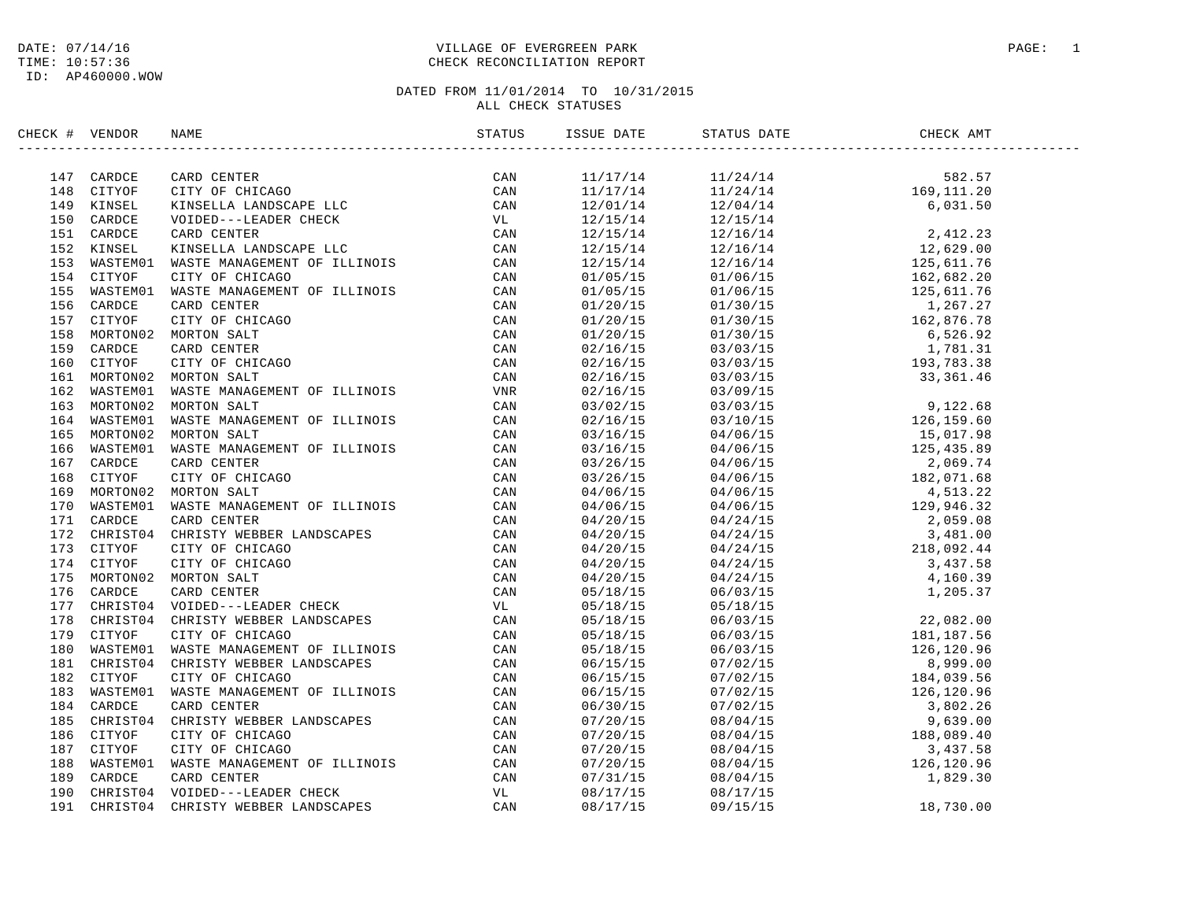DATE: 07/14/16
TIME: 10:57:36
ID: AP460000.WOW

# VILLAGE OF EVERGREEN PARK
## CHECK RECONCILIATION REPORT

DATED FROM 11/01/2014 TO 10/31/2015
ALL CHECK STATUSES

| CHECK # | VENDOR | NAME | STATUS | ISSUE DATE | STATUS DATE | CHECK AMT |
|---|---|---|---|---|---|---|
| 147 | CARDCE | CARD CENTER | CAN | 11/17/14 | 11/24/14 | 582.57 |
| 148 | CITYOF | CITY OF CHICAGO | CAN | 11/17/14 | 11/24/14 | 169,111.20 |
| 149 | KINSEL | KINSELLA LANDSCAPE LLC | CAN | 12/01/14 | 12/04/14 | 6,031.50 |
| 150 | CARDCE | VOIDED---LEADER CHECK | VL | 12/15/14 | 12/15/14 | |
| 151 | CARDCE | CARD CENTER | CAN | 12/15/14 | 12/16/14 | 2,412.23 |
| 152 | KINSEL | KINSELLA LANDSCAPE LLC | CAN | 12/15/14 | 12/16/14 | 12,629.00 |
| 153 | WASTEM01 | WASTE MANAGEMENT OF ILLINOIS | CAN | 12/15/14 | 12/16/14 | 125,611.76 |
| 154 | CITYOF | CITY OF CHICAGO | CAN | 01/05/15 | 01/06/15 | 162,682.20 |
| 155 | WASTEM01 | WASTE MANAGEMENT OF ILLINOIS | CAN | 01/05/15 | 01/06/15 | 125,611.76 |
| 156 | CARDCE | CARD CENTER | CAN | 01/20/15 | 01/30/15 | 1,267.27 |
| 157 | CITYOF | CITY OF CHICAGO | CAN | 01/20/15 | 01/30/15 | 162,876.78 |
| 158 | MORTON02 | MORTON SALT | CAN | 01/20/15 | 01/30/15 | 6,526.92 |
| 159 | CARDCE | CARD CENTER | CAN | 02/16/15 | 03/03/15 | 1,781.31 |
| 160 | CITYOF | CITY OF CHICAGO | CAN | 02/16/15 | 03/03/15 | 193,783.38 |
| 161 | MORTON02 | MORTON SALT | CAN | 02/16/15 | 03/03/15 | 33,361.46 |
| 162 | WASTEM01 | WASTE MANAGEMENT OF ILLINOIS | VNR | 02/16/15 | 03/09/15 | |
| 163 | MORTON02 | MORTON SALT | CAN | 03/02/15 | 03/03/15 | 9,122.68 |
| 164 | WASTEM01 | WASTE MANAGEMENT OF ILLINOIS | CAN | 02/16/15 | 03/10/15 | 126,159.60 |
| 165 | MORTON02 | MORTON SALT | CAN | 03/16/15 | 04/06/15 | 15,017.98 |
| 166 | WASTEM01 | WASTE MANAGEMENT OF ILLINOIS | CAN | 03/16/15 | 04/06/15 | 125,435.89 |
| 167 | CARDCE | CARD CENTER | CAN | 03/26/15 | 04/06/15 | 2,069.74 |
| 168 | CITYOF | CITY OF CHICAGO | CAN | 03/26/15 | 04/06/15 | 182,071.68 |
| 169 | MORTON02 | MORTON SALT | CAN | 04/06/15 | 04/06/15 | 4,513.22 |
| 170 | WASTEM01 | WASTE MANAGEMENT OF ILLINOIS | CAN | 04/06/15 | 04/06/15 | 129,946.32 |
| 171 | CARDCE | CARD CENTER | CAN | 04/20/15 | 04/24/15 | 2,059.08 |
| 172 | CHRIST04 | CHRISTY WEBBER LANDSCAPES | CAN | 04/20/15 | 04/24/15 | 3,481.00 |
| 173 | CITYOF | CITY OF CHICAGO | CAN | 04/20/15 | 04/24/15 | 218,092.44 |
| 174 | CITYOF | CITY OF CHICAGO | CAN | 04/20/15 | 04/24/15 | 3,437.58 |
| 175 | MORTON02 | MORTON SALT | CAN | 04/20/15 | 04/24/15 | 4,160.39 |
| 176 | CARDCE | CARD CENTER | CAN | 05/18/15 | 06/03/15 | 1,205.37 |
| 177 | CHRIST04 | VOIDED---LEADER CHECK | VL | 05/18/15 | 05/18/15 | |
| 178 | CHRIST04 | CHRISTY WEBBER LANDSCAPES | CAN | 05/18/15 | 06/03/15 | 22,082.00 |
| 179 | CITYOF | CITY OF CHICAGO | CAN | 05/18/15 | 06/03/15 | 181,187.56 |
| 180 | WASTEM01 | WASTE MANAGEMENT OF ILLINOIS | CAN | 05/18/15 | 06/03/15 | 126,120.96 |
| 181 | CHRIST04 | CHRISTY WEBBER LANDSCAPES | CAN | 06/15/15 | 07/02/15 | 8,999.00 |
| 182 | CITYOF | CITY OF CHICAGO | CAN | 06/15/15 | 07/02/15 | 184,039.56 |
| 183 | WASTEM01 | WASTE MANAGEMENT OF ILLINOIS | CAN | 06/15/15 | 07/02/15 | 126,120.96 |
| 184 | CARDCE | CARD CENTER | CAN | 06/30/15 | 07/02/15 | 3,802.26 |
| 185 | CHRIST04 | CHRISTY WEBBER LANDSCAPES | CAN | 07/20/15 | 08/04/15 | 9,639.00 |
| 186 | CITYOF | CITY OF CHICAGO | CAN | 07/20/15 | 08/04/15 | 188,089.40 |
| 187 | CITYOF | CITY OF CHICAGO | CAN | 07/20/15 | 08/04/15 | 3,437.58 |
| 188 | WASTEM01 | WASTE MANAGEMENT OF ILLINOIS | CAN | 07/20/15 | 08/04/15 | 126,120.96 |
| 189 | CARDCE | CARD CENTER | CAN | 07/31/15 | 08/04/15 | 1,829.30 |
| 190 | CHRIST04 | VOIDED---LEADER CHECK | VL | 08/17/15 | 08/17/15 | |
| 191 | CHRIST04 | CHRISTY WEBBER LANDSCAPES | CAN | 08/17/15 | 09/15/15 | 18,730.00 |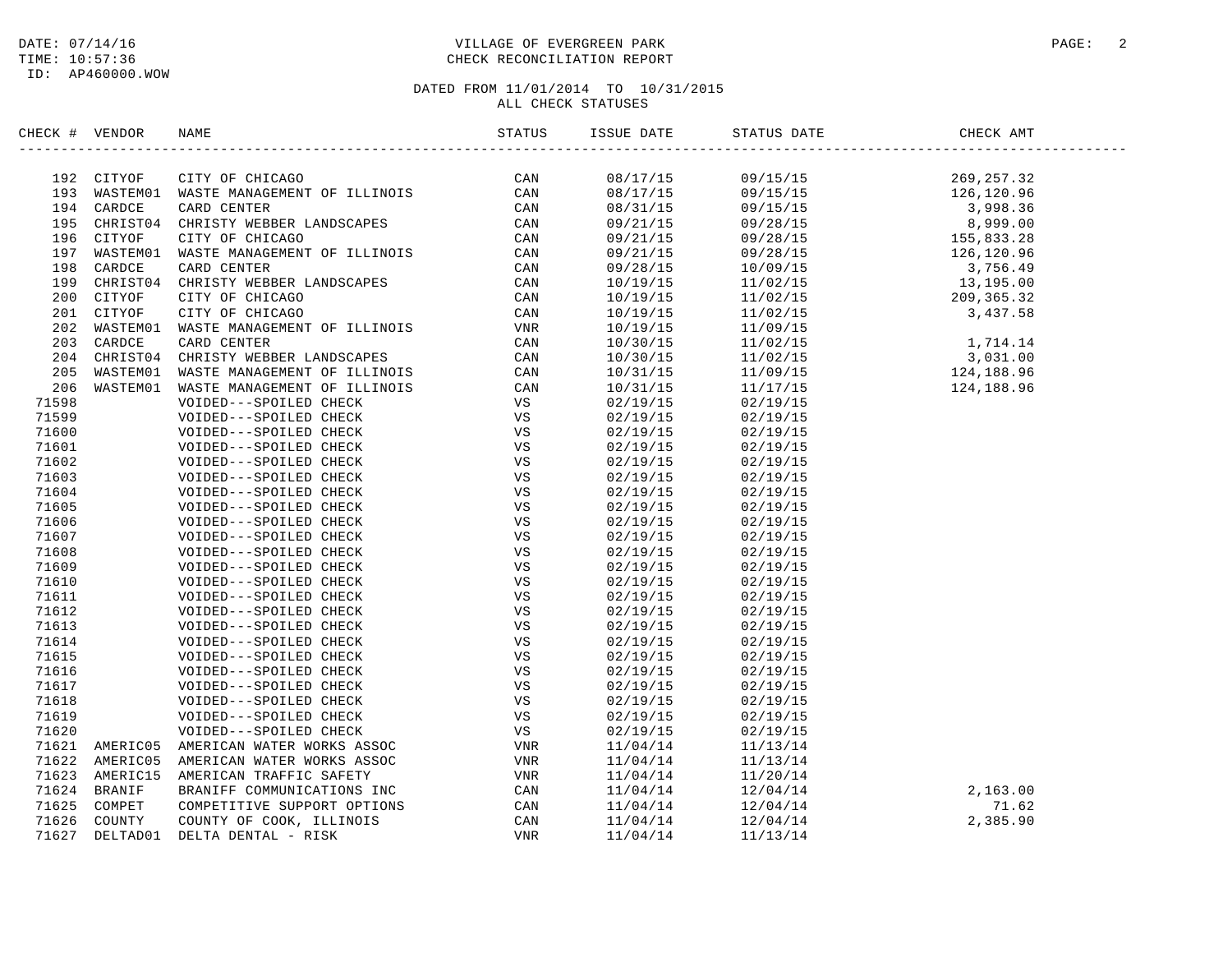DATE: 07/14/16
TIME: 10:57:36
ID: AP460000.WOW

# VILLAGE OF EVERGREEN PARK
## CHECK RECONCILIATION REPORT

DATED FROM 11/01/2014 TO 10/31/2015
ALL CHECK STATUSES

| CHECK # | VENDOR | NAME | STATUS | ISSUE DATE | STATUS DATE | CHECK AMT |
|---|---|---|---|---|---|---|
| 192 | CITYOF | CITY OF CHICAGO | CAN | 08/17/15 | 09/15/15 | 269,257.32 |
| 193 | WASTEM01 | WASTE MANAGEMENT OF ILLINOIS | CAN | 08/17/15 | 09/15/15 | 126,120.96 |
| 194 | CARDCE | CARD CENTER | CAN | 08/31/15 | 09/15/15 | 3,998.36 |
| 195 | CHRIST04 | CHRISTY WEBBER LANDSCAPES | CAN | 09/21/15 | 09/28/15 | 8,999.00 |
| 196 | CITYOF | CITY OF CHICAGO | CAN | 09/21/15 | 09/28/15 | 155,833.28 |
| 197 | WASTEM01 | WASTE MANAGEMENT OF ILLINOIS | CAN | 09/21/15 | 09/28/15 | 126,120.96 |
| 198 | CARDCE | CARD CENTER | CAN | 09/28/15 | 10/09/15 | 3,756.49 |
| 199 | CHRIST04 | CHRISTY WEBBER LANDSCAPES | CAN | 10/19/15 | 11/02/15 | 13,195.00 |
| 200 | CITYOF | CITY OF CHICAGO | CAN | 10/19/15 | 11/02/15 | 209,365.32 |
| 201 | CITYOF | CITY OF CHICAGO | CAN | 10/19/15 | 11/02/15 | 3,437.58 |
| 202 | WASTEM01 | WASTE MANAGEMENT OF ILLINOIS | VNR | 10/19/15 | 11/09/15 | |
| 203 | CARDCE | CARD CENTER | CAN | 10/30/15 | 11/02/15 | 1,714.14 |
| 204 | CHRIST04 | CHRISTY WEBBER LANDSCAPES | CAN | 10/30/15 | 11/02/15 | 3,031.00 |
| 205 | WASTEM01 | WASTE MANAGEMENT OF ILLINOIS | CAN | 10/31/15 | 11/09/15 | 124,188.96 |
| 206 | WASTEM01 | WASTE MANAGEMENT OF ILLINOIS | CAN | 10/31/15 | 11/17/15 | 124,188.96 |
| 71598 | | VOIDED---SPOILED CHECK | VS | 02/19/15 | 02/19/15 | |
| 71599 | | VOIDED---SPOILED CHECK | VS | 02/19/15 | 02/19/15 | |
| 71600 | | VOIDED---SPOILED CHECK | VS | 02/19/15 | 02/19/15 | |
| 71601 | | VOIDED---SPOILED CHECK | VS | 02/19/15 | 02/19/15 | |
| 71602 | | VOIDED---SPOILED CHECK | VS | 02/19/15 | 02/19/15 | |
| 71603 | | VOIDED---SPOILED CHECK | VS | 02/19/15 | 02/19/15 | |
| 71604 | | VOIDED---SPOILED CHECK | VS | 02/19/15 | 02/19/15 | |
| 71605 | | VOIDED---SPOILED CHECK | VS | 02/19/15 | 02/19/15 | |
| 71606 | | VOIDED---SPOILED CHECK | VS | 02/19/15 | 02/19/15 | |
| 71607 | | VOIDED---SPOILED CHECK | VS | 02/19/15 | 02/19/15 | |
| 71608 | | VOIDED---SPOILED CHECK | VS | 02/19/15 | 02/19/15 | |
| 71609 | | VOIDED---SPOILED CHECK | VS | 02/19/15 | 02/19/15 | |
| 71610 | | VOIDED---SPOILED CHECK | VS | 02/19/15 | 02/19/15 | |
| 71611 | | VOIDED---SPOILED CHECK | VS | 02/19/15 | 02/19/15 | |
| 71612 | | VOIDED---SPOILED CHECK | VS | 02/19/15 | 02/19/15 | |
| 71613 | | VOIDED---SPOILED CHECK | VS | 02/19/15 | 02/19/15 | |
| 71614 | | VOIDED---SPOILED CHECK | VS | 02/19/15 | 02/19/15 | |
| 71615 | | VOIDED---SPOILED CHECK | VS | 02/19/15 | 02/19/15 | |
| 71616 | | VOIDED---SPOILED CHECK | VS | 02/19/15 | 02/19/15 | |
| 71617 | | VOIDED---SPOILED CHECK | VS | 02/19/15 | 02/19/15 | |
| 71618 | | VOIDED---SPOILED CHECK | VS | 02/19/15 | 02/19/15 | |
| 71619 | | VOIDED---SPOILED CHECK | VS | 02/19/15 | 02/19/15 | |
| 71620 | | VOIDED---SPOILED CHECK | VS | 02/19/15 | 02/19/15 | |
| 71621 | AMERIC05 | AMERICAN WATER WORKS ASSOC | VNR | 11/04/14 | 11/13/14 | |
| 71622 | AMERIC05 | AMERICAN WATER WORKS ASSOC | VNR | 11/04/14 | 11/13/14 | |
| 71623 | AMERIC15 | AMERICAN TRAFFIC SAFETY | VNR | 11/04/14 | 11/20/14 | |
| 71624 | BRANIF | BRANIFF COMMUNICATIONS INC | CAN | 11/04/14 | 12/04/14 | 2,163.00 |
| 71625 | COMPET | COMPETITIVE SUPPORT OPTIONS | CAN | 11/04/14 | 12/04/14 | 71.62 |
| 71626 | COUNTY | COUNTY OF COOK, ILLINOIS | CAN | 11/04/14 | 12/04/14 | 2,385.90 |
| 71627 | DELTAD01 | DELTA DENTAL - RISK | VNR | 11/04/14 | 11/13/14 | |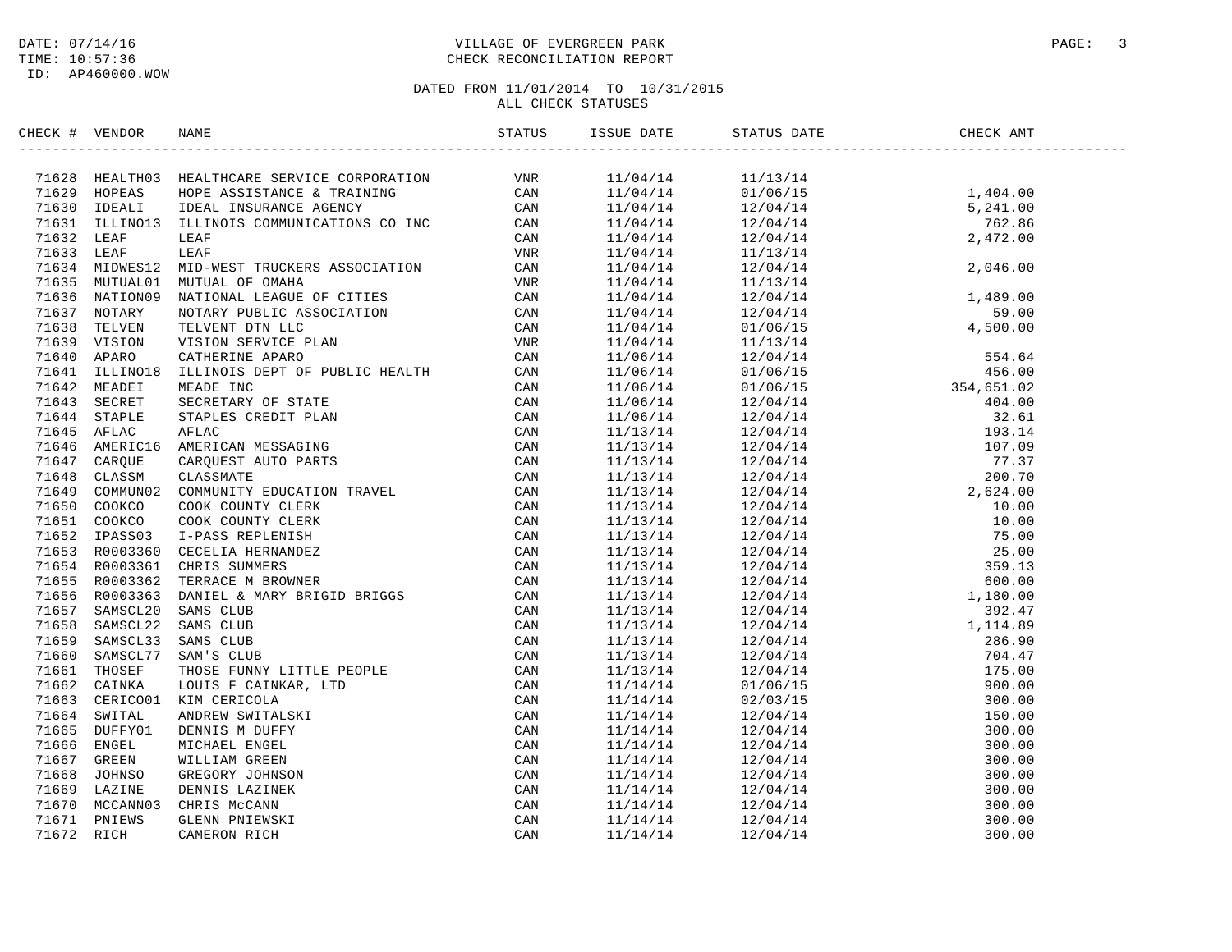DATE: 07/14/16
TIME: 10:57:36
ID: AP460000.WOW

# VILLAGE OF EVERGREEN PARK
## CHECK RECONCILIATION REPORT

DATED FROM 11/01/2014 TO 10/31/2015
ALL CHECK STATUSES

| CHECK # | VENDOR | NAME | STATUS | ISSUE DATE | STATUS DATE | CHECK AMT |
|---|---|---|---|---|---|---|
| 71628 | HEALTH03 | HEALTHCARE SERVICE CORPORATION | VNR | 11/04/14 | 11/13/14 | |
| 71629 | HOPEAS | HOPE ASSISTANCE & TRAINING | CAN | 11/04/14 | 01/06/15 | 1,404.00 |
| 71630 | IDEALI | IDEAL INSURANCE AGENCY | CAN | 11/04/14 | 12/04/14 | 5,241.00 |
| 71631 | ILLINO13 | ILLINOIS COMMUNICATIONS CO INC | CAN | 11/04/14 | 12/04/14 | 762.86 |
| 71632 | LEAF | LEAF | CAN | 11/04/14 | 12/04/14 | 2,472.00 |
| 71633 | LEAF | LEAF | VNR | 11/04/14 | 11/13/14 | |
| 71634 | MIDWES12 | MID-WEST TRUCKERS ASSOCIATION | CAN | 11/04/14 | 12/04/14 | 2,046.00 |
| 71635 | MUTUAL01 | MUTUAL OF OMAHA | VNR | 11/04/14 | 11/13/14 | |
| 71636 | NATION09 | NATIONAL LEAGUE OF CITIES | CAN | 11/04/14 | 12/04/14 | 1,489.00 |
| 71637 | NOTARY | NOTARY PUBLIC ASSOCIATION | CAN | 11/04/14 | 12/04/14 | 59.00 |
| 71638 | TELVEN | TELVENT DTN LLC | CAN | 11/04/14 | 01/06/15 | 4,500.00 |
| 71639 | VISION | VISION SERVICE PLAN | VNR | 11/04/14 | 11/13/14 | |
| 71640 | APARO | CATHERINE APARO | CAN | 11/06/14 | 12/04/14 | 554.64 |
| 71641 | ILLINO18 | ILLINOIS DEPT OF PUBLIC HEALTH | CAN | 11/06/14 | 01/06/15 | 456.00 |
| 71642 | MEADEI | MEADE INC | CAN | 11/06/14 | 01/06/15 | 354,651.02 |
| 71643 | SECRET | SECRETARY OF STATE | CAN | 11/06/14 | 12/04/14 | 404.00 |
| 71644 | STAPLE | STAPLES CREDIT PLAN | CAN | 11/06/14 | 12/04/14 | 32.61 |
| 71645 | AFLAC | AFLAC | CAN | 11/13/14 | 12/04/14 | 193.14 |
| 71646 | AMERIC16 | AMERICAN MESSAGING | CAN | 11/13/14 | 12/04/14 | 107.09 |
| 71647 | CARQUE | CARQUEST AUTO PARTS | CAN | 11/13/14 | 12/04/14 | 77.37 |
| 71648 | CLASSM | CLASSMATE | CAN | 11/13/14 | 12/04/14 | 200.70 |
| 71649 | COMMUN02 | COMMUNITY EDUCATION TRAVEL | CAN | 11/13/14 | 12/04/14 | 2,624.00 |
| 71650 | COOKCO | COOK COUNTY CLERK | CAN | 11/13/14 | 12/04/14 | 10.00 |
| 71651 | COOKCO | COOK COUNTY CLERK | CAN | 11/13/14 | 12/04/14 | 10.00 |
| 71652 | IPASS03 | I-PASS REPLENISH | CAN | 11/13/14 | 12/04/14 | 75.00 |
| 71653 | R0003360 | CECELIA HERNANDEZ | CAN | 11/13/14 | 12/04/14 | 25.00 |
| 71654 | R0003361 | CHRIS SUMMERS | CAN | 11/13/14 | 12/04/14 | 359.13 |
| 71655 | R0003362 | TERRACE M BROWNER | CAN | 11/13/14 | 12/04/14 | 600.00 |
| 71656 | R0003363 | DANIEL & MARY BRIGID BRIGGS | CAN | 11/13/14 | 12/04/14 | 1,180.00 |
| 71657 | SAMSCL20 | SAMS CLUB | CAN | 11/13/14 | 12/04/14 | 392.47 |
| 71658 | SAMSCL22 | SAMS CLUB | CAN | 11/13/14 | 12/04/14 | 1,114.89 |
| 71659 | SAMSCL33 | SAMS CLUB | CAN | 11/13/14 | 12/04/14 | 286.90 |
| 71660 | SAMSCL77 | SAM'S CLUB | CAN | 11/13/14 | 12/04/14 | 704.47 |
| 71661 | THOSEF | THOSE FUNNY LITTLE PEOPLE | CAN | 11/13/14 | 12/04/14 | 175.00 |
| 71662 | CAINKA | LOUIS F CAINKAR, LTD | CAN | 11/14/14 | 01/06/15 | 900.00 |
| 71663 | CERICO01 | KIM CERICOLA | CAN | 11/14/14 | 02/03/15 | 300.00 |
| 71664 | SWITAL | ANDREW SWITALSKI | CAN | 11/14/14 | 12/04/14 | 150.00 |
| 71665 | DUFFY01 | DENNIS M DUFFY | CAN | 11/14/14 | 12/04/14 | 300.00 |
| 71666 | ENGEL | MICHAEL ENGEL | CAN | 11/14/14 | 12/04/14 | 300.00 |
| 71667 | GREEN | WILLIAM GREEN | CAN | 11/14/14 | 12/04/14 | 300.00 |
| 71668 | JOHNSO | GREGORY JOHNSON | CAN | 11/14/14 | 12/04/14 | 300.00 |
| 71669 | LAZINE | DENNIS LAZINEK | CAN | 11/14/14 | 12/04/14 | 300.00 |
| 71670 | MCCANN03 | CHRIS McCANN | CAN | 11/14/14 | 12/04/14 | 300.00 |
| 71671 | PNIEWS | GLENN PNIEWSKI | CAN | 11/14/14 | 12/04/14 | 300.00 |
| 71672 | RICH | CAMERON RICH | CAN | 11/14/14 | 12/04/14 | 300.00 |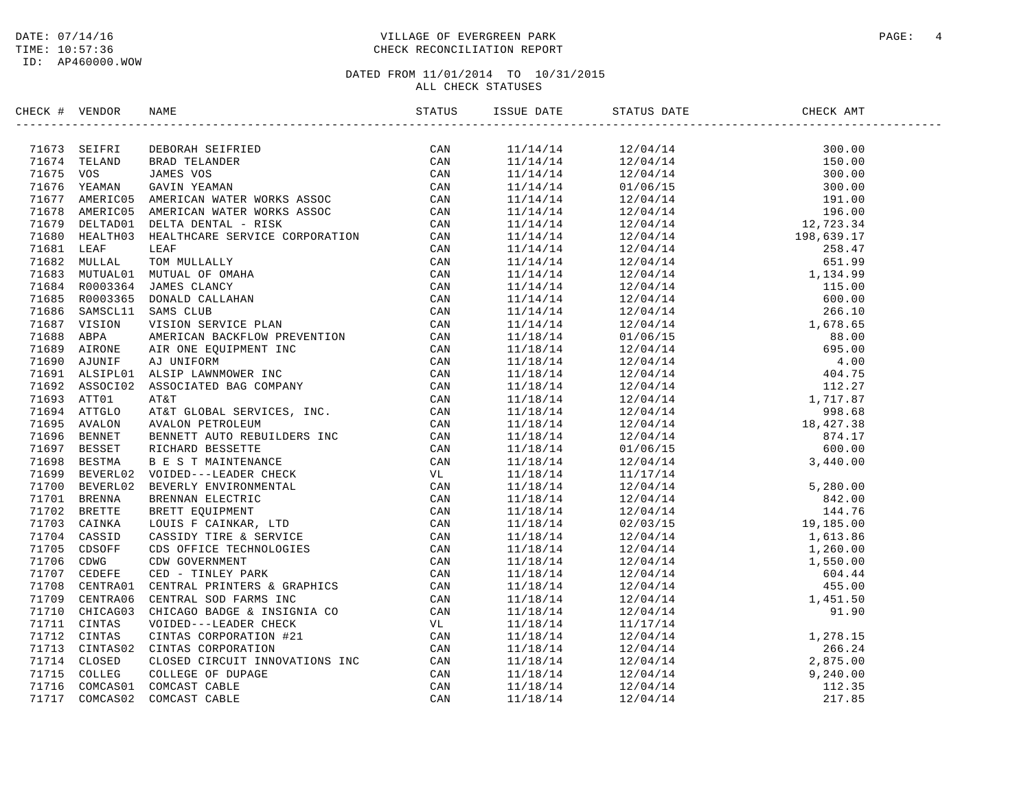DATE: 07/14/16
TIME: 10:57:36
ID: AP460000.WOW

VILLAGE OF EVERGREEN PARK
CHECK RECONCILIATION REPORT

DATED FROM 11/01/2014 TO 10/31/2015
ALL CHECK STATUSES

| CHECK # | VENDOR | NAME | STATUS | ISSUE DATE | STATUS DATE | CHECK AMT |
|---|---|---|---|---|---|---|
| 71673 | SEIFRI | DEBORAH SEIFRIED | CAN | 11/14/14 | 12/04/14 | 300.00 |
| 71674 | TELAND | BRAD TELANDER | CAN | 11/14/14 | 12/04/14 | 150.00 |
| 71675 | VOS | JAMES VOS | CAN | 11/14/14 | 12/04/14 | 300.00 |
| 71676 | YEAMAN | GAVIN YEAMAN | CAN | 11/14/14 | 01/06/15 | 300.00 |
| 71677 | AMERIC05 | AMERICAN WATER WORKS ASSOC | CAN | 11/14/14 | 12/04/14 | 191.00 |
| 71678 | AMERIC05 | AMERICAN WATER WORKS ASSOC | CAN | 11/14/14 | 12/04/14 | 196.00 |
| 71679 | DELTAD01 | DELTA DENTAL - RISK | CAN | 11/14/14 | 12/04/14 | 12,723.34 |
| 71680 | HEALTH03 | HEALTHCARE SERVICE CORPORATION | CAN | 11/14/14 | 12/04/14 | 198,639.17 |
| 71681 | LEAF | LEAF | CAN | 11/14/14 | 12/04/14 | 258.47 |
| 71682 | MULLAL | TOM MULLALLY | CAN | 11/14/14 | 12/04/14 | 651.99 |
| 71683 | MUTUAL01 | MUTUAL OF OMAHA | CAN | 11/14/14 | 12/04/14 | 1,134.99 |
| 71684 | R0003364 | JAMES CLANCY | CAN | 11/14/14 | 12/04/14 | 115.00 |
| 71685 | R0003365 | DONALD CALLAHAN | CAN | 11/14/14 | 12/04/14 | 600.00 |
| 71686 | SAMSCL11 | SAMS CLUB | CAN | 11/14/14 | 12/04/14 | 266.10 |
| 71687 | VISION | VISION SERVICE PLAN | CAN | 11/14/14 | 12/04/14 | 1,678.65 |
| 71688 | ABPA | AMERICAN BACKFLOW PREVENTION | CAN | 11/18/14 | 01/06/15 | 88.00 |
| 71689 | AIRONE | AIR ONE EQUIPMENT INC | CAN | 11/18/14 | 12/04/14 | 695.00 |
| 71690 | AJUNIF | AJ UNIFORM | CAN | 11/18/14 | 12/04/14 | 4.00 |
| 71691 | ALSIPL01 | ALSIP LAWNMOWER INC | CAN | 11/18/14 | 12/04/14 | 404.75 |
| 71692 | ASSOCI02 | ASSOCIATED BAG COMPANY | CAN | 11/18/14 | 12/04/14 | 112.27 |
| 71693 | ATT01 | AT&T | CAN | 11/18/14 | 12/04/14 | 1,717.87 |
| 71694 | ATTGLO | AT&T GLOBAL SERVICES, INC. | CAN | 11/18/14 | 12/04/14 | 998.68 |
| 71695 | AVALON | AVALON PETROLEUM | CAN | 11/18/14 | 12/04/14 | 18,427.38 |
| 71696 | BENNET | BENNETT AUTO REBUILDERS INC | CAN | 11/18/14 | 12/04/14 | 874.17 |
| 71697 | BESSET | RICHARD BESSETTE | CAN | 11/18/14 | 01/06/15 | 600.00 |
| 71698 | BESTMA | B E S T MAINTENANCE | CAN | 11/18/14 | 12/04/14 | 3,440.00 |
| 71699 | BEVERL02 | VOIDED---LEADER CHECK | VL | 11/18/14 | 11/17/14 | |
| 71700 | BEVERL02 | BEVERLY ENVIRONMENTAL | CAN | 11/18/14 | 12/04/14 | 5,280.00 |
| 71701 | BRENNA | BRENNAN ELECTRIC | CAN | 11/18/14 | 12/04/14 | 842.00 |
| 71702 | BRETTE | BRETT EQUIPMENT | CAN | 11/18/14 | 12/04/14 | 144.76 |
| 71703 | CAINKA | LOUIS F CAINKAR, LTD | CAN | 11/18/14 | 02/03/15 | 19,185.00 |
| 71704 | CASSID | CASSIDY TIRE & SERVICE | CAN | 11/18/14 | 12/04/14 | 1,613.86 |
| 71705 | CDSOFF | CDS OFFICE TECHNOLOGIES | CAN | 11/18/14 | 12/04/14 | 1,260.00 |
| 71706 | CDWG | CDW GOVERNMENT | CAN | 11/18/14 | 12/04/14 | 1,550.00 |
| 71707 | CEDEFE | CED - TINLEY PARK | CAN | 11/18/14 | 12/04/14 | 604.44 |
| 71708 | CENTRA01 | CENTRAL PRINTERS & GRAPHICS | CAN | 11/18/14 | 12/04/14 | 455.00 |
| 71709 | CENTRA06 | CENTRAL SOD FARMS INC | CAN | 11/18/14 | 12/04/14 | 1,451.50 |
| 71710 | CHICAG03 | CHICAGO BADGE & INSIGNIA CO | CAN | 11/18/14 | 12/04/14 | 91.90 |
| 71711 | CINTAS | VOIDED---LEADER CHECK | VL | 11/18/14 | 11/17/14 | |
| 71712 | CINTAS | CINTAS CORPORATION #21 | CAN | 11/18/14 | 12/04/14 | 1,278.15 |
| 71713 | CINTAS02 | CINTAS CORPORATION | CAN | 11/18/14 | 12/04/14 | 266.24 |
| 71714 | CLOSED | CLOSED CIRCUIT INNOVATIONS INC | CAN | 11/18/14 | 12/04/14 | 2,875.00 |
| 71715 | COLLEG | COLLEGE OF DUPAGE | CAN | 11/18/14 | 12/04/14 | 9,240.00 |
| 71716 | COMCAS01 | COMCAST CABLE | CAN | 11/18/14 | 12/04/14 | 112.35 |
| 71717 | COMCAS02 | COMCAST CABLE | CAN | 11/18/14 | 12/04/14 | 217.85 |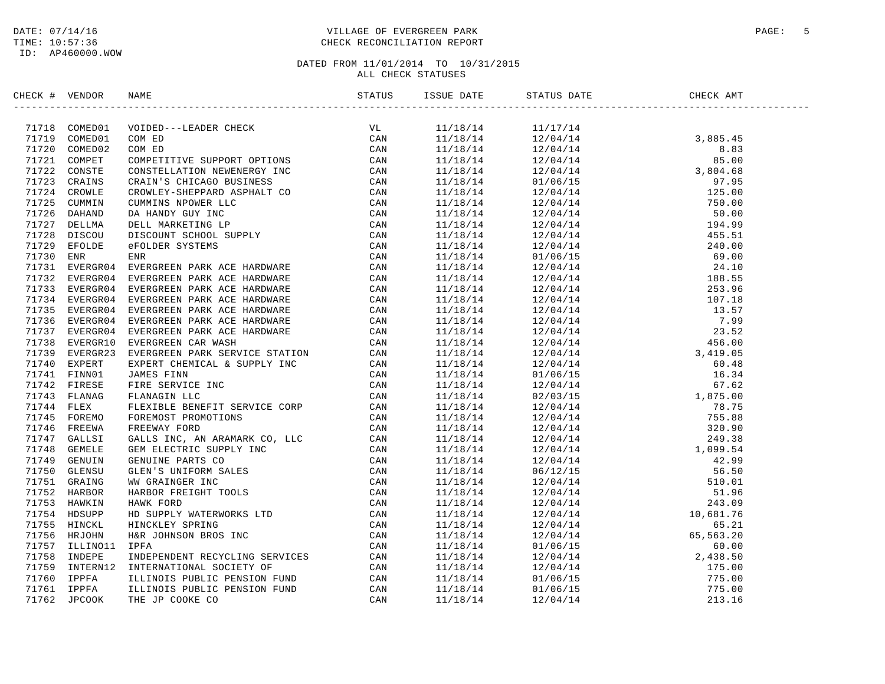DATE: 07/14/16
TIME: 10:57:36
ID: AP460000.WOW

# VILLAGE OF EVERGREEN PARK
## CHECK RECONCILIATION REPORT

DATED FROM 11/01/2014 TO 10/31/2015
ALL CHECK STATUSES

| CHECK # | VENDOR | NAME | STATUS | ISSUE DATE | STATUS DATE | CHECK AMT |
|---|---|---|---|---|---|---|
| 71718 | COMED01 | VOIDED---LEADER CHECK | VL | 11/18/14 | 11/17/14 | |
| 71719 | COMED01 | COM ED | CAN | 11/18/14 | 12/04/14 | 3,885.45 |
| 71720 | COMED02 | COM ED | CAN | 11/18/14 | 12/04/14 | 8.83 |
| 71721 | COMPET | COMPETITIVE SUPPORT OPTIONS | CAN | 11/18/14 | 12/04/14 | 85.00 |
| 71722 | CONSTE | CONSTELLATION NEWENERGY INC | CAN | 11/18/14 | 12/04/14 | 3,804.68 |
| 71723 | CRAINS | CRAIN'S CHICAGO BUSINESS | CAN | 11/18/14 | 01/06/15 | 97.95 |
| 71724 | CROWLE | CROWLEY-SHEPPARD ASPHALT CO | CAN | 11/18/14 | 12/04/14 | 125.00 |
| 71725 | CUMMIN | CUMMINS NPOWER LLC | CAN | 11/18/14 | 12/04/14 | 750.00 |
| 71726 | DAHAND | DA HANDY GUY INC | CAN | 11/18/14 | 12/04/14 | 50.00 |
| 71727 | DELLMA | DELL MARKETING LP | CAN | 11/18/14 | 12/04/14 | 194.99 |
| 71728 | DISCOU | DISCOUNT SCHOOL SUPPLY | CAN | 11/18/14 | 12/04/14 | 455.51 |
| 71729 | EFOLDE | eFOLDER SYSTEMS | CAN | 11/18/14 | 12/04/14 | 240.00 |
| 71730 | ENR | ENR | CAN | 11/18/14 | 01/06/15 | 69.00 |
| 71731 | EVERGR04 | EVERGREEN PARK ACE HARDWARE | CAN | 11/18/14 | 12/04/14 | 24.10 |
| 71732 | EVERGR04 | EVERGREEN PARK ACE HARDWARE | CAN | 11/18/14 | 12/04/14 | 188.55 |
| 71733 | EVERGR04 | EVERGREEN PARK ACE HARDWARE | CAN | 11/18/14 | 12/04/14 | 253.96 |
| 71734 | EVERGR04 | EVERGREEN PARK ACE HARDWARE | CAN | 11/18/14 | 12/04/14 | 107.18 |
| 71735 | EVERGR04 | EVERGREEN PARK ACE HARDWARE | CAN | 11/18/14 | 12/04/14 | 13.57 |
| 71736 | EVERGR04 | EVERGREEN PARK ACE HARDWARE | CAN | 11/18/14 | 12/04/14 | 7.99 |
| 71737 | EVERGR04 | EVERGREEN PARK ACE HARDWARE | CAN | 11/18/14 | 12/04/14 | 23.52 |
| 71738 | EVERGR10 | EVERGREEN CAR WASH | CAN | 11/18/14 | 12/04/14 | 456.00 |
| 71739 | EVERGR23 | EVERGREEN PARK SERVICE STATION | CAN | 11/18/14 | 12/04/14 | 3,419.05 |
| 71740 | EXPERT | EXPERT CHEMICAL & SUPPLY INC | CAN | 11/18/14 | 12/04/14 | 60.48 |
| 71741 | FINN01 | JAMES FINN | CAN | 11/18/14 | 01/06/15 | 16.34 |
| 71742 | FIRESE | FIRE SERVICE INC | CAN | 11/18/14 | 12/04/14 | 67.62 |
| 71743 | FLANAG | FLANAGIN LLC | CAN | 11/18/14 | 02/03/15 | 1,875.00 |
| 71744 | FLEX | FLEXIBLE BENEFIT SERVICE CORP | CAN | 11/18/14 | 12/04/14 | 78.75 |
| 71745 | FOREMO | FOREMOST PROMOTIONS | CAN | 11/18/14 | 12/04/14 | 755.88 |
| 71746 | FREEWA | FREEWAY FORD | CAN | 11/18/14 | 12/04/14 | 320.90 |
| 71747 | GALLSI | GALLS INC, AN ARAMARK CO, LLC | CAN | 11/18/14 | 12/04/14 | 249.38 |
| 71748 | GEMELE | GEM ELECTRIC SUPPLY INC | CAN | 11/18/14 | 12/04/14 | 1,099.54 |
| 71749 | GENUIN | GENUINE PARTS CO | CAN | 11/18/14 | 12/04/14 | 42.99 |
| 71750 | GLENSU | GLEN'S UNIFORM SALES | CAN | 11/18/14 | 06/12/15 | 56.50 |
| 71751 | GRAING | WW GRAINGER INC | CAN | 11/18/14 | 12/04/14 | 510.01 |
| 71752 | HARBOR | HARBOR FREIGHT TOOLS | CAN | 11/18/14 | 12/04/14 | 51.96 |
| 71753 | HAWKIN | HAWK FORD | CAN | 11/18/14 | 12/04/14 | 243.09 |
| 71754 | HDSUPP | HD SUPPLY WATERWORKS LTD | CAN | 11/18/14 | 12/04/14 | 10,681.76 |
| 71755 | HINCKL | HINCKLEY SPRING | CAN | 11/18/14 | 12/04/14 | 65.21 |
| 71756 | HRJOHN | H&R JOHNSON BROS INC | CAN | 11/18/14 | 12/04/14 | 65,563.20 |
| 71757 | ILLINO11 | IPFA | CAN | 11/18/14 | 01/06/15 | 60.00 |
| 71758 | INDEPE | INDEPENDENT RECYCLING SERVICES | CAN | 11/18/14 | 12/04/14 | 2,438.50 |
| 71759 | INTERN12 | INTERNATIONAL SOCIETY OF | CAN | 11/18/14 | 12/04/14 | 175.00 |
| 71760 | IPPFA | ILLINOIS PUBLIC PENSION FUND | CAN | 11/18/14 | 01/06/15 | 775.00 |
| 71761 | IPPFA | ILLINOIS PUBLIC PENSION FUND | CAN | 11/18/14 | 01/06/15 | 775.00 |
| 71762 | JPCOOK | THE JP COOKE CO | CAN | 11/18/14 | 12/04/14 | 213.16 |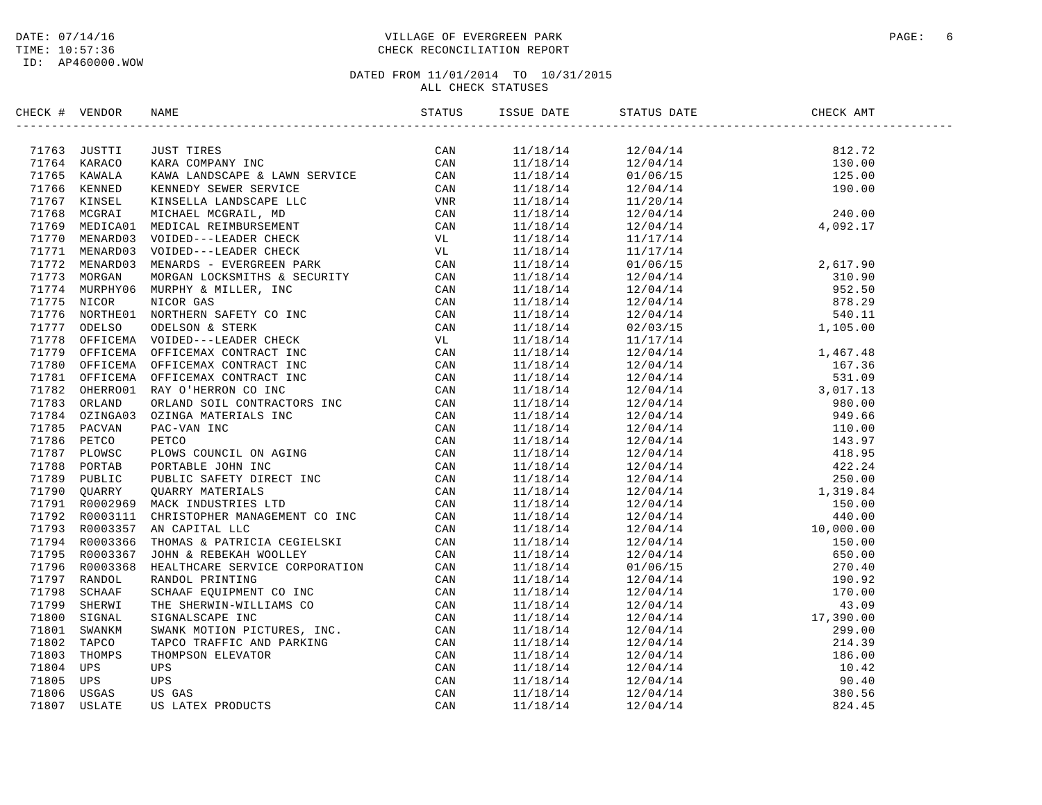DATE: 07/14/16
TIME: 10:57:36
ID: AP460000.WOW

# VILLAGE OF EVERGREEN PARK
## CHECK RECONCILIATION REPORT

DATED FROM 11/01/2014 TO 10/31/2015
ALL CHECK STATUSES

| CHECK # | VENDOR | NAME | STATUS | ISSUE DATE | STATUS DATE | CHECK AMT |
|---|---|---|---|---|---|---|
| 71763 | JUSTTI | JUST TIRES | CAN | 11/18/14 | 12/04/14 | 812.72 |
| 71764 | KARACO | KARA COMPANY INC | CAN | 11/18/14 | 12/04/14 | 130.00 |
| 71765 | KAWALA | KAWA LANDSCAPE & LAWN SERVICE | CAN | 11/18/14 | 01/06/15 | 125.00 |
| 71766 | KENNED | KENNEDY SEWER SERVICE | CAN | 11/18/14 | 12/04/14 | 190.00 |
| 71767 | KINSEL | KINSELLA LANDSCAPE LLC | VNR | 11/18/14 | 11/20/14 | |
| 71768 | MCGRAI | MICHAEL MCGRAIL, MD | CAN | 11/18/14 | 12/04/14 | 240.00 |
| 71769 | MEDICA01 | MEDICAL REIMBURSEMENT | CAN | 11/18/14 | 12/04/14 | 4,092.17 |
| 71770 | MENARD03 | VOIDED---LEADER CHECK | VL | 11/18/14 | 11/17/14 | |
| 71771 | MENARD03 | VOIDED---LEADER CHECK | VL | 11/18/14 | 11/17/14 | |
| 71772 | MENARD03 | MENARDS - EVERGREEN PARK | CAN | 11/18/14 | 01/06/15 | 2,617.90 |
| 71773 | MORGAN | MORGAN LOCKSMITHS & SECURITY | CAN | 11/18/14 | 12/04/14 | 310.90 |
| 71774 | MURPHY06 | MURPHY & MILLER, INC | CAN | 11/18/14 | 12/04/14 | 952.50 |
| 71775 | NICOR | NICOR GAS | CAN | 11/18/14 | 12/04/14 | 878.29 |
| 71776 | NORTHE01 | NORTHERN SAFETY CO INC | CAN | 11/18/14 | 12/04/14 | 540.11 |
| 71777 | ODELSO | ODELSON & STERK | CAN | 11/18/14 | 02/03/15 | 1,105.00 |
| 71778 | OFFICEMA | VOIDED---LEADER CHECK | VL | 11/18/14 | 11/17/14 | |
| 71779 | OFFICEMA | OFFICEMAX CONTRACT INC | CAN | 11/18/14 | 12/04/14 | 1,467.48 |
| 71780 | OFFICEMA | OFFICEMAX CONTRACT INC | CAN | 11/18/14 | 12/04/14 | 167.36 |
| 71781 | OFFICEMA | OFFICEMAX CONTRACT INC | CAN | 11/18/14 | 12/04/14 | 531.09 |
| 71782 | OHERRO01 | RAY O'HERRON CO INC | CAN | 11/18/14 | 12/04/14 | 3,017.13 |
| 71783 | ORLAND | ORLAND SOIL CONTRACTORS INC | CAN | 11/18/14 | 12/04/14 | 980.00 |
| 71784 | OZINGA03 | OZINGA MATERIALS INC | CAN | 11/18/14 | 12/04/14 | 949.66 |
| 71785 | PACVAN | PAC-VAN INC | CAN | 11/18/14 | 12/04/14 | 110.00 |
| 71786 | PETCO | PETCO | CAN | 11/18/14 | 12/04/14 | 143.97 |
| 71787 | PLOWSC | PLOWS COUNCIL ON AGING | CAN | 11/18/14 | 12/04/14 | 418.95 |
| 71788 | PORTAB | PORTABLE JOHN INC | CAN | 11/18/14 | 12/04/14 | 422.24 |
| 71789 | PUBLIC | PUBLIC SAFETY DIRECT INC | CAN | 11/18/14 | 12/04/14 | 250.00 |
| 71790 | QUARRY | QUARRY MATERIALS | CAN | 11/18/14 | 12/04/14 | 1,319.84 |
| 71791 | R0002969 | MACK INDUSTRIES LTD | CAN | 11/18/14 | 12/04/14 | 150.00 |
| 71792 | R0003111 | CHRISTOPHER MANAGEMENT CO INC | CAN | 11/18/14 | 12/04/14 | 440.00 |
| 71793 | R0003357 | AN CAPITAL LLC | CAN | 11/18/14 | 12/04/14 | 10,000.00 |
| 71794 | R0003366 | THOMAS & PATRICIA CEGIELSKI | CAN | 11/18/14 | 12/04/14 | 150.00 |
| 71795 | R0003367 | JOHN & REBEKAH WOOLLEY | CAN | 11/18/14 | 12/04/14 | 650.00 |
| 71796 | R0003368 | HEALTHCARE SERVICE CORPORATION | CAN | 11/18/14 | 01/06/15 | 270.40 |
| 71797 | RANDOL | RANDOL PRINTING | CAN | 11/18/14 | 12/04/14 | 190.92 |
| 71798 | SCHAAF | SCHAAF EQUIPMENT CO INC | CAN | 11/18/14 | 12/04/14 | 170.00 |
| 71799 | SHERWI | THE SHERWIN-WILLIAMS CO | CAN | 11/18/14 | 12/04/14 | 43.09 |
| 71800 | SIGNAL | SIGNALSCAPE INC | CAN | 11/18/14 | 12/04/14 | 17,390.00 |
| 71801 | SWANKM | SWANK MOTION PICTURES, INC. | CAN | 11/18/14 | 12/04/14 | 299.00 |
| 71802 | TAPCO | TAPCO TRAFFIC AND PARKING | CAN | 11/18/14 | 12/04/14 | 214.39 |
| 71803 | THOMPS | THOMPSON ELEVATOR | CAN | 11/18/14 | 12/04/14 | 186.00 |
| 71804 | UPS | UPS | CAN | 11/18/14 | 12/04/14 | 10.42 |
| 71805 | UPS | UPS | CAN | 11/18/14 | 12/04/14 | 90.40 |
| 71806 | USGAS | US GAS | CAN | 11/18/14 | 12/04/14 | 380.56 |
| 71807 | USLATE | US LATEX PRODUCTS | CAN | 11/18/14 | 12/04/14 | 824.45 |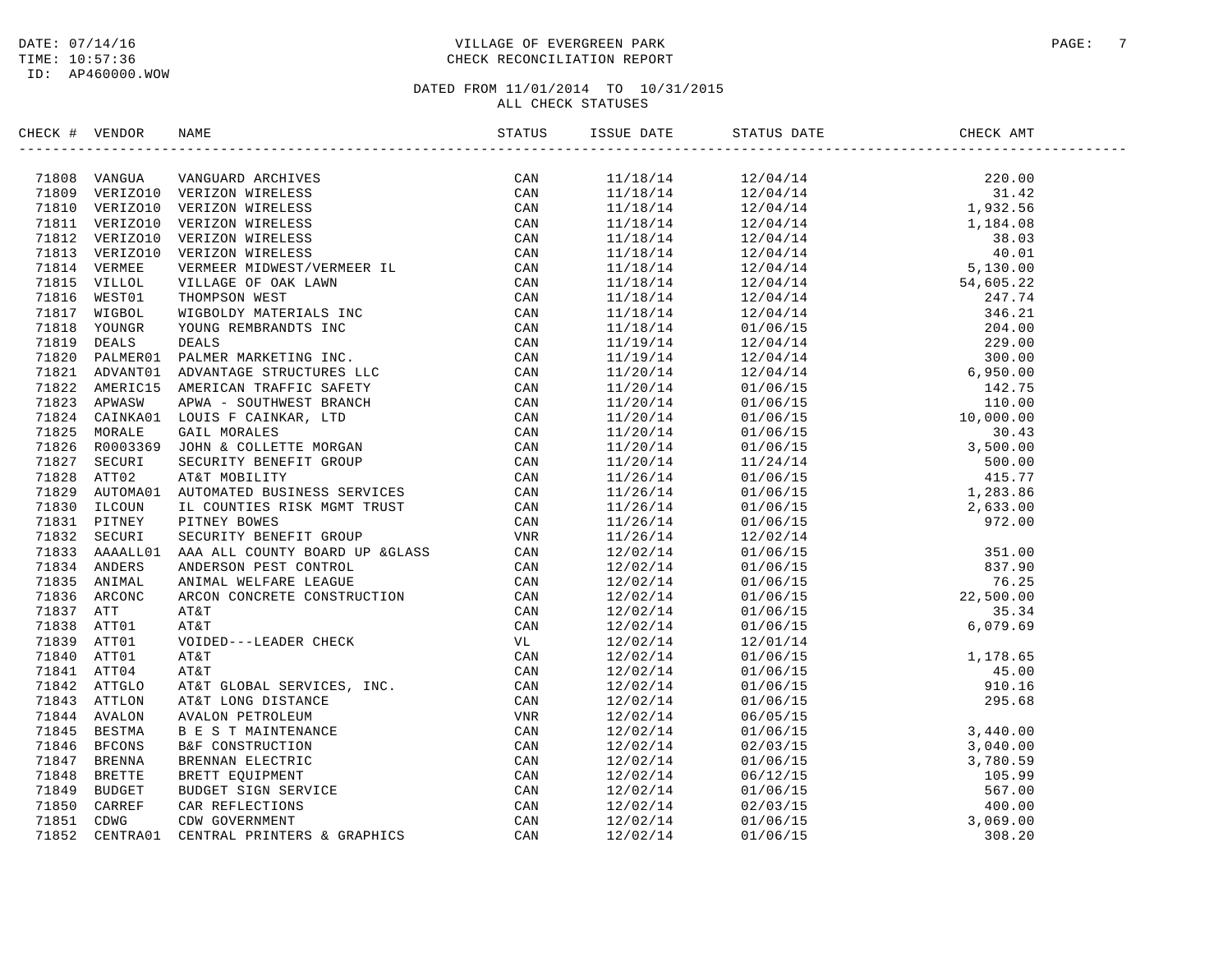DATE: 07/14/16
TIME: 10:57:36
ID: AP460000.WOW

# VILLAGE OF EVERGREEN PARK
## CHECK RECONCILIATION REPORT

DATED FROM 11/01/2014 TO 10/31/2015
ALL CHECK STATUSES

| CHECK # | VENDOR | NAME | STATUS | ISSUE DATE | STATUS DATE | CHECK AMT |
|---|---|---|---|---|---|---|
| 71808 | VANGUA | VANGUARD ARCHIVES | CAN | 11/18/14 | 12/04/14 | 220.00 |
| 71809 | VERIZO10 | VERIZON WIRELESS | CAN | 11/18/14 | 12/04/14 | 31.42 |
| 71810 | VERIZO10 | VERIZON WIRELESS | CAN | 11/18/14 | 12/04/14 | 1,932.56 |
| 71811 | VERIZO10 | VERIZON WIRELESS | CAN | 11/18/14 | 12/04/14 | 1,184.08 |
| 71812 | VERIZO10 | VERIZON WIRELESS | CAN | 11/18/14 | 12/04/14 | 38.03 |
| 71813 | VERIZO10 | VERIZON WIRELESS | CAN | 11/18/14 | 12/04/14 | 40.01 |
| 71814 | VERMEE | VERMEER MIDWEST/VERMEER IL | CAN | 11/18/14 | 12/04/14 | 5,130.00 |
| 71815 | VILLOL | VILLAGE OF OAK LAWN | CAN | 11/18/14 | 12/04/14 | 54,605.22 |
| 71816 | WEST01 | THOMPSON WEST | CAN | 11/18/14 | 12/04/14 | 247.74 |
| 71817 | WIGBOL | WIGBOLDY MATERIALS INC | CAN | 11/18/14 | 12/04/14 | 346.21 |
| 71818 | YOUNGR | YOUNG REMBRANDTS INC | CAN | 11/18/14 | 01/06/15 | 204.00 |
| 71819 | DEALS | DEALS | CAN | 11/19/14 | 12/04/14 | 229.00 |
| 71820 | PALMER01 | PALMER MARKETING INC. | CAN | 11/19/14 | 12/04/14 | 300.00 |
| 71821 | ADVANT01 | ADVANTAGE STRUCTURES LLC | CAN | 11/20/14 | 12/04/14 | 6,950.00 |
| 71822 | AMERIC15 | AMERICAN TRAFFIC SAFETY | CAN | 11/20/14 | 01/06/15 | 142.75 |
| 71823 | APWASW | APWA - SOUTHWEST BRANCH | CAN | 11/20/14 | 01/06/15 | 110.00 |
| 71824 | CAINKA01 | LOUIS F CAINKAR, LTD | CAN | 11/20/14 | 01/06/15 | 10,000.00 |
| 71825 | MORALE | GAIL MORALES | CAN | 11/20/14 | 01/06/15 | 30.43 |
| 71826 | R0003369 | JOHN & COLLETTE MORGAN | CAN | 11/20/14 | 01/06/15 | 3,500.00 |
| 71827 | SECURI | SECURITY BENEFIT GROUP | CAN | 11/20/14 | 11/24/14 | 500.00 |
| 71828 | ATT02 | AT&T MOBILITY | CAN | 11/26/14 | 01/06/15 | 415.77 |
| 71829 | AUTOMA01 | AUTOMATED BUSINESS SERVICES | CAN | 11/26/14 | 01/06/15 | 1,283.86 |
| 71830 | ILCOUN | IL COUNTIES RISK MGMT TRUST | CAN | 11/26/14 | 01/06/15 | 2,633.00 |
| 71831 | PITNEY | PITNEY BOWES | CAN | 11/26/14 | 01/06/15 | 972.00 |
| 71832 | SECURI | SECURITY BENEFIT GROUP | VNR | 11/26/14 | 12/02/14 | |
| 71833 | AAAALL01 | AAA ALL COUNTY BOARD UP &GLASS | CAN | 12/02/14 | 01/06/15 | 351.00 |
| 71834 | ANDERS | ANDERSON PEST CONTROL | CAN | 12/02/14 | 01/06/15 | 837.90 |
| 71835 | ANIMAL | ANIMAL WELFARE LEAGUE | CAN | 12/02/14 | 01/06/15 | 76.25 |
| 71836 | ARCONC | ARCON CONCRETE CONSTRUCTION | CAN | 12/02/14 | 01/06/15 | 22,500.00 |
| 71837 | ATT | AT&T | CAN | 12/02/14 | 01/06/15 | 35.34 |
| 71838 | ATT01 | AT&T | CAN | 12/02/14 | 01/06/15 | 6,079.69 |
| 71839 | ATT01 | VOIDED---LEADER CHECK | VL | 12/02/14 | 12/01/14 | |
| 71840 | ATT01 | AT&T | CAN | 12/02/14 | 01/06/15 | 1,178.65 |
| 71841 | ATT04 | AT&T | CAN | 12/02/14 | 01/06/15 | 45.00 |
| 71842 | ATTGLO | AT&T GLOBAL SERVICES, INC. | CAN | 12/02/14 | 01/06/15 | 910.16 |
| 71843 | ATTLON | AT&T LONG DISTANCE | CAN | 12/02/14 | 01/06/15 | 295.68 |
| 71844 | AVALON | AVALON PETROLEUM | VNR | 12/02/14 | 06/05/15 | |
| 71845 | BESTMA | B E S T MAINTENANCE | CAN | 12/02/14 | 01/06/15 | 3,440.00 |
| 71846 | BFCONS | B&F CONSTRUCTION | CAN | 12/02/14 | 02/03/15 | 3,040.00 |
| 71847 | BRENNA | BRENNAN ELECTRIC | CAN | 12/02/14 | 01/06/15 | 3,780.59 |
| 71848 | BRETTE | BRETT EQUIPMENT | CAN | 12/02/14 | 06/12/15 | 105.99 |
| 71849 | BUDGET | BUDGET SIGN SERVICE | CAN | 12/02/14 | 01/06/15 | 567.00 |
| 71850 | CARREF | CAR REFLECTIONS | CAN | 12/02/14 | 02/03/15 | 400.00 |
| 71851 | CDWG | CDW GOVERNMENT | CAN | 12/02/14 | 01/06/15 | 3,069.00 |
| 71852 | CENTRA01 | CENTRAL PRINTERS & GRAPHICS | CAN | 12/02/14 | 01/06/15 | 308.20 |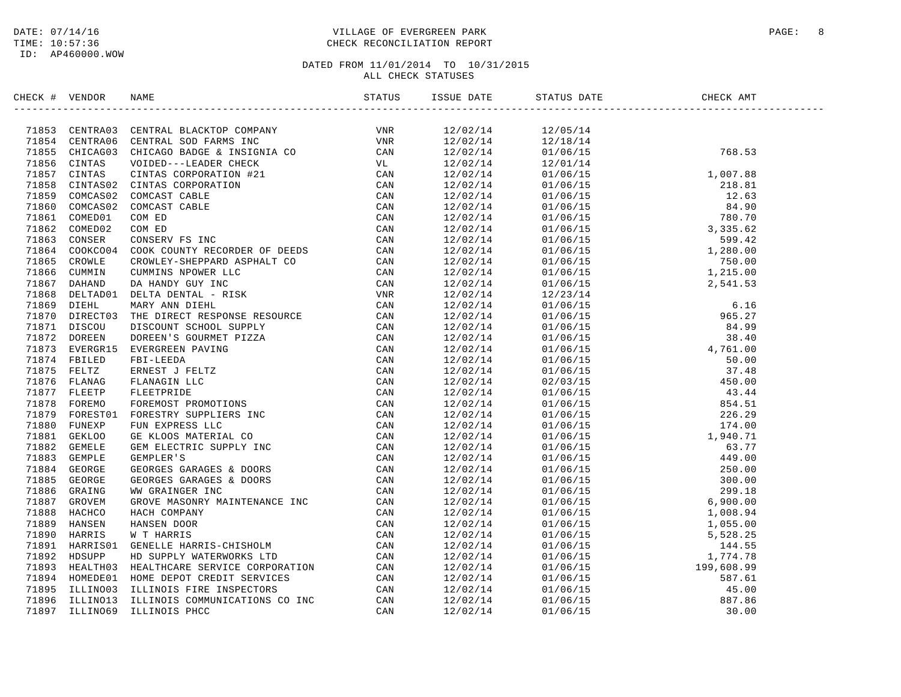DATE: 07/14/16
TIME: 10:57:36
ID: AP460000.WOW

VILLAGE OF EVERGREEN PARK
CHECK RECONCILIATION REPORT

DATED FROM 11/01/2014 TO 10/31/2015
ALL CHECK STATUSES

| CHECK # | VENDOR | NAME | STATUS | ISSUE DATE | STATUS DATE | CHECK AMT |
|---|---|---|---|---|---|---|
| 71853 | CENTRA03 | CENTRAL BLACKTOP COMPANY | VNR | 12/02/14 | 12/05/14 | |
| 71854 | CENTRA06 | CENTRAL SOD FARMS INC | VNR | 12/02/14 | 12/18/14 | |
| 71855 | CHICAG03 | CHICAGO BADGE & INSIGNIA CO | CAN | 12/02/14 | 01/06/15 | 768.53 |
| 71856 | CINTAS | VOIDED---LEADER CHECK | VL | 12/02/14 | 12/01/14 | |
| 71857 | CINTAS | CINTAS CORPORATION #21 | CAN | 12/02/14 | 01/06/15 | 1,007.88 |
| 71858 | CINTAS02 | CINTAS CORPORATION | CAN | 12/02/14 | 01/06/15 | 218.81 |
| 71859 | COMCAS02 | COMCAST CABLE | CAN | 12/02/14 | 01/06/15 | 12.63 |
| 71860 | COMCAS02 | COMCAST CABLE | CAN | 12/02/14 | 01/06/15 | 84.90 |
| 71861 | COMED01 | COM ED | CAN | 12/02/14 | 01/06/15 | 780.70 |
| 71862 | COMED02 | COM ED | CAN | 12/02/14 | 01/06/15 | 3,335.62 |
| 71863 | CONSER | CONSERV FS INC | CAN | 12/02/14 | 01/06/15 | 599.42 |
| 71864 | COOKCO04 | COOK COUNTY RECORDER OF DEEDS | CAN | 12/02/14 | 01/06/15 | 1,280.00 |
| 71865 | CROWLE | CROWLEY-SHEPPARD ASPHALT CO | CAN | 12/02/14 | 01/06/15 | 750.00 |
| 71866 | CUMMIN | CUMMINS NPOWER LLC | CAN | 12/02/14 | 01/06/15 | 1,215.00 |
| 71867 | DAHAND | DA HANDY GUY INC | CAN | 12/02/14 | 01/06/15 | 2,541.53 |
| 71868 | DELTAD01 | DELTA DENTAL - RISK | VNR | 12/02/14 | 12/23/14 | |
| 71869 | DIEHL | MARY ANN DIEHL | CAN | 12/02/14 | 01/06/15 | 6.16 |
| 71870 | DIRECT03 | THE DIRECT RESPONSE RESOURCE | CAN | 12/02/14 | 01/06/15 | 965.27 |
| 71871 | DISCOU | DISCOUNT SCHOOL SUPPLY | CAN | 12/02/14 | 01/06/15 | 84.99 |
| 71872 | DOREEN | DOREEN'S GOURMET PIZZA | CAN | 12/02/14 | 01/06/15 | 38.40 |
| 71873 | EVERGR15 | EVERGREEN PAVING | CAN | 12/02/14 | 01/06/15 | 4,761.00 |
| 71874 | FBILED | FBI-LEEDA | CAN | 12/02/14 | 01/06/15 | 50.00 |
| 71875 | FELTZ | ERNEST J FELTZ | CAN | 12/02/14 | 01/06/15 | 37.48 |
| 71876 | FLANAG | FLANAGIN LLC | CAN | 12/02/14 | 02/03/15 | 450.00 |
| 71877 | FLEETP | FLEETPRIDE | CAN | 12/02/14 | 01/06/15 | 43.44 |
| 71878 | FOREMO | FOREMOST PROMOTIONS | CAN | 12/02/14 | 01/06/15 | 854.51 |
| 71879 | FOREST01 | FORESTRY SUPPLIERS INC | CAN | 12/02/14 | 01/06/15 | 226.29 |
| 71880 | FUNEXP | FUN EXPRESS LLC | CAN | 12/02/14 | 01/06/15 | 174.00 |
| 71881 | GEKLOO | GE KLOOS MATERIAL CO | CAN | 12/02/14 | 01/06/15 | 1,940.71 |
| 71882 | GEMELE | GEM ELECTRIC SUPPLY INC | CAN | 12/02/14 | 01/06/15 | 63.77 |
| 71883 | GEMPLE | GEMPLER'S | CAN | 12/02/14 | 01/06/15 | 449.00 |
| 71884 | GEORGE | GEORGES GARAGES & DOORS | CAN | 12/02/14 | 01/06/15 | 250.00 |
| 71885 | GEORGE | GEORGES GARAGES & DOORS | CAN | 12/02/14 | 01/06/15 | 300.00 |
| 71886 | GRAING | WW GRAINGER INC | CAN | 12/02/14 | 01/06/15 | 299.18 |
| 71887 | GROVEM | GROVE MASONRY MAINTENANCE INC | CAN | 12/02/14 | 01/06/15 | 6,900.00 |
| 71888 | HACHCO | HACH COMPANY | CAN | 12/02/14 | 01/06/15 | 1,008.94 |
| 71889 | HANSEN | HANSEN DOOR | CAN | 12/02/14 | 01/06/15 | 1,055.00 |
| 71890 | HARRIS | W T HARRIS | CAN | 12/02/14 | 01/06/15 | 5,528.25 |
| 71891 | HARRIS01 | GENELLE HARRIS-CHISHOLM | CAN | 12/02/14 | 01/06/15 | 144.55 |
| 71892 | HDSUPP | HD SUPPLY WATERWORKS LTD | CAN | 12/02/14 | 01/06/15 | 1,774.78 |
| 71893 | HEALTH03 | HEALTHCARE SERVICE CORPORATION | CAN | 12/02/14 | 01/06/15 | 199,608.99 |
| 71894 | HOMEDE01 | HOME DEPOT CREDIT SERVICES | CAN | 12/02/14 | 01/06/15 | 587.61 |
| 71895 | ILLINO03 | ILLINOIS FIRE INSPECTORS | CAN | 12/02/14 | 01/06/15 | 45.00 |
| 71896 | ILLINO13 | ILLINOIS COMMUNICATIONS CO INC | CAN | 12/02/14 | 01/06/15 | 887.86 |
| 71897 | ILLINO69 | ILLINOIS PHCC | CAN | 12/02/14 | 01/06/15 | 30.00 |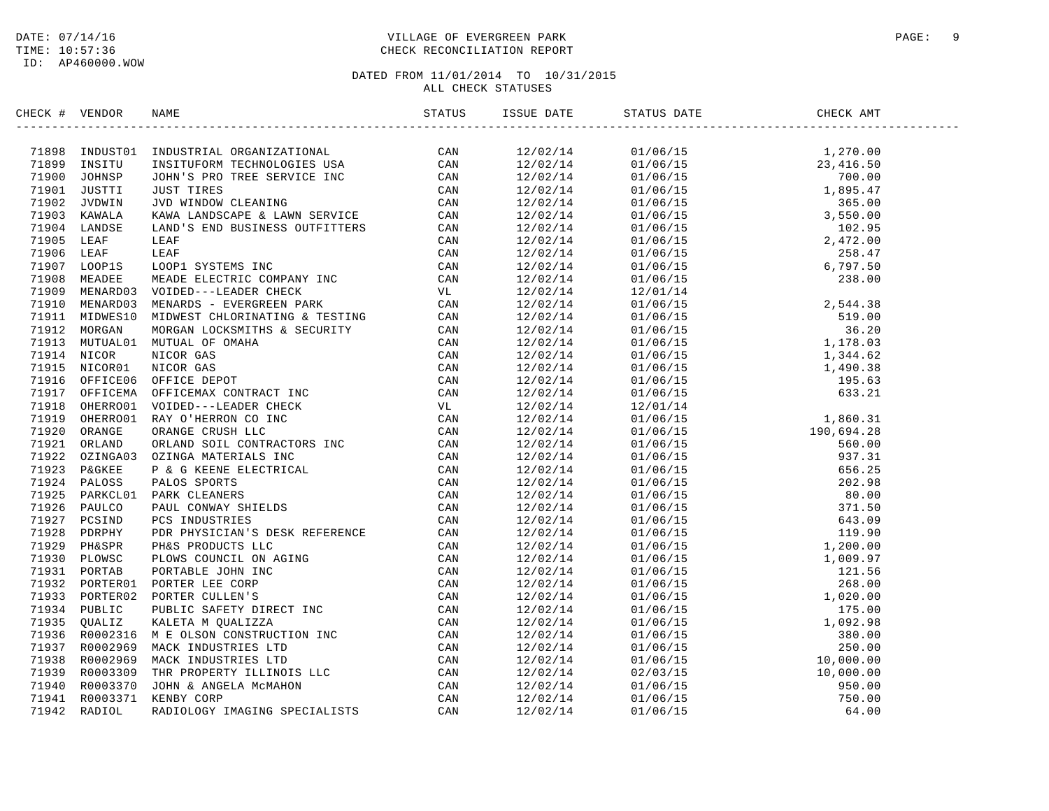DATE: 07/14/16
TIME: 10:57:36
ID: AP460000.WOW

VILLAGE OF EVERGREEN PARK
CHECK RECONCILIATION REPORT

DATED FROM 11/01/2014 TO 10/31/2015
ALL CHECK STATUSES

| CHECK # | VENDOR | NAME | STATUS | ISSUE DATE | STATUS DATE | CHECK AMT |
|---|---|---|---|---|---|---|
| 71898 | INDUST01 | INDUSTRIAL ORGANIZATIONAL | CAN | 12/02/14 | 01/06/15 | 1,270.00 |
| 71899 | INSITU | INSITUFORM TECHNOLOGIES USA | CAN | 12/02/14 | 01/06/15 | 23,416.50 |
| 71900 | JOHNSP | JOHN'S PRO TREE SERVICE INC | CAN | 12/02/14 | 01/06/15 | 700.00 |
| 71901 | JUSTTI | JUST TIRES | CAN | 12/02/14 | 01/06/15 | 1,895.47 |
| 71902 | JVDWIN | JVD WINDOW CLEANING | CAN | 12/02/14 | 01/06/15 | 365.00 |
| 71903 | KAWALA | KAWA LANDSCAPE & LAWN SERVICE | CAN | 12/02/14 | 01/06/15 | 3,550.00 |
| 71904 | LANDSE | LAND'S END BUSINESS OUTFITTERS | CAN | 12/02/14 | 01/06/15 | 102.95 |
| 71905 | LEAF | LEAF | CAN | 12/02/14 | 01/06/15 | 2,472.00 |
| 71906 | LEAF | LEAF | CAN | 12/02/14 | 01/06/15 | 258.47 |
| 71907 | LOOP1S | LOOP1 SYSTEMS INC | CAN | 12/02/14 | 01/06/15 | 6,797.50 |
| 71908 | MEADEE | MEADE ELECTRIC COMPANY INC | CAN | 12/02/14 | 01/06/15 | 238.00 |
| 71909 | MENARD03 | VOIDED---LEADER CHECK | VL | 12/02/14 | 12/01/14 | |
| 71910 | MENARD03 | MENARDS - EVERGREEN PARK | CAN | 12/02/14 | 01/06/15 | 2,544.38 |
| 71911 | MIDWES10 | MIDWEST CHLORINATING & TESTING | CAN | 12/02/14 | 01/06/15 | 519.00 |
| 71912 | MORGAN | MORGAN LOCKSMITHS & SECURITY | CAN | 12/02/14 | 01/06/15 | 36.20 |
| 71913 | MUTUAL01 | MUTUAL OF OMAHA | CAN | 12/02/14 | 01/06/15 | 1,178.03 |
| 71914 | NICOR | NICOR GAS | CAN | 12/02/14 | 01/06/15 | 1,344.62 |
| 71915 | NICOR01 | NICOR GAS | CAN | 12/02/14 | 01/06/15 | 1,490.38 |
| 71916 | OFFICE06 | OFFICE DEPOT | CAN | 12/02/14 | 01/06/15 | 195.63 |
| 71917 | OFFICEMA | OFFICEMAX CONTRACT INC | CAN | 12/02/14 | 01/06/15 | 633.21 |
| 71918 | OHERRO01 | VOIDED---LEADER CHECK | VL | 12/02/14 | 12/01/14 | |
| 71919 | OHERRO01 | RAY O'HERRON CO INC | CAN | 12/02/14 | 01/06/15 | 1,860.31 |
| 71920 | ORANGE | ORANGE CRUSH LLC | CAN | 12/02/14 | 01/06/15 | 190,694.28 |
| 71921 | ORLAND | ORLAND SOIL CONTRACTORS INC | CAN | 12/02/14 | 01/06/15 | 560.00 |
| 71922 | OZINGA03 | OZINGA MATERIALS INC | CAN | 12/02/14 | 01/06/15 | 937.31 |
| 71923 | P&GKEE | P & G KEENE ELECTRICAL | CAN | 12/02/14 | 01/06/15 | 656.25 |
| 71924 | PALOSS | PALOS SPORTS | CAN | 12/02/14 | 01/06/15 | 202.98 |
| 71925 | PARKCL01 | PARK CLEANERS | CAN | 12/02/14 | 01/06/15 | 80.00 |
| 71926 | PAULCO | PAUL CONWAY SHIELDS | CAN | 12/02/14 | 01/06/15 | 371.50 |
| 71927 | PCSIND | PCS INDUSTRIES | CAN | 12/02/14 | 01/06/15 | 643.09 |
| 71928 | PDRPHY | PDR PHYSICIAN'S DESK REFERENCE | CAN | 12/02/14 | 01/06/15 | 119.90 |
| 71929 | PH&SPR | PH&S PRODUCTS LLC | CAN | 12/02/14 | 01/06/15 | 1,200.00 |
| 71930 | PLOWSC | PLOWS COUNCIL ON AGING | CAN | 12/02/14 | 01/06/15 | 1,009.97 |
| 71931 | PORTAB | PORTABLE JOHN INC | CAN | 12/02/14 | 01/06/15 | 121.56 |
| 71932 | PORTER01 | PORTER LEE CORP | CAN | 12/02/14 | 01/06/15 | 268.00 |
| 71933 | PORTER02 | PORTER CULLEN'S | CAN | 12/02/14 | 01/06/15 | 1,020.00 |
| 71934 | PUBLIC | PUBLIC SAFETY DIRECT INC | CAN | 12/02/14 | 01/06/15 | 175.00 |
| 71935 | QUALIZ | KALETA M QUALIZZA | CAN | 12/02/14 | 01/06/15 | 1,092.98 |
| 71936 | R0002316 | M E OLSON CONSTRUCTION INC | CAN | 12/02/14 | 01/06/15 | 380.00 |
| 71937 | R0002969 | MACK INDUSTRIES LTD | CAN | 12/02/14 | 01/06/15 | 250.00 |
| 71938 | R0002969 | MACK INDUSTRIES LTD | CAN | 12/02/14 | 01/06/15 | 10,000.00 |
| 71939 | R0003309 | THR PROPERTY ILLINOIS LLC | CAN | 12/02/14 | 02/03/15 | 10,000.00 |
| 71940 | R0003370 | JOHN & ANGELA McMAHON | CAN | 12/02/14 | 01/06/15 | 950.00 |
| 71941 | R0003371 | KENBY CORP | CAN | 12/02/14 | 01/06/15 | 750.00 |
| 71942 | RADIOL | RADIOLOGY IMAGING SPECIALISTS | CAN | 12/02/14 | 01/06/15 | 64.00 |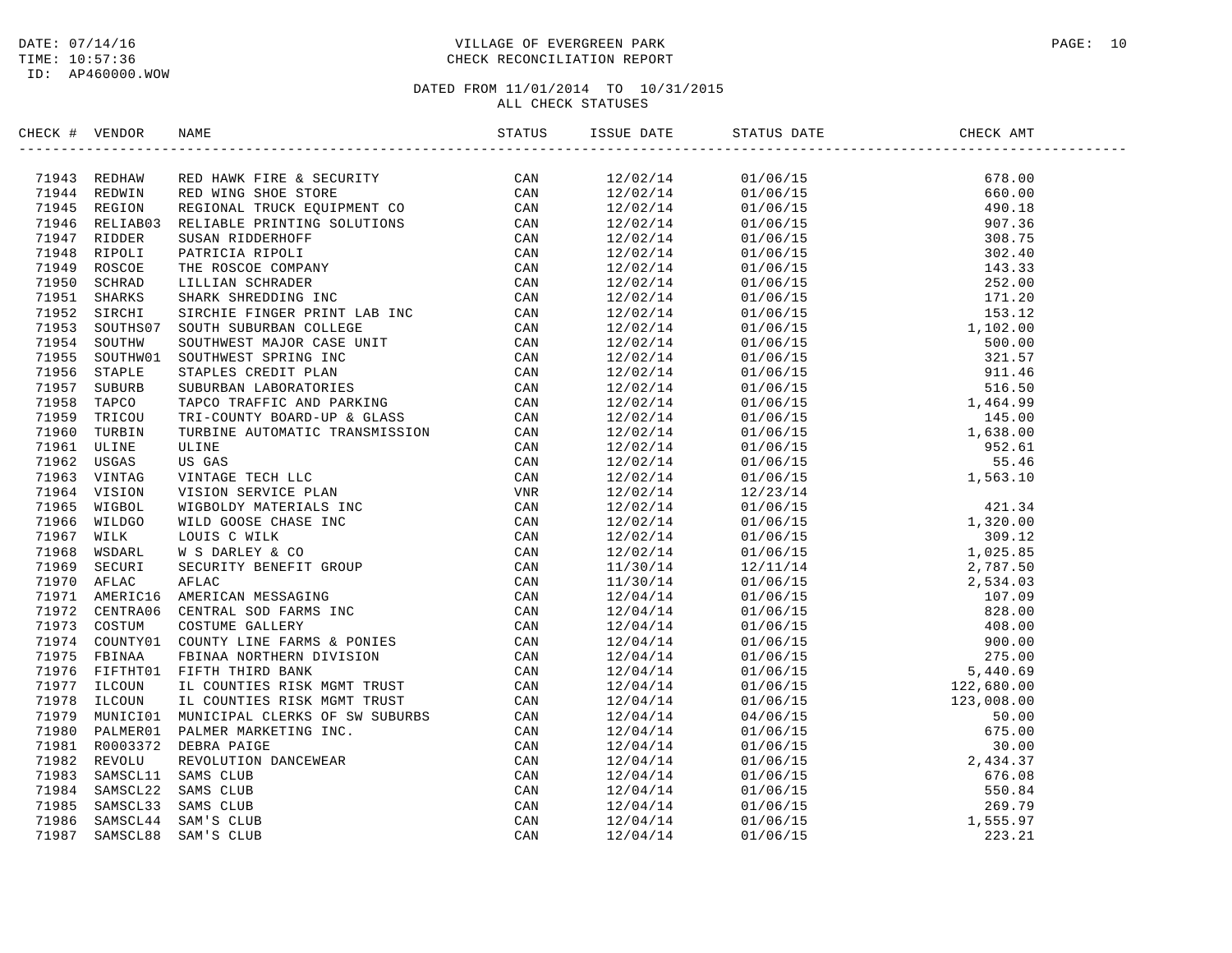DATE: 07/14/16
TIME: 10:57:36
ID: AP460000.WOW

# VILLAGE OF EVERGREEN PARK
## CHECK RECONCILIATION REPORT

DATED FROM 11/01/2014 TO 10/31/2015
ALL CHECK STATUSES

| CHECK # | VENDOR | NAME | STATUS | ISSUE DATE | STATUS DATE | CHECK AMT |
|---|---|---|---|---|---|---|
| 71943 | REDHAW | RED HAWK FIRE & SECURITY | CAN | 12/02/14 | 01/06/15 | 678.00 |
| 71944 | REDWIN | RED WING SHOE STORE | CAN | 12/02/14 | 01/06/15 | 660.00 |
| 71945 | REGION | REGIONAL TRUCK EQUIPMENT CO | CAN | 12/02/14 | 01/06/15 | 490.18 |
| 71946 | RELIAB03 | RELIABLE PRINTING SOLUTIONS | CAN | 12/02/14 | 01/06/15 | 907.36 |
| 71947 | RIDDER | SUSAN RIDDERHOFF | CAN | 12/02/14 | 01/06/15 | 308.75 |
| 71948 | RIPOLI | PATRICIA RIPOLI | CAN | 12/02/14 | 01/06/15 | 302.40 |
| 71949 | ROSCOE | THE ROSCOE COMPANY | CAN | 12/02/14 | 01/06/15 | 143.33 |
| 71950 | SCHRAD | LILLIAN SCHRADER | CAN | 12/02/14 | 01/06/15 | 252.00 |
| 71951 | SHARKS | SHARK SHREDDING INC | CAN | 12/02/14 | 01/06/15 | 171.20 |
| 71952 | SIRCHI | SIRCHIE FINGER PRINT LAB INC | CAN | 12/02/14 | 01/06/15 | 153.12 |
| 71953 | SOUTHS07 | SOUTH SUBURBAN COLLEGE | CAN | 12/02/14 | 01/06/15 | 1,102.00 |
| 71954 | SOUTHW | SOUTHWEST MAJOR CASE UNIT | CAN | 12/02/14 | 01/06/15 | 500.00 |
| 71955 | SOUTHW01 | SOUTHWEST SPRING INC | CAN | 12/02/14 | 01/06/15 | 321.57 |
| 71956 | STAPLE | STAPLES CREDIT PLAN | CAN | 12/02/14 | 01/06/15 | 911.46 |
| 71957 | SUBURB | SUBURBAN LABORATORIES | CAN | 12/02/14 | 01/06/15 | 516.50 |
| 71958 | TAPCO | TAPCO TRAFFIC AND PARKING | CAN | 12/02/14 | 01/06/15 | 1,464.99 |
| 71959 | TRICOU | TRI-COUNTY BOARD-UP & GLASS | CAN | 12/02/14 | 01/06/15 | 145.00 |
| 71960 | TURBIN | TURBINE AUTOMATIC TRANSMISSION | CAN | 12/02/14 | 01/06/15 | 1,638.00 |
| 71961 | ULINE | ULINE | CAN | 12/02/14 | 01/06/15 | 952.61 |
| 71962 | USGAS | US GAS | CAN | 12/02/14 | 01/06/15 | 55.46 |
| 71963 | VINTAG | VINTAGE TECH LLC | CAN | 12/02/14 | 01/06/15 | 1,563.10 |
| 71964 | VISION | VISION SERVICE PLAN | VNR | 12/02/14 | 12/23/14 | |
| 71965 | WIGBOL | WIGBOLDY MATERIALS INC | CAN | 12/02/14 | 01/06/15 | 421.34 |
| 71966 | WILDGO | WILD GOOSE CHASE INC | CAN | 12/02/14 | 01/06/15 | 1,320.00 |
| 71967 | WILK | LOUIS C WILK | CAN | 12/02/14 | 01/06/15 | 309.12 |
| 71968 | WSDARL | W S DARLEY & CO | CAN | 12/02/14 | 01/06/15 | 1,025.85 |
| 71969 | SECURI | SECURITY BENEFIT GROUP | CAN | 11/30/14 | 12/11/14 | 2,787.50 |
| 71970 | AFLAC | AFLAC | CAN | 11/30/14 | 01/06/15 | 2,534.03 |
| 71971 | AMERIC16 | AMERICAN MESSAGING | CAN | 12/04/14 | 01/06/15 | 107.09 |
| 71972 | CENTRA06 | CENTRAL SOD FARMS INC | CAN | 12/04/14 | 01/06/15 | 828.00 |
| 71973 | COSTUM | COSTUME GALLERY | CAN | 12/04/14 | 01/06/15 | 408.00 |
| 71974 | COUNTY01 | COUNTY LINE FARMS & PONIES | CAN | 12/04/14 | 01/06/15 | 900.00 |
| 71975 | FBINAA | FBINAA NORTHERN DIVISION | CAN | 12/04/14 | 01/06/15 | 275.00 |
| 71976 | FIFTHT01 | FIFTH THIRD BANK | CAN | 12/04/14 | 01/06/15 | 5,440.69 |
| 71977 | ILCOUN | IL COUNTIES RISK MGMT TRUST | CAN | 12/04/14 | 01/06/15 | 122,680.00 |
| 71978 | ILCOUN | IL COUNTIES RISK MGMT TRUST | CAN | 12/04/14 | 01/06/15 | 123,008.00 |
| 71979 | MUNICI01 | MUNICIPAL CLERKS OF SW SUBURBS | CAN | 12/04/14 | 04/06/15 | 50.00 |
| 71980 | PALMER01 | PALMER MARKETING INC. | CAN | 12/04/14 | 01/06/15 | 675.00 |
| 71981 | R0003372 | DEBRA PAIGE | CAN | 12/04/14 | 01/06/15 | 30.00 |
| 71982 | REVOLU | REVOLUTION DANCEWEAR | CAN | 12/04/14 | 01/06/15 | 2,434.37 |
| 71983 | SAMSCL11 | SAMS CLUB | CAN | 12/04/14 | 01/06/15 | 676.08 |
| 71984 | SAMSCL22 | SAMS CLUB | CAN | 12/04/14 | 01/06/15 | 550.84 |
| 71985 | SAMSCL33 | SAMS CLUB | CAN | 12/04/14 | 01/06/15 | 269.79 |
| 71986 | SAMSCL44 | SAM'S CLUB | CAN | 12/04/14 | 01/06/15 | 1,555.97 |
| 71987 | SAMSCL88 | SAM'S CLUB | CAN | 12/04/14 | 01/06/15 | 223.21 |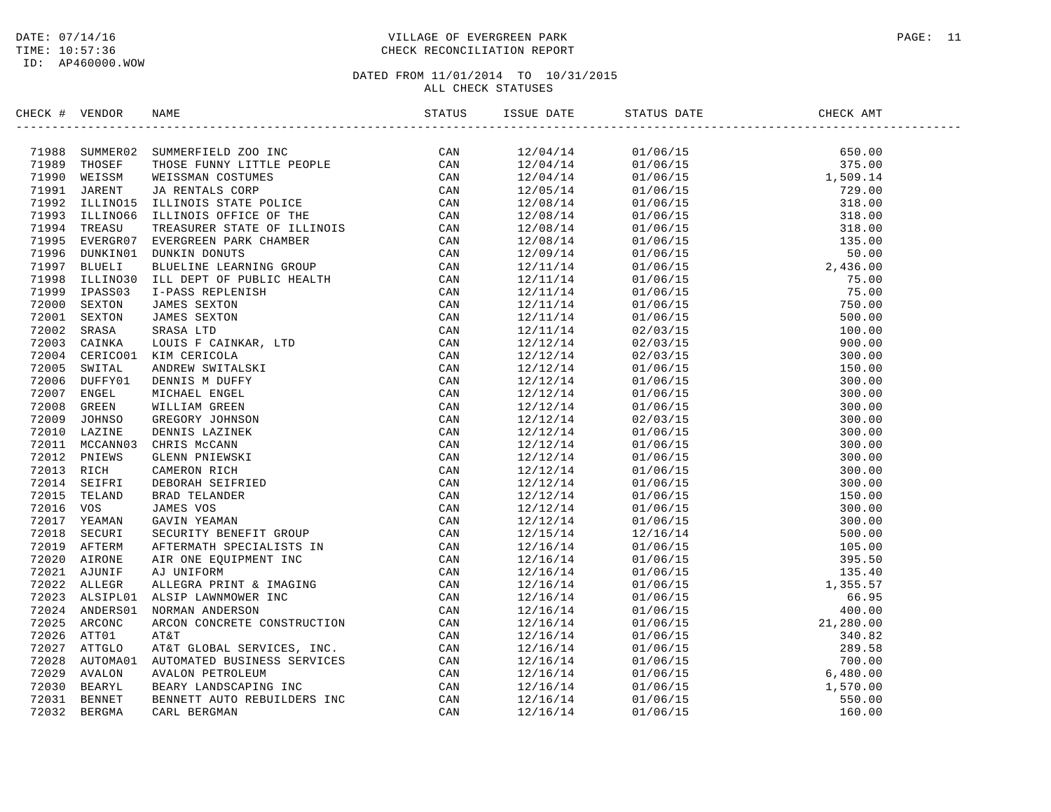DATE: 07/14/16
TIME: 10:57:36
ID: AP460000.WOW

VILLAGE OF EVERGREEN PARK
CHECK RECONCILIATION REPORT

DATED FROM 11/01/2014 TO 10/31/2015
ALL CHECK STATUSES

| CHECK # | VENDOR | NAME | STATUS | ISSUE DATE | STATUS DATE | CHECK AMT |
|---|---|---|---|---|---|---|
| 71988 | SUMMER02 | SUMMERFIELD ZOO INC | CAN | 12/04/14 | 01/06/15 | 650.00 |
| 71989 | THOSEF | THOSE FUNNY LITTLE PEOPLE | CAN | 12/04/14 | 01/06/15 | 375.00 |
| 71990 | WEISSM | WEISSMAN COSTUMES | CAN | 12/04/14 | 01/06/15 | 1,509.14 |
| 71991 | JARENT | JA RENTALS CORP | CAN | 12/05/14 | 01/06/15 | 729.00 |
| 71992 | ILLINO15 | ILLINOIS STATE POLICE | CAN | 12/08/14 | 01/06/15 | 318.00 |
| 71993 | ILLINO66 | ILLINOIS OFFICE OF THE | CAN | 12/08/14 | 01/06/15 | 318.00 |
| 71994 | TREASU | TREASURER STATE OF ILLINOIS | CAN | 12/08/14 | 01/06/15 | 318.00 |
| 71995 | EVERGR07 | EVERGREEN PARK CHAMBER | CAN | 12/08/14 | 01/06/15 | 135.00 |
| 71996 | DUNKIN01 | DUNKIN DONUTS | CAN | 12/09/14 | 01/06/15 | 50.00 |
| 71997 | BLUELI | BLUELINE LEARNING GROUP | CAN | 12/11/14 | 01/06/15 | 2,436.00 |
| 71998 | ILLINO30 | ILL DEPT OF PUBLIC HEALTH | CAN | 12/11/14 | 01/06/15 | 75.00 |
| 71999 | IPASS03 | I-PASS REPLENISH | CAN | 12/11/14 | 01/06/15 | 75.00 |
| 72000 | SEXTON | JAMES SEXTON | CAN | 12/11/14 | 01/06/15 | 750.00 |
| 72001 | SEXTON | JAMES SEXTON | CAN | 12/11/14 | 01/06/15 | 500.00 |
| 72002 | SRASA | SRASA LTD | CAN | 12/11/14 | 02/03/15 | 100.00 |
| 72003 | CAINKA | LOUIS F CAINKAR, LTD | CAN | 12/12/14 | 02/03/15 | 900.00 |
| 72004 | CERICO01 | KIM CERICOLA | CAN | 12/12/14 | 02/03/15 | 300.00 |
| 72005 | SWITAL | ANDREW SWITALSKI | CAN | 12/12/14 | 01/06/15 | 150.00 |
| 72006 | DUFFY01 | DENNIS M DUFFY | CAN | 12/12/14 | 01/06/15 | 300.00 |
| 72007 | ENGEL | MICHAEL ENGEL | CAN | 12/12/14 | 01/06/15 | 300.00 |
| 72008 | GREEN | WILLIAM GREEN | CAN | 12/12/14 | 01/06/15 | 300.00 |
| 72009 | JOHNSO | GREGORY JOHNSON | CAN | 12/12/14 | 02/03/15 | 300.00 |
| 72010 | LAZINE | DENNIS LAZINEK | CAN | 12/12/14 | 01/06/15 | 300.00 |
| 72011 | MCCANN03 | CHRIS McCANN | CAN | 12/12/14 | 01/06/15 | 300.00 |
| 72012 | PNIEWS | GLENN PNIEWSKI | CAN | 12/12/14 | 01/06/15 | 300.00 |
| 72013 | RICH | CAMERON RICH | CAN | 12/12/14 | 01/06/15 | 300.00 |
| 72014 | SEIFRI | DEBORAH SEIFRIED | CAN | 12/12/14 | 01/06/15 | 300.00 |
| 72015 | TELAND | BRAD TELANDER | CAN | 12/12/14 | 01/06/15 | 150.00 |
| 72016 | VOS | JAMES VOS | CAN | 12/12/14 | 01/06/15 | 300.00 |
| 72017 | YEAMAN | GAVIN YEAMAN | CAN | 12/12/14 | 01/06/15 | 300.00 |
| 72018 | SECURI | SECURITY BENEFIT GROUP | CAN | 12/15/14 | 12/16/14 | 500.00 |
| 72019 | AFTERM | AFTERMATH SPECIALISTS IN | CAN | 12/16/14 | 01/06/15 | 105.00 |
| 72020 | AIRONE | AIR ONE EQUIPMENT INC | CAN | 12/16/14 | 01/06/15 | 395.50 |
| 72021 | AJUNIF | AJ UNIFORM | CAN | 12/16/14 | 01/06/15 | 135.40 |
| 72022 | ALLEGR | ALLEGRA PRINT & IMAGING | CAN | 12/16/14 | 01/06/15 | 1,355.57 |
| 72023 | ALSIPL01 | ALSIP LAWNMOWER INC | CAN | 12/16/14 | 01/06/15 | 66.95 |
| 72024 | ANDERS01 | NORMAN ANDERSON | CAN | 12/16/14 | 01/06/15 | 400.00 |
| 72025 | ARCONC | ARCON CONCRETE CONSTRUCTION | CAN | 12/16/14 | 01/06/15 | 21,280.00 |
| 72026 | ATT01 | AT&T | CAN | 12/16/14 | 01/06/15 | 340.82 |
| 72027 | ATTGLO | AT&T GLOBAL SERVICES, INC. | CAN | 12/16/14 | 01/06/15 | 289.58 |
| 72028 | AUTOMA01 | AUTOMATED BUSINESS SERVICES | CAN | 12/16/14 | 01/06/15 | 700.00 |
| 72029 | AVALON | AVALON PETROLEUM | CAN | 12/16/14 | 01/06/15 | 6,480.00 |
| 72030 | BEARYL | BEARY LANDSCAPING INC | CAN | 12/16/14 | 01/06/15 | 1,570.00 |
| 72031 | BENNET | BENNETT AUTO REBUILDERS INC | CAN | 12/16/14 | 01/06/15 | 550.00 |
| 72032 | BERGMA | CARL BERGMAN | CAN | 12/16/14 | 01/06/15 | 160.00 |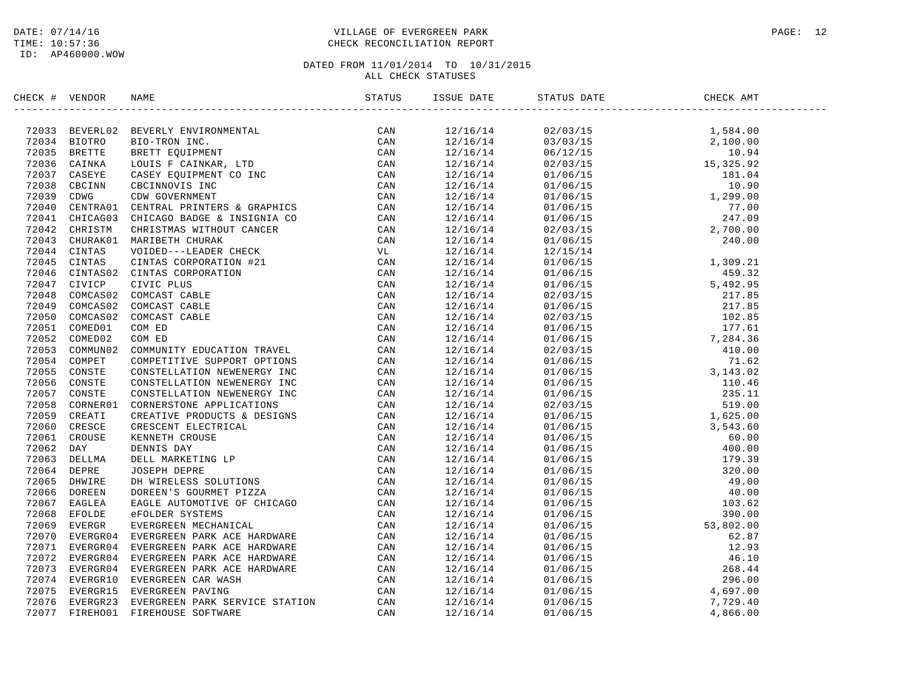DATE: 07/14/16
TIME: 10:57:36
ID: AP460000.WOW

# VILLAGE OF EVERGREEN PARK
## CHECK RECONCILIATION REPORT

DATED FROM 11/01/2014 TO 10/31/2015
ALL CHECK STATUSES

| CHECK # | VENDOR | NAME | STATUS | ISSUE DATE | STATUS DATE | CHECK AMT |
|---|---|---|---|---|---|---|
| 72033 | BEVERL02 | BEVERLY ENVIRONMENTAL | CAN | 12/16/14 | 02/03/15 | 1,584.00 |
| 72034 | BIOTRO | BIO-TRON INC. | CAN | 12/16/14 | 03/03/15 | 2,100.00 |
| 72035 | BRETTE | BRETT EQUIPMENT | CAN | 12/16/14 | 06/12/15 | 10.94 |
| 72036 | CAINKA | LOUIS F CAINKAR, LTD | CAN | 12/16/14 | 02/03/15 | 15,325.92 |
| 72037 | CASEYE | CASEY EQUIPMENT CO INC | CAN | 12/16/14 | 01/06/15 | 181.04 |
| 72038 | CBCINN | CBCINNOVIS INC | CAN | 12/16/14 | 01/06/15 | 10.90 |
| 72039 | CDWG | CDW GOVERNMENT | CAN | 12/16/14 | 01/06/15 | 1,299.00 |
| 72040 | CENTRA01 | CENTRAL PRINTERS & GRAPHICS | CAN | 12/16/14 | 01/06/15 | 77.00 |
| 72041 | CHICAG03 | CHICAGO BADGE & INSIGNIA CO | CAN | 12/16/14 | 01/06/15 | 247.09 |
| 72042 | CHRISTM | CHRISTMAS WITHOUT CANCER | CAN | 12/16/14 | 02/03/15 | 2,700.00 |
| 72043 | CHURAK01 | MARIBETH CHURAK | CAN | 12/16/14 | 01/06/15 | 240.00 |
| 72044 | CINTAS | VOIDED---LEADER CHECK | VL | 12/16/14 | 12/15/14 | |
| 72045 | CINTAS | CINTAS CORPORATION #21 | CAN | 12/16/14 | 01/06/15 | 1,309.21 |
| 72046 | CINTAS02 | CINTAS CORPORATION | CAN | 12/16/14 | 01/06/15 | 459.32 |
| 72047 | CIVICP | CIVIC PLUS | CAN | 12/16/14 | 01/06/15 | 5,492.95 |
| 72048 | COMCAS02 | COMCAST CABLE | CAN | 12/16/14 | 02/03/15 | 217.85 |
| 72049 | COMCAS02 | COMCAST CABLE | CAN | 12/16/14 | 01/06/15 | 217.85 |
| 72050 | COMCAS02 | COMCAST CABLE | CAN | 12/16/14 | 02/03/15 | 102.85 |
| 72051 | COMED01 | COM ED | CAN | 12/16/14 | 01/06/15 | 177.61 |
| 72052 | COMED02 | COM ED | CAN | 12/16/14 | 01/06/15 | 7,284.36 |
| 72053 | COMMUN02 | COMMUNITY EDUCATION TRAVEL | CAN | 12/16/14 | 02/03/15 | 410.00 |
| 72054 | COMPET | COMPETITIVE SUPPORT OPTIONS | CAN | 12/16/14 | 01/06/15 | 71.62 |
| 72055 | CONSTE | CONSTELLATION NEWENERGY INC | CAN | 12/16/14 | 01/06/15 | 3,143.02 |
| 72056 | CONSTE | CONSTELLATION NEWENERGY INC | CAN | 12/16/14 | 01/06/15 | 110.46 |
| 72057 | CONSTE | CONSTELLATION NEWENERGY INC | CAN | 12/16/14 | 01/06/15 | 235.11 |
| 72058 | CORNER01 | CORNERSTONE APPLICATIONS | CAN | 12/16/14 | 02/03/15 | 519.00 |
| 72059 | CREATI | CREATIVE PRODUCTS & DESIGNS | CAN | 12/16/14 | 01/06/15 | 1,625.00 |
| 72060 | CRESCE | CRESCENT ELECTRICAL | CAN | 12/16/14 | 01/06/15 | 3,543.60 |
| 72061 | CROUSE | KENNETH CROUSE | CAN | 12/16/14 | 01/06/15 | 60.00 |
| 72062 | DAY | DENNIS DAY | CAN | 12/16/14 | 01/06/15 | 400.00 |
| 72063 | DELLMA | DELL MARKETING LP | CAN | 12/16/14 | 01/06/15 | 179.39 |
| 72064 | DEPRE | JOSEPH DEPRE | CAN | 12/16/14 | 01/06/15 | 320.00 |
| 72065 | DHWIRE | DH WIRELESS SOLUTIONS | CAN | 12/16/14 | 01/06/15 | 49.00 |
| 72066 | DOREEN | DOREEN'S GOURMET PIZZA | CAN | 12/16/14 | 01/06/15 | 40.00 |
| 72067 | EAGLEA | EAGLE AUTOMOTIVE OF CHICAGO | CAN | 12/16/14 | 01/06/15 | 103.62 |
| 72068 | EFOLDE | eFOLDER SYSTEMS | CAN | 12/16/14 | 01/06/15 | 390.00 |
| 72069 | EVERGR | EVERGREEN MECHANICAL | CAN | 12/16/14 | 01/06/15 | 53,802.00 |
| 72070 | EVERGR04 | EVERGREEN PARK ACE HARDWARE | CAN | 12/16/14 | 01/06/15 | 62.87 |
| 72071 | EVERGR04 | EVERGREEN PARK ACE HARDWARE | CAN | 12/16/14 | 01/06/15 | 12.93 |
| 72072 | EVERGR04 | EVERGREEN PARK ACE HARDWARE | CAN | 12/16/14 | 01/06/15 | 46.10 |
| 72073 | EVERGR04 | EVERGREEN PARK ACE HARDWARE | CAN | 12/16/14 | 01/06/15 | 268.44 |
| 72074 | EVERGR10 | EVERGREEN CAR WASH | CAN | 12/16/14 | 01/06/15 | 296.00 |
| 72075 | EVERGR15 | EVERGREEN PAVING | CAN | 12/16/14 | 01/06/15 | 4,697.00 |
| 72076 | EVERGR23 | EVERGREEN PARK SERVICE STATION | CAN | 12/16/14 | 01/06/15 | 7,729.40 |
| 72077 | FIREHO01 | FIREHOUSE SOFTWARE | CAN | 12/16/14 | 01/06/15 | 4,866.00 |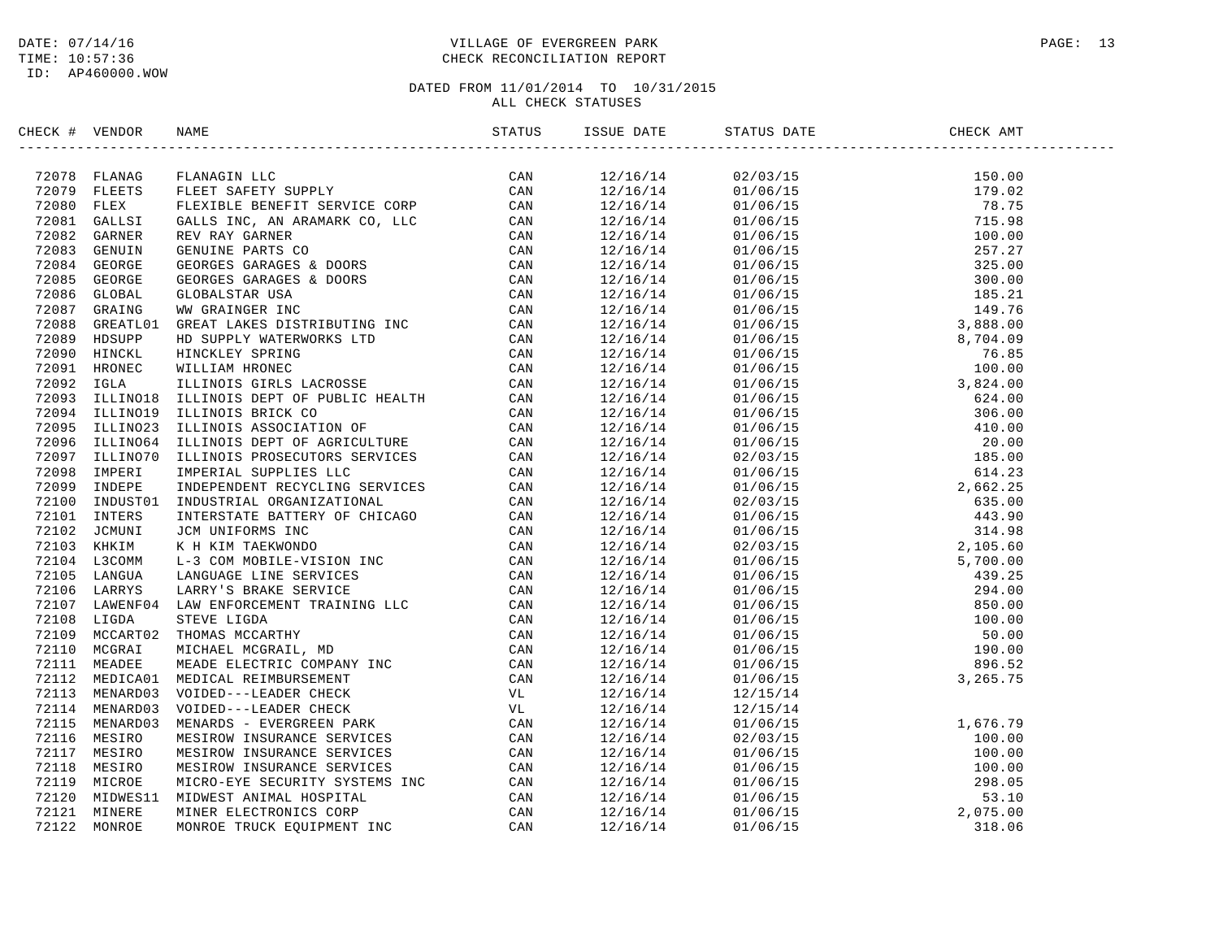DATE: 07/14/16
TIME: 10:57:36
ID: AP460000.WOW

VILLAGE OF EVERGREEN PARK
CHECK RECONCILIATION REPORT

DATED FROM 11/01/2014 TO 10/31/2015
ALL CHECK STATUSES

| CHECK # | VENDOR | NAME | STATUS | ISSUE DATE | STATUS DATE | CHECK AMT |
|---|---|---|---|---|---|---|
| 72078 | FLANAG | FLANAGIN LLC | CAN | 12/16/14 | 02/03/15 | 150.00 |
| 72079 | FLEETS | FLEET SAFETY SUPPLY | CAN | 12/16/14 | 01/06/15 | 179.02 |
| 72080 | FLEX | FLEXIBLE BENEFIT SERVICE CORP | CAN | 12/16/14 | 01/06/15 | 78.75 |
| 72081 | GALLSI | GALLS INC, AN ARAMARK CO, LLC | CAN | 12/16/14 | 01/06/15 | 715.98 |
| 72082 | GARNER | REV RAY GARNER | CAN | 12/16/14 | 01/06/15 | 100.00 |
| 72083 | GENUIN | GENUINE PARTS CO | CAN | 12/16/14 | 01/06/15 | 257.27 |
| 72084 | GEORGE | GEORGES GARAGES & DOORS | CAN | 12/16/14 | 01/06/15 | 325.00 |
| 72085 | GEORGE | GEORGES GARAGES & DOORS | CAN | 12/16/14 | 01/06/15 | 300.00 |
| 72086 | GLOBAL | GLOBALSTAR USA | CAN | 12/16/14 | 01/06/15 | 185.21 |
| 72087 | GRAING | WW GRAINGER INC | CAN | 12/16/14 | 01/06/15 | 149.76 |
| 72088 | GREATL01 | GREAT LAKES DISTRIBUTING INC | CAN | 12/16/14 | 01/06/15 | 3,888.00 |
| 72089 | HDSUPP | HD SUPPLY WATERWORKS LTD | CAN | 12/16/14 | 01/06/15 | 8,704.09 |
| 72090 | HINCKL | HINCKLEY SPRING | CAN | 12/16/14 | 01/06/15 | 76.85 |
| 72091 | HRONEC | WILLIAM HRONEC | CAN | 12/16/14 | 01/06/15 | 100.00 |
| 72092 | IGLA | ILLINOIS GIRLS LACROSSE | CAN | 12/16/14 | 01/06/15 | 3,824.00 |
| 72093 | ILLINO18 | ILLINOIS DEPT OF PUBLIC HEALTH | CAN | 12/16/14 | 01/06/15 | 624.00 |
| 72094 | ILLINO19 | ILLINOIS BRICK CO | CAN | 12/16/14 | 01/06/15 | 306.00 |
| 72095 | ILLINO23 | ILLINOIS ASSOCIATION OF | CAN | 12/16/14 | 01/06/15 | 410.00 |
| 72096 | ILLINO64 | ILLINOIS DEPT OF AGRICULTURE | CAN | 12/16/14 | 01/06/15 | 20.00 |
| 72097 | ILLINO70 | ILLINOIS PROSECUTORS SERVICES | CAN | 12/16/14 | 02/03/15 | 185.00 |
| 72098 | IMPERI | IMPERIAL SUPPLIES LLC | CAN | 12/16/14 | 01/06/15 | 614.23 |
| 72099 | INDEPE | INDEPENDENT RECYCLING SERVICES | CAN | 12/16/14 | 01/06/15 | 2,662.25 |
| 72100 | INDUST01 | INDUSTRIAL ORGANIZATIONAL | CAN | 12/16/14 | 02/03/15 | 635.00 |
| 72101 | INTERS | INTERSTATE BATTERY OF CHICAGO | CAN | 12/16/14 | 01/06/15 | 443.90 |
| 72102 | JCMUNI | JCM UNIFORMS INC | CAN | 12/16/14 | 01/06/15 | 314.98 |
| 72103 | KHKIM | K H KIM TAEKWONDO | CAN | 12/16/14 | 02/03/15 | 2,105.60 |
| 72104 | L3COMM | L-3 COM MOBILE-VISION INC | CAN | 12/16/14 | 01/06/15 | 5,700.00 |
| 72105 | LANGUA | LANGUAGE LINE SERVICES | CAN | 12/16/14 | 01/06/15 | 439.25 |
| 72106 | LARRYS | LARRY'S BRAKE SERVICE | CAN | 12/16/14 | 01/06/15 | 294.00 |
| 72107 | LAWENF04 | LAW ENFORCEMENT TRAINING LLC | CAN | 12/16/14 | 01/06/15 | 850.00 |
| 72108 | LIGDA | STEVE LIGDA | CAN | 12/16/14 | 01/06/15 | 100.00 |
| 72109 | MCCART02 | THOMAS MCCARTHY | CAN | 12/16/14 | 01/06/15 | 50.00 |
| 72110 | MCGRAI | MICHAEL MCGRAIL, MD | CAN | 12/16/14 | 01/06/15 | 190.00 |
| 72111 | MEADEE | MEADE ELECTRIC COMPANY INC | CAN | 12/16/14 | 01/06/15 | 896.52 |
| 72112 | MEDICA01 | MEDICAL REIMBURSEMENT | CAN | 12/16/14 | 01/06/15 | 3,265.75 |
| 72113 | MENARD03 | VOIDED---LEADER CHECK | VL | 12/16/14 | 12/15/14 | |
| 72114 | MENARD03 | VOIDED---LEADER CHECK | VL | 12/16/14 | 12/15/14 | |
| 72115 | MENARD03 | MENARDS - EVERGREEN PARK | CAN | 12/16/14 | 01/06/15 | 1,676.79 |
| 72116 | MESIRO | MESIROW INSURANCE SERVICES | CAN | 12/16/14 | 02/03/15 | 100.00 |
| 72117 | MESIRO | MESIROW INSURANCE SERVICES | CAN | 12/16/14 | 01/06/15 | 100.00 |
| 72118 | MESIRO | MESIROW INSURANCE SERVICES | CAN | 12/16/14 | 01/06/15 | 100.00 |
| 72119 | MICROE | MICRO-EYE SECURITY SYSTEMS INC | CAN | 12/16/14 | 01/06/15 | 298.05 |
| 72120 | MIDWES11 | MIDWEST ANIMAL HOSPITAL | CAN | 12/16/14 | 01/06/15 | 53.10 |
| 72121 | MINERE | MINER ELECTRONICS CORP | CAN | 12/16/14 | 01/06/15 | 2,075.00 |
| 72122 | MONROE | MONROE TRUCK EQUIPMENT INC | CAN | 12/16/14 | 01/06/15 | 318.06 |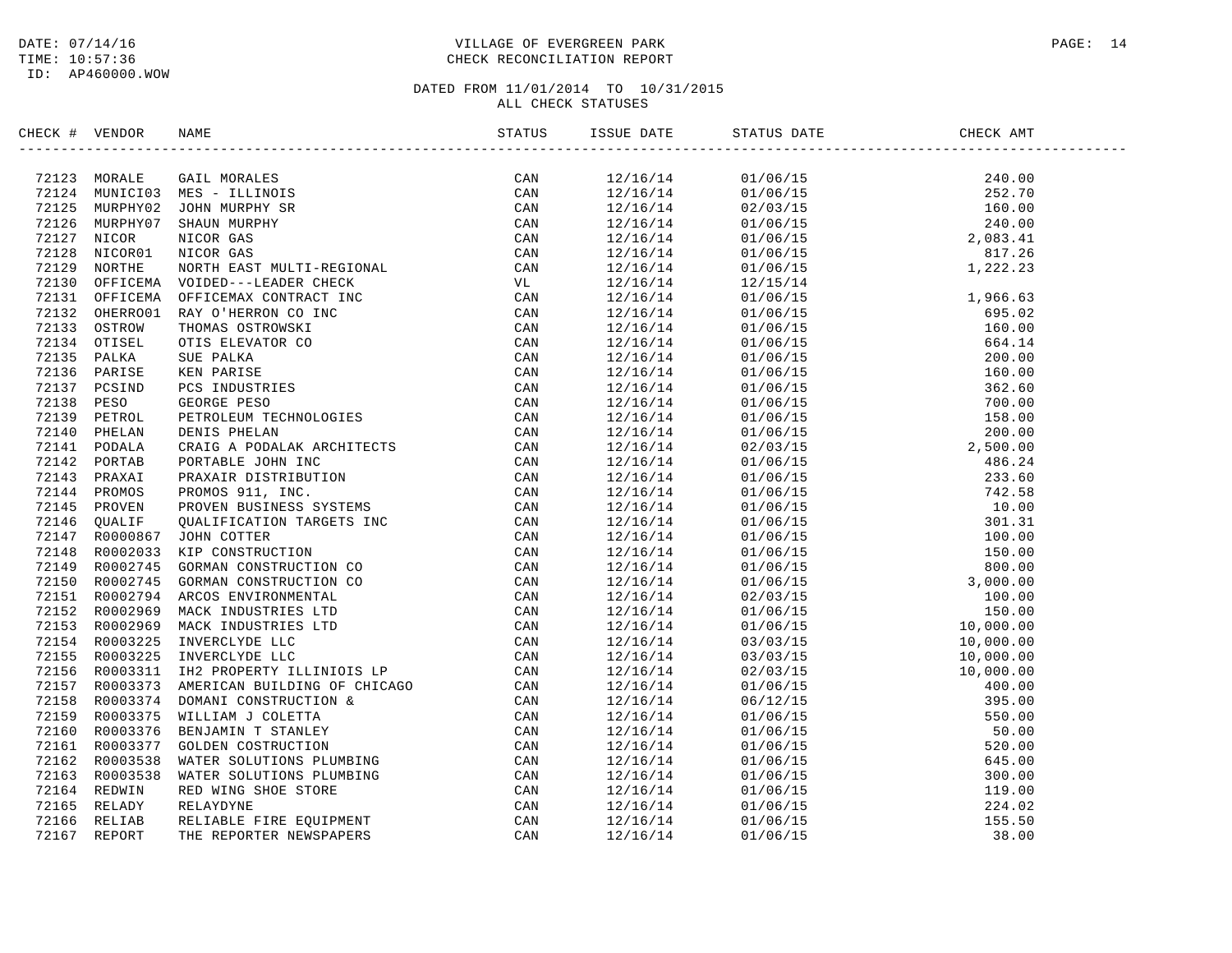DATE: 07/14/16
TIME: 10:57:36
ID: AP460000.WOW

VILLAGE OF EVERGREEN PARK
CHECK RECONCILIATION REPORT

DATED FROM 11/01/2014 TO 10/31/2015
ALL CHECK STATUSES

| CHECK # | VENDOR | NAME | STATUS | ISSUE DATE | STATUS DATE | CHECK AMT |
|---|---|---|---|---|---|---|
| 72123 | MORALE | GAIL MORALES | CAN | 12/16/14 | 01/06/15 | 240.00 |
| 72124 | MUNICI03 | MES - ILLINOIS | CAN | 12/16/14 | 01/06/15 | 252.70 |
| 72125 | MURPHY02 | JOHN MURPHY SR | CAN | 12/16/14 | 02/03/15 | 160.00 |
| 72126 | MURPHY07 | SHAUN MURPHY | CAN | 12/16/14 | 01/06/15 | 240.00 |
| 72127 | NICOR | NICOR GAS | CAN | 12/16/14 | 01/06/15 | 2,083.41 |
| 72128 | NICOR01 | NICOR GAS | CAN | 12/16/14 | 01/06/15 | 817.26 |
| 72129 | NORTHE | NORTH EAST MULTI-REGIONAL | CAN | 12/16/14 | 01/06/15 | 1,222.23 |
| 72130 | OFFICEMA | VOIDED---LEADER CHECK | VL | 12/16/14 | 12/15/14 | |
| 72131 | OFFICEMA | OFFICEMAX CONTRACT INC | CAN | 12/16/14 | 01/06/15 | 1,966.63 |
| 72132 | OHERRO01 | RAY O'HERRON CO INC | CAN | 12/16/14 | 01/06/15 | 695.02 |
| 72133 | OSTROW | THOMAS OSTROWSKI | CAN | 12/16/14 | 01/06/15 | 160.00 |
| 72134 | OTISEL | OTIS ELEVATOR CO | CAN | 12/16/14 | 01/06/15 | 664.14 |
| 72135 | PALKA | SUE PALKA | CAN | 12/16/14 | 01/06/15 | 200.00 |
| 72136 | PARISE | KEN PARISE | CAN | 12/16/14 | 01/06/15 | 160.00 |
| 72137 | PCSIND | PCS INDUSTRIES | CAN | 12/16/14 | 01/06/15 | 362.60 |
| 72138 | PESO | GEORGE PESO | CAN | 12/16/14 | 01/06/15 | 700.00 |
| 72139 | PETROL | PETROLEUM TECHNOLOGIES | CAN | 12/16/14 | 01/06/15 | 158.00 |
| 72140 | PHELAN | DENIS PHELAN | CAN | 12/16/14 | 01/06/15 | 200.00 |
| 72141 | PODALA | CRAIG A PODALAK ARCHITECTS | CAN | 12/16/14 | 02/03/15 | 2,500.00 |
| 72142 | PORTAB | PORTABLE JOHN INC | CAN | 12/16/14 | 01/06/15 | 486.24 |
| 72143 | PRAXAI | PRAXAIR DISTRIBUTION | CAN | 12/16/14 | 01/06/15 | 233.60 |
| 72144 | PROMOS | PROMOS 911, INC. | CAN | 12/16/14 | 01/06/15 | 742.58 |
| 72145 | PROVEN | PROVEN BUSINESS SYSTEMS | CAN | 12/16/14 | 01/06/15 | 10.00 |
| 72146 | QUALIF | QUALIFICATION TARGETS INC | CAN | 12/16/14 | 01/06/15 | 301.31 |
| 72147 | R0000867 | JOHN COTTER | CAN | 12/16/14 | 01/06/15 | 100.00 |
| 72148 | R0002033 | KIP CONSTRUCTION | CAN | 12/16/14 | 01/06/15 | 150.00 |
| 72149 | R0002745 | GORMAN CONSTRUCTION CO | CAN | 12/16/14 | 01/06/15 | 800.00 |
| 72150 | R0002745 | GORMAN CONSTRUCTION CO | CAN | 12/16/14 | 01/06/15 | 3,000.00 |
| 72151 | R0002794 | ARCOS ENVIRONMENTAL | CAN | 12/16/14 | 02/03/15 | 100.00 |
| 72152 | R0002969 | MACK INDUSTRIES LTD | CAN | 12/16/14 | 01/06/15 | 150.00 |
| 72153 | R0002969 | MACK INDUSTRIES LTD | CAN | 12/16/14 | 01/06/15 | 10,000.00 |
| 72154 | R0003225 | INVERCLYDE LLC | CAN | 12/16/14 | 03/03/15 | 10,000.00 |
| 72155 | R0003225 | INVERCLYDE LLC | CAN | 12/16/14 | 03/03/15 | 10,000.00 |
| 72156 | R0003311 | IH2 PROPERTY ILLINIOIS LP | CAN | 12/16/14 | 02/03/15 | 10,000.00 |
| 72157 | R0003373 | AMERICAN BUILDING OF CHICAGO | CAN | 12/16/14 | 01/06/15 | 400.00 |
| 72158 | R0003374 | DOMANI CONSTRUCTION & | CAN | 12/16/14 | 06/12/15 | 395.00 |
| 72159 | R0003375 | WILLIAM J COLETTA | CAN | 12/16/14 | 01/06/15 | 550.00 |
| 72160 | R0003376 | BENJAMIN T STANLEY | CAN | 12/16/14 | 01/06/15 | 50.00 |
| 72161 | R0003377 | GOLDEN COSTRUCTION | CAN | 12/16/14 | 01/06/15 | 520.00 |
| 72162 | R0003538 | WATER SOLUTIONS PLUMBING | CAN | 12/16/14 | 01/06/15 | 645.00 |
| 72163 | R0003538 | WATER SOLUTIONS PLUMBING | CAN | 12/16/14 | 01/06/15 | 300.00 |
| 72164 | REDWIN | RED WING SHOE STORE | CAN | 12/16/14 | 01/06/15 | 119.00 |
| 72165 | RELADY | RELAYDYNE | CAN | 12/16/14 | 01/06/15 | 224.02 |
| 72166 | RELIAB | RELIABLE FIRE EQUIPMENT | CAN | 12/16/14 | 01/06/15 | 155.50 |
| 72167 | REPORT | THE REPORTER NEWSPAPERS | CAN | 12/16/14 | 01/06/15 | 38.00 |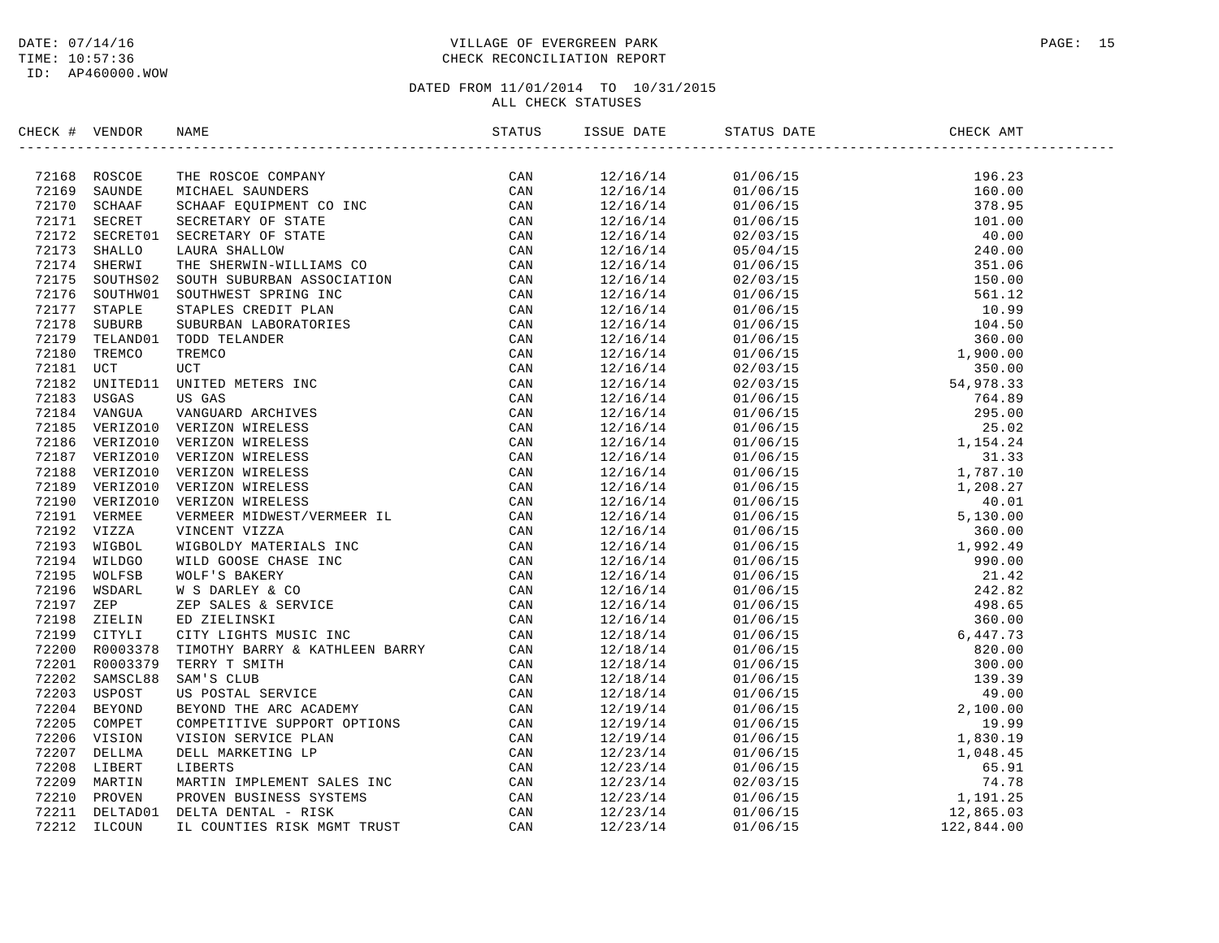DATE: 07/14/16
TIME: 10:57:36
ID: AP460000.WOW

# VILLAGE OF EVERGREEN PARK
## CHECK RECONCILIATION REPORT

DATED FROM 11/01/2014 TO 10/31/2015
ALL CHECK STATUSES

| CHECK # | VENDOR | NAME | STATUS | ISSUE DATE | STATUS DATE | CHECK AMT |
|---|---|---|---|---|---|---|
| 72168 | ROSCOE | THE ROSCOE COMPANY | CAN | 12/16/14 | 01/06/15 | 196.23 |
| 72169 | SAUNDE | MICHAEL SAUNDERS | CAN | 12/16/14 | 01/06/15 | 160.00 |
| 72170 | SCHAAF | SCHAAF EQUIPMENT CO INC | CAN | 12/16/14 | 01/06/15 | 378.95 |
| 72171 | SECRET | SECRETARY OF STATE | CAN | 12/16/14 | 01/06/15 | 101.00 |
| 72172 | SECRET01 | SECRETARY OF STATE | CAN | 12/16/14 | 02/03/15 | 40.00 |
| 72173 | SHALLO | LAURA SHALLOW | CAN | 12/16/14 | 05/04/15 | 240.00 |
| 72174 | SHERWI | THE SHERWIN-WILLIAMS CO | CAN | 12/16/14 | 01/06/15 | 351.06 |
| 72175 | SOUTHS02 | SOUTH SUBURBAN ASSOCIATION | CAN | 12/16/14 | 02/03/15 | 150.00 |
| 72176 | SOUTHW01 | SOUTHWEST SPRING INC | CAN | 12/16/14 | 01/06/15 | 561.12 |
| 72177 | STAPLE | STAPLES CREDIT PLAN | CAN | 12/16/14 | 01/06/15 | 10.99 |
| 72178 | SUBURB | SUBURBAN LABORATORIES | CAN | 12/16/14 | 01/06/15 | 104.50 |
| 72179 | TELAND01 | TODD TELANDER | CAN | 12/16/14 | 01/06/15 | 360.00 |
| 72180 | TREMCO | TREMCO | CAN | 12/16/14 | 01/06/15 | 1,900.00 |
| 72181 | UCT | UCT | CAN | 12/16/14 | 02/03/15 | 350.00 |
| 72182 | UNITED11 | UNITED METERS INC | CAN | 12/16/14 | 02/03/15 | 54,978.33 |
| 72183 | USGAS | US GAS | CAN | 12/16/14 | 01/06/15 | 764.89 |
| 72184 | VANGUA | VANGUARD ARCHIVES | CAN | 12/16/14 | 01/06/15 | 295.00 |
| 72185 | VERIZO10 | VERIZON WIRELESS | CAN | 12/16/14 | 01/06/15 | 25.02 |
| 72186 | VERIZO10 | VERIZON WIRELESS | CAN | 12/16/14 | 01/06/15 | 1,154.24 |
| 72187 | VERIZO10 | VERIZON WIRELESS | CAN | 12/16/14 | 01/06/15 | 31.33 |
| 72188 | VERIZO10 | VERIZON WIRELESS | CAN | 12/16/14 | 01/06/15 | 1,787.10 |
| 72189 | VERIZO10 | VERIZON WIRELESS | CAN | 12/16/14 | 01/06/15 | 1,208.27 |
| 72190 | VERIZO10 | VERIZON WIRELESS | CAN | 12/16/14 | 01/06/15 | 40.01 |
| 72191 | VERMEE | VERMEER MIDWEST/VERMEER IL | CAN | 12/16/14 | 01/06/15 | 5,130.00 |
| 72192 | VIZZA | VINCENT VIZZA | CAN | 12/16/14 | 01/06/15 | 360.00 |
| 72193 | WIGBOL | WIGBOLDY MATERIALS INC | CAN | 12/16/14 | 01/06/15 | 1,992.49 |
| 72194 | WILDGO | WILD GOOSE CHASE INC | CAN | 12/16/14 | 01/06/15 | 990.00 |
| 72195 | WOLFSB | WOLF'S BAKERY | CAN | 12/16/14 | 01/06/15 | 21.42 |
| 72196 | WSDARL | W S DARLEY & CO | CAN | 12/16/14 | 01/06/15 | 242.82 |
| 72197 | ZEP | ZEP SALES & SERVICE | CAN | 12/16/14 | 01/06/15 | 498.65 |
| 72198 | ZIELIN | ED ZIELINSKI | CAN | 12/16/14 | 01/06/15 | 360.00 |
| 72199 | CITYLI | CITY LIGHTS MUSIC INC | CAN | 12/18/14 | 01/06/15 | 6,447.73 |
| 72200 | R0003378 | TIMOTHY BARRY & KATHLEEN BARRY | CAN | 12/18/14 | 01/06/15 | 820.00 |
| 72201 | R0003379 | TERRY T SMITH | CAN | 12/18/14 | 01/06/15 | 300.00 |
| 72202 | SAMSCL88 | SAM'S CLUB | CAN | 12/18/14 | 01/06/15 | 139.39 |
| 72203 | USPOST | US POSTAL SERVICE | CAN | 12/18/14 | 01/06/15 | 49.00 |
| 72204 | BEYOND | BEYOND THE ARC ACADEMY | CAN | 12/19/14 | 01/06/15 | 2,100.00 |
| 72205 | COMPET | COMPETITIVE SUPPORT OPTIONS | CAN | 12/19/14 | 01/06/15 | 19.99 |
| 72206 | VISION | VISION SERVICE PLAN | CAN | 12/19/14 | 01/06/15 | 1,830.19 |
| 72207 | DELLMA | DELL MARKETING LP | CAN | 12/23/14 | 01/06/15 | 1,048.45 |
| 72208 | LIBERT | LIBERTS | CAN | 12/23/14 | 01/06/15 | 65.91 |
| 72209 | MARTIN | MARTIN IMPLEMENT SALES INC | CAN | 12/23/14 | 02/03/15 | 74.78 |
| 72210 | PROVEN | PROVEN BUSINESS SYSTEMS | CAN | 12/23/14 | 01/06/15 | 1,191.25 |
| 72211 | DELTAD01 | DELTA DENTAL - RISK | CAN | 12/23/14 | 01/06/15 | 12,865.03 |
| 72212 | ILCOUN | IL COUNTIES RISK MGMT TRUST | CAN | 12/23/14 | 01/06/15 | 122,844.00 |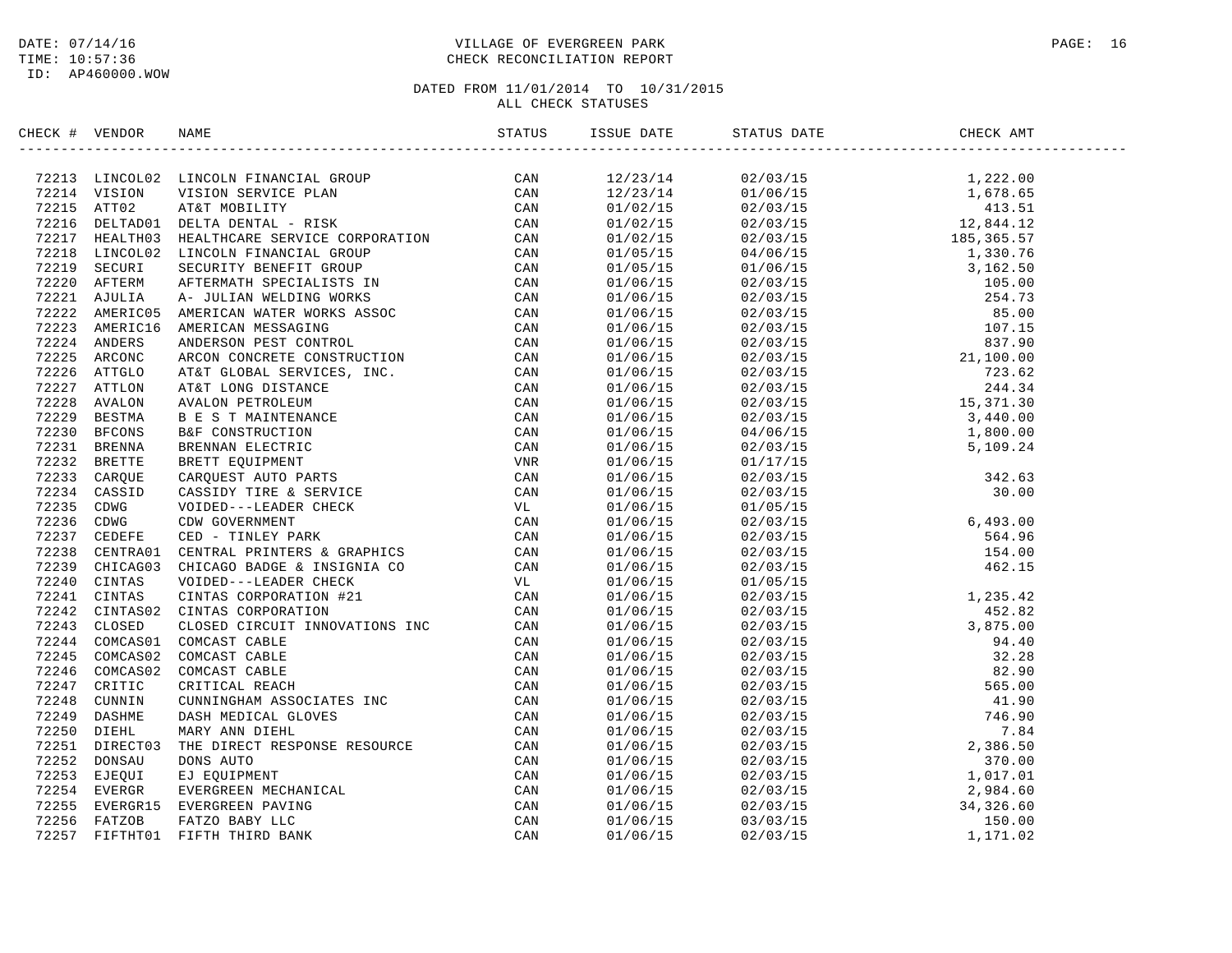DATE: 07/14/16
TIME: 10:57:36
ID: AP460000.WOW

VILLAGE OF EVERGREEN PARK
CHECK RECONCILIATION REPORT

DATED FROM 11/01/2014 TO 10/31/2015
ALL CHECK STATUSES

| CHECK # | VENDOR | NAME | STATUS | ISSUE DATE | STATUS DATE | CHECK AMT |
|---|---|---|---|---|---|---|
| 72213 | LINCOL02 | LINCOLN FINANCIAL GROUP | CAN | 12/23/14 | 02/03/15 | 1,222.00 |
| 72214 | VISION | VISION SERVICE PLAN | CAN | 12/23/14 | 01/06/15 | 1,678.65 |
| 72215 | ATT02 | AT&T MOBILITY | CAN | 01/02/15 | 02/03/15 | 413.51 |
| 72216 | DELTAD01 | DELTA DENTAL - RISK | CAN | 01/02/15 | 02/03/15 | 12,844.12 |
| 72217 | HEALTH03 | HEALTHCARE SERVICE CORPORATION | CAN | 01/02/15 | 02/03/15 | 185,365.57 |
| 72218 | LINCOL02 | LINCOLN FINANCIAL GROUP | CAN | 01/05/15 | 04/06/15 | 1,330.76 |
| 72219 | SECURI | SECURITY BENEFIT GROUP | CAN | 01/05/15 | 01/06/15 | 3,162.50 |
| 72220 | AFTERM | AFTERMATH SPECIALISTS IN | CAN | 01/06/15 | 02/03/15 | 105.00 |
| 72221 | AJULIA | A- JULIAN WELDING WORKS | CAN | 01/06/15 | 02/03/15 | 254.73 |
| 72222 | AMERIC05 | AMERICAN WATER WORKS ASSOC | CAN | 01/06/15 | 02/03/15 | 85.00 |
| 72223 | AMERIC16 | AMERICAN MESSAGING | CAN | 01/06/15 | 02/03/15 | 107.15 |
| 72224 | ANDERS | ANDERSON PEST CONTROL | CAN | 01/06/15 | 02/03/15 | 837.90 |
| 72225 | ARCONC | ARCON CONCRETE CONSTRUCTION | CAN | 01/06/15 | 02/03/15 | 21,100.00 |
| 72226 | ATTGLO | AT&T GLOBAL SERVICES, INC. | CAN | 01/06/15 | 02/03/15 | 723.62 |
| 72227 | ATTLON | AT&T LONG DISTANCE | CAN | 01/06/15 | 02/03/15 | 244.34 |
| 72228 | AVALON | AVALON PETROLEUM | CAN | 01/06/15 | 02/03/15 | 15,371.30 |
| 72229 | BESTMA | B E S T MAINTENANCE | CAN | 01/06/15 | 02/03/15 | 3,440.00 |
| 72230 | BFCONS | B&F CONSTRUCTION | CAN | 01/06/15 | 04/06/15 | 1,800.00 |
| 72231 | BRENNA | BRENNAN ELECTRIC | CAN | 01/06/15 | 02/03/15 | 5,109.24 |
| 72232 | BRETTE | BRETT EQUIPMENT | VNR | 01/06/15 | 01/17/15 | |
| 72233 | CARQUE | CARQUEST AUTO PARTS | CAN | 01/06/15 | 02/03/15 | 342.63 |
| 72234 | CASSID | CASSIDY TIRE & SERVICE | CAN | 01/06/15 | 02/03/15 | 30.00 |
| 72235 | CDWG | VOIDED---LEADER CHECK | VL | 01/06/15 | 01/05/15 | |
| 72236 | CDWG | CDW GOVERNMENT | CAN | 01/06/15 | 02/03/15 | 6,493.00 |
| 72237 | CEDEFE | CED - TINLEY PARK | CAN | 01/06/15 | 02/03/15 | 564.96 |
| 72238 | CENTRA01 | CENTRAL PRINTERS & GRAPHICS | CAN | 01/06/15 | 02/03/15 | 154.00 |
| 72239 | CHICAG03 | CHICAGO BADGE & INSIGNIA CO | CAN | 01/06/15 | 02/03/15 | 462.15 |
| 72240 | CINTAS | VOIDED---LEADER CHECK | VL | 01/06/15 | 01/05/15 | |
| 72241 | CINTAS | CINTAS CORPORATION #21 | CAN | 01/06/15 | 02/03/15 | 1,235.42 |
| 72242 | CINTAS02 | CINTAS CORPORATION | CAN | 01/06/15 | 02/03/15 | 452.82 |
| 72243 | CLOSED | CLOSED CIRCUIT INNOVATIONS INC | CAN | 01/06/15 | 02/03/15 | 3,875.00 |
| 72244 | COMCAS01 | COMCAST CABLE | CAN | 01/06/15 | 02/03/15 | 94.40 |
| 72245 | COMCAS02 | COMCAST CABLE | CAN | 01/06/15 | 02/03/15 | 32.28 |
| 72246 | COMCAS02 | COMCAST CABLE | CAN | 01/06/15 | 02/03/15 | 82.90 |
| 72247 | CRITIC | CRITICAL REACH | CAN | 01/06/15 | 02/03/15 | 565.00 |
| 72248 | CUNNIN | CUNNINGHAM ASSOCIATES INC | CAN | 01/06/15 | 02/03/15 | 41.90 |
| 72249 | DASHME | DASH MEDICAL GLOVES | CAN | 01/06/15 | 02/03/15 | 746.90 |
| 72250 | DIEHL | MARY ANN DIEHL | CAN | 01/06/15 | 02/03/15 | 7.84 |
| 72251 | DIRECT03 | THE DIRECT RESPONSE RESOURCE | CAN | 01/06/15 | 02/03/15 | 2,386.50 |
| 72252 | DONSAU | DONS AUTO | CAN | 01/06/15 | 02/03/15 | 370.00 |
| 72253 | EJEQUI | EJ EQUIPMENT | CAN | 01/06/15 | 02/03/15 | 1,017.01 |
| 72254 | EVERGR | EVERGREEN MECHANICAL | CAN | 01/06/15 | 02/03/15 | 2,984.60 |
| 72255 | EVERGR15 | EVERGREEN PAVING | CAN | 01/06/15 | 02/03/15 | 34,326.60 |
| 72256 | FATZOB | FATZO BABY LLC | CAN | 01/06/15 | 03/03/15 | 150.00 |
| 72257 | FIFTHT01 | FIFTH THIRD BANK | CAN | 01/06/15 | 02/03/15 | 1,171.02 |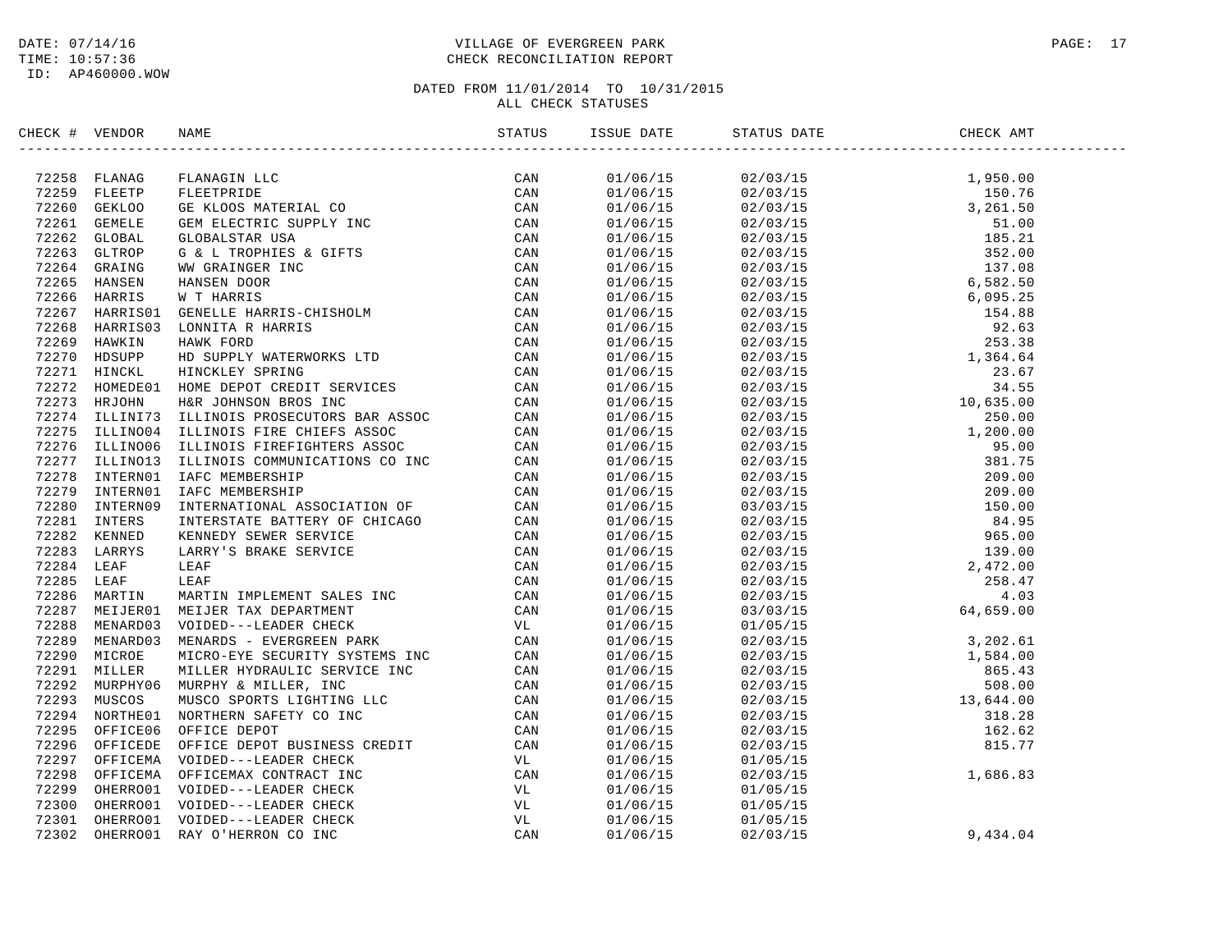DATE: 07/14/16
TIME: 10:57:36
ID: AP460000.WOW

VILLAGE OF EVERGREEN PARK
CHECK RECONCILIATION REPORT

DATED FROM 11/01/2014 TO 10/31/2015
ALL CHECK STATUSES

| CHECK # | VENDOR | NAME | STATUS | ISSUE DATE | STATUS DATE | CHECK AMT |
|---|---|---|---|---|---|---|
| 72258 | FLANAG | FLANAGIN LLC | CAN | 01/06/15 | 02/03/15 | 1,950.00 |
| 72259 | FLEETP | FLEETPRIDE | CAN | 01/06/15 | 02/03/15 | 150.76 |
| 72260 | GEKLOO | GE KLOOS MATERIAL CO | CAN | 01/06/15 | 02/03/15 | 3,261.50 |
| 72261 | GEMELE | GEM ELECTRIC SUPPLY INC | CAN | 01/06/15 | 02/03/15 | 51.00 |
| 72262 | GLOBAL | GLOBALSTAR USA | CAN | 01/06/15 | 02/03/15 | 185.21 |
| 72263 | GLTROP | G & L TROPHIES & GIFTS | CAN | 01/06/15 | 02/03/15 | 352.00 |
| 72264 | GRAING | WW GRAINGER INC | CAN | 01/06/15 | 02/03/15 | 137.08 |
| 72265 | HANSEN | HANSEN DOOR | CAN | 01/06/15 | 02/03/15 | 6,582.50 |
| 72266 | HARRIS | W T HARRIS | CAN | 01/06/15 | 02/03/15 | 6,095.25 |
| 72267 | HARRIS01 | GENELLE HARRIS-CHISHOLM | CAN | 01/06/15 | 02/03/15 | 154.88 |
| 72268 | HARRIS03 | LONNITA R HARRIS | CAN | 01/06/15 | 02/03/15 | 92.63 |
| 72269 | HAWKIN | HAWK FORD | CAN | 01/06/15 | 02/03/15 | 253.38 |
| 72270 | HDSUPP | HD SUPPLY WATERWORKS LTD | CAN | 01/06/15 | 02/03/15 | 1,364.64 |
| 72271 | HINCKL | HINCKLEY SPRING | CAN | 01/06/15 | 02/03/15 | 23.67 |
| 72272 | HOMEDE01 | HOME DEPOT CREDIT SERVICES | CAN | 01/06/15 | 02/03/15 | 34.55 |
| 72273 | HRJOHN | H&R JOHNSON BROS INC | CAN | 01/06/15 | 02/03/15 | 10,635.00 |
| 72274 | ILLINI73 | ILLINOIS PROSECUTORS BAR ASSOC | CAN | 01/06/15 | 02/03/15 | 250.00 |
| 72275 | ILLINO04 | ILLINOIS FIRE CHIEFS ASSOC | CAN | 01/06/15 | 02/03/15 | 1,200.00 |
| 72276 | ILLINO06 | ILLINOIS FIREFIGHTERS ASSOC | CAN | 01/06/15 | 02/03/15 | 95.00 |
| 72277 | ILLINO13 | ILLINOIS COMMUNICATIONS CO INC | CAN | 01/06/15 | 02/03/15 | 381.75 |
| 72278 | INTERN01 | IAFC MEMBERSHIP | CAN | 01/06/15 | 02/03/15 | 209.00 |
| 72279 | INTERN01 | IAFC MEMBERSHIP | CAN | 01/06/15 | 02/03/15 | 209.00 |
| 72280 | INTERN09 | INTERNATIONAL ASSOCIATION OF | CAN | 01/06/15 | 03/03/15 | 150.00 |
| 72281 | INTERS | INTERSTATE BATTERY OF CHICAGO | CAN | 01/06/15 | 02/03/15 | 84.95 |
| 72282 | KENNED | KENNEDY SEWER SERVICE | CAN | 01/06/15 | 02/03/15 | 965.00 |
| 72283 | LARRYS | LARRY'S BRAKE SERVICE | CAN | 01/06/15 | 02/03/15 | 139.00 |
| 72284 | LEAF | LEAF | CAN | 01/06/15 | 02/03/15 | 2,472.00 |
| 72285 | LEAF | LEAF | CAN | 01/06/15 | 02/03/15 | 258.47 |
| 72286 | MARTIN | MARTIN IMPLEMENT SALES INC | CAN | 01/06/15 | 02/03/15 | 4.03 |
| 72287 | MEIJER01 | MEIJER TAX DEPARTMENT | CAN | 01/06/15 | 03/03/15 | 64,659.00 |
| 72288 | MENARD03 | VOIDED---LEADER CHECK | VL | 01/06/15 | 01/05/15 | |
| 72289 | MENARD03 | MENARDS - EVERGREEN PARK | CAN | 01/06/15 | 02/03/15 | 3,202.61 |
| 72290 | MICROE | MICRO-EYE SECURITY SYSTEMS INC | CAN | 01/06/15 | 02/03/15 | 1,584.00 |
| 72291 | MILLER | MILLER HYDRAULIC SERVICE INC | CAN | 01/06/15 | 02/03/15 | 865.43 |
| 72292 | MURPHY06 | MURPHY & MILLER, INC | CAN | 01/06/15 | 02/03/15 | 508.00 |
| 72293 | MUSCOS | MUSCO SPORTS LIGHTING LLC | CAN | 01/06/15 | 02/03/15 | 13,644.00 |
| 72294 | NORTHE01 | NORTHERN SAFETY CO INC | CAN | 01/06/15 | 02/03/15 | 318.28 |
| 72295 | OFFICE06 | OFFICE DEPOT | CAN | 01/06/15 | 02/03/15 | 162.62 |
| 72296 | OFFICEDE | OFFICE DEPOT BUSINESS CREDIT | CAN | 01/06/15 | 02/03/15 | 815.77 |
| 72297 | OFFICEMA | VOIDED---LEADER CHECK | VL | 01/06/15 | 01/05/15 | |
| 72298 | OFFICEMA | OFFICEMAX CONTRACT INC | CAN | 01/06/15 | 02/03/15 | 1,686.83 |
| 72299 | OHERRO01 | VOIDED---LEADER CHECK | VL | 01/06/15 | 01/05/15 | |
| 72300 | OHERRO01 | VOIDED---LEADER CHECK | VL | 01/06/15 | 01/05/15 | |
| 72301 | OHERRO01 | VOIDED---LEADER CHECK | VL | 01/06/15 | 01/05/15 | |
| 72302 | OHERRO01 | RAY O'HERRON CO INC | CAN | 01/06/15 | 02/03/15 | 9,434.04 |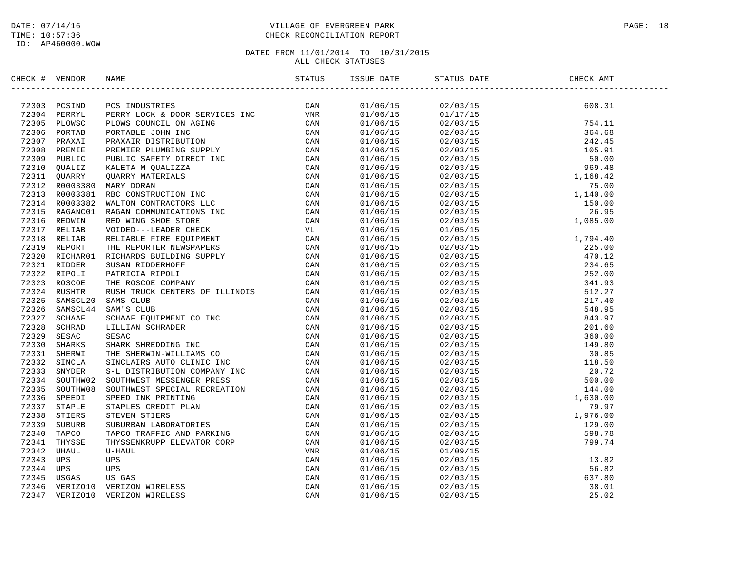DATE: 07/14/16
TIME: 10:57:36
ID: AP460000.WOW

VILLAGE OF EVERGREEN PARK
CHECK RECONCILIATION REPORT

DATED FROM 11/01/2014 TO 10/31/2015
ALL CHECK STATUSES

| CHECK # | VENDOR | NAME | STATUS | ISSUE DATE | STATUS DATE | CHECK AMT |
|---|---|---|---|---|---|---|
| 72303 | PCSIND | PCS INDUSTRIES | CAN | 01/06/15 | 02/03/15 | 608.31 |
| 72304 | PERRYL | PERRY LOCK & DOOR SERVICES INC | VNR | 01/06/15 | 01/17/15 | |
| 72305 | PLOWSC | PLOWS COUNCIL ON AGING | CAN | 01/06/15 | 02/03/15 | 754.11 |
| 72306 | PORTAB | PORTABLE JOHN INC | CAN | 01/06/15 | 02/03/15 | 364.68 |
| 72307 | PRAXAI | PRAXAIR DISTRIBUTION | CAN | 01/06/15 | 02/03/15 | 242.45 |
| 72308 | PREMIE | PREMIER PLUMBING SUPPLY | CAN | 01/06/15 | 02/03/15 | 105.91 |
| 72309 | PUBLIC | PUBLIC SAFETY DIRECT INC | CAN | 01/06/15 | 02/03/15 | 50.00 |
| 72310 | QUALIZ | KALETA M QUALIZZA | CAN | 01/06/15 | 02/03/15 | 969.48 |
| 72311 | QUARRY | QUARRY MATERIALS | CAN | 01/06/15 | 02/03/15 | 1,168.42 |
| 72312 | R0003380 | MARY DORAN | CAN | 01/06/15 | 02/03/15 | 75.00 |
| 72313 | R0003381 | RBC CONSTRUCTION INC | CAN | 01/06/15 | 02/03/15 | 1,140.00 |
| 72314 | R0003382 | WALTON CONTRACTORS LLC | CAN | 01/06/15 | 02/03/15 | 150.00 |
| 72315 | RAGANC01 | RAGAN COMMUNICATIONS INC | CAN | 01/06/15 | 02/03/15 | 26.95 |
| 72316 | REDWIN | RED WING SHOE STORE | CAN | 01/06/15 | 02/03/15 | 1,085.00 |
| 72317 | RELIAB | VOIDED---LEADER CHECK | VL | 01/06/15 | 01/05/15 | |
| 72318 | RELIAB | RELIABLE FIRE EQUIPMENT | CAN | 01/06/15 | 02/03/15 | 1,794.40 |
| 72319 | REPORT | THE REPORTER NEWSPAPERS | CAN | 01/06/15 | 02/03/15 | 225.00 |
| 72320 | RICHAR01 | RICHARDS BUILDING SUPPLY | CAN | 01/06/15 | 02/03/15 | 470.12 |
| 72321 | RIDDER | SUSAN RIDDERHOFF | CAN | 01/06/15 | 02/03/15 | 234.65 |
| 72322 | RIPOLI | PATRICIA RIPOLI | CAN | 01/06/15 | 02/03/15 | 252.00 |
| 72323 | ROSCOE | THE ROSCOE COMPANY | CAN | 01/06/15 | 02/03/15 | 341.93 |
| 72324 | RUSHTR | RUSH TRUCK CENTERS OF ILLINOIS | CAN | 01/06/15 | 02/03/15 | 512.27 |
| 72325 | SAMSCL20 | SAMS CLUB | CAN | 01/06/15 | 02/03/15 | 217.40 |
| 72326 | SAMSCL44 | SAM'S CLUB | CAN | 01/06/15 | 02/03/15 | 548.95 |
| 72327 | SCHAAF | SCHAAF EQUIPMENT CO INC | CAN | 01/06/15 | 02/03/15 | 843.97 |
| 72328 | SCHRAD | LILLIAN SCHRADER | CAN | 01/06/15 | 02/03/15 | 201.60 |
| 72329 | SESAC | SESAC | CAN | 01/06/15 | 02/03/15 | 360.00 |
| 72330 | SHARKS | SHARK SHREDDING INC | CAN | 01/06/15 | 02/03/15 | 149.80 |
| 72331 | SHERWI | THE SHERWIN-WILLIAMS CO | CAN | 01/06/15 | 02/03/15 | 30.85 |
| 72332 | SINCLA | SINCLAIRS AUTO CLINIC INC | CAN | 01/06/15 | 02/03/15 | 118.50 |
| 72333 | SNYDER | S-L DISTRIBUTION COMPANY INC | CAN | 01/06/15 | 02/03/15 | 20.72 |
| 72334 | SOUTHW02 | SOUTHWEST MESSENGER PRESS | CAN | 01/06/15 | 02/03/15 | 500.00 |
| 72335 | SOUTHW08 | SOUTHWEST SPECIAL RECREATION | CAN | 01/06/15 | 02/03/15 | 144.00 |
| 72336 | SPEEDI | SPEED INK PRINTING | CAN | 01/06/15 | 02/03/15 | 1,630.00 |
| 72337 | STAPLE | STAPLES CREDIT PLAN | CAN | 01/06/15 | 02/03/15 | 79.97 |
| 72338 | STIERS | STEVEN STIERS | CAN | 01/06/15 | 02/03/15 | 1,976.00 |
| 72339 | SUBURB | SUBURBAN LABORATORIES | CAN | 01/06/15 | 02/03/15 | 129.00 |
| 72340 | TAPCO | TAPCO TRAFFIC AND PARKING | CAN | 01/06/15 | 02/03/15 | 598.78 |
| 72341 | THYSSE | THYSSENKRUPP ELEVATOR CORP | CAN | 01/06/15 | 02/03/15 | 799.74 |
| 72342 | UHAUL | U-HAUL | VNR | 01/06/15 | 01/09/15 | |
| 72343 | UPS | UPS | CAN | 01/06/15 | 02/03/15 | 13.82 |
| 72344 | UPS | UPS | CAN | 01/06/15 | 02/03/15 | 56.82 |
| 72345 | USGAS | US GAS | CAN | 01/06/15 | 02/03/15 | 637.80 |
| 72346 | VERIZO10 | VERIZON WIRELESS | CAN | 01/06/15 | 02/03/15 | 38.01 |
| 72347 | VERIZO10 | VERIZON WIRELESS | CAN | 01/06/15 | 02/03/15 | 25.02 |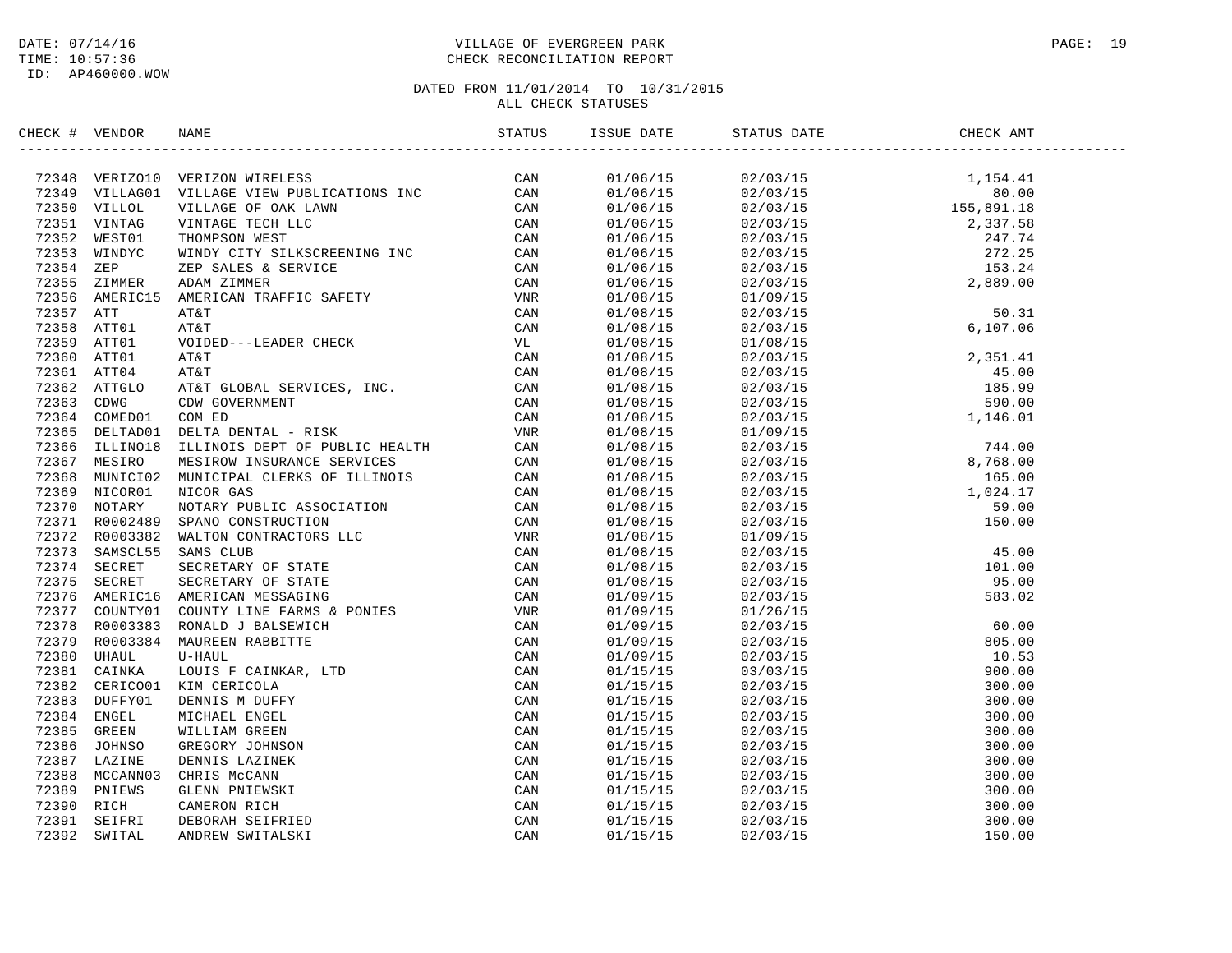DATE: 07/14/16
TIME: 10:57:36
ID: AP460000.WOW

VILLAGE OF EVERGREEN PARK
CHECK RECONCILIATION REPORT

DATED FROM 11/01/2014 TO 10/31/2015
ALL CHECK STATUSES

| CHECK # | VENDOR | NAME | STATUS | ISSUE DATE | STATUS DATE | CHECK AMT |
|---|---|---|---|---|---|---|
| 72348 | VERIZO10 | VERIZON WIRELESS | CAN | 01/06/15 | 02/03/15 | 1,154.41 |
| 72349 | VILLAG01 | VILLAGE VIEW PUBLICATIONS INC | CAN | 01/06/15 | 02/03/15 | 80.00 |
| 72350 | VILLOL | VILLAGE OF OAK LAWN | CAN | 01/06/15 | 02/03/15 | 155,891.18 |
| 72351 | VINTAG | VINTAGE TECH LLC | CAN | 01/06/15 | 02/03/15 | 2,337.58 |
| 72352 | WEST01 | THOMPSON WEST | CAN | 01/06/15 | 02/03/15 | 247.74 |
| 72353 | WINDYC | WINDY CITY SILKSCREENING INC | CAN | 01/06/15 | 02/03/15 | 272.25 |
| 72354 | ZEP | ZEP SALES & SERVICE | CAN | 01/06/15 | 02/03/15 | 153.24 |
| 72355 | ZIMMER | ADAM ZIMMER | CAN | 01/06/15 | 02/03/15 | 2,889.00 |
| 72356 | AMERIC15 | AMERICAN TRAFFIC SAFETY | VNR | 01/08/15 | 01/09/15 | |
| 72357 | ATT | AT&T | CAN | 01/08/15 | 02/03/15 | 50.31 |
| 72358 | ATT01 | AT&T | CAN | 01/08/15 | 02/03/15 | 6,107.06 |
| 72359 | ATT01 | VOIDED---LEADER CHECK | VL | 01/08/15 | 01/08/15 | |
| 72360 | ATT01 | AT&T | CAN | 01/08/15 | 02/03/15 | 2,351.41 |
| 72361 | ATT04 | AT&T | CAN | 01/08/15 | 02/03/15 | 45.00 |
| 72362 | ATTGLO | AT&T GLOBAL SERVICES, INC. | CAN | 01/08/15 | 02/03/15 | 185.99 |
| 72363 | CDWG | CDW GOVERNMENT | CAN | 01/08/15 | 02/03/15 | 590.00 |
| 72364 | COMED01 | COM ED | CAN | 01/08/15 | 02/03/15 | 1,146.01 |
| 72365 | DELTAD01 | DELTA DENTAL - RISK | VNR | 01/08/15 | 01/09/15 | |
| 72366 | ILLINO18 | ILLINOIS DEPT OF PUBLIC HEALTH | CAN | 01/08/15 | 02/03/15 | 744.00 |
| 72367 | MESIRO | MESIROW INSURANCE SERVICES | CAN | 01/08/15 | 02/03/15 | 8,768.00 |
| 72368 | MUNICI02 | MUNICIPAL CLERKS OF ILLINOIS | CAN | 01/08/15 | 02/03/15 | 165.00 |
| 72369 | NICOR01 | NICOR GAS | CAN | 01/08/15 | 02/03/15 | 1,024.17 |
| 72370 | NOTARY | NOTARY PUBLIC ASSOCIATION | CAN | 01/08/15 | 02/03/15 | 59.00 |
| 72371 | R0002489 | SPANO CONSTRUCTION | CAN | 01/08/15 | 02/03/15 | 150.00 |
| 72372 | R0003382 | WALTON CONTRACTORS LLC | VNR | 01/08/15 | 01/09/15 | |
| 72373 | SAMSCL55 | SAMS CLUB | CAN | 01/08/15 | 02/03/15 | 45.00 |
| 72374 | SECRET | SECRETARY OF STATE | CAN | 01/08/15 | 02/03/15 | 101.00 |
| 72375 | SECRET | SECRETARY OF STATE | CAN | 01/08/15 | 02/03/15 | 95.00 |
| 72376 | AMERIC16 | AMERICAN MESSAGING | CAN | 01/09/15 | 02/03/15 | 583.02 |
| 72377 | COUNTY01 | COUNTY LINE FARMS & PONIES | VNR | 01/09/15 | 01/26/15 | |
| 72378 | R0003383 | RONALD J BALSEWICH | CAN | 01/09/15 | 02/03/15 | 60.00 |
| 72379 | R0003384 | MAUREEN RABBITTE | CAN | 01/09/15 | 02/03/15 | 805.00 |
| 72380 | UHAUL | U-HAUL | CAN | 01/09/15 | 02/03/15 | 10.53 |
| 72381 | CAINKA | LOUIS F CAINKAR, LTD | CAN | 01/15/15 | 03/03/15 | 900.00 |
| 72382 | CERICO01 | KIM CERICOLA | CAN | 01/15/15 | 02/03/15 | 300.00 |
| 72383 | DUFFY01 | DENNIS M DUFFY | CAN | 01/15/15 | 02/03/15 | 300.00 |
| 72384 | ENGEL | MICHAEL ENGEL | CAN | 01/15/15 | 02/03/15 | 300.00 |
| 72385 | GREEN | WILLIAM GREEN | CAN | 01/15/15 | 02/03/15 | 300.00 |
| 72386 | JOHNSO | GREGORY JOHNSON | CAN | 01/15/15 | 02/03/15 | 300.00 |
| 72387 | LAZINE | DENNIS LAZINEK | CAN | 01/15/15 | 02/03/15 | 300.00 |
| 72388 | MCCANN03 | CHRIS McCANN | CAN | 01/15/15 | 02/03/15 | 300.00 |
| 72389 | PNIEWS | GLENN PNIEWSKI | CAN | 01/15/15 | 02/03/15 | 300.00 |
| 72390 | RICH | CAMERON RICH | CAN | 01/15/15 | 02/03/15 | 300.00 |
| 72391 | SEIFRI | DEBORAH SEIFRIED | CAN | 01/15/15 | 02/03/15 | 300.00 |
| 72392 | SWITAL | ANDREW SWITALSKI | CAN | 01/15/15 | 02/03/15 | 150.00 |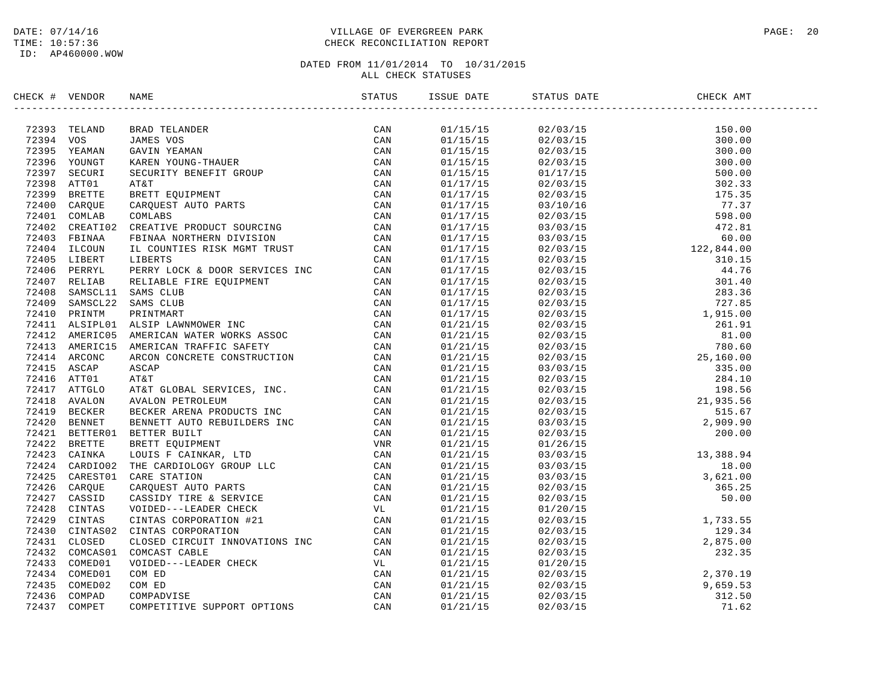DATE: 07/14/16
TIME: 10:57:36
ID: AP460000.WOW

VILLAGE OF EVERGREEN PARK
CHECK RECONCILIATION REPORT

DATED FROM 11/01/2014 TO 10/31/2015
ALL CHECK STATUSES

| CHECK # | VENDOR | NAME | STATUS | ISSUE DATE | STATUS DATE | CHECK AMT |
|---|---|---|---|---|---|---|
| 72393 | TELAND | BRAD TELANDER | CAN | 01/15/15 | 02/03/15 | 150.00 |
| 72394 | VOS | JAMES VOS | CAN | 01/15/15 | 02/03/15 | 300.00 |
| 72395 | YEAMAN | GAVIN YEAMAN | CAN | 01/15/15 | 02/03/15 | 300.00 |
| 72396 | YOUNGT | KAREN YOUNG-THAUER | CAN | 01/15/15 | 02/03/15 | 300.00 |
| 72397 | SECURI | SECURITY BENEFIT GROUP | CAN | 01/15/15 | 01/17/15 | 500.00 |
| 72398 | ATT01 | AT&T | CAN | 01/17/15 | 02/03/15 | 302.33 |
| 72399 | BRETTE | BRETT EQUIPMENT | CAN | 01/17/15 | 02/03/15 | 175.35 |
| 72400 | CARQUE | CARQUEST AUTO PARTS | CAN | 01/17/15 | 03/10/16 | 77.37 |
| 72401 | COMLAB | COMLABS | CAN | 01/17/15 | 02/03/15 | 598.00 |
| 72402 | CREATI02 | CREATIVE PRODUCT SOURCING | CAN | 01/17/15 | 03/03/15 | 472.81 |
| 72403 | FBINAA | FBINAA NORTHERN DIVISION | CAN | 01/17/15 | 03/03/15 | 60.00 |
| 72404 | ILCOUN | IL COUNTIES RISK MGMT TRUST | CAN | 01/17/15 | 02/03/15 | 122,844.00 |
| 72405 | LIBERT | LIBERTS | CAN | 01/17/15 | 02/03/15 | 310.15 |
| 72406 | PERRYL | PERRY LOCK & DOOR SERVICES INC | CAN | 01/17/15 | 02/03/15 | 44.76 |
| 72407 | RELIAB | RELIABLE FIRE EQUIPMENT | CAN | 01/17/15 | 02/03/15 | 301.40 |
| 72408 | SAMSCL11 | SAMS CLUB | CAN | 01/17/15 | 02/03/15 | 283.36 |
| 72409 | SAMSCL22 | SAMS CLUB | CAN | 01/17/15 | 02/03/15 | 727.85 |
| 72410 | PRINTM | PRINTMART | CAN | 01/17/15 | 02/03/15 | 1,915.00 |
| 72411 | ALSIPL01 | ALSIP LAWNMOWER INC | CAN | 01/21/15 | 02/03/15 | 261.91 |
| 72412 | AMERIC05 | AMERICAN WATER WORKS ASSOC | CAN | 01/21/15 | 02/03/15 | 81.00 |
| 72413 | AMERIC15 | AMERICAN TRAFFIC SAFETY | CAN | 01/21/15 | 02/03/15 | 780.60 |
| 72414 | ARCONC | ARCON CONCRETE CONSTRUCTION | CAN | 01/21/15 | 02/03/15 | 25,160.00 |
| 72415 | ASCAP | ASCAP | CAN | 01/21/15 | 03/03/15 | 335.00 |
| 72416 | ATT01 | AT&T | CAN | 01/21/15 | 02/03/15 | 284.10 |
| 72417 | ATTGLO | AT&T GLOBAL SERVICES, INC. | CAN | 01/21/15 | 02/03/15 | 198.56 |
| 72418 | AVALON | AVALON PETROLEUM | CAN | 01/21/15 | 02/03/15 | 21,935.56 |
| 72419 | BECKER | BECKER ARENA PRODUCTS INC | CAN | 01/21/15 | 02/03/15 | 515.67 |
| 72420 | BENNET | BENNETT AUTO REBUILDERS INC | CAN | 01/21/15 | 03/03/15 | 2,909.90 |
| 72421 | BETTER01 | BETTER BUILT | CAN | 01/21/15 | 02/03/15 | 200.00 |
| 72422 | BRETTE | BRETT EQUIPMENT | VNR | 01/21/15 | 01/26/15 | |
| 72423 | CAINKA | LOUIS F CAINKAR, LTD | CAN | 01/21/15 | 03/03/15 | 13,388.94 |
| 72424 | CARDIO02 | THE CARDIOLOGY GROUP LLC | CAN | 01/21/15 | 03/03/15 | 18.00 |
| 72425 | CAREST01 | CARE STATION | CAN | 01/21/15 | 03/03/15 | 3,621.00 |
| 72426 | CARQUE | CARQUEST AUTO PARTS | CAN | 01/21/15 | 02/03/15 | 365.25 |
| 72427 | CASSID | CASSIDY TIRE & SERVICE | CAN | 01/21/15 | 02/03/15 | 50.00 |
| 72428 | CINTAS | VOIDED---LEADER CHECK | VL | 01/21/15 | 01/20/15 | |
| 72429 | CINTAS | CINTAS CORPORATION #21 | CAN | 01/21/15 | 02/03/15 | 1,733.55 |
| 72430 | CINTAS02 | CINTAS CORPORATION | CAN | 01/21/15 | 02/03/15 | 129.34 |
| 72431 | CLOSED | CLOSED CIRCUIT INNOVATIONS INC | CAN | 01/21/15 | 02/03/15 | 2,875.00 |
| 72432 | COMCAS01 | COMCAST CABLE | CAN | 01/21/15 | 02/03/15 | 232.35 |
| 72433 | COMED01 | VOIDED---LEADER CHECK | VL | 01/21/15 | 01/20/15 | |
| 72434 | COMED01 | COM ED | CAN | 01/21/15 | 02/03/15 | 2,370.19 |
| 72435 | COMED02 | COM ED | CAN | 01/21/15 | 02/03/15 | 9,659.53 |
| 72436 | COMPAD | COMPADVISE | CAN | 01/21/15 | 02/03/15 | 312.50 |
| 72437 | COMPET | COMPETITIVE SUPPORT OPTIONS | CAN | 01/21/15 | 02/03/15 | 71.62 |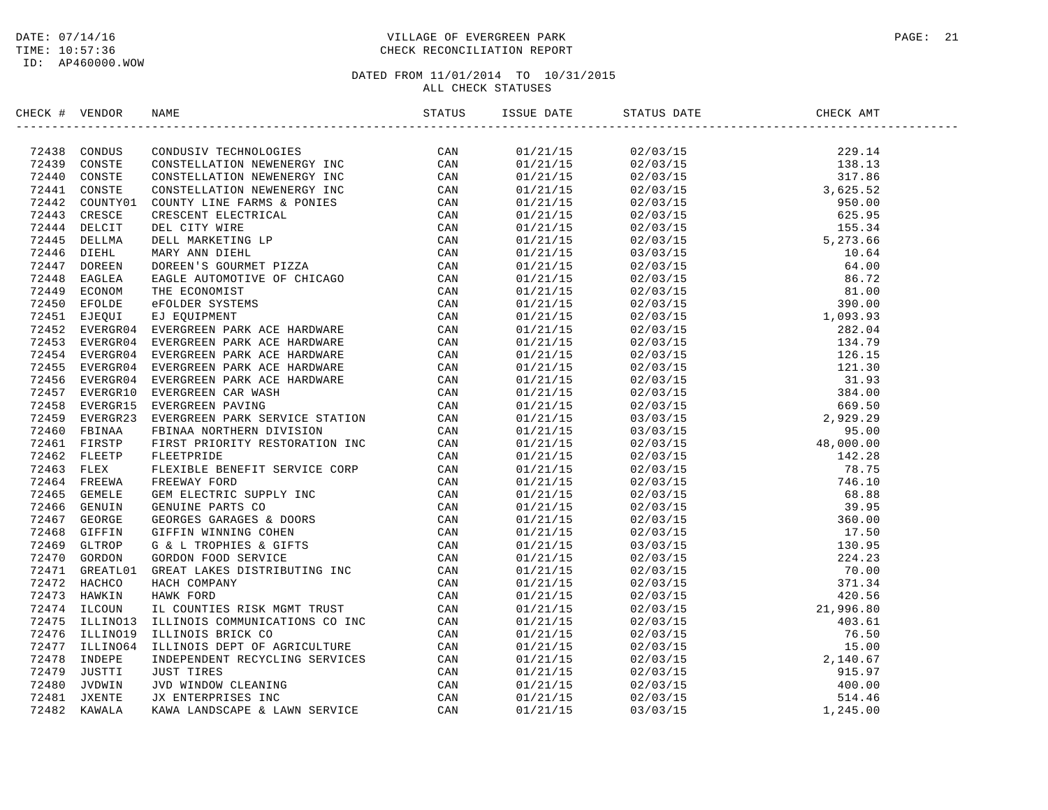DATE: 07/14/16
TIME: 10:57:36
ID: AP460000.WOW

VILLAGE OF EVERGREEN PARK
CHECK RECONCILIATION REPORT

DATED FROM 11/01/2014 TO 10/31/2015
ALL CHECK STATUSES

| CHECK # | VENDOR | NAME | STATUS | ISSUE DATE | STATUS DATE | CHECK AMT |
|---|---|---|---|---|---|---|
| 72438 | CONDUS | CONDUSIV TECHNOLOGIES | CAN | 01/21/15 | 02/03/15 | 229.14 |
| 72439 | CONSTE | CONSTELLATION NEWENERGY INC | CAN | 01/21/15 | 02/03/15 | 138.13 |
| 72440 | CONSTE | CONSTELLATION NEWENERGY INC | CAN | 01/21/15 | 02/03/15 | 317.86 |
| 72441 | CONSTE | CONSTELLATION NEWENERGY INC | CAN | 01/21/15 | 02/03/15 | 3,625.52 |
| 72442 | COUNTY01 | COUNTY LINE FARMS & PONIES | CAN | 01/21/15 | 02/03/15 | 950.00 |
| 72443 | CRESCE | CRESCENT ELECTRICAL | CAN | 01/21/15 | 02/03/15 | 625.95 |
| 72444 | DELCIT | DEL CITY WIRE | CAN | 01/21/15 | 02/03/15 | 155.34 |
| 72445 | DELLMA | DELL MARKETING LP | CAN | 01/21/15 | 02/03/15 | 5,273.66 |
| 72446 | DIEHL | MARY ANN DIEHL | CAN | 01/21/15 | 03/03/15 | 10.64 |
| 72447 | DOREEN | DOREEN'S GOURMET PIZZA | CAN | 01/21/15 | 02/03/15 | 64.00 |
| 72448 | EAGLEA | EAGLE AUTOMOTIVE OF CHICAGO | CAN | 01/21/15 | 02/03/15 | 86.72 |
| 72449 | ECONOM | THE ECONOMIST | CAN | 01/21/15 | 02/03/15 | 81.00 |
| 72450 | EFOLDE | eFOLDER SYSTEMS | CAN | 01/21/15 | 02/03/15 | 390.00 |
| 72451 | EJEQUI | EJ EQUIPMENT | CAN | 01/21/15 | 02/03/15 | 1,093.93 |
| 72452 | EVERGR04 | EVERGREEN PARK ACE HARDWARE | CAN | 01/21/15 | 02/03/15 | 282.04 |
| 72453 | EVERGR04 | EVERGREEN PARK ACE HARDWARE | CAN | 01/21/15 | 02/03/15 | 134.79 |
| 72454 | EVERGR04 | EVERGREEN PARK ACE HARDWARE | CAN | 01/21/15 | 02/03/15 | 126.15 |
| 72455 | EVERGR04 | EVERGREEN PARK ACE HARDWARE | CAN | 01/21/15 | 02/03/15 | 121.30 |
| 72456 | EVERGR04 | EVERGREEN PARK ACE HARDWARE | CAN | 01/21/15 | 02/03/15 | 31.93 |
| 72457 | EVERGR10 | EVERGREEN CAR WASH | CAN | 01/21/15 | 02/03/15 | 384.00 |
| 72458 | EVERGR15 | EVERGREEN PAVING | CAN | 01/21/15 | 02/03/15 | 669.50 |
| 72459 | EVERGR23 | EVERGREEN PARK SERVICE STATION | CAN | 01/21/15 | 03/03/15 | 2,929.29 |
| 72460 | FBINAA | FBINAA NORTHERN DIVISION | CAN | 01/21/15 | 03/03/15 | 95.00 |
| 72461 | FIRSTP | FIRST PRIORITY RESTORATION INC | CAN | 01/21/15 | 02/03/15 | 48,000.00 |
| 72462 | FLEETP | FLEETPRIDE | CAN | 01/21/15 | 02/03/15 | 142.28 |
| 72463 | FLEX | FLEXIBLE BENEFIT SERVICE CORP | CAN | 01/21/15 | 02/03/15 | 78.75 |
| 72464 | FREEWA | FREEWAY FORD | CAN | 01/21/15 | 02/03/15 | 746.10 |
| 72465 | GEMELE | GEM ELECTRIC SUPPLY INC | CAN | 01/21/15 | 02/03/15 | 68.88 |
| 72466 | GENUIN | GENUINE PARTS CO | CAN | 01/21/15 | 02/03/15 | 39.95 |
| 72467 | GEORGE | GEORGES GARAGES & DOORS | CAN | 01/21/15 | 02/03/15 | 360.00 |
| 72468 | GIFFIN | GIFFIN WINNING COHEN | CAN | 01/21/15 | 02/03/15 | 17.50 |
| 72469 | GLTROP | G & L TROPHIES & GIFTS | CAN | 01/21/15 | 03/03/15 | 130.95 |
| 72470 | GORDON | GORDON FOOD SERVICE | CAN | 01/21/15 | 02/03/15 | 224.23 |
| 72471 | GREATL01 | GREAT LAKES DISTRIBUTING INC | CAN | 01/21/15 | 02/03/15 | 70.00 |
| 72472 | HACHCO | HACH COMPANY | CAN | 01/21/15 | 02/03/15 | 371.34 |
| 72473 | HAWKIN | HAWK FORD | CAN | 01/21/15 | 02/03/15 | 420.56 |
| 72474 | ILCOUN | IL COUNTIES RISK MGMT TRUST | CAN | 01/21/15 | 02/03/15 | 21,996.80 |
| 72475 | ILLINO13 | ILLINOIS COMMUNICATIONS CO INC | CAN | 01/21/15 | 02/03/15 | 403.61 |
| 72476 | ILLINO19 | ILLINOIS BRICK CO | CAN | 01/21/15 | 02/03/15 | 76.50 |
| 72477 | ILLINO64 | ILLINOIS DEPT OF AGRICULTURE | CAN | 01/21/15 | 02/03/15 | 15.00 |
| 72478 | INDEPE | INDEPENDENT RECYCLING SERVICES | CAN | 01/21/15 | 02/03/15 | 2,140.67 |
| 72479 | JUSTTI | JUST TIRES | CAN | 01/21/15 | 02/03/15 | 915.97 |
| 72480 | JVDWIN | JVD WINDOW CLEANING | CAN | 01/21/15 | 02/03/15 | 400.00 |
| 72481 | JXENTE | JX ENTERPRISES INC | CAN | 01/21/15 | 02/03/15 | 514.46 |
| 72482 | KAWALA | KAWA LANDSCAPE & LAWN SERVICE | CAN | 01/21/15 | 03/03/15 | 1,245.00 |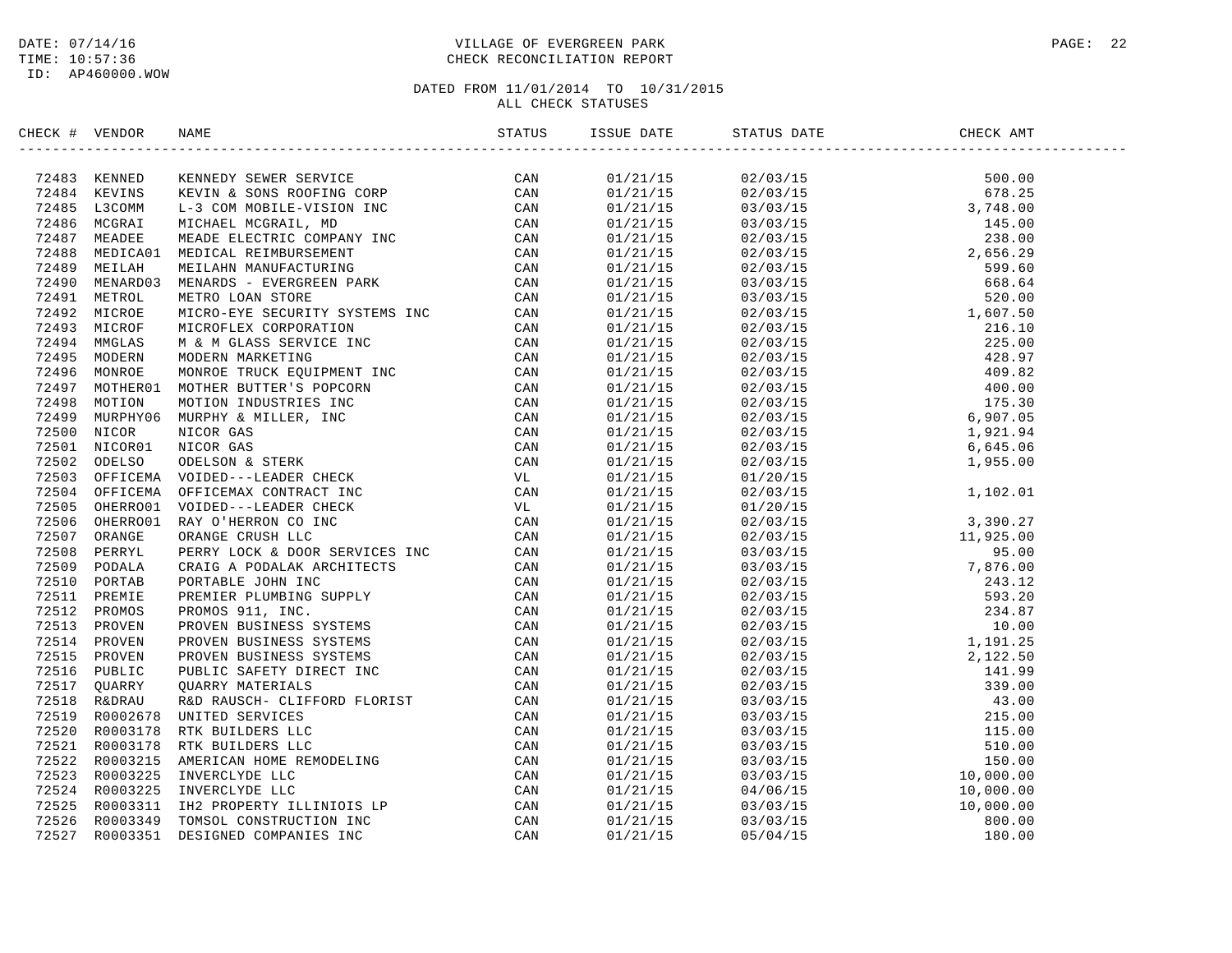DATE: 07/14/16
TIME: 10:57:36
ID: AP460000.WOW

# VILLAGE OF EVERGREEN PARK
## CHECK RECONCILIATION REPORT

DATED FROM 11/01/2014 TO 10/31/2015
ALL CHECK STATUSES

| CHECK # | VENDOR | NAME | STATUS | ISSUE DATE | STATUS DATE | CHECK AMT |
|---|---|---|---|---|---|---|
| 72483 | KENNED | KENNEDY SEWER SERVICE | CAN | 01/21/15 | 02/03/15 | 500.00 |
| 72484 | KEVINS | KEVIN & SONS ROOFING CORP | CAN | 01/21/15 | 02/03/15 | 678.25 |
| 72485 | L3COMM | L-3 COM MOBILE-VISION INC | CAN | 01/21/15 | 03/03/15 | 3,748.00 |
| 72486 | MCGRAI | MICHAEL MCGRAIL, MD | CAN | 01/21/15 | 03/03/15 | 145.00 |
| 72487 | MEADEE | MEADE ELECTRIC COMPANY INC | CAN | 01/21/15 | 02/03/15 | 238.00 |
| 72488 | MEDICA01 | MEDICAL REIMBURSEMENT | CAN | 01/21/15 | 02/03/15 | 2,656.29 |
| 72489 | MEILAH | MEILAHN MANUFACTURING | CAN | 01/21/15 | 02/03/15 | 599.60 |
| 72490 | MENARD03 | MENARDS - EVERGREEN PARK | CAN | 01/21/15 | 03/03/15 | 668.64 |
| 72491 | METROL | METRO LOAN STORE | CAN | 01/21/15 | 03/03/15 | 520.00 |
| 72492 | MICROE | MICRO-EYE SECURITY SYSTEMS INC | CAN | 01/21/15 | 02/03/15 | 1,607.50 |
| 72493 | MICROF | MICROFLEX CORPORATION | CAN | 01/21/15 | 02/03/15 | 216.10 |
| 72494 | MMGLAS | M & M GLASS SERVICE INC | CAN | 01/21/15 | 02/03/15 | 225.00 |
| 72495 | MODERN | MODERN MARKETING | CAN | 01/21/15 | 02/03/15 | 428.97 |
| 72496 | MONROE | MONROE TRUCK EQUIPMENT INC | CAN | 01/21/15 | 02/03/15 | 409.82 |
| 72497 | MOTHER01 | MOTHER BUTTER'S POPCORN | CAN | 01/21/15 | 02/03/15 | 400.00 |
| 72498 | MOTION | MOTION INDUSTRIES INC | CAN | 01/21/15 | 02/03/15 | 175.30 |
| 72499 | MURPHY06 | MURPHY & MILLER, INC | CAN | 01/21/15 | 02/03/15 | 6,907.05 |
| 72500 | NICOR | NICOR GAS | CAN | 01/21/15 | 02/03/15 | 1,921.94 |
| 72501 | NICOR01 | NICOR GAS | CAN | 01/21/15 | 02/03/15 | 6,645.06 |
| 72502 | ODELSO | ODELSON & STERK | CAN | 01/21/15 | 02/03/15 | 1,955.00 |
| 72503 | OFFICEMA | VOIDED---LEADER CHECK | VL | 01/21/15 | 01/20/15 | |
| 72504 | OFFICEMA | OFFICEMAX CONTRACT INC | CAN | 01/21/15 | 02/03/15 | 1,102.01 |
| 72505 | OHERRO01 | VOIDED---LEADER CHECK | VL | 01/21/15 | 01/20/15 | |
| 72506 | OHERRO01 | RAY O'HERRON CO INC | CAN | 01/21/15 | 02/03/15 | 3,390.27 |
| 72507 | ORANGE | ORANGE CRUSH LLC | CAN | 01/21/15 | 02/03/15 | 11,925.00 |
| 72508 | PERRYL | PERRY LOCK & DOOR SERVICES INC | CAN | 01/21/15 | 03/03/15 | 95.00 |
| 72509 | PODALA | CRAIG A PODALAK ARCHITECTS | CAN | 01/21/15 | 03/03/15 | 7,876.00 |
| 72510 | PORTAB | PORTABLE JOHN INC | CAN | 01/21/15 | 02/03/15 | 243.12 |
| 72511 | PREMIE | PREMIER PLUMBING SUPPLY | CAN | 01/21/15 | 02/03/15 | 593.20 |
| 72512 | PROMOS | PROMOS 911, INC. | CAN | 01/21/15 | 02/03/15 | 234.87 |
| 72513 | PROVEN | PROVEN BUSINESS SYSTEMS | CAN | 01/21/15 | 02/03/15 | 10.00 |
| 72514 | PROVEN | PROVEN BUSINESS SYSTEMS | CAN | 01/21/15 | 02/03/15 | 1,191.25 |
| 72515 | PROVEN | PROVEN BUSINESS SYSTEMS | CAN | 01/21/15 | 02/03/15 | 2,122.50 |
| 72516 | PUBLIC | PUBLIC SAFETY DIRECT INC | CAN | 01/21/15 | 02/03/15 | 141.99 |
| 72517 | QUARRY | QUARRY MATERIALS | CAN | 01/21/15 | 02/03/15 | 339.00 |
| 72518 | R&DRAU | R&D RAUSCH- CLIFFORD FLORIST | CAN | 01/21/15 | 03/03/15 | 43.00 |
| 72519 | R0002678 | UNITED SERVICES | CAN | 01/21/15 | 03/03/15 | 215.00 |
| 72520 | R0003178 | RTK BUILDERS LLC | CAN | 01/21/15 | 03/03/15 | 115.00 |
| 72521 | R0003178 | RTK BUILDERS LLC | CAN | 01/21/15 | 03/03/15 | 510.00 |
| 72522 | R0003215 | AMERICAN HOME REMODELING | CAN | 01/21/15 | 03/03/15 | 150.00 |
| 72523 | R0003225 | INVERCLYDE LLC | CAN | 01/21/15 | 03/03/15 | 10,000.00 |
| 72524 | R0003225 | INVERCLYDE LLC | CAN | 01/21/15 | 04/06/15 | 10,000.00 |
| 72525 | R0003311 | IH2 PROPERTY ILLINIOIS LP | CAN | 01/21/15 | 03/03/15 | 10,000.00 |
| 72526 | R0003349 | TOMSOL CONSTRUCTION INC | CAN | 01/21/15 | 03/03/15 | 800.00 |
| 72527 | R0003351 | DESIGNED COMPANIES INC | CAN | 01/21/15 | 05/04/15 | 180.00 |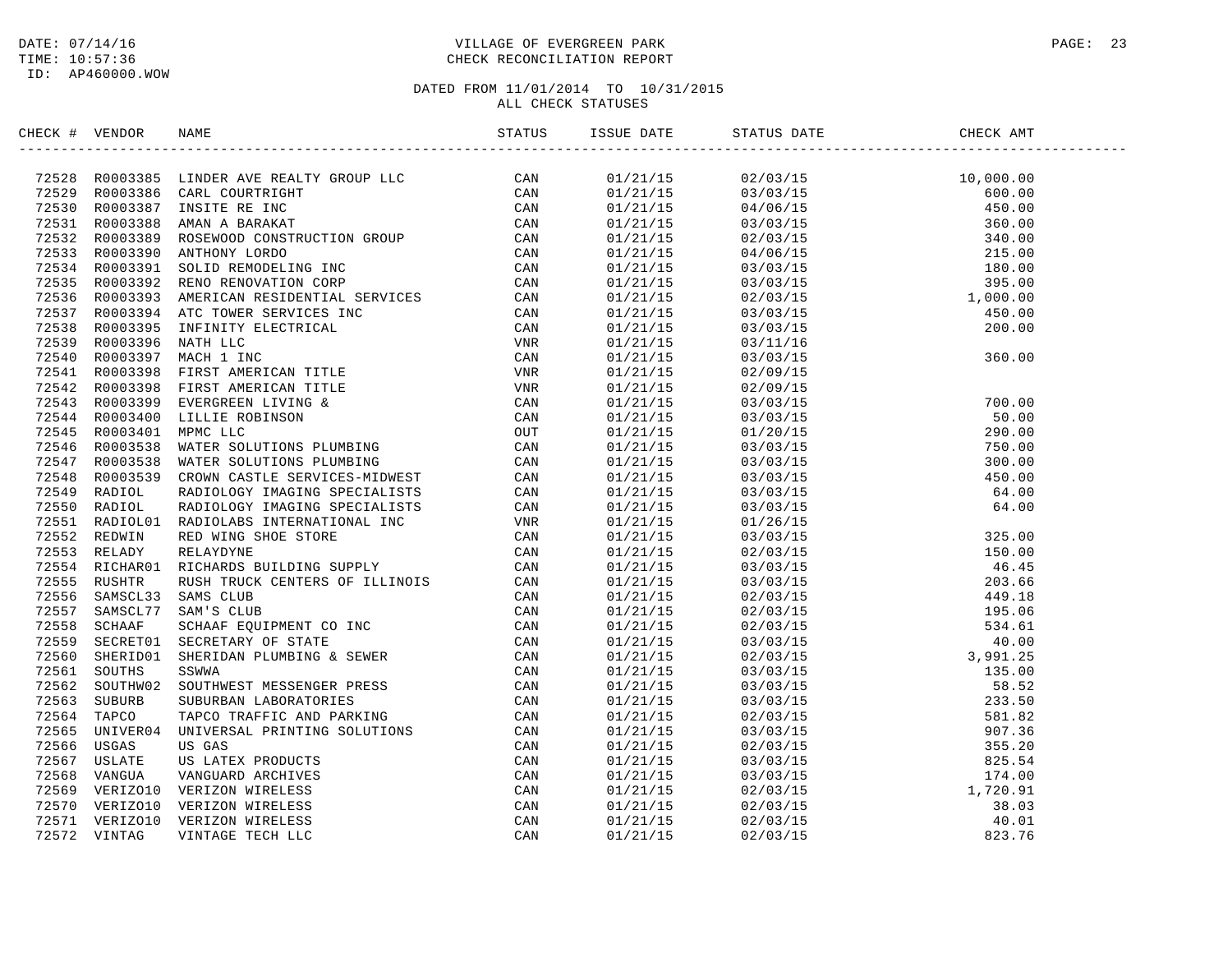DATE: 07/14/16
TIME: 10:57:36
ID: AP460000.WOW

# VILLAGE OF EVERGREEN PARK
## CHECK RECONCILIATION REPORT

DATED FROM 11/01/2014 TO 10/31/2015
ALL CHECK STATUSES

| CHECK # | VENDOR | NAME | STATUS | ISSUE DATE | STATUS DATE | CHECK AMT |
|---|---|---|---|---|---|---|
| 72528 | R0003385 | LINDER AVE REALTY GROUP LLC | CAN | 01/21/15 | 02/03/15 | 10,000.00 |
| 72529 | R0003386 | CARL COURTRIGHT | CAN | 01/21/15 | 03/03/15 | 600.00 |
| 72530 | R0003387 | INSITE RE INC | CAN | 01/21/15 | 04/06/15 | 450.00 |
| 72531 | R0003388 | AMAN A BARAKAT | CAN | 01/21/15 | 03/03/15 | 360.00 |
| 72532 | R0003389 | ROSEWOOD CONSTRUCTION GROUP | CAN | 01/21/15 | 02/03/15 | 340.00 |
| 72533 | R0003390 | ANTHONY LORDO | CAN | 01/21/15 | 04/06/15 | 215.00 |
| 72534 | R0003391 | SOLID REMODELING INC | CAN | 01/21/15 | 03/03/15 | 180.00 |
| 72535 | R0003392 | RENO RENOVATION CORP | CAN | 01/21/15 | 03/03/15 | 395.00 |
| 72536 | R0003393 | AMERICAN RESIDENTIAL SERVICES | CAN | 01/21/15 | 02/03/15 | 1,000.00 |
| 72537 | R0003394 | ATC TOWER SERVICES INC | CAN | 01/21/15 | 03/03/15 | 450.00 |
| 72538 | R0003395 | INFINITY ELECTRICAL | CAN | 01/21/15 | 03/03/15 | 200.00 |
| 72539 | R0003396 | NATH LLC | VNR | 01/21/15 | 03/11/16 | |
| 72540 | R0003397 | MACH 1 INC | CAN | 01/21/15 | 03/03/15 | 360.00 |
| 72541 | R0003398 | FIRST AMERICAN TITLE | VNR | 01/21/15 | 02/09/15 | |
| 72542 | R0003398 | FIRST AMERICAN TITLE | VNR | 01/21/15 | 02/09/15 | |
| 72543 | R0003399 | EVERGREEN LIVING & | CAN | 01/21/15 | 03/03/15 | 700.00 |
| 72544 | R0003400 | LILLIE ROBINSON | CAN | 01/21/15 | 03/03/15 | 50.00 |
| 72545 | R0003401 | MPMC LLC | OUT | 01/21/15 | 01/20/15 | 290.00 |
| 72546 | R0003538 | WATER SOLUTIONS PLUMBING | CAN | 01/21/15 | 03/03/15 | 750.00 |
| 72547 | R0003538 | WATER SOLUTIONS PLUMBING | CAN | 01/21/15 | 03/03/15 | 300.00 |
| 72548 | R0003539 | CROWN CASTLE SERVICES-MIDWEST | CAN | 01/21/15 | 03/03/15 | 450.00 |
| 72549 | RADIOL | RADIOLOGY IMAGING SPECIALISTS | CAN | 01/21/15 | 03/03/15 | 64.00 |
| 72550 | RADIOL | RADIOLOGY IMAGING SPECIALISTS | CAN | 01/21/15 | 03/03/15 | 64.00 |
| 72551 | RADIOL01 | RADIOLABS INTERNATIONAL INC | VNR | 01/21/15 | 01/26/15 | |
| 72552 | REDWIN | RED WING SHOE STORE | CAN | 01/21/15 | 03/03/15 | 325.00 |
| 72553 | RELADY | RELAYDYNE | CAN | 01/21/15 | 02/03/15 | 150.00 |
| 72554 | RICHAR01 | RICHARDS BUILDING SUPPLY | CAN | 01/21/15 | 03/03/15 | 46.45 |
| 72555 | RUSHTR | RUSH TRUCK CENTERS OF ILLINOIS | CAN | 01/21/15 | 03/03/15 | 203.66 |
| 72556 | SAMSCL33 | SAMS CLUB | CAN | 01/21/15 | 02/03/15 | 449.18 |
| 72557 | SAMSCL77 | SAM'S CLUB | CAN | 01/21/15 | 02/03/15 | 195.06 |
| 72558 | SCHAAF | SCHAAF EQUIPMENT CO INC | CAN | 01/21/15 | 02/03/15 | 534.61 |
| 72559 | SECRET01 | SECRETARY OF STATE | CAN | 01/21/15 | 03/03/15 | 40.00 |
| 72560 | SHERID01 | SHERIDAN PLUMBING & SEWER | CAN | 01/21/15 | 02/03/15 | 3,991.25 |
| 72561 | SOUTHS | SSWWA | CAN | 01/21/15 | 03/03/15 | 135.00 |
| 72562 | SOUTHW02 | SOUTHWEST MESSENGER PRESS | CAN | 01/21/15 | 03/03/15 | 58.52 |
| 72563 | SUBURB | SUBURBAN LABORATORIES | CAN | 01/21/15 | 03/03/15 | 233.50 |
| 72564 | TAPCO | TAPCO TRAFFIC AND PARKING | CAN | 01/21/15 | 02/03/15 | 581.82 |
| 72565 | UNIVER04 | UNIVERSAL PRINTING SOLUTIONS | CAN | 01/21/15 | 03/03/15 | 907.36 |
| 72566 | USGAS | US GAS | CAN | 01/21/15 | 02/03/15 | 355.20 |
| 72567 | USLATE | US LATEX PRODUCTS | CAN | 01/21/15 | 03/03/15 | 825.54 |
| 72568 | VANGUA | VANGUARD ARCHIVES | CAN | 01/21/15 | 03/03/15 | 174.00 |
| 72569 | VERIZO10 | VERIZON WIRELESS | CAN | 01/21/15 | 02/03/15 | 1,720.91 |
| 72570 | VERIZO10 | VERIZON WIRELESS | CAN | 01/21/15 | 02/03/15 | 38.03 |
| 72571 | VERIZO10 | VERIZON WIRELESS | CAN | 01/21/15 | 02/03/15 | 40.01 |
| 72572 | VINTAG | VINTAGE TECH LLC | CAN | 01/21/15 | 02/03/15 | 823.76 |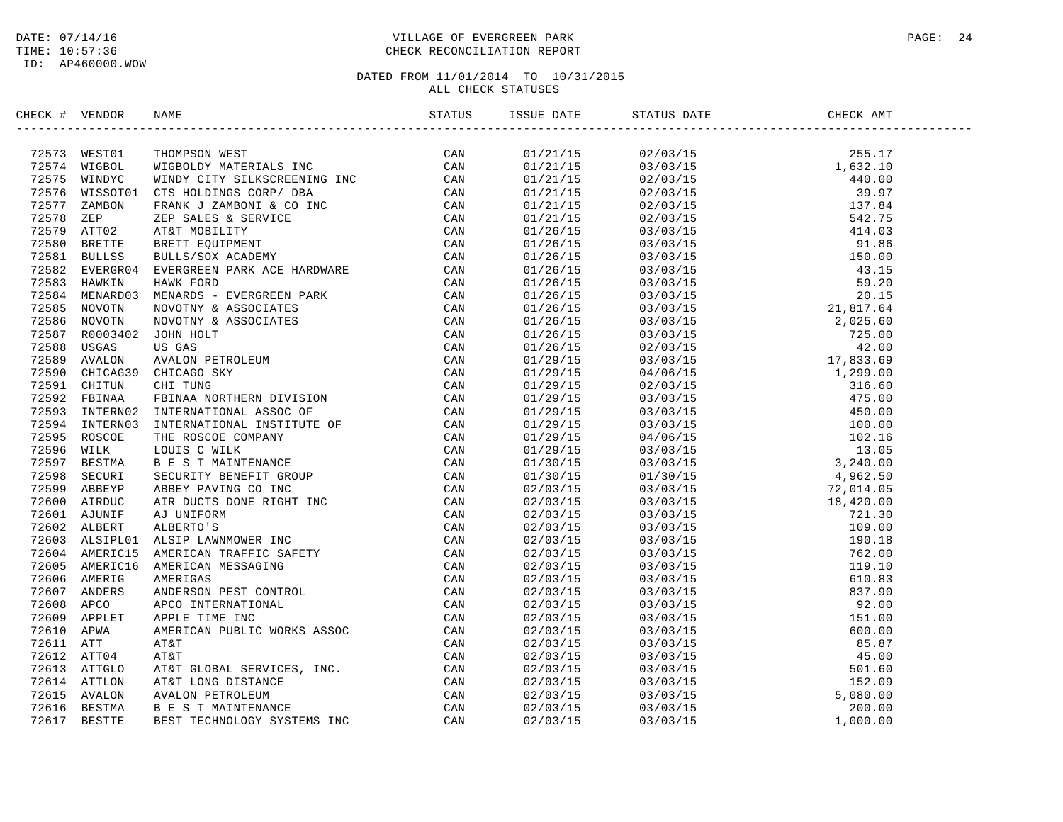DATE: 07/14/16
TIME: 10:57:36
ID: AP460000.WOW

VILLAGE OF EVERGREEN PARK
CHECK RECONCILIATION REPORT

DATED FROM 11/01/2014 TO 10/31/2015
ALL CHECK STATUSES

| CHECK # | VENDOR | NAME | STATUS | ISSUE DATE | STATUS DATE | CHECK AMT |
|---|---|---|---|---|---|---|
| 72573 | WEST01 | THOMPSON WEST | CAN | 01/21/15 | 02/03/15 | 255.17 |
| 72574 | WIGBOL | WIGBOLDY MATERIALS INC | CAN | 01/21/15 | 03/03/15 | 1,632.10 |
| 72575 | WINDYC | WINDY CITY SILKSCREENING INC | CAN | 01/21/15 | 02/03/15 | 440.00 |
| 72576 | WISSOT01 | CTS HOLDINGS CORP/ DBA | CAN | 01/21/15 | 02/03/15 | 39.97 |
| 72577 | ZAMBON | FRANK J ZAMBONI & CO INC | CAN | 01/21/15 | 02/03/15 | 137.84 |
| 72578 | ZEP | ZEP SALES & SERVICE | CAN | 01/21/15 | 02/03/15 | 542.75 |
| 72579 | ATT02 | AT&T MOBILITY | CAN | 01/26/15 | 03/03/15 | 414.03 |
| 72580 | BRETTE | BRETT EQUIPMENT | CAN | 01/26/15 | 03/03/15 | 91.86 |
| 72581 | BULLSS | BULLS/SOX ACADEMY | CAN | 01/26/15 | 03/03/15 | 150.00 |
| 72582 | EVERGR04 | EVERGREEN PARK ACE HARDWARE | CAN | 01/26/15 | 03/03/15 | 43.15 |
| 72583 | HAWKIN | HAWK FORD | CAN | 01/26/15 | 03/03/15 | 59.20 |
| 72584 | MENARD03 | MENARDS - EVERGREEN PARK | CAN | 01/26/15 | 03/03/15 | 20.15 |
| 72585 | NOVOTN | NOVOTNY & ASSOCIATES | CAN | 01/26/15 | 03/03/15 | 21,817.64 |
| 72586 | NOVOTN | NOVOTNY & ASSOCIATES | CAN | 01/26/15 | 03/03/15 | 2,025.60 |
| 72587 | R0003402 | JOHN HOLT | CAN | 01/26/15 | 03/03/15 | 725.00 |
| 72588 | USGAS | US GAS | CAN | 01/26/15 | 02/03/15 | 42.00 |
| 72589 | AVALON | AVALON PETROLEUM | CAN | 01/29/15 | 03/03/15 | 17,833.69 |
| 72590 | CHICAG39 | CHICAGO SKY | CAN | 01/29/15 | 04/06/15 | 1,299.00 |
| 72591 | CHITUN | CHI TUNG | CAN | 01/29/15 | 02/03/15 | 316.60 |
| 72592 | FBINAA | FBINAA NORTHERN DIVISION | CAN | 01/29/15 | 03/03/15 | 475.00 |
| 72593 | INTERN02 | INTERNATIONAL ASSOC OF | CAN | 01/29/15 | 03/03/15 | 450.00 |
| 72594 | INTERN03 | INTERNATIONAL INSTITUTE OF | CAN | 01/29/15 | 03/03/15 | 100.00 |
| 72595 | ROSCOE | THE ROSCOE COMPANY | CAN | 01/29/15 | 04/06/15 | 102.16 |
| 72596 | WILK | LOUIS C WILK | CAN | 01/29/15 | 03/03/15 | 13.05 |
| 72597 | BESTMA | B E S T MAINTENANCE | CAN | 01/30/15 | 03/03/15 | 3,240.00 |
| 72598 | SECURI | SECURITY BENEFIT GROUP | CAN | 01/30/15 | 01/30/15 | 4,962.50 |
| 72599 | ABBEYP | ABBEY PAVING CO INC | CAN | 02/03/15 | 03/03/15 | 72,014.05 |
| 72600 | AIRDUC | AIR DUCTS DONE RIGHT INC | CAN | 02/03/15 | 03/03/15 | 18,420.00 |
| 72601 | AJUNIF | AJ UNIFORM | CAN | 02/03/15 | 03/03/15 | 721.30 |
| 72602 | ALBERT | ALBERTO'S | CAN | 02/03/15 | 03/03/15 | 109.00 |
| 72603 | ALSIPL01 | ALSIP LAWNMOWER INC | CAN | 02/03/15 | 03/03/15 | 190.18 |
| 72604 | AMERIC15 | AMERICAN TRAFFIC SAFETY | CAN | 02/03/15 | 03/03/15 | 762.00 |
| 72605 | AMERIC16 | AMERICAN MESSAGING | CAN | 02/03/15 | 03/03/15 | 119.10 |
| 72606 | AMERIG | AMERIGAS | CAN | 02/03/15 | 03/03/15 | 610.83 |
| 72607 | ANDERS | ANDERSON PEST CONTROL | CAN | 02/03/15 | 03/03/15 | 837.90 |
| 72608 | APCO | APCO INTERNATIONAL | CAN | 02/03/15 | 03/03/15 | 92.00 |
| 72609 | APPLET | APPLE TIME INC | CAN | 02/03/15 | 03/03/15 | 151.00 |
| 72610 | APWA | AMERICAN PUBLIC WORKS ASSOC | CAN | 02/03/15 | 03/03/15 | 600.00 |
| 72611 | ATT | AT&T | CAN | 02/03/15 | 03/03/15 | 85.87 |
| 72612 | ATT04 | AT&T | CAN | 02/03/15 | 03/03/15 | 45.00 |
| 72613 | ATTGLO | AT&T GLOBAL SERVICES, INC. | CAN | 02/03/15 | 03/03/15 | 501.60 |
| 72614 | ATTLON | AT&T LONG DISTANCE | CAN | 02/03/15 | 03/03/15 | 152.09 |
| 72615 | AVALON | AVALON PETROLEUM | CAN | 02/03/15 | 03/03/15 | 5,080.00 |
| 72616 | BESTMA | B E S T MAINTENANCE | CAN | 02/03/15 | 03/03/15 | 200.00 |
| 72617 | BESTTE | BEST TECHNOLOGY SYSTEMS INC | CAN | 02/03/15 | 03/03/15 | 1,000.00 |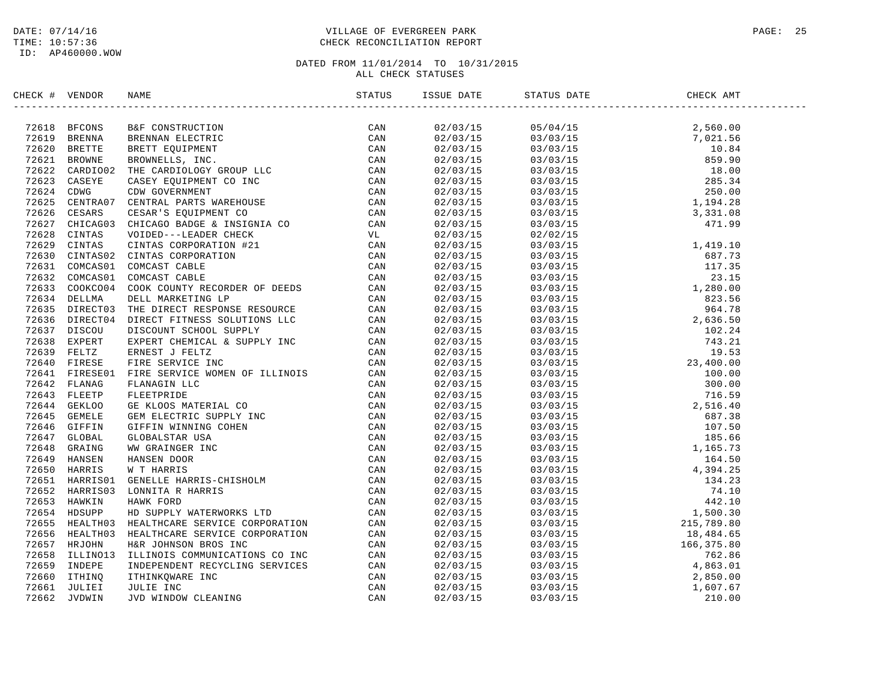DATE: 07/14/16
TIME: 10:57:36
ID: AP460000.WOW

VILLAGE OF EVERGREEN PARK
CHECK RECONCILIATION REPORT

DATED FROM 11/01/2014 TO 10/31/2015
ALL CHECK STATUSES

| CHECK # | VENDOR | NAME | STATUS | ISSUE DATE | STATUS DATE | CHECK AMT |
|---|---|---|---|---|---|---|
| 72618 | BFCONS | B&F CONSTRUCTION | CAN | 02/03/15 | 05/04/15 | 2,560.00 |
| 72619 | BRENNA | BRENNAN ELECTRIC | CAN | 02/03/15 | 03/03/15 | 7,021.56 |
| 72620 | BRETTE | BRETT EQUIPMENT | CAN | 02/03/15 | 03/03/15 | 10.84 |
| 72621 | BROWNE | BROWNELLS, INC. | CAN | 02/03/15 | 03/03/15 | 859.90 |
| 72622 | CARDIO02 | THE CARDIOLOGY GROUP LLC | CAN | 02/03/15 | 03/03/15 | 18.00 |
| 72623 | CASEYE | CASEY EQUIPMENT CO INC | CAN | 02/03/15 | 03/03/15 | 285.34 |
| 72624 | CDWG | CDW GOVERNMENT | CAN | 02/03/15 | 03/03/15 | 250.00 |
| 72625 | CENTRA07 | CENTRAL PARTS WAREHOUSE | CAN | 02/03/15 | 03/03/15 | 1,194.28 |
| 72626 | CESARS | CESAR'S EQUIPMENT CO | CAN | 02/03/15 | 03/03/15 | 3,331.08 |
| 72627 | CHICAG03 | CHICAGO BADGE & INSIGNIA CO | CAN | 02/03/15 | 03/03/15 | 471.99 |
| 72628 | CINTAS | VOIDED---LEADER CHECK | VL | 02/03/15 | 02/02/15 | |
| 72629 | CINTAS | CINTAS CORPORATION #21 | CAN | 02/03/15 | 03/03/15 | 1,419.10 |
| 72630 | CINTAS02 | CINTAS CORPORATION | CAN | 02/03/15 | 03/03/15 | 687.73 |
| 72631 | COMCAS01 | COMCAST CABLE | CAN | 02/03/15 | 03/03/15 | 117.35 |
| 72632 | COMCAS01 | COMCAST CABLE | CAN | 02/03/15 | 03/03/15 | 23.15 |
| 72633 | COOKCO04 | COOK COUNTY RECORDER OF DEEDS | CAN | 02/03/15 | 03/03/15 | 1,280.00 |
| 72634 | DELLMA | DELL MARKETING LP | CAN | 02/03/15 | 03/03/15 | 823.56 |
| 72635 | DIRECT03 | THE DIRECT RESPONSE RESOURCE | CAN | 02/03/15 | 03/03/15 | 964.78 |
| 72636 | DIRECT04 | DIRECT FITNESS SOLUTIONS LLC | CAN | 02/03/15 | 03/03/15 | 2,636.50 |
| 72637 | DISCOU | DISCOUNT SCHOOL SUPPLY | CAN | 02/03/15 | 03/03/15 | 102.24 |
| 72638 | EXPERT | EXPERT CHEMICAL & SUPPLY INC | CAN | 02/03/15 | 03/03/15 | 743.21 |
| 72639 | FELTZ | ERNEST J FELTZ | CAN | 02/03/15 | 03/03/15 | 19.53 |
| 72640 | FIRESE | FIRE SERVICE INC | CAN | 02/03/15 | 03/03/15 | 23,400.00 |
| 72641 | FIRESE01 | FIRE SERVICE WOMEN OF ILLINOIS | CAN | 02/03/15 | 03/03/15 | 100.00 |
| 72642 | FLANAG | FLANAGIN LLC | CAN | 02/03/15 | 03/03/15 | 300.00 |
| 72643 | FLEETP | FLEETPRIDE | CAN | 02/03/15 | 03/03/15 | 716.59 |
| 72644 | GEKLOO | GE KLOOS MATERIAL CO | CAN | 02/03/15 | 03/03/15 | 2,516.40 |
| 72645 | GEMELE | GEM ELECTRIC SUPPLY INC | CAN | 02/03/15 | 03/03/15 | 687.38 |
| 72646 | GIFFIN | GIFFIN WINNING COHEN | CAN | 02/03/15 | 03/03/15 | 107.50 |
| 72647 | GLOBAL | GLOBALSTAR USA | CAN | 02/03/15 | 03/03/15 | 185.66 |
| 72648 | GRAING | WW GRAINGER INC | CAN | 02/03/15 | 03/03/15 | 1,165.73 |
| 72649 | HANSEN | HANSEN DOOR | CAN | 02/03/15 | 03/03/15 | 164.50 |
| 72650 | HARRIS | W T HARRIS | CAN | 02/03/15 | 03/03/15 | 4,394.25 |
| 72651 | HARRIS01 | GENELLE HARRIS-CHISHOLM | CAN | 02/03/15 | 03/03/15 | 134.23 |
| 72652 | HARRIS03 | LONNITA R HARRIS | CAN | 02/03/15 | 03/03/15 | 74.10 |
| 72653 | HAWKIN | HAWK FORD | CAN | 02/03/15 | 03/03/15 | 442.10 |
| 72654 | HDSUPP | HD SUPPLY WATERWORKS LTD | CAN | 02/03/15 | 03/03/15 | 1,500.30 |
| 72655 | HEALTH03 | HEALTHCARE SERVICE CORPORATION | CAN | 02/03/15 | 03/03/15 | 215,789.80 |
| 72656 | HEALTH03 | HEALTHCARE SERVICE CORPORATION | CAN | 02/03/15 | 03/03/15 | 18,484.65 |
| 72657 | HRJOHN | H&R JOHNSON BROS INC | CAN | 02/03/15 | 03/03/15 | 166,375.80 |
| 72658 | ILLINO13 | ILLINOIS COMMUNICATIONS CO INC | CAN | 02/03/15 | 03/03/15 | 762.86 |
| 72659 | INDEPE | INDEPENDENT RECYCLING SERVICES | CAN | 02/03/15 | 03/03/15 | 4,863.01 |
| 72660 | ITHINQ | ITHINKQWARE INC | CAN | 02/03/15 | 03/03/15 | 2,850.00 |
| 72661 | JULIEI | JULIE INC | CAN | 02/03/15 | 03/03/15 | 1,607.67 |
| 72662 | JVDWIN | JVD WINDOW CLEANING | CAN | 02/03/15 | 03/03/15 | 210.00 |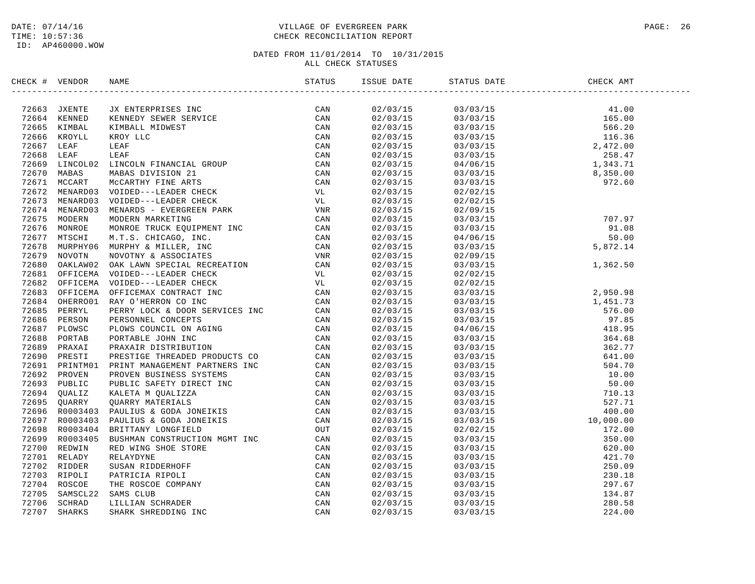DATE: 07/14/16
TIME: 10:57:36
ID: AP460000.WOW

VILLAGE OF EVERGREEN PARK
CHECK RECONCILIATION REPORT

DATED FROM 11/01/2014 TO 10/31/2015
ALL CHECK STATUSES

| CHECK # | VENDOR | NAME | STATUS | ISSUE DATE | STATUS DATE | CHECK AMT |
|---|---|---|---|---|---|---|
| 72663 | JXENTE | JX ENTERPRISES INC | CAN | 02/03/15 | 03/03/15 | 41.00 |
| 72664 | KENNED | KENNEDY SEWER SERVICE | CAN | 02/03/15 | 03/03/15 | 165.00 |
| 72665 | KIMBAL | KIMBALL MIDWEST | CAN | 02/03/15 | 03/03/15 | 566.20 |
| 72666 | KROYLL | KROY LLC | CAN | 02/03/15 | 03/03/15 | 116.36 |
| 72667 | LEAF | LEAF | CAN | 02/03/15 | 03/03/15 | 2,472.00 |
| 72668 | LEAF | LEAF | CAN | 02/03/15 | 03/03/15 | 258.47 |
| 72669 | LINCOL02 | LINCOLN FINANCIAL GROUP | CAN | 02/03/15 | 04/06/15 | 1,343.71 |
| 72670 | MABAS | MABAS DIVISION 21 | CAN | 02/03/15 | 03/03/15 | 8,350.00 |
| 72671 | MCCART | McCARTHY FINE ARTS | CAN | 02/03/15 | 03/03/15 | 972.60 |
| 72672 | MENARD03 | VOIDED---LEADER CHECK | VL | 02/03/15 | 02/02/15 | |
| 72673 | MENARD03 | VOIDED---LEADER CHECK | VL | 02/03/15 | 02/02/15 | |
| 72674 | MENARD03 | MENARDS - EVERGREEN PARK | VNR | 02/03/15 | 02/09/15 | |
| 72675 | MODERN | MODERN MARKETING | CAN | 02/03/15 | 03/03/15 | 707.97 |
| 72676 | MONROE | MONROE TRUCK EQUIPMENT INC | CAN | 02/03/15 | 03/03/15 | 91.08 |
| 72677 | MTSCHI | M.T.S. CHICAGO, INC. | CAN | 02/03/15 | 04/06/15 | 50.00 |
| 72678 | MURPHY06 | MURPHY & MILLER, INC | CAN | 02/03/15 | 03/03/15 | 5,872.14 |
| 72679 | NOVOTN | NOVOTNY & ASSOCIATES | VNR | 02/03/15 | 02/09/15 | |
| 72680 | OAKLAW02 | OAK LAWN SPECIAL RECREATION | CAN | 02/03/15 | 03/03/15 | 1,362.50 |
| 72681 | OFFICEMA | VOIDED---LEADER CHECK | VL | 02/03/15 | 02/02/15 | |
| 72682 | OFFICEMA | VOIDED---LEADER CHECK | VL | 02/03/15 | 02/02/15 | |
| 72683 | OFFICEMA | OFFICEMAX CONTRACT INC | CAN | 02/03/15 | 03/03/15 | 2,950.98 |
| 72684 | OHERRO01 | RAY O'HERRON CO INC | CAN | 02/03/15 | 03/03/15 | 1,451.73 |
| 72685 | PERRYL | PERRY LOCK & DOOR SERVICES INC | CAN | 02/03/15 | 03/03/15 | 576.00 |
| 72686 | PERSON | PERSONNEL CONCEPTS | CAN | 02/03/15 | 03/03/15 | 97.85 |
| 72687 | PLOWSC | PLOWS COUNCIL ON AGING | CAN | 02/03/15 | 04/06/15 | 418.95 |
| 72688 | PORTAB | PORTABLE JOHN INC | CAN | 02/03/15 | 03/03/15 | 364.68 |
| 72689 | PRAXAI | PRAXAIR DISTRIBUTION | CAN | 02/03/15 | 03/03/15 | 362.77 |
| 72690 | PRESTI | PRESTIGE THREADED PRODUCTS CO | CAN | 02/03/15 | 03/03/15 | 641.00 |
| 72691 | PRINTM01 | PRINT MANAGEMENT PARTNERS INC | CAN | 02/03/15 | 03/03/15 | 504.70 |
| 72692 | PROVEN | PROVEN BUSINESS SYSTEMS | CAN | 02/03/15 | 03/03/15 | 10.00 |
| 72693 | PUBLIC | PUBLIC SAFETY DIRECT INC | CAN | 02/03/15 | 03/03/15 | 50.00 |
| 72694 | QUALIZ | KALETA M QUALIZZA | CAN | 02/03/15 | 03/03/15 | 710.13 |
| 72695 | QUARRY | QUARRY MATERIALS | CAN | 02/03/15 | 03/03/15 | 527.71 |
| 72696 | R0003403 | PAULIUS & GODA JONEIKIS | CAN | 02/03/15 | 03/03/15 | 400.00 |
| 72697 | R0003403 | PAULIUS & GODA JONEIKIS | CAN | 02/03/15 | 03/03/15 | 10,000.00 |
| 72698 | R0003404 | BRITTANY LONGFIELD | OUT | 02/03/15 | 02/02/15 | 172.00 |
| 72699 | R0003405 | BUSHMAN CONSTRUCTION MGMT INC | CAN | 02/03/15 | 03/03/15 | 350.00 |
| 72700 | REDWIN | RED WING SHOE STORE | CAN | 02/03/15 | 03/03/15 | 620.00 |
| 72701 | RELADY | RELAYDYNE | CAN | 02/03/15 | 03/03/15 | 421.70 |
| 72702 | RIDDER | SUSAN RIDDERHOFF | CAN | 02/03/15 | 03/03/15 | 250.09 |
| 72703 | RIPOLI | PATRICIA RIPOLI | CAN | 02/03/15 | 03/03/15 | 230.18 |
| 72704 | ROSCOE | THE ROSCOE COMPANY | CAN | 02/03/15 | 03/03/15 | 297.67 |
| 72705 | SAMSCL22 | SAMS CLUB | CAN | 02/03/15 | 03/03/15 | 134.87 |
| 72706 | SCHRAD | LILLIAN SCHRADER | CAN | 02/03/15 | 03/03/15 | 280.58 |
| 72707 | SHARKS | SHARK SHREDDING INC | CAN | 02/03/15 | 03/03/15 | 224.00 |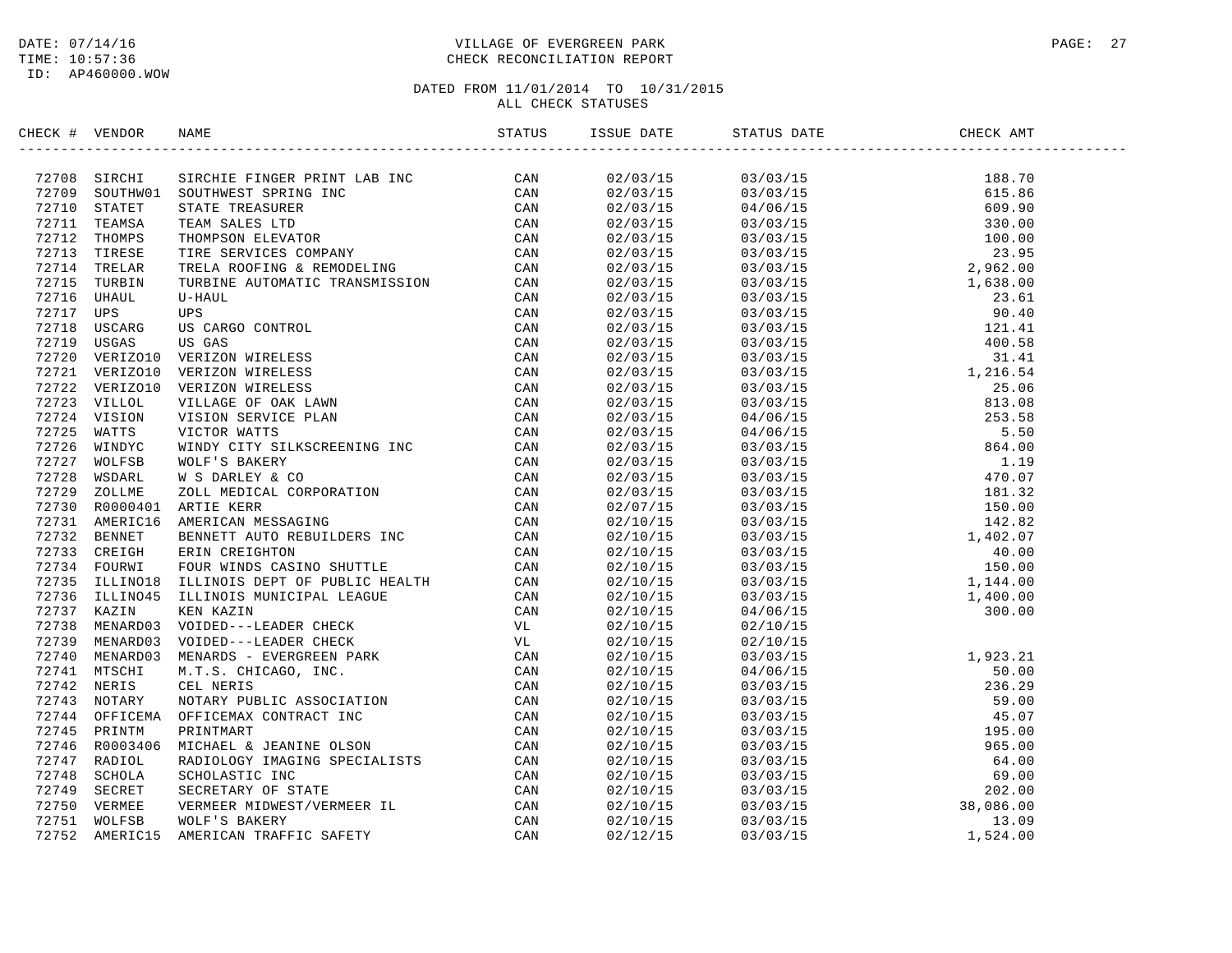DATE: 07/14/16
TIME: 10:57:36
ID: AP460000.WOW

# VILLAGE OF EVERGREEN PARK
## CHECK RECONCILIATION REPORT

DATED FROM 11/01/2014 TO 10/31/2015
ALL CHECK STATUSES

| CHECK # | VENDOR | NAME | STATUS | ISSUE DATE | STATUS DATE | CHECK AMT |
|---|---|---|---|---|---|---|
| 72708 | SIRCHI | SIRCHIE FINGER PRINT LAB INC | CAN | 02/03/15 | 03/03/15 | 188.70 |
| 72709 | SOUTHW01 | SOUTHWEST SPRING INC | CAN | 02/03/15 | 03/03/15 | 615.86 |
| 72710 | STATET | STATE TREASURER | CAN | 02/03/15 | 04/06/15 | 609.90 |
| 72711 | TEAMSA | TEAM SALES LTD | CAN | 02/03/15 | 03/03/15 | 330.00 |
| 72712 | THOMPS | THOMPSON ELEVATOR | CAN | 02/03/15 | 03/03/15 | 100.00 |
| 72713 | TIRESE | TIRE SERVICES COMPANY | CAN | 02/03/15 | 03/03/15 | 23.95 |
| 72714 | TRELAR | TRELA ROOFING & REMODELING | CAN | 02/03/15 | 03/03/15 | 2,962.00 |
| 72715 | TURBIN | TURBINE AUTOMATIC TRANSMISSION | CAN | 02/03/15 | 03/03/15 | 1,638.00 |
| 72716 | UHAUL | U-HAUL | CAN | 02/03/15 | 03/03/15 | 23.61 |
| 72717 | UPS | UPS | CAN | 02/03/15 | 03/03/15 | 90.40 |
| 72718 | USCARG | US CARGO CONTROL | CAN | 02/03/15 | 03/03/15 | 121.41 |
| 72719 | USGAS | US GAS | CAN | 02/03/15 | 03/03/15 | 400.58 |
| 72720 | VERIZO10 | VERIZON WIRELESS | CAN | 02/03/15 | 03/03/15 | 31.41 |
| 72721 | VERIZO10 | VERIZON WIRELESS | CAN | 02/03/15 | 03/03/15 | 1,216.54 |
| 72722 | VERIZO10 | VERIZON WIRELESS | CAN | 02/03/15 | 03/03/15 | 25.06 |
| 72723 | VILLOL | VILLAGE OF OAK LAWN | CAN | 02/03/15 | 03/03/15 | 813.08 |
| 72724 | VISION | VISION SERVICE PLAN | CAN | 02/03/15 | 04/06/15 | 253.58 |
| 72725 | WATTS | VICTOR WATTS | CAN | 02/03/15 | 04/06/15 | 5.50 |
| 72726 | WINDYC | WINDY CITY SILKSCREENING INC | CAN | 02/03/15 | 03/03/15 | 864.00 |
| 72727 | WOLFSB | WOLF'S BAKERY | CAN | 02/03/15 | 03/03/15 | 1.19 |
| 72728 | WSDARL | W S DARLEY & CO | CAN | 02/03/15 | 03/03/15 | 470.07 |
| 72729 | ZOLLME | ZOLL MEDICAL CORPORATION | CAN | 02/03/15 | 03/03/15 | 181.32 |
| 72730 | R0000401 | ARTIE KERR | CAN | 02/07/15 | 03/03/15 | 150.00 |
| 72731 | AMERIC16 | AMERICAN MESSAGING | CAN | 02/10/15 | 03/03/15 | 142.82 |
| 72732 | BENNET | BENNETT AUTO REBUILDERS INC | CAN | 02/10/15 | 03/03/15 | 1,402.07 |
| 72733 | CREIGH | ERIN CREIGHTON | CAN | 02/10/15 | 03/03/15 | 40.00 |
| 72734 | FOURWI | FOUR WINDS CASINO SHUTTLE | CAN | 02/10/15 | 03/03/15 | 150.00 |
| 72735 | ILLINO18 | ILLINOIS DEPT OF PUBLIC HEALTH | CAN | 02/10/15 | 03/03/15 | 1,144.00 |
| 72736 | ILLINO45 | ILLINOIS MUNICIPAL LEAGUE | CAN | 02/10/15 | 03/03/15 | 1,400.00 |
| 72737 | KAZIN | KEN KAZIN | CAN | 02/10/15 | 04/06/15 | 300.00 |
| 72738 | MENARD03 | VOIDED---LEADER CHECK | VL | 02/10/15 | 02/10/15 | |
| 72739 | MENARD03 | VOIDED---LEADER CHECK | VL | 02/10/15 | 02/10/15 | |
| 72740 | MENARD03 | MENARDS - EVERGREEN PARK | CAN | 02/10/15 | 03/03/15 | 1,923.21 |
| 72741 | MTSCHI | M.T.S. CHICAGO, INC. | CAN | 02/10/15 | 04/06/15 | 50.00 |
| 72742 | NERIS | CEL NERIS | CAN | 02/10/15 | 03/03/15 | 236.29 |
| 72743 | NOTARY | NOTARY PUBLIC ASSOCIATION | CAN | 02/10/15 | 03/03/15 | 59.00 |
| 72744 | OFFICEMA | OFFICEMAX CONTRACT INC | CAN | 02/10/15 | 03/03/15 | 45.07 |
| 72745 | PRINTM | PRINTMART | CAN | 02/10/15 | 03/03/15 | 195.00 |
| 72746 | R0003406 | MICHAEL & JEANINE OLSON | CAN | 02/10/15 | 03/03/15 | 965.00 |
| 72747 | RADIOL | RADIOLOGY IMAGING SPECIALISTS | CAN | 02/10/15 | 03/03/15 | 64.00 |
| 72748 | SCHOLA | SCHOLASTIC INC | CAN | 02/10/15 | 03/03/15 | 69.00 |
| 72749 | SECRET | SECRETARY OF STATE | CAN | 02/10/15 | 03/03/15 | 202.00 |
| 72750 | VERMEE | VERMEER MIDWEST/VERMEER IL | CAN | 02/10/15 | 03/03/15 | 38,086.00 |
| 72751 | WOLFSB | WOLF'S BAKERY | CAN | 02/10/15 | 03/03/15 | 13.09 |
| 72752 | AMERIC15 | AMERICAN TRAFFIC SAFETY | CAN | 02/12/15 | 03/03/15 | 1,524.00 |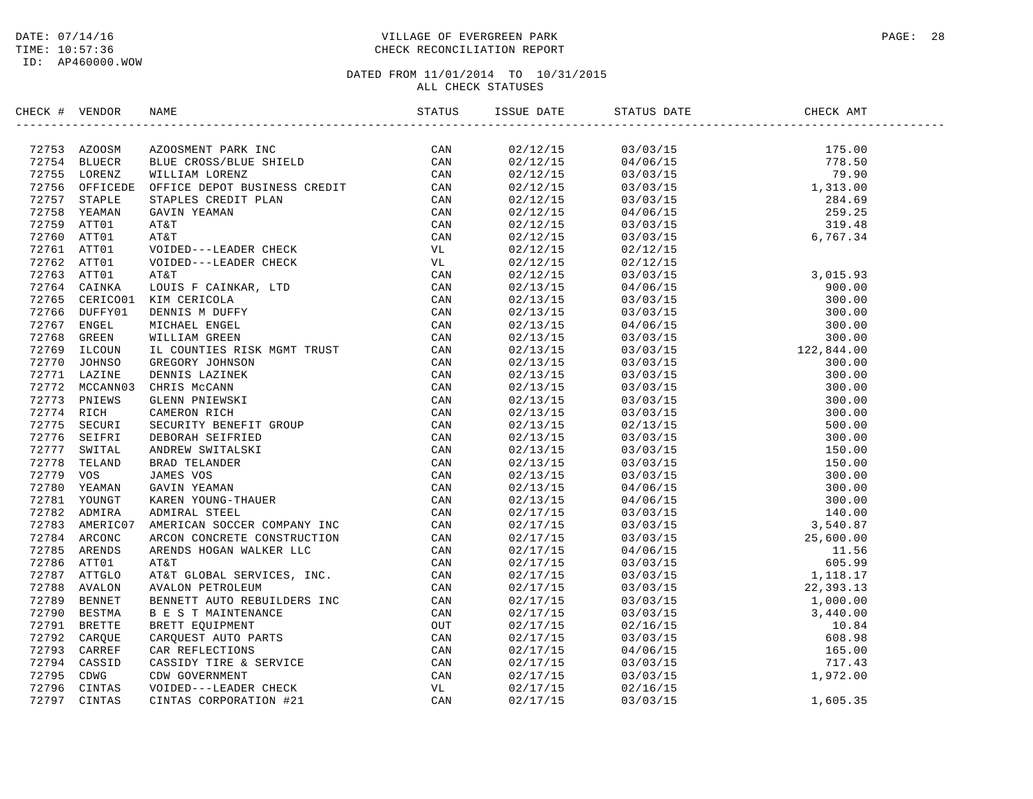DATE: 07/14/16
TIME: 10:57:36
ID: AP460000.WOW

# VILLAGE OF EVERGREEN PARK
## CHECK RECONCILIATION REPORT

DATED FROM 11/01/2014 TO 10/31/2015
ALL CHECK STATUSES

| CHECK # | VENDOR | NAME | STATUS | ISSUE DATE | STATUS DATE | CHECK AMT |
|---|---|---|---|---|---|---|
| 72753 | AZOOSM | AZOOSMENT PARK INC | CAN | 02/12/15 | 03/03/15 | 175.00 |
| 72754 | BLUECR | BLUE CROSS/BLUE SHIELD | CAN | 02/12/15 | 04/06/15 | 778.50 |
| 72755 | LORENZ | WILLIAM LORENZ | CAN | 02/12/15 | 03/03/15 | 79.90 |
| 72756 | OFFICEDE | OFFICE DEPOT BUSINESS CREDIT | CAN | 02/12/15 | 03/03/15 | 1,313.00 |
| 72757 | STAPLE | STAPLES CREDIT PLAN | CAN | 02/12/15 | 03/03/15 | 284.69 |
| 72758 | YEAMAN | GAVIN YEAMAN | CAN | 02/12/15 | 04/06/15 | 259.25 |
| 72759 | ATT01 | AT&T | CAN | 02/12/15 | 03/03/15 | 319.48 |
| 72760 | ATT01 | AT&T | CAN | 02/12/15 | 03/03/15 | 6,767.34 |
| 72761 | ATT01 | VOIDED---LEADER CHECK | VL | 02/12/15 | 02/12/15 | |
| 72762 | ATT01 | VOIDED---LEADER CHECK | VL | 02/12/15 | 02/12/15 | |
| 72763 | ATT01 | AT&T | CAN | 02/12/15 | 03/03/15 | 3,015.93 |
| 72764 | CAINKA | LOUIS F CAINKAR, LTD | CAN | 02/13/15 | 04/06/15 | 900.00 |
| 72765 | CERICO01 | KIM CERICOLA | CAN | 02/13/15 | 03/03/15 | 300.00 |
| 72766 | DUFFY01 | DENNIS M DUFFY | CAN | 02/13/15 | 03/03/15 | 300.00 |
| 72767 | ENGEL | MICHAEL ENGEL | CAN | 02/13/15 | 04/06/15 | 300.00 |
| 72768 | GREEN | WILLIAM GREEN | CAN | 02/13/15 | 03/03/15 | 300.00 |
| 72769 | ILCOUN | IL COUNTIES RISK MGMT TRUST | CAN | 02/13/15 | 03/03/15 | 122,844.00 |
| 72770 | JOHNSO | GREGORY JOHNSON | CAN | 02/13/15 | 03/03/15 | 300.00 |
| 72771 | LAZINE | DENNIS LAZINEK | CAN | 02/13/15 | 03/03/15 | 300.00 |
| 72772 | MCCANN03 | CHRIS McCANN | CAN | 02/13/15 | 03/03/15 | 300.00 |
| 72773 | PNIEWS | GLENN PNIEWSKI | CAN | 02/13/15 | 03/03/15 | 300.00 |
| 72774 | RICH | CAMERON RICH | CAN | 02/13/15 | 03/03/15 | 300.00 |
| 72775 | SECURI | SECURITY BENEFIT GROUP | CAN | 02/13/15 | 02/13/15 | 500.00 |
| 72776 | SEIFRI | DEBORAH SEIFRIED | CAN | 02/13/15 | 03/03/15 | 300.00 |
| 72777 | SWITAL | ANDREW SWITALSKI | CAN | 02/13/15 | 03/03/15 | 150.00 |
| 72778 | TELAND | BRAD TELANDER | CAN | 02/13/15 | 03/03/15 | 150.00 |
| 72779 | VOS | JAMES VOS | CAN | 02/13/15 | 03/03/15 | 300.00 |
| 72780 | YEAMAN | GAVIN YEAMAN | CAN | 02/13/15 | 04/06/15 | 300.00 |
| 72781 | YOUNGT | KAREN YOUNG-THAUER | CAN | 02/13/15 | 04/06/15 | 300.00 |
| 72782 | ADMIRA | ADMIRAL STEEL | CAN | 02/17/15 | 03/03/15 | 140.00 |
| 72783 | AMERIC07 | AMERICAN SOCCER COMPANY INC | CAN | 02/17/15 | 03/03/15 | 3,540.87 |
| 72784 | ARCONC | ARCON CONCRETE CONSTRUCTION | CAN | 02/17/15 | 03/03/15 | 25,600.00 |
| 72785 | ARENDS | ARENDS HOGAN WALKER LLC | CAN | 02/17/15 | 04/06/15 | 11.56 |
| 72786 | ATT01 | AT&T | CAN | 02/17/15 | 03/03/15 | 605.99 |
| 72787 | ATTGLO | AT&T GLOBAL SERVICES, INC. | CAN | 02/17/15 | 03/03/15 | 1,118.17 |
| 72788 | AVALON | AVALON PETROLEUM | CAN | 02/17/15 | 03/03/15 | 22,393.13 |
| 72789 | BENNET | BENNETT AUTO REBUILDERS INC | CAN | 02/17/15 | 03/03/15 | 1,000.00 |
| 72790 | BESTMA | B E S T MAINTENANCE | CAN | 02/17/15 | 03/03/15 | 3,440.00 |
| 72791 | BRETTE | BRETT EQUIPMENT | OUT | 02/17/15 | 02/16/15 | 10.84 |
| 72792 | CARQUE | CARQUEST AUTO PARTS | CAN | 02/17/15 | 03/03/15 | 608.98 |
| 72793 | CARREF | CAR REFLECTIONS | CAN | 02/17/15 | 04/06/15 | 165.00 |
| 72794 | CASSID | CASSIDY TIRE & SERVICE | CAN | 02/17/15 | 03/03/15 | 717.43 |
| 72795 | CDWG | CDW GOVERNMENT | CAN | 02/17/15 | 03/03/15 | 1,972.00 |
| 72796 | CINTAS | VOIDED---LEADER CHECK | VL | 02/17/15 | 02/16/15 | |
| 72797 | CINTAS | CINTAS CORPORATION #21 | CAN | 02/17/15 | 03/03/15 | 1,605.35 |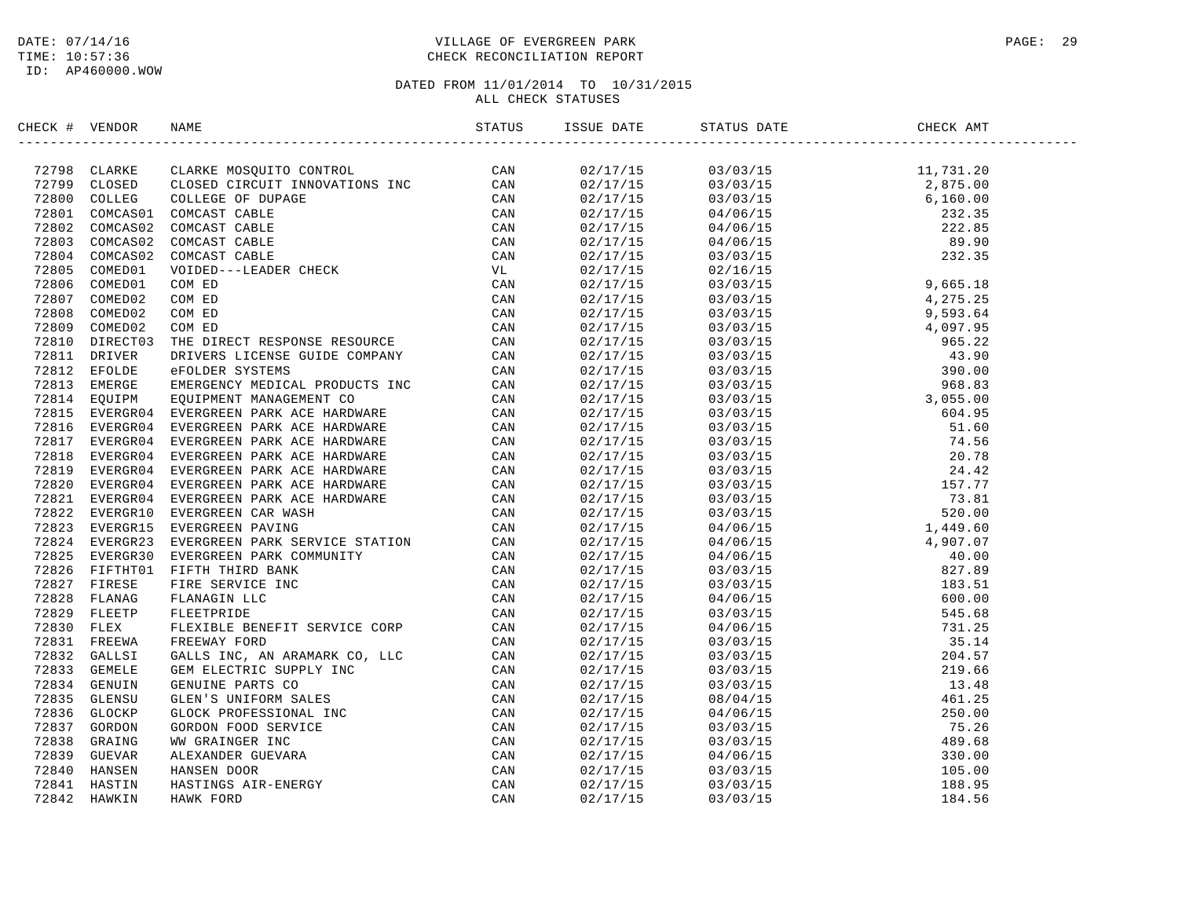DATE: 07/14/16
TIME: 10:57:36
ID: AP460000.WOW

# VILLAGE OF EVERGREEN PARK
## CHECK RECONCILIATION REPORT

DATED FROM 11/01/2014 TO 10/31/2015
ALL CHECK STATUSES

| CHECK # | VENDOR | NAME | STATUS | ISSUE DATE | STATUS DATE | CHECK AMT |
|---|---|---|---|---|---|---|
| 72798 | CLARKE | CLARKE MOSQUITO CONTROL | CAN | 02/17/15 | 03/03/15 | 11,731.20 |
| 72799 | CLOSED | CLOSED CIRCUIT INNOVATIONS INC | CAN | 02/17/15 | 03/03/15 | 2,875.00 |
| 72800 | COLLEG | COLLEGE OF DUPAGE | CAN | 02/17/15 | 03/03/15 | 6,160.00 |
| 72801 | COMCAS01 | COMCAST CABLE | CAN | 02/17/15 | 04/06/15 | 232.35 |
| 72802 | COMCAS02 | COMCAST CABLE | CAN | 02/17/15 | 04/06/15 | 222.85 |
| 72803 | COMCAS02 | COMCAST CABLE | CAN | 02/17/15 | 04/06/15 | 89.90 |
| 72804 | COMCAS02 | COMCAST CABLE | CAN | 02/17/15 | 03/03/15 | 232.35 |
| 72805 | COMED01 | VOIDED---LEADER CHECK | VL | 02/17/15 | 02/16/15 | |
| 72806 | COMED01 | COM ED | CAN | 02/17/15 | 03/03/15 | 9,665.18 |
| 72807 | COMED02 | COM ED | CAN | 02/17/15 | 03/03/15 | 4,275.25 |
| 72808 | COMED02 | COM ED | CAN | 02/17/15 | 03/03/15 | 9,593.64 |
| 72809 | COMED02 | COM ED | CAN | 02/17/15 | 03/03/15 | 4,097.95 |
| 72810 | DIRECT03 | THE DIRECT RESPONSE RESOURCE | CAN | 02/17/15 | 03/03/15 | 965.22 |
| 72811 | DRIVER | DRIVERS LICENSE GUIDE COMPANY | CAN | 02/17/15 | 03/03/15 | 43.90 |
| 72812 | EFOLDE | eFOLDER SYSTEMS | CAN | 02/17/15 | 03/03/15 | 390.00 |
| 72813 | EMERGE | EMERGENCY MEDICAL PRODUCTS INC | CAN | 02/17/15 | 03/03/15 | 968.83 |
| 72814 | EQUIPM | EQUIPMENT MANAGEMENT CO | CAN | 02/17/15 | 03/03/15 | 3,055.00 |
| 72815 | EVERGR04 | EVERGREEN PARK ACE HARDWARE | CAN | 02/17/15 | 03/03/15 | 604.95 |
| 72816 | EVERGR04 | EVERGREEN PARK ACE HARDWARE | CAN | 02/17/15 | 03/03/15 | 51.60 |
| 72817 | EVERGR04 | EVERGREEN PARK ACE HARDWARE | CAN | 02/17/15 | 03/03/15 | 74.56 |
| 72818 | EVERGR04 | EVERGREEN PARK ACE HARDWARE | CAN | 02/17/15 | 03/03/15 | 20.78 |
| 72819 | EVERGR04 | EVERGREEN PARK ACE HARDWARE | CAN | 02/17/15 | 03/03/15 | 24.42 |
| 72820 | EVERGR04 | EVERGREEN PARK ACE HARDWARE | CAN | 02/17/15 | 03/03/15 | 157.77 |
| 72821 | EVERGR04 | EVERGREEN PARK ACE HARDWARE | CAN | 02/17/15 | 03/03/15 | 73.81 |
| 72822 | EVERGR10 | EVERGREEN CAR WASH | CAN | 02/17/15 | 03/03/15 | 520.00 |
| 72823 | EVERGR15 | EVERGREEN PAVING | CAN | 02/17/15 | 04/06/15 | 1,449.60 |
| 72824 | EVERGR23 | EVERGREEN PARK SERVICE STATION | CAN | 02/17/15 | 04/06/15 | 4,907.07 |
| 72825 | EVERGR30 | EVERGREEN PARK COMMUNITY | CAN | 02/17/15 | 04/06/15 | 40.00 |
| 72826 | FIFTHT01 | FIFTH THIRD BANK | CAN | 02/17/15 | 03/03/15 | 827.89 |
| 72827 | FIRESE | FIRE SERVICE INC | CAN | 02/17/15 | 03/03/15 | 183.51 |
| 72828 | FLANAG | FLANAGIN LLC | CAN | 02/17/15 | 04/06/15 | 600.00 |
| 72829 | FLEETP | FLEETPRIDE | CAN | 02/17/15 | 03/03/15 | 545.68 |
| 72830 | FLEX | FLEXIBLE BENEFIT SERVICE CORP | CAN | 02/17/15 | 04/06/15 | 731.25 |
| 72831 | FREEWA | FREEWAY FORD | CAN | 02/17/15 | 03/03/15 | 35.14 |
| 72832 | GALLSI | GALLS INC, AN ARAMARK CO, LLC | CAN | 02/17/15 | 03/03/15 | 204.57 |
| 72833 | GEMELE | GEM ELECTRIC SUPPLY INC | CAN | 02/17/15 | 03/03/15 | 219.66 |
| 72834 | GENUIN | GENUINE PARTS CO | CAN | 02/17/15 | 03/03/15 | 13.48 |
| 72835 | GLENSU | GLEN'S UNIFORM SALES | CAN | 02/17/15 | 08/04/15 | 461.25 |
| 72836 | GLOCKP | GLOCK PROFESSIONAL INC | CAN | 02/17/15 | 04/06/15 | 250.00 |
| 72837 | GORDON | GORDON FOOD SERVICE | CAN | 02/17/15 | 03/03/15 | 75.26 |
| 72838 | GRAING | WW GRAINGER INC | CAN | 02/17/15 | 03/03/15 | 489.68 |
| 72839 | GUEVAR | ALEXANDER GUEVARA | CAN | 02/17/15 | 04/06/15 | 330.00 |
| 72840 | HANSEN | HANSEN DOOR | CAN | 02/17/15 | 03/03/15 | 105.00 |
| 72841 | HASTIN | HASTINGS AIR-ENERGY | CAN | 02/17/15 | 03/03/15 | 188.95 |
| 72842 | HAWKIN | HAWK FORD | CAN | 02/17/15 | 03/03/15 | 184.56 |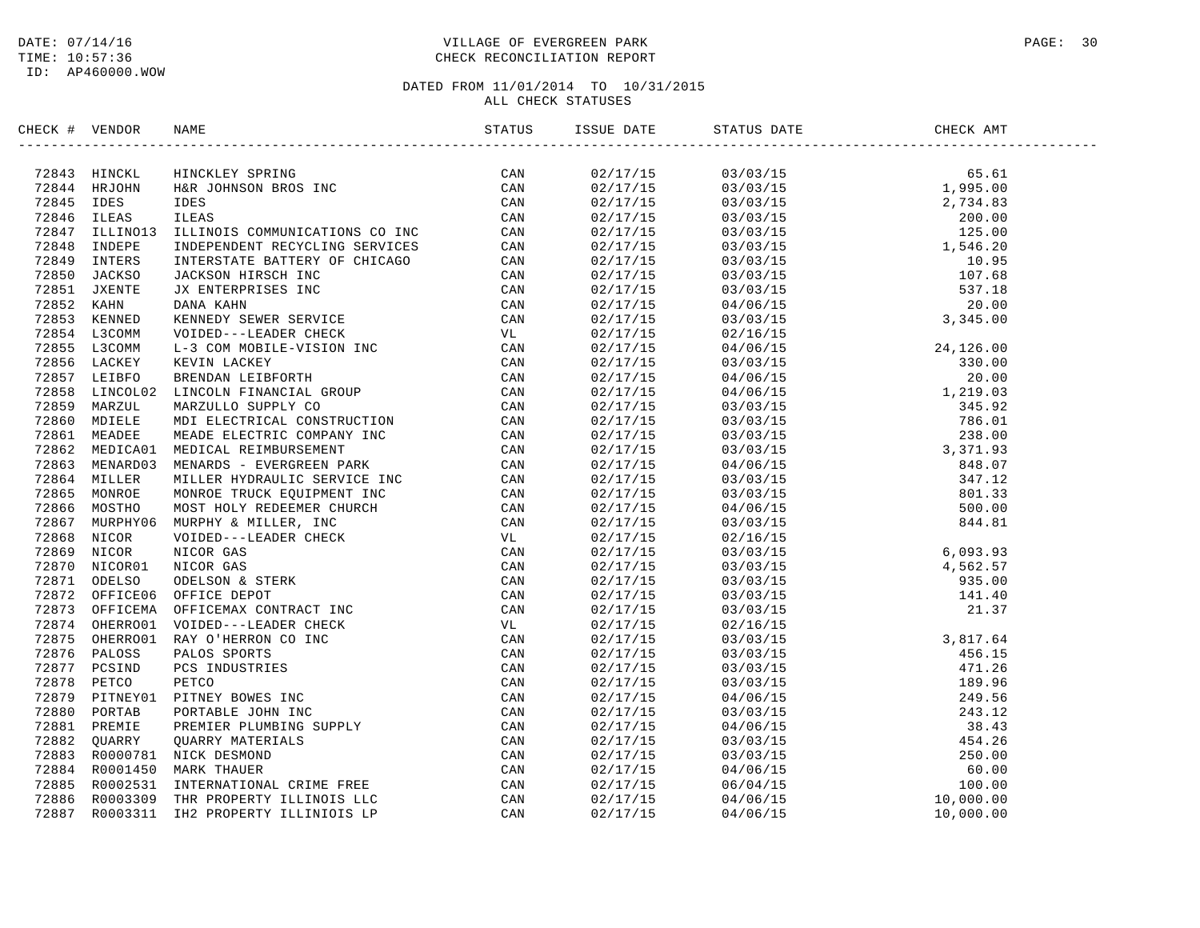DATE: 07/14/16
TIME: 10:57:36
ID: AP460000.WOW

VILLAGE OF EVERGREEN PARK
CHECK RECONCILIATION REPORT

DATED FROM 11/01/2014 TO 10/31/2015
ALL CHECK STATUSES

| CHECK # | VENDOR | NAME | STATUS | ISSUE DATE | STATUS DATE | CHECK AMT |
|---|---|---|---|---|---|---|
| 72843 | HINCKL | HINCKLEY SPRING | CAN | 02/17/15 | 03/03/15 | 65.61 |
| 72844 | HRJOHN | H&R JOHNSON BROS INC | CAN | 02/17/15 | 03/03/15 | 1,995.00 |
| 72845 | IDES | IDES | CAN | 02/17/15 | 03/03/15 | 2,734.83 |
| 72846 | ILEAS | ILEAS | CAN | 02/17/15 | 03/03/15 | 200.00 |
| 72847 | ILLINO13 | ILLINOIS COMMUNICATIONS CO INC | CAN | 02/17/15 | 03/03/15 | 125.00 |
| 72848 | INDEPE | INDEPENDENT RECYCLING SERVICES | CAN | 02/17/15 | 03/03/15 | 1,546.20 |
| 72849 | INTERS | INTERSTATE BATTERY OF CHICAGO | CAN | 02/17/15 | 03/03/15 | 10.95 |
| 72850 | JACKSO | JACKSON HIRSCH INC | CAN | 02/17/15 | 03/03/15 | 107.68 |
| 72851 | JXENTE | JX ENTERPRISES INC | CAN | 02/17/15 | 03/03/15 | 537.18 |
| 72852 | KAHN | DANA KAHN | CAN | 02/17/15 | 04/06/15 | 20.00 |
| 72853 | KENNED | KENNEDY SEWER SERVICE | CAN | 02/17/15 | 03/03/15 | 3,345.00 |
| 72854 | L3COMM | VOIDED---LEADER CHECK | VL | 02/17/15 | 02/16/15 | |
| 72855 | L3COMM | L-3 COM MOBILE-VISION INC | CAN | 02/17/15 | 04/06/15 | 24,126.00 |
| 72856 | LACKEY | KEVIN LACKEY | CAN | 02/17/15 | 03/03/15 | 330.00 |
| 72857 | LEIBFO | BRENDAN LEIBFORTH | CAN | 02/17/15 | 04/06/15 | 20.00 |
| 72858 | LINCOL02 | LINCOLN FINANCIAL GROUP | CAN | 02/17/15 | 04/06/15 | 1,219.03 |
| 72859 | MARZUL | MARZULLO SUPPLY CO | CAN | 02/17/15 | 03/03/15 | 345.92 |
| 72860 | MDIELE | MDI ELECTRICAL CONSTRUCTION | CAN | 02/17/15 | 03/03/15 | 786.01 |
| 72861 | MEADEE | MEADE ELECTRIC COMPANY INC | CAN | 02/17/15 | 03/03/15 | 238.00 |
| 72862 | MEDICA01 | MEDICAL REIMBURSEMENT | CAN | 02/17/15 | 03/03/15 | 3,371.93 |
| 72863 | MENARD03 | MENARDS - EVERGREEN PARK | CAN | 02/17/15 | 04/06/15 | 848.07 |
| 72864 | MILLER | MILLER HYDRAULIC SERVICE INC | CAN | 02/17/15 | 03/03/15 | 347.12 |
| 72865 | MONROE | MONROE TRUCK EQUIPMENT INC | CAN | 02/17/15 | 03/03/15 | 801.33 |
| 72866 | MOSTHO | MOST HOLY REDEEMER CHURCH | CAN | 02/17/15 | 04/06/15 | 500.00 |
| 72867 | MURPHY06 | MURPHY & MILLER, INC | CAN | 02/17/15 | 03/03/15 | 844.81 |
| 72868 | NICOR | VOIDED---LEADER CHECK | VL | 02/17/15 | 02/16/15 | |
| 72869 | NICOR | NICOR GAS | CAN | 02/17/15 | 03/03/15 | 6,093.93 |
| 72870 | NICOR01 | NICOR GAS | CAN | 02/17/15 | 03/03/15 | 4,562.57 |
| 72871 | ODELSO | ODELSON & STERK | CAN | 02/17/15 | 03/03/15 | 935.00 |
| 72872 | OFFICE06 | OFFICE DEPOT | CAN | 02/17/15 | 03/03/15 | 141.40 |
| 72873 | OFFICEMA | OFFICEMAX CONTRACT INC | CAN | 02/17/15 | 03/03/15 | 21.37 |
| 72874 | OHERRO01 | VOIDED---LEADER CHECK | VL | 02/17/15 | 02/16/15 | |
| 72875 | OHERRO01 | RAY O'HERRON CO INC | CAN | 02/17/15 | 03/03/15 | 3,817.64 |
| 72876 | PALOSS | PALOS SPORTS | CAN | 02/17/15 | 03/03/15 | 456.15 |
| 72877 | PCSIND | PCS INDUSTRIES | CAN | 02/17/15 | 03/03/15 | 471.26 |
| 72878 | PETCO | PETCO | CAN | 02/17/15 | 03/03/15 | 189.96 |
| 72879 | PITNEY01 | PITNEY BOWES INC | CAN | 02/17/15 | 04/06/15 | 249.56 |
| 72880 | PORTAB | PORTABLE JOHN INC | CAN | 02/17/15 | 03/03/15 | 243.12 |
| 72881 | PREMIE | PREMIER PLUMBING SUPPLY | CAN | 02/17/15 | 04/06/15 | 38.43 |
| 72882 | QUARRY | QUARRY MATERIALS | CAN | 02/17/15 | 03/03/15 | 454.26 |
| 72883 | R0000781 | NICK DESMOND | CAN | 02/17/15 | 03/03/15 | 250.00 |
| 72884 | R0001450 | MARK THAUER | CAN | 02/17/15 | 04/06/15 | 60.00 |
| 72885 | R0002531 | INTERNATIONAL CRIME FREE | CAN | 02/17/15 | 06/04/15 | 100.00 |
| 72886 | R0003309 | THR PROPERTY ILLINOIS LLC | CAN | 02/17/15 | 04/06/15 | 10,000.00 |
| 72887 | R0003311 | IH2 PROPERTY ILLINIOIS LP | CAN | 02/17/15 | 04/06/15 | 10,000.00 |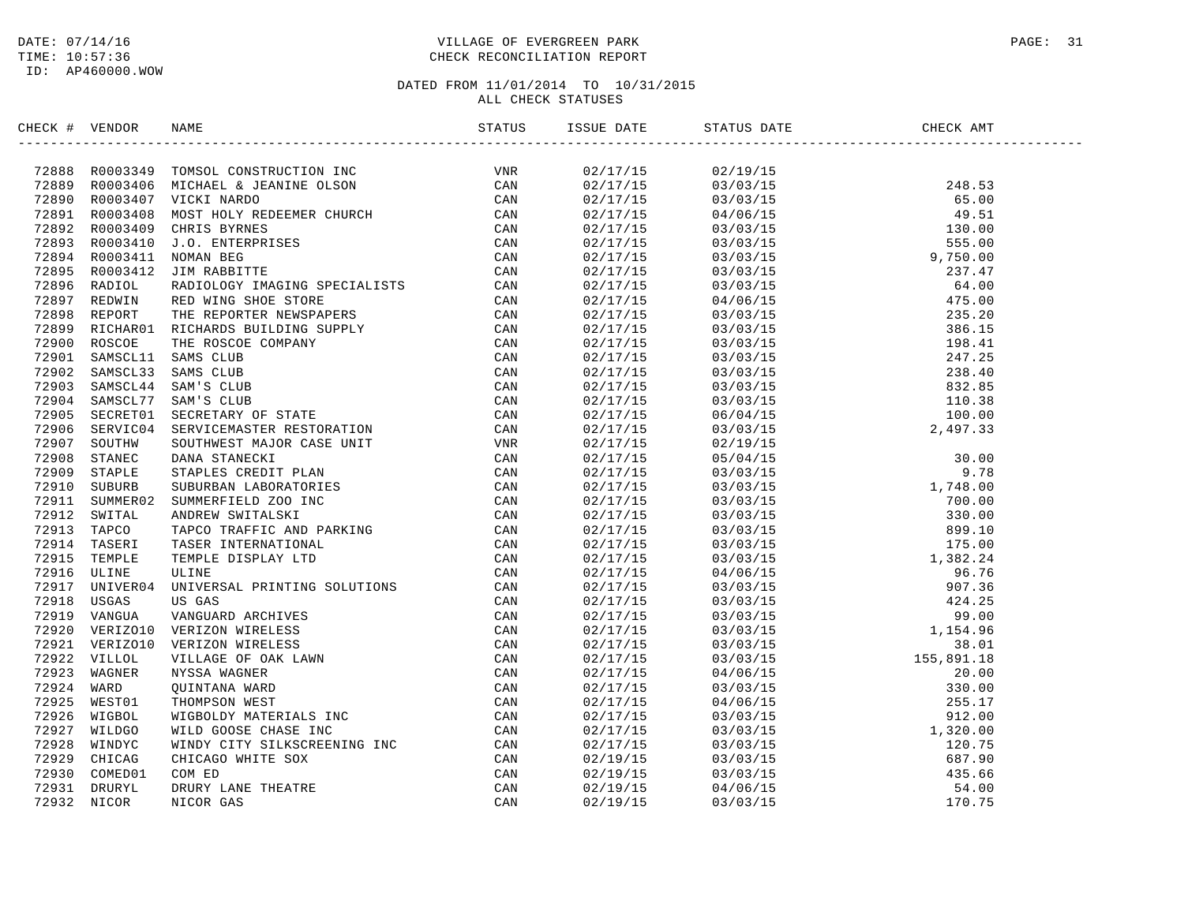DATE: 07/14/16
TIME: 10:57:36
ID: AP460000.WOW

# VILLAGE OF EVERGREEN PARK
## CHECK RECONCILIATION REPORT

DATED FROM 11/01/2014 TO 10/31/2015
ALL CHECK STATUSES

| CHECK # | VENDOR | NAME | STATUS | ISSUE DATE | STATUS DATE | CHECK AMT |
|---|---|---|---|---|---|---|
| 72888 | R0003349 | TOMSOL CONSTRUCTION INC | VNR | 02/17/15 | 02/19/15 | |
| 72889 | R0003406 | MICHAEL & JEANINE OLSON | CAN | 02/17/15 | 03/03/15 | 248.53 |
| 72890 | R0003407 | VICKI NARDO | CAN | 02/17/15 | 03/03/15 | 65.00 |
| 72891 | R0003408 | MOST HOLY REDEEMER CHURCH | CAN | 02/17/15 | 04/06/15 | 49.51 |
| 72892 | R0003409 | CHRIS BYRNES | CAN | 02/17/15 | 03/03/15 | 130.00 |
| 72893 | R0003410 | J.O. ENTERPRISES | CAN | 02/17/15 | 03/03/15 | 555.00 |
| 72894 | R0003411 | NOMAN BEG | CAN | 02/17/15 | 03/03/15 | 9,750.00 |
| 72895 | R0003412 | JIM RABBITTE | CAN | 02/17/15 | 03/03/15 | 237.47 |
| 72896 | RADIOL | RADIOLOGY IMAGING SPECIALISTS | CAN | 02/17/15 | 03/03/15 | 64.00 |
| 72897 | REDWIN | RED WING SHOE STORE | CAN | 02/17/15 | 04/06/15 | 475.00 |
| 72898 | REPORT | THE REPORTER NEWSPAPERS | CAN | 02/17/15 | 03/03/15 | 235.20 |
| 72899 | RICHAR01 | RICHARDS BUILDING SUPPLY | CAN | 02/17/15 | 03/03/15 | 386.15 |
| 72900 | ROSCOE | THE ROSCOE COMPANY | CAN | 02/17/15 | 03/03/15 | 198.41 |
| 72901 | SAMSCL11 | SAMS CLUB | CAN | 02/17/15 | 03/03/15 | 247.25 |
| 72902 | SAMSCL33 | SAMS CLUB | CAN | 02/17/15 | 03/03/15 | 238.40 |
| 72903 | SAMSCL44 | SAM'S CLUB | CAN | 02/17/15 | 03/03/15 | 832.85 |
| 72904 | SAMSCL77 | SAM'S CLUB | CAN | 02/17/15 | 03/03/15 | 110.38 |
| 72905 | SECRET01 | SECRETARY OF STATE | CAN | 02/17/15 | 06/04/15 | 100.00 |
| 72906 | SERVIC04 | SERVICEMASTER RESTORATION | CAN | 02/17/15 | 03/03/15 | 2,497.33 |
| 72907 | SOUTHW | SOUTHWEST MAJOR CASE UNIT | VNR | 02/17/15 | 02/19/15 | |
| 72908 | STANEC | DANA STANECKI | CAN | 02/17/15 | 05/04/15 | 30.00 |
| 72909 | STAPLE | STAPLES CREDIT PLAN | CAN | 02/17/15 | 03/03/15 | 9.78 |
| 72910 | SUBURB | SUBURBAN LABORATORIES | CAN | 02/17/15 | 03/03/15 | 1,748.00 |
| 72911 | SUMMER02 | SUMMERFIELD ZOO INC | CAN | 02/17/15 | 03/03/15 | 700.00 |
| 72912 | SWITAL | ANDREW SWITALSKI | CAN | 02/17/15 | 03/03/15 | 330.00 |
| 72913 | TAPCO | TAPCO TRAFFIC AND PARKING | CAN | 02/17/15 | 03/03/15 | 899.10 |
| 72914 | TASERI | TASER INTERNATIONAL | CAN | 02/17/15 | 03/03/15 | 175.00 |
| 72915 | TEMPLE | TEMPLE DISPLAY LTD | CAN | 02/17/15 | 03/03/15 | 1,382.24 |
| 72916 | ULINE | ULINE | CAN | 02/17/15 | 04/06/15 | 96.76 |
| 72917 | UNIVER04 | UNIVERSAL PRINTING SOLUTIONS | CAN | 02/17/15 | 03/03/15 | 907.36 |
| 72918 | USGAS | US GAS | CAN | 02/17/15 | 03/03/15 | 424.25 |
| 72919 | VANGUA | VANGUARD ARCHIVES | CAN | 02/17/15 | 03/03/15 | 99.00 |
| 72920 | VERIZO10 | VERIZON WIRELESS | CAN | 02/17/15 | 03/03/15 | 1,154.96 |
| 72921 | VERIZO10 | VERIZON WIRELESS | CAN | 02/17/15 | 03/03/15 | 38.01 |
| 72922 | VILLOL | VILLAGE OF OAK LAWN | CAN | 02/17/15 | 03/03/15 | 155,891.18 |
| 72923 | WAGNER | NYSSA WAGNER | CAN | 02/17/15 | 04/06/15 | 20.00 |
| 72924 | WARD | QUINTANA WARD | CAN | 02/17/15 | 03/03/15 | 330.00 |
| 72925 | WEST01 | THOMPSON WEST | CAN | 02/17/15 | 04/06/15 | 255.17 |
| 72926 | WIGBOL | WIGBOLDY MATERIALS INC | CAN | 02/17/15 | 03/03/15 | 912.00 |
| 72927 | WILDGO | WILD GOOSE CHASE INC | CAN | 02/17/15 | 03/03/15 | 1,320.00 |
| 72928 | WINDYC | WINDY CITY SILKSCREENING INC | CAN | 02/17/15 | 03/03/15 | 120.75 |
| 72929 | CHICAG | CHICAGO WHITE SOX | CAN | 02/19/15 | 03/03/15 | 687.90 |
| 72930 | COMED01 | COM ED | CAN | 02/19/15 | 03/03/15 | 435.66 |
| 72931 | DRURYL | DRURY LANE THEATRE | CAN | 02/19/15 | 04/06/15 | 54.00 |
| 72932 | NICOR | NICOR GAS | CAN | 02/19/15 | 03/03/15 | 170.75 |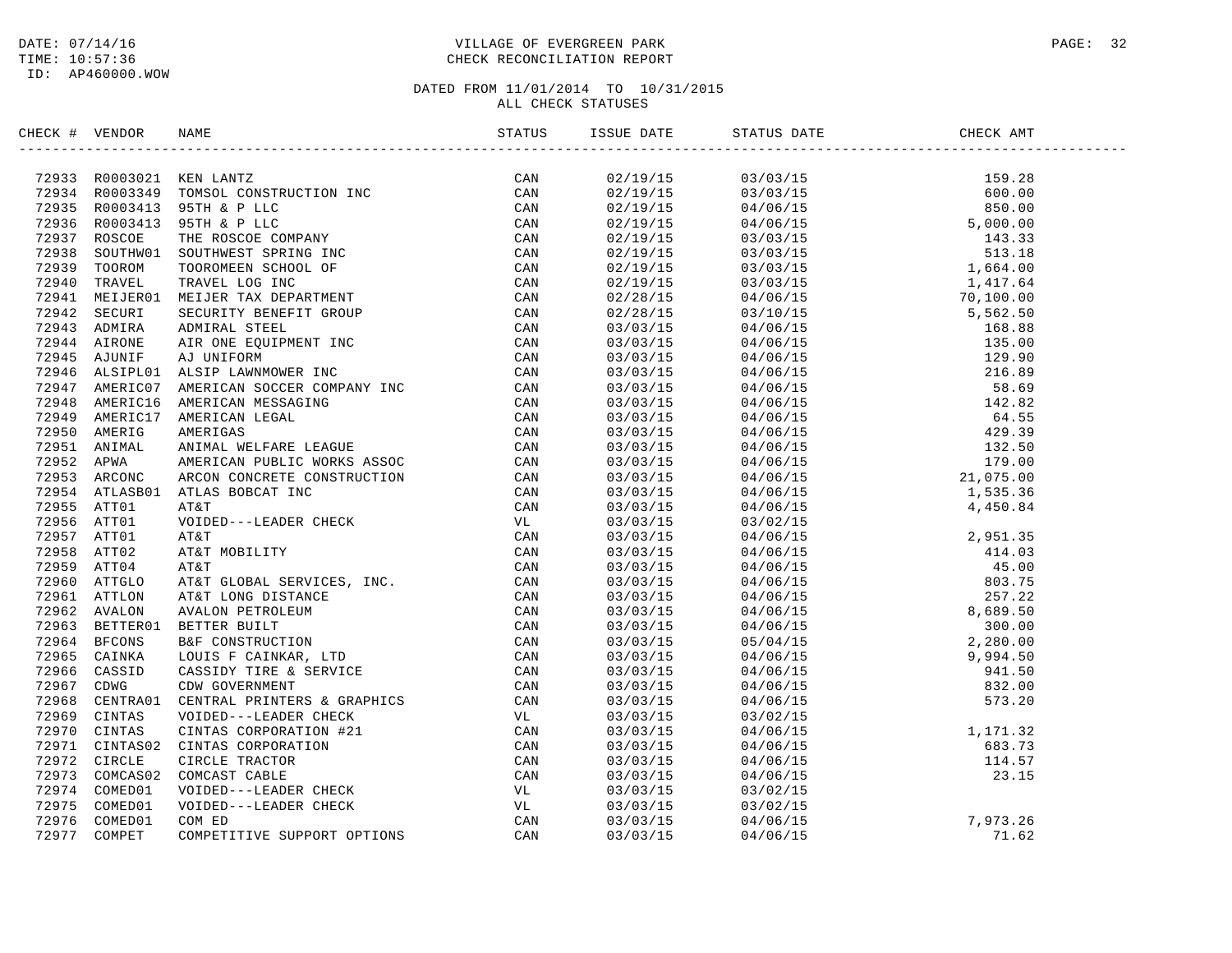DATE: 07/14/16
TIME: 10:57:36
ID: AP460000.WOW

VILLAGE OF EVERGREEN PARK
CHECK RECONCILIATION REPORT

DATED FROM 11/01/2014 TO 10/31/2015
ALL CHECK STATUSES

| CHECK # | VENDOR | NAME | STATUS | ISSUE DATE | STATUS DATE | CHECK AMT |
|---|---|---|---|---|---|---|
| 72933 | R0003021 | KEN LANTZ | CAN | 02/19/15 | 03/03/15 | 159.28 |
| 72934 | R0003349 | TOMSOL CONSTRUCTION INC | CAN | 02/19/15 | 03/03/15 | 600.00 |
| 72935 | R0003413 | 95TH & P LLC | CAN | 02/19/15 | 04/06/15 | 850.00 |
| 72936 | R0003413 | 95TH & P LLC | CAN | 02/19/15 | 04/06/15 | 5,000.00 |
| 72937 | ROSCOE | THE ROSCOE COMPANY | CAN | 02/19/15 | 03/03/15 | 143.33 |
| 72938 | SOUTHW01 | SOUTHWEST SPRING INC | CAN | 02/19/15 | 03/03/15 | 513.18 |
| 72939 | TOOROM | TOOROMEEN SCHOOL OF | CAN | 02/19/15 | 03/03/15 | 1,664.00 |
| 72940 | TRAVEL | TRAVEL LOG INC | CAN | 02/19/15 | 03/03/15 | 1,417.64 |
| 72941 | MEIJER01 | MEIJER TAX DEPARTMENT | CAN | 02/28/15 | 04/06/15 | 70,100.00 |
| 72942 | SECURI | SECURITY BENEFIT GROUP | CAN | 02/28/15 | 03/10/15 | 5,562.50 |
| 72943 | ADMIRA | ADMIRAL STEEL | CAN | 03/03/15 | 04/06/15 | 168.88 |
| 72944 | AIRONE | AIR ONE EQUIPMENT INC | CAN | 03/03/15 | 04/06/15 | 135.00 |
| 72945 | AJUNIF | AJ UNIFORM | CAN | 03/03/15 | 04/06/15 | 129.90 |
| 72946 | ALSIPL01 | ALSIP LAWNMOWER INC | CAN | 03/03/15 | 04/06/15 | 216.89 |
| 72947 | AMERIC07 | AMERICAN SOCCER COMPANY INC | CAN | 03/03/15 | 04/06/15 | 58.69 |
| 72948 | AMERIC16 | AMERICAN MESSAGING | CAN | 03/03/15 | 04/06/15 | 142.82 |
| 72949 | AMERIC17 | AMERICAN LEGAL | CAN | 03/03/15 | 04/06/15 | 64.55 |
| 72950 | AMERIG | AMERIGAS | CAN | 03/03/15 | 04/06/15 | 429.39 |
| 72951 | ANIMAL | ANIMAL WELFARE LEAGUE | CAN | 03/03/15 | 04/06/15 | 132.50 |
| 72952 | APWA | AMERICAN PUBLIC WORKS ASSOC | CAN | 03/03/15 | 04/06/15 | 179.00 |
| 72953 | ARCONC | ARCON CONCRETE CONSTRUCTION | CAN | 03/03/15 | 04/06/15 | 21,075.00 |
| 72954 | ATLASB01 | ATLAS BOBCAT INC | CAN | 03/03/15 | 04/06/15 | 1,535.36 |
| 72955 | ATT01 | AT&T | CAN | 03/03/15 | 04/06/15 | 4,450.84 |
| 72956 | ATT01 | VOIDED---LEADER CHECK | VL | 03/03/15 | 03/02/15 | |
| 72957 | ATT01 | AT&T | CAN | 03/03/15 | 04/06/15 | 2,951.35 |
| 72958 | ATT02 | AT&T MOBILITY | CAN | 03/03/15 | 04/06/15 | 414.03 |
| 72959 | ATT04 | AT&T | CAN | 03/03/15 | 04/06/15 | 45.00 |
| 72960 | ATTGLO | AT&T GLOBAL SERVICES, INC. | CAN | 03/03/15 | 04/06/15 | 803.75 |
| 72961 | ATTLON | AT&T LONG DISTANCE | CAN | 03/03/15 | 04/06/15 | 257.22 |
| 72962 | AVALON | AVALON PETROLEUM | CAN | 03/03/15 | 04/06/15 | 8,689.50 |
| 72963 | BETTER01 | BETTER BUILT | CAN | 03/03/15 | 04/06/15 | 300.00 |
| 72964 | BFCONS | B&F CONSTRUCTION | CAN | 03/03/15 | 05/04/15 | 2,280.00 |
| 72965 | CAINKA | LOUIS F CAINKAR, LTD | CAN | 03/03/15 | 04/06/15 | 9,994.50 |
| 72966 | CASSID | CASSIDY TIRE & SERVICE | CAN | 03/03/15 | 04/06/15 | 941.50 |
| 72967 | CDWG | CDW GOVERNMENT | CAN | 03/03/15 | 04/06/15 | 832.00 |
| 72968 | CENTRA01 | CENTRAL PRINTERS & GRAPHICS | CAN | 03/03/15 | 04/06/15 | 573.20 |
| 72969 | CINTAS | VOIDED---LEADER CHECK | VL | 03/03/15 | 03/02/15 | |
| 72970 | CINTAS | CINTAS CORPORATION #21 | CAN | 03/03/15 | 04/06/15 | 1,171.32 |
| 72971 | CINTAS02 | CINTAS CORPORATION | CAN | 03/03/15 | 04/06/15 | 683.73 |
| 72972 | CIRCLE | CIRCLE TRACTOR | CAN | 03/03/15 | 04/06/15 | 114.57 |
| 72973 | COMCAS02 | COMCAST CABLE | CAN | 03/03/15 | 04/06/15 | 23.15 |
| 72974 | COMED01 | VOIDED---LEADER CHECK | VL | 03/03/15 | 03/02/15 | |
| 72975 | COMED01 | VOIDED---LEADER CHECK | VL | 03/03/15 | 03/02/15 | |
| 72976 | COMED01 | COM ED | CAN | 03/03/15 | 04/06/15 | 7,973.26 |
| 72977 | COMPET | COMPETITIVE SUPPORT OPTIONS | CAN | 03/03/15 | 04/06/15 | 71.62 |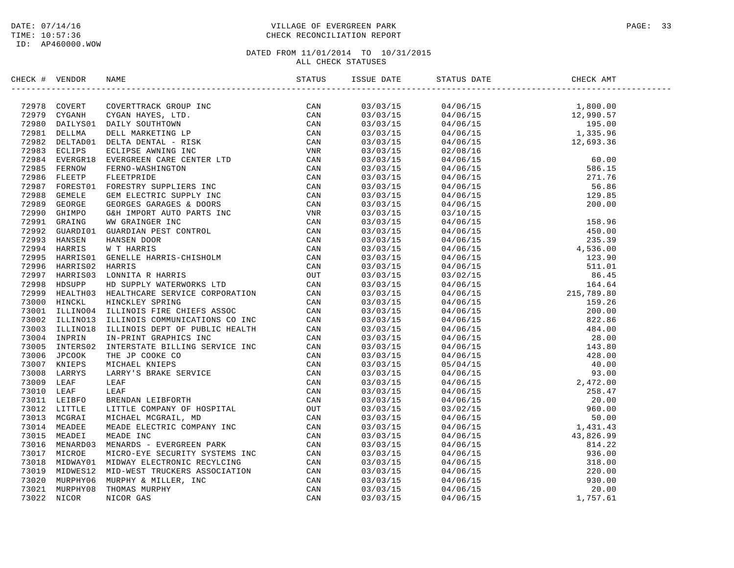DATE: 07/14/16
TIME: 10:57:36
ID: AP460000.WOW

VILLAGE OF EVERGREEN PARK
CHECK RECONCILIATION REPORT

DATED FROM 11/01/2014 TO 10/31/2015
ALL CHECK STATUSES

| CHECK # | VENDOR | NAME | STATUS | ISSUE DATE | STATUS DATE | CHECK AMT |
|---|---|---|---|---|---|---|
| 72978 | COVERT | COVERTTRACK GROUP INC | CAN | 03/03/15 | 04/06/15 | 1,800.00 |
| 72979 | CYGANH | CYGAN HAYES, LTD. | CAN | 03/03/15 | 04/06/15 | 12,990.57 |
| 72980 | DAILYS01 | DAILY SOUTHTOWN | CAN | 03/03/15 | 04/06/15 | 195.00 |
| 72981 | DELLMA | DELL MARKETING LP | CAN | 03/03/15 | 04/06/15 | 1,335.96 |
| 72982 | DELTAD01 | DELTA DENTAL - RISK | CAN | 03/03/15 | 04/06/15 | 12,693.36 |
| 72983 | ECLIPS | ECLIPSE AWNING INC | VNR | 03/03/15 | 02/08/16 | |
| 72984 | EVERGR18 | EVERGREEN CARE CENTER LTD | CAN | 03/03/15 | 04/06/15 | 60.00 |
| 72985 | FERNOW | FERNO-WASHINGTON | CAN | 03/03/15 | 04/06/15 | 586.15 |
| 72986 | FLEETP | FLEETPRIDE | CAN | 03/03/15 | 04/06/15 | 271.76 |
| 72987 | FOREST01 | FORESTRY SUPPLIERS INC | CAN | 03/03/15 | 04/06/15 | 56.86 |
| 72988 | GEMELE | GEM ELECTRIC SUPPLY INC | CAN | 03/03/15 | 04/06/15 | 129.85 |
| 72989 | GEORGE | GEORGES GARAGES & DOORS | CAN | 03/03/15 | 04/06/15 | 200.00 |
| 72990 | GHIMPO | G&H IMPORT AUTO PARTS INC | VNR | 03/03/15 | 03/10/15 | |
| 72991 | GRAING | WW GRAINGER INC | CAN | 03/03/15 | 04/06/15 | 158.96 |
| 72992 | GUARDI01 | GUARDIAN PEST CONTROL | CAN | 03/03/15 | 04/06/15 | 450.00 |
| 72993 | HANSEN | HANSEN DOOR | CAN | 03/03/15 | 04/06/15 | 235.39 |
| 72994 | HARRIS | W T HARRIS | CAN | 03/03/15 | 04/06/15 | 4,536.00 |
| 72995 | HARRIS01 | GENELLE HARRIS-CHISHOLM | CAN | 03/03/15 | 04/06/15 | 123.90 |
| 72996 | HARRIS02 | HARRIS | CAN | 03/03/15 | 04/06/15 | 511.01 |
| 72997 | HARRIS03 | LONNITA R HARRIS | OUT | 03/03/15 | 03/02/15 | 86.45 |
| 72998 | HDSUPP | HD SUPPLY WATERWORKS LTD | CAN | 03/03/15 | 04/06/15 | 164.64 |
| 72999 | HEALTH03 | HEALTHCARE SERVICE CORPORATION | CAN | 03/03/15 | 04/06/15 | 215,789.80 |
| 73000 | HINCKL | HINCKLEY SPRING | CAN | 03/03/15 | 04/06/15 | 159.26 |
| 73001 | ILLINO04 | ILLINOIS FIRE CHIEFS ASSOC | CAN | 03/03/15 | 04/06/15 | 200.00 |
| 73002 | ILLINO13 | ILLINOIS COMMUNICATIONS CO INC | CAN | 03/03/15 | 04/06/15 | 822.86 |
| 73003 | ILLINO18 | ILLINOIS DEPT OF PUBLIC HEALTH | CAN | 03/03/15 | 04/06/15 | 484.00 |
| 73004 | INPRIN | IN-PRINT GRAPHICS INC | CAN | 03/03/15 | 04/06/15 | 28.00 |
| 73005 | INTERS02 | INTERSTATE BILLING SERVICE INC | CAN | 03/03/15 | 04/06/15 | 143.80 |
| 73006 | JPCOOK | THE JP COOKE CO | CAN | 03/03/15 | 04/06/15 | 428.00 |
| 73007 | KNIEPS | MICHAEL KNIEPS | CAN | 03/03/15 | 05/04/15 | 40.00 |
| 73008 | LARRYS | LARRY'S BRAKE SERVICE | CAN | 03/03/15 | 04/06/15 | 93.00 |
| 73009 | LEAF | LEAF | CAN | 03/03/15 | 04/06/15 | 2,472.00 |
| 73010 | LEAF | LEAF | CAN | 03/03/15 | 04/06/15 | 258.47 |
| 73011 | LEIBFO | BRENDAN LEIBFORTH | CAN | 03/03/15 | 04/06/15 | 20.00 |
| 73012 | LITTLE | LITTLE COMPANY OF HOSPITAL | OUT | 03/03/15 | 03/02/15 | 960.00 |
| 73013 | MCGRAI | MICHAEL MCGRAIL, MD | CAN | 03/03/15 | 04/06/15 | 50.00 |
| 73014 | MEADEE | MEADE ELECTRIC COMPANY INC | CAN | 03/03/15 | 04/06/15 | 1,431.43 |
| 73015 | MEADEI | MEADE INC | CAN | 03/03/15 | 04/06/15 | 43,826.99 |
| 73016 | MENARD03 | MENARDS - EVERGREEN PARK | CAN | 03/03/15 | 04/06/15 | 814.22 |
| 73017 | MICROE | MICRO-EYE SECURITY SYSTEMS INC | CAN | 03/03/15 | 04/06/15 | 936.00 |
| 73018 | MIDWAY01 | MIDWAY ELECTRONIC RECYLCING | CAN | 03/03/15 | 04/06/15 | 318.00 |
| 73019 | MIDWES12 | MID-WEST TRUCKERS ASSOCIATION | CAN | 03/03/15 | 04/06/15 | 220.00 |
| 73020 | MURPHY06 | MURPHY & MILLER, INC | CAN | 03/03/15 | 04/06/15 | 930.00 |
| 73021 | MURPHY08 | THOMAS MURPHY | CAN | 03/03/15 | 04/06/15 | 20.00 |
| 73022 | NICOR | NICOR GAS | CAN | 03/03/15 | 04/06/15 | 1,757.61 |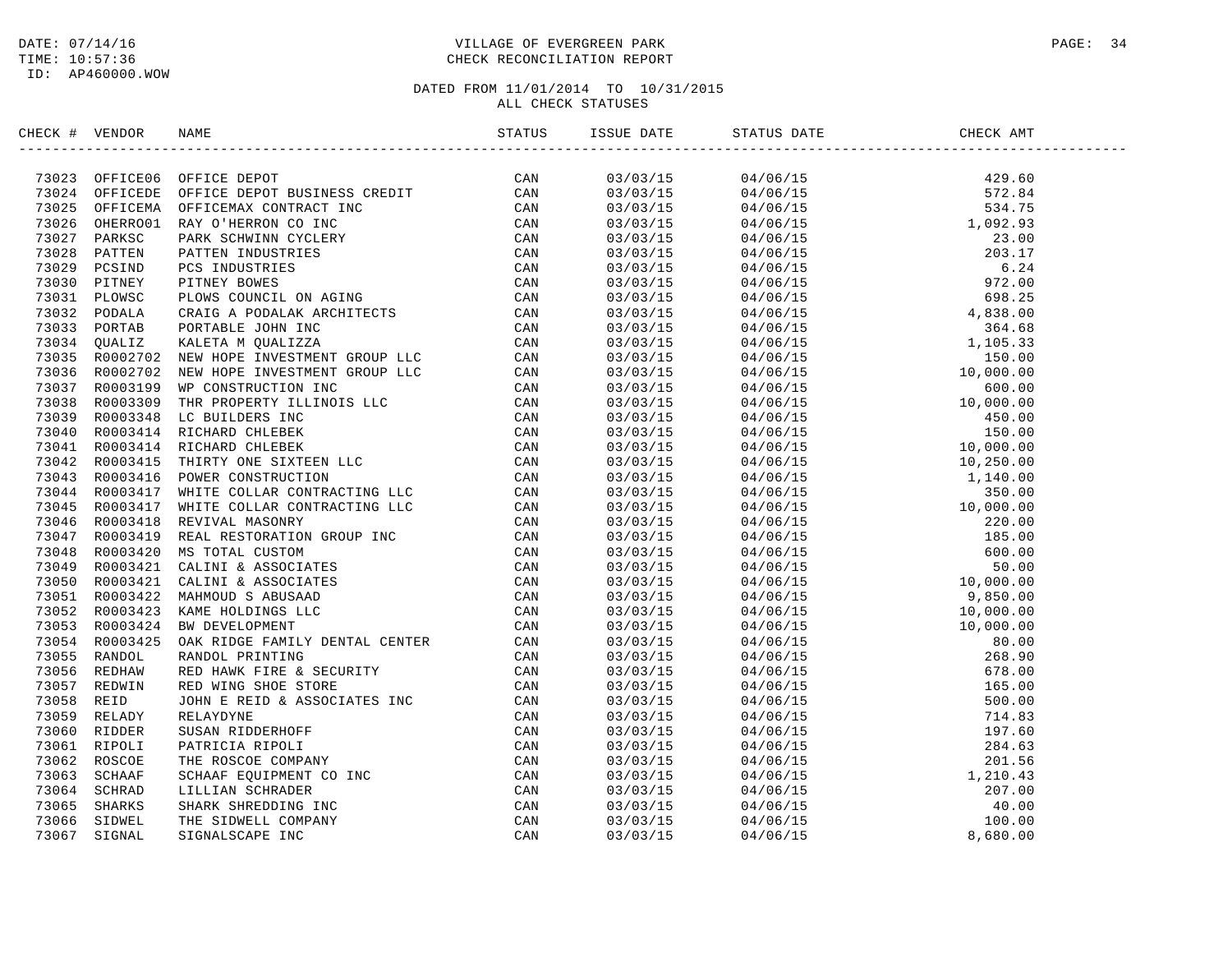DATE: 07/14/16
TIME: 10:57:36
ID: AP460000.WOW

VILLAGE OF EVERGREEN PARK
CHECK RECONCILIATION REPORT

DATED FROM 11/01/2014 TO 10/31/2015
ALL CHECK STATUSES

| CHECK # | VENDOR | NAME | STATUS | ISSUE DATE | STATUS DATE | CHECK AMT |
|---|---|---|---|---|---|---|
| 73023 | OFFICE06 | OFFICE DEPOT | CAN | 03/03/15 | 04/06/15 | 429.60 |
| 73024 | OFFICEDE | OFFICE DEPOT BUSINESS CREDIT | CAN | 03/03/15 | 04/06/15 | 572.84 |
| 73025 | OFFICEMA | OFFICEMAX CONTRACT INC | CAN | 03/03/15 | 04/06/15 | 534.75 |
| 73026 | OHERRO01 | RAY O'HERRON CO INC | CAN | 03/03/15 | 04/06/15 | 1,092.93 |
| 73027 | PARKSC | PARK SCHWINN CYCLERY | CAN | 03/03/15 | 04/06/15 | 23.00 |
| 73028 | PATTEN | PATTEN INDUSTRIES | CAN | 03/03/15 | 04/06/15 | 203.17 |
| 73029 | PCSIND | PCS INDUSTRIES | CAN | 03/03/15 | 04/06/15 | 6.24 |
| 73030 | PITNEY | PITNEY BOWES | CAN | 03/03/15 | 04/06/15 | 972.00 |
| 73031 | PLOWSC | PLOWS COUNCIL ON AGING | CAN | 03/03/15 | 04/06/15 | 698.25 |
| 73032 | PODALA | CRAIG A PODALAK ARCHITECTS | CAN | 03/03/15 | 04/06/15 | 4,838.00 |
| 73033 | PORTAB | PORTABLE JOHN INC | CAN | 03/03/15 | 04/06/15 | 364.68 |
| 73034 | QUALIZ | KALETA M QUALIZZA | CAN | 03/03/15 | 04/06/15 | 1,105.33 |
| 73035 | R0002702 | NEW HOPE INVESTMENT GROUP LLC | CAN | 03/03/15 | 04/06/15 | 150.00 |
| 73036 | R0002702 | NEW HOPE INVESTMENT GROUP LLC | CAN | 03/03/15 | 04/06/15 | 10,000.00 |
| 73037 | R0003199 | WP CONSTRUCTION INC | CAN | 03/03/15 | 04/06/15 | 600.00 |
| 73038 | R0003309 | THR PROPERTY ILLINOIS LLC | CAN | 03/03/15 | 04/06/15 | 10,000.00 |
| 73039 | R0003348 | LC BUILDERS INC | CAN | 03/03/15 | 04/06/15 | 450.00 |
| 73040 | R0003414 | RICHARD CHLEBEK | CAN | 03/03/15 | 04/06/15 | 150.00 |
| 73041 | R0003414 | RICHARD CHLEBEK | CAN | 03/03/15 | 04/06/15 | 10,000.00 |
| 73042 | R0003415 | THIRTY ONE SIXTEEN LLC | CAN | 03/03/15 | 04/06/15 | 10,250.00 |
| 73043 | R0003416 | POWER CONSTRUCTION | CAN | 03/03/15 | 04/06/15 | 1,140.00 |
| 73044 | R0003417 | WHITE COLLAR CONTRACTING LLC | CAN | 03/03/15 | 04/06/15 | 350.00 |
| 73045 | R0003417 | WHITE COLLAR CONTRACTING LLC | CAN | 03/03/15 | 04/06/15 | 10,000.00 |
| 73046 | R0003418 | REVIVAL MASONRY | CAN | 03/03/15 | 04/06/15 | 220.00 |
| 73047 | R0003419 | REAL RESTORATION GROUP INC | CAN | 03/03/15 | 04/06/15 | 185.00 |
| 73048 | R0003420 | MS TOTAL CUSTOM | CAN | 03/03/15 | 04/06/15 | 600.00 |
| 73049 | R0003421 | CALINI & ASSOCIATES | CAN | 03/03/15 | 04/06/15 | 50.00 |
| 73050 | R0003421 | CALINI & ASSOCIATES | CAN | 03/03/15 | 04/06/15 | 10,000.00 |
| 73051 | R0003422 | MAHMOUD S ABUSAAD | CAN | 03/03/15 | 04/06/15 | 9,850.00 |
| 73052 | R0003423 | KAME HOLDINGS LLC | CAN | 03/03/15 | 04/06/15 | 10,000.00 |
| 73053 | R0003424 | BW DEVELOPMENT | CAN | 03/03/15 | 04/06/15 | 10,000.00 |
| 73054 | R0003425 | OAK RIDGE FAMILY DENTAL CENTER | CAN | 03/03/15 | 04/06/15 | 80.00 |
| 73055 | RANDOL | RANDOL PRINTING | CAN | 03/03/15 | 04/06/15 | 268.90 |
| 73056 | REDHAW | RED HAWK FIRE & SECURITY | CAN | 03/03/15 | 04/06/15 | 678.00 |
| 73057 | REDWIN | RED WING SHOE STORE | CAN | 03/03/15 | 04/06/15 | 165.00 |
| 73058 | REID | JOHN E REID & ASSOCIATES INC | CAN | 03/03/15 | 04/06/15 | 500.00 |
| 73059 | RELADY | RELAYDYNE | CAN | 03/03/15 | 04/06/15 | 714.83 |
| 73060 | RIDDER | SUSAN RIDDERHOFF | CAN | 03/03/15 | 04/06/15 | 197.60 |
| 73061 | RIPOLI | PATRICIA RIPOLI | CAN | 03/03/15 | 04/06/15 | 284.63 |
| 73062 | ROSCOE | THE ROSCOE COMPANY | CAN | 03/03/15 | 04/06/15 | 201.56 |
| 73063 | SCHAAF | SCHAAF EQUIPMENT CO INC | CAN | 03/03/15 | 04/06/15 | 1,210.43 |
| 73064 | SCHRAD | LILLIAN SCHRADER | CAN | 03/03/15 | 04/06/15 | 207.00 |
| 73065 | SHARKS | SHARK SHREDDING INC | CAN | 03/03/15 | 04/06/15 | 40.00 |
| 73066 | SIDWEL | THE SIDWELL COMPANY | CAN | 03/03/15 | 04/06/15 | 100.00 |
| 73067 | SIGNAL | SIGNALSCAPE INC | CAN | 03/03/15 | 04/06/15 | 8,680.00 |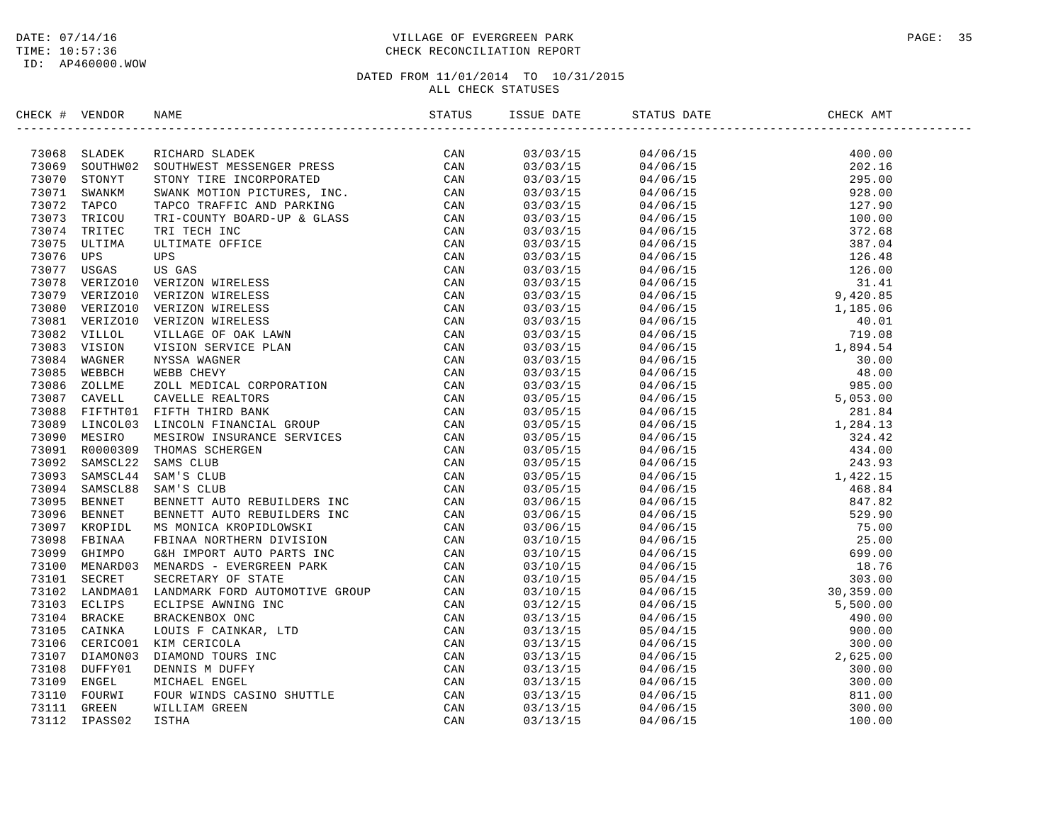DATE: 07/14/16
TIME: 10:57:36
ID: AP460000.WOW

VILLAGE OF EVERGREEN PARK
CHECK RECONCILIATION REPORT

DATED FROM 11/01/2014 TO 10/31/2015
ALL CHECK STATUSES

| CHECK # | VENDOR | NAME | STATUS | ISSUE DATE | STATUS DATE | CHECK AMT |
|---|---|---|---|---|---|---|
| 73068 | SLADEK | RICHARD SLADEK | CAN | 03/03/15 | 04/06/15 | 400.00 |
| 73069 | SOUTHW02 | SOUTHWEST MESSENGER PRESS | CAN | 03/03/15 | 04/06/15 | 202.16 |
| 73070 | STONYT | STONY TIRE INCORPORATED | CAN | 03/03/15 | 04/06/15 | 295.00 |
| 73071 | SWANKM | SWANK MOTION PICTURES, INC. | CAN | 03/03/15 | 04/06/15 | 928.00 |
| 73072 | TAPCO | TAPCO TRAFFIC AND PARKING | CAN | 03/03/15 | 04/06/15 | 127.90 |
| 73073 | TRICOU | TRI-COUNTY BOARD-UP & GLASS | CAN | 03/03/15 | 04/06/15 | 100.00 |
| 73074 | TRITEC | TRI TECH INC | CAN | 03/03/15 | 04/06/15 | 372.68 |
| 73075 | ULTIMA | ULTIMATE OFFICE | CAN | 03/03/15 | 04/06/15 | 387.04 |
| 73076 | UPS | UPS | CAN | 03/03/15 | 04/06/15 | 126.48 |
| 73077 | USGAS | US GAS | CAN | 03/03/15 | 04/06/15 | 126.00 |
| 73078 | VERIZO10 | VERIZON WIRELESS | CAN | 03/03/15 | 04/06/15 | 31.41 |
| 73079 | VERIZO10 | VERIZON WIRELESS | CAN | 03/03/15 | 04/06/15 | 9,420.85 |
| 73080 | VERIZO10 | VERIZON WIRELESS | CAN | 03/03/15 | 04/06/15 | 1,185.06 |
| 73081 | VERIZO10 | VERIZON WIRELESS | CAN | 03/03/15 | 04/06/15 | 40.01 |
| 73082 | VILLOL | VILLAGE OF OAK LAWN | CAN | 03/03/15 | 04/06/15 | 719.08 |
| 73083 | VISION | VISION SERVICE PLAN | CAN | 03/03/15 | 04/06/15 | 1,894.54 |
| 73084 | WAGNER | NYSSA WAGNER | CAN | 03/03/15 | 04/06/15 | 30.00 |
| 73085 | WEBBCH | WEBB CHEVY | CAN | 03/03/15 | 04/06/15 | 48.00 |
| 73086 | ZOLLME | ZOLL MEDICAL CORPORATION | CAN | 03/03/15 | 04/06/15 | 985.00 |
| 73087 | CAVELL | CAVELLE REALTORS | CAN | 03/05/15 | 04/06/15 | 5,053.00 |
| 73088 | FIFTHT01 | FIFTH THIRD BANK | CAN | 03/05/15 | 04/06/15 | 281.84 |
| 73089 | LINCOL03 | LINCOLN FINANCIAL GROUP | CAN | 03/05/15 | 04/06/15 | 1,284.13 |
| 73090 | MESIRO | MESIROW INSURANCE SERVICES | CAN | 03/05/15 | 04/06/15 | 324.42 |
| 73091 | R0000309 | THOMAS SCHERGEN | CAN | 03/05/15 | 04/06/15 | 434.00 |
| 73092 | SAMSCL22 | SAMS CLUB | CAN | 03/05/15 | 04/06/15 | 243.93 |
| 73093 | SAMSCL44 | SAM'S CLUB | CAN | 03/05/15 | 04/06/15 | 1,422.15 |
| 73094 | SAMSCL88 | SAM'S CLUB | CAN | 03/05/15 | 04/06/15 | 468.84 |
| 73095 | BENNET | BENNETT AUTO REBUILDERS INC | CAN | 03/06/15 | 04/06/15 | 847.82 |
| 73096 | BENNET | BENNETT AUTO REBUILDERS INC | CAN | 03/06/15 | 04/06/15 | 529.90 |
| 73097 | KROPIDL | MS MONICA KROPIDLOWSKI | CAN | 03/06/15 | 04/06/15 | 75.00 |
| 73098 | FBINAA | FBINAA NORTHERN DIVISION | CAN | 03/10/15 | 04/06/15 | 25.00 |
| 73099 | GHIMPO | G&H IMPORT AUTO PARTS INC | CAN | 03/10/15 | 04/06/15 | 699.00 |
| 73100 | MENARD03 | MENARDS - EVERGREEN PARK | CAN | 03/10/15 | 04/06/15 | 18.76 |
| 73101 | SECRET | SECRETARY OF STATE | CAN | 03/10/15 | 05/04/15 | 303.00 |
| 73102 | LANDMA01 | LANDMARK FORD AUTOMOTIVE GROUP | CAN | 03/10/15 | 04/06/15 | 30,359.00 |
| 73103 | ECLIPS | ECLIPSE AWNING INC | CAN | 03/12/15 | 04/06/15 | 5,500.00 |
| 73104 | BRACKE | BRACKENBOX ONC | CAN | 03/13/15 | 04/06/15 | 490.00 |
| 73105 | CAINKA | LOUIS F CAINKAR, LTD | CAN | 03/13/15 | 05/04/15 | 900.00 |
| 73106 | CERICO01 | KIM CERICOLA | CAN | 03/13/15 | 04/06/15 | 300.00 |
| 73107 | DIAMON03 | DIAMOND TOURS INC | CAN | 03/13/15 | 04/06/15 | 2,625.00 |
| 73108 | DUFFY01 | DENNIS M DUFFY | CAN | 03/13/15 | 04/06/15 | 300.00 |
| 73109 | ENGEL | MICHAEL ENGEL | CAN | 03/13/15 | 04/06/15 | 300.00 |
| 73110 | FOURWI | FOUR WINDS CASINO SHUTTLE | CAN | 03/13/15 | 04/06/15 | 811.00 |
| 73111 | GREEN | WILLIAM GREEN | CAN | 03/13/15 | 04/06/15 | 300.00 |
| 73112 | IPASS02 | ISTHA | CAN | 03/13/15 | 04/06/15 | 100.00 |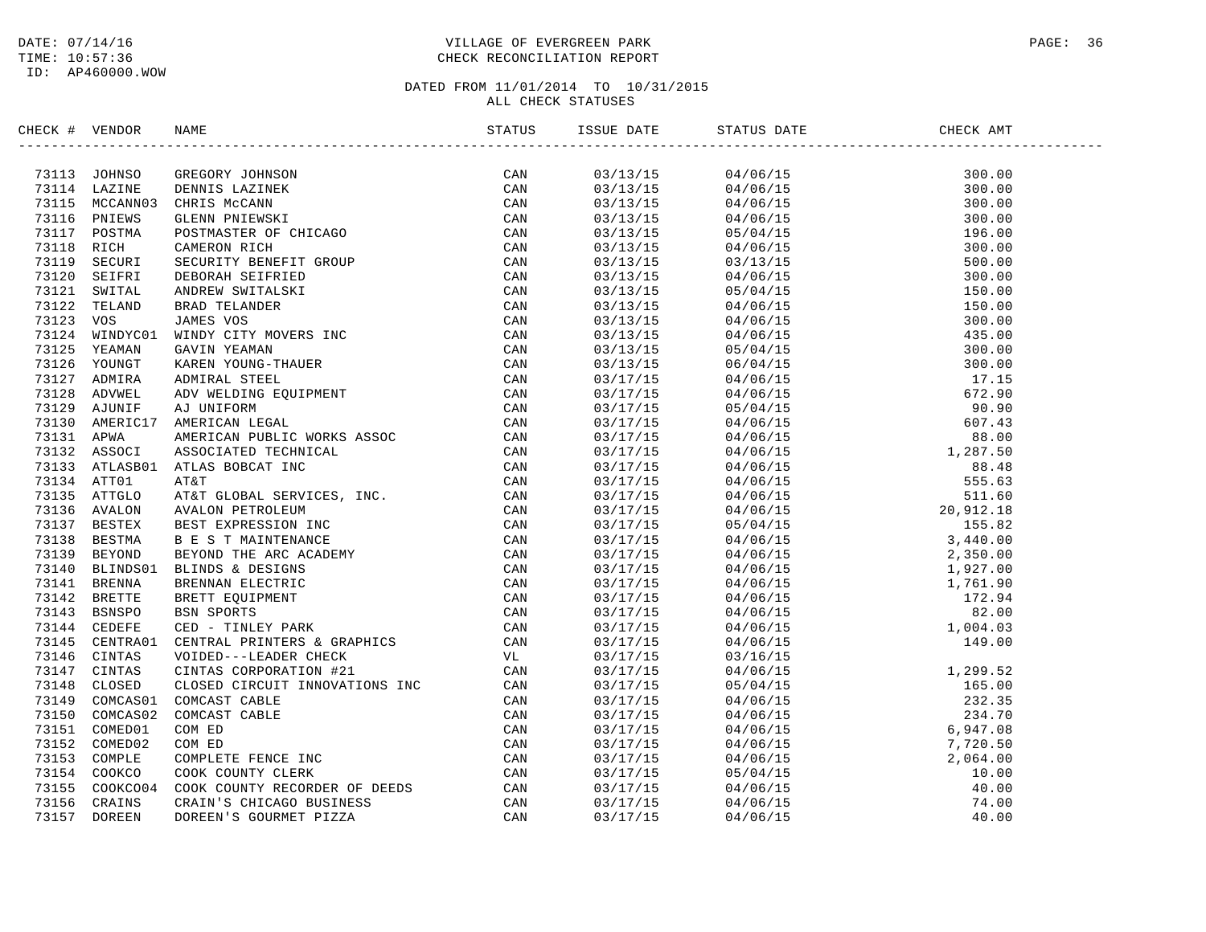DATE: 07/14/16
TIME: 10:57:36
ID: AP460000.WOW

VILLAGE OF EVERGREEN PARK
CHECK RECONCILIATION REPORT

DATED FROM 11/01/2014 TO 10/31/2015
ALL CHECK STATUSES

| CHECK # | VENDOR | NAME | STATUS | ISSUE DATE | STATUS DATE | CHECK AMT |
|---|---|---|---|---|---|---|
| 73113 | JOHNSO | GREGORY JOHNSON | CAN | 03/13/15 | 04/06/15 | 300.00 |
| 73114 | LAZINE | DENNIS LAZINEK | CAN | 03/13/15 | 04/06/15 | 300.00 |
| 73115 | MCCANN03 | CHRIS McCANN | CAN | 03/13/15 | 04/06/15 | 300.00 |
| 73116 | PNIEWS | GLENN PNIEWSKI | CAN | 03/13/15 | 04/06/15 | 300.00 |
| 73117 | POSTMA | POSTMASTER OF CHICAGO | CAN | 03/13/15 | 05/04/15 | 196.00 |
| 73118 | RICH | CAMERON RICH | CAN | 03/13/15 | 04/06/15 | 300.00 |
| 73119 | SECURI | SECURITY BENEFIT GROUP | CAN | 03/13/15 | 03/13/15 | 500.00 |
| 73120 | SEIFRI | DEBORAH SEIFRIED | CAN | 03/13/15 | 04/06/15 | 300.00 |
| 73121 | SWITAL | ANDREW SWITALSKI | CAN | 03/13/15 | 05/04/15 | 150.00 |
| 73122 | TELAND | BRAD TELANDER | CAN | 03/13/15 | 04/06/15 | 150.00 |
| 73123 | VOS | JAMES VOS | CAN | 03/13/15 | 04/06/15 | 300.00 |
| 73124 | WINDYC01 | WINDY CITY MOVERS INC | CAN | 03/13/15 | 04/06/15 | 435.00 |
| 73125 | YEAMAN | GAVIN YEAMAN | CAN | 03/13/15 | 05/04/15 | 300.00 |
| 73126 | YOUNGT | KAREN YOUNG-THAUER | CAN | 03/13/15 | 06/04/15 | 300.00 |
| 73127 | ADMIRA | ADMIRAL STEEL | CAN | 03/17/15 | 04/06/15 | 17.15 |
| 73128 | ADVWEL | ADV WELDING EQUIPMENT | CAN | 03/17/15 | 04/06/15 | 672.90 |
| 73129 | AJUNIF | AJ UNIFORM | CAN | 03/17/15 | 05/04/15 | 90.90 |
| 73130 | AMERIC17 | AMERICAN LEGAL | CAN | 03/17/15 | 04/06/15 | 607.43 |
| 73131 | APWA | AMERICAN PUBLIC WORKS ASSOC | CAN | 03/17/15 | 04/06/15 | 88.00 |
| 73132 | ASSOCI | ASSOCIATED TECHNICAL | CAN | 03/17/15 | 04/06/15 | 1,287.50 |
| 73133 | ATLASB01 | ATLAS BOBCAT INC | CAN | 03/17/15 | 04/06/15 | 88.48 |
| 73134 | ATT01 | AT&T | CAN | 03/17/15 | 04/06/15 | 555.63 |
| 73135 | ATTGLO | AT&T GLOBAL SERVICES, INC. | CAN | 03/17/15 | 04/06/15 | 511.60 |
| 73136 | AVALON | AVALON PETROLEUM | CAN | 03/17/15 | 04/06/15 | 20,912.18 |
| 73137 | BESTEX | BEST EXPRESSION INC | CAN | 03/17/15 | 05/04/15 | 155.82 |
| 73138 | BESTMA | B E S T MAINTENANCE | CAN | 03/17/15 | 04/06/15 | 3,440.00 |
| 73139 | BEYOND | BEYOND THE ARC ACADEMY | CAN | 03/17/15 | 04/06/15 | 2,350.00 |
| 73140 | BLINDS01 | BLINDS & DESIGNS | CAN | 03/17/15 | 04/06/15 | 1,927.00 |
| 73141 | BRENNA | BRENNAN ELECTRIC | CAN | 03/17/15 | 04/06/15 | 1,761.90 |
| 73142 | BRETTE | BRETT EQUIPMENT | CAN | 03/17/15 | 04/06/15 | 172.94 |
| 73143 | BSNSPO | BSN SPORTS | CAN | 03/17/15 | 04/06/15 | 82.00 |
| 73144 | CEDEFE | CED - TINLEY PARK | CAN | 03/17/15 | 04/06/15 | 1,004.03 |
| 73145 | CENTRA01 | CENTRAL PRINTERS & GRAPHICS | CAN | 03/17/15 | 04/06/15 | 149.00 |
| 73146 | CINTAS | VOIDED---LEADER CHECK | VL | 03/17/15 | 03/16/15 | |
| 73147 | CINTAS | CINTAS CORPORATION #21 | CAN | 03/17/15 | 04/06/15 | 1,299.52 |
| 73148 | CLOSED | CLOSED CIRCUIT INNOVATIONS INC | CAN | 03/17/15 | 05/04/15 | 165.00 |
| 73149 | COMCAS01 | COMCAST CABLE | CAN | 03/17/15 | 04/06/15 | 232.35 |
| 73150 | COMCAS02 | COMCAST CABLE | CAN | 03/17/15 | 04/06/15 | 234.70 |
| 73151 | COMED01 | COM ED | CAN | 03/17/15 | 04/06/15 | 6,947.08 |
| 73152 | COMED02 | COM ED | CAN | 03/17/15 | 04/06/15 | 7,720.50 |
| 73153 | COMPLE | COMPLETE FENCE INC | CAN | 03/17/15 | 04/06/15 | 2,064.00 |
| 73154 | COOKCO | COOK COUNTY CLERK | CAN | 03/17/15 | 05/04/15 | 10.00 |
| 73155 | COOKCO04 | COOK COUNTY RECORDER OF DEEDS | CAN | 03/17/15 | 04/06/15 | 40.00 |
| 73156 | CRAINS | CRAIN'S CHICAGO BUSINESS | CAN | 03/17/15 | 04/06/15 | 74.00 |
| 73157 | DOREEN | DOREEN'S GOURMET PIZZA | CAN | 03/17/15 | 04/06/15 | 40.00 |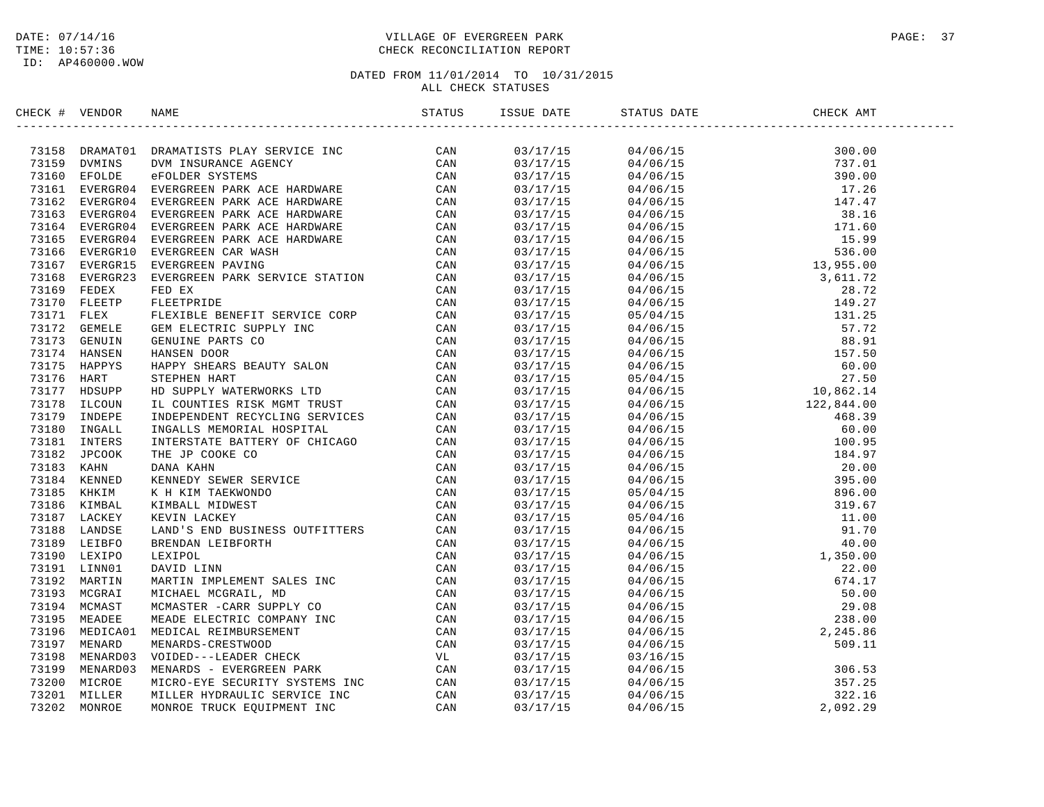DATE: 07/14/16
TIME: 10:57:36
ID: AP460000.WOW

VILLAGE OF EVERGREEN PARK
CHECK RECONCILIATION REPORT

DATED FROM 11/01/2014 TO 10/31/2015
ALL CHECK STATUSES

| CHECK # | VENDOR | NAME | STATUS | ISSUE DATE | STATUS DATE | CHECK AMT |
|---|---|---|---|---|---|---|
| 73158 | DRAMAT01 | DRAMATISTS PLAY SERVICE INC | CAN | 03/17/15 | 04/06/15 | 300.00 |
| 73159 | DVMINS | DVM INSURANCE AGENCY | CAN | 03/17/15 | 04/06/15 | 737.01 |
| 73160 | EFOLDE | eFOLDER SYSTEMS | CAN | 03/17/15 | 04/06/15 | 390.00 |
| 73161 | EVERGR04 | EVERGREEN PARK ACE HARDWARE | CAN | 03/17/15 | 04/06/15 | 17.26 |
| 73162 | EVERGR04 | EVERGREEN PARK ACE HARDWARE | CAN | 03/17/15 | 04/06/15 | 147.47 |
| 73163 | EVERGR04 | EVERGREEN PARK ACE HARDWARE | CAN | 03/17/15 | 04/06/15 | 38.16 |
| 73164 | EVERGR04 | EVERGREEN PARK ACE HARDWARE | CAN | 03/17/15 | 04/06/15 | 171.60 |
| 73165 | EVERGR04 | EVERGREEN PARK ACE HARDWARE | CAN | 03/17/15 | 04/06/15 | 15.99 |
| 73166 | EVERGR10 | EVERGREEN CAR WASH | CAN | 03/17/15 | 04/06/15 | 536.00 |
| 73167 | EVERGR15 | EVERGREEN PAVING | CAN | 03/17/15 | 04/06/15 | 13,955.00 |
| 73168 | EVERGR23 | EVERGREEN PARK SERVICE STATION | CAN | 03/17/15 | 04/06/15 | 3,611.72 |
| 73169 | FEDEX | FED EX | CAN | 03/17/15 | 04/06/15 | 28.72 |
| 73170 | FLEETP | FLEETPRIDE | CAN | 03/17/15 | 04/06/15 | 149.27 |
| 73171 | FLEX | FLEXIBLE BENEFIT SERVICE CORP | CAN | 03/17/15 | 05/04/15 | 131.25 |
| 73172 | GEMELE | GEM ELECTRIC SUPPLY INC | CAN | 03/17/15 | 04/06/15 | 57.72 |
| 73173 | GENUIN | GENUINE PARTS CO | CAN | 03/17/15 | 04/06/15 | 88.91 |
| 73174 | HANSEN | HANSEN DOOR | CAN | 03/17/15 | 04/06/15 | 157.50 |
| 73175 | HAPPYS | HAPPY SHEARS BEAUTY SALON | CAN | 03/17/15 | 04/06/15 | 60.00 |
| 73176 | HART | STEPHEN HART | CAN | 03/17/15 | 05/04/15 | 27.50 |
| 73177 | HDSUPP | HD SUPPLY WATERWORKS LTD | CAN | 03/17/15 | 04/06/15 | 10,862.14 |
| 73178 | ILCOUN | IL COUNTIES RISK MGMT TRUST | CAN | 03/17/15 | 04/06/15 | 122,844.00 |
| 73179 | INDEPE | INDEPENDENT RECYCLING SERVICES | CAN | 03/17/15 | 04/06/15 | 468.39 |
| 73180 | INGALL | INGALLS MEMORIAL HOSPITAL | CAN | 03/17/15 | 04/06/15 | 60.00 |
| 73181 | INTERS | INTERSTATE BATTERY OF CHICAGO | CAN | 03/17/15 | 04/06/15 | 100.95 |
| 73182 | JPCOOK | THE JP COOKE CO | CAN | 03/17/15 | 04/06/15 | 184.97 |
| 73183 | KAHN | DANA KAHN | CAN | 03/17/15 | 04/06/15 | 20.00 |
| 73184 | KENNED | KENNEDY SEWER SERVICE | CAN | 03/17/15 | 04/06/15 | 395.00 |
| 73185 | KHKIM | K H KIM TAEKWONDO | CAN | 03/17/15 | 05/04/15 | 896.00 |
| 73186 | KIMBAL | KIMBALL MIDWEST | CAN | 03/17/15 | 04/06/15 | 319.67 |
| 73187 | LACKEY | KEVIN LACKEY | CAN | 03/17/15 | 05/04/16 | 11.00 |
| 73188 | LANDSE | LAND'S END BUSINESS OUTFITTERS | CAN | 03/17/15 | 04/06/15 | 91.70 |
| 73189 | LEIBFO | BRENDAN LEIBFORTH | CAN | 03/17/15 | 04/06/15 | 40.00 |
| 73190 | LEXIPO | LEXIPOL | CAN | 03/17/15 | 04/06/15 | 1,350.00 |
| 73191 | LINN01 | DAVID LINN | CAN | 03/17/15 | 04/06/15 | 22.00 |
| 73192 | MARTIN | MARTIN IMPLEMENT SALES INC | CAN | 03/17/15 | 04/06/15 | 674.17 |
| 73193 | MCGRAI | MICHAEL MCGRAIL, MD | CAN | 03/17/15 | 04/06/15 | 50.00 |
| 73194 | MCMAST | MCMASTER -CARR SUPPLY CO | CAN | 03/17/15 | 04/06/15 | 29.08 |
| 73195 | MEADEE | MEADE ELECTRIC COMPANY INC | CAN | 03/17/15 | 04/06/15 | 238.00 |
| 73196 | MEDICA01 | MEDICAL REIMBURSEMENT | CAN | 03/17/15 | 04/06/15 | 2,245.86 |
| 73197 | MENARD | MENARDS-CRESTWOOD | CAN | 03/17/15 | 04/06/15 | 509.11 |
| 73198 | MENARD03 | VOIDED---LEADER CHECK | VL | 03/17/15 | 03/16/15 | |
| 73199 | MENARD03 | MENARDS - EVERGREEN PARK | CAN | 03/17/15 | 04/06/15 | 306.53 |
| 73200 | MICROE | MICRO-EYE SECURITY SYSTEMS INC | CAN | 03/17/15 | 04/06/15 | 357.25 |
| 73201 | MILLER | MILLER HYDRAULIC SERVICE INC | CAN | 03/17/15 | 04/06/15 | 322.16 |
| 73202 | MONROE | MONROE TRUCK EQUIPMENT INC | CAN | 03/17/15 | 04/06/15 | 2,092.29 |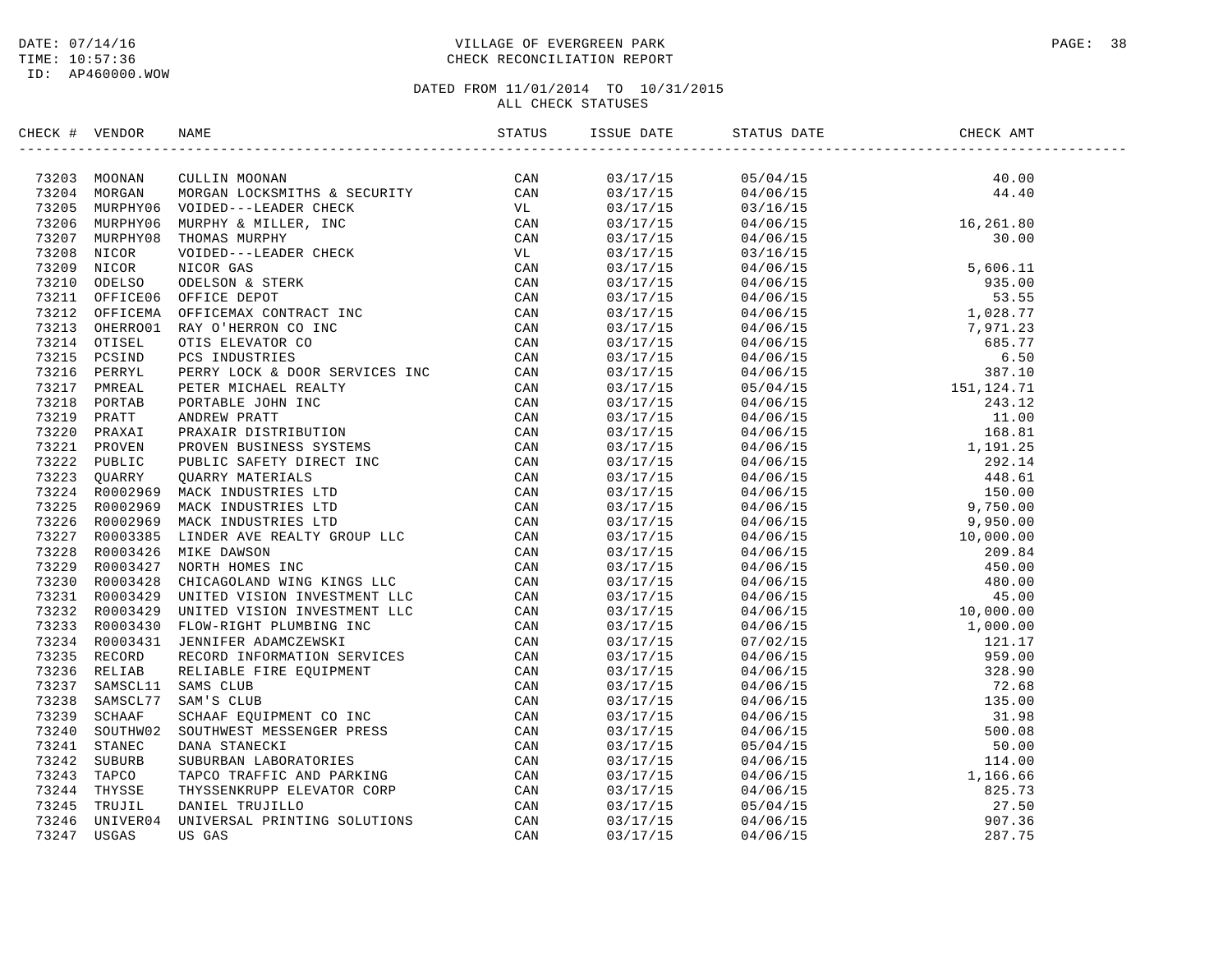DATE: 07/14/16
TIME: 10:57:36
ID: AP460000.WOW

VILLAGE OF EVERGREEN PARK
CHECK RECONCILIATION REPORT

DATED FROM 11/01/2014 TO 10/31/2015
ALL CHECK STATUSES

| CHECK # | VENDOR | NAME | STATUS | ISSUE DATE | STATUS DATE | CHECK AMT |
|---|---|---|---|---|---|---|
| 73203 | MOONAN | CULLIN MOONAN | CAN | 03/17/15 | 05/04/15 | 40.00 |
| 73204 | MORGAN | MORGAN LOCKSMITHS & SECURITY | CAN | 03/17/15 | 04/06/15 | 44.40 |
| 73205 | MURPHY06 | VOIDED---LEADER CHECK | VL | 03/17/15 | 03/16/15 | |
| 73206 | MURPHY06 | MURPHY & MILLER, INC | CAN | 03/17/15 | 04/06/15 | 16,261.80 |
| 73207 | MURPHY08 | THOMAS MURPHY | CAN | 03/17/15 | 04/06/15 | 30.00 |
| 73208 | NICOR | VOIDED---LEADER CHECK | VL | 03/17/15 | 03/16/15 | |
| 73209 | NICOR | NICOR GAS | CAN | 03/17/15 | 04/06/15 | 5,606.11 |
| 73210 | ODELSO | ODELSON & STERK | CAN | 03/17/15 | 04/06/15 | 935.00 |
| 73211 | OFFICE06 | OFFICE DEPOT | CAN | 03/17/15 | 04/06/15 | 53.55 |
| 73212 | OFFICEMA | OFFICEMAX CONTRACT INC | CAN | 03/17/15 | 04/06/15 | 1,028.77 |
| 73213 | OHERRO01 | RAY O'HERRON CO INC | CAN | 03/17/15 | 04/06/15 | 7,971.23 |
| 73214 | OTISEL | OTIS ELEVATOR CO | CAN | 03/17/15 | 04/06/15 | 685.77 |
| 73215 | PCSIND | PCS INDUSTRIES | CAN | 03/17/15 | 04/06/15 | 6.50 |
| 73216 | PERRYL | PERRY LOCK & DOOR SERVICES INC | CAN | 03/17/15 | 04/06/15 | 387.10 |
| 73217 | PMREAL | PETER MICHAEL REALTY | CAN | 03/17/15 | 05/04/15 | 151,124.71 |
| 73218 | PORTAB | PORTABLE JOHN INC | CAN | 03/17/15 | 04/06/15 | 243.12 |
| 73219 | PRATT | ANDREW PRATT | CAN | 03/17/15 | 04/06/15 | 11.00 |
| 73220 | PRAXAI | PRAXAIR DISTRIBUTION | CAN | 03/17/15 | 04/06/15 | 168.81 |
| 73221 | PROVEN | PROVEN BUSINESS SYSTEMS | CAN | 03/17/15 | 04/06/15 | 1,191.25 |
| 73222 | PUBLIC | PUBLIC SAFETY DIRECT INC | CAN | 03/17/15 | 04/06/15 | 292.14 |
| 73223 | QUARRY | QUARRY MATERIALS | CAN | 03/17/15 | 04/06/15 | 448.61 |
| 73224 | R0002969 | MACK INDUSTRIES LTD | CAN | 03/17/15 | 04/06/15 | 150.00 |
| 73225 | R0002969 | MACK INDUSTRIES LTD | CAN | 03/17/15 | 04/06/15 | 9,750.00 |
| 73226 | R0002969 | MACK INDUSTRIES LTD | CAN | 03/17/15 | 04/06/15 | 9,950.00 |
| 73227 | R0003385 | LINDER AVE REALTY GROUP LLC | CAN | 03/17/15 | 04/06/15 | 10,000.00 |
| 73228 | R0003426 | MIKE DAWSON | CAN | 03/17/15 | 04/06/15 | 209.84 |
| 73229 | R0003427 | NORTH HOMES INC | CAN | 03/17/15 | 04/06/15 | 450.00 |
| 73230 | R0003428 | CHICAGOLAND WING KINGS LLC | CAN | 03/17/15 | 04/06/15 | 480.00 |
| 73231 | R0003429 | UNITED VISION INVESTMENT LLC | CAN | 03/17/15 | 04/06/15 | 45.00 |
| 73232 | R0003429 | UNITED VISION INVESTMENT LLC | CAN | 03/17/15 | 04/06/15 | 10,000.00 |
| 73233 | R0003430 | FLOW-RIGHT PLUMBING INC | CAN | 03/17/15 | 04/06/15 | 1,000.00 |
| 73234 | R0003431 | JENNIFER ADAMCZEWSKI | CAN | 03/17/15 | 07/02/15 | 121.17 |
| 73235 | RECORD | RECORD INFORMATION SERVICES | CAN | 03/17/15 | 04/06/15 | 959.00 |
| 73236 | RELIAB | RELIABLE FIRE EQUIPMENT | CAN | 03/17/15 | 04/06/15 | 328.90 |
| 73237 | SAMSCL11 | SAMS CLUB | CAN | 03/17/15 | 04/06/15 | 72.68 |
| 73238 | SAMSCL77 | SAM'S CLUB | CAN | 03/17/15 | 04/06/15 | 135.00 |
| 73239 | SCHAAF | SCHAAF EQUIPMENT CO INC | CAN | 03/17/15 | 04/06/15 | 31.98 |
| 73240 | SOUTHW02 | SOUTHWEST MESSENGER PRESS | CAN | 03/17/15 | 04/06/15 | 500.08 |
| 73241 | STANEC | DANA STANECKI | CAN | 03/17/15 | 05/04/15 | 50.00 |
| 73242 | SUBURB | SUBURBAN LABORATORIES | CAN | 03/17/15 | 04/06/15 | 114.00 |
| 73243 | TAPCO | TAPCO TRAFFIC AND PARKING | CAN | 03/17/15 | 04/06/15 | 1,166.66 |
| 73244 | THYSSE | THYSSENKRUPP ELEVATOR CORP | CAN | 03/17/15 | 04/06/15 | 825.73 |
| 73245 | TRUJIL | DANIEL TRUJILLO | CAN | 03/17/15 | 05/04/15 | 27.50 |
| 73246 | UNIVER04 | UNIVERSAL PRINTING SOLUTIONS | CAN | 03/17/15 | 04/06/15 | 907.36 |
| 73247 | USGAS | US GAS | CAN | 03/17/15 | 04/06/15 | 287.75 |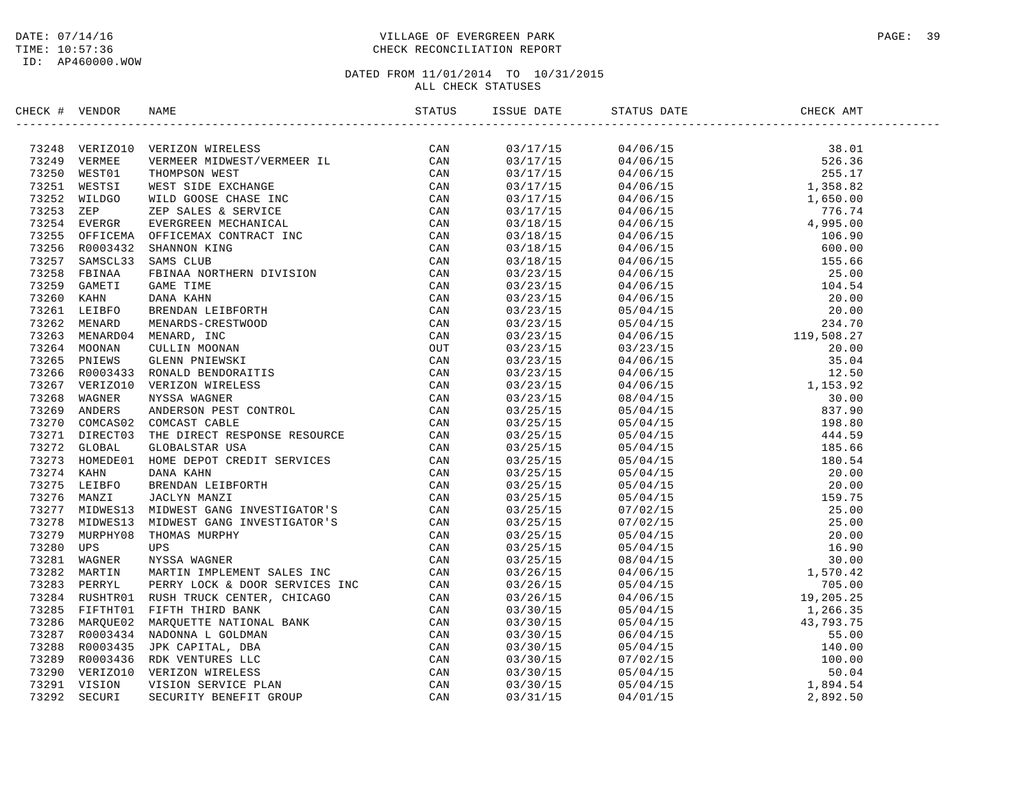DATE: 07/14/16
TIME: 10:57:36
ID: AP460000.WOW

VILLAGE OF EVERGREEN PARK
CHECK RECONCILIATION REPORT

DATED FROM 11/01/2014 TO 10/31/2015
ALL CHECK STATUSES

| CHECK # | VENDOR | NAME | STATUS | ISSUE DATE | STATUS DATE | CHECK AMT |
|---|---|---|---|---|---|---|
| 73248 | VERIZO10 | VERIZON WIRELESS | CAN | 03/17/15 | 04/06/15 | 38.01 |
| 73249 | VERMEE | VERMEER MIDWEST/VERMEER IL | CAN | 03/17/15 | 04/06/15 | 526.36 |
| 73250 | WEST01 | THOMPSON WEST | CAN | 03/17/15 | 04/06/15 | 255.17 |
| 73251 | WESTSI | WEST SIDE EXCHANGE | CAN | 03/17/15 | 04/06/15 | 1,358.82 |
| 73252 | WILDGO | WILD GOOSE CHASE INC | CAN | 03/17/15 | 04/06/15 | 1,650.00 |
| 73253 | ZEP | ZEP SALES & SERVICE | CAN | 03/17/15 | 04/06/15 | 776.74 |
| 73254 | EVERGR | EVERGREEN MECHANICAL | CAN | 03/18/15 | 04/06/15 | 4,995.00 |
| 73255 | OFFICEMA | OFFICEMAX CONTRACT INC | CAN | 03/18/15 | 04/06/15 | 106.90 |
| 73256 | R0003432 | SHANNON KING | CAN | 03/18/15 | 04/06/15 | 600.00 |
| 73257 | SAMSCL33 | SAMS CLUB | CAN | 03/18/15 | 04/06/15 | 155.66 |
| 73258 | FBINAA | FBINAA NORTHERN DIVISION | CAN | 03/23/15 | 04/06/15 | 25.00 |
| 73259 | GAMETI | GAME TIME | CAN | 03/23/15 | 04/06/15 | 104.54 |
| 73260 | KAHN | DANA KAHN | CAN | 03/23/15 | 04/06/15 | 20.00 |
| 73261 | LEIBFO | BRENDAN LEIBFORTH | CAN | 03/23/15 | 05/04/15 | 20.00 |
| 73262 | MENARD | MENARDS-CRESTWOOD | CAN | 03/23/15 | 05/04/15 | 234.70 |
| 73263 | MENARD04 | MENARD, INC | CAN | 03/23/15 | 04/06/15 | 119,508.27 |
| 73264 | MOONAN | CULLIN MOONAN | OUT | 03/23/15 | 03/23/15 | 20.00 |
| 73265 | PNIEWS | GLENN PNIEWSKI | CAN | 03/23/15 | 04/06/15 | 35.04 |
| 73266 | R0003433 | RONALD BENDORAITIS | CAN | 03/23/15 | 04/06/15 | 12.50 |
| 73267 | VERIZO10 | VERIZON WIRELESS | CAN | 03/23/15 | 04/06/15 | 1,153.92 |
| 73268 | WAGNER | NYSSA WAGNER | CAN | 03/23/15 | 08/04/15 | 30.00 |
| 73269 | ANDERS | ANDERSON PEST CONTROL | CAN | 03/25/15 | 05/04/15 | 837.90 |
| 73270 | COMCAS02 | COMCAST CABLE | CAN | 03/25/15 | 05/04/15 | 198.80 |
| 73271 | DIRECT03 | THE DIRECT RESPONSE RESOURCE | CAN | 03/25/15 | 05/04/15 | 444.59 |
| 73272 | GLOBAL | GLOBALSTAR USA | CAN | 03/25/15 | 05/04/15 | 185.66 |
| 73273 | HOMEDE01 | HOME DEPOT CREDIT SERVICES | CAN | 03/25/15 | 05/04/15 | 180.54 |
| 73274 | KAHN | DANA KAHN | CAN | 03/25/15 | 05/04/15 | 20.00 |
| 73275 | LEIBFO | BRENDAN LEIBFORTH | CAN | 03/25/15 | 05/04/15 | 20.00 |
| 73276 | MANZI | JACLYN MANZI | CAN | 03/25/15 | 05/04/15 | 159.75 |
| 73277 | MIDWES13 | MIDWEST GANG INVESTIGATOR'S | CAN | 03/25/15 | 07/02/15 | 25.00 |
| 73278 | MIDWES13 | MIDWEST GANG INVESTIGATOR'S | CAN | 03/25/15 | 07/02/15 | 25.00 |
| 73279 | MURPHY08 | THOMAS MURPHY | CAN | 03/25/15 | 05/04/15 | 20.00 |
| 73280 | UPS | UPS | CAN | 03/25/15 | 05/04/15 | 16.90 |
| 73281 | WAGNER | NYSSA WAGNER | CAN | 03/25/15 | 08/04/15 | 30.00 |
| 73282 | MARTIN | MARTIN IMPLEMENT SALES INC | CAN | 03/26/15 | 04/06/15 | 1,570.42 |
| 73283 | PERRYL | PERRY LOCK & DOOR SERVICES INC | CAN | 03/26/15 | 05/04/15 | 705.00 |
| 73284 | RUSHTR01 | RUSH TRUCK CENTER, CHICAGO | CAN | 03/26/15 | 04/06/15 | 19,205.25 |
| 73285 | FIFTHT01 | FIFTH THIRD BANK | CAN | 03/30/15 | 05/04/15 | 1,266.35 |
| 73286 | MARQUE02 | MARQUETTE NATIONAL BANK | CAN | 03/30/15 | 05/04/15 | 43,793.75 |
| 73287 | R0003434 | NADONNA L GOLDMAN | CAN | 03/30/15 | 06/04/15 | 55.00 |
| 73288 | R0003435 | JPK CAPITAL, DBA | CAN | 03/30/15 | 05/04/15 | 140.00 |
| 73289 | R0003436 | RDK VENTURES LLC | CAN | 03/30/15 | 07/02/15 | 100.00 |
| 73290 | VERIZO10 | VERIZON WIRELESS | CAN | 03/30/15 | 05/04/15 | 50.04 |
| 73291 | VISION | VISION SERVICE PLAN | CAN | 03/30/15 | 05/04/15 | 1,894.54 |
| 73292 | SECURI | SECURITY BENEFIT GROUP | CAN | 03/31/15 | 04/01/15 | 2,892.50 |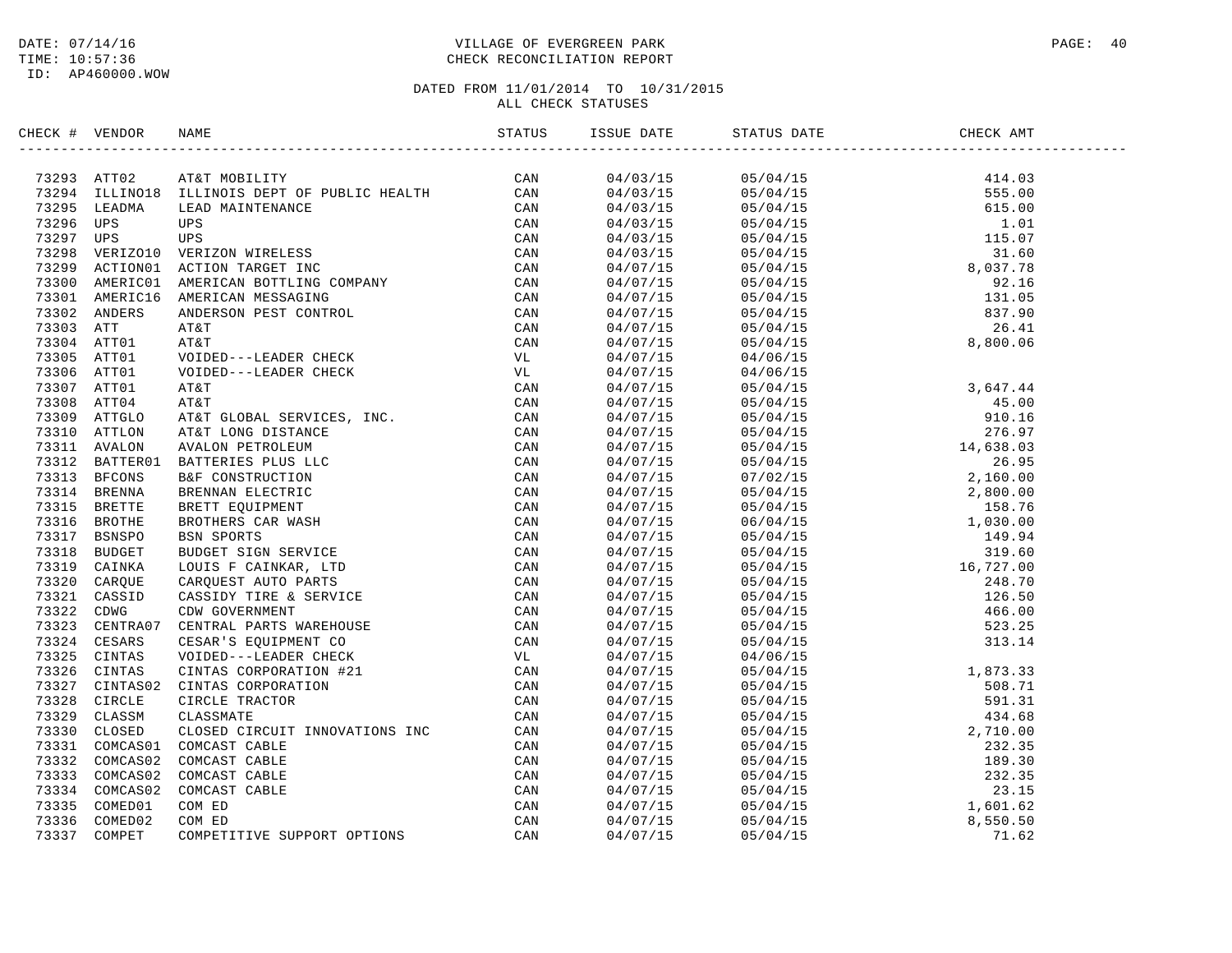DATE: 07/14/16
TIME: 10:57:36
ID: AP460000.WOW

VILLAGE OF EVERGREEN PARK
CHECK RECONCILIATION REPORT

DATED FROM 11/01/2014 TO 10/31/2015
ALL CHECK STATUSES

| CHECK # | VENDOR | NAME | STATUS | ISSUE DATE | STATUS DATE | CHECK AMT |
|---|---|---|---|---|---|---|
| 73293 | ATT02 | AT&T MOBILITY | CAN | 04/03/15 | 05/04/15 | 414.03 |
| 73294 | ILLINO18 | ILLINOIS DEPT OF PUBLIC HEALTH | CAN | 04/03/15 | 05/04/15 | 555.00 |
| 73295 | LEADMA | LEAD MAINTENANCE | CAN | 04/03/15 | 05/04/15 | 615.00 |
| 73296 | UPS | UPS | CAN | 04/03/15 | 05/04/15 | 1.01 |
| 73297 | UPS | UPS | CAN | 04/03/15 | 05/04/15 | 115.07 |
| 73298 | VERIZO10 | VERIZON WIRELESS | CAN | 04/03/15 | 05/04/15 | 31.60 |
| 73299 | ACTION01 | ACTION TARGET INC | CAN | 04/07/15 | 05/04/15 | 8,037.78 |
| 73300 | AMERIC01 | AMERICAN BOTTLING COMPANY | CAN | 04/07/15 | 05/04/15 | 92.16 |
| 73301 | AMERIC16 | AMERICAN MESSAGING | CAN | 04/07/15 | 05/04/15 | 131.05 |
| 73302 | ANDERS | ANDERSON PEST CONTROL | CAN | 04/07/15 | 05/04/15 | 837.90 |
| 73303 | ATT | AT&T | CAN | 04/07/15 | 05/04/15 | 26.41 |
| 73304 | ATT01 | AT&T | CAN | 04/07/15 | 05/04/15 | 8,800.06 |
| 73305 | ATT01 | VOIDED---LEADER CHECK | VL | 04/07/15 | 04/06/15 | |
| 73306 | ATT01 | VOIDED---LEADER CHECK | VL | 04/07/15 | 04/06/15 | |
| 73307 | ATT01 | AT&T | CAN | 04/07/15 | 05/04/15 | 3,647.44 |
| 73308 | ATT04 | AT&T | CAN | 04/07/15 | 05/04/15 | 45.00 |
| 73309 | ATTGLO | AT&T GLOBAL SERVICES, INC. | CAN | 04/07/15 | 05/04/15 | 910.16 |
| 73310 | ATTLON | AT&T LONG DISTANCE | CAN | 04/07/15 | 05/04/15 | 276.97 |
| 73311 | AVALON | AVALON PETROLEUM | CAN | 04/07/15 | 05/04/15 | 14,638.03 |
| 73312 | BATTER01 | BATTERIES PLUS LLC | CAN | 04/07/15 | 05/04/15 | 26.95 |
| 73313 | BFCONS | B&F CONSTRUCTION | CAN | 04/07/15 | 07/02/15 | 2,160.00 |
| 73314 | BRENNA | BRENNAN ELECTRIC | CAN | 04/07/15 | 05/04/15 | 2,800.00 |
| 73315 | BRETTE | BRETT EQUIPMENT | CAN | 04/07/15 | 05/04/15 | 158.76 |
| 73316 | BROTHE | BROTHERS CAR WASH | CAN | 04/07/15 | 06/04/15 | 1,030.00 |
| 73317 | BSNSPO | BSN SPORTS | CAN | 04/07/15 | 05/04/15 | 149.94 |
| 73318 | BUDGET | BUDGET SIGN SERVICE | CAN | 04/07/15 | 05/04/15 | 319.60 |
| 73319 | CAINKA | LOUIS F CAINKAR, LTD | CAN | 04/07/15 | 05/04/15 | 16,727.00 |
| 73320 | CARQUE | CARQUEST AUTO PARTS | CAN | 04/07/15 | 05/04/15 | 248.70 |
| 73321 | CASSID | CASSIDY TIRE & SERVICE | CAN | 04/07/15 | 05/04/15 | 126.50 |
| 73322 | CDWG | CDW GOVERNMENT | CAN | 04/07/15 | 05/04/15 | 466.00 |
| 73323 | CENTRA07 | CENTRAL PARTS WAREHOUSE | CAN | 04/07/15 | 05/04/15 | 523.25 |
| 73324 | CESARS | CESAR'S EQUIPMENT CO | CAN | 04/07/15 | 05/04/15 | 313.14 |
| 73325 | CINTAS | VOIDED---LEADER CHECK | VL | 04/07/15 | 04/06/15 | |
| 73326 | CINTAS | CINTAS CORPORATION #21 | CAN | 04/07/15 | 05/04/15 | 1,873.33 |
| 73327 | CINTAS02 | CINTAS CORPORATION | CAN | 04/07/15 | 05/04/15 | 508.71 |
| 73328 | CIRCLE | CIRCLE TRACTOR | CAN | 04/07/15 | 05/04/15 | 591.31 |
| 73329 | CLASSM | CLASSMATE | CAN | 04/07/15 | 05/04/15 | 434.68 |
| 73330 | CLOSED | CLOSED CIRCUIT INNOVATIONS INC | CAN | 04/07/15 | 05/04/15 | 2,710.00 |
| 73331 | COMCAS01 | COMCAST CABLE | CAN | 04/07/15 | 05/04/15 | 232.35 |
| 73332 | COMCAS02 | COMCAST CABLE | CAN | 04/07/15 | 05/04/15 | 189.30 |
| 73333 | COMCAS02 | COMCAST CABLE | CAN | 04/07/15 | 05/04/15 | 232.35 |
| 73334 | COMCAS02 | COMCAST CABLE | CAN | 04/07/15 | 05/04/15 | 23.15 |
| 73335 | COMED01 | COM ED | CAN | 04/07/15 | 05/04/15 | 1,601.62 |
| 73336 | COMED02 | COM ED | CAN | 04/07/15 | 05/04/15 | 8,550.50 |
| 73337 | COMPET | COMPETITIVE SUPPORT OPTIONS | CAN | 04/07/15 | 05/04/15 | 71.62 |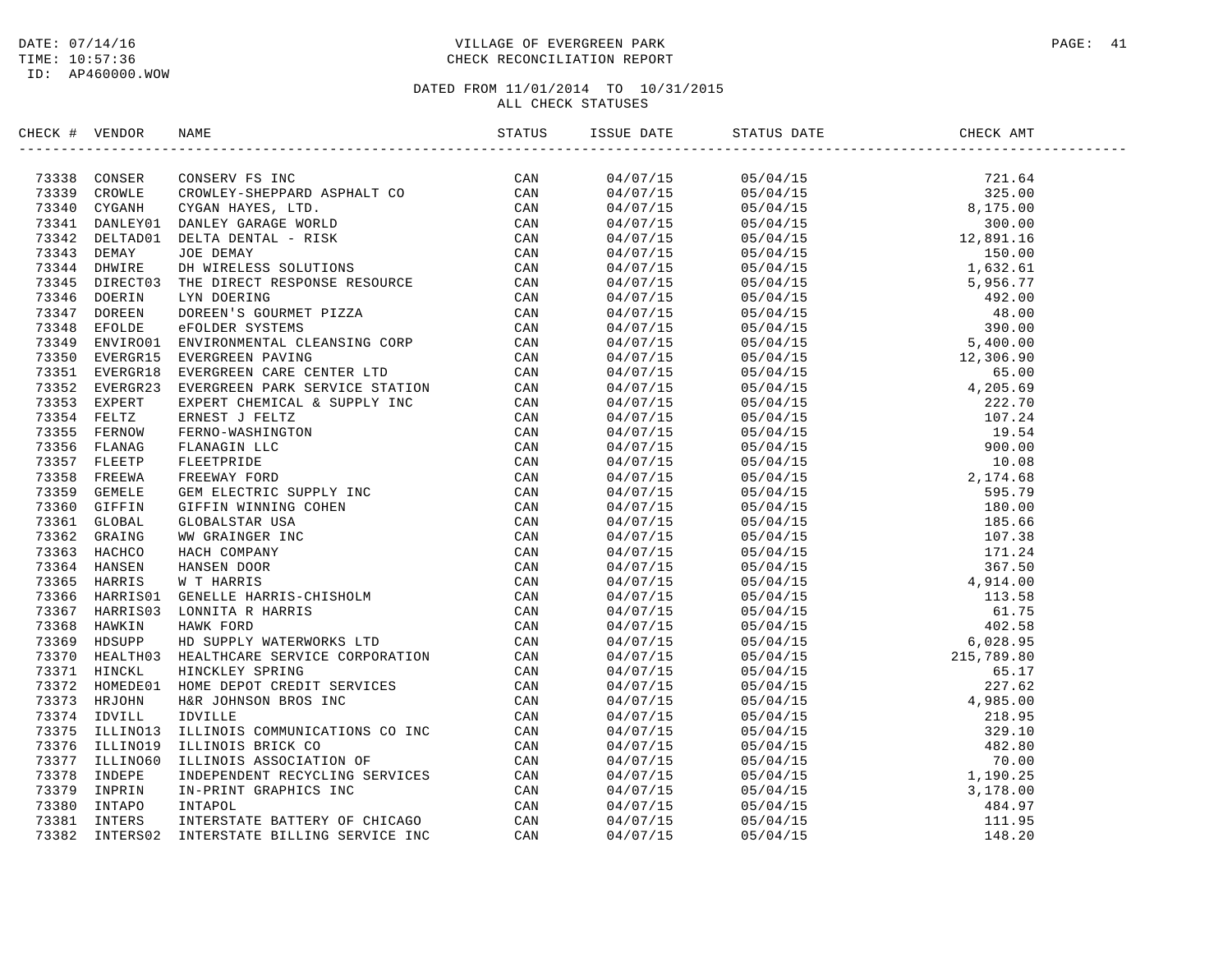DATE: 07/14/16
TIME: 10:57:36
ID: AP460000.WOW

VILLAGE OF EVERGREEN PARK
CHECK RECONCILIATION REPORT

DATED FROM 11/01/2014 TO 10/31/2015
ALL CHECK STATUSES

| CHECK # | VENDOR | NAME | STATUS | ISSUE DATE | STATUS DATE | CHECK AMT |
|---|---|---|---|---|---|---|
| 73338 | CONSER | CONSERV FS INC | CAN | 04/07/15 | 05/04/15 | 721.64 |
| 73339 | CROWLE | CROWLEY-SHEPPARD ASPHALT CO | CAN | 04/07/15 | 05/04/15 | 325.00 |
| 73340 | CYGANH | CYGAN HAYES, LTD. | CAN | 04/07/15 | 05/04/15 | 8,175.00 |
| 73341 | DANLEY01 | DANLEY GARAGE WORLD | CAN | 04/07/15 | 05/04/15 | 300.00 |
| 73342 | DELTAD01 | DELTA DENTAL - RISK | CAN | 04/07/15 | 05/04/15 | 12,891.16 |
| 73343 | DEMAY | JOE DEMAY | CAN | 04/07/15 | 05/04/15 | 150.00 |
| 73344 | DHWIRE | DH WIRELESS SOLUTIONS | CAN | 04/07/15 | 05/04/15 | 1,632.61 |
| 73345 | DIRECT03 | THE DIRECT RESPONSE RESOURCE | CAN | 04/07/15 | 05/04/15 | 5,956.77 |
| 73346 | DOERIN | LYN DOERING | CAN | 04/07/15 | 05/04/15 | 492.00 |
| 73347 | DOREEN | DOREEN'S GOURMET PIZZA | CAN | 04/07/15 | 05/04/15 | 48.00 |
| 73348 | EFOLDE | eFOLDER SYSTEMS | CAN | 04/07/15 | 05/04/15 | 390.00 |
| 73349 | ENVIRO01 | ENVIRONMENTAL CLEANSING CORP | CAN | 04/07/15 | 05/04/15 | 5,400.00 |
| 73350 | EVERGR15 | EVERGREEN PAVING | CAN | 04/07/15 | 05/04/15 | 12,306.90 |
| 73351 | EVERGR18 | EVERGREEN CARE CENTER LTD | CAN | 04/07/15 | 05/04/15 | 65.00 |
| 73352 | EVERGR23 | EVERGREEN PARK SERVICE STATION | CAN | 04/07/15 | 05/04/15 | 4,205.69 |
| 73353 | EXPERT | EXPERT CHEMICAL & SUPPLY INC | CAN | 04/07/15 | 05/04/15 | 222.70 |
| 73354 | FELTZ | ERNEST J FELTZ | CAN | 04/07/15 | 05/04/15 | 107.24 |
| 73355 | FERNOW | FERNO-WASHINGTON | CAN | 04/07/15 | 05/04/15 | 19.54 |
| 73356 | FLANAG | FLANAGIN LLC | CAN | 04/07/15 | 05/04/15 | 900.00 |
| 73357 | FLEETP | FLEETPRIDE | CAN | 04/07/15 | 05/04/15 | 10.08 |
| 73358 | FREEWA | FREEWAY FORD | CAN | 04/07/15 | 05/04/15 | 2,174.68 |
| 73359 | GEMELE | GEM ELECTRIC SUPPLY INC | CAN | 04/07/15 | 05/04/15 | 595.79 |
| 73360 | GIFFIN | GIFFIN WINNING COHEN | CAN | 04/07/15 | 05/04/15 | 180.00 |
| 73361 | GLOBAL | GLOBALSTAR USA | CAN | 04/07/15 | 05/04/15 | 185.66 |
| 73362 | GRAING | WW GRAINGER INC | CAN | 04/07/15 | 05/04/15 | 107.38 |
| 73363 | HACHCO | HACH COMPANY | CAN | 04/07/15 | 05/04/15 | 171.24 |
| 73364 | HANSEN | HANSEN DOOR | CAN | 04/07/15 | 05/04/15 | 367.50 |
| 73365 | HARRIS | W T HARRIS | CAN | 04/07/15 | 05/04/15 | 4,914.00 |
| 73366 | HARRIS01 | GENELLE HARRIS-CHISHOLM | CAN | 04/07/15 | 05/04/15 | 113.58 |
| 73367 | HARRIS03 | LONNITA R HARRIS | CAN | 04/07/15 | 05/04/15 | 61.75 |
| 73368 | HAWKIN | HAWK FORD | CAN | 04/07/15 | 05/04/15 | 402.58 |
| 73369 | HDSUPP | HD SUPPLY WATERWORKS LTD | CAN | 04/07/15 | 05/04/15 | 6,028.95 |
| 73370 | HEALTH03 | HEALTHCARE SERVICE CORPORATION | CAN | 04/07/15 | 05/04/15 | 215,789.80 |
| 73371 | HINCKL | HINCKLEY SPRING | CAN | 04/07/15 | 05/04/15 | 65.17 |
| 73372 | HOMEDE01 | HOME DEPOT CREDIT SERVICES | CAN | 04/07/15 | 05/04/15 | 227.62 |
| 73373 | HRJOHN | H&R JOHNSON BROS INC | CAN | 04/07/15 | 05/04/15 | 4,985.00 |
| 73374 | IDVILL | IDVILLE | CAN | 04/07/15 | 05/04/15 | 218.95 |
| 73375 | ILLINO13 | ILLINOIS COMMUNICATIONS CO INC | CAN | 04/07/15 | 05/04/15 | 329.10 |
| 73376 | ILLINO19 | ILLINOIS BRICK CO | CAN | 04/07/15 | 05/04/15 | 482.80 |
| 73377 | ILLINO60 | ILLINOIS ASSOCIATION OF | CAN | 04/07/15 | 05/04/15 | 70.00 |
| 73378 | INDEPE | INDEPENDENT RECYCLING SERVICES | CAN | 04/07/15 | 05/04/15 | 1,190.25 |
| 73379 | INPRIN | IN-PRINT GRAPHICS INC | CAN | 04/07/15 | 05/04/15 | 3,178.00 |
| 73380 | INTAPO | INTAPOL | CAN | 04/07/15 | 05/04/15 | 484.97 |
| 73381 | INTERS | INTERSTATE BATTERY OF CHICAGO | CAN | 04/07/15 | 05/04/15 | 111.95 |
| 73382 | INTERS02 | INTERSTATE BILLING SERVICE INC | CAN | 04/07/15 | 05/04/15 | 148.20 |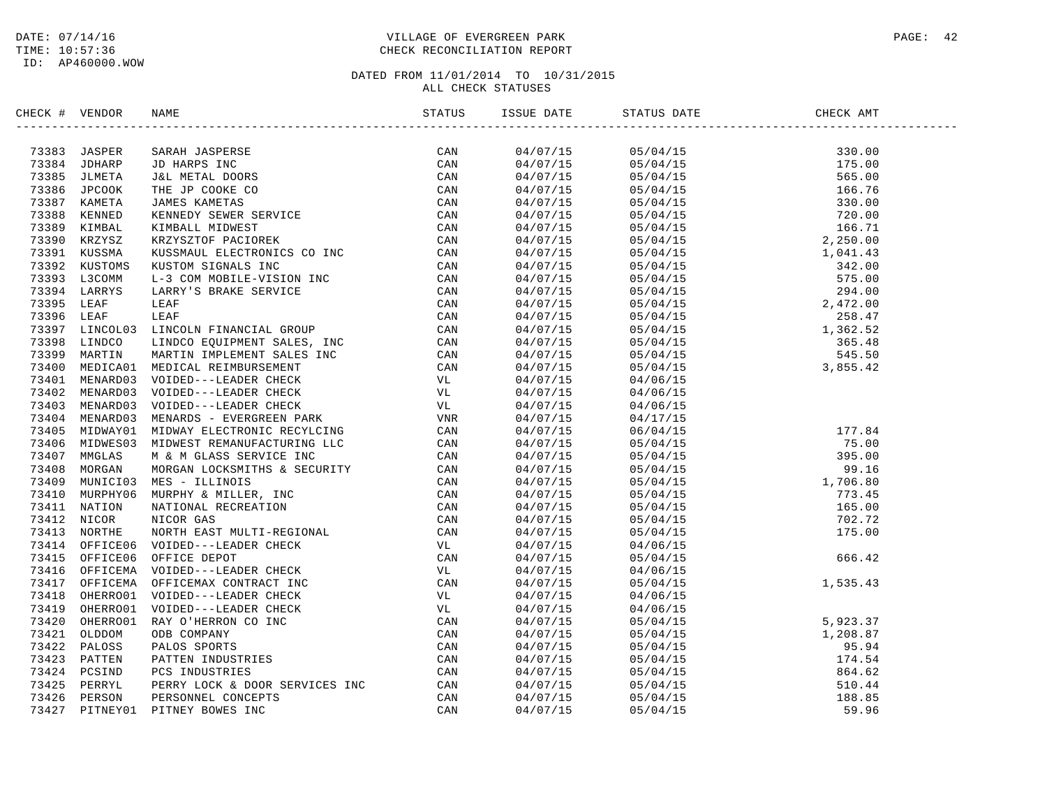DATE: 07/14/16
TIME: 10:57:36
ID: AP460000.WOW

# VILLAGE OF EVERGREEN PARK
## CHECK RECONCILIATION REPORT

DATED FROM 11/01/2014 TO 10/31/2015
ALL CHECK STATUSES

| CHECK # | VENDOR | NAME | STATUS | ISSUE DATE | STATUS DATE | CHECK AMT |
|---|---|---|---|---|---|---|
| 73383 | JASPER | SARAH JASPERSE | CAN | 04/07/15 | 05/04/15 | 330.00 |
| 73384 | JDHARP | JD HARPS INC | CAN | 04/07/15 | 05/04/15 | 175.00 |
| 73385 | JLMETA | J&L METAL DOORS | CAN | 04/07/15 | 05/04/15 | 565.00 |
| 73386 | JPCOOK | THE JP COOKE CO | CAN | 04/07/15 | 05/04/15 | 166.76 |
| 73387 | KAMETA | JAMES KAMETAS | CAN | 04/07/15 | 05/04/15 | 330.00 |
| 73388 | KENNED | KENNEDY SEWER SERVICE | CAN | 04/07/15 | 05/04/15 | 720.00 |
| 73389 | KIMBAL | KIMBALL MIDWEST | CAN | 04/07/15 | 05/04/15 | 166.71 |
| 73390 | KRZYSZ | KRZYSZTOF PACIOREK | CAN | 04/07/15 | 05/04/15 | 2,250.00 |
| 73391 | KUSSMA | KUSSMAUL ELECTRONICS CO INC | CAN | 04/07/15 | 05/04/15 | 1,041.43 |
| 73392 | KUSTOMS | KUSTOM SIGNALS INC | CAN | 04/07/15 | 05/04/15 | 342.00 |
| 73393 | L3COMM | L-3 COM MOBILE-VISION INC | CAN | 04/07/15 | 05/04/15 | 575.00 |
| 73394 | LARRYS | LARRY'S BRAKE SERVICE | CAN | 04/07/15 | 05/04/15 | 294.00 |
| 73395 | LEAF | LEAF | CAN | 04/07/15 | 05/04/15 | 2,472.00 |
| 73396 | LEAF | LEAF | CAN | 04/07/15 | 05/04/15 | 258.47 |
| 73397 | LINCOL03 | LINCOLN FINANCIAL GROUP | CAN | 04/07/15 | 05/04/15 | 1,362.52 |
| 73398 | LINDCO | LINDCO EQUIPMENT SALES, INC | CAN | 04/07/15 | 05/04/15 | 365.48 |
| 73399 | MARTIN | MARTIN IMPLEMENT SALES INC | CAN | 04/07/15 | 05/04/15 | 545.50 |
| 73400 | MEDICA01 | MEDICAL REIMBURSEMENT | CAN | 04/07/15 | 05/04/15 | 3,855.42 |
| 73401 | MENARD03 | VOIDED---LEADER CHECK | VL | 04/07/15 | 04/06/15 | |
| 73402 | MENARD03 | VOIDED---LEADER CHECK | VL | 04/07/15 | 04/06/15 | |
| 73403 | MENARD03 | VOIDED---LEADER CHECK | VL | 04/07/15 | 04/06/15 | |
| 73404 | MENARD03 | MENARDS - EVERGREEN PARK | VNR | 04/07/15 | 04/17/15 | |
| 73405 | MIDWAY01 | MIDWAY ELECTRONIC RECYLCING | CAN | 04/07/15 | 06/04/15 | 177.84 |
| 73406 | MIDWES03 | MIDWEST REMANUFACTURING LLC | CAN | 04/07/15 | 05/04/15 | 75.00 |
| 73407 | MMGLAS | M & M GLASS SERVICE INC | CAN | 04/07/15 | 05/04/15 | 395.00 |
| 73408 | MORGAN | MORGAN LOCKSMITHS & SECURITY | CAN | 04/07/15 | 05/04/15 | 99.16 |
| 73409 | MUNICI03 | MES - ILLINOIS | CAN | 04/07/15 | 05/04/15 | 1,706.80 |
| 73410 | MURPHY06 | MURPHY & MILLER, INC | CAN | 04/07/15 | 05/04/15 | 773.45 |
| 73411 | NATION | NATIONAL RECREATION | CAN | 04/07/15 | 05/04/15 | 165.00 |
| 73412 | NICOR | NICOR GAS | CAN | 04/07/15 | 05/04/15 | 702.72 |
| 73413 | NORTHE | NORTH EAST MULTI-REGIONAL | CAN | 04/07/15 | 05/04/15 | 175.00 |
| 73414 | OFFICE06 | VOIDED---LEADER CHECK | VL | 04/07/15 | 04/06/15 | |
| 73415 | OFFICE06 | OFFICE DEPOT | CAN | 04/07/15 | 05/04/15 | 666.42 |
| 73416 | OFFICEMA | VOIDED---LEADER CHECK | VL | 04/07/15 | 04/06/15 | |
| 73417 | OFFICEMA | OFFICEMAX CONTRACT INC | CAN | 04/07/15 | 05/04/15 | 1,535.43 |
| 73418 | OHERRO01 | VOIDED---LEADER CHECK | VL | 04/07/15 | 04/06/15 | |
| 73419 | OHERRO01 | VOIDED---LEADER CHECK | VL | 04/07/15 | 04/06/15 | |
| 73420 | OHERRO01 | RAY O'HERRON CO INC | CAN | 04/07/15 | 05/04/15 | 5,923.37 |
| 73421 | OLDDOM | ODB COMPANY | CAN | 04/07/15 | 05/04/15 | 1,208.87 |
| 73422 | PALOSS | PALOS SPORTS | CAN | 04/07/15 | 05/04/15 | 95.94 |
| 73423 | PATTEN | PATTEN INDUSTRIES | CAN | 04/07/15 | 05/04/15 | 174.54 |
| 73424 | PCSIND | PCS INDUSTRIES | CAN | 04/07/15 | 05/04/15 | 864.62 |
| 73425 | PERRYL | PERRY LOCK & DOOR SERVICES INC | CAN | 04/07/15 | 05/04/15 | 510.44 |
| 73426 | PERSON | PERSONNEL CONCEPTS | CAN | 04/07/15 | 05/04/15 | 188.85 |
| 73427 | PITNEY01 | PITNEY BOWES INC | CAN | 04/07/15 | 05/04/15 | 59.96 |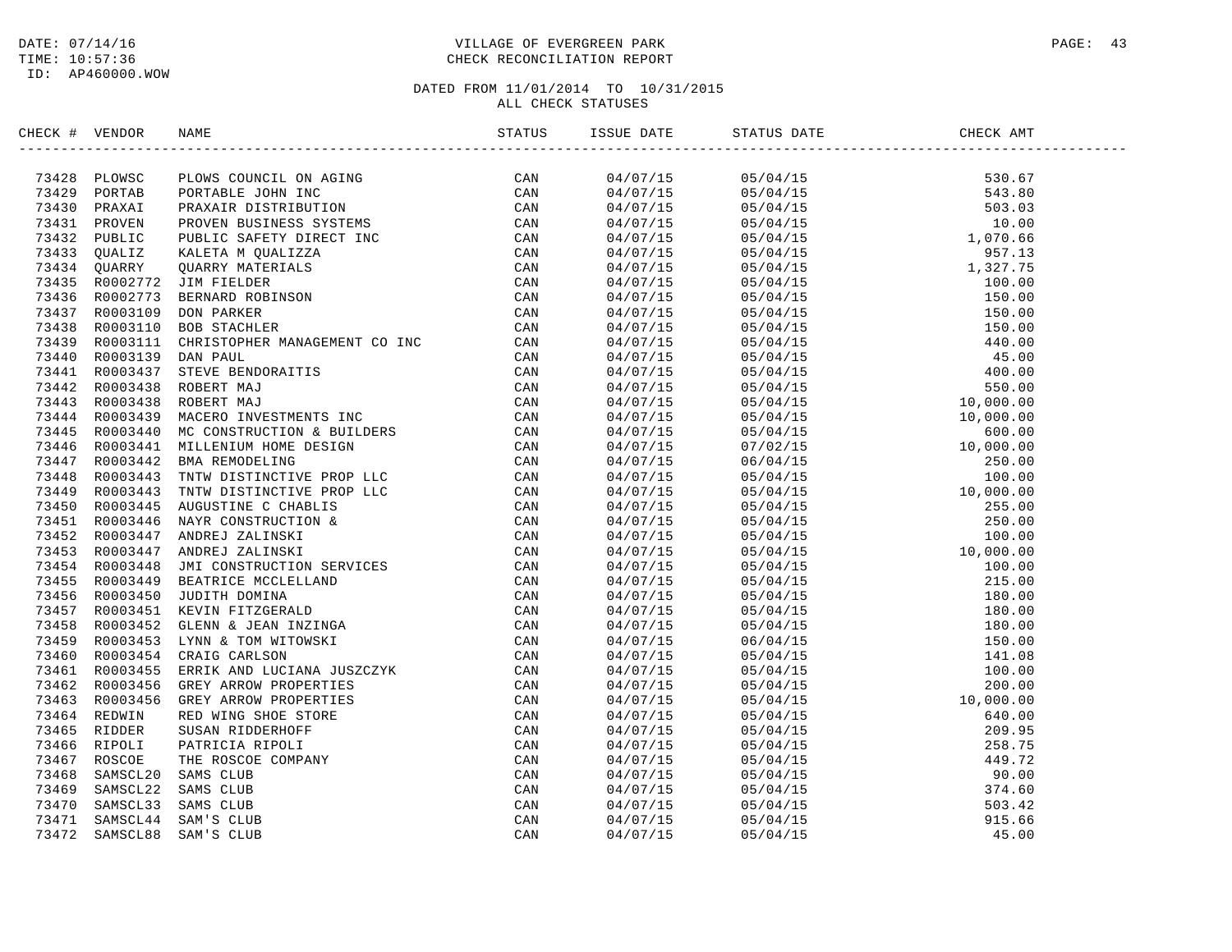DATE: 07/14/16
TIME: 10:57:36
ID: AP460000.WOW

# VILLAGE OF EVERGREEN PARK
## CHECK RECONCILIATION REPORT

DATED FROM 11/01/2014 TO 10/31/2015
ALL CHECK STATUSES

| CHECK # | VENDOR | NAME | STATUS | ISSUE DATE | STATUS DATE | CHECK AMT |
|---|---|---|---|---|---|---|
| 73428 | PLOWSC | PLOWS COUNCIL ON AGING | CAN | 04/07/15 | 05/04/15 | 530.67 |
| 73429 | PORTAB | PORTABLE JOHN INC | CAN | 04/07/15 | 05/04/15 | 543.80 |
| 73430 | PRAXAI | PRAXAIR DISTRIBUTION | CAN | 04/07/15 | 05/04/15 | 503.03 |
| 73431 | PROVEN | PROVEN BUSINESS SYSTEMS | CAN | 04/07/15 | 05/04/15 | 10.00 |
| 73432 | PUBLIC | PUBLIC SAFETY DIRECT INC | CAN | 04/07/15 | 05/04/15 | 1,070.66 |
| 73433 | QUALIZ | KALETA M QUALIZZA | CAN | 04/07/15 | 05/04/15 | 957.13 |
| 73434 | QUARRY | QUARRY MATERIALS | CAN | 04/07/15 | 05/04/15 | 1,327.75 |
| 73435 | R0002772 | JIM FIELDER | CAN | 04/07/15 | 05/04/15 | 100.00 |
| 73436 | R0002773 | BERNARD ROBINSON | CAN | 04/07/15 | 05/04/15 | 150.00 |
| 73437 | R0003109 | DON PARKER | CAN | 04/07/15 | 05/04/15 | 150.00 |
| 73438 | R0003110 | BOB STACHLER | CAN | 04/07/15 | 05/04/15 | 150.00 |
| 73439 | R0003111 | CHRISTOPHER MANAGEMENT CO INC | CAN | 04/07/15 | 05/04/15 | 440.00 |
| 73440 | R0003139 | DAN PAUL | CAN | 04/07/15 | 05/04/15 | 45.00 |
| 73441 | R0003437 | STEVE BENDORAITIS | CAN | 04/07/15 | 05/04/15 | 400.00 |
| 73442 | R0003438 | ROBERT MAJ | CAN | 04/07/15 | 05/04/15 | 550.00 |
| 73443 | R0003438 | ROBERT MAJ | CAN | 04/07/15 | 05/04/15 | 10,000.00 |
| 73444 | R0003439 | MACERO INVESTMENTS INC | CAN | 04/07/15 | 05/04/15 | 10,000.00 |
| 73445 | R0003440 | MC CONSTRUCTION & BUILDERS | CAN | 04/07/15 | 05/04/15 | 600.00 |
| 73446 | R0003441 | MILLENIUM HOME DESIGN | CAN | 04/07/15 | 07/02/15 | 10,000.00 |
| 73447 | R0003442 | BMA REMODELING | CAN | 04/07/15 | 06/04/15 | 250.00 |
| 73448 | R0003443 | TNTW DISTINCTIVE PROP LLC | CAN | 04/07/15 | 05/04/15 | 100.00 |
| 73449 | R0003443 | TNTW DISTINCTIVE PROP LLC | CAN | 04/07/15 | 05/04/15 | 10,000.00 |
| 73450 | R0003445 | AUGUSTINE C CHABLIS | CAN | 04/07/15 | 05/04/15 | 255.00 |
| 73451 | R0003446 | NAYR CONSTRUCTION & | CAN | 04/07/15 | 05/04/15 | 250.00 |
| 73452 | R0003447 | ANDREJ ZALINSKI | CAN | 04/07/15 | 05/04/15 | 100.00 |
| 73453 | R0003447 | ANDREJ ZALINSKI | CAN | 04/07/15 | 05/04/15 | 10,000.00 |
| 73454 | R0003448 | JMI CONSTRUCTION SERVICES | CAN | 04/07/15 | 05/04/15 | 100.00 |
| 73455 | R0003449 | BEATRICE MCCLELLAND | CAN | 04/07/15 | 05/04/15 | 215.00 |
| 73456 | R0003450 | JUDITH DOMINA | CAN | 04/07/15 | 05/04/15 | 180.00 |
| 73457 | R0003451 | KEVIN FITZGERALD | CAN | 04/07/15 | 05/04/15 | 180.00 |
| 73458 | R0003452 | GLENN & JEAN INZINGA | CAN | 04/07/15 | 05/04/15 | 180.00 |
| 73459 | R0003453 | LYNN & TOM WITOWSKI | CAN | 04/07/15 | 06/04/15 | 150.00 |
| 73460 | R0003454 | CRAIG CARLSON | CAN | 04/07/15 | 05/04/15 | 141.08 |
| 73461 | R0003455 | ERRIK AND LUCIANA JUSZCZYK | CAN | 04/07/15 | 05/04/15 | 100.00 |
| 73462 | R0003456 | GREY ARROW PROPERTIES | CAN | 04/07/15 | 05/04/15 | 200.00 |
| 73463 | R0003456 | GREY ARROW PROPERTIES | CAN | 04/07/15 | 05/04/15 | 10,000.00 |
| 73464 | REDWIN | RED WING SHOE STORE | CAN | 04/07/15 | 05/04/15 | 640.00 |
| 73465 | RIDDER | SUSAN RIDDERHOFF | CAN | 04/07/15 | 05/04/15 | 209.95 |
| 73466 | RIPOLI | PATRICIA RIPOLI | CAN | 04/07/15 | 05/04/15 | 258.75 |
| 73467 | ROSCOE | THE ROSCOE COMPANY | CAN | 04/07/15 | 05/04/15 | 449.72 |
| 73468 | SAMSCL20 | SAMS CLUB | CAN | 04/07/15 | 05/04/15 | 90.00 |
| 73469 | SAMSCL22 | SAMS CLUB | CAN | 04/07/15 | 05/04/15 | 374.60 |
| 73470 | SAMSCL33 | SAMS CLUB | CAN | 04/07/15 | 05/04/15 | 503.42 |
| 73471 | SAMSCL44 | SAM'S CLUB | CAN | 04/07/15 | 05/04/15 | 915.66 |
| 73472 | SAMSCL88 | SAM'S CLUB | CAN | 04/07/15 | 05/04/15 | 45.00 |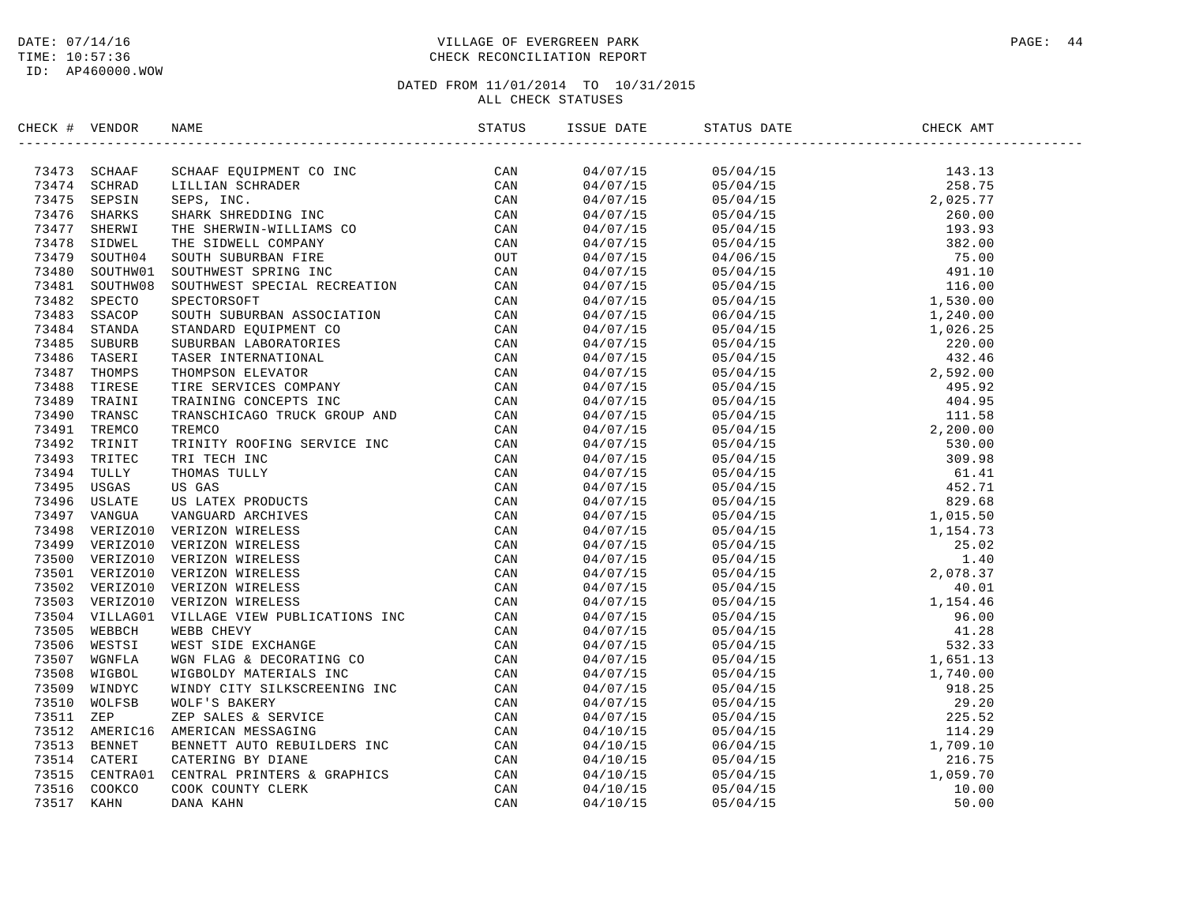DATE: 07/14/16
TIME: 10:57:36
ID: AP460000.WOW

VILLAGE OF EVERGREEN PARK
CHECK RECONCILIATION REPORT

DATED FROM 11/01/2014 TO 10/31/2015
ALL CHECK STATUSES

| CHECK # | VENDOR | NAME | STATUS | ISSUE DATE | STATUS DATE | CHECK AMT |
|---|---|---|---|---|---|---|
| 73473 | SCHAAF | SCHAAF EQUIPMENT CO INC | CAN | 04/07/15 | 05/04/15 | 143.13 |
| 73474 | SCHRAD | LILLIAN SCHRADER | CAN | 04/07/15 | 05/04/15 | 258.75 |
| 73475 | SEPSIN | SEPS, INC. | CAN | 04/07/15 | 05/04/15 | 2,025.77 |
| 73476 | SHARKS | SHARK SHREDDING INC | CAN | 04/07/15 | 05/04/15 | 260.00 |
| 73477 | SHERWI | THE SHERWIN-WILLIAMS CO | CAN | 04/07/15 | 05/04/15 | 193.93 |
| 73478 | SIDWEL | THE SIDWELL COMPANY | CAN | 04/07/15 | 05/04/15 | 382.00 |
| 73479 | SOUTH04 | SOUTH SUBURBAN FIRE | OUT | 04/07/15 | 04/06/15 | 75.00 |
| 73480 | SOUTHW01 | SOUTHWEST SPRING INC | CAN | 04/07/15 | 05/04/15 | 491.10 |
| 73481 | SOUTHW08 | SOUTHWEST SPECIAL RECREATION | CAN | 04/07/15 | 05/04/15 | 116.00 |
| 73482 | SPECTO | SPECTORSOFT | CAN | 04/07/15 | 05/04/15 | 1,530.00 |
| 73483 | SSACOP | SOUTH SUBURBAN ASSOCIATION | CAN | 04/07/15 | 06/04/15 | 1,240.00 |
| 73484 | STANDA | STANDARD EQUIPMENT CO | CAN | 04/07/15 | 05/04/15 | 1,026.25 |
| 73485 | SUBURB | SUBURBAN LABORATORIES | CAN | 04/07/15 | 05/04/15 | 220.00 |
| 73486 | TASERI | TASER INTERNATIONAL | CAN | 04/07/15 | 05/04/15 | 432.46 |
| 73487 | THOMPS | THOMPSON ELEVATOR | CAN | 04/07/15 | 05/04/15 | 2,592.00 |
| 73488 | TIRESE | TIRE SERVICES COMPANY | CAN | 04/07/15 | 05/04/15 | 495.92 |
| 73489 | TRAINI | TRAINING CONCEPTS INC | CAN | 04/07/15 | 05/04/15 | 404.95 |
| 73490 | TRANSC | TRANSCHICAGO TRUCK GROUP AND | CAN | 04/07/15 | 05/04/15 | 111.58 |
| 73491 | TREMCO | TREMCO | CAN | 04/07/15 | 05/04/15 | 2,200.00 |
| 73492 | TRINIT | TRINITY ROOFING SERVICE INC | CAN | 04/07/15 | 05/04/15 | 530.00 |
| 73493 | TRITEC | TRI TECH INC | CAN | 04/07/15 | 05/04/15 | 309.98 |
| 73494 | TULLY | THOMAS TULLY | CAN | 04/07/15 | 05/04/15 | 61.41 |
| 73495 | USGAS | US GAS | CAN | 04/07/15 | 05/04/15 | 452.71 |
| 73496 | USLATE | US LATEX PRODUCTS | CAN | 04/07/15 | 05/04/15 | 829.68 |
| 73497 | VANGUA | VANGUARD ARCHIVES | CAN | 04/07/15 | 05/04/15 | 1,015.50 |
| 73498 | VERIZO10 | VERIZON WIRELESS | CAN | 04/07/15 | 05/04/15 | 1,154.73 |
| 73499 | VERIZO10 | VERIZON WIRELESS | CAN | 04/07/15 | 05/04/15 | 25.02 |
| 73500 | VERIZO10 | VERIZON WIRELESS | CAN | 04/07/15 | 05/04/15 | 1.40 |
| 73501 | VERIZO10 | VERIZON WIRELESS | CAN | 04/07/15 | 05/04/15 | 2,078.37 |
| 73502 | VERIZO10 | VERIZON WIRELESS | CAN | 04/07/15 | 05/04/15 | 40.01 |
| 73503 | VERIZO10 | VERIZON WIRELESS | CAN | 04/07/15 | 05/04/15 | 1,154.46 |
| 73504 | VILLAG01 | VILLAGE VIEW PUBLICATIONS INC | CAN | 04/07/15 | 05/04/15 | 96.00 |
| 73505 | WEBBCH | WEBB CHEVY | CAN | 04/07/15 | 05/04/15 | 41.28 |
| 73506 | WESTSI | WEST SIDE EXCHANGE | CAN | 04/07/15 | 05/04/15 | 532.33 |
| 73507 | WGNFLA | WGN FLAG & DECORATING CO | CAN | 04/07/15 | 05/04/15 | 1,651.13 |
| 73508 | WIGBOL | WIGBOLDY MATERIALS INC | CAN | 04/07/15 | 05/04/15 | 1,740.00 |
| 73509 | WINDYC | WINDY CITY SILKSCREENING INC | CAN | 04/07/15 | 05/04/15 | 918.25 |
| 73510 | WOLFSB | WOLF'S BAKERY | CAN | 04/07/15 | 05/04/15 | 29.20 |
| 73511 | ZEP | ZEP SALES & SERVICE | CAN | 04/07/15 | 05/04/15 | 225.52 |
| 73512 | AMERIC16 | AMERICAN MESSAGING | CAN | 04/10/15 | 05/04/15 | 114.29 |
| 73513 | BENNET | BENNETT AUTO REBUILDERS INC | CAN | 04/10/15 | 06/04/15 | 1,709.10 |
| 73514 | CATERI | CATERING BY DIANE | CAN | 04/10/15 | 05/04/15 | 216.75 |
| 73515 | CENTRA01 | CENTRAL PRINTERS & GRAPHICS | CAN | 04/10/15 | 05/04/15 | 1,059.70 |
| 73516 | COOKCO | COOK COUNTY CLERK | CAN | 04/10/15 | 05/04/15 | 10.00 |
| 73517 | KAHN | DANA KAHN | CAN | 04/10/15 | 05/04/15 | 50.00 |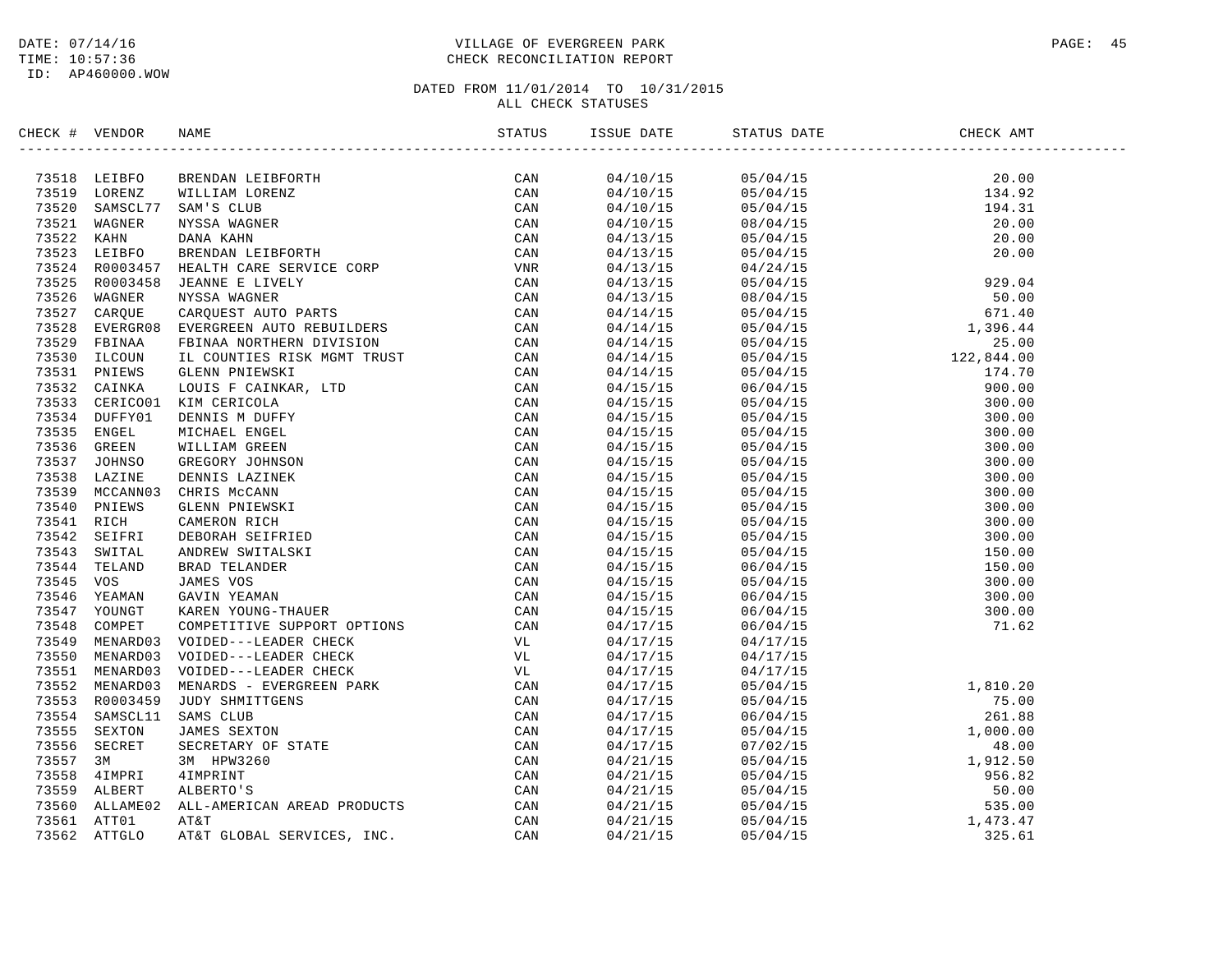DATE: 07/14/16
TIME: 10:57:36
ID: AP460000.WOW

VILLAGE OF EVERGREEN PARK
CHECK RECONCILIATION REPORT

DATED FROM 11/01/2014 TO 10/31/2015
ALL CHECK STATUSES

| CHECK # | VENDOR | NAME | STATUS | ISSUE DATE | STATUS DATE | CHECK AMT |
|---|---|---|---|---|---|---|
| 73518 | LEIBFO | BRENDAN LEIBFORTH | CAN | 04/10/15 | 05/04/15 | 20.00 |
| 73519 | LORENZ | WILLIAM LORENZ | CAN | 04/10/15 | 05/04/15 | 134.92 |
| 73520 | SAMSCL77 | SAM'S CLUB | CAN | 04/10/15 | 05/04/15 | 194.31 |
| 73521 | WAGNER | NYSSA WAGNER | CAN | 04/10/15 | 08/04/15 | 20.00 |
| 73522 | KAHN | DANA KAHN | CAN | 04/13/15 | 05/04/15 | 20.00 |
| 73523 | LEIBFO | BRENDAN LEIBFORTH | CAN | 04/13/15 | 05/04/15 | 20.00 |
| 73524 | R0003457 | HEALTH CARE SERVICE CORP | VNR | 04/13/15 | 04/24/15 | |
| 73525 | R0003458 | JEANNE E LIVELY | CAN | 04/13/15 | 05/04/15 | 929.04 |
| 73526 | WAGNER | NYSSA WAGNER | CAN | 04/13/15 | 08/04/15 | 50.00 |
| 73527 | CARQUE | CARQUEST AUTO PARTS | CAN | 04/14/15 | 05/04/15 | 671.40 |
| 73528 | EVERGR08 | EVERGREEN AUTO REBUILDERS | CAN | 04/14/15 | 05/04/15 | 1,396.44 |
| 73529 | FBINAA | FBINAA NORTHERN DIVISION | CAN | 04/14/15 | 05/04/15 | 25.00 |
| 73530 | ILCOUN | IL COUNTIES RISK MGMT TRUST | CAN | 04/14/15 | 05/04/15 | 122,844.00 |
| 73531 | PNIEWS | GLENN PNIEWSKI | CAN | 04/14/15 | 05/04/15 | 174.70 |
| 73532 | CAINKA | LOUIS F CAINKAR, LTD | CAN | 04/15/15 | 06/04/15 | 900.00 |
| 73533 | CERICO01 | KIM CERICOLA | CAN | 04/15/15 | 05/04/15 | 300.00 |
| 73534 | DUFFY01 | DENNIS M DUFFY | CAN | 04/15/15 | 05/04/15 | 300.00 |
| 73535 | ENGEL | MICHAEL ENGEL | CAN | 04/15/15 | 05/04/15 | 300.00 |
| 73536 | GREEN | WILLIAM GREEN | CAN | 04/15/15 | 05/04/15 | 300.00 |
| 73537 | JOHNSO | GREGORY JOHNSON | CAN | 04/15/15 | 05/04/15 | 300.00 |
| 73538 | LAZINE | DENNIS LAZINEK | CAN | 04/15/15 | 05/04/15 | 300.00 |
| 73539 | MCCANN03 | CHRIS McCANN | CAN | 04/15/15 | 05/04/15 | 300.00 |
| 73540 | PNIEWS | GLENN PNIEWSKI | CAN | 04/15/15 | 05/04/15 | 300.00 |
| 73541 | RICH | CAMERON RICH | CAN | 04/15/15 | 05/04/15 | 300.00 |
| 73542 | SEIFRI | DEBORAH SEIFRIED | CAN | 04/15/15 | 05/04/15 | 300.00 |
| 73543 | SWITAL | ANDREW SWITALSKI | CAN | 04/15/15 | 05/04/15 | 150.00 |
| 73544 | TELAND | BRAD TELANDER | CAN | 04/15/15 | 06/04/15 | 150.00 |
| 73545 | VOS | JAMES VOS | CAN | 04/15/15 | 05/04/15 | 300.00 |
| 73546 | YEAMAN | GAVIN YEAMAN | CAN | 04/15/15 | 06/04/15 | 300.00 |
| 73547 | YOUNGT | KAREN YOUNG-THAUER | CAN | 04/15/15 | 06/04/15 | 300.00 |
| 73548 | COMPET | COMPETITIVE SUPPORT OPTIONS | CAN | 04/17/15 | 06/04/15 | 71.62 |
| 73549 | MENARD03 | VOIDED---LEADER CHECK | VL | 04/17/15 | 04/17/15 | |
| 73550 | MENARD03 | VOIDED---LEADER CHECK | VL | 04/17/15 | 04/17/15 | |
| 73551 | MENARD03 | VOIDED---LEADER CHECK | VL | 04/17/15 | 04/17/15 | |
| 73552 | MENARD03 | MENARDS - EVERGREEN PARK | CAN | 04/17/15 | 05/04/15 | 1,810.20 |
| 73553 | R0003459 | JUDY SHMITTGENS | CAN | 04/17/15 | 05/04/15 | 75.00 |
| 73554 | SAMSCL11 | SAMS CLUB | CAN | 04/17/15 | 06/04/15 | 261.88 |
| 73555 | SEXTON | JAMES SEXTON | CAN | 04/17/15 | 05/04/15 | 1,000.00 |
| 73556 | SECRET | SECRETARY OF STATE | CAN | 04/17/15 | 07/02/15 | 48.00 |
| 73557 | 3M | 3M HPW3260 | CAN | 04/21/15 | 05/04/15 | 1,912.50 |
| 73558 | 4IMPRI | 4IMPRINT | CAN | 04/21/15 | 05/04/15 | 956.82 |
| 73559 | ALBERT | ALBERTO'S | CAN | 04/21/15 | 05/04/15 | 50.00 |
| 73560 | ALLAME02 | ALL-AMERICAN AREAD PRODUCTS | CAN | 04/21/15 | 05/04/15 | 535.00 |
| 73561 | ATT01 | AT&T | CAN | 04/21/15 | 05/04/15 | 1,473.47 |
| 73562 | ATTGLO | AT&T GLOBAL SERVICES, INC. | CAN | 04/21/15 | 05/04/15 | 325.61 |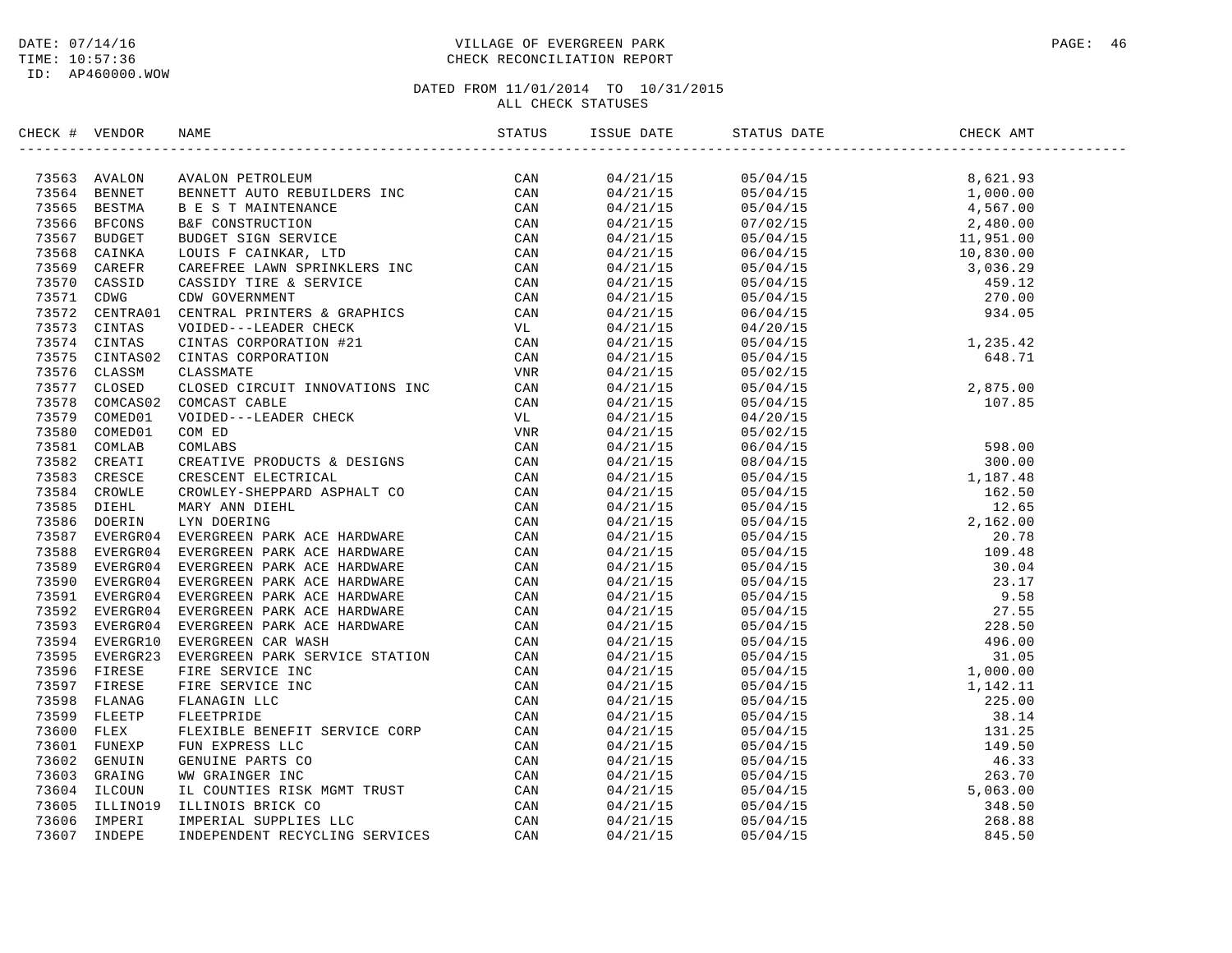DATE: 07/14/16
TIME: 10:57:36
ID: AP460000.WOW

# VILLAGE OF EVERGREEN PARK
## CHECK RECONCILIATION REPORT

DATED FROM 11/01/2014 TO 10/31/2015
ALL CHECK STATUSES

| CHECK # | VENDOR | NAME | STATUS | ISSUE DATE | STATUS DATE | CHECK AMT |
|---|---|---|---|---|---|---|
| 73563 | AVALON | AVALON PETROLEUM | CAN | 04/21/15 | 05/04/15 | 8,621.93 |
| 73564 | BENNET | BENNETT AUTO REBUILDERS INC | CAN | 04/21/15 | 05/04/15 | 1,000.00 |
| 73565 | BESTMA | B E S T MAINTENANCE | CAN | 04/21/15 | 05/04/15 | 4,567.00 |
| 73566 | BFCONS | B&F CONSTRUCTION | CAN | 04/21/15 | 07/02/15 | 2,480.00 |
| 73567 | BUDGET | BUDGET SIGN SERVICE | CAN | 04/21/15 | 05/04/15 | 11,951.00 |
| 73568 | CAINKA | LOUIS F CAINKAR, LTD | CAN | 04/21/15 | 06/04/15 | 10,830.00 |
| 73569 | CAREFR | CAREFREE LAWN SPRINKLERS INC | CAN | 04/21/15 | 05/04/15 | 3,036.29 |
| 73570 | CASSID | CASSIDY TIRE & SERVICE | CAN | 04/21/15 | 05/04/15 | 459.12 |
| 73571 | CDWG | CDW GOVERNMENT | CAN | 04/21/15 | 05/04/15 | 270.00 |
| 73572 | CENTRA01 | CENTRAL PRINTERS & GRAPHICS | CAN | 04/21/15 | 06/04/15 | 934.05 |
| 73573 | CINTAS | VOIDED---LEADER CHECK | VL | 04/21/15 | 04/20/15 | |
| 73574 | CINTAS | CINTAS CORPORATION #21 | CAN | 04/21/15 | 05/04/15 | 1,235.42 |
| 73575 | CINTAS02 | CINTAS CORPORATION | CAN | 04/21/15 | 05/04/15 | 648.71 |
| 73576 | CLASSM | CLASSMATE | VNR | 04/21/15 | 05/02/15 | |
| 73577 | CLOSED | CLOSED CIRCUIT INNOVATIONS INC | CAN | 04/21/15 | 05/04/15 | 2,875.00 |
| 73578 | COMCAS02 | COMCAST CABLE | CAN | 04/21/15 | 05/04/15 | 107.85 |
| 73579 | COMED01 | VOIDED---LEADER CHECK | VL | 04/21/15 | 04/20/15 | |
| 73580 | COMED01 | COM ED | VNR | 04/21/15 | 05/02/15 | |
| 73581 | COMLAB | COMLABS | CAN | 04/21/15 | 06/04/15 | 598.00 |
| 73582 | CREATI | CREATIVE PRODUCTS & DESIGNS | CAN | 04/21/15 | 08/04/15 | 300.00 |
| 73583 | CRESCE | CRESCENT ELECTRICAL | CAN | 04/21/15 | 05/04/15 | 1,187.48 |
| 73584 | CROWLE | CROWLEY-SHEPPARD ASPHALT CO | CAN | 04/21/15 | 05/04/15 | 162.50 |
| 73585 | DIEHL | MARY ANN DIEHL | CAN | 04/21/15 | 05/04/15 | 12.65 |
| 73586 | DOERIN | LYN DOERING | CAN | 04/21/15 | 05/04/15 | 2,162.00 |
| 73587 | EVERGR04 | EVERGREEN PARK ACE HARDWARE | CAN | 04/21/15 | 05/04/15 | 20.78 |
| 73588 | EVERGR04 | EVERGREEN PARK ACE HARDWARE | CAN | 04/21/15 | 05/04/15 | 109.48 |
| 73589 | EVERGR04 | EVERGREEN PARK ACE HARDWARE | CAN | 04/21/15 | 05/04/15 | 30.04 |
| 73590 | EVERGR04 | EVERGREEN PARK ACE HARDWARE | CAN | 04/21/15 | 05/04/15 | 23.17 |
| 73591 | EVERGR04 | EVERGREEN PARK ACE HARDWARE | CAN | 04/21/15 | 05/04/15 | 9.58 |
| 73592 | EVERGR04 | EVERGREEN PARK ACE HARDWARE | CAN | 04/21/15 | 05/04/15 | 27.55 |
| 73593 | EVERGR04 | EVERGREEN PARK ACE HARDWARE | CAN | 04/21/15 | 05/04/15 | 228.50 |
| 73594 | EVERGR10 | EVERGREEN CAR WASH | CAN | 04/21/15 | 05/04/15 | 496.00 |
| 73595 | EVERGR23 | EVERGREEN PARK SERVICE STATION | CAN | 04/21/15 | 05/04/15 | 31.05 |
| 73596 | FIRESE | FIRE SERVICE INC | CAN | 04/21/15 | 05/04/15 | 1,000.00 |
| 73597 | FIRESE | FIRE SERVICE INC | CAN | 04/21/15 | 05/04/15 | 1,142.11 |
| 73598 | FLANAG | FLANAGIN LLC | CAN | 04/21/15 | 05/04/15 | 225.00 |
| 73599 | FLEETP | FLEETPRIDE | CAN | 04/21/15 | 05/04/15 | 38.14 |
| 73600 | FLEX | FLEXIBLE BENEFIT SERVICE CORP | CAN | 04/21/15 | 05/04/15 | 131.25 |
| 73601 | FUNEXP | FUN EXPRESS LLC | CAN | 04/21/15 | 05/04/15 | 149.50 |
| 73602 | GENUIN | GENUINE PARTS CO | CAN | 04/21/15 | 05/04/15 | 46.33 |
| 73603 | GRAING | WW GRAINGER INC | CAN | 04/21/15 | 05/04/15 | 263.70 |
| 73604 | ILCOUN | IL COUNTIES RISK MGMT TRUST | CAN | 04/21/15 | 05/04/15 | 5,063.00 |
| 73605 | ILLINO19 | ILLINOIS BRICK CO | CAN | 04/21/15 | 05/04/15 | 348.50 |
| 73606 | IMPERI | IMPERIAL SUPPLIES LLC | CAN | 04/21/15 | 05/04/15 | 268.88 |
| 73607 | INDEPE | INDEPENDENT RECYCLING SERVICES | CAN | 04/21/15 | 05/04/15 | 845.50 |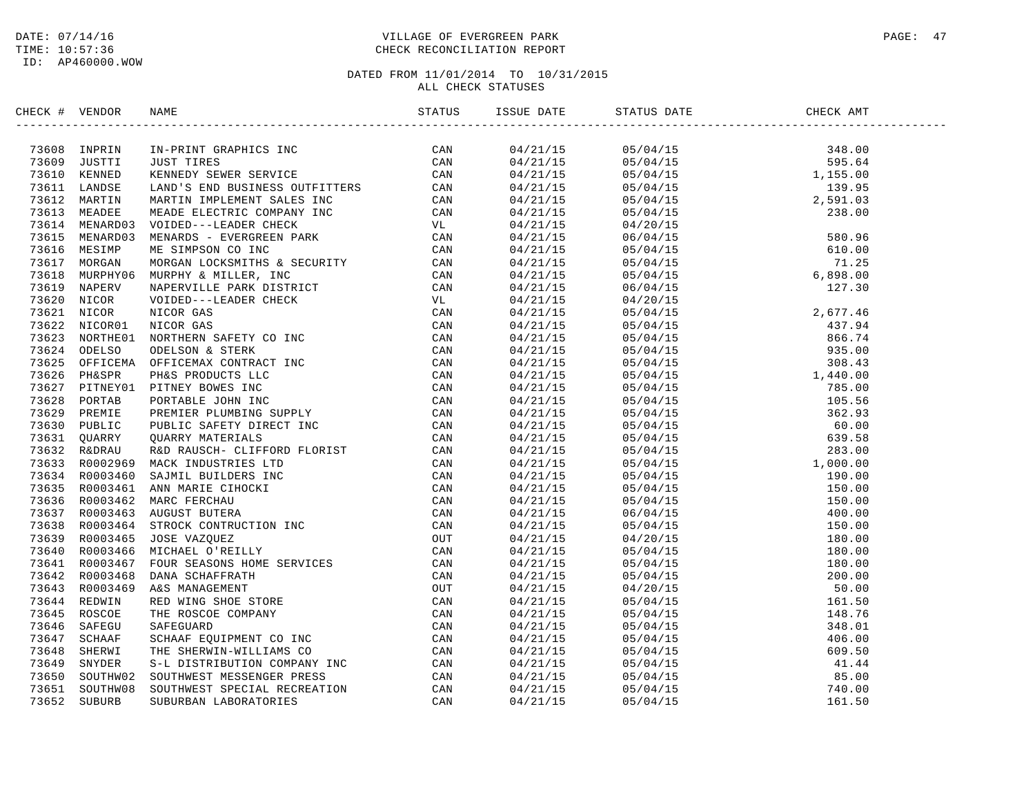DATE: 07/14/16
TIME: 10:57:36
ID: AP460000.WOW

VILLAGE OF EVERGREEN PARK
CHECK RECONCILIATION REPORT

DATED FROM 11/01/2014 TO 10/31/2015
ALL CHECK STATUSES

| CHECK # | VENDOR | NAME | STATUS | ISSUE DATE | STATUS DATE | CHECK AMT |
|---|---|---|---|---|---|---|
| 73608 | INPRIN | IN-PRINT GRAPHICS INC | CAN | 04/21/15 | 05/04/15 | 348.00 |
| 73609 | JUSTTI | JUST TIRES | CAN | 04/21/15 | 05/04/15 | 595.64 |
| 73610 | KENNED | KENNEDY SEWER SERVICE | CAN | 04/21/15 | 05/04/15 | 1,155.00 |
| 73611 | LANDSE | LAND'S END BUSINESS OUTFITTERS | CAN | 04/21/15 | 05/04/15 | 139.95 |
| 73612 | MARTIN | MARTIN IMPLEMENT SALES INC | CAN | 04/21/15 | 05/04/15 | 2,591.03 |
| 73613 | MEADEE | MEADE ELECTRIC COMPANY INC | CAN | 04/21/15 | 05/04/15 | 238.00 |
| 73614 | MENARD03 | VOIDED---LEADER CHECK | VL | 04/21/15 | 04/20/15 | |
| 73615 | MENARD03 | MENARDS - EVERGREEN PARK | CAN | 04/21/15 | 06/04/15 | 580.96 |
| 73616 | MESIMP | ME SIMPSON CO INC | CAN | 04/21/15 | 05/04/15 | 610.00 |
| 73617 | MORGAN | MORGAN LOCKSMITHS & SECURITY | CAN | 04/21/15 | 05/04/15 | 71.25 |
| 73618 | MURPHY06 | MURPHY & MILLER, INC | CAN | 04/21/15 | 05/04/15 | 6,898.00 |
| 73619 | NAPERV | NAPERVILLE PARK DISTRICT | CAN | 04/21/15 | 06/04/15 | 127.30 |
| 73620 | NICOR | VOIDED---LEADER CHECK | VL | 04/21/15 | 04/20/15 | |
| 73621 | NICOR | NICOR GAS | CAN | 04/21/15 | 05/04/15 | 2,677.46 |
| 73622 | NICOR01 | NICOR GAS | CAN | 04/21/15 | 05/04/15 | 437.94 |
| 73623 | NORTHE01 | NORTHERN SAFETY CO INC | CAN | 04/21/15 | 05/04/15 | 866.74 |
| 73624 | ODELSO | ODELSON & STERK | CAN | 04/21/15 | 05/04/15 | 935.00 |
| 73625 | OFFICEMA | OFFICEMAX CONTRACT INC | CAN | 04/21/15 | 05/04/15 | 308.43 |
| 73626 | PH&SPR | PH&S PRODUCTS LLC | CAN | 04/21/15 | 05/04/15 | 1,440.00 |
| 73627 | PITNEY01 | PITNEY BOWES INC | CAN | 04/21/15 | 05/04/15 | 785.00 |
| 73628 | PORTAB | PORTABLE JOHN INC | CAN | 04/21/15 | 05/04/15 | 105.56 |
| 73629 | PREMIE | PREMIER PLUMBING SUPPLY | CAN | 04/21/15 | 05/04/15 | 362.93 |
| 73630 | PUBLIC | PUBLIC SAFETY DIRECT INC | CAN | 04/21/15 | 05/04/15 | 60.00 |
| 73631 | QUARRY | QUARRY MATERIALS | CAN | 04/21/15 | 05/04/15 | 639.58 |
| 73632 | R&DRAU | R&D RAUSCH- CLIFFORD FLORIST | CAN | 04/21/15 | 05/04/15 | 283.00 |
| 73633 | R0002969 | MACK INDUSTRIES LTD | CAN | 04/21/15 | 05/04/15 | 1,000.00 |
| 73634 | R0003460 | SAJMIL BUILDERS INC | CAN | 04/21/15 | 05/04/15 | 190.00 |
| 73635 | R0003461 | ANN MARIE CIHOCKI | CAN | 04/21/15 | 05/04/15 | 150.00 |
| 73636 | R0003462 | MARC FERCHAU | CAN | 04/21/15 | 05/04/15 | 150.00 |
| 73637 | R0003463 | AUGUST BUTERA | CAN | 04/21/15 | 06/04/15 | 400.00 |
| 73638 | R0003464 | STROCK CONTRUCTION INC | CAN | 04/21/15 | 05/04/15 | 150.00 |
| 73639 | R0003465 | JOSE VAZQUEZ | OUT | 04/21/15 | 04/20/15 | 180.00 |
| 73640 | R0003466 | MICHAEL O'REILLY | CAN | 04/21/15 | 05/04/15 | 180.00 |
| 73641 | R0003467 | FOUR SEASONS HOME SERVICES | CAN | 04/21/15 | 05/04/15 | 180.00 |
| 73642 | R0003468 | DANA SCHAFFRATH | CAN | 04/21/15 | 05/04/15 | 200.00 |
| 73643 | R0003469 | A&S MANAGEMENT | OUT | 04/21/15 | 04/20/15 | 50.00 |
| 73644 | REDWIN | RED WING SHOE STORE | CAN | 04/21/15 | 05/04/15 | 161.50 |
| 73645 | ROSCOE | THE ROSCOE COMPANY | CAN | 04/21/15 | 05/04/15 | 148.76 |
| 73646 | SAFEGU | SAFEGUARD | CAN | 04/21/15 | 05/04/15 | 348.01 |
| 73647 | SCHAAF | SCHAAF EQUIPMENT CO INC | CAN | 04/21/15 | 05/04/15 | 406.00 |
| 73648 | SHERWI | THE SHERWIN-WILLIAMS CO | CAN | 04/21/15 | 05/04/15 | 609.50 |
| 73649 | SNYDER | S-L DISTRIBUTION COMPANY INC | CAN | 04/21/15 | 05/04/15 | 41.44 |
| 73650 | SOUTHW02 | SOUTHWEST MESSENGER PRESS | CAN | 04/21/15 | 05/04/15 | 85.00 |
| 73651 | SOUTHW08 | SOUTHWEST SPECIAL RECREATION | CAN | 04/21/15 | 05/04/15 | 740.00 |
| 73652 | SUBURB | SUBURBAN LABORATORIES | CAN | 04/21/15 | 05/04/15 | 161.50 |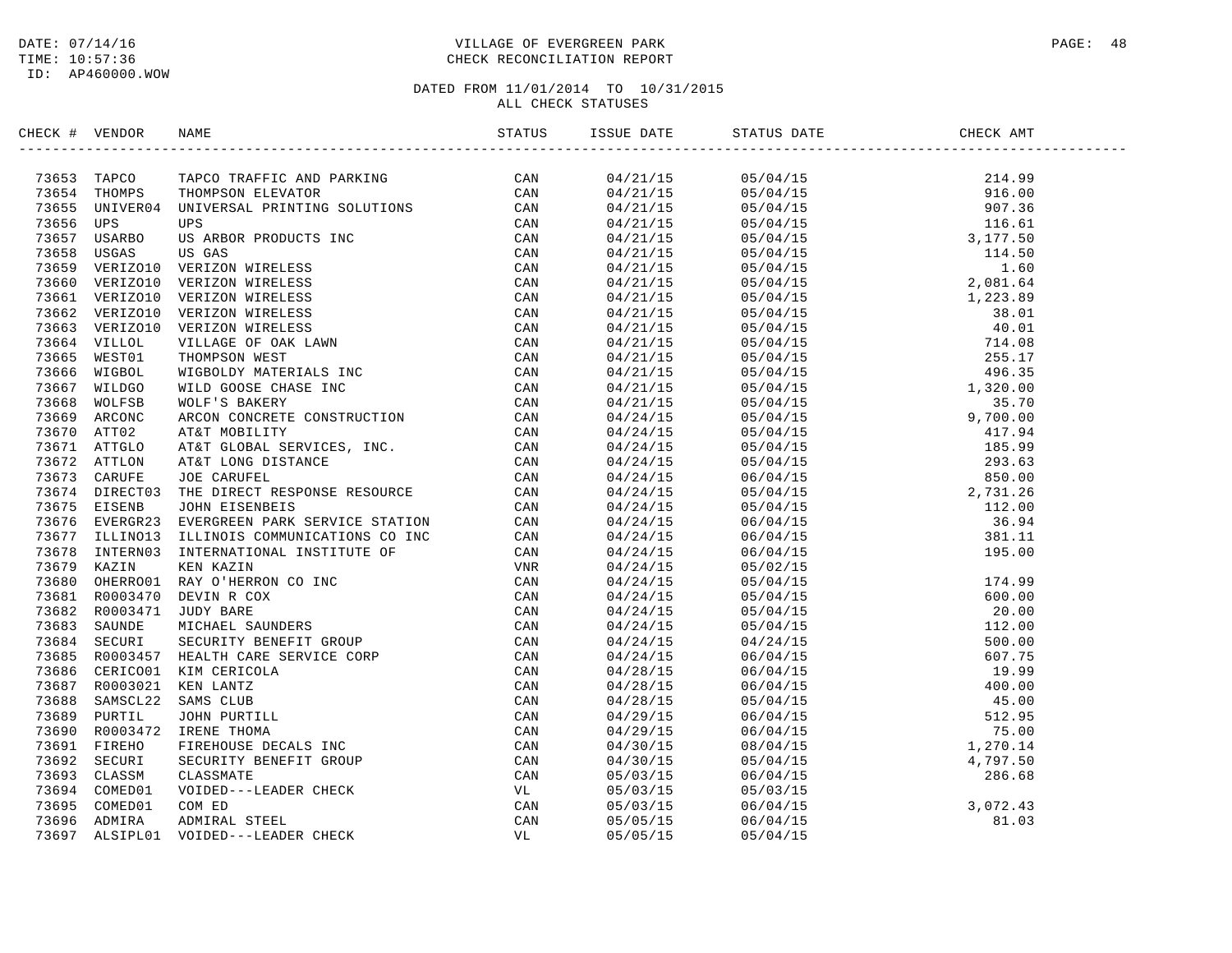DATE: 07/14/16
TIME: 10:57:36
ID: AP460000.WOW

# VILLAGE OF EVERGREEN PARK
## CHECK RECONCILIATION REPORT

DATED FROM 11/01/2014 TO 10/31/2015
ALL CHECK STATUSES

| CHECK # | VENDOR | NAME | STATUS | ISSUE DATE | STATUS DATE | CHECK AMT |
|---|---|---|---|---|---|---|
| 73653 | TAPCO | TAPCO TRAFFIC AND PARKING | CAN | 04/21/15 | 05/04/15 | 214.99 |
| 73654 | THOMPS | THOMPSON ELEVATOR | CAN | 04/21/15 | 05/04/15 | 916.00 |
| 73655 | UNIVER04 | UNIVERSAL PRINTING SOLUTIONS | CAN | 04/21/15 | 05/04/15 | 907.36 |
| 73656 | UPS | UPS | CAN | 04/21/15 | 05/04/15 | 116.61 |
| 73657 | USARBO | US ARBOR PRODUCTS INC | CAN | 04/21/15 | 05/04/15 | 3,177.50 |
| 73658 | USGAS | US GAS | CAN | 04/21/15 | 05/04/15 | 114.50 |
| 73659 | VERIZO10 | VERIZON WIRELESS | CAN | 04/21/15 | 05/04/15 | 1.60 |
| 73660 | VERIZO10 | VERIZON WIRELESS | CAN | 04/21/15 | 05/04/15 | 2,081.64 |
| 73661 | VERIZO10 | VERIZON WIRELESS | CAN | 04/21/15 | 05/04/15 | 1,223.89 |
| 73662 | VERIZO10 | VERIZON WIRELESS | CAN | 04/21/15 | 05/04/15 | 38.01 |
| 73663 | VERIZO10 | VERIZON WIRELESS | CAN | 04/21/15 | 05/04/15 | 40.01 |
| 73664 | VILLOL | VILLAGE OF OAK LAWN | CAN | 04/21/15 | 05/04/15 | 714.08 |
| 73665 | WEST01 | THOMPSON WEST | CAN | 04/21/15 | 05/04/15 | 255.17 |
| 73666 | WIGBOL | WIGBOLDY MATERIALS INC | CAN | 04/21/15 | 05/04/15 | 496.35 |
| 73667 | WILDGO | WILD GOOSE CHASE INC | CAN | 04/21/15 | 05/04/15 | 1,320.00 |
| 73668 | WOLFSB | WOLF'S BAKERY | CAN | 04/21/15 | 05/04/15 | 35.70 |
| 73669 | ARCONC | ARCON CONCRETE CONSTRUCTION | CAN | 04/24/15 | 05/04/15 | 9,700.00 |
| 73670 | ATT02 | AT&T MOBILITY | CAN | 04/24/15 | 05/04/15 | 417.94 |
| 73671 | ATTGLO | AT&T GLOBAL SERVICES, INC. | CAN | 04/24/15 | 05/04/15 | 185.99 |
| 73672 | ATTLON | AT&T LONG DISTANCE | CAN | 04/24/15 | 05/04/15 | 293.63 |
| 73673 | CARUFE | JOE CARUFEL | CAN | 04/24/15 | 06/04/15 | 850.00 |
| 73674 | DIRECT03 | THE DIRECT RESPONSE RESOURCE | CAN | 04/24/15 | 05/04/15 | 2,731.26 |
| 73675 | EISENB | JOHN EISENBEIS | CAN | 04/24/15 | 05/04/15 | 112.00 |
| 73676 | EVERGR23 | EVERGREEN PARK SERVICE STATION | CAN | 04/24/15 | 06/04/15 | 36.94 |
| 73677 | ILLINO13 | ILLINOIS COMMUNICATIONS CO INC | CAN | 04/24/15 | 06/04/15 | 381.11 |
| 73678 | INTERN03 | INTERNATIONAL INSTITUTE OF | CAN | 04/24/15 | 06/04/15 | 195.00 |
| 73679 | KAZIN | KEN KAZIN | VNR | 04/24/15 | 05/02/15 | |
| 73680 | OHERRO01 | RAY O'HERRON CO INC | CAN | 04/24/15 | 05/04/15 | 174.99 |
| 73681 | R0003470 | DEVIN R COX | CAN | 04/24/15 | 05/04/15 | 600.00 |
| 73682 | R0003471 | JUDY BARE | CAN | 04/24/15 | 05/04/15 | 20.00 |
| 73683 | SAUNDE | MICHAEL SAUNDERS | CAN | 04/24/15 | 05/04/15 | 112.00 |
| 73684 | SECURI | SECURITY BENEFIT GROUP | CAN | 04/24/15 | 04/24/15 | 500.00 |
| 73685 | R0003457 | HEALTH CARE SERVICE CORP | CAN | 04/24/15 | 06/04/15 | 607.75 |
| 73686 | CERICO01 | KIM CERICOLA | CAN | 04/28/15 | 06/04/15 | 19.99 |
| 73687 | R0003021 | KEN LANTZ | CAN | 04/28/15 | 06/04/15 | 400.00 |
| 73688 | SAMSCL22 | SAMS CLUB | CAN | 04/28/15 | 05/04/15 | 45.00 |
| 73689 | PURTIL | JOHN PURTILL | CAN | 04/29/15 | 06/04/15 | 512.95 |
| 73690 | R0003472 | IRENE THOMA | CAN | 04/29/15 | 06/04/15 | 75.00 |
| 73691 | FIREHO | FIREHOUSE DECALS INC | CAN | 04/30/15 | 08/04/15 | 1,270.14 |
| 73692 | SECURI | SECURITY BENEFIT GROUP | CAN | 04/30/15 | 05/04/15 | 4,797.50 |
| 73693 | CLASSM | CLASSMATE | CAN | 05/03/15 | 06/04/15 | 286.68 |
| 73694 | COMED01 | VOIDED---LEADER CHECK | VL | 05/03/15 | 05/03/15 | |
| 73695 | COMED01 | COM ED | CAN | 05/03/15 | 06/04/15 | 3,072.43 |
| 73696 | ADMIRA | ADMIRAL STEEL | CAN | 05/05/15 | 06/04/15 | 81.03 |
| 73697 | ALSIPL01 | VOIDED---LEADER CHECK | VL | 05/05/15 | 05/04/15 | |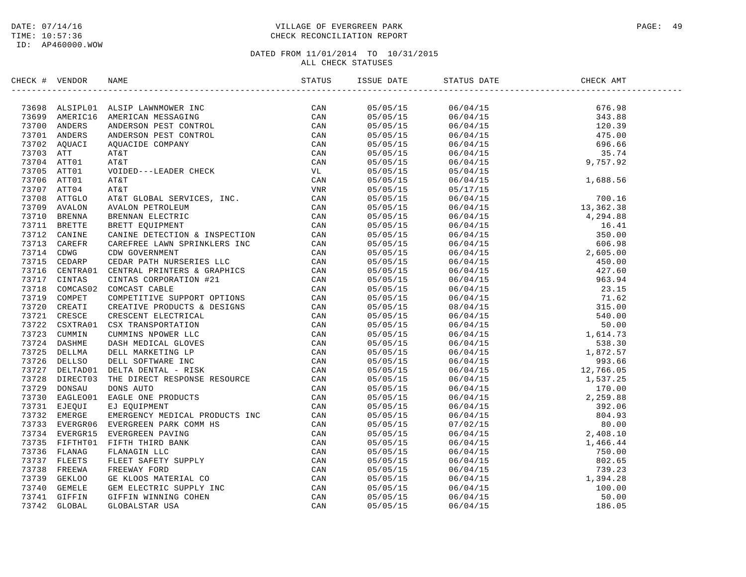DATE: 07/14/16
TIME: 10:57:36
ID: AP460000.WOW

# VILLAGE OF EVERGREEN PARK
## CHECK RECONCILIATION REPORT

DATED FROM 11/01/2014 TO 10/31/2015
ALL CHECK STATUSES

| CHECK # | VENDOR | NAME | STATUS | ISSUE DATE | STATUS DATE | CHECK AMT |
|---|---|---|---|---|---|---|
| 73698 | ALSIPL01 | ALSIP LAWNMOWER INC | CAN | 05/05/15 | 06/04/15 | 676.98 |
| 73699 | AMERIC16 | AMERICAN MESSAGING | CAN | 05/05/15 | 06/04/15 | 343.88 |
| 73700 | ANDERS | ANDERSON PEST CONTROL | CAN | 05/05/15 | 06/04/15 | 120.39 |
| 73701 | ANDERS | ANDERSON PEST CONTROL | CAN | 05/05/15 | 06/04/15 | 475.00 |
| 73702 | AQUACI | AQUACIDE COMPANY | CAN | 05/05/15 | 06/04/15 | 696.66 |
| 73703 | ATT | AT&T | CAN | 05/05/15 | 06/04/15 | 35.74 |
| 73704 | ATT01 | AT&T | CAN | 05/05/15 | 06/04/15 | 9,757.92 |
| 73705 | ATT01 | VOIDED---LEADER CHECK | VL | 05/05/15 | 05/04/15 | |
| 73706 | ATT01 | AT&T | CAN | 05/05/15 | 06/04/15 | 1,688.56 |
| 73707 | ATT04 | AT&T | VNR | 05/05/15 | 05/17/15 | |
| 73708 | ATTGLO | AT&T GLOBAL SERVICES, INC. | CAN | 05/05/15 | 06/04/15 | 700.16 |
| 73709 | AVALON | AVALON PETROLEUM | CAN | 05/05/15 | 06/04/15 | 13,362.38 |
| 73710 | BRENNA | BRENNAN ELECTRIC | CAN | 05/05/15 | 06/04/15 | 4,294.88 |
| 73711 | BRETTE | BRETT EQUIPMENT | CAN | 05/05/15 | 06/04/15 | 16.41 |
| 73712 | CANINE | CANINE DETECTION & INSPECTION | CAN | 05/05/15 | 06/04/15 | 350.00 |
| 73713 | CAREFR | CAREFREE LAWN SPRINKLERS INC | CAN | 05/05/15 | 06/04/15 | 606.98 |
| 73714 | CDWG | CDW GOVERNMENT | CAN | 05/05/15 | 06/04/15 | 2,605.00 |
| 73715 | CEDARP | CEDAR PATH NURSERIES LLC | CAN | 05/05/15 | 06/04/15 | 450.00 |
| 73716 | CENTRA01 | CENTRAL PRINTERS & GRAPHICS | CAN | 05/05/15 | 06/04/15 | 427.60 |
| 73717 | CINTAS | CINTAS CORPORATION #21 | CAN | 05/05/15 | 06/04/15 | 963.94 |
| 73718 | COMCAS02 | COMCAST CABLE | CAN | 05/05/15 | 06/04/15 | 23.15 |
| 73719 | COMPET | COMPETITIVE SUPPORT OPTIONS | CAN | 05/05/15 | 06/04/15 | 71.62 |
| 73720 | CREATI | CREATIVE PRODUCTS & DESIGNS | CAN | 05/05/15 | 08/04/15 | 315.00 |
| 73721 | CRESCE | CRESCENT ELECTRICAL | CAN | 05/05/15 | 06/04/15 | 540.00 |
| 73722 | CSXTRA01 | CSX TRANSPORTATION | CAN | 05/05/15 | 06/04/15 | 50.00 |
| 73723 | CUMMIN | CUMMINS NPOWER LLC | CAN | 05/05/15 | 06/04/15 | 1,614.73 |
| 73724 | DASHME | DASH MEDICAL GLOVES | CAN | 05/05/15 | 06/04/15 | 538.30 |
| 73725 | DELLMA | DELL MARKETING LP | CAN | 05/05/15 | 06/04/15 | 1,872.57 |
| 73726 | DELLSO | DELL SOFTWARE INC | CAN | 05/05/15 | 06/04/15 | 993.66 |
| 73727 | DELTAD01 | DELTA DENTAL - RISK | CAN | 05/05/15 | 06/04/15 | 12,766.05 |
| 73728 | DIRECT03 | THE DIRECT RESPONSE RESOURCE | CAN | 05/05/15 | 06/04/15 | 1,537.25 |
| 73729 | DONSAU | DONS AUTO | CAN | 05/05/15 | 06/04/15 | 170.00 |
| 73730 | EAGLEO01 | EAGLE ONE PRODUCTS | CAN | 05/05/15 | 06/04/15 | 2,259.88 |
| 73731 | EJEQUI | EJ EQUIPMENT | CAN | 05/05/15 | 06/04/15 | 392.06 |
| 73732 | EMERGE | EMERGENCY MEDICAL PRODUCTS INC | CAN | 05/05/15 | 06/04/15 | 804.93 |
| 73733 | EVERGR06 | EVERGREEN PARK COMM HS | CAN | 05/05/15 | 07/02/15 | 80.00 |
| 73734 | EVERGR15 | EVERGREEN PAVING | CAN | 05/05/15 | 06/04/15 | 2,408.10 |
| 73735 | FIFTHT01 | FIFTH THIRD BANK | CAN | 05/05/15 | 06/04/15 | 1,466.44 |
| 73736 | FLANAG | FLANAGIN LLC | CAN | 05/05/15 | 06/04/15 | 750.00 |
| 73737 | FLEETS | FLEET SAFETY SUPPLY | CAN | 05/05/15 | 06/04/15 | 802.65 |
| 73738 | FREEWA | FREEWAY FORD | CAN | 05/05/15 | 06/04/15 | 739.23 |
| 73739 | GEKLOO | GE KLOOS MATERIAL CO | CAN | 05/05/15 | 06/04/15 | 1,394.28 |
| 73740 | GEMELE | GEM ELECTRIC SUPPLY INC | CAN | 05/05/15 | 06/04/15 | 100.00 |
| 73741 | GIFFIN | GIFFIN WINNING COHEN | CAN | 05/05/15 | 06/04/15 | 50.00 |
| 73742 | GLOBAL | GLOBALSTAR USA | CAN | 05/05/15 | 06/04/15 | 186.05 |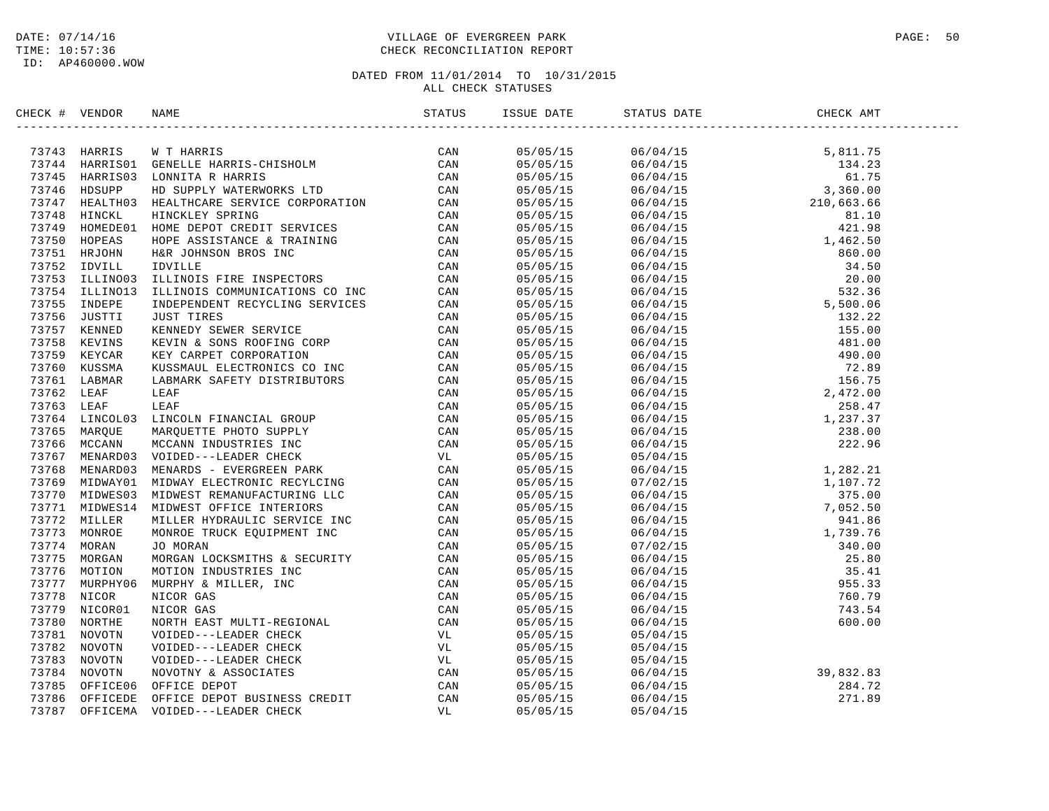DATE: 07/14/16
TIME: 10:57:36
ID: AP460000.WOW

VILLAGE OF EVERGREEN PARK
CHECK RECONCILIATION REPORT

DATED FROM 11/01/2014 TO 10/31/2015
ALL CHECK STATUSES

| CHECK # | VENDOR | NAME | STATUS | ISSUE DATE | STATUS DATE | CHECK AMT |
|---|---|---|---|---|---|---|
| 73743 | HARRIS | W T HARRIS | CAN | 05/05/15 | 06/04/15 | 5,811.75 |
| 73744 | HARRIS01 | GENELLE HARRIS-CHISHOLM | CAN | 05/05/15 | 06/04/15 | 134.23 |
| 73745 | HARRIS03 | LONNITA R HARRIS | CAN | 05/05/15 | 06/04/15 | 61.75 |
| 73746 | HDSUPP | HD SUPPLY WATERWORKS LTD | CAN | 05/05/15 | 06/04/15 | 3,360.00 |
| 73747 | HEALTH03 | HEALTHCARE SERVICE CORPORATION | CAN | 05/05/15 | 06/04/15 | 210,663.66 |
| 73748 | HINCKL | HINCKLEY SPRING | CAN | 05/05/15 | 06/04/15 | 81.10 |
| 73749 | HOMEDE01 | HOME DEPOT CREDIT SERVICES | CAN | 05/05/15 | 06/04/15 | 421.98 |
| 73750 | HOPEAS | HOPE ASSISTANCE & TRAINING | CAN | 05/05/15 | 06/04/15 | 1,462.50 |
| 73751 | HRJOHN | H&R JOHNSON BROS INC | CAN | 05/05/15 | 06/04/15 | 860.00 |
| 73752 | IDVILL | IDVILLE | CAN | 05/05/15 | 06/04/15 | 34.50 |
| 73753 | ILLINO03 | ILLINOIS FIRE INSPECTORS | CAN | 05/05/15 | 06/04/15 | 20.00 |
| 73754 | ILLINO13 | ILLINOIS COMMUNICATIONS CO INC | CAN | 05/05/15 | 06/04/15 | 532.36 |
| 73755 | INDEPE | INDEPENDENT RECYCLING SERVICES | CAN | 05/05/15 | 06/04/15 | 5,500.06 |
| 73756 | JUSTTI | JUST TIRES | CAN | 05/05/15 | 06/04/15 | 132.22 |
| 73757 | KENNED | KENNEDY SEWER SERVICE | CAN | 05/05/15 | 06/04/15 | 155.00 |
| 73758 | KEVINS | KEVIN & SONS ROOFING CORP | CAN | 05/05/15 | 06/04/15 | 481.00 |
| 73759 | KEYCAR | KEY CARPET CORPORATION | CAN | 05/05/15 | 06/04/15 | 490.00 |
| 73760 | KUSSMA | KUSSMAUL ELECTRONICS CO INC | CAN | 05/05/15 | 06/04/15 | 72.89 |
| 73761 | LABMAR | LABMARK SAFETY DISTRIBUTORS | CAN | 05/05/15 | 06/04/15 | 156.75 |
| 73762 | LEAF | LEAF | CAN | 05/05/15 | 06/04/15 | 2,472.00 |
| 73763 | LEAF | LEAF | CAN | 05/05/15 | 06/04/15 | 258.47 |
| 73764 | LINCOL03 | LINCOLN FINANCIAL GROUP | CAN | 05/05/15 | 06/04/15 | 1,237.37 |
| 73765 | MARQUE | MARQUETTE PHOTO SUPPLY | CAN | 05/05/15 | 06/04/15 | 238.00 |
| 73766 | MCCANN | MCCANN INDUSTRIES INC | CAN | 05/05/15 | 06/04/15 | 222.96 |
| 73767 | MENARD03 | VOIDED---LEADER CHECK | VL | 05/05/15 | 05/04/15 | |
| 73768 | MENARD03 | MENARDS - EVERGREEN PARK | CAN | 05/05/15 | 06/04/15 | 1,282.21 |
| 73769 | MIDWAY01 | MIDWAY ELECTRONIC RECYLCING | CAN | 05/05/15 | 07/02/15 | 1,107.72 |
| 73770 | MIDWES03 | MIDWEST REMANUFACTURING LLC | CAN | 05/05/15 | 06/04/15 | 375.00 |
| 73771 | MIDWES14 | MIDWEST OFFICE INTERIORS | CAN | 05/05/15 | 06/04/15 | 7,052.50 |
| 73772 | MILLER | MILLER HYDRAULIC SERVICE INC | CAN | 05/05/15 | 06/04/15 | 941.86 |
| 73773 | MONROE | MONROE TRUCK EQUIPMENT INC | CAN | 05/05/15 | 06/04/15 | 1,739.76 |
| 73774 | MORAN | JO MORAN | CAN | 05/05/15 | 07/02/15 | 340.00 |
| 73775 | MORGAN | MORGAN LOCKSMITHS & SECURITY | CAN | 05/05/15 | 06/04/15 | 25.80 |
| 73776 | MOTION | MOTION INDUSTRIES INC | CAN | 05/05/15 | 06/04/15 | 35.41 |
| 73777 | MURPHY06 | MURPHY & MILLER, INC | CAN | 05/05/15 | 06/04/15 | 955.33 |
| 73778 | NICOR | NICOR GAS | CAN | 05/05/15 | 06/04/15 | 760.79 |
| 73779 | NICOR01 | NICOR GAS | CAN | 05/05/15 | 06/04/15 | 743.54 |
| 73780 | NORTHE | NORTH EAST MULTI-REGIONAL | CAN | 05/05/15 | 06/04/15 | 600.00 |
| 73781 | NOVOTN | VOIDED---LEADER CHECK | VL | 05/05/15 | 05/04/15 | |
| 73782 | NOVOTN | VOIDED---LEADER CHECK | VL | 05/05/15 | 05/04/15 | |
| 73783 | NOVOTN | VOIDED---LEADER CHECK | VL | 05/05/15 | 05/04/15 | |
| 73784 | NOVOTN | NOVOTNY & ASSOCIATES | CAN | 05/05/15 | 06/04/15 | 39,832.83 |
| 73785 | OFFICE06 | OFFICE DEPOT | CAN | 05/05/15 | 06/04/15 | 284.72 |
| 73786 | OFFICEDE | OFFICE DEPOT BUSINESS CREDIT | CAN | 05/05/15 | 06/04/15 | 271.89 |
| 73787 | OFFICEMA | VOIDED---LEADER CHECK | VL | 05/05/15 | 05/04/15 | |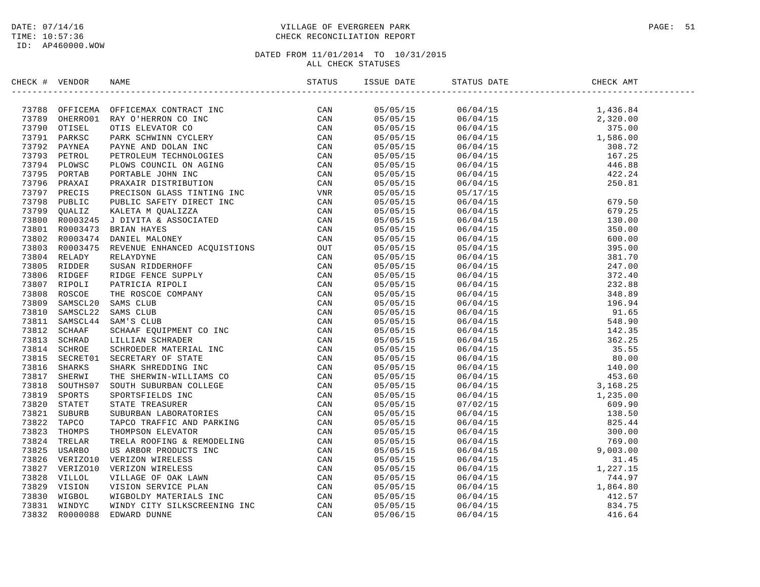DATE: 07/14/16
TIME: 10:57:36
ID: AP460000.WOW

# VILLAGE OF EVERGREEN PARK
## CHECK RECONCILIATION REPORT

DATED FROM 11/01/2014 TO 10/31/2015
ALL CHECK STATUSES

| CHECK # | VENDOR | NAME | STATUS | ISSUE DATE | STATUS DATE | CHECK AMT |
|---|---|---|---|---|---|---|
| 73788 | OFFICEMA | OFFICEMAX CONTRACT INC | CAN | 05/05/15 | 06/04/15 | 1,436.84 |
| 73789 | OHERRO01 | RAY O'HERRON CO INC | CAN | 05/05/15 | 06/04/15 | 2,320.00 |
| 73790 | OTISEL | OTIS ELEVATOR CO | CAN | 05/05/15 | 06/04/15 | 375.00 |
| 73791 | PARKSC | PARK SCHWINN CYCLERY | CAN | 05/05/15 | 06/04/15 | 1,586.00 |
| 73792 | PAYNEA | PAYNE AND DOLAN INC | CAN | 05/05/15 | 06/04/15 | 308.72 |
| 73793 | PETROL | PETROLEUM TECHNOLOGIES | CAN | 05/05/15 | 06/04/15 | 167.25 |
| 73794 | PLOWSC | PLOWS COUNCIL ON AGING | CAN | 05/05/15 | 06/04/15 | 446.88 |
| 73795 | PORTAB | PORTABLE JOHN INC | CAN | 05/05/15 | 06/04/15 | 422.24 |
| 73796 | PRAXAI | PRAXAIR DISTRIBUTION | CAN | 05/05/15 | 06/04/15 | 250.81 |
| 73797 | PRECIS | PRECISON GLASS TINTING INC | VNR | 05/05/15 | 05/17/15 | |
| 73798 | PUBLIC | PUBLIC SAFETY DIRECT INC | CAN | 05/05/15 | 06/04/15 | 679.50 |
| 73799 | QUALIZ | KALETA M QUALIZZA | CAN | 05/05/15 | 06/04/15 | 679.25 |
| 73800 | R0003245 | J DIVITA & ASSOCIATED | CAN | 05/05/15 | 06/04/15 | 130.00 |
| 73801 | R0003473 | BRIAN HAYES | CAN | 05/05/15 | 06/04/15 | 350.00 |
| 73802 | R0003474 | DANIEL MALONEY | CAN | 05/05/15 | 06/04/15 | 600.00 |
| 73803 | R0003475 | REVENUE ENHANCED ACQUISTIONS | OUT | 05/05/15 | 05/04/15 | 395.00 |
| 73804 | RELADY | RELAYDYNE | CAN | 05/05/15 | 06/04/15 | 381.70 |
| 73805 | RIDDER | SUSAN RIDDERHOFF | CAN | 05/05/15 | 06/04/15 | 247.00 |
| 73806 | RIDGEF | RIDGE FENCE SUPPLY | CAN | 05/05/15 | 06/04/15 | 372.40 |
| 73807 | RIPOLI | PATRICIA RIPOLI | CAN | 05/05/15 | 06/04/15 | 232.88 |
| 73808 | ROSCOE | THE ROSCOE COMPANY | CAN | 05/05/15 | 06/04/15 | 348.89 |
| 73809 | SAMSCL20 | SAMS CLUB | CAN | 05/05/15 | 06/04/15 | 196.94 |
| 73810 | SAMSCL22 | SAMS CLUB | CAN | 05/05/15 | 06/04/15 | 91.65 |
| 73811 | SAMSCL44 | SAM'S CLUB | CAN | 05/05/15 | 06/04/15 | 548.90 |
| 73812 | SCHAAF | SCHAAF EQUIPMENT CO INC | CAN | 05/05/15 | 06/04/15 | 142.35 |
| 73813 | SCHRAD | LILLIAN SCHRADER | CAN | 05/05/15 | 06/04/15 | 362.25 |
| 73814 | SCHROE | SCHROEDER MATERIAL INC | CAN | 05/05/15 | 06/04/15 | 35.55 |
| 73815 | SECRET01 | SECRETARY OF STATE | CAN | 05/05/15 | 06/04/15 | 80.00 |
| 73816 | SHARKS | SHARK SHREDDING INC | CAN | 05/05/15 | 06/04/15 | 140.00 |
| 73817 | SHERWI | THE SHERWIN-WILLIAMS CO | CAN | 05/05/15 | 06/04/15 | 453.60 |
| 73818 | SOUTHS07 | SOUTH SUBURBAN COLLEGE | CAN | 05/05/15 | 06/04/15 | 3,168.25 |
| 73819 | SPORTS | SPORTSFIELDS INC | CAN | 05/05/15 | 06/04/15 | 1,235.00 |
| 73820 | STATET | STATE TREASURER | CAN | 05/05/15 | 07/02/15 | 609.90 |
| 73821 | SUBURB | SUBURBAN LABORATORIES | CAN | 05/05/15 | 06/04/15 | 138.50 |
| 73822 | TAPCO | TAPCO TRAFFIC AND PARKING | CAN | 05/05/15 | 06/04/15 | 825.44 |
| 73823 | THOMPS | THOMPSON ELEVATOR | CAN | 05/05/15 | 06/04/15 | 300.00 |
| 73824 | TRELAR | TRELA ROOFING & REMODELING | CAN | 05/05/15 | 06/04/15 | 769.00 |
| 73825 | USARBO | US ARBOR PRODUCTS INC | CAN | 05/05/15 | 06/04/15 | 9,003.00 |
| 73826 | VERIZO10 | VERIZON WIRELESS | CAN | 05/05/15 | 06/04/15 | 31.45 |
| 73827 | VERIZO10 | VERIZON WIRELESS | CAN | 05/05/15 | 06/04/15 | 1,227.15 |
| 73828 | VILLOL | VILLAGE OF OAK LAWN | CAN | 05/05/15 | 06/04/15 | 744.97 |
| 73829 | VISION | VISION SERVICE PLAN | CAN | 05/05/15 | 06/04/15 | 1,864.80 |
| 73830 | WIGBOL | WIGBOLDY MATERIALS INC | CAN | 05/05/15 | 06/04/15 | 412.57 |
| 73831 | WINDYC | WINDY CITY SILKSCREENING INC | CAN | 05/05/15 | 06/04/15 | 834.75 |
| 73832 | R0000088 | EDWARD DUNNE | CAN | 05/06/15 | 06/04/15 | 416.64 |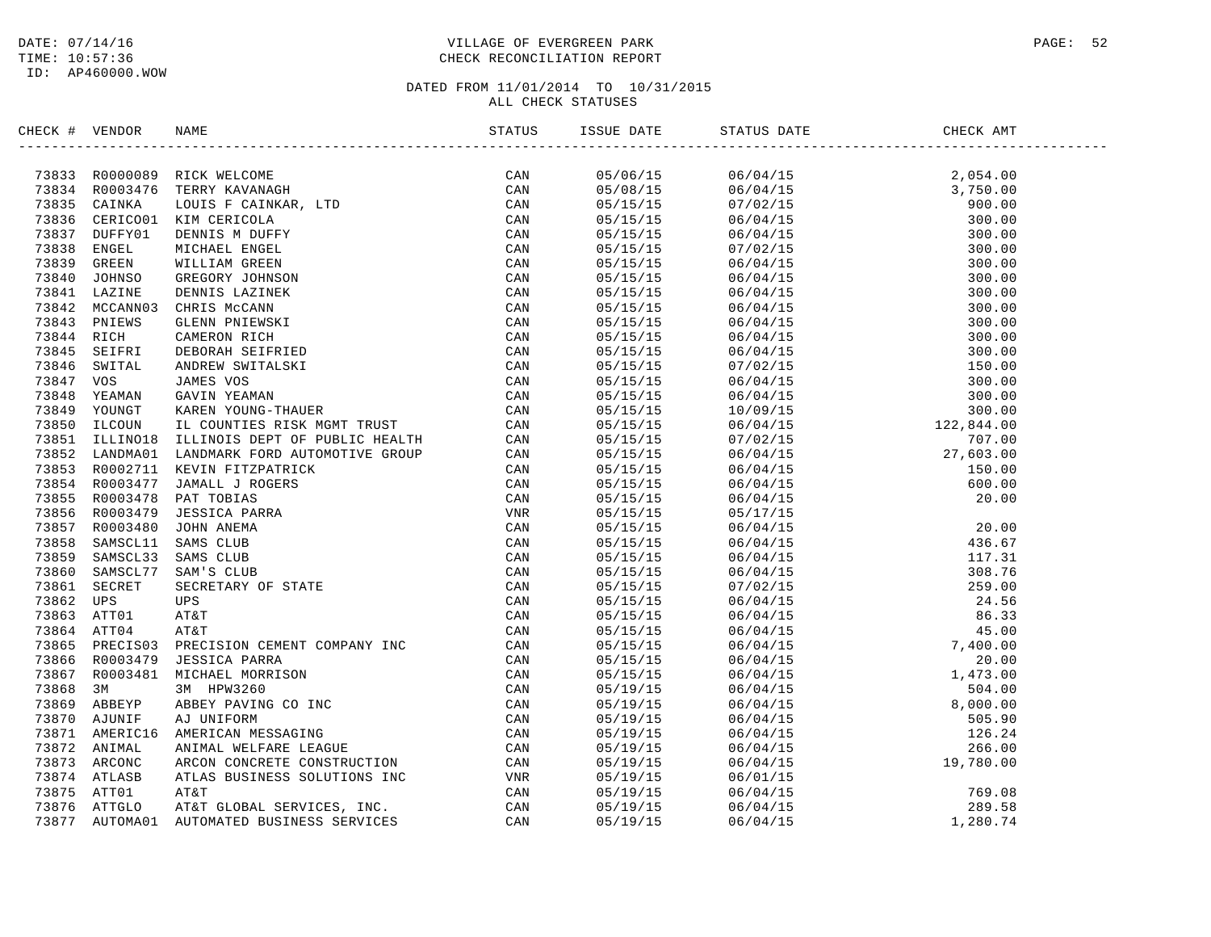DATE: 07/14/16
TIME: 10:57:36
ID: AP460000.WOW

VILLAGE OF EVERGREEN PARK
CHECK RECONCILIATION REPORT

DATED FROM 11/01/2014 TO 10/31/2015
ALL CHECK STATUSES

| CHECK # | VENDOR | NAME | STATUS | ISSUE DATE | STATUS DATE | CHECK AMT |
|---|---|---|---|---|---|---|
| 73833 | R0000089 | RICK WELCOME | CAN | 05/06/15 | 06/04/15 | 2,054.00 |
| 73834 | R0003476 | TERRY KAVANAGH | CAN | 05/08/15 | 06/04/15 | 3,750.00 |
| 73835 | CAINKA | LOUIS F CAINKAR, LTD | CAN | 05/15/15 | 07/02/15 | 900.00 |
| 73836 | CERICO01 | KIM CERICOLA | CAN | 05/15/15 | 06/04/15 | 300.00 |
| 73837 | DUFFY01 | DENNIS M DUFFY | CAN | 05/15/15 | 06/04/15 | 300.00 |
| 73838 | ENGEL | MICHAEL ENGEL | CAN | 05/15/15 | 07/02/15 | 300.00 |
| 73839 | GREEN | WILLIAM GREEN | CAN | 05/15/15 | 06/04/15 | 300.00 |
| 73840 | JOHNSO | GREGORY JOHNSON | CAN | 05/15/15 | 06/04/15 | 300.00 |
| 73841 | LAZINE | DENNIS LAZINEK | CAN | 05/15/15 | 06/04/15 | 300.00 |
| 73842 | MCCANN03 | CHRIS McCANN | CAN | 05/15/15 | 06/04/15 | 300.00 |
| 73843 | PNIEWS | GLENN PNIEWSKI | CAN | 05/15/15 | 06/04/15 | 300.00 |
| 73844 | RICH | CAMERON RICH | CAN | 05/15/15 | 06/04/15 | 300.00 |
| 73845 | SEIFRI | DEBORAH SEIFRIED | CAN | 05/15/15 | 06/04/15 | 300.00 |
| 73846 | SWITAL | ANDREW SWITALSKI | CAN | 05/15/15 | 07/02/15 | 150.00 |
| 73847 | VOS | JAMES VOS | CAN | 05/15/15 | 06/04/15 | 300.00 |
| 73848 | YEAMAN | GAVIN YEAMAN | CAN | 05/15/15 | 06/04/15 | 300.00 |
| 73849 | YOUNGT | KAREN YOUNG-THAUER | CAN | 05/15/15 | 10/09/15 | 300.00 |
| 73850 | ILCOUN | IL COUNTIES RISK MGMT TRUST | CAN | 05/15/15 | 06/04/15 | 122,844.00 |
| 73851 | ILLINO18 | ILLINOIS DEPT OF PUBLIC HEALTH | CAN | 05/15/15 | 07/02/15 | 707.00 |
| 73852 | LANDMA01 | LANDMARK FORD AUTOMOTIVE GROUP | CAN | 05/15/15 | 06/04/15 | 27,603.00 |
| 73853 | R0002711 | KEVIN FITZPATRICK | CAN | 05/15/15 | 06/04/15 | 150.00 |
| 73854 | R0003477 | JAMALL J ROGERS | CAN | 05/15/15 | 06/04/15 | 600.00 |
| 73855 | R0003478 | PAT TOBIAS | CAN | 05/15/15 | 06/04/15 | 20.00 |
| 73856 | R0003479 | JESSICA PARRA | VNR | 05/15/15 | 05/17/15 | |
| 73857 | R0003480 | JOHN ANEMA | CAN | 05/15/15 | 06/04/15 | 20.00 |
| 73858 | SAMSCL11 | SAMS CLUB | CAN | 05/15/15 | 06/04/15 | 436.67 |
| 73859 | SAMSCL33 | SAMS CLUB | CAN | 05/15/15 | 06/04/15 | 117.31 |
| 73860 | SAMSCL77 | SAM'S CLUB | CAN | 05/15/15 | 06/04/15 | 308.76 |
| 73861 | SECRET | SECRETARY OF STATE | CAN | 05/15/15 | 07/02/15 | 259.00 |
| 73862 | UPS | UPS | CAN | 05/15/15 | 06/04/15 | 24.56 |
| 73863 | ATT01 | AT&T | CAN | 05/15/15 | 06/04/15 | 86.33 |
| 73864 | ATT04 | AT&T | CAN | 05/15/15 | 06/04/15 | 45.00 |
| 73865 | PRECIS03 | PRECISION CEMENT COMPANY INC | CAN | 05/15/15 | 06/04/15 | 7,400.00 |
| 73866 | R0003479 | JESSICA PARRA | CAN | 05/15/15 | 06/04/15 | 20.00 |
| 73867 | R0003481 | MICHAEL MORRISON | CAN | 05/15/15 | 06/04/15 | 1,473.00 |
| 73868 | 3M | 3M HPW3260 | CAN | 05/19/15 | 06/04/15 | 504.00 |
| 73869 | ABBEYP | ABBEY PAVING CO INC | CAN | 05/19/15 | 06/04/15 | 8,000.00 |
| 73870 | AJUNIF | AJ UNIFORM | CAN | 05/19/15 | 06/04/15 | 505.90 |
| 73871 | AMERIC16 | AMERICAN MESSAGING | CAN | 05/19/15 | 06/04/15 | 126.24 |
| 73872 | ANIMAL | ANIMAL WELFARE LEAGUE | CAN | 05/19/15 | 06/04/15 | 266.00 |
| 73873 | ARCONC | ARCON CONCRETE CONSTRUCTION | CAN | 05/19/15 | 06/04/15 | 19,780.00 |
| 73874 | ATLASB | ATLAS BUSINESS SOLUTIONS INC | VNR | 05/19/15 | 06/01/15 | |
| 73875 | ATT01 | AT&T | CAN | 05/19/15 | 06/04/15 | 769.08 |
| 73876 | ATTGLO | AT&T GLOBAL SERVICES, INC. | CAN | 05/19/15 | 06/04/15 | 289.58 |
| 73877 | AUTOMA01 | AUTOMATED BUSINESS SERVICES | CAN | 05/19/15 | 06/04/15 | 1,280.74 |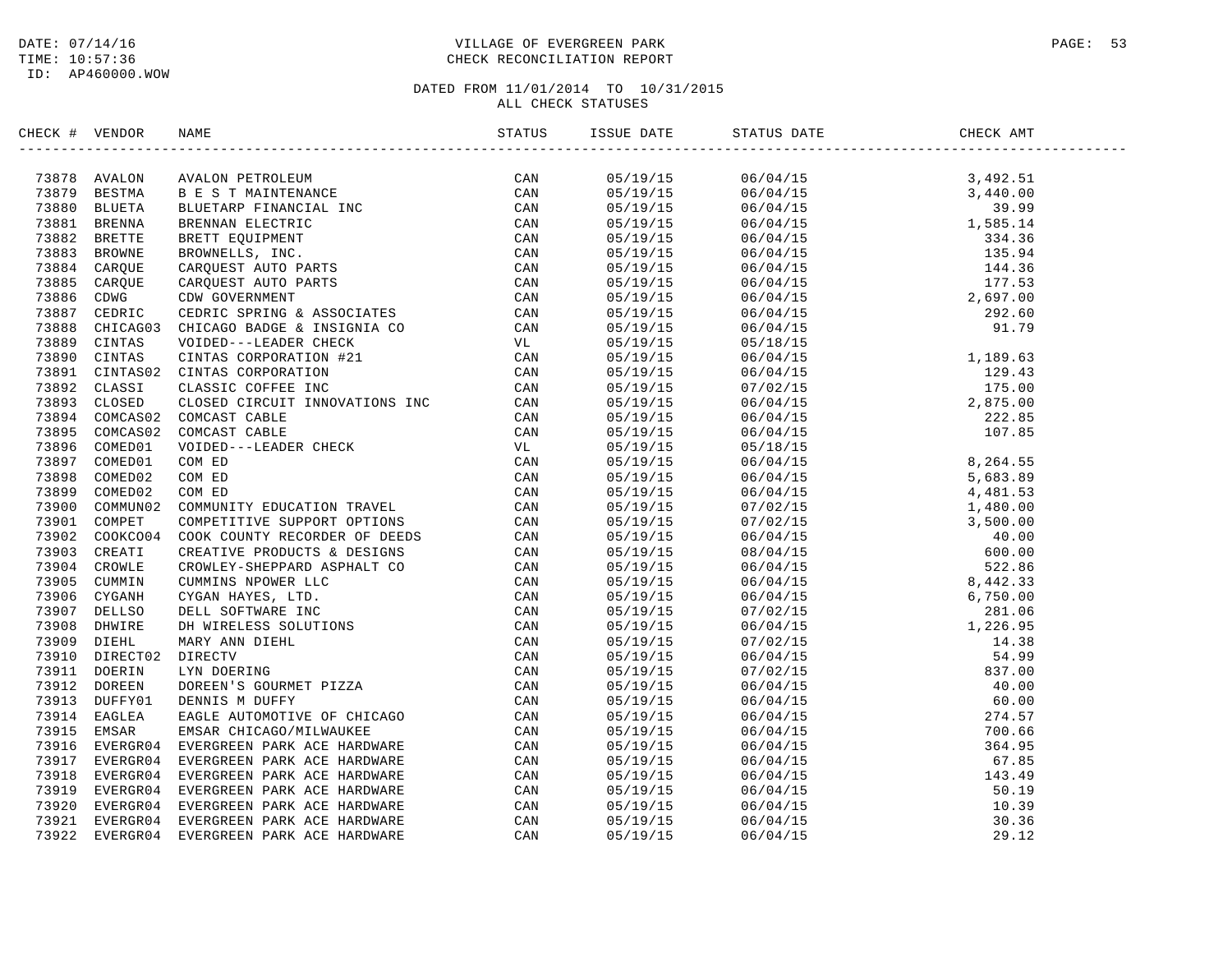DATE: 07/14/16
TIME: 10:57:36
ID: AP460000.WOW

VILLAGE OF EVERGREEN PARK
CHECK RECONCILIATION REPORT

DATED FROM 11/01/2014 TO 10/31/2015
ALL CHECK STATUSES

| CHECK # | VENDOR | NAME | STATUS | ISSUE DATE | STATUS DATE | CHECK AMT |
|---|---|---|---|---|---|---|
| 73878 | AVALON | AVALON PETROLEUM | CAN | 05/19/15 | 06/04/15 | 3,492.51 |
| 73879 | BESTMA | B E S T MAINTENANCE | CAN | 05/19/15 | 06/04/15 | 3,440.00 |
| 73880 | BLUETA | BLUETARP FINANCIAL INC | CAN | 05/19/15 | 06/04/15 | 39.99 |
| 73881 | BRENNA | BRENNAN ELECTRIC | CAN | 05/19/15 | 06/04/15 | 1,585.14 |
| 73882 | BRETTE | BRETT EQUIPMENT | CAN | 05/19/15 | 06/04/15 | 334.36 |
| 73883 | BROWNE | BROWNELLS, INC. | CAN | 05/19/15 | 06/04/15 | 135.94 |
| 73884 | CARQUE | CARQUEST AUTO PARTS | CAN | 05/19/15 | 06/04/15 | 144.36 |
| 73885 | CARQUE | CARQUEST AUTO PARTS | CAN | 05/19/15 | 06/04/15 | 177.53 |
| 73886 | CDWG | CDW GOVERNMENT | CAN | 05/19/15 | 06/04/15 | 2,697.00 |
| 73887 | CEDRIC | CEDRIC SPRING & ASSOCIATES | CAN | 05/19/15 | 06/04/15 | 292.60 |
| 73888 | CHICAG03 | CHICAGO BADGE & INSIGNIA CO | CAN | 05/19/15 | 06/04/15 | 91.79 |
| 73889 | CINTAS | VOIDED---LEADER CHECK | VL | 05/19/15 | 05/18/15 | |
| 73890 | CINTAS | CINTAS CORPORATION #21 | CAN | 05/19/15 | 06/04/15 | 1,189.63 |
| 73891 | CINTAS02 | CINTAS CORPORATION | CAN | 05/19/15 | 06/04/15 | 129.43 |
| 73892 | CLASSI | CLASSIC COFFEE INC | CAN | 05/19/15 | 07/02/15 | 175.00 |
| 73893 | CLOSED | CLOSED CIRCUIT INNOVATIONS INC | CAN | 05/19/15 | 06/04/15 | 2,875.00 |
| 73894 | COMCAS02 | COMCAST CABLE | CAN | 05/19/15 | 06/04/15 | 222.85 |
| 73895 | COMCAS02 | COMCAST CABLE | CAN | 05/19/15 | 06/04/15 | 107.85 |
| 73896 | COMED01 | VOIDED---LEADER CHECK | VL | 05/19/15 | 05/18/15 | |
| 73897 | COMED01 | COM ED | CAN | 05/19/15 | 06/04/15 | 8,264.55 |
| 73898 | COMED02 | COM ED | CAN | 05/19/15 | 06/04/15 | 5,683.89 |
| 73899 | COMED02 | COM ED | CAN | 05/19/15 | 06/04/15 | 4,481.53 |
| 73900 | COMMUN02 | COMMUNITY EDUCATION TRAVEL | CAN | 05/19/15 | 07/02/15 | 1,480.00 |
| 73901 | COMPET | COMPETITIVE SUPPORT OPTIONS | CAN | 05/19/15 | 07/02/15 | 3,500.00 |
| 73902 | COOKC004 | COOK COUNTY RECORDER OF DEEDS | CAN | 05/19/15 | 06/04/15 | 40.00 |
| 73903 | CREATI | CREATIVE PRODUCTS & DESIGNS | CAN | 05/19/15 | 08/04/15 | 600.00 |
| 73904 | CROWLE | CROWLEY-SHEPPARD ASPHALT CO | CAN | 05/19/15 | 06/04/15 | 522.86 |
| 73905 | CUMMIN | CUMMINS NPOWER LLC | CAN | 05/19/15 | 06/04/15 | 8,442.33 |
| 73906 | CYGANH | CYGAN HAYES, LTD. | CAN | 05/19/15 | 06/04/15 | 6,750.00 |
| 73907 | DELLSO | DELL SOFTWARE INC | CAN | 05/19/15 | 07/02/15 | 281.06 |
| 73908 | DHWIRE | DH WIRELESS SOLUTIONS | CAN | 05/19/15 | 06/04/15 | 1,226.95 |
| 73909 | DIEHL | MARY ANN DIEHL | CAN | 05/19/15 | 07/02/15 | 14.38 |
| 73910 | DIRECT02 | DIRECTV | CAN | 05/19/15 | 06/04/15 | 54.99 |
| 73911 | DOERIN | LYN DOERING | CAN | 05/19/15 | 07/02/15 | 837.00 |
| 73912 | DOREEN | DOREEN'S GOURMET PIZZA | CAN | 05/19/15 | 06/04/15 | 40.00 |
| 73913 | DUFFY01 | DENNIS M DUFFY | CAN | 05/19/15 | 06/04/15 | 60.00 |
| 73914 | EAGLEA | EAGLE AUTOMOTIVE OF CHICAGO | CAN | 05/19/15 | 06/04/15 | 274.57 |
| 73915 | EMSAR | EMSAR CHICAGO/MILWAUKEE | CAN | 05/19/15 | 06/04/15 | 700.66 |
| 73916 | EVERGR04 | EVERGREEN PARK ACE HARDWARE | CAN | 05/19/15 | 06/04/15 | 364.95 |
| 73917 | EVERGR04 | EVERGREEN PARK ACE HARDWARE | CAN | 05/19/15 | 06/04/15 | 67.85 |
| 73918 | EVERGR04 | EVERGREEN PARK ACE HARDWARE | CAN | 05/19/15 | 06/04/15 | 143.49 |
| 73919 | EVERGR04 | EVERGREEN PARK ACE HARDWARE | CAN | 05/19/15 | 06/04/15 | 50.19 |
| 73920 | EVERGR04 | EVERGREEN PARK ACE HARDWARE | CAN | 05/19/15 | 06/04/15 | 10.39 |
| 73921 | EVERGR04 | EVERGREEN PARK ACE HARDWARE | CAN | 05/19/15 | 06/04/15 | 30.36 |
| 73922 | EVERGR04 | EVERGREEN PARK ACE HARDWARE | CAN | 05/19/15 | 06/04/15 | 29.12 |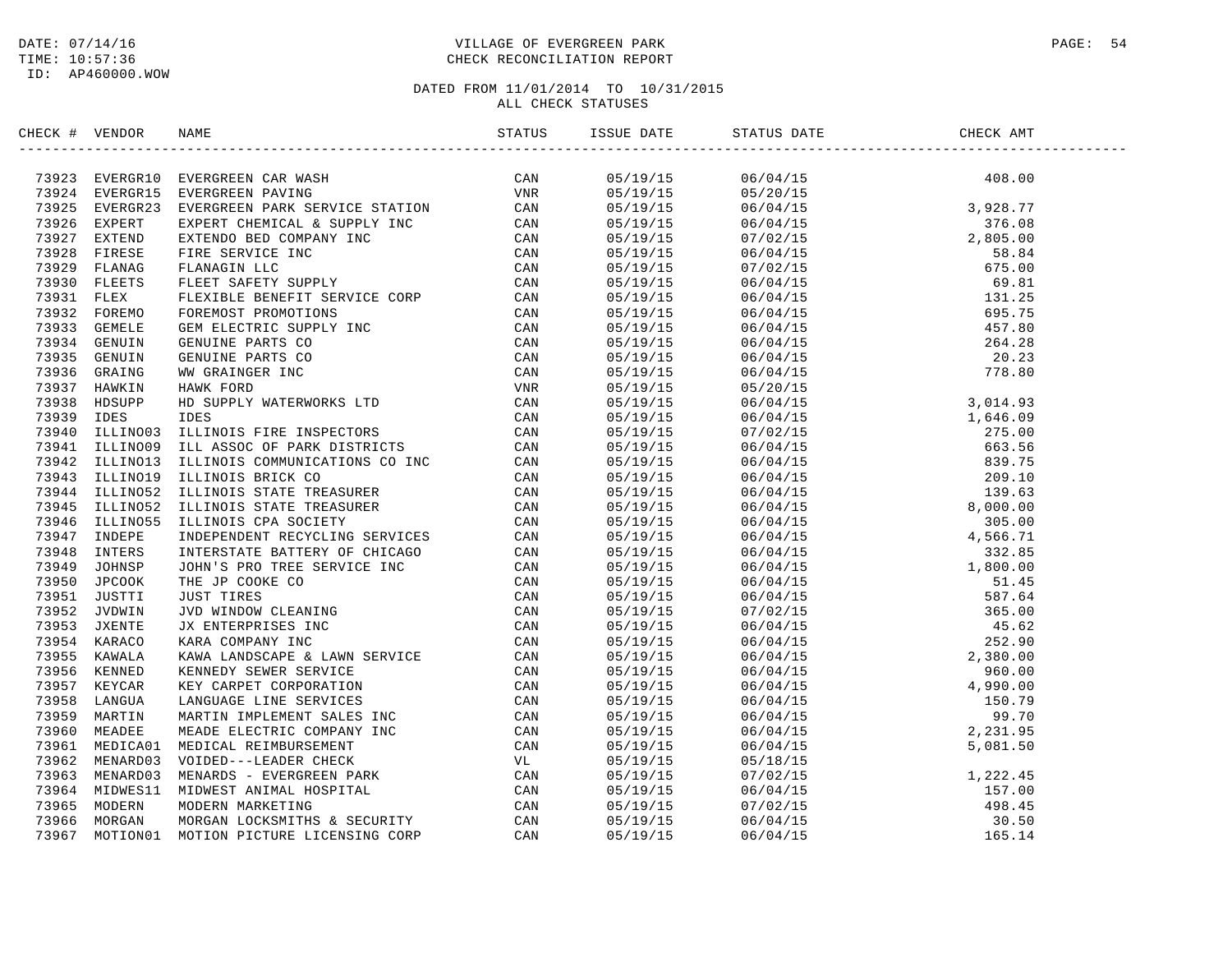DATE: 07/14/16
TIME: 10:57:36
ID: AP460000.WOW

# VILLAGE OF EVERGREEN PARK
## CHECK RECONCILIATION REPORT

DATED FROM 11/01/2014 TO 10/31/2015
ALL CHECK STATUSES

| CHECK # | VENDOR | NAME | STATUS | ISSUE DATE | STATUS DATE | CHECK AMT |
|---|---|---|---|---|---|---|
| 73923 | EVERGR10 | EVERGREEN CAR WASH | CAN | 05/19/15 | 06/04/15 | 408.00 |
| 73924 | EVERGR15 | EVERGREEN PAVING | VNR | 05/19/15 | 05/20/15 | |
| 73925 | EVERGR23 | EVERGREEN PARK SERVICE STATION | CAN | 05/19/15 | 06/04/15 | 3,928.77 |
| 73926 | EXPERT | EXPERT CHEMICAL & SUPPLY INC | CAN | 05/19/15 | 06/04/15 | 376.08 |
| 73927 | EXTEND | EXTENDO BED COMPANY INC | CAN | 05/19/15 | 07/02/15 | 2,805.00 |
| 73928 | FIRESE | FIRE SERVICE INC | CAN | 05/19/15 | 06/04/15 | 58.84 |
| 73929 | FLANAG | FLANAGIN LLC | CAN | 05/19/15 | 07/02/15 | 675.00 |
| 73930 | FLEETS | FLEET SAFETY SUPPLY | CAN | 05/19/15 | 06/04/15 | 69.81 |
| 73931 | FLEX | FLEXIBLE BENEFIT SERVICE CORP | CAN | 05/19/15 | 06/04/15 | 131.25 |
| 73932 | FOREMO | FOREMOST PROMOTIONS | CAN | 05/19/15 | 06/04/15 | 695.75 |
| 73933 | GEMELE | GEM ELECTRIC SUPPLY INC | CAN | 05/19/15 | 06/04/15 | 457.80 |
| 73934 | GENUIN | GENUINE PARTS CO | CAN | 05/19/15 | 06/04/15 | 264.28 |
| 73935 | GENUIN | GENUINE PARTS CO | CAN | 05/19/15 | 06/04/15 | 20.23 |
| 73936 | GRAING | WW GRAINGER INC | CAN | 05/19/15 | 06/04/15 | 778.80 |
| 73937 | HAWKIN | HAWK FORD | VNR | 05/19/15 | 05/20/15 | |
| 73938 | HDSUPP | HD SUPPLY WATERWORKS LTD | CAN | 05/19/15 | 06/04/15 | 3,014.93 |
| 73939 | IDES | IDES | CAN | 05/19/15 | 06/04/15 | 1,646.09 |
| 73940 | ILLINO03 | ILLINOIS FIRE INSPECTORS | CAN | 05/19/15 | 07/02/15 | 275.00 |
| 73941 | ILLINO09 | ILL ASSOC OF PARK DISTRICTS | CAN | 05/19/15 | 06/04/15 | 663.56 |
| 73942 | ILLINO13 | ILLINOIS COMMUNICATIONS CO INC | CAN | 05/19/15 | 06/04/15 | 839.75 |
| 73943 | ILLINO19 | ILLINOIS BRICK CO | CAN | 05/19/15 | 06/04/15 | 209.10 |
| 73944 | ILLINO52 | ILLINOIS STATE TREASURER | CAN | 05/19/15 | 06/04/15 | 139.63 |
| 73945 | ILLINO52 | ILLINOIS STATE TREASURER | CAN | 05/19/15 | 06/04/15 | 8,000.00 |
| 73946 | ILLINO55 | ILLINOIS CPA SOCIETY | CAN | 05/19/15 | 06/04/15 | 305.00 |
| 73947 | INDEPE | INDEPENDENT RECYCLING SERVICES | CAN | 05/19/15 | 06/04/15 | 4,566.71 |
| 73948 | INTERS | INTERSTATE BATTERY OF CHICAGO | CAN | 05/19/15 | 06/04/15 | 332.85 |
| 73949 | JOHNSP | JOHN'S PRO TREE SERVICE INC | CAN | 05/19/15 | 06/04/15 | 1,800.00 |
| 73950 | JPCOOK | THE JP COOKE CO | CAN | 05/19/15 | 06/04/15 | 51.45 |
| 73951 | JUSTTI | JUST TIRES | CAN | 05/19/15 | 06/04/15 | 587.64 |
| 73952 | JVDWIN | JVD WINDOW CLEANING | CAN | 05/19/15 | 07/02/15 | 365.00 |
| 73953 | JXENTE | JX ENTERPRISES INC | CAN | 05/19/15 | 06/04/15 | 45.62 |
| 73954 | KARACO | KARA COMPANY INC | CAN | 05/19/15 | 06/04/15 | 252.90 |
| 73955 | KAWALA | KAWA LANDSCAPE & LAWN SERVICE | CAN | 05/19/15 | 06/04/15 | 2,380.00 |
| 73956 | KENNED | KENNEDY SEWER SERVICE | CAN | 05/19/15 | 06/04/15 | 960.00 |
| 73957 | KEYCAR | KEY CARPET CORPORATION | CAN | 05/19/15 | 06/04/15 | 4,990.00 |
| 73958 | LANGUA | LANGUAGE LINE SERVICES | CAN | 05/19/15 | 06/04/15 | 150.79 |
| 73959 | MARTIN | MARTIN IMPLEMENT SALES INC | CAN | 05/19/15 | 06/04/15 | 99.70 |
| 73960 | MEADEE | MEADE ELECTRIC COMPANY INC | CAN | 05/19/15 | 06/04/15 | 2,231.95 |
| 73961 | MEDICA01 | MEDICAL REIMBURSEMENT | CAN | 05/19/15 | 06/04/15 | 5,081.50 |
| 73962 | MENARD03 | VOIDED---LEADER CHECK | VL | 05/19/15 | 05/18/15 | |
| 73963 | MENARD03 | MENARDS - EVERGREEN PARK | CAN | 05/19/15 | 07/02/15 | 1,222.45 |
| 73964 | MIDWES11 | MIDWEST ANIMAL HOSPITAL | CAN | 05/19/15 | 06/04/15 | 157.00 |
| 73965 | MODERN | MODERN MARKETING | CAN | 05/19/15 | 07/02/15 | 498.45 |
| 73966 | MORGAN | MORGAN LOCKSMITHS & SECURITY | CAN | 05/19/15 | 06/04/15 | 30.50 |
| 73967 | MOTION01 | MOTION PICTURE LICENSING CORP | CAN | 05/19/15 | 06/04/15 | 165.14 |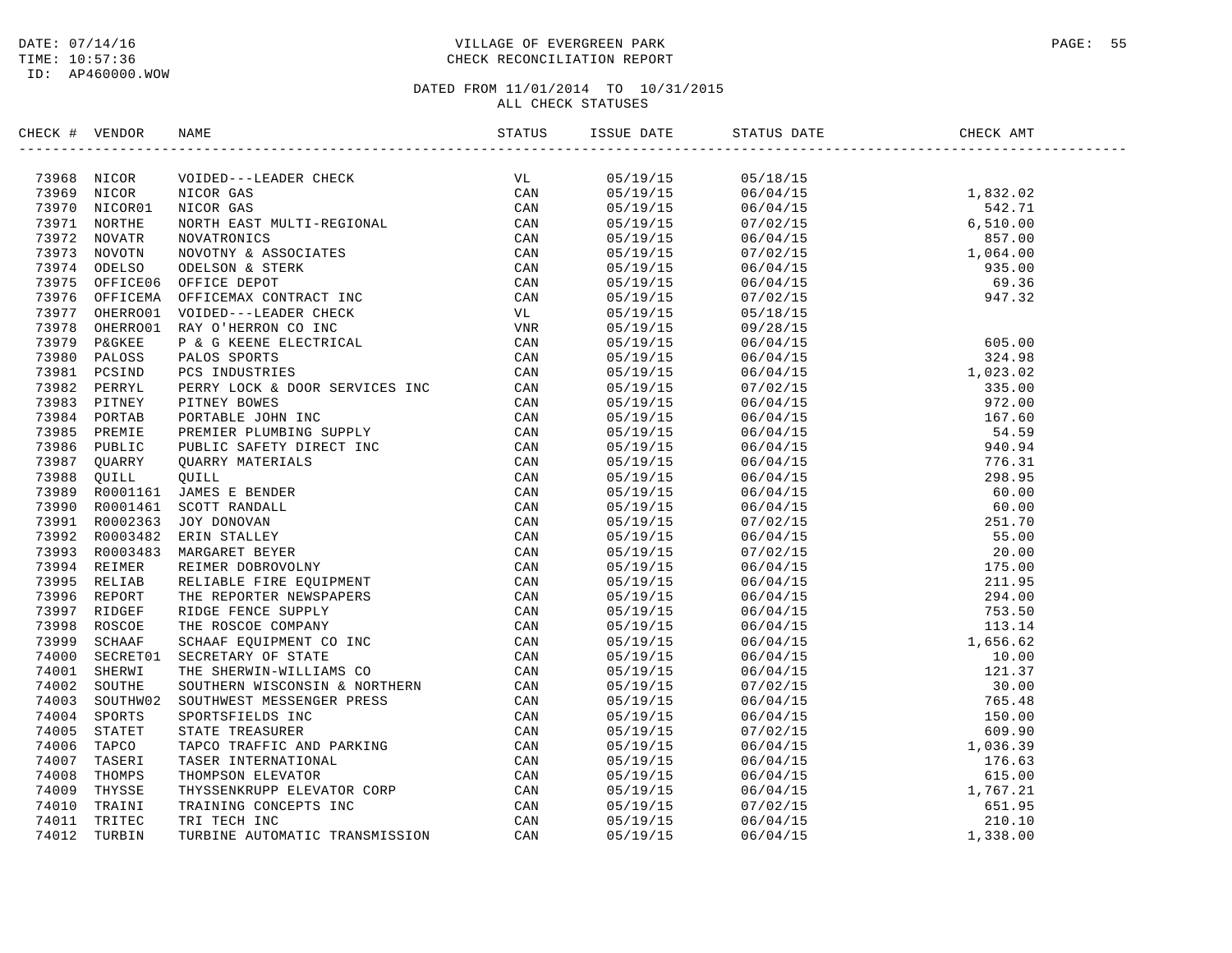DATE: 07/14/16
TIME: 10:57:36
ID: AP460000.WOW

# VILLAGE OF EVERGREEN PARK
## CHECK RECONCILIATION REPORT

DATED FROM 11/01/2014 TO 10/31/2015
ALL CHECK STATUSES

| CHECK # | VENDOR | NAME | STATUS | ISSUE DATE | STATUS DATE | CHECK AMT |
|---|---|---|---|---|---|---|
| 73968 | NICOR | VOIDED---LEADER CHECK | VL | 05/19/15 | 05/18/15 | |
| 73969 | NICOR | NICOR GAS | CAN | 05/19/15 | 06/04/15 | 1,832.02 |
| 73970 | NICOR01 | NICOR GAS | CAN | 05/19/15 | 06/04/15 | 542.71 |
| 73971 | NORTHE | NORTH EAST MULTI-REGIONAL | CAN | 05/19/15 | 07/02/15 | 6,510.00 |
| 73972 | NOVATR | NOVATRONICS | CAN | 05/19/15 | 06/04/15 | 857.00 |
| 73973 | NOVOTN | NOVOTNY & ASSOCIATES | CAN | 05/19/15 | 07/02/15 | 1,064.00 |
| 73974 | ODELSO | ODELSON & STERK | CAN | 05/19/15 | 06/04/15 | 935.00 |
| 73975 | OFFICE06 | OFFICE DEPOT | CAN | 05/19/15 | 06/04/15 | 69.36 |
| 73976 | OFFICEMA | OFFICEMAX CONTRACT INC | CAN | 05/19/15 | 07/02/15 | 947.32 |
| 73977 | OHERRO01 | VOIDED---LEADER CHECK | VL | 05/19/15 | 05/18/15 | |
| 73978 | OHERRO01 | RAY O'HERRON CO INC | VNR | 05/19/15 | 09/28/15 | |
| 73979 | P&GKEE | P & G KEENE ELECTRICAL | CAN | 05/19/15 | 06/04/15 | 605.00 |
| 73980 | PALOSS | PALOS SPORTS | CAN | 05/19/15 | 06/04/15 | 324.98 |
| 73981 | PCSIND | PCS INDUSTRIES | CAN | 05/19/15 | 06/04/15 | 1,023.02 |
| 73982 | PERRYL | PERRY LOCK & DOOR SERVICES INC | CAN | 05/19/15 | 07/02/15 | 335.00 |
| 73983 | PITNEY | PITNEY BOWES | CAN | 05/19/15 | 06/04/15 | 972.00 |
| 73984 | PORTAB | PORTABLE JOHN INC | CAN | 05/19/15 | 06/04/15 | 167.60 |
| 73985 | PREMIE | PREMIER PLUMBING SUPPLY | CAN | 05/19/15 | 06/04/15 | 54.59 |
| 73986 | PUBLIC | PUBLIC SAFETY DIRECT INC | CAN | 05/19/15 | 06/04/15 | 940.94 |
| 73987 | QUARRY | QUARRY MATERIALS | CAN | 05/19/15 | 06/04/15 | 776.31 |
| 73988 | QUILL | QUILL | CAN | 05/19/15 | 06/04/15 | 298.95 |
| 73989 | R0001161 | JAMES E BENDER | CAN | 05/19/15 | 06/04/15 | 60.00 |
| 73990 | R0001461 | SCOTT RANDALL | CAN | 05/19/15 | 06/04/15 | 60.00 |
| 73991 | R0002363 | JOY DONOVAN | CAN | 05/19/15 | 07/02/15 | 251.70 |
| 73992 | R0003482 | ERIN STALLEY | CAN | 05/19/15 | 06/04/15 | 55.00 |
| 73993 | R0003483 | MARGARET BEYER | CAN | 05/19/15 | 07/02/15 | 20.00 |
| 73994 | REIMER | REIMER DOBROVOLNY | CAN | 05/19/15 | 06/04/15 | 175.00 |
| 73995 | RELIAB | RELIABLE FIRE EQUIPMENT | CAN | 05/19/15 | 06/04/15 | 211.95 |
| 73996 | REPORT | THE REPORTER NEWSPAPERS | CAN | 05/19/15 | 06/04/15 | 294.00 |
| 73997 | RIDGEF | RIDGE FENCE SUPPLY | CAN | 05/19/15 | 06/04/15 | 753.50 |
| 73998 | ROSCOE | THE ROSCOE COMPANY | CAN | 05/19/15 | 06/04/15 | 113.14 |
| 73999 | SCHAAF | SCHAAF EQUIPMENT CO INC | CAN | 05/19/15 | 06/04/15 | 1,656.62 |
| 74000 | SECRET01 | SECRETARY OF STATE | CAN | 05/19/15 | 06/04/15 | 10.00 |
| 74001 | SHERWI | THE SHERWIN-WILLIAMS CO | CAN | 05/19/15 | 06/04/15 | 121.37 |
| 74002 | SOUTHE | SOUTHERN WISCONSIN & NORTHERN | CAN | 05/19/15 | 07/02/15 | 30.00 |
| 74003 | SOUTHW02 | SOUTHWEST MESSENGER PRESS | CAN | 05/19/15 | 06/04/15 | 765.48 |
| 74004 | SPORTS | SPORTSFIELDS INC | CAN | 05/19/15 | 06/04/15 | 150.00 |
| 74005 | STATET | STATE TREASURER | CAN | 05/19/15 | 07/02/15 | 609.90 |
| 74006 | TAPCO | TAPCO TRAFFIC AND PARKING | CAN | 05/19/15 | 06/04/15 | 1,036.39 |
| 74007 | TASERI | TASER INTERNATIONAL | CAN | 05/19/15 | 06/04/15 | 176.63 |
| 74008 | THOMPS | THOMPSON ELEVATOR | CAN | 05/19/15 | 06/04/15 | 615.00 |
| 74009 | THYSSE | THYSSENKRUPP ELEVATOR CORP | CAN | 05/19/15 | 06/04/15 | 1,767.21 |
| 74010 | TRAINI | TRAINING CONCEPTS INC | CAN | 05/19/15 | 07/02/15 | 651.95 |
| 74011 | TRITEC | TRI TECH INC | CAN | 05/19/15 | 06/04/15 | 210.10 |
| 74012 | TURBIN | TURBINE AUTOMATIC TRANSMISSION | CAN | 05/19/15 | 06/04/15 | 1,338.00 |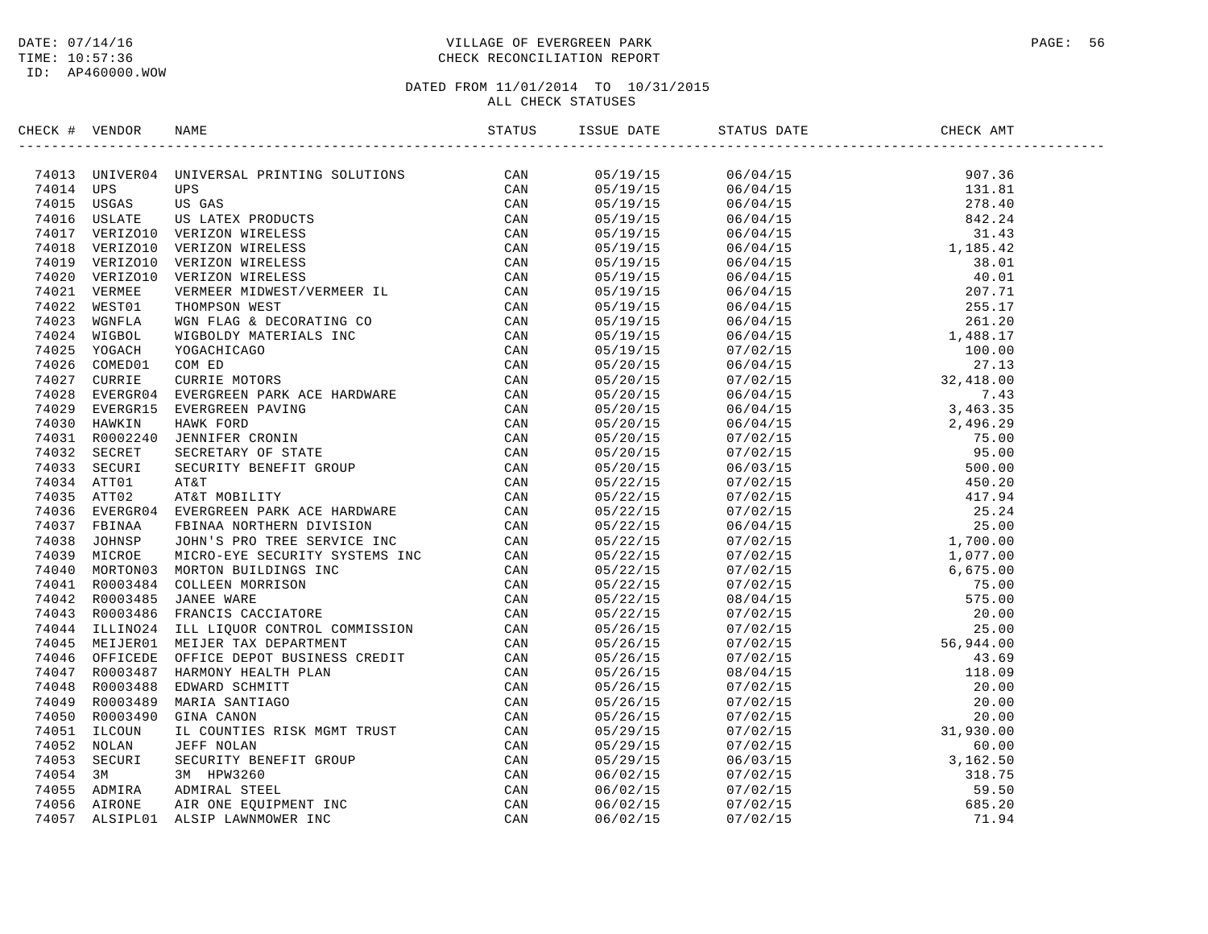DATE: 07/14/16
TIME: 10:57:36
ID: AP460000.WOW

# VILLAGE OF EVERGREEN PARK
## CHECK RECONCILIATION REPORT

DATED FROM 11/01/2014 TO 10/31/2015
ALL CHECK STATUSES

| CHECK # | VENDOR | NAME | STATUS | ISSUE DATE | STATUS DATE | CHECK AMT |
|---|---|---|---|---|---|---|
| 74013 | UNIVER04 | UNIVERSAL PRINTING SOLUTIONS | CAN | 05/19/15 | 06/04/15 | 907.36 |
| 74014 | UPS | UPS | CAN | 05/19/15 | 06/04/15 | 131.81 |
| 74015 | USGAS | US GAS | CAN | 05/19/15 | 06/04/15 | 278.40 |
| 74016 | USLATE | US LATEX PRODUCTS | CAN | 05/19/15 | 06/04/15 | 842.24 |
| 74017 | VERIZO10 | VERIZON WIRELESS | CAN | 05/19/15 | 06/04/15 | 31.43 |
| 74018 | VERIZO10 | VERIZON WIRELESS | CAN | 05/19/15 | 06/04/15 | 1,185.42 |
| 74019 | VERIZO10 | VERIZON WIRELESS | CAN | 05/19/15 | 06/04/15 | 38.01 |
| 74020 | VERIZO10 | VERIZON WIRELESS | CAN | 05/19/15 | 06/04/15 | 40.01 |
| 74021 | VERMEE | VERMEER MIDWEST/VERMEER IL | CAN | 05/19/15 | 06/04/15 | 207.71 |
| 74022 | WEST01 | THOMPSON WEST | CAN | 05/19/15 | 06/04/15 | 255.17 |
| 74023 | WGNFLA | WGN FLAG & DECORATING CO | CAN | 05/19/15 | 06/04/15 | 261.20 |
| 74024 | WIGBOL | WIGBOLDY MATERIALS INC | CAN | 05/19/15 | 06/04/15 | 1,488.17 |
| 74025 | YOGACH | YOGACHICAGO | CAN | 05/19/15 | 07/02/15 | 100.00 |
| 74026 | COMED01 | COM ED | CAN | 05/20/15 | 06/04/15 | 27.13 |
| 74027 | CURRIE | CURRIE MOTORS | CAN | 05/20/15 | 07/02/15 | 32,418.00 |
| 74028 | EVERGR04 | EVERGREEN PARK ACE HARDWARE | CAN | 05/20/15 | 06/04/15 | 7.43 |
| 74029 | EVERGR15 | EVERGREEN PAVING | CAN | 05/20/15 | 06/04/15 | 3,463.35 |
| 74030 | HAWKIN | HAWK FORD | CAN | 05/20/15 | 06/04/15 | 2,496.29 |
| 74031 | R0002240 | JENNIFER CRONIN | CAN | 05/20/15 | 07/02/15 | 75.00 |
| 74032 | SECRET | SECRETARY OF STATE | CAN | 05/20/15 | 07/02/15 | 95.00 |
| 74033 | SECURI | SECURITY BENEFIT GROUP | CAN | 05/20/15 | 06/03/15 | 500.00 |
| 74034 | ATT01 | AT&T | CAN | 05/22/15 | 07/02/15 | 450.20 |
| 74035 | ATT02 | AT&T MOBILITY | CAN | 05/22/15 | 07/02/15 | 417.94 |
| 74036 | EVERGR04 | EVERGREEN PARK ACE HARDWARE | CAN | 05/22/15 | 07/02/15 | 25.24 |
| 74037 | FBINAA | FBINAA NORTHERN DIVISION | CAN | 05/22/15 | 06/04/15 | 25.00 |
| 74038 | JOHNSP | JOHN'S PRO TREE SERVICE INC | CAN | 05/22/15 | 07/02/15 | 1,700.00 |
| 74039 | MICROE | MICRO-EYE SECURITY SYSTEMS INC | CAN | 05/22/15 | 07/02/15 | 1,077.00 |
| 74040 | MORTON03 | MORTON BUILDINGS INC | CAN | 05/22/15 | 07/02/15 | 6,675.00 |
| 74041 | R0003484 | COLLEEN MORRISON | CAN | 05/22/15 | 07/02/15 | 75.00 |
| 74042 | R0003485 | JANEE WARE | CAN | 05/22/15 | 08/04/15 | 575.00 |
| 74043 | R0003486 | FRANCIS CACCIATORE | CAN | 05/22/15 | 07/02/15 | 20.00 |
| 74044 | ILLINO24 | ILL LIQUOR CONTROL COMMISSION | CAN | 05/26/15 | 07/02/15 | 25.00 |
| 74045 | MEIJER01 | MEIJER TAX DEPARTMENT | CAN | 05/26/15 | 07/02/15 | 56,944.00 |
| 74046 | OFFICEDE | OFFICE DEPOT BUSINESS CREDIT | CAN | 05/26/15 | 07/02/15 | 43.69 |
| 74047 | R0003487 | HARMONY HEALTH PLAN | CAN | 05/26/15 | 08/04/15 | 118.09 |
| 74048 | R0003488 | EDWARD SCHMITT | CAN | 05/26/15 | 07/02/15 | 20.00 |
| 74049 | R0003489 | MARIA SANTIAGO | CAN | 05/26/15 | 07/02/15 | 20.00 |
| 74050 | R0003490 | GINA CANON | CAN | 05/26/15 | 07/02/15 | 20.00 |
| 74051 | ILCOUN | IL COUNTIES RISK MGMT TRUST | CAN | 05/29/15 | 07/02/15 | 31,930.00 |
| 74052 | NOLAN | JEFF NOLAN | CAN | 05/29/15 | 07/02/15 | 60.00 |
| 74053 | SECURI | SECURITY BENEFIT GROUP | CAN | 05/29/15 | 06/03/15 | 3,162.50 |
| 74054 | 3M | 3M HPW3260 | CAN | 06/02/15 | 07/02/15 | 318.75 |
| 74055 | ADMIRA | ADMIRAL STEEL | CAN | 06/02/15 | 07/02/15 | 59.50 |
| 74056 | AIRONE | AIR ONE EQUIPMENT INC | CAN | 06/02/15 | 07/02/15 | 685.20 |
| 74057 | ALSIPL01 | ALSIP LAWNMOWER INC | CAN | 06/02/15 | 07/02/15 | 71.94 |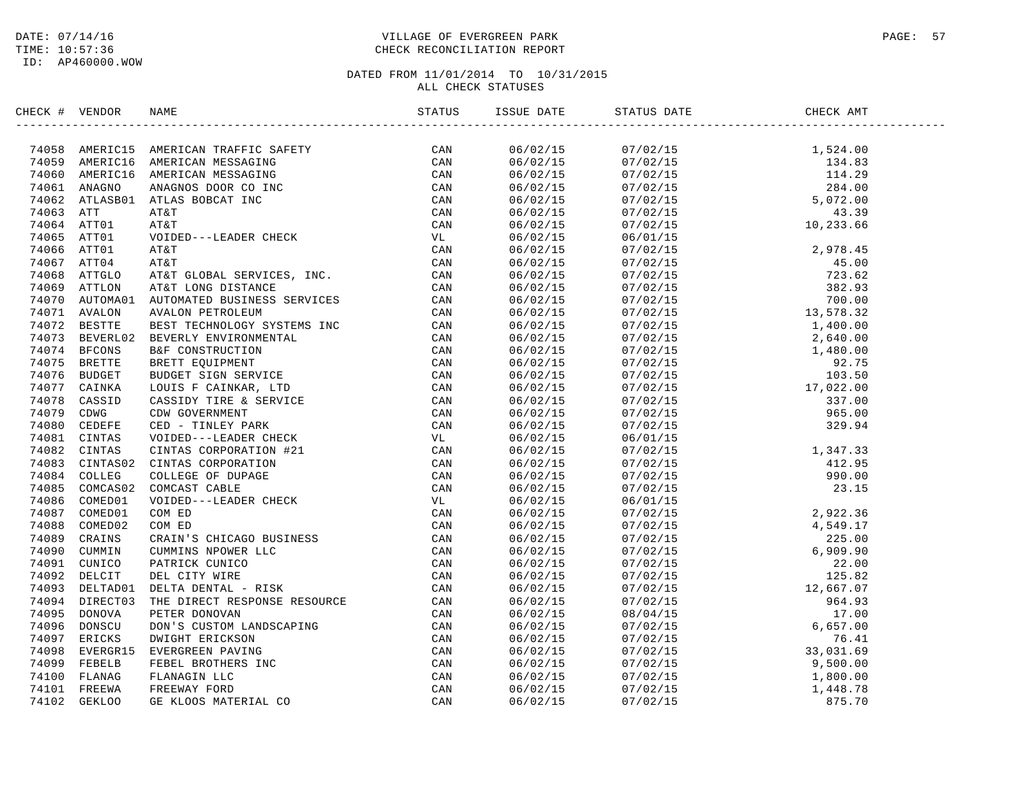DATE: 07/14/16
TIME: 10:57:36
ID: AP460000.WOW

VILLAGE OF EVERGREEN PARK
CHECK RECONCILIATION REPORT

DATED FROM 11/01/2014 TO 10/31/2015
ALL CHECK STATUSES

| CHECK # | VENDOR | NAME | STATUS | ISSUE DATE | STATUS DATE | CHECK AMT |
|---|---|---|---|---|---|---|
| 74058 | AMERIC15 | AMERICAN TRAFFIC SAFETY | CAN | 06/02/15 | 07/02/15 | 1,524.00 |
| 74059 | AMERIC16 | AMERICAN MESSAGING | CAN | 06/02/15 | 07/02/15 | 134.83 |
| 74060 | AMERIC16 | AMERICAN MESSAGING | CAN | 06/02/15 | 07/02/15 | 114.29 |
| 74061 | ANAGNO | ANAGNOS DOOR CO INC | CAN | 06/02/15 | 07/02/15 | 284.00 |
| 74062 | ATLASB01 | ATLAS BOBCAT INC | CAN | 06/02/15 | 07/02/15 | 5,072.00 |
| 74063 | ATT | AT&T | CAN | 06/02/15 | 07/02/15 | 43.39 |
| 74064 | ATT01 | AT&T | CAN | 06/02/15 | 07/02/15 | 10,233.66 |
| 74065 | ATT01 | VOIDED---LEADER CHECK | VL | 06/02/15 | 06/01/15 | |
| 74066 | ATT01 | AT&T | CAN | 06/02/15 | 07/02/15 | 2,978.45 |
| 74067 | ATT04 | AT&T | CAN | 06/02/15 | 07/02/15 | 45.00 |
| 74068 | ATTGLO | AT&T GLOBAL SERVICES, INC. | CAN | 06/02/15 | 07/02/15 | 723.62 |
| 74069 | ATTLON | AT&T LONG DISTANCE | CAN | 06/02/15 | 07/02/15 | 382.93 |
| 74070 | AUTOMA01 | AUTOMATED BUSINESS SERVICES | CAN | 06/02/15 | 07/02/15 | 700.00 |
| 74071 | AVALON | AVALON PETROLEUM | CAN | 06/02/15 | 07/02/15 | 13,578.32 |
| 74072 | BESTTE | BEST TECHNOLOGY SYSTEMS INC | CAN | 06/02/15 | 07/02/15 | 1,400.00 |
| 74073 | BEVERL02 | BEVERLY ENVIRONMENTAL | CAN | 06/02/15 | 07/02/15 | 2,640.00 |
| 74074 | BFCONS | B&F CONSTRUCTION | CAN | 06/02/15 | 07/02/15 | 1,480.00 |
| 74075 | BRETTE | BRETT EQUIPMENT | CAN | 06/02/15 | 07/02/15 | 92.75 |
| 74076 | BUDGET | BUDGET SIGN SERVICE | CAN | 06/02/15 | 07/02/15 | 103.50 |
| 74077 | CAINKA | LOUIS F CAINKAR, LTD | CAN | 06/02/15 | 07/02/15 | 17,022.00 |
| 74078 | CASSID | CASSIDY TIRE & SERVICE | CAN | 06/02/15 | 07/02/15 | 337.00 |
| 74079 | CDWG | CDW GOVERNMENT | CAN | 06/02/15 | 07/02/15 | 965.00 |
| 74080 | CEDEFE | CED - TINLEY PARK | CAN | 06/02/15 | 07/02/15 | 329.94 |
| 74081 | CINTAS | VOIDED---LEADER CHECK | VL | 06/02/15 | 06/01/15 | |
| 74082 | CINTAS | CINTAS CORPORATION #21 | CAN | 06/02/15 | 07/02/15 | 1,347.33 |
| 74083 | CINTAS02 | CINTAS CORPORATION | CAN | 06/02/15 | 07/02/15 | 412.95 |
| 74084 | COLLEG | COLLEGE OF DUPAGE | CAN | 06/02/15 | 07/02/15 | 990.00 |
| 74085 | COMCAS02 | COMCAST CABLE | CAN | 06/02/15 | 07/02/15 | 23.15 |
| 74086 | COMED01 | VOIDED---LEADER CHECK | VL | 06/02/15 | 06/01/15 | |
| 74087 | COMED01 | COM ED | CAN | 06/02/15 | 07/02/15 | 2,922.36 |
| 74088 | COMED02 | COM ED | CAN | 06/02/15 | 07/02/15 | 4,549.17 |
| 74089 | CRAINS | CRAIN'S CHICAGO BUSINESS | CAN | 06/02/15 | 07/02/15 | 225.00 |
| 74090 | CUMMIN | CUMMINS NPOWER LLC | CAN | 06/02/15 | 07/02/15 | 6,909.90 |
| 74091 | CUNICO | PATRICK CUNICO | CAN | 06/02/15 | 07/02/15 | 22.00 |
| 74092 | DELCIT | DEL CITY WIRE | CAN | 06/02/15 | 07/02/15 | 125.82 |
| 74093 | DELTAD01 | DELTA DENTAL - RISK | CAN | 06/02/15 | 07/02/15 | 12,667.07 |
| 74094 | DIRECT03 | THE DIRECT RESPONSE RESOURCE | CAN | 06/02/15 | 07/02/15 | 964.93 |
| 74095 | DONOVA | PETER DONOVAN | CAN | 06/02/15 | 08/04/15 | 17.00 |
| 74096 | DONSCU | DON'S CUSTOM LANDSCAPING | CAN | 06/02/15 | 07/02/15 | 6,657.00 |
| 74097 | ERICKS | DWIGHT ERICKSON | CAN | 06/02/15 | 07/02/15 | 76.41 |
| 74098 | EVERGR15 | EVERGREEN PAVING | CAN | 06/02/15 | 07/02/15 | 33,031.69 |
| 74099 | FEBELB | FEBEL BROTHERS INC | CAN | 06/02/15 | 07/02/15 | 9,500.00 |
| 74100 | FLANAG | FLANAGIN LLC | CAN | 06/02/15 | 07/02/15 | 1,800.00 |
| 74101 | FREEWA | FREEWAY FORD | CAN | 06/02/15 | 07/02/15 | 1,448.78 |
| 74102 | GEKLOO | GE KLOOS MATERIAL CO | CAN | 06/02/15 | 07/02/15 | 875.70 |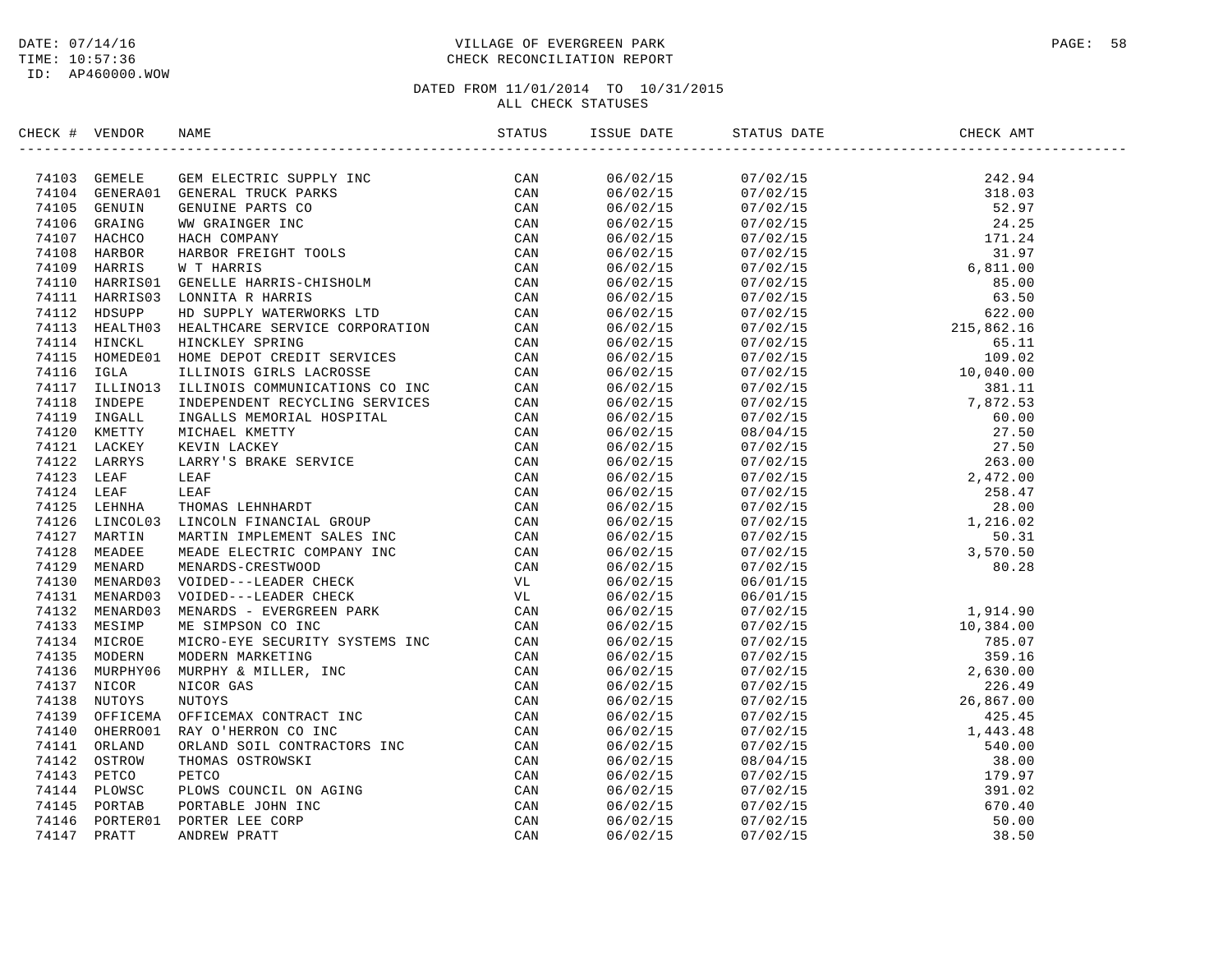DATE: 07/14/16
TIME: 10:57:36
ID: AP460000.WOW

VILLAGE OF EVERGREEN PARK
CHECK RECONCILIATION REPORT

DATED FROM 11/01/2014 TO 10/31/2015
ALL CHECK STATUSES

| CHECK # | VENDOR | NAME | STATUS | ISSUE DATE | STATUS DATE | CHECK AMT |
|---|---|---|---|---|---|---|
| 74103 | GEMELE | GEM ELECTRIC SUPPLY INC | CAN | 06/02/15 | 07/02/15 | 242.94 |
| 74104 | GENERA01 | GENERAL TRUCK PARKS | CAN | 06/02/15 | 07/02/15 | 318.03 |
| 74105 | GENUIN | GENUINE PARTS CO | CAN | 06/02/15 | 07/02/15 | 52.97 |
| 74106 | GRAING | WW GRAINGER INC | CAN | 06/02/15 | 07/02/15 | 24.25 |
| 74107 | HACHCO | HACH COMPANY | CAN | 06/02/15 | 07/02/15 | 171.24 |
| 74108 | HARBOR | HARBOR FREIGHT TOOLS | CAN | 06/02/15 | 07/02/15 | 31.97 |
| 74109 | HARRIS | W T HARRIS | CAN | 06/02/15 | 07/02/15 | 6,811.00 |
| 74110 | HARRIS01 | GENELLE HARRIS-CHISHOLM | CAN | 06/02/15 | 07/02/15 | 85.00 |
| 74111 | HARRIS03 | LONNITA R HARRIS | CAN | 06/02/15 | 07/02/15 | 63.50 |
| 74112 | HDSUPP | HD SUPPLY WATERWORKS LTD | CAN | 06/02/15 | 07/02/15 | 622.00 |
| 74113 | HEALTH03 | HEALTHCARE SERVICE CORPORATION | CAN | 06/02/15 | 07/02/15 | 215,862.16 |
| 74114 | HINCKL | HINCKLEY SPRING | CAN | 06/02/15 | 07/02/15 | 65.11 |
| 74115 | HOMEDE01 | HOME DEPOT CREDIT SERVICES | CAN | 06/02/15 | 07/02/15 | 109.02 |
| 74116 | IGLA | ILLINOIS GIRLS LACROSSE | CAN | 06/02/15 | 07/02/15 | 10,040.00 |
| 74117 | ILLINO13 | ILLINOIS COMMUNICATIONS CO INC | CAN | 06/02/15 | 07/02/15 | 381.11 |
| 74118 | INDEPE | INDEPENDENT RECYCLING SERVICES | CAN | 06/02/15 | 07/02/15 | 7,872.53 |
| 74119 | INGALL | INGALLS MEMORIAL HOSPITAL | CAN | 06/02/15 | 07/02/15 | 60.00 |
| 74120 | KMETTY | MICHAEL KMETTY | CAN | 06/02/15 | 08/04/15 | 27.50 |
| 74121 | LACKEY | KEVIN LACKEY | CAN | 06/02/15 | 07/02/15 | 27.50 |
| 74122 | LARRYS | LARRY'S BRAKE SERVICE | CAN | 06/02/15 | 07/02/15 | 263.00 |
| 74123 | LEAF | LEAF | CAN | 06/02/15 | 07/02/15 | 2,472.00 |
| 74124 | LEAF | LEAF | CAN | 06/02/15 | 07/02/15 | 258.47 |
| 74125 | LEHNHA | THOMAS LEHNHARDT | CAN | 06/02/15 | 07/02/15 | 28.00 |
| 74126 | LINCOL03 | LINCOLN FINANCIAL GROUP | CAN | 06/02/15 | 07/02/15 | 1,216.02 |
| 74127 | MARTIN | MARTIN IMPLEMENT SALES INC | CAN | 06/02/15 | 07/02/15 | 50.31 |
| 74128 | MEADEE | MEADE ELECTRIC COMPANY INC | CAN | 06/02/15 | 07/02/15 | 3,570.50 |
| 74129 | MENARD | MENARDS-CRESTWOOD | CAN | 06/02/15 | 07/02/15 | 80.28 |
| 74130 | MENARD03 | VOIDED---LEADER CHECK | VL | 06/02/15 | 06/01/15 | |
| 74131 | MENARD03 | VOIDED---LEADER CHECK | VL | 06/02/15 | 06/01/15 | |
| 74132 | MENARD03 | MENARDS - EVERGREEN PARK | CAN | 06/02/15 | 07/02/15 | 1,914.90 |
| 74133 | MESIMP | ME SIMPSON CO INC | CAN | 06/02/15 | 07/02/15 | 10,384.00 |
| 74134 | MICROE | MICRO-EYE SECURITY SYSTEMS INC | CAN | 06/02/15 | 07/02/15 | 785.07 |
| 74135 | MODERN | MODERN MARKETING | CAN | 06/02/15 | 07/02/15 | 359.16 |
| 74136 | MURPHY06 | MURPHY & MILLER, INC | CAN | 06/02/15 | 07/02/15 | 2,630.00 |
| 74137 | NICOR | NICOR GAS | CAN | 06/02/15 | 07/02/15 | 226.49 |
| 74138 | NUTOYS | NUTOYS | CAN | 06/02/15 | 07/02/15 | 26,867.00 |
| 74139 | OFFICEMA | OFFICEMAX CONTRACT INC | CAN | 06/02/15 | 07/02/15 | 425.45 |
| 74140 | OHERRO01 | RAY O'HERRON CO INC | CAN | 06/02/15 | 07/02/15 | 1,443.48 |
| 74141 | ORLAND | ORLAND SOIL CONTRACTORS INC | CAN | 06/02/15 | 07/02/15 | 540.00 |
| 74142 | OSTROW | THOMAS OSTROWSKI | CAN | 06/02/15 | 08/04/15 | 38.00 |
| 74143 | PETCO | PETCO | CAN | 06/02/15 | 07/02/15 | 179.97 |
| 74144 | PLOWSC | PLOWS COUNCIL ON AGING | CAN | 06/02/15 | 07/02/15 | 391.02 |
| 74145 | PORTAB | PORTABLE JOHN INC | CAN | 06/02/15 | 07/02/15 | 670.40 |
| 74146 | PORTER01 | PORTER LEE CORP | CAN | 06/02/15 | 07/02/15 | 50.00 |
| 74147 | PRATT | ANDREW PRATT | CAN | 06/02/15 | 07/02/15 | 38.50 |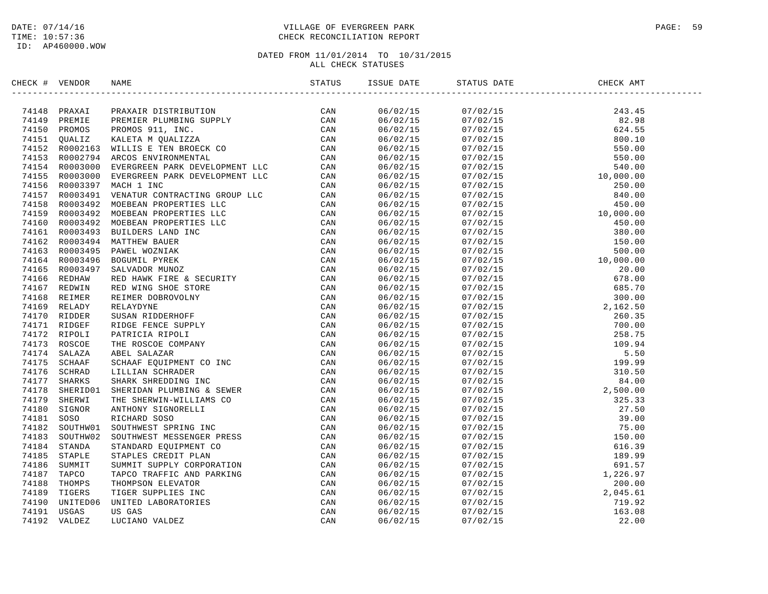DATE: 07/14/16
TIME: 10:57:36
ID: AP460000.WOW

VILLAGE OF EVERGREEN PARK
CHECK RECONCILIATION REPORT

DATED FROM 11/01/2014 TO 10/31/2015
ALL CHECK STATUSES

| CHECK # | VENDOR | NAME | STATUS | ISSUE DATE | STATUS DATE | CHECK AMT |
|---|---|---|---|---|---|---|
| 74148 | PRAXAI | PRAXAIR DISTRIBUTION | CAN | 06/02/15 | 07/02/15 | 243.45 |
| 74149 | PREMIE | PREMIER PLUMBING SUPPLY | CAN | 06/02/15 | 07/02/15 | 82.98 |
| 74150 | PROMOS | PROMOS 911, INC. | CAN | 06/02/15 | 07/02/15 | 624.55 |
| 74151 | QUALIZ | KALETA M QUALIZZA | CAN | 06/02/15 | 07/02/15 | 800.10 |
| 74152 | R0002163 | WILLIS E TEN BROECK CO | CAN | 06/02/15 | 07/02/15 | 550.00 |
| 74153 | R0002794 | ARCOS ENVIRONMENTAL | CAN | 06/02/15 | 07/02/15 | 550.00 |
| 74154 | R0003000 | EVERGREEN PARK DEVELOPMENT LLC | CAN | 06/02/15 | 07/02/15 | 540.00 |
| 74155 | R0003000 | EVERGREEN PARK DEVELOPMENT LLC | CAN | 06/02/15 | 07/02/15 | 10,000.00 |
| 74156 | R0003397 | MACH 1 INC | CAN | 06/02/15 | 07/02/15 | 250.00 |
| 74157 | R0003491 | VENATUR CONTRACTING GROUP LLC | CAN | 06/02/15 | 07/02/15 | 840.00 |
| 74158 | R0003492 | MOEBEAN PROPERTIES LLC | CAN | 06/02/15 | 07/02/15 | 450.00 |
| 74159 | R0003492 | MOEBEAN PROPERTIES LLC | CAN | 06/02/15 | 07/02/15 | 10,000.00 |
| 74160 | R0003492 | MOEBEAN PROPERTIES LLC | CAN | 06/02/15 | 07/02/15 | 450.00 |
| 74161 | R0003493 | BUILDERS LAND INC | CAN | 06/02/15 | 07/02/15 | 380.00 |
| 74162 | R0003494 | MATTHEW BAUER | CAN | 06/02/15 | 07/02/15 | 150.00 |
| 74163 | R0003495 | PAWEL WOZNIAK | CAN | 06/02/15 | 07/02/15 | 500.00 |
| 74164 | R0003496 | BOGUMIL PYREK | CAN | 06/02/15 | 07/02/15 | 10,000.00 |
| 74165 | R0003497 | SALVADOR MUNOZ | CAN | 06/02/15 | 07/02/15 | 20.00 |
| 74166 | REDHAW | RED HAWK FIRE & SECURITY | CAN | 06/02/15 | 07/02/15 | 678.00 |
| 74167 | REDWIN | RED WING SHOE STORE | CAN | 06/02/15 | 07/02/15 | 685.70 |
| 74168 | REIMER | REIMER DOBROVOLNY | CAN | 06/02/15 | 07/02/15 | 300.00 |
| 74169 | RELADY | RELAYDYNE | CAN | 06/02/15 | 07/02/15 | 2,162.50 |
| 74170 | RIDDER | SUSAN RIDDERHOFF | CAN | 06/02/15 | 07/02/15 | 260.35 |
| 74171 | RIDGEF | RIDGE FENCE SUPPLY | CAN | 06/02/15 | 07/02/15 | 700.00 |
| 74172 | RIPOLI | PATRICIA RIPOLI | CAN | 06/02/15 | 07/02/15 | 258.75 |
| 74173 | ROSCOE | THE ROSCOE COMPANY | CAN | 06/02/15 | 07/02/15 | 109.94 |
| 74174 | SALAZA | ABEL SALAZAR | CAN | 06/02/15 | 07/02/15 | 5.50 |
| 74175 | SCHAAF | SCHAAF EQUIPMENT CO INC | CAN | 06/02/15 | 07/02/15 | 199.99 |
| 74176 | SCHRAD | LILLIAN SCHRADER | CAN | 06/02/15 | 07/02/15 | 310.50 |
| 74177 | SHARKS | SHARK SHREDDING INC | CAN | 06/02/15 | 07/02/15 | 84.00 |
| 74178 | SHERID01 | SHERIDAN PLUMBING & SEWER | CAN | 06/02/15 | 07/02/15 | 2,500.00 |
| 74179 | SHERWI | THE SHERWIN-WILLIAMS CO | CAN | 06/02/15 | 07/02/15 | 325.33 |
| 74180 | SIGNOR | ANTHONY SIGNORELLI | CAN | 06/02/15 | 07/02/15 | 27.50 |
| 74181 | SOSO | RICHARD SOSO | CAN | 06/02/15 | 07/02/15 | 39.00 |
| 74182 | SOUTHW01 | SOUTHWEST SPRING INC | CAN | 06/02/15 | 07/02/15 | 75.00 |
| 74183 | SOUTHW02 | SOUTHWEST MESSENGER PRESS | CAN | 06/02/15 | 07/02/15 | 150.00 |
| 74184 | STANDA | STANDARD EQUIPMENT CO | CAN | 06/02/15 | 07/02/15 | 616.39 |
| 74185 | STAPLE | STAPLES CREDIT PLAN | CAN | 06/02/15 | 07/02/15 | 189.99 |
| 74186 | SUMMIT | SUMMIT SUPPLY CORPORATION | CAN | 06/02/15 | 07/02/15 | 691.57 |
| 74187 | TAPCO | TAPCO TRAFFIC AND PARKING | CAN | 06/02/15 | 07/02/15 | 1,226.97 |
| 74188 | THOMPS | THOMPSON ELEVATOR | CAN | 06/02/15 | 07/02/15 | 200.00 |
| 74189 | TIGERS | TIGER SUPPLIES INC | CAN | 06/02/15 | 07/02/15 | 2,045.61 |
| 74190 | UNITED06 | UNITED LABORATORIES | CAN | 06/02/15 | 07/02/15 | 719.92 |
| 74191 | USGAS | US GAS | CAN | 06/02/15 | 07/02/15 | 163.08 |
| 74192 | VALDEZ | LUCIANO VALDEZ | CAN | 06/02/15 | 07/02/15 | 22.00 |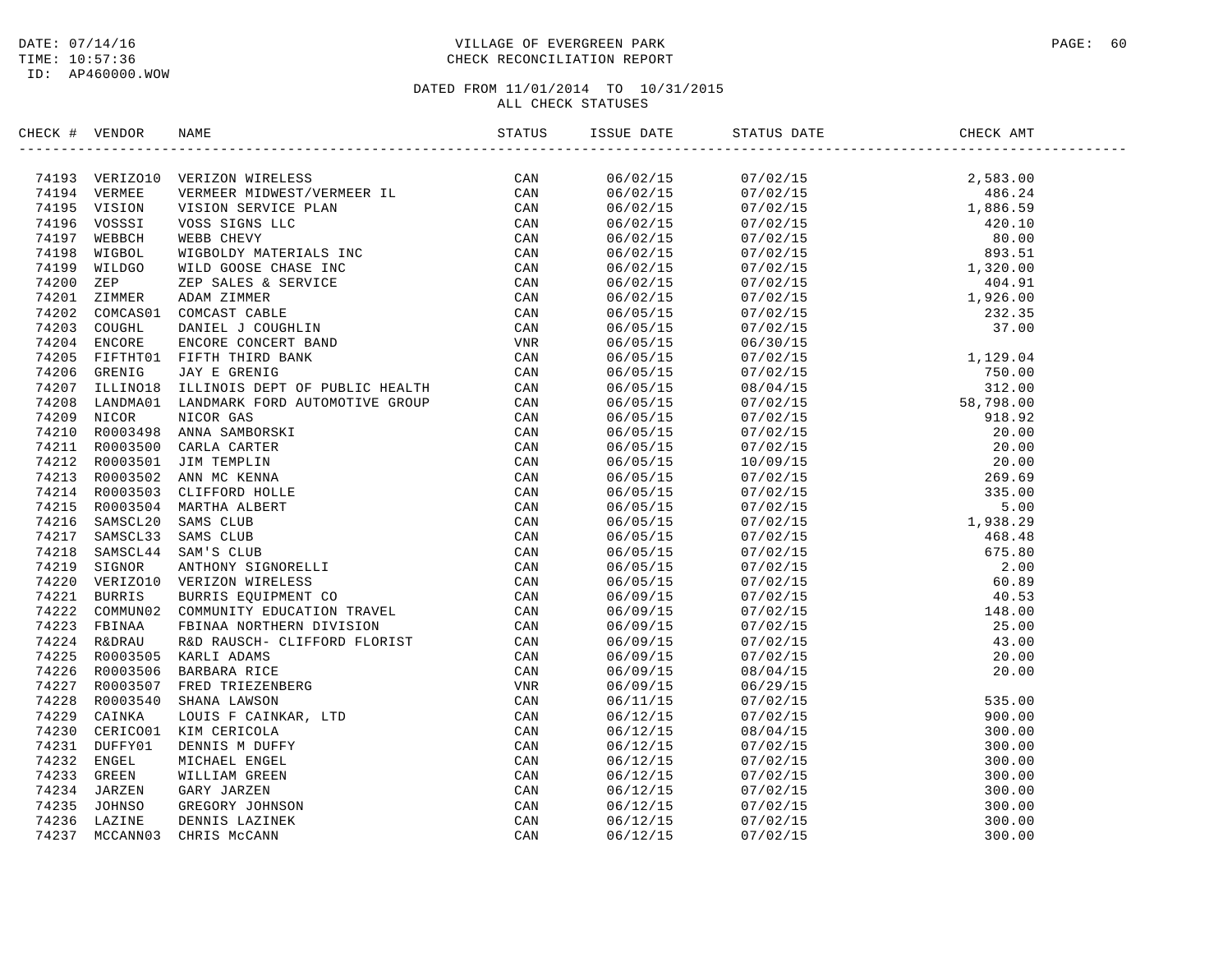DATE: 07/14/16
TIME: 10:57:36
ID: AP460000.WOW

VILLAGE OF EVERGREEN PARK
CHECK RECONCILIATION REPORT

DATED FROM 11/01/2014 TO 10/31/2015
ALL CHECK STATUSES

| CHECK # | VENDOR | NAME | STATUS | ISSUE DATE | STATUS DATE | CHECK AMT |
|---|---|---|---|---|---|---|
| 74193 | VERIZO10 | VERIZON WIRELESS | CAN | 06/02/15 | 07/02/15 | 2,583.00 |
| 74194 | VERMEE | VERMEER MIDWEST/VERMEER IL | CAN | 06/02/15 | 07/02/15 | 486.24 |
| 74195 | VISION | VISION SERVICE PLAN | CAN | 06/02/15 | 07/02/15 | 1,886.59 |
| 74196 | VOSSSI | VOSS SIGNS LLC | CAN | 06/02/15 | 07/02/15 | 420.10 |
| 74197 | WEBBCH | WEBB CHEVY | CAN | 06/02/15 | 07/02/15 | 80.00 |
| 74198 | WIGBOL | WIGBOLDY MATERIALS INC | CAN | 06/02/15 | 07/02/15 | 893.51 |
| 74199 | WILDGO | WILD GOOSE CHASE INC | CAN | 06/02/15 | 07/02/15 | 1,320.00 |
| 74200 | ZEP | ZEP SALES & SERVICE | CAN | 06/02/15 | 07/02/15 | 404.91 |
| 74201 | ZIMMER | ADAM ZIMMER | CAN | 06/02/15 | 07/02/15 | 1,926.00 |
| 74202 | COMCAS01 | COMCAST CABLE | CAN | 06/05/15 | 07/02/15 | 232.35 |
| 74203 | COUGHL | DANIEL J COUGHLIN | CAN | 06/05/15 | 07/02/15 | 37.00 |
| 74204 | ENCORE | ENCORE CONCERT BAND | VNR | 06/05/15 | 06/30/15 | |
| 74205 | FIFTHT01 | FIFTH THIRD BANK | CAN | 06/05/15 | 07/02/15 | 1,129.04 |
| 74206 | GRENIG | JAY E GRENIG | CAN | 06/05/15 | 07/02/15 | 750.00 |
| 74207 | ILLINO18 | ILLINOIS DEPT OF PUBLIC HEALTH | CAN | 06/05/15 | 08/04/15 | 312.00 |
| 74208 | LANDMA01 | LANDMARK FORD AUTOMOTIVE GROUP | CAN | 06/05/15 | 07/02/15 | 58,798.00 |
| 74209 | NICOR | NICOR GAS | CAN | 06/05/15 | 07/02/15 | 918.92 |
| 74210 | R0003498 | ANNA SAMBORSKI | CAN | 06/05/15 | 07/02/15 | 20.00 |
| 74211 | R0003500 | CARLA CARTER | CAN | 06/05/15 | 07/02/15 | 20.00 |
| 74212 | R0003501 | JIM TEMPLIN | CAN | 06/05/15 | 10/09/15 | 20.00 |
| 74213 | R0003502 | ANN MC KENNA | CAN | 06/05/15 | 07/02/15 | 269.69 |
| 74214 | R0003503 | CLIFFORD HOLLE | CAN | 06/05/15 | 07/02/15 | 335.00 |
| 74215 | R0003504 | MARTHA ALBERT | CAN | 06/05/15 | 07/02/15 | 5.00 |
| 74216 | SAMSCL20 | SAMS CLUB | CAN | 06/05/15 | 07/02/15 | 1,938.29 |
| 74217 | SAMSCL33 | SAMS CLUB | CAN | 06/05/15 | 07/02/15 | 468.48 |
| 74218 | SAMSCL44 | SAM'S CLUB | CAN | 06/05/15 | 07/02/15 | 675.80 |
| 74219 | SIGNOR | ANTHONY SIGNORELLI | CAN | 06/05/15 | 07/02/15 | 2.00 |
| 74220 | VERIZO10 | VERIZON WIRELESS | CAN | 06/05/15 | 07/02/15 | 60.89 |
| 74221 | BURRIS | BURRIS EQUIPMENT CO | CAN | 06/09/15 | 07/02/15 | 40.53 |
| 74222 | COMMUN02 | COMMUNITY EDUCATION TRAVEL | CAN | 06/09/15 | 07/02/15 | 148.00 |
| 74223 | FBINAA | FBINAA NORTHERN DIVISION | CAN | 06/09/15 | 07/02/15 | 25.00 |
| 74224 | R&DRAU | R&D RAUSCH- CLIFFORD FLORIST | CAN | 06/09/15 | 07/02/15 | 43.00 |
| 74225 | R0003505 | KARLI ADAMS | CAN | 06/09/15 | 07/02/15 | 20.00 |
| 74226 | R0003506 | BARBARA RICE | CAN | 06/09/15 | 08/04/15 | 20.00 |
| 74227 | R0003507 | FRED TRIEZENBERG | VNR | 06/09/15 | 06/29/15 | |
| 74228 | R0003540 | SHANA LAWSON | CAN | 06/11/15 | 07/02/15 | 535.00 |
| 74229 | CAINKA | LOUIS F CAINKAR, LTD | CAN | 06/12/15 | 07/02/15 | 900.00 |
| 74230 | CERICO01 | KIM CERICOLA | CAN | 06/12/15 | 08/04/15 | 300.00 |
| 74231 | DUFFY01 | DENNIS M DUFFY | CAN | 06/12/15 | 07/02/15 | 300.00 |
| 74232 | ENGEL | MICHAEL ENGEL | CAN | 06/12/15 | 07/02/15 | 300.00 |
| 74233 | GREEN | WILLIAM GREEN | CAN | 06/12/15 | 07/02/15 | 300.00 |
| 74234 | JARZEN | GARY JARZEN | CAN | 06/12/15 | 07/02/15 | 300.00 |
| 74235 | JOHNSO | GREGORY JOHNSON | CAN | 06/12/15 | 07/02/15 | 300.00 |
| 74236 | LAZINE | DENNIS LAZINEK | CAN | 06/12/15 | 07/02/15 | 300.00 |
| 74237 | MCCANN03 | CHRIS McCANN | CAN | 06/12/15 | 07/02/15 | 300.00 |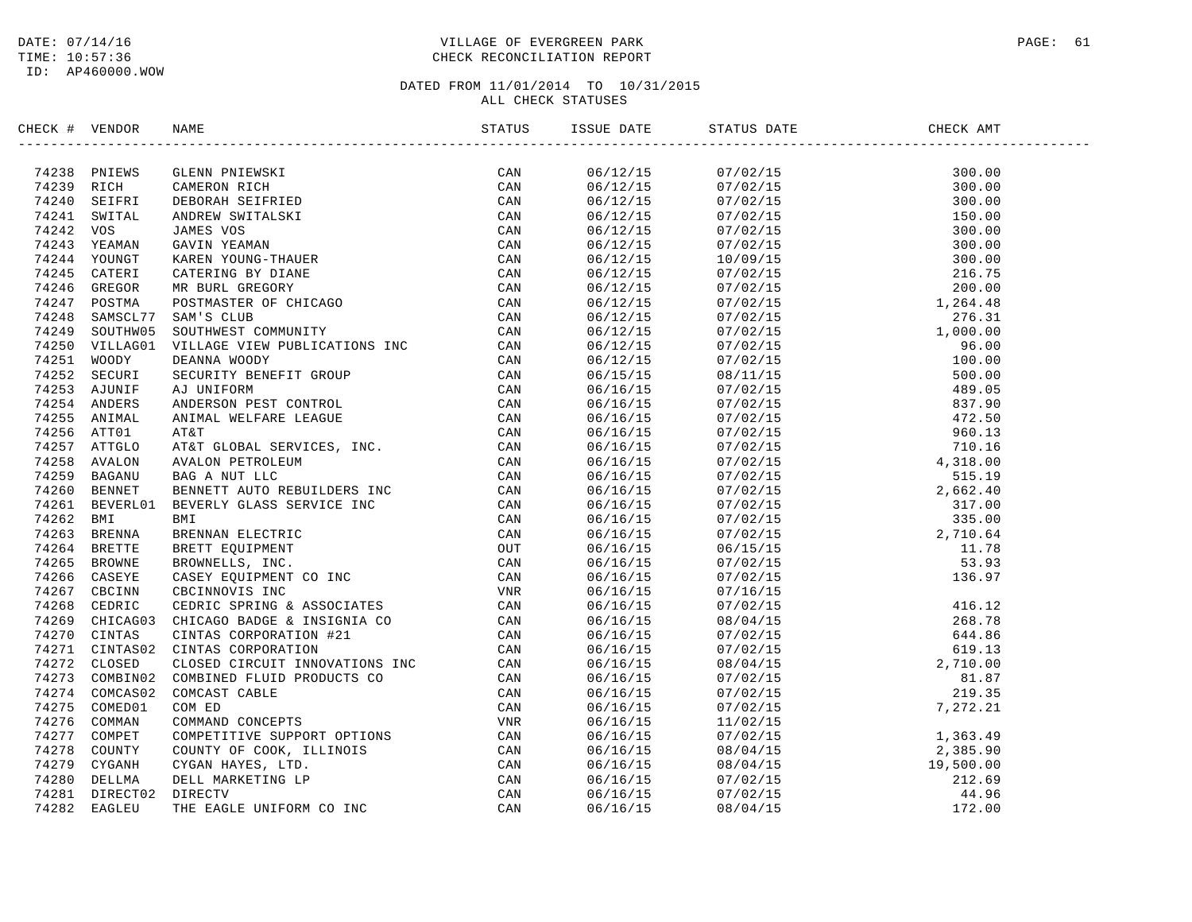DATE: 07/14/16
TIME: 10:57:36
ID: AP460000.WOW

VILLAGE OF EVERGREEN PARK
CHECK RECONCILIATION REPORT

DATED FROM 11/01/2014 TO 10/31/2015
ALL CHECK STATUSES

| CHECK # | VENDOR | NAME | STATUS | ISSUE DATE | STATUS DATE | CHECK AMT |
|---|---|---|---|---|---|---|
| 74238 | PNIEWS | GLENN PNIEWSKI | CAN | 06/12/15 | 07/02/15 | 300.00 |
| 74239 | RICH | CAMERON RICH | CAN | 06/12/15 | 07/02/15 | 300.00 |
| 74240 | SEIFRI | DEBORAH SEIFRIED | CAN | 06/12/15 | 07/02/15 | 300.00 |
| 74241 | SWITAL | ANDREW SWITALSKI | CAN | 06/12/15 | 07/02/15 | 150.00 |
| 74242 | VOS | JAMES VOS | CAN | 06/12/15 | 07/02/15 | 300.00 |
| 74243 | YEAMAN | GAVIN YEAMAN | CAN | 06/12/15 | 07/02/15 | 300.00 |
| 74244 | YOUNGT | KAREN YOUNG-THAUER | CAN | 06/12/15 | 10/09/15 | 300.00 |
| 74245 | CATERI | CATERING BY DIANE | CAN | 06/12/15 | 07/02/15 | 216.75 |
| 74246 | GREGOR | MR BURL GREGORY | CAN | 06/12/15 | 07/02/15 | 200.00 |
| 74247 | POSTMA | POSTMASTER OF CHICAGO | CAN | 06/12/15 | 07/02/15 | 1,264.48 |
| 74248 | SAMSCL77 | SAM'S CLUB | CAN | 06/12/15 | 07/02/15 | 276.31 |
| 74249 | SOUTHW05 | SOUTHWEST COMMUNITY | CAN | 06/12/15 | 07/02/15 | 1,000.00 |
| 74250 | VILLAG01 | VILLAGE VIEW PUBLICATIONS INC | CAN | 06/12/15 | 07/02/15 | 96.00 |
| 74251 | WOODY | DEANNA WOODY | CAN | 06/12/15 | 07/02/15 | 100.00 |
| 74252 | SECURI | SECURITY BENEFIT GROUP | CAN | 06/15/15 | 08/11/15 | 500.00 |
| 74253 | AJUNIF | AJ UNIFORM | CAN | 06/16/15 | 07/02/15 | 489.05 |
| 74254 | ANDERS | ANDERSON PEST CONTROL | CAN | 06/16/15 | 07/02/15 | 837.90 |
| 74255 | ANIMAL | ANIMAL WELFARE LEAGUE | CAN | 06/16/15 | 07/02/15 | 472.50 |
| 74256 | ATT01 | AT&T | CAN | 06/16/15 | 07/02/15 | 960.13 |
| 74257 | ATTGLO | AT&T GLOBAL SERVICES, INC. | CAN | 06/16/15 | 07/02/15 | 710.16 |
| 74258 | AVALON | AVALON PETROLEUM | CAN | 06/16/15 | 07/02/15 | 4,318.00 |
| 74259 | BAGANU | BAG A NUT LLC | CAN | 06/16/15 | 07/02/15 | 515.19 |
| 74260 | BENNET | BENNETT AUTO REBUILDERS INC | CAN | 06/16/15 | 07/02/15 | 2,662.40 |
| 74261 | BEVERL01 | BEVERLY GLASS SERVICE INC | CAN | 06/16/15 | 07/02/15 | 317.00 |
| 74262 | BMI | BMI | CAN | 06/16/15 | 07/02/15 | 335.00 |
| 74263 | BRENNA | BRENNAN ELECTRIC | CAN | 06/16/15 | 07/02/15 | 2,710.64 |
| 74264 | BRETTE | BRETT EQUIPMENT | OUT | 06/16/15 | 06/15/15 | 11.78 |
| 74265 | BROWNE | BROWNELLS, INC. | CAN | 06/16/15 | 07/02/15 | 53.93 |
| 74266 | CASEYE | CASEY EQUIPMENT CO INC | CAN | 06/16/15 | 07/02/15 | 136.97 |
| 74267 | CBCINN | CBCINNOVIS INC | VNR | 06/16/15 | 07/16/15 | |
| 74268 | CEDRIC | CEDRIC SPRING & ASSOCIATES | CAN | 06/16/15 | 07/02/15 | 416.12 |
| 74269 | CHICAG03 | CHICAGO BADGE & INSIGNIA CO | CAN | 06/16/15 | 08/04/15 | 268.78 |
| 74270 | CINTAS | CINTAS CORPORATION #21 | CAN | 06/16/15 | 07/02/15 | 644.86 |
| 74271 | CINTAS02 | CINTAS CORPORATION | CAN | 06/16/15 | 07/02/15 | 619.13 |
| 74272 | CLOSED | CLOSED CIRCUIT INNOVATIONS INC | CAN | 06/16/15 | 08/04/15 | 2,710.00 |
| 74273 | COMBIN02 | COMBINED FLUID PRODUCTS CO | CAN | 06/16/15 | 07/02/15 | 81.87 |
| 74274 | COMCAS02 | COMCAST CABLE | CAN | 06/16/15 | 07/02/15 | 219.35 |
| 74275 | COMED01 | COM ED | CAN | 06/16/15 | 07/02/15 | 7,272.21 |
| 74276 | COMMAN | COMMAND CONCEPTS | VNR | 06/16/15 | 11/02/15 | |
| 74277 | COMPET | COMPETITIVE SUPPORT OPTIONS | CAN | 06/16/15 | 07/02/15 | 1,363.49 |
| 74278 | COUNTY | COUNTY OF COOK, ILLINOIS | CAN | 06/16/15 | 08/04/15 | 2,385.90 |
| 74279 | CYGANH | CYGAN HAYES, LTD. | CAN | 06/16/15 | 08/04/15 | 19,500.00 |
| 74280 | DELLMA | DELL MARKETING LP | CAN | 06/16/15 | 07/02/15 | 212.69 |
| 74281 | DIRECT02 | DIRECTV | CAN | 06/16/15 | 07/02/15 | 44.96 |
| 74282 | EAGLEU | THE EAGLE UNIFORM CO INC | CAN | 06/16/15 | 08/04/15 | 172.00 |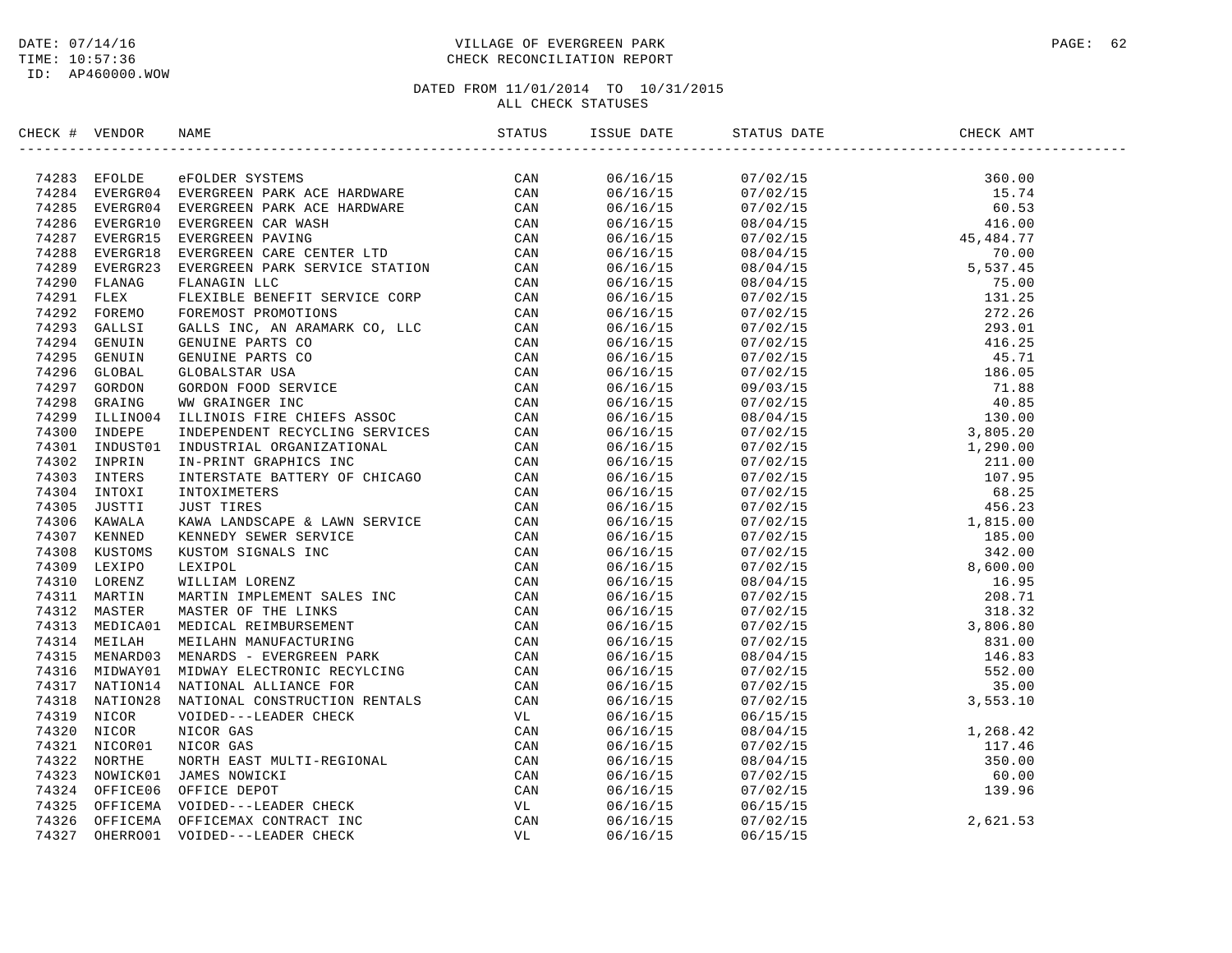DATE: 07/14/16
TIME: 10:57:36
ID: AP460000.WOW

VILLAGE OF EVERGREEN PARK
CHECK RECONCILIATION REPORT

DATED FROM 11/01/2014 TO 10/31/2015
ALL CHECK STATUSES

| CHECK # | VENDOR | NAME | STATUS | ISSUE DATE | STATUS DATE | CHECK AMT |
|---|---|---|---|---|---|---|
| 74283 | EFOLDE | eFOLDER SYSTEMS | CAN | 06/16/15 | 07/02/15 | 360.00 |
| 74284 | EVERGR04 | EVERGREEN PARK ACE HARDWARE | CAN | 06/16/15 | 07/02/15 | 15.74 |
| 74285 | EVERGR04 | EVERGREEN PARK ACE HARDWARE | CAN | 06/16/15 | 07/02/15 | 60.53 |
| 74286 | EVERGR10 | EVERGREEN CAR WASH | CAN | 06/16/15 | 08/04/15 | 416.00 |
| 74287 | EVERGR15 | EVERGREEN PAVING | CAN | 06/16/15 | 07/02/15 | 45,484.77 |
| 74288 | EVERGR18 | EVERGREEN CARE CENTER LTD | CAN | 06/16/15 | 08/04/15 | 70.00 |
| 74289 | EVERGR23 | EVERGREEN PARK SERVICE STATION | CAN | 06/16/15 | 08/04/15 | 5,537.45 |
| 74290 | FLANAG | FLANAGIN LLC | CAN | 06/16/15 | 08/04/15 | 75.00 |
| 74291 | FLEX | FLEXIBLE BENEFIT SERVICE CORP | CAN | 06/16/15 | 07/02/15 | 131.25 |
| 74292 | FOREMO | FOREMOST PROMOTIONS | CAN | 06/16/15 | 07/02/15 | 272.26 |
| 74293 | GALLSI | GALLS INC, AN ARAMARK CO, LLC | CAN | 06/16/15 | 07/02/15 | 293.01 |
| 74294 | GENUIN | GENUINE PARTS CO | CAN | 06/16/15 | 07/02/15 | 416.25 |
| 74295 | GENUIN | GENUINE PARTS CO | CAN | 06/16/15 | 07/02/15 | 45.71 |
| 74296 | GLOBAL | GLOBALSTAR USA | CAN | 06/16/15 | 07/02/15 | 186.05 |
| 74297 | GORDON | GORDON FOOD SERVICE | CAN | 06/16/15 | 09/03/15 | 71.88 |
| 74298 | GRAING | WW GRAINGER INC | CAN | 06/16/15 | 07/02/15 | 40.85 |
| 74299 | ILLINO04 | ILLINOIS FIRE CHIEFS ASSOC | CAN | 06/16/15 | 08/04/15 | 130.00 |
| 74300 | INDEPE | INDEPENDENT RECYCLING SERVICES | CAN | 06/16/15 | 07/02/15 | 3,805.20 |
| 74301 | INDUST01 | INDUSTRIAL ORGANIZATIONAL | CAN | 06/16/15 | 07/02/15 | 1,290.00 |
| 74302 | INPRIN | IN-PRINT GRAPHICS INC | CAN | 06/16/15 | 07/02/15 | 211.00 |
| 74303 | INTERS | INTERSTATE BATTERY OF CHICAGO | CAN | 06/16/15 | 07/02/15 | 107.95 |
| 74304 | INTOXI | INTOXIMETERS | CAN | 06/16/15 | 07/02/15 | 68.25 |
| 74305 | JUSTTI | JUST TIRES | CAN | 06/16/15 | 07/02/15 | 456.23 |
| 74306 | KAWALA | KAWA LANDSCAPE & LAWN SERVICE | CAN | 06/16/15 | 07/02/15 | 1,815.00 |
| 74307 | KENNED | KENNEDY SEWER SERVICE | CAN | 06/16/15 | 07/02/15 | 185.00 |
| 74308 | KUSTOMS | KUSTOM SIGNALS INC | CAN | 06/16/15 | 07/02/15 | 342.00 |
| 74309 | LEXIPO | LEXIPOL | CAN | 06/16/15 | 07/02/15 | 8,600.00 |
| 74310 | LORENZ | WILLIAM LORENZ | CAN | 06/16/15 | 08/04/15 | 16.95 |
| 74311 | MARTIN | MARTIN IMPLEMENT SALES INC | CAN | 06/16/15 | 07/02/15 | 208.71 |
| 74312 | MASTER | MASTER OF THE LINKS | CAN | 06/16/15 | 07/02/15 | 318.32 |
| 74313 | MEDICA01 | MEDICAL REIMBURSEMENT | CAN | 06/16/15 | 07/02/15 | 3,806.80 |
| 74314 | MEILAH | MEILAHN MANUFACTURING | CAN | 06/16/15 | 07/02/15 | 831.00 |
| 74315 | MENARD03 | MENARDS - EVERGREEN PARK | CAN | 06/16/15 | 08/04/15 | 146.83 |
| 74316 | MIDWAY01 | MIDWAY ELECTRONIC RECYLCING | CAN | 06/16/15 | 07/02/15 | 552.00 |
| 74317 | NATION14 | NATIONAL ALLIANCE FOR | CAN | 06/16/15 | 07/02/15 | 35.00 |
| 74318 | NATION28 | NATIONAL CONSTRUCTION RENTALS | CAN | 06/16/15 | 07/02/15 | 3,553.10 |
| 74319 | NICOR | VOIDED---LEADER CHECK | VL | 06/16/15 | 06/15/15 | |
| 74320 | NICOR | NICOR GAS | CAN | 06/16/15 | 08/04/15 | 1,268.42 |
| 74321 | NICOR01 | NICOR GAS | CAN | 06/16/15 | 07/02/15 | 117.46 |
| 74322 | NORTHE | NORTH EAST MULTI-REGIONAL | CAN | 06/16/15 | 08/04/15 | 350.00 |
| 74323 | NOWICK01 | JAMES NOWICKI | CAN | 06/16/15 | 07/02/15 | 60.00 |
| 74324 | OFFICE06 | OFFICE DEPOT | CAN | 06/16/15 | 07/02/15 | 139.96 |
| 74325 | OFFICEMA | VOIDED---LEADER CHECK | VL | 06/16/15 | 06/15/15 | |
| 74326 | OFFICEMA | OFFICEMAX CONTRACT INC | CAN | 06/16/15 | 07/02/15 | 2,621.53 |
| 74327 | OHERRO01 | VOIDED---LEADER CHECK | VL | 06/16/15 | 06/15/15 | |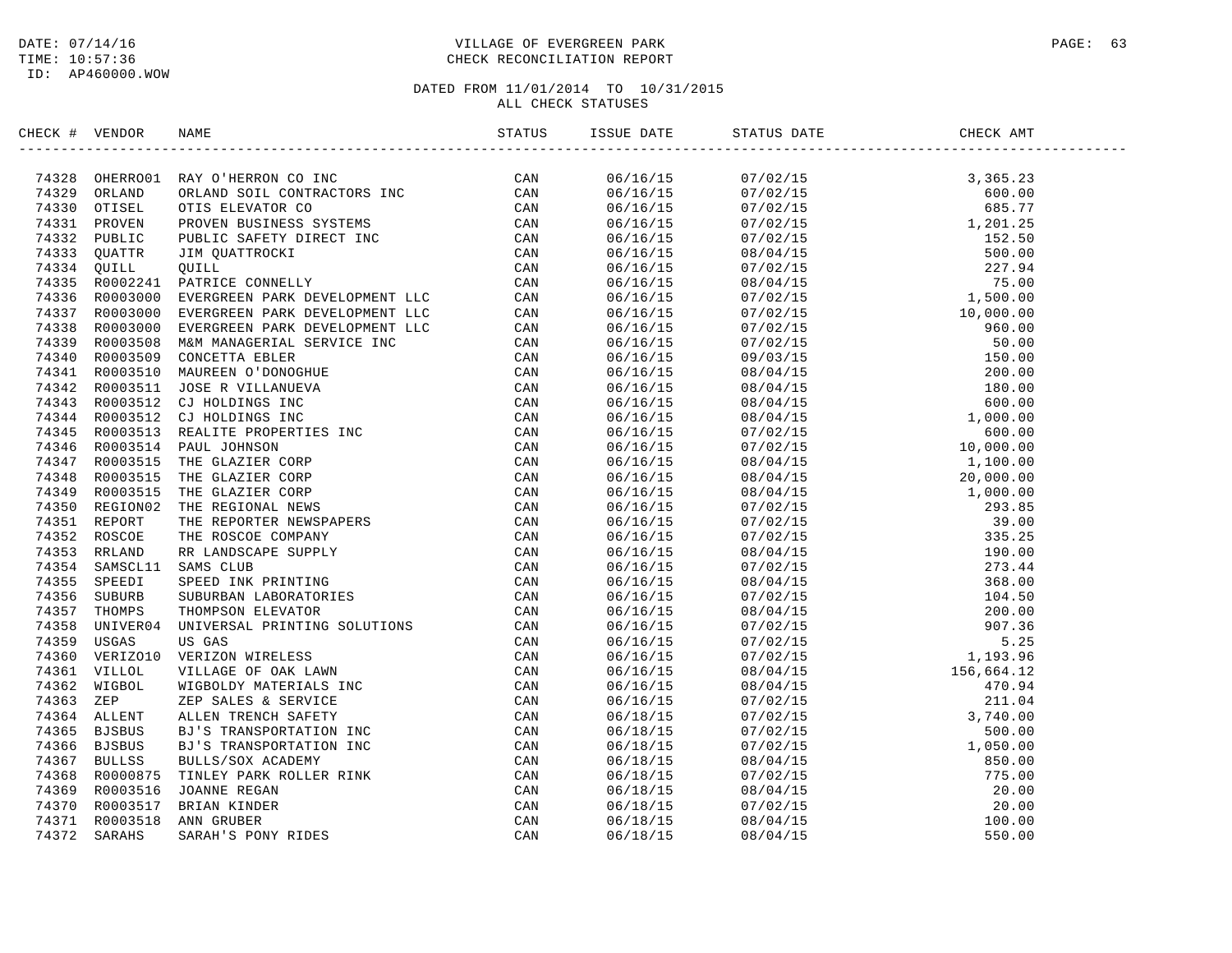DATE: 07/14/16
TIME: 10:57:36
ID: AP460000.WOW

VILLAGE OF EVERGREEN PARK
CHECK RECONCILIATION REPORT

DATED FROM 11/01/2014 TO 10/31/2015
ALL CHECK STATUSES

| CHECK # | VENDOR | NAME | STATUS | ISSUE DATE | STATUS DATE | CHECK AMT |
|---|---|---|---|---|---|---|
| 74328 | OHERRO01 | RAY O'HERRON CO INC | CAN | 06/16/15 | 07/02/15 | 3,365.23 |
| 74329 | ORLAND | ORLAND SOIL CONTRACTORS INC | CAN | 06/16/15 | 07/02/15 | 600.00 |
| 74330 | OTISEL | OTIS ELEVATOR CO | CAN | 06/16/15 | 07/02/15 | 685.77 |
| 74331 | PROVEN | PROVEN BUSINESS SYSTEMS | CAN | 06/16/15 | 07/02/15 | 1,201.25 |
| 74332 | PUBLIC | PUBLIC SAFETY DIRECT INC | CAN | 06/16/15 | 07/02/15 | 152.50 |
| 74333 | QUATTR | JIM QUATTROCKI | CAN | 06/16/15 | 08/04/15 | 500.00 |
| 74334 | QUILL | QUILL | CAN | 06/16/15 | 07/02/15 | 227.94 |
| 74335 | R0002241 | PATRICE CONNELLY | CAN | 06/16/15 | 08/04/15 | 75.00 |
| 74336 | R0003000 | EVERGREEN PARK DEVELOPMENT LLC | CAN | 06/16/15 | 07/02/15 | 1,500.00 |
| 74337 | R0003000 | EVERGREEN PARK DEVELOPMENT LLC | CAN | 06/16/15 | 07/02/15 | 10,000.00 |
| 74338 | R0003000 | EVERGREEN PARK DEVELOPMENT LLC | CAN | 06/16/15 | 07/02/15 | 960.00 |
| 74339 | R0003508 | M&M MANAGERIAL SERVICE INC | CAN | 06/16/15 | 07/02/15 | 50.00 |
| 74340 | R0003509 | CONCETTA EBLER | CAN | 06/16/15 | 09/03/15 | 150.00 |
| 74341 | R0003510 | MAUREEN O'DONOGHUE | CAN | 06/16/15 | 08/04/15 | 200.00 |
| 74342 | R0003511 | JOSE R VILLANUEVA | CAN | 06/16/15 | 08/04/15 | 180.00 |
| 74343 | R0003512 | CJ HOLDINGS INC | CAN | 06/16/15 | 08/04/15 | 600.00 |
| 74344 | R0003512 | CJ HOLDINGS INC | CAN | 06/16/15 | 08/04/15 | 1,000.00 |
| 74345 | R0003513 | REALITE PROPERTIES INC | CAN | 06/16/15 | 07/02/15 | 600.00 |
| 74346 | R0003514 | PAUL JOHNSON | CAN | 06/16/15 | 07/02/15 | 10,000.00 |
| 74347 | R0003515 | THE GLAZIER CORP | CAN | 06/16/15 | 08/04/15 | 1,100.00 |
| 74348 | R0003515 | THE GLAZIER CORP | CAN | 06/16/15 | 08/04/15 | 20,000.00 |
| 74349 | R0003515 | THE GLAZIER CORP | CAN | 06/16/15 | 08/04/15 | 1,000.00 |
| 74350 | REGION02 | THE REGIONAL NEWS | CAN | 06/16/15 | 07/02/15 | 293.85 |
| 74351 | REPORT | THE REPORTER NEWSPAPERS | CAN | 06/16/15 | 07/02/15 | 39.00 |
| 74352 | ROSCOE | THE ROSCOE COMPANY | CAN | 06/16/15 | 07/02/15 | 335.25 |
| 74353 | RRLAND | RR LANDSCAPE SUPPLY | CAN | 06/16/15 | 08/04/15 | 190.00 |
| 74354 | SAMSCL11 | SAMS CLUB | CAN | 06/16/15 | 07/02/15 | 273.44 |
| 74355 | SPEEDI | SPEED INK PRINTING | CAN | 06/16/15 | 08/04/15 | 368.00 |
| 74356 | SUBURB | SUBURBAN LABORATORIES | CAN | 06/16/15 | 07/02/15 | 104.50 |
| 74357 | THOMPS | THOMPSON ELEVATOR | CAN | 06/16/15 | 08/04/15 | 200.00 |
| 74358 | UNIVER04 | UNIVERSAL PRINTING SOLUTIONS | CAN | 06/16/15 | 07/02/15 | 907.36 |
| 74359 | USGAS | US GAS | CAN | 06/16/15 | 07/02/15 | 5.25 |
| 74360 | VERIZO10 | VERIZON WIRELESS | CAN | 06/16/15 | 07/02/15 | 1,193.96 |
| 74361 | VILLOL | VILLAGE OF OAK LAWN | CAN | 06/16/15 | 08/04/15 | 156,664.12 |
| 74362 | WIGBOL | WIGBOLDY MATERIALS INC | CAN | 06/16/15 | 08/04/15 | 470.94 |
| 74363 | ZEP | ZEP SALES & SERVICE | CAN | 06/16/15 | 07/02/15 | 211.04 |
| 74364 | ALLENT | ALLEN TRENCH SAFETY | CAN | 06/18/15 | 07/02/15 | 3,740.00 |
| 74365 | BJSBUS | BJ'S TRANSPORTATION INC | CAN | 06/18/15 | 07/02/15 | 500.00 |
| 74366 | BJSBUS | BJ'S TRANSPORTATION INC | CAN | 06/18/15 | 07/02/15 | 1,050.00 |
| 74367 | BULLSS | BULLS/SOX ACADEMY | CAN | 06/18/15 | 08/04/15 | 850.00 |
| 74368 | R0000875 | TINLEY PARK ROLLER RINK | CAN | 06/18/15 | 07/02/15 | 775.00 |
| 74369 | R0003516 | JOANNE REGAN | CAN | 06/18/15 | 08/04/15 | 20.00 |
| 74370 | R0003517 | BRIAN KINDER | CAN | 06/18/15 | 07/02/15 | 20.00 |
| 74371 | R0003518 | ANN GRUBER | CAN | 06/18/15 | 08/04/15 | 100.00 |
| 74372 | SARAHS | SARAH'S PONY RIDES | CAN | 06/18/15 | 08/04/15 | 550.00 |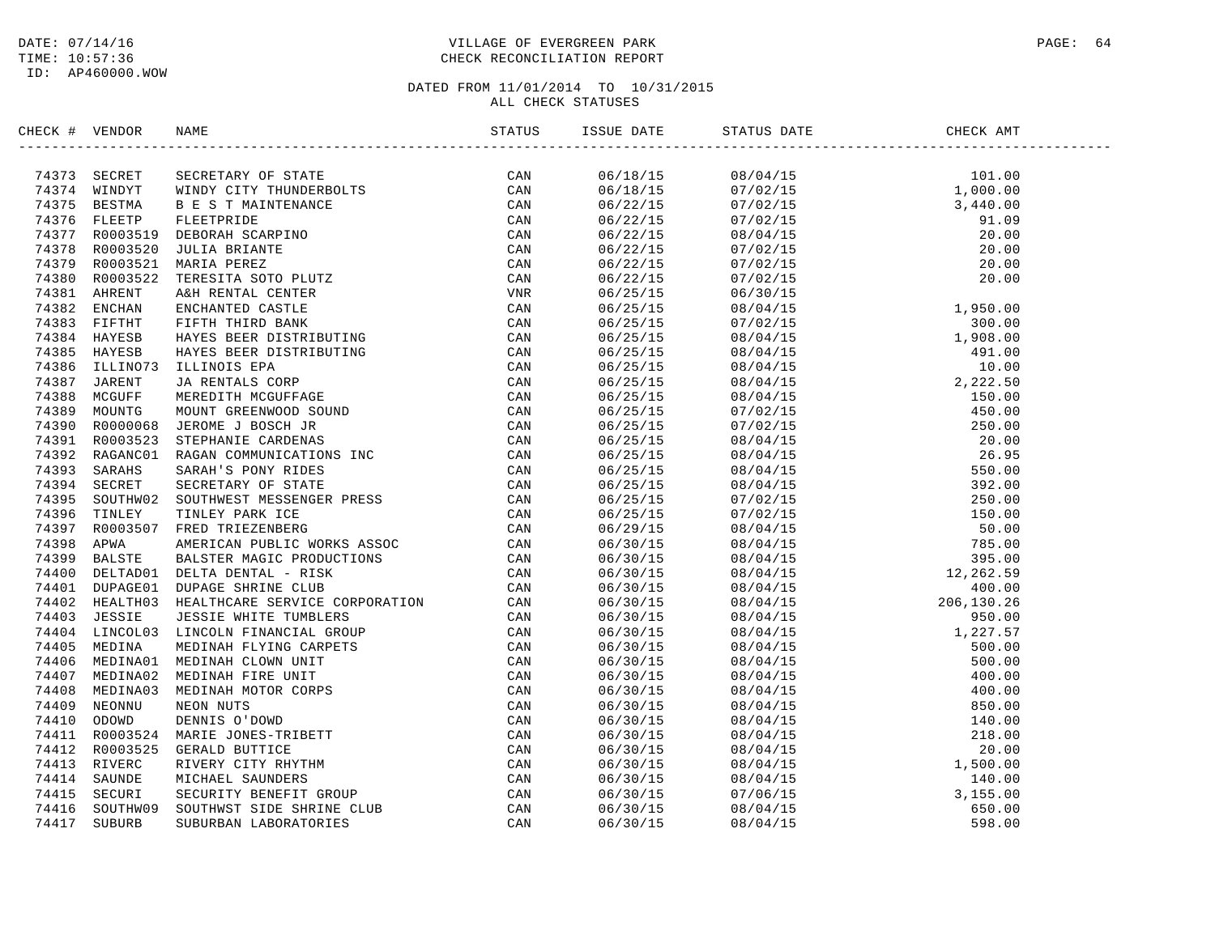DATE: 07/14/16
TIME: 10:57:36
ID: AP460000.WOW

VILLAGE OF EVERGREEN PARK
CHECK RECONCILIATION REPORT

DATED FROM 11/01/2014 TO 10/31/2015
ALL CHECK STATUSES

| CHECK # | VENDOR | NAME | STATUS | ISSUE DATE | STATUS DATE | CHECK AMT |
|---|---|---|---|---|---|---|
| 74373 | SECRET | SECRETARY OF STATE | CAN | 06/18/15 | 08/04/15 | 101.00 |
| 74374 | WINDYT | WINDY CITY THUNDERBOLTS | CAN | 06/18/15 | 07/02/15 | 1,000.00 |
| 74375 | BESTMA | B E S T MAINTENANCE | CAN | 06/22/15 | 07/02/15 | 3,440.00 |
| 74376 | FLEETP | FLEETPRIDE | CAN | 06/22/15 | 07/02/15 | 91.09 |
| 74377 | R0003519 | DEBORAH SCARPINO | CAN | 06/22/15 | 08/04/15 | 20.00 |
| 74378 | R0003520 | JULIA BRIANTE | CAN | 06/22/15 | 07/02/15 | 20.00 |
| 74379 | R0003521 | MARIA PEREZ | CAN | 06/22/15 | 07/02/15 | 20.00 |
| 74380 | R0003522 | TERESITA SOTO PLUTZ | CAN | 06/22/15 | 07/02/15 | 20.00 |
| 74381 | AHRENT | A&H RENTAL CENTER | VNR | 06/25/15 | 06/30/15 | |
| 74382 | ENCHAN | ENCHANTED CASTLE | CAN | 06/25/15 | 08/04/15 | 1,950.00 |
| 74383 | FIFTHT | FIFTH THIRD BANK | CAN | 06/25/15 | 07/02/15 | 300.00 |
| 74384 | HAYESB | HAYES BEER DISTRIBUTING | CAN | 06/25/15 | 08/04/15 | 1,908.00 |
| 74385 | HAYESB | HAYES BEER DISTRIBUTING | CAN | 06/25/15 | 08/04/15 | 491.00 |
| 74386 | ILLINO73 | ILLINOIS EPA | CAN | 06/25/15 | 08/04/15 | 10.00 |
| 74387 | JARENT | JA RENTALS CORP | CAN | 06/25/15 | 08/04/15 | 2,222.50 |
| 74388 | MCGUFF | MEREDITH MCGUFFAGE | CAN | 06/25/15 | 08/04/15 | 150.00 |
| 74389 | MOUNTG | MOUNT GREENWOOD SOUND | CAN | 06/25/15 | 07/02/15 | 450.00 |
| 74390 | R0000068 | JEROME J BOSCH JR | CAN | 06/25/15 | 07/02/15 | 250.00 |
| 74391 | R0003523 | STEPHANIE CARDENAS | CAN | 06/25/15 | 08/04/15 | 20.00 |
| 74392 | RAGANC01 | RAGAN COMMUNICATIONS INC | CAN | 06/25/15 | 08/04/15 | 26.95 |
| 74393 | SARAHS | SARAH'S PONY RIDES | CAN | 06/25/15 | 08/04/15 | 550.00 |
| 74394 | SECRET | SECRETARY OF STATE | CAN | 06/25/15 | 08/04/15 | 392.00 |
| 74395 | SOUTHW02 | SOUTHWEST MESSENGER PRESS | CAN | 06/25/15 | 07/02/15 | 250.00 |
| 74396 | TINLEY | TINLEY PARK ICE | CAN | 06/25/15 | 07/02/15 | 150.00 |
| 74397 | R0003507 | FRED TRIEZENBERG | CAN | 06/29/15 | 08/04/15 | 50.00 |
| 74398 | APWA | AMERICAN PUBLIC WORKS ASSOC | CAN | 06/30/15 | 08/04/15 | 785.00 |
| 74399 | BALSTE | BALSTER MAGIC PRODUCTIONS | CAN | 06/30/15 | 08/04/15 | 395.00 |
| 74400 | DELTAD01 | DELTA DENTAL - RISK | CAN | 06/30/15 | 08/04/15 | 12,262.59 |
| 74401 | DUPAGE01 | DUPAGE SHRINE CLUB | CAN | 06/30/15 | 08/04/15 | 400.00 |
| 74402 | HEALTH03 | HEALTHCARE SERVICE CORPORATION | CAN | 06/30/15 | 08/04/15 | 206,130.26 |
| 74403 | JESSIE | JESSIE WHITE TUMBLERS | CAN | 06/30/15 | 08/04/15 | 950.00 |
| 74404 | LINCOL03 | LINCOLN FINANCIAL GROUP | CAN | 06/30/15 | 08/04/15 | 1,227.57 |
| 74405 | MEDINA | MEDINAH FLYING CARPETS | CAN | 06/30/15 | 08/04/15 | 500.00 |
| 74406 | MEDINA01 | MEDINAH CLOWN UNIT | CAN | 06/30/15 | 08/04/15 | 500.00 |
| 74407 | MEDINA02 | MEDINAH FIRE UNIT | CAN | 06/30/15 | 08/04/15 | 400.00 |
| 74408 | MEDINA03 | MEDINAH MOTOR CORPS | CAN | 06/30/15 | 08/04/15 | 400.00 |
| 74409 | NEONNU | NEON NUTS | CAN | 06/30/15 | 08/04/15 | 850.00 |
| 74410 | ODOWD | DENNIS O'DOWD | CAN | 06/30/15 | 08/04/15 | 140.00 |
| 74411 | R0003524 | MARIE JONES-TRIBETT | CAN | 06/30/15 | 08/04/15 | 218.00 |
| 74412 | R0003525 | GERALD BUTTICE | CAN | 06/30/15 | 08/04/15 | 20.00 |
| 74413 | RIVERC | RIVERY CITY RHYTHM | CAN | 06/30/15 | 08/04/15 | 1,500.00 |
| 74414 | SAUNDE | MICHAEL SAUNDERS | CAN | 06/30/15 | 08/04/15 | 140.00 |
| 74415 | SECURI | SECURITY BENEFIT GROUP | CAN | 06/30/15 | 07/06/15 | 3,155.00 |
| 74416 | SOUTHW09 | SOUTHWST SIDE SHRINE CLUB | CAN | 06/30/15 | 08/04/15 | 650.00 |
| 74417 | SUBURB | SUBURBAN LABORATORIES | CAN | 06/30/15 | 08/04/15 | 598.00 |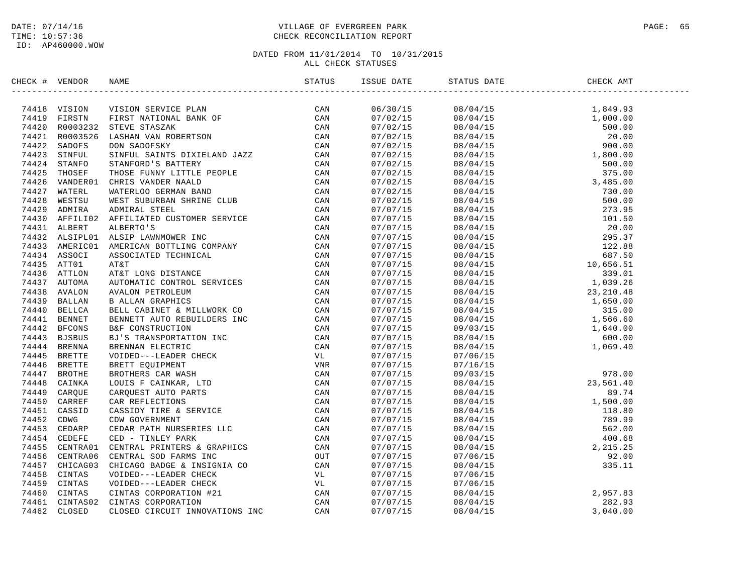DATE: 07/14/16
TIME: 10:57:36
ID: AP460000.WOW

VILLAGE OF EVERGREEN PARK
CHECK RECONCILIATION REPORT

DATED FROM 11/01/2014 TO 10/31/2015
ALL CHECK STATUSES

| CHECK # | VENDOR | NAME | STATUS | ISSUE DATE | STATUS DATE | CHECK AMT |
|---|---|---|---|---|---|---|
| 74418 | VISION | VISION SERVICE PLAN | CAN | 06/30/15 | 08/04/15 | 1,849.93 |
| 74419 | FIRSTN | FIRST NATIONAL BANK OF | CAN | 07/02/15 | 08/04/15 | 1,000.00 |
| 74420 | R0003232 | STEVE STASZAK | CAN | 07/02/15 | 08/04/15 | 500.00 |
| 74421 | R0003526 | LASHAN VAN ROBERTSON | CAN | 07/02/15 | 08/04/15 | 20.00 |
| 74422 | SADOFS | DON SADOFSKY | CAN | 07/02/15 | 08/04/15 | 900.00 |
| 74423 | SINFUL | SINFUL SAINTS DIXIELAND JAZZ | CAN | 07/02/15 | 08/04/15 | 1,800.00 |
| 74424 | STANFO | STANFORD'S BATTERY | CAN | 07/02/15 | 08/04/15 | 500.00 |
| 74425 | THOSEF | THOSE FUNNY LITTLE PEOPLE | CAN | 07/02/15 | 08/04/15 | 375.00 |
| 74426 | VANDER01 | CHRIS VANDER NAALD | CAN | 07/02/15 | 08/04/15 | 3,485.00 |
| 74427 | WATERL | WATERLOO GERMAN BAND | CAN | 07/02/15 | 08/04/15 | 730.00 |
| 74428 | WESTSU | WEST SUBURBAN SHRINE CLUB | CAN | 07/02/15 | 08/04/15 | 500.00 |
| 74429 | ADMIRA | ADMIRAL STEEL | CAN | 07/07/15 | 08/04/15 | 273.95 |
| 74430 | AFFILI02 | AFFILIATED CUSTOMER SERVICE | CAN | 07/07/15 | 08/04/15 | 101.50 |
| 74431 | ALBERT | ALBERTO'S | CAN | 07/07/15 | 08/04/15 | 20.00 |
| 74432 | ALSIPL01 | ALSIP LAWNMOWER INC | CAN | 07/07/15 | 08/04/15 | 295.37 |
| 74433 | AMERIC01 | AMERICAN BOTTLING COMPANY | CAN | 07/07/15 | 08/04/15 | 122.88 |
| 74434 | ASSOCI | ASSOCIATED TECHNICAL | CAN | 07/07/15 | 08/04/15 | 687.50 |
| 74435 | ATT01 | AT&T | CAN | 07/07/15 | 08/04/15 | 10,656.51 |
| 74436 | ATTLON | AT&T LONG DISTANCE | CAN | 07/07/15 | 08/04/15 | 339.01 |
| 74437 | AUTOMA | AUTOMATIC CONTROL SERVICES | CAN | 07/07/15 | 08/04/15 | 1,039.26 |
| 74438 | AVALON | AVALON PETROLEUM | CAN | 07/07/15 | 08/04/15 | 23,210.48 |
| 74439 | BALLAN | B ALLAN GRAPHICS | CAN | 07/07/15 | 08/04/15 | 1,650.00 |
| 74440 | BELLCA | BELL CABINET & MILLWORK CO | CAN | 07/07/15 | 08/04/15 | 315.00 |
| 74441 | BENNET | BENNETT AUTO REBUILDERS INC | CAN | 07/07/15 | 08/04/15 | 1,566.60 |
| 74442 | BFCONS | B&F CONSTRUCTION | CAN | 07/07/15 | 09/03/15 | 1,640.00 |
| 74443 | BJSBUS | BJ'S TRANSPORTATION INC | CAN | 07/07/15 | 08/04/15 | 600.00 |
| 74444 | BRENNA | BRENNAN ELECTRIC | CAN | 07/07/15 | 08/04/15 | 1,069.40 |
| 74445 | BRETTE | VOIDED---LEADER CHECK | VL | 07/07/15 | 07/06/15 | |
| 74446 | BRETTE | BRETT EQUIPMENT | VNR | 07/07/15 | 07/16/15 | |
| 74447 | BROTHE | BROTHERS CAR WASH | CAN | 07/07/15 | 09/03/15 | 978.00 |
| 74448 | CAINKA | LOUIS F CAINKAR, LTD | CAN | 07/07/15 | 08/04/15 | 23,561.40 |
| 74449 | CARQUE | CARQUEST AUTO PARTS | CAN | 07/07/15 | 08/04/15 | 89.74 |
| 74450 | CARREF | CAR REFLECTIONS | CAN | 07/07/15 | 08/04/15 | 1,500.00 |
| 74451 | CASSID | CASSIDY TIRE & SERVICE | CAN | 07/07/15 | 08/04/15 | 118.80 |
| 74452 | CDWG | CDW GOVERNMENT | CAN | 07/07/15 | 08/04/15 | 789.99 |
| 74453 | CEDARP | CEDAR PATH NURSERIES LLC | CAN | 07/07/15 | 08/04/15 | 562.00 |
| 74454 | CEDEFE | CED - TINLEY PARK | CAN | 07/07/15 | 08/04/15 | 400.68 |
| 74455 | CENTRA01 | CENTRAL PRINTERS & GRAPHICS | CAN | 07/07/15 | 08/04/15 | 2,215.25 |
| 74456 | CENTRA06 | CENTRAL SOD FARMS INC | OUT | 07/07/15 | 07/06/15 | 92.00 |
| 74457 | CHICAG03 | CHICAGO BADGE & INSIGNIA CO | CAN | 07/07/15 | 08/04/15 | 335.11 |
| 74458 | CINTAS | VOIDED---LEADER CHECK | VL | 07/07/15 | 07/06/15 | |
| 74459 | CINTAS | VOIDED---LEADER CHECK | VL | 07/07/15 | 07/06/15 | |
| 74460 | CINTAS | CINTAS CORPORATION #21 | CAN | 07/07/15 | 08/04/15 | 2,957.83 |
| 74461 | CINTAS02 | CINTAS CORPORATION | CAN | 07/07/15 | 08/04/15 | 282.93 |
| 74462 | CLOSED | CLOSED CIRCUIT INNOVATIONS INC | CAN | 07/07/15 | 08/04/15 | 3,040.00 |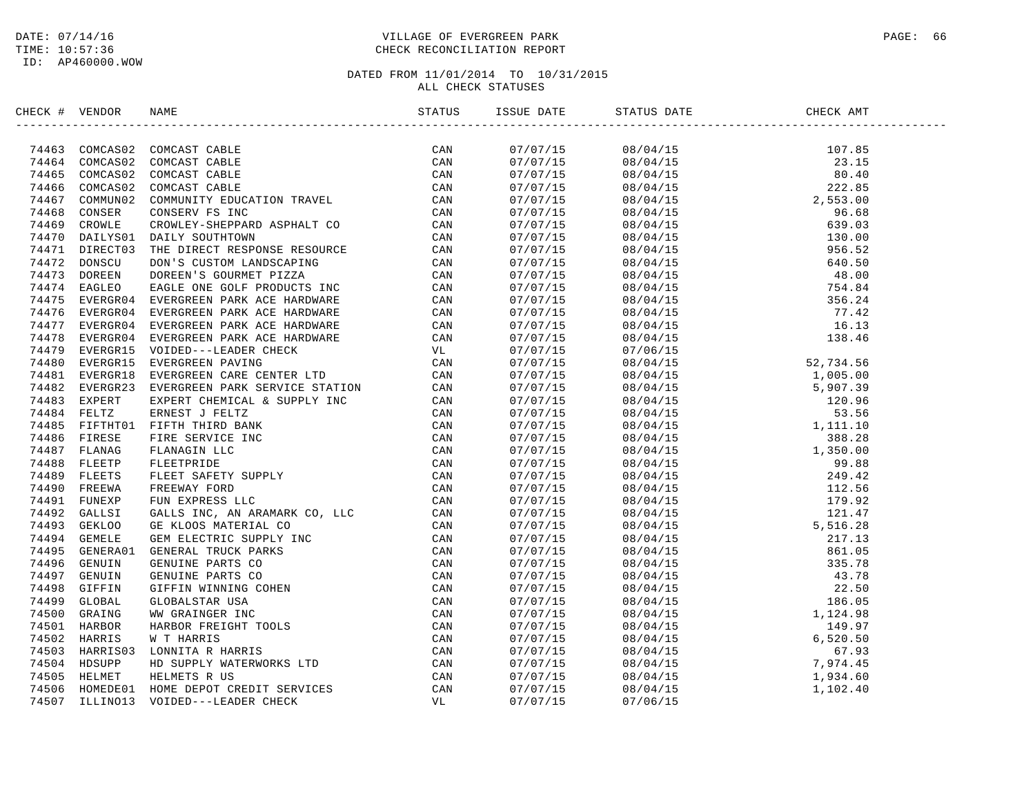DATE: 07/14/16
TIME: 10:57:36
ID: AP460000.WOW

VILLAGE OF EVERGREEN PARK
CHECK RECONCILIATION REPORT

DATED FROM 11/01/2014 TO 10/31/2015
ALL CHECK STATUSES

| CHECK # | VENDOR | NAME | STATUS | ISSUE DATE | STATUS DATE | CHECK AMT |
|---|---|---|---|---|---|---|
| 74463 | COMCAS02 | COMCAST CABLE | CAN | 07/07/15 | 08/04/15 | 107.85 |
| 74464 | COMCAS02 | COMCAST CABLE | CAN | 07/07/15 | 08/04/15 | 23.15 |
| 74465 | COMCAS02 | COMCAST CABLE | CAN | 07/07/15 | 08/04/15 | 80.40 |
| 74466 | COMCAS02 | COMCAST CABLE | CAN | 07/07/15 | 08/04/15 | 222.85 |
| 74467 | COMMUN02 | COMMUNITY EDUCATION TRAVEL | CAN | 07/07/15 | 08/04/15 | 2,553.00 |
| 74468 | CONSER | CONSERV FS INC | CAN | 07/07/15 | 08/04/15 | 96.68 |
| 74469 | CROWLE | CROWLEY-SHEPPARD ASPHALT CO | CAN | 07/07/15 | 08/04/15 | 639.03 |
| 74470 | DAILYS01 | DAILY SOUTHTOWN | CAN | 07/07/15 | 08/04/15 | 130.00 |
| 74471 | DIRECT03 | THE DIRECT RESPONSE RESOURCE | CAN | 07/07/15 | 08/04/15 | 956.52 |
| 74472 | DONSCU | DON'S CUSTOM LANDSCAPING | CAN | 07/07/15 | 08/04/15 | 640.50 |
| 74473 | DOREEN | DOREEN'S GOURMET PIZZA | CAN | 07/07/15 | 08/04/15 | 48.00 |
| 74474 | EAGLEO | EAGLE ONE GOLF PRODUCTS INC | CAN | 07/07/15 | 08/04/15 | 754.84 |
| 74475 | EVERGR04 | EVERGREEN PARK ACE HARDWARE | CAN | 07/07/15 | 08/04/15 | 356.24 |
| 74476 | EVERGR04 | EVERGREEN PARK ACE HARDWARE | CAN | 07/07/15 | 08/04/15 | 77.42 |
| 74477 | EVERGR04 | EVERGREEN PARK ACE HARDWARE | CAN | 07/07/15 | 08/04/15 | 16.13 |
| 74478 | EVERGR04 | EVERGREEN PARK ACE HARDWARE | CAN | 07/07/15 | 08/04/15 | 138.46 |
| 74479 | EVERGR15 | VOIDED---LEADER CHECK | VL | 07/07/15 | 07/06/15 | |
| 74480 | EVERGR15 | EVERGREEN PAVING | CAN | 07/07/15 | 08/04/15 | 52,734.56 |
| 74481 | EVERGR18 | EVERGREEN CARE CENTER LTD | CAN | 07/07/15 | 08/04/15 | 1,005.00 |
| 74482 | EVERGR23 | EVERGREEN PARK SERVICE STATION | CAN | 07/07/15 | 08/04/15 | 5,907.39 |
| 74483 | EXPERT | EXPERT CHEMICAL & SUPPLY INC | CAN | 07/07/15 | 08/04/15 | 120.96 |
| 74484 | FELTZ | ERNEST J FELTZ | CAN | 07/07/15 | 08/04/15 | 53.56 |
| 74485 | FIFTHT01 | FIFTH THIRD BANK | CAN | 07/07/15 | 08/04/15 | 1,111.10 |
| 74486 | FIRESE | FIRE SERVICE INC | CAN | 07/07/15 | 08/04/15 | 388.28 |
| 74487 | FLANAG | FLANAGIN LLC | CAN | 07/07/15 | 08/04/15 | 1,350.00 |
| 74488 | FLEETP | FLEETPRIDE | CAN | 07/07/15 | 08/04/15 | 99.88 |
| 74489 | FLEETS | FLEET SAFETY SUPPLY | CAN | 07/07/15 | 08/04/15 | 249.42 |
| 74490 | FREEWA | FREEWAY FORD | CAN | 07/07/15 | 08/04/15 | 112.56 |
| 74491 | FUNEXP | FUN EXPRESS LLC | CAN | 07/07/15 | 08/04/15 | 179.92 |
| 74492 | GALLSI | GALLS INC, AN ARAMARK CO, LLC | CAN | 07/07/15 | 08/04/15 | 121.47 |
| 74493 | GEKLOO | GE KLOOS MATERIAL CO | CAN | 07/07/15 | 08/04/15 | 5,516.28 |
| 74494 | GEMELE | GEM ELECTRIC SUPPLY INC | CAN | 07/07/15 | 08/04/15 | 217.13 |
| 74495 | GENERA01 | GENERAL TRUCK PARKS | CAN | 07/07/15 | 08/04/15 | 861.05 |
| 74496 | GENUIN | GENUINE PARTS CO | CAN | 07/07/15 | 08/04/15 | 335.78 |
| 74497 | GENUIN | GENUINE PARTS CO | CAN | 07/07/15 | 08/04/15 | 43.78 |
| 74498 | GIFFIN | GIFFIN WINNING COHEN | CAN | 07/07/15 | 08/04/15 | 22.50 |
| 74499 | GLOBAL | GLOBALSTAR USA | CAN | 07/07/15 | 08/04/15 | 186.05 |
| 74500 | GRAING | WW GRAINGER INC | CAN | 07/07/15 | 08/04/15 | 1,124.98 |
| 74501 | HARBOR | HARBOR FREIGHT TOOLS | CAN | 07/07/15 | 08/04/15 | 149.97 |
| 74502 | HARRIS | W T HARRIS | CAN | 07/07/15 | 08/04/15 | 6,520.50 |
| 74503 | HARRIS03 | LONNITA R HARRIS | CAN | 07/07/15 | 08/04/15 | 67.93 |
| 74504 | HDSUPP | HD SUPPLY WATERWORKS LTD | CAN | 07/07/15 | 08/04/15 | 7,974.45 |
| 74505 | HELMET | HELMETS R US | CAN | 07/07/15 | 08/04/15 | 1,934.60 |
| 74506 | HOMEDE01 | HOME DEPOT CREDIT SERVICES | CAN | 07/07/15 | 08/04/15 | 1,102.40 |
| 74507 | ILLINO13 | VOIDED---LEADER CHECK | VL | 07/07/15 | 07/06/15 | |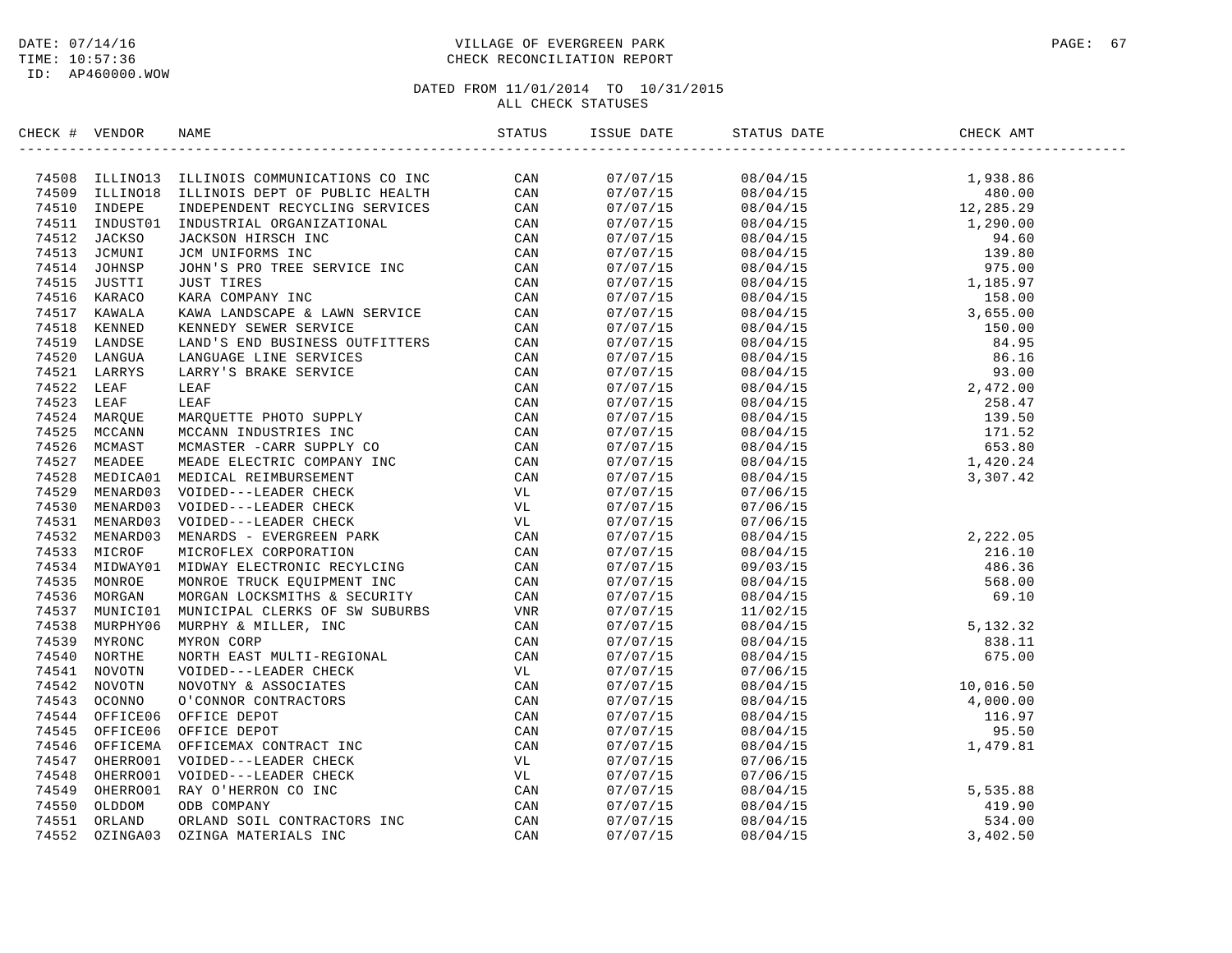DATE: 07/14/16
TIME: 10:57:36
ID: AP460000.WOW

VILLAGE OF EVERGREEN PARK
CHECK RECONCILIATION REPORT

DATED FROM 11/01/2014 TO 10/31/2015
ALL CHECK STATUSES

| CHECK # | VENDOR | NAME | STATUS | ISSUE DATE | STATUS DATE | CHECK AMT |
|---|---|---|---|---|---|---|
| 74508 | ILLINO13 | ILLINOIS COMMUNICATIONS CO INC | CAN | 07/07/15 | 08/04/15 | 1,938.86 |
| 74509 | ILLINO18 | ILLINOIS DEPT OF PUBLIC HEALTH | CAN | 07/07/15 | 08/04/15 | 480.00 |
| 74510 | INDEPE | INDEPENDENT RECYCLING SERVICES | CAN | 07/07/15 | 08/04/15 | 12,285.29 |
| 74511 | INDUST01 | INDUSTRIAL ORGANIZATIONAL | CAN | 07/07/15 | 08/04/15 | 1,290.00 |
| 74512 | JACKSO | JACKSON HIRSCH INC | CAN | 07/07/15 | 08/04/15 | 94.60 |
| 74513 | JCMUNI | JCM UNIFORMS INC | CAN | 07/07/15 | 08/04/15 | 139.80 |
| 74514 | JOHNSP | JOHN'S PRO TREE SERVICE INC | CAN | 07/07/15 | 08/04/15 | 975.00 |
| 74515 | JUSTTI | JUST TIRES | CAN | 07/07/15 | 08/04/15 | 1,185.97 |
| 74516 | KARACO | KARA COMPANY INC | CAN | 07/07/15 | 08/04/15 | 158.00 |
| 74517 | KAWALA | KAWA LANDSCAPE & LAWN SERVICE | CAN | 07/07/15 | 08/04/15 | 3,655.00 |
| 74518 | KENNED | KENNEDY SEWER SERVICE | CAN | 07/07/15 | 08/04/15 | 150.00 |
| 74519 | LANDSE | LAND'S END BUSINESS OUTFITTERS | CAN | 07/07/15 | 08/04/15 | 84.95 |
| 74520 | LANGUA | LANGUAGE LINE SERVICES | CAN | 07/07/15 | 08/04/15 | 86.16 |
| 74521 | LARRYS | LARRY'S BRAKE SERVICE | CAN | 07/07/15 | 08/04/15 | 93.00 |
| 74522 | LEAF | LEAF | CAN | 07/07/15 | 08/04/15 | 2,472.00 |
| 74523 | LEAF | LEAF | CAN | 07/07/15 | 08/04/15 | 258.47 |
| 74524 | MARQUE | MARQUETTE PHOTO SUPPLY | CAN | 07/07/15 | 08/04/15 | 139.50 |
| 74525 | MCCANN | MCCANN INDUSTRIES INC | CAN | 07/07/15 | 08/04/15 | 171.52 |
| 74526 | MCMAST | MCMASTER -CARR SUPPLY CO | CAN | 07/07/15 | 08/04/15 | 653.80 |
| 74527 | MEADEE | MEADE ELECTRIC COMPANY INC | CAN | 07/07/15 | 08/04/15 | 1,420.24 |
| 74528 | MEDICA01 | MEDICAL REIMBURSEMENT | CAN | 07/07/15 | 08/04/15 | 3,307.42 |
| 74529 | MENARD03 | VOIDED---LEADER CHECK | VL | 07/07/15 | 07/06/15 | |
| 74530 | MENARD03 | VOIDED---LEADER CHECK | VL | 07/07/15 | 07/06/15 | |
| 74531 | MENARD03 | VOIDED---LEADER CHECK | VL | 07/07/15 | 07/06/15 | |
| 74532 | MENARD03 | MENARDS - EVERGREEN PARK | CAN | 07/07/15 | 08/04/15 | 2,222.05 |
| 74533 | MICROF | MICROFLEX CORPORATION | CAN | 07/07/15 | 08/04/15 | 216.10 |
| 74534 | MIDWAY01 | MIDWAY ELECTRONIC RECYLCING | CAN | 07/07/15 | 09/03/15 | 486.36 |
| 74535 | MONROE | MONROE TRUCK EQUIPMENT INC | CAN | 07/07/15 | 08/04/15 | 568.00 |
| 74536 | MORGAN | MORGAN LOCKSMITHS & SECURITY | CAN | 07/07/15 | 08/04/15 | 69.10 |
| 74537 | MUNICI01 | MUNICIPAL CLERKS OF SW SUBURBS | VNR | 07/07/15 | 11/02/15 | |
| 74538 | MURPHY06 | MURPHY & MILLER, INC | CAN | 07/07/15 | 08/04/15 | 5,132.32 |
| 74539 | MYRONC | MYRON CORP | CAN | 07/07/15 | 08/04/15 | 838.11 |
| 74540 | NORTHE | NORTH EAST MULTI-REGIONAL | CAN | 07/07/15 | 08/04/15 | 675.00 |
| 74541 | NOVOTN | VOIDED---LEADER CHECK | VL | 07/07/15 | 07/06/15 | |
| 74542 | NOVOTN | NOVOTNY & ASSOCIATES | CAN | 07/07/15 | 08/04/15 | 10,016.50 |
| 74543 | OCONNO | O'CONNOR CONTRACTORS | CAN | 07/07/15 | 08/04/15 | 4,000.00 |
| 74544 | OFFICE06 | OFFICE DEPOT | CAN | 07/07/15 | 08/04/15 | 116.97 |
| 74545 | OFFICE06 | OFFICE DEPOT | CAN | 07/07/15 | 08/04/15 | 95.50 |
| 74546 | OFFICEMA | OFFICEMAX CONTRACT INC | CAN | 07/07/15 | 08/04/15 | 1,479.81 |
| 74547 | OHERRO01 | VOIDED---LEADER CHECK | VL | 07/07/15 | 07/06/15 | |
| 74548 | OHERRO01 | VOIDED---LEADER CHECK | VL | 07/07/15 | 07/06/15 | |
| 74549 | OHERRO01 | RAY O'HERRON CO INC | CAN | 07/07/15 | 08/04/15 | 5,535.88 |
| 74550 | OLDDOM | ODB COMPANY | CAN | 07/07/15 | 08/04/15 | 419.90 |
| 74551 | ORLAND | ORLAND SOIL CONTRACTORS INC | CAN | 07/07/15 | 08/04/15 | 534.00 |
| 74552 | OZINGA03 | OZINGA MATERIALS INC | CAN | 07/07/15 | 08/04/15 | 3,402.50 |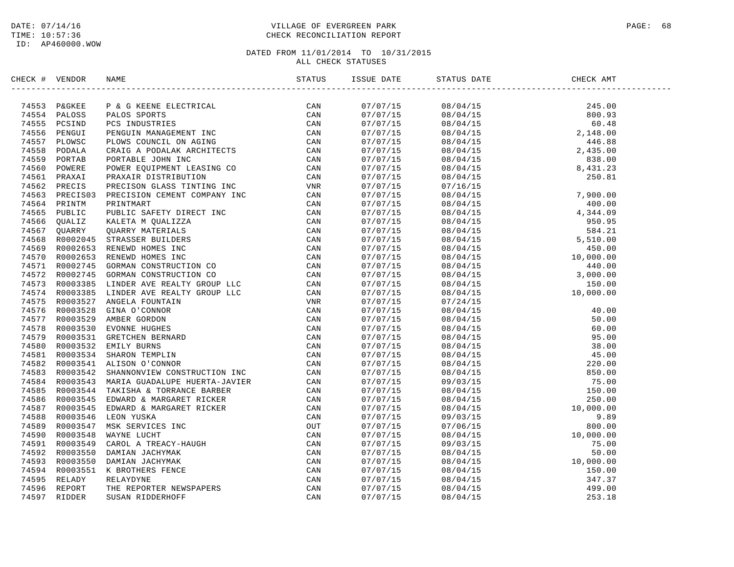DATE: 07/14/16
TIME: 10:57:36
ID: AP460000.WOW

# VILLAGE OF EVERGREEN PARK
## CHECK RECONCILIATION REPORT

DATED FROM 11/01/2014 TO 10/31/2015
ALL CHECK STATUSES

| CHECK # | VENDOR | NAME | STATUS | ISSUE DATE | STATUS DATE | CHECK AMT |
|---|---|---|---|---|---|---|
| 74553 | P&GKEE | P & G KEENE ELECTRICAL | CAN | 07/07/15 | 08/04/15 | 245.00 |
| 74554 | PALOSS | PALOS SPORTS | CAN | 07/07/15 | 08/04/15 | 800.93 |
| 74555 | PCSIND | PCS INDUSTRIES | CAN | 07/07/15 | 08/04/15 | 60.48 |
| 74556 | PENGUI | PENGUIN MANAGEMENT INC | CAN | 07/07/15 | 08/04/15 | 2,148.00 |
| 74557 | PLOWSC | PLOWS COUNCIL ON AGING | CAN | 07/07/15 | 08/04/15 | 446.88 |
| 74558 | PODALA | CRAIG A PODALAK ARCHITECTS | CAN | 07/07/15 | 08/04/15 | 2,435.00 |
| 74559 | PORTAB | PORTABLE JOHN INC | CAN | 07/07/15 | 08/04/15 | 838.00 |
| 74560 | POWERE | POWER EQUIPMENT LEASING CO | CAN | 07/07/15 | 08/04/15 | 8,431.23 |
| 74561 | PRAXAI | PRAXAIR DISTRIBUTION | CAN | 07/07/15 | 08/04/15 | 250.81 |
| 74562 | PRECIS | PRECISON GLASS TINTING INC | VNR | 07/07/15 | 07/16/15 | |
| 74563 | PRECIS03 | PRECISION CEMENT COMPANY INC | CAN | 07/07/15 | 08/04/15 | 7,900.00 |
| 74564 | PRINTM | PRINTMART | CAN | 07/07/15 | 08/04/15 | 400.00 |
| 74565 | PUBLIC | PUBLIC SAFETY DIRECT INC | CAN | 07/07/15 | 08/04/15 | 4,344.09 |
| 74566 | QUALIZ | KALETA M QUALIZZA | CAN | 07/07/15 | 08/04/15 | 950.95 |
| 74567 | QUARRY | QUARRY MATERIALS | CAN | 07/07/15 | 08/04/15 | 584.21 |
| 74568 | R0002045 | STRASSER BUILDERS | CAN | 07/07/15 | 08/04/15 | 5,510.00 |
| 74569 | R0002653 | RENEWD HOMES INC | CAN | 07/07/15 | 08/04/15 | 450.00 |
| 74570 | R0002653 | RENEWD HOMES INC | CAN | 07/07/15 | 08/04/15 | 10,000.00 |
| 74571 | R0002745 | GORMAN CONSTRUCTION CO | CAN | 07/07/15 | 08/04/15 | 440.00 |
| 74572 | R0002745 | GORMAN CONSTRUCTION CO | CAN | 07/07/15 | 08/04/15 | 3,000.00 |
| 74573 | R0003385 | LINDER AVE REALTY GROUP LLC | CAN | 07/07/15 | 08/04/15 | 150.00 |
| 74574 | R0003385 | LINDER AVE REALTY GROUP LLC | CAN | 07/07/15 | 08/04/15 | 10,000.00 |
| 74575 | R0003527 | ANGELA FOUNTAIN | VNR | 07/07/15 | 07/24/15 | |
| 74576 | R0003528 | GINA O'CONNOR | CAN | 07/07/15 | 08/04/15 | 40.00 |
| 74577 | R0003529 | AMBER GORDON | CAN | 07/07/15 | 08/04/15 | 50.00 |
| 74578 | R0003530 | EVONNE HUGHES | CAN | 07/07/15 | 08/04/15 | 60.00 |
| 74579 | R0003531 | GRETCHEN BERNARD | CAN | 07/07/15 | 08/04/15 | 95.00 |
| 74580 | R0003532 | EMILY BURNS | CAN | 07/07/15 | 08/04/15 | 38.00 |
| 74581 | R0003534 | SHARON TEMPLIN | CAN | 07/07/15 | 08/04/15 | 45.00 |
| 74582 | R0003541 | ALISON O'CONNOR | CAN | 07/07/15 | 08/04/15 | 220.00 |
| 74583 | R0003542 | SHANNONVIEW CONSTRUCTION INC | CAN | 07/07/15 | 08/04/15 | 850.00 |
| 74584 | R0003543 | MARIA GUADALUPE HUERTA-JAVIER | CAN | 07/07/15 | 09/03/15 | 75.00 |
| 74585 | R0003544 | TAKISHA & TORRANCE BARBER | CAN | 07/07/15 | 08/04/15 | 150.00 |
| 74586 | R0003545 | EDWARD & MARGARET RICKER | CAN | 07/07/15 | 08/04/15 | 250.00 |
| 74587 | R0003545 | EDWARD & MARGARET RICKER | CAN | 07/07/15 | 08/04/15 | 10,000.00 |
| 74588 | R0003546 | LEON YUSKA | CAN | 07/07/15 | 09/03/15 | 9.89 |
| 74589 | R0003547 | MSK SERVICES INC | OUT | 07/07/15 | 07/06/15 | 800.00 |
| 74590 | R0003548 | WAYNE LUCHT | CAN | 07/07/15 | 08/04/15 | 10,000.00 |
| 74591 | R0003549 | CAROL A TREACY-HAUGH | CAN | 07/07/15 | 09/03/15 | 75.00 |
| 74592 | R0003550 | DAMIAN JACHYMAK | CAN | 07/07/15 | 08/04/15 | 50.00 |
| 74593 | R0003550 | DAMIAN JACHYMAK | CAN | 07/07/15 | 08/04/15 | 10,000.00 |
| 74594 | R0003551 | K BROTHERS FENCE | CAN | 07/07/15 | 08/04/15 | 150.00 |
| 74595 | RELADY | RELAYDYNE | CAN | 07/07/15 | 08/04/15 | 347.37 |
| 74596 | REPORT | THE REPORTER NEWSPAPERS | CAN | 07/07/15 | 08/04/15 | 499.00 |
| 74597 | RIDDER | SUSAN RIDDERHOFF | CAN | 07/07/15 | 08/04/15 | 253.18 |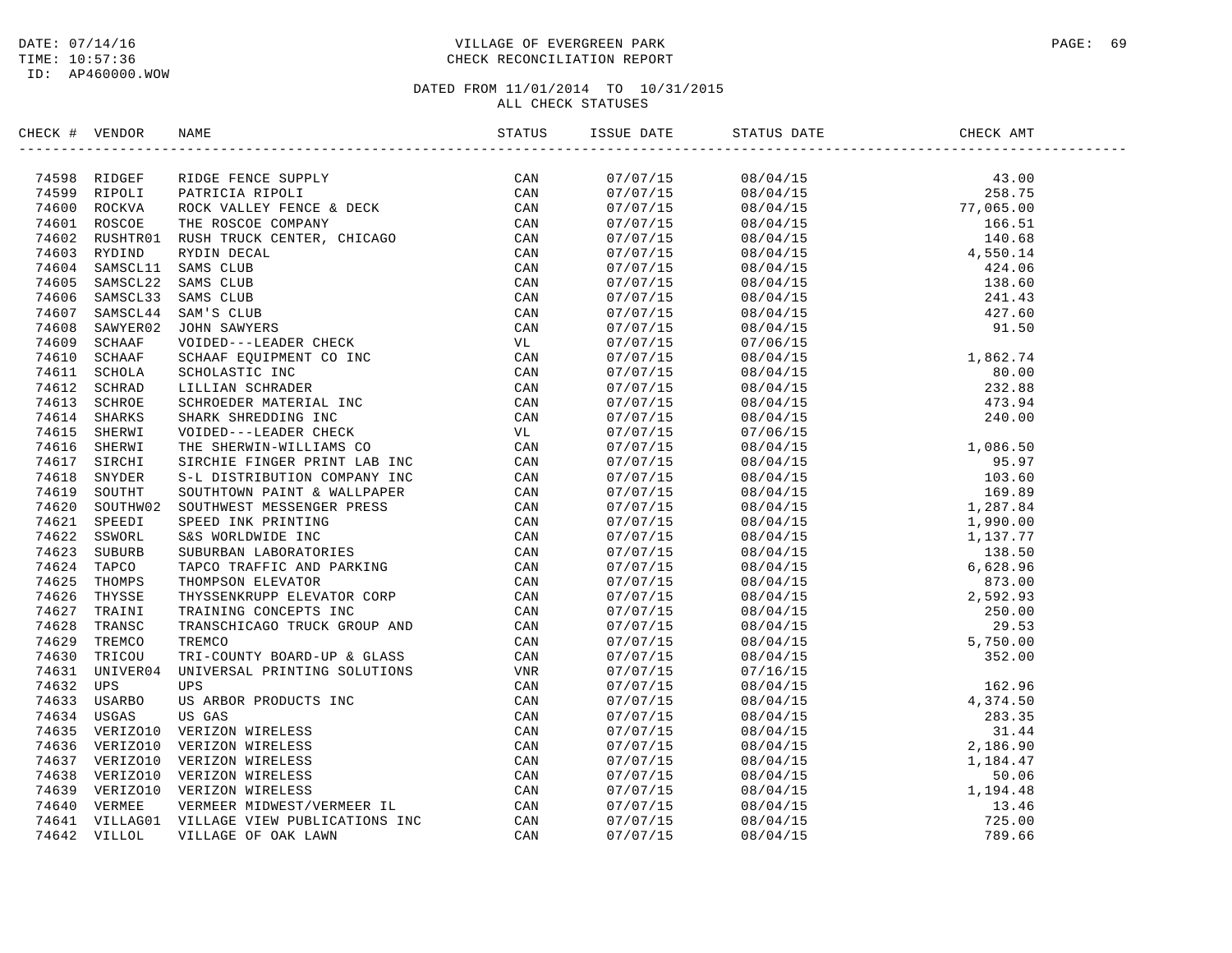DATE: 07/14/16
TIME: 10:57:36
ID: AP460000.WOW

VILLAGE OF EVERGREEN PARK
CHECK RECONCILIATION REPORT

DATED FROM 11/01/2014 TO 10/31/2015
ALL CHECK STATUSES

| CHECK # | VENDOR | NAME | STATUS | ISSUE DATE | STATUS DATE | CHECK AMT |
|---|---|---|---|---|---|---|
| 74598 | RIDGEF | RIDGE FENCE SUPPLY | CAN | 07/07/15 | 08/04/15 | 43.00 |
| 74599 | RIPOLI | PATRICIA RIPOLI | CAN | 07/07/15 | 08/04/15 | 258.75 |
| 74600 | ROCKVA | ROCK VALLEY FENCE & DECK | CAN | 07/07/15 | 08/04/15 | 77,065.00 |
| 74601 | ROSCOE | THE ROSCOE COMPANY | CAN | 07/07/15 | 08/04/15 | 166.51 |
| 74602 | RUSHTR01 | RUSH TRUCK CENTER, CHICAGO | CAN | 07/07/15 | 08/04/15 | 140.68 |
| 74603 | RYDIND | RYDIN DECAL | CAN | 07/07/15 | 08/04/15 | 4,550.14 |
| 74604 | SAMSCL11 | SAMS CLUB | CAN | 07/07/15 | 08/04/15 | 424.06 |
| 74605 | SAMSCL22 | SAMS CLUB | CAN | 07/07/15 | 08/04/15 | 138.60 |
| 74606 | SAMSCL33 | SAMS CLUB | CAN | 07/07/15 | 08/04/15 | 241.43 |
| 74607 | SAMSCL44 | SAM'S CLUB | CAN | 07/07/15 | 08/04/15 | 427.60 |
| 74608 | SAWYER02 | JOHN SAWYERS | CAN | 07/07/15 | 08/04/15 | 91.50 |
| 74609 | SCHAAF | VOIDED---LEADER CHECK | VL | 07/07/15 | 07/06/15 | |
| 74610 | SCHAAF | SCHAAF EQUIPMENT CO INC | CAN | 07/07/15 | 08/04/15 | 1,862.74 |
| 74611 | SCHOLA | SCHOLASTIC INC | CAN | 07/07/15 | 08/04/15 | 80.00 |
| 74612 | SCHRAD | LILLIAN SCHRADER | CAN | 07/07/15 | 08/04/15 | 232.88 |
| 74613 | SCHROE | SCHROEDER MATERIAL INC | CAN | 07/07/15 | 08/04/15 | 473.94 |
| 74614 | SHARKS | SHARK SHREDDING INC | CAN | 07/07/15 | 08/04/15 | 240.00 |
| 74615 | SHERWI | VOIDED---LEADER CHECK | VL | 07/07/15 | 07/06/15 | |
| 74616 | SHERWI | THE SHERWIN-WILLIAMS CO | CAN | 07/07/15 | 08/04/15 | 1,086.50 |
| 74617 | SIRCHI | SIRCHIE FINGER PRINT LAB INC | CAN | 07/07/15 | 08/04/15 | 95.97 |
| 74618 | SNYDER | S-L DISTRIBUTION COMPANY INC | CAN | 07/07/15 | 08/04/15 | 103.60 |
| 74619 | SOUTHT | SOUTHTOWN PAINT & WALLPAPER | CAN | 07/07/15 | 08/04/15 | 169.89 |
| 74620 | SOUTHW02 | SOUTHWEST MESSENGER PRESS | CAN | 07/07/15 | 08/04/15 | 1,287.84 |
| 74621 | SPEEDI | SPEED INK PRINTING | CAN | 07/07/15 | 08/04/15 | 1,990.00 |
| 74622 | SSWORL | S&S WORLDWIDE INC | CAN | 07/07/15 | 08/04/15 | 1,137.77 |
| 74623 | SUBURB | SUBURBAN LABORATORIES | CAN | 07/07/15 | 08/04/15 | 138.50 |
| 74624 | TAPCO | TAPCO TRAFFIC AND PARKING | CAN | 07/07/15 | 08/04/15 | 6,628.96 |
| 74625 | THOMPS | THOMPSON ELEVATOR | CAN | 07/07/15 | 08/04/15 | 873.00 |
| 74626 | THYSSE | THYSSENKRUPP ELEVATOR CORP | CAN | 07/07/15 | 08/04/15 | 2,592.93 |
| 74627 | TRAINI | TRAINING CONCEPTS INC | CAN | 07/07/15 | 08/04/15 | 250.00 |
| 74628 | TRANSC | TRANSCHICAGO TRUCK GROUP AND | CAN | 07/07/15 | 08/04/15 | 29.53 |
| 74629 | TREMCO | TREMCO | CAN | 07/07/15 | 08/04/15 | 5,750.00 |
| 74630 | TRICOU | TRI-COUNTY BOARD-UP & GLASS | CAN | 07/07/15 | 08/04/15 | 352.00 |
| 74631 | UNIVER04 | UNIVERSAL PRINTING SOLUTIONS | VNR | 07/07/15 | 07/16/15 | |
| 74632 | UPS | UPS | CAN | 07/07/15 | 08/04/15 | 162.96 |
| 74633 | USARBO | US ARBOR PRODUCTS INC | CAN | 07/07/15 | 08/04/15 | 4,374.50 |
| 74634 | USGAS | US GAS | CAN | 07/07/15 | 08/04/15 | 283.35 |
| 74635 | VERIZO10 | VERIZON WIRELESS | CAN | 07/07/15 | 08/04/15 | 31.44 |
| 74636 | VERIZO10 | VERIZON WIRELESS | CAN | 07/07/15 | 08/04/15 | 2,186.90 |
| 74637 | VERIZO10 | VERIZON WIRELESS | CAN | 07/07/15 | 08/04/15 | 1,184.47 |
| 74638 | VERIZO10 | VERIZON WIRELESS | CAN | 07/07/15 | 08/04/15 | 50.06 |
| 74639 | VERIZO10 | VERIZON WIRELESS | CAN | 07/07/15 | 08/04/15 | 1,194.48 |
| 74640 | VERMEE | VERMEER MIDWEST/VERMEER IL | CAN | 07/07/15 | 08/04/15 | 13.46 |
| 74641 | VILLAG01 | VILLAGE VIEW PUBLICATIONS INC | CAN | 07/07/15 | 08/04/15 | 725.00 |
| 74642 | VILLOL | VILLAGE OF OAK LAWN | CAN | 07/07/15 | 08/04/15 | 789.66 |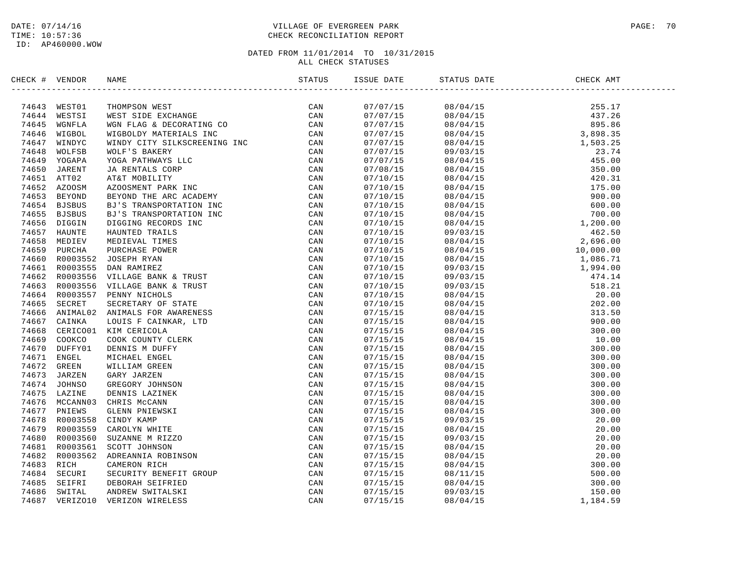DATE: 07/14/16
TIME: 10:57:36
ID: AP460000.WOW

VILLAGE OF EVERGREEN PARK
CHECK RECONCILIATION REPORT

DATED FROM 11/01/2014 TO 10/31/2015
ALL CHECK STATUSES

| CHECK # | VENDOR | NAME | STATUS | ISSUE DATE | STATUS DATE | CHECK AMT |
|---|---|---|---|---|---|---|
| 74643 | WEST01 | THOMPSON WEST | CAN | 07/07/15 | 08/04/15 | 255.17 |
| 74644 | WESTSI | WEST SIDE EXCHANGE | CAN | 07/07/15 | 08/04/15 | 437.26 |
| 74645 | WGNFLA | WGN FLAG & DECORATING CO | CAN | 07/07/15 | 08/04/15 | 895.86 |
| 74646 | WIGBOL | WIGBOLDY MATERIALS INC | CAN | 07/07/15 | 08/04/15 | 3,898.35 |
| 74647 | WINDYC | WINDY CITY SILKSCREENING INC | CAN | 07/07/15 | 08/04/15 | 1,503.25 |
| 74648 | WOLFSB | WOLF'S BAKERY | CAN | 07/07/15 | 09/03/15 | 23.74 |
| 74649 | YOGAPA | YOGA PATHWAYS LLC | CAN | 07/07/15 | 08/04/15 | 455.00 |
| 74650 | JARENT | JA RENTALS CORP | CAN | 07/08/15 | 08/04/15 | 350.00 |
| 74651 | ATT02 | AT&T MOBILITY | CAN | 07/10/15 | 08/04/15 | 420.31 |
| 74652 | AZOOSM | AZOOSMENT PARK INC | CAN | 07/10/15 | 08/04/15 | 175.00 |
| 74653 | BEYOND | BEYOND THE ARC ACADEMY | CAN | 07/10/15 | 08/04/15 | 900.00 |
| 74654 | BJSBUS | BJ'S TRANSPORTATION INC | CAN | 07/10/15 | 08/04/15 | 600.00 |
| 74655 | BJSBUS | BJ'S TRANSPORTATION INC | CAN | 07/10/15 | 08/04/15 | 700.00 |
| 74656 | DIGGIN | DIGGING RECORDS INC | CAN | 07/10/15 | 08/04/15 | 1,200.00 |
| 74657 | HAUNTE | HAUNTED TRAILS | CAN | 07/10/15 | 09/03/15 | 462.50 |
| 74658 | MEDIEV | MEDIEVAL TIMES | CAN | 07/10/15 | 08/04/15 | 2,696.00 |
| 74659 | PURCHA | PURCHASE POWER | CAN | 07/10/15 | 08/04/15 | 10,000.00 |
| 74660 | R0003552 | JOSEPH RYAN | CAN | 07/10/15 | 08/04/15 | 1,086.71 |
| 74661 | R0003555 | DAN RAMIREZ | CAN | 07/10/15 | 09/03/15 | 1,994.00 |
| 74662 | R0003556 | VILLAGE BANK & TRUST | CAN | 07/10/15 | 09/03/15 | 474.14 |
| 74663 | R0003556 | VILLAGE BANK & TRUST | CAN | 07/10/15 | 09/03/15 | 518.21 |
| 74664 | R0003557 | PENNY NICHOLS | CAN | 07/10/15 | 08/04/15 | 20.00 |
| 74665 | SECRET | SECRETARY OF STATE | CAN | 07/10/15 | 08/04/15 | 202.00 |
| 74666 | ANIMAL02 | ANIMALS FOR AWARENESS | CAN | 07/15/15 | 08/04/15 | 313.50 |
| 74667 | CAINKA | LOUIS F CAINKAR, LTD | CAN | 07/15/15 | 08/04/15 | 900.00 |
| 74668 | CERICO01 | KIM CERICOLA | CAN | 07/15/15 | 08/04/15 | 300.00 |
| 74669 | COOKCO | COOK COUNTY CLERK | CAN | 07/15/15 | 08/04/15 | 10.00 |
| 74670 | DUFFY01 | DENNIS M DUFFY | CAN | 07/15/15 | 08/04/15 | 300.00 |
| 74671 | ENGEL | MICHAEL ENGEL | CAN | 07/15/15 | 08/04/15 | 300.00 |
| 74672 | GREEN | WILLIAM GREEN | CAN | 07/15/15 | 08/04/15 | 300.00 |
| 74673 | JARZEN | GARY JARZEN | CAN | 07/15/15 | 08/04/15 | 300.00 |
| 74674 | JOHNSO | GREGORY JOHNSON | CAN | 07/15/15 | 08/04/15 | 300.00 |
| 74675 | LAZINE | DENNIS LAZINEK | CAN | 07/15/15 | 08/04/15 | 300.00 |
| 74676 | MCCANN03 | CHRIS McCANN | CAN | 07/15/15 | 08/04/15 | 300.00 |
| 74677 | PNIEWS | GLENN PNIEWSKI | CAN | 07/15/15 | 08/04/15 | 300.00 |
| 74678 | R0003558 | CINDY KAMP | CAN | 07/15/15 | 09/03/15 | 20.00 |
| 74679 | R0003559 | CAROLYN WHITE | CAN | 07/15/15 | 08/04/15 | 20.00 |
| 74680 | R0003560 | SUZANNE M RIZZO | CAN | 07/15/15 | 09/03/15 | 20.00 |
| 74681 | R0003561 | SCOTT JOHNSON | CAN | 07/15/15 | 08/04/15 | 20.00 |
| 74682 | R0003562 | ADREANNIA ROBINSON | CAN | 07/15/15 | 08/04/15 | 20.00 |
| 74683 | RICH | CAMERON RICH | CAN | 07/15/15 | 08/04/15 | 300.00 |
| 74684 | SECURI | SECURITY BENEFIT GROUP | CAN | 07/15/15 | 08/11/15 | 500.00 |
| 74685 | SEIFRI | DEBORAH SEIFRIED | CAN | 07/15/15 | 08/04/15 | 300.00 |
| 74686 | SWITAL | ANDREW SWITALSKI | CAN | 07/15/15 | 09/03/15 | 150.00 |
| 74687 | VERIZO10 | VERIZON WIRELESS | CAN | 07/15/15 | 08/04/15 | 1,184.59 |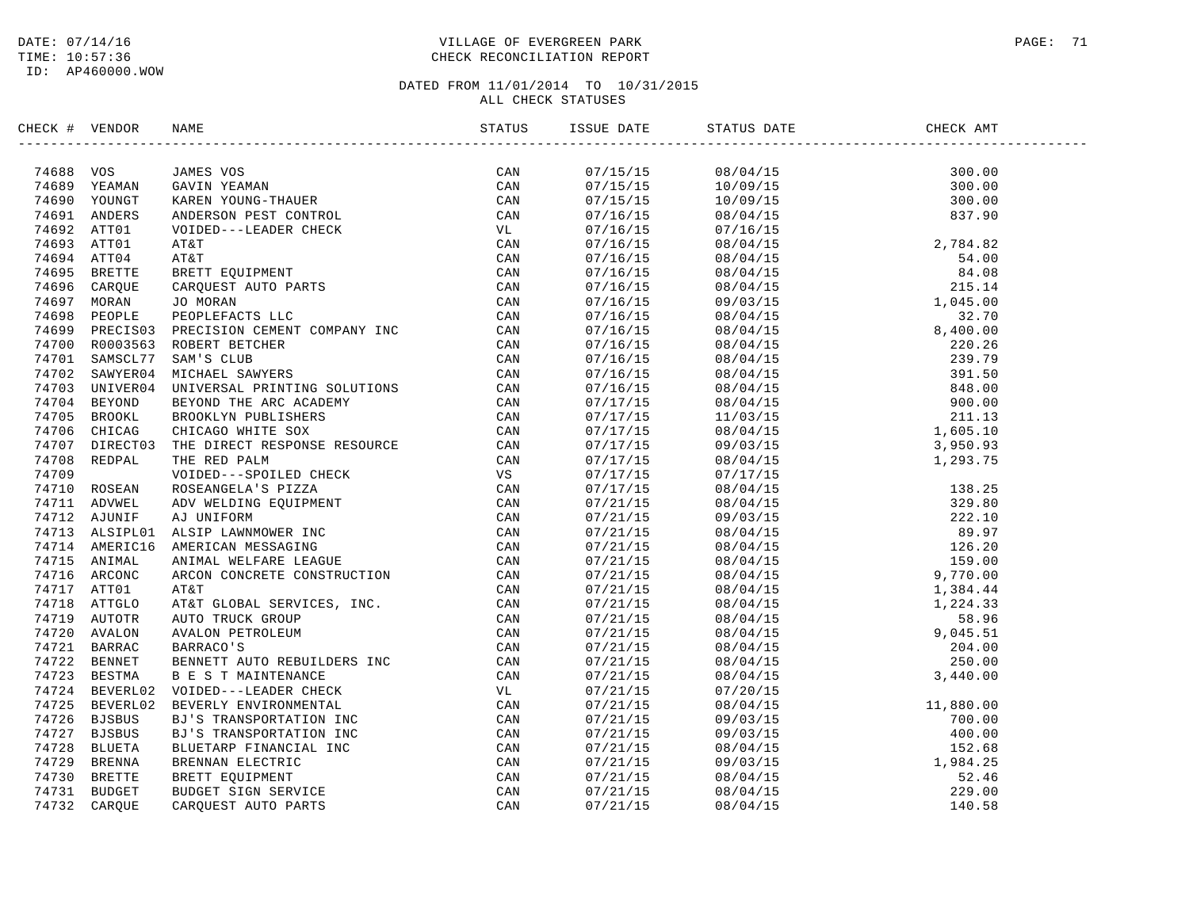DATE: 07/14/16
TIME: 10:57:36
ID: AP460000.WOW

# VILLAGE OF EVERGREEN PARK
## CHECK RECONCILIATION REPORT

DATED FROM 11/01/2014 TO 10/31/2015
ALL CHECK STATUSES

| CHECK # | VENDOR | NAME | STATUS | ISSUE DATE | STATUS DATE | CHECK AMT |
|---|---|---|---|---|---|---|
| 74688 | VOS | JAMES VOS | CAN | 07/15/15 | 08/04/15 | 300.00 |
| 74689 | YEAMAN | GAVIN YEAMAN | CAN | 07/15/15 | 10/09/15 | 300.00 |
| 74690 | YOUNGT | KAREN YOUNG-THAUER | CAN | 07/15/15 | 10/09/15 | 300.00 |
| 74691 | ANDERS | ANDERSON PEST CONTROL | CAN | 07/16/15 | 08/04/15 | 837.90 |
| 74692 | ATT01 | VOIDED---LEADER CHECK | VL | 07/16/15 | 07/16/15 | |
| 74693 | ATT01 | AT&T | CAN | 07/16/15 | 08/04/15 | 2,784.82 |
| 74694 | ATT04 | AT&T | CAN | 07/16/15 | 08/04/15 | 54.00 |
| 74695 | BRETTE | BRETT EQUIPMENT | CAN | 07/16/15 | 08/04/15 | 84.08 |
| 74696 | CARQUE | CARQUEST AUTO PARTS | CAN | 07/16/15 | 08/04/15 | 215.14 |
| 74697 | MORAN | JO MORAN | CAN | 07/16/15 | 09/03/15 | 1,045.00 |
| 74698 | PEOPLE | PEOPLEFACTS LLC | CAN | 07/16/15 | 08/04/15 | 32.70 |
| 74699 | PRECIS03 | PRECISION CEMENT COMPANY INC | CAN | 07/16/15 | 08/04/15 | 8,400.00 |
| 74700 | R0003563 | ROBERT BETCHER | CAN | 07/16/15 | 08/04/15 | 220.26 |
| 74701 | SAMSCL77 | SAM'S CLUB | CAN | 07/16/15 | 08/04/15 | 239.79 |
| 74702 | SAWYER04 | MICHAEL SAWYERS | CAN | 07/16/15 | 08/04/15 | 391.50 |
| 74703 | UNIVER04 | UNIVERSAL PRINTING SOLUTIONS | CAN | 07/16/15 | 08/04/15 | 848.00 |
| 74704 | BEYOND | BEYOND THE ARC ACADEMY | CAN | 07/17/15 | 08/04/15 | 900.00 |
| 74705 | BROOKL | BROOKLYN PUBLISHERS | CAN | 07/17/15 | 11/03/15 | 211.13 |
| 74706 | CHICAG | CHICAGO WHITE SOX | CAN | 07/17/15 | 08/04/15 | 1,605.10 |
| 74707 | DIRECT03 | THE DIRECT RESPONSE RESOURCE | CAN | 07/17/15 | 09/03/15 | 3,950.93 |
| 74708 | REDPAL | THE RED PALM | CAN | 07/17/15 | 08/04/15 | 1,293.75 |
| 74709 | | VOIDED---SPOILED CHECK | VS | 07/17/15 | 07/17/15 | |
| 74710 | ROSEAN | ROSEANGELA'S PIZZA | CAN | 07/17/15 | 08/04/15 | 138.25 |
| 74711 | ADVWEL | ADV WELDING EQUIPMENT | CAN | 07/21/15 | 08/04/15 | 329.80 |
| 74712 | AJUNIF | AJ UNIFORM | CAN | 07/21/15 | 09/03/15 | 222.10 |
| 74713 | ALSIPL01 | ALSIP LAWNMOWER INC | CAN | 07/21/15 | 08/04/15 | 89.97 |
| 74714 | AMERIC16 | AMERICAN MESSAGING | CAN | 07/21/15 | 08/04/15 | 126.20 |
| 74715 | ANIMAL | ANIMAL WELFARE LEAGUE | CAN | 07/21/15 | 08/04/15 | 159.00 |
| 74716 | ARCONC | ARCON CONCRETE CONSTRUCTION | CAN | 07/21/15 | 08/04/15 | 9,770.00 |
| 74717 | ATT01 | AT&T | CAN | 07/21/15 | 08/04/15 | 1,384.44 |
| 74718 | ATTGLO | AT&T GLOBAL SERVICES, INC. | CAN | 07/21/15 | 08/04/15 | 1,224.33 |
| 74719 | AUTOTR | AUTO TRUCK GROUP | CAN | 07/21/15 | 08/04/15 | 58.96 |
| 74720 | AVALON | AVALON PETROLEUM | CAN | 07/21/15 | 08/04/15 | 9,045.51 |
| 74721 | BARRAC | BARRACO'S | CAN | 07/21/15 | 08/04/15 | 204.00 |
| 74722 | BENNET | BENNETT AUTO REBUILDERS INC | CAN | 07/21/15 | 08/04/15 | 250.00 |
| 74723 | BESTMA | B E S T MAINTENANCE | CAN | 07/21/15 | 08/04/15 | 3,440.00 |
| 74724 | BEVERL02 | VOIDED---LEADER CHECK | VL | 07/21/15 | 07/20/15 | |
| 74725 | BEVERL02 | BEVERLY ENVIRONMENTAL | CAN | 07/21/15 | 08/04/15 | 11,880.00 |
| 74726 | BJSBUS | BJ'S TRANSPORTATION INC | CAN | 07/21/15 | 09/03/15 | 700.00 |
| 74727 | BJSBUS | BJ'S TRANSPORTATION INC | CAN | 07/21/15 | 09/03/15 | 400.00 |
| 74728 | BLUETA | BLUETARP FINANCIAL INC | CAN | 07/21/15 | 08/04/15 | 152.68 |
| 74729 | BRENNA | BRENNAN ELECTRIC | CAN | 07/21/15 | 09/03/15 | 1,984.25 |
| 74730 | BRETTE | BRETT EQUIPMENT | CAN | 07/21/15 | 08/04/15 | 52.46 |
| 74731 | BUDGET | BUDGET SIGN SERVICE | CAN | 07/21/15 | 08/04/15 | 229.00 |
| 74732 | CARQUE | CARQUEST AUTO PARTS | CAN | 07/21/15 | 08/04/15 | 140.58 |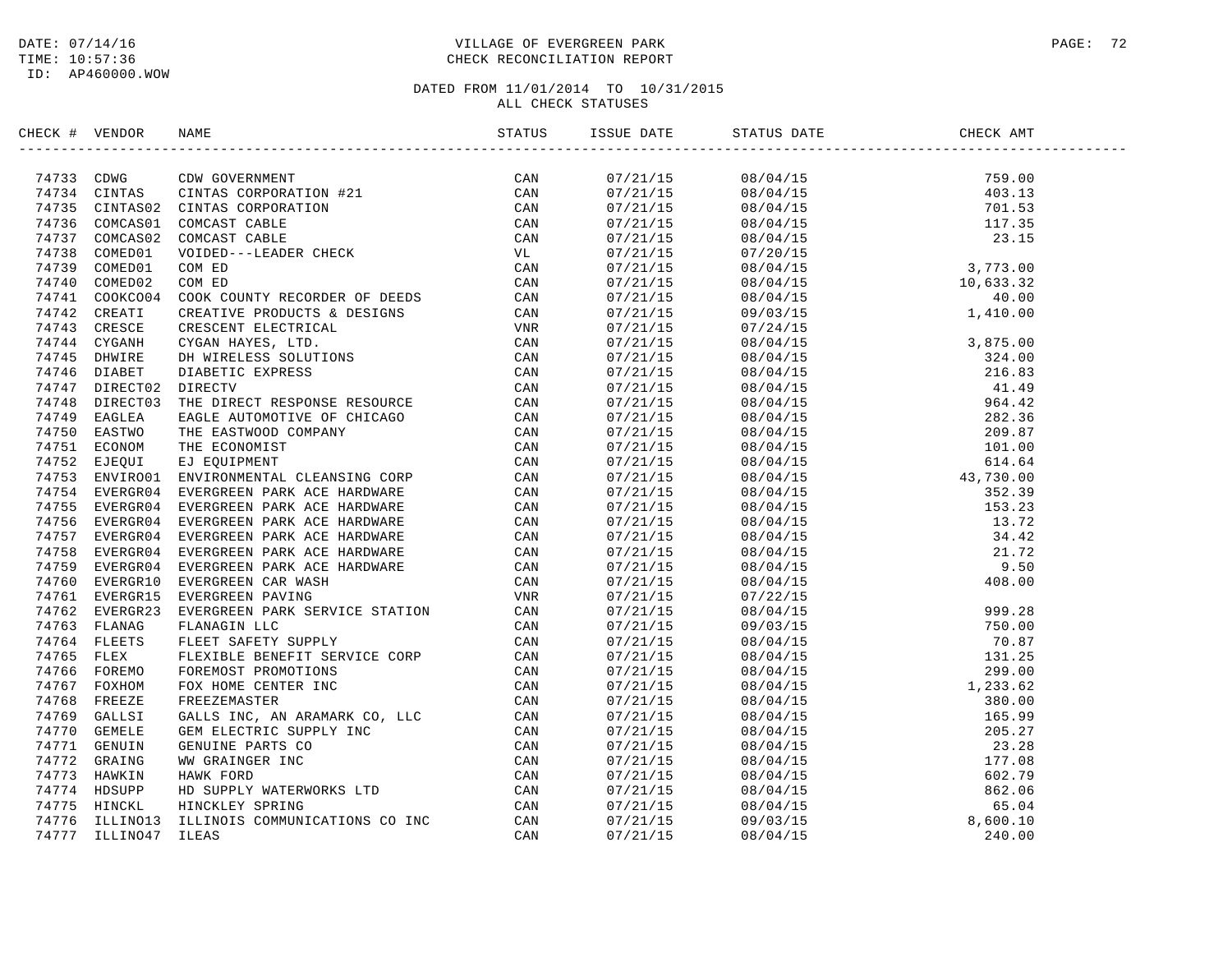DATE: 07/14/16
TIME: 10:57:36
ID: AP460000.WOW

VILLAGE OF EVERGREEN PARK
CHECK RECONCILIATION REPORT

DATED FROM 11/01/2014 TO 10/31/2015
ALL CHECK STATUSES

| CHECK # | VENDOR | NAME | STATUS | ISSUE DATE | STATUS DATE | CHECK AMT |
|---|---|---|---|---|---|---|
| 74733 | CDWG | CDW GOVERNMENT | CAN | 07/21/15 | 08/04/15 | 759.00 |
| 74734 | CINTAS | CINTAS CORPORATION #21 | CAN | 07/21/15 | 08/04/15 | 403.13 |
| 74735 | CINTAS02 | CINTAS CORPORATION | CAN | 07/21/15 | 08/04/15 | 701.53 |
| 74736 | COMCAS01 | COMCAST CABLE | CAN | 07/21/15 | 08/04/15 | 117.35 |
| 74737 | COMCAS02 | COMCAST CABLE | CAN | 07/21/15 | 08/04/15 | 23.15 |
| 74738 | COMED01 | VOIDED---LEADER CHECK | VL | 07/21/15 | 07/20/15 | |
| 74739 | COMED01 | COM ED | CAN | 07/21/15 | 08/04/15 | 3,773.00 |
| 74740 | COMED02 | COM ED | CAN | 07/21/15 | 08/04/15 | 10,633.32 |
| 74741 | COOKCO04 | COOK COUNTY RECORDER OF DEEDS | CAN | 07/21/15 | 08/04/15 | 40.00 |
| 74742 | CREATI | CREATIVE PRODUCTS & DESIGNS | CAN | 07/21/15 | 09/03/15 | 1,410.00 |
| 74743 | CRESCE | CRESCENT ELECTRICAL | VNR | 07/21/15 | 07/24/15 | |
| 74744 | CYGANH | CYGAN HAYES, LTD. | CAN | 07/21/15 | 08/04/15 | 3,875.00 |
| 74745 | DHWIRE | DH WIRELESS SOLUTIONS | CAN | 07/21/15 | 08/04/15 | 324.00 |
| 74746 | DIABET | DIABETIC EXPRESS | CAN | 07/21/15 | 08/04/15 | 216.83 |
| 74747 | DIRECT02 | DIRECTV | CAN | 07/21/15 | 08/04/15 | 41.49 |
| 74748 | DIRECT03 | THE DIRECT RESPONSE RESOURCE | CAN | 07/21/15 | 08/04/15 | 964.42 |
| 74749 | EAGLEA | EAGLE AUTOMOTIVE OF CHICAGO | CAN | 07/21/15 | 08/04/15 | 282.36 |
| 74750 | EASTWO | THE EASTWOOD COMPANY | CAN | 07/21/15 | 08/04/15 | 209.87 |
| 74751 | ECONOM | THE ECONOMIST | CAN | 07/21/15 | 08/04/15 | 101.00 |
| 74752 | EJEQUI | EJ EQUIPMENT | CAN | 07/21/15 | 08/04/15 | 614.64 |
| 74753 | ENVIRO01 | ENVIRONMENTAL CLEANSING CORP | CAN | 07/21/15 | 08/04/15 | 43,730.00 |
| 74754 | EVERGR04 | EVERGREEN PARK ACE HARDWARE | CAN | 07/21/15 | 08/04/15 | 352.39 |
| 74755 | EVERGR04 | EVERGREEN PARK ACE HARDWARE | CAN | 07/21/15 | 08/04/15 | 153.23 |
| 74756 | EVERGR04 | EVERGREEN PARK ACE HARDWARE | CAN | 07/21/15 | 08/04/15 | 13.72 |
| 74757 | EVERGR04 | EVERGREEN PARK ACE HARDWARE | CAN | 07/21/15 | 08/04/15 | 34.42 |
| 74758 | EVERGR04 | EVERGREEN PARK ACE HARDWARE | CAN | 07/21/15 | 08/04/15 | 21.72 |
| 74759 | EVERGR04 | EVERGREEN PARK ACE HARDWARE | CAN | 07/21/15 | 08/04/15 | 9.50 |
| 74760 | EVERGR10 | EVERGREEN CAR WASH | CAN | 07/21/15 | 08/04/15 | 408.00 |
| 74761 | EVERGR15 | EVERGREEN PAVING | VNR | 07/21/15 | 07/22/15 | |
| 74762 | EVERGR23 | EVERGREEN PARK SERVICE STATION | CAN | 07/21/15 | 08/04/15 | 999.28 |
| 74763 | FLANAG | FLANAGIN LLC | CAN | 07/21/15 | 09/03/15 | 750.00 |
| 74764 | FLEETS | FLEET SAFETY SUPPLY | CAN | 07/21/15 | 08/04/15 | 70.87 |
| 74765 | FLEX | FLEXIBLE BENEFIT SERVICE CORP | CAN | 07/21/15 | 08/04/15 | 131.25 |
| 74766 | FOREMO | FOREMOST PROMOTIONS | CAN | 07/21/15 | 08/04/15 | 299.00 |
| 74767 | FOXHOM | FOX HOME CENTER INC | CAN | 07/21/15 | 08/04/15 | 1,233.62 |
| 74768 | FREEZE | FREEZEMASTER | CAN | 07/21/15 | 08/04/15 | 380.00 |
| 74769 | GALLSI | GALLS INC, AN ARAMARK CO, LLC | CAN | 07/21/15 | 08/04/15 | 165.99 |
| 74770 | GEMELE | GEM ELECTRIC SUPPLY INC | CAN | 07/21/15 | 08/04/15 | 205.27 |
| 74771 | GENUIN | GENUINE PARTS CO | CAN | 07/21/15 | 08/04/15 | 23.28 |
| 74772 | GRAING | WW GRAINGER INC | CAN | 07/21/15 | 08/04/15 | 177.08 |
| 74773 | HAWKIN | HAWK FORD | CAN | 07/21/15 | 08/04/15 | 602.79 |
| 74774 | HDSUPP | HD SUPPLY WATERWORKS LTD | CAN | 07/21/15 | 08/04/15 | 862.06 |
| 74775 | HINCKL | HINCKLEY SPRING | CAN | 07/21/15 | 08/04/15 | 65.04 |
| 74776 | ILLINO13 | ILLINOIS COMMUNICATIONS CO INC | CAN | 07/21/15 | 09/03/15 | 8,600.10 |
| 74777 | ILLINO47 | ILEAS | CAN | 07/21/15 | 08/04/15 | 240.00 |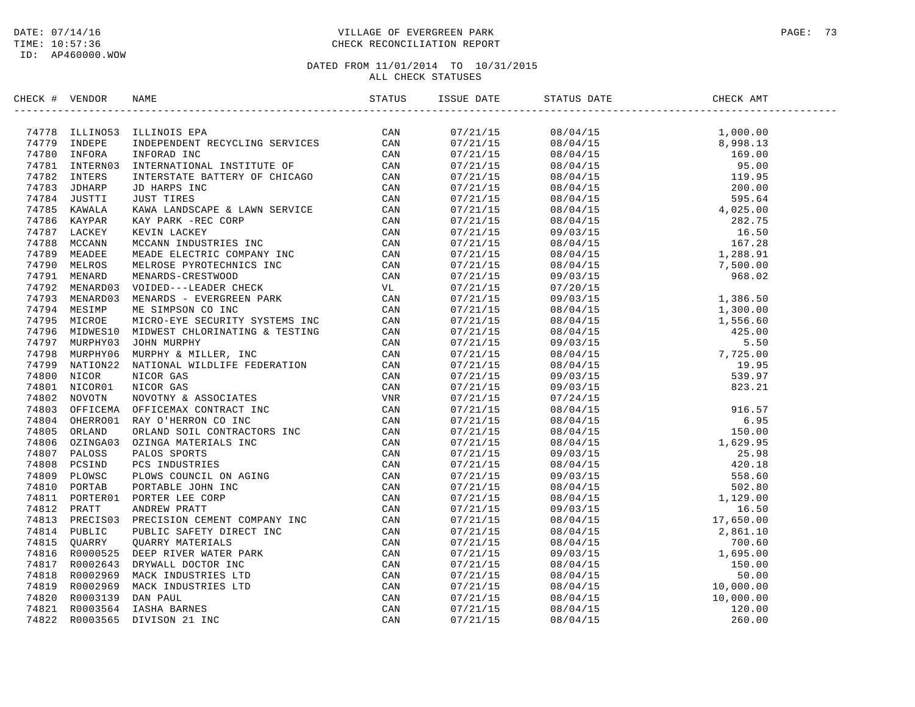DATE: 07/14/16
TIME: 10:57:36
ID: AP460000.WOW

# VILLAGE OF EVERGREEN PARK
## CHECK RECONCILIATION REPORT

DATED FROM 11/01/2014 TO 10/31/2015
ALL CHECK STATUSES

| CHECK # | VENDOR | NAME | STATUS | ISSUE DATE | STATUS DATE | CHECK AMT |
|---|---|---|---|---|---|---|
| 74778 | ILLINO53 | ILLINOIS EPA | CAN | 07/21/15 | 08/04/15 | 1,000.00 |
| 74779 | INDEPE | INDEPENDENT RECYCLING SERVICES | CAN | 07/21/15 | 08/04/15 | 8,998.13 |
| 74780 | INFORA | INFORAD INC | CAN | 07/21/15 | 08/04/15 | 169.00 |
| 74781 | INTERN03 | INTERNATIONAL INSTITUTE OF | CAN | 07/21/15 | 08/04/15 | 95.00 |
| 74782 | INTERS | INTERSTATE BATTERY OF CHICAGO | CAN | 07/21/15 | 08/04/15 | 119.95 |
| 74783 | JDHARP | JD HARPS INC | CAN | 07/21/15 | 08/04/15 | 200.00 |
| 74784 | JUSTTI | JUST TIRES | CAN | 07/21/15 | 08/04/15 | 595.64 |
| 74785 | KAWALA | KAWA LANDSCAPE & LAWN SERVICE | CAN | 07/21/15 | 08/04/15 | 4,025.00 |
| 74786 | KAYPAR | KAY PARK -REC CORP | CAN | 07/21/15 | 08/04/15 | 282.75 |
| 74787 | LACKEY | KEVIN LACKEY | CAN | 07/21/15 | 09/03/15 | 16.50 |
| 74788 | MCCANN | MCCANN INDUSTRIES INC | CAN | 07/21/15 | 08/04/15 | 167.28 |
| 74789 | MEADEE | MEADE ELECTRIC COMPANY INC | CAN | 07/21/15 | 08/04/15 | 1,288.91 |
| 74790 | MELROS | MELROSE PYROTECHNICS INC | CAN | 07/21/15 | 08/04/15 | 7,500.00 |
| 74791 | MENARD | MENARDS-CRESTWOOD | CAN | 07/21/15 | 09/03/15 | 968.02 |
| 74792 | MENARD03 | VOIDED---LEADER CHECK | VL | 07/21/15 | 07/20/15 | |
| 74793 | MENARD03 | MENARDS - EVERGREEN PARK | CAN | 07/21/15 | 09/03/15 | 1,386.50 |
| 74794 | MESIMP | ME SIMPSON CO INC | CAN | 07/21/15 | 08/04/15 | 1,300.00 |
| 74795 | MICROE | MICRO-EYE SECURITY SYSTEMS INC | CAN | 07/21/15 | 08/04/15 | 1,556.60 |
| 74796 | MIDWES10 | MIDWEST CHLORINATING & TESTING | CAN | 07/21/15 | 08/04/15 | 425.00 |
| 74797 | MURPHY03 | JOHN MURPHY | CAN | 07/21/15 | 09/03/15 | 5.50 |
| 74798 | MURPHY06 | MURPHY & MILLER, INC | CAN | 07/21/15 | 08/04/15 | 7,725.00 |
| 74799 | NATION22 | NATIONAL WILDLIFE FEDERATION | CAN | 07/21/15 | 08/04/15 | 19.95 |
| 74800 | NICOR | NICOR GAS | CAN | 07/21/15 | 09/03/15 | 539.97 |
| 74801 | NICOR01 | NICOR GAS | CAN | 07/21/15 | 09/03/15 | 823.21 |
| 74802 | NOVOTN | NOVOTNY & ASSOCIATES | VNR | 07/21/15 | 07/24/15 | |
| 74803 | OFFICEMA | OFFICEMAX CONTRACT INC | CAN | 07/21/15 | 08/04/15 | 916.57 |
| 74804 | OHERRO01 | RAY O'HERRON CO INC | CAN | 07/21/15 | 08/04/15 | 6.95 |
| 74805 | ORLAND | ORLAND SOIL CONTRACTORS INC | CAN | 07/21/15 | 08/04/15 | 150.00 |
| 74806 | OZINGA03 | OZINGA MATERIALS INC | CAN | 07/21/15 | 08/04/15 | 1,629.95 |
| 74807 | PALOSS | PALOS SPORTS | CAN | 07/21/15 | 09/03/15 | 25.98 |
| 74808 | PCSIND | PCS INDUSTRIES | CAN | 07/21/15 | 08/04/15 | 420.18 |
| 74809 | PLOWSC | PLOWS COUNCIL ON AGING | CAN | 07/21/15 | 09/03/15 | 558.60 |
| 74810 | PORTAB | PORTABLE JOHN INC | CAN | 07/21/15 | 08/04/15 | 502.80 |
| 74811 | PORTER01 | PORTER LEE CORP | CAN | 07/21/15 | 08/04/15 | 1,129.00 |
| 74812 | PRATT | ANDREW PRATT | CAN | 07/21/15 | 09/03/15 | 16.50 |
| 74813 | PRECIS03 | PRECISION CEMENT COMPANY INC | CAN | 07/21/15 | 08/04/15 | 17,650.00 |
| 74814 | PUBLIC | PUBLIC SAFETY DIRECT INC | CAN | 07/21/15 | 08/04/15 | 2,861.10 |
| 74815 | QUARRY | QUARRY MATERIALS | CAN | 07/21/15 | 08/04/15 | 700.60 |
| 74816 | R0000525 | DEEP RIVER WATER PARK | CAN | 07/21/15 | 09/03/15 | 1,695.00 |
| 74817 | R0002643 | DRYWALL DOCTOR INC | CAN | 07/21/15 | 08/04/15 | 150.00 |
| 74818 | R0002969 | MACK INDUSTRIES LTD | CAN | 07/21/15 | 08/04/15 | 50.00 |
| 74819 | R0002969 | MACK INDUSTRIES LTD | CAN | 07/21/15 | 08/04/15 | 10,000.00 |
| 74820 | R0003139 | DAN PAUL | CAN | 07/21/15 | 08/04/15 | 10,000.00 |
| 74821 | R0003564 | IASHA BARNES | CAN | 07/21/15 | 08/04/15 | 120.00 |
| 74822 | R0003565 | DIVISON 21 INC | CAN | 07/21/15 | 08/04/15 | 260.00 |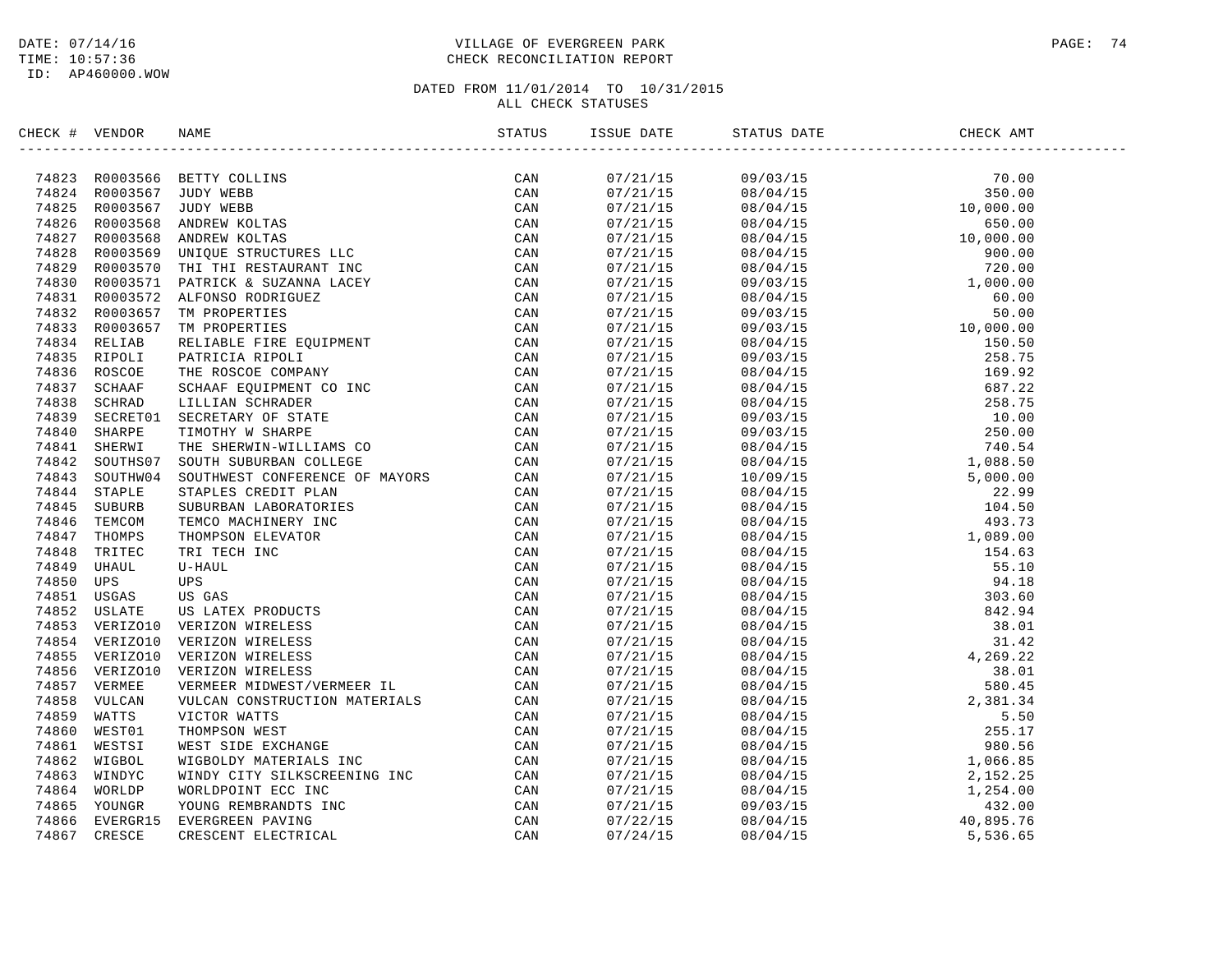DATE: 07/14/16
TIME: 10:57:36
ID: AP460000.WOW

VILLAGE OF EVERGREEN PARK
CHECK RECONCILIATION REPORT

DATED FROM 11/01/2014 TO 10/31/2015
ALL CHECK STATUSES

| CHECK # | VENDOR | NAME | STATUS | ISSUE DATE | STATUS DATE | CHECK AMT |
|---|---|---|---|---|---|---|
| 74823 | R0003566 | BETTY COLLINS | CAN | 07/21/15 | 09/03/15 | 70.00 |
| 74824 | R0003567 | JUDY WEBB | CAN | 07/21/15 | 08/04/15 | 350.00 |
| 74825 | R0003567 | JUDY WEBB | CAN | 07/21/15 | 08/04/15 | 10,000.00 |
| 74826 | R0003568 | ANDREW KOLTAS | CAN | 07/21/15 | 08/04/15 | 650.00 |
| 74827 | R0003568 | ANDREW KOLTAS | CAN | 07/21/15 | 08/04/15 | 10,000.00 |
| 74828 | R0003569 | UNIQUE STRUCTURES LLC | CAN | 07/21/15 | 08/04/15 | 900.00 |
| 74829 | R0003570 | THI THI RESTAURANT INC | CAN | 07/21/15 | 08/04/15 | 720.00 |
| 74830 | R0003571 | PATRICK & SUZANNA LACEY | CAN | 07/21/15 | 09/03/15 | 1,000.00 |
| 74831 | R0003572 | ALFONSO RODRIGUEZ | CAN | 07/21/15 | 08/04/15 | 60.00 |
| 74832 | R0003657 | TM PROPERTIES | CAN | 07/21/15 | 09/03/15 | 50.00 |
| 74833 | R0003657 | TM PROPERTIES | CAN | 07/21/15 | 09/03/15 | 10,000.00 |
| 74834 | RELIAB | RELIABLE FIRE EQUIPMENT | CAN | 07/21/15 | 08/04/15 | 150.50 |
| 74835 | RIPOLI | PATRICIA RIPOLI | CAN | 07/21/15 | 09/03/15 | 258.75 |
| 74836 | ROSCOE | THE ROSCOE COMPANY | CAN | 07/21/15 | 08/04/15 | 169.92 |
| 74837 | SCHAAF | SCHAAF EQUIPMENT CO INC | CAN | 07/21/15 | 08/04/15 | 687.22 |
| 74838 | SCHRAD | LILLIAN SCHRADER | CAN | 07/21/15 | 08/04/15 | 258.75 |
| 74839 | SECRET01 | SECRETARY OF STATE | CAN | 07/21/15 | 09/03/15 | 10.00 |
| 74840 | SHARPE | TIMOTHY W SHARPE | CAN | 07/21/15 | 09/03/15 | 250.00 |
| 74841 | SHERWI | THE SHERWIN-WILLIAMS CO | CAN | 07/21/15 | 08/04/15 | 740.54 |
| 74842 | SOUTHS07 | SOUTH SUBURBAN COLLEGE | CAN | 07/21/15 | 08/04/15 | 1,088.50 |
| 74843 | SOUTHW04 | SOUTHWEST CONFERENCE OF MAYORS | CAN | 07/21/15 | 10/09/15 | 5,000.00 |
| 74844 | STAPLE | STAPLES CREDIT PLAN | CAN | 07/21/15 | 08/04/15 | 22.99 |
| 74845 | SUBURB | SUBURBAN LABORATORIES | CAN | 07/21/15 | 08/04/15 | 104.50 |
| 74846 | TEMCOM | TEMCO MACHINERY INC | CAN | 07/21/15 | 08/04/15 | 493.73 |
| 74847 | THOMPS | THOMPSON ELEVATOR | CAN | 07/21/15 | 08/04/15 | 1,089.00 |
| 74848 | TRITEC | TRI TECH INC | CAN | 07/21/15 | 08/04/15 | 154.63 |
| 74849 | UHAUL | U-HAUL | CAN | 07/21/15 | 08/04/15 | 55.10 |
| 74850 | UPS | UPS | CAN | 07/21/15 | 08/04/15 | 94.18 |
| 74851 | USGAS | US GAS | CAN | 07/21/15 | 08/04/15 | 303.60 |
| 74852 | USLATE | US LATEX PRODUCTS | CAN | 07/21/15 | 08/04/15 | 842.94 |
| 74853 | VERIZO10 | VERIZON WIRELESS | CAN | 07/21/15 | 08/04/15 | 38.01 |
| 74854 | VERIZO10 | VERIZON WIRELESS | CAN | 07/21/15 | 08/04/15 | 31.42 |
| 74855 | VERIZO10 | VERIZON WIRELESS | CAN | 07/21/15 | 08/04/15 | 4,269.22 |
| 74856 | VERIZO10 | VERIZON WIRELESS | CAN | 07/21/15 | 08/04/15 | 38.01 |
| 74857 | VERMEE | VERMEER MIDWEST/VERMEER IL | CAN | 07/21/15 | 08/04/15 | 580.45 |
| 74858 | VULCAN | VULCAN CONSTRUCTION MATERIALS | CAN | 07/21/15 | 08/04/15 | 2,381.34 |
| 74859 | WATTS | VICTOR WATTS | CAN | 07/21/15 | 08/04/15 | 5.50 |
| 74860 | WEST01 | THOMPSON WEST | CAN | 07/21/15 | 08/04/15 | 255.17 |
| 74861 | WESTSI | WEST SIDE EXCHANGE | CAN | 07/21/15 | 08/04/15 | 980.56 |
| 74862 | WIGBOL | WIGBOLDY MATERIALS INC | CAN | 07/21/15 | 08/04/15 | 1,066.85 |
| 74863 | WINDYC | WINDY CITY SILKSCREENING INC | CAN | 07/21/15 | 08/04/15 | 2,152.25 |
| 74864 | WORLDP | WORLDPOINT ECC INC | CAN | 07/21/15 | 08/04/15 | 1,254.00 |
| 74865 | YOUNGR | YOUNG REMBRANDTS INC | CAN | 07/21/15 | 09/03/15 | 432.00 |
| 74866 | EVERGR15 | EVERGREEN PAVING | CAN | 07/22/15 | 08/04/15 | 40,895.76 |
| 74867 | CRESCE | CRESCENT ELECTRICAL | CAN | 07/24/15 | 08/04/15 | 5,536.65 |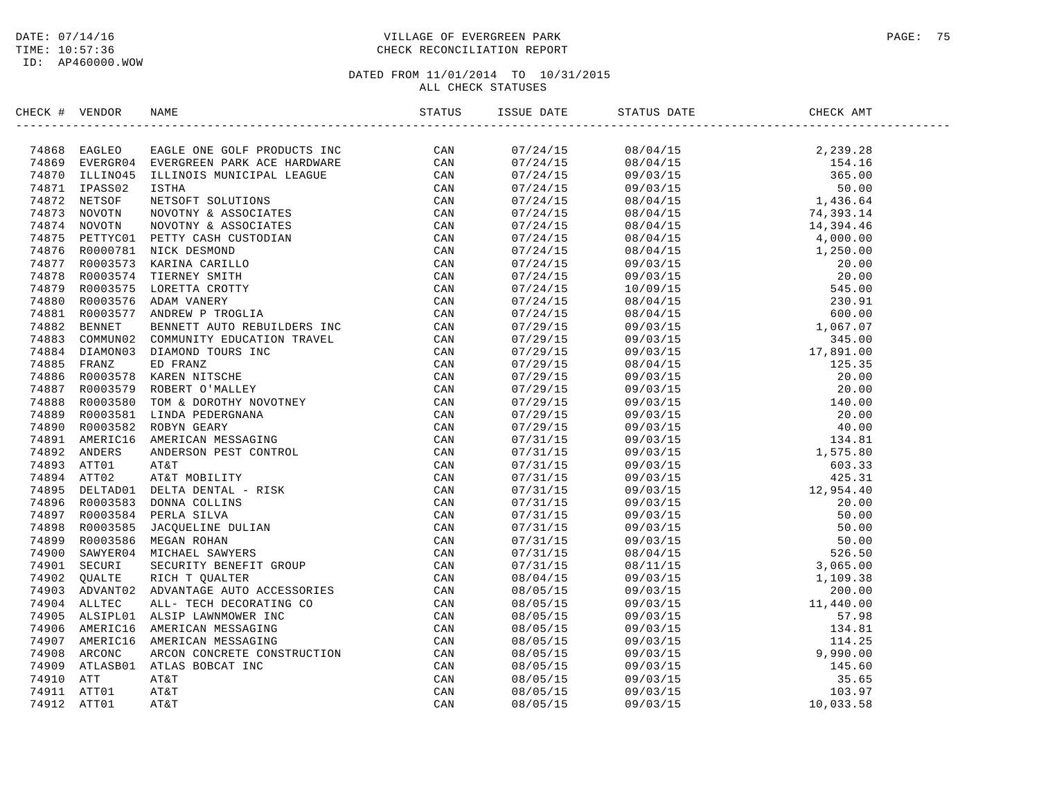DATE: 07/14/16
TIME: 10:57:36
ID: AP460000.WOW

VILLAGE OF EVERGREEN PARK
CHECK RECONCILIATION REPORT

DATED FROM 11/01/2014 TO 10/31/2015
ALL CHECK STATUSES

| CHECK # | VENDOR | NAME | STATUS | ISSUE DATE | STATUS DATE | CHECK AMT |
|---|---|---|---|---|---|---|
| 74868 | EAGLEO | EAGLE ONE GOLF PRODUCTS INC | CAN | 07/24/15 | 08/04/15 | 2,239.28 |
| 74869 | EVERGR04 | EVERGREEN PARK ACE HARDWARE | CAN | 07/24/15 | 08/04/15 | 154.16 |
| 74870 | ILLINO45 | ILLINOIS MUNICIPAL LEAGUE | CAN | 07/24/15 | 09/03/15 | 365.00 |
| 74871 | IPASS02 | ISTHA | CAN | 07/24/15 | 09/03/15 | 50.00 |
| 74872 | NETSOF | NETSOFT SOLUTIONS | CAN | 07/24/15 | 08/04/15 | 1,436.64 |
| 74873 | NOVOTN | NOVOTNY & ASSOCIATES | CAN | 07/24/15 | 08/04/15 | 74,393.14 |
| 74874 | NOVOTN | NOVOTNY & ASSOCIATES | CAN | 07/24/15 | 08/04/15 | 14,394.46 |
| 74875 | PETTYC01 | PETTY CASH CUSTODIAN | CAN | 07/24/15 | 08/04/15 | 4,000.00 |
| 74876 | R0000781 | NICK DESMOND | CAN | 07/24/15 | 08/04/15 | 1,250.00 |
| 74877 | R0003573 | KARINA CARILLO | CAN | 07/24/15 | 09/03/15 | 20.00 |
| 74878 | R0003574 | TIERNEY SMITH | CAN | 07/24/15 | 09/03/15 | 20.00 |
| 74879 | R0003575 | LORETTA CROTTY | CAN | 07/24/15 | 10/09/15 | 545.00 |
| 74880 | R0003576 | ADAM VANERY | CAN | 07/24/15 | 08/04/15 | 230.91 |
| 74881 | R0003577 | ANDREW P TROGLIA | CAN | 07/24/15 | 08/04/15 | 600.00 |
| 74882 | BENNET | BENNETT AUTO REBUILDERS INC | CAN | 07/29/15 | 09/03/15 | 1,067.07 |
| 74883 | COMMUN02 | COMMUNITY EDUCATION TRAVEL | CAN | 07/29/15 | 09/03/15 | 345.00 |
| 74884 | DIAMON03 | DIAMOND TOURS INC | CAN | 07/29/15 | 09/03/15 | 17,891.00 |
| 74885 | FRANZ | ED FRANZ | CAN | 07/29/15 | 08/04/15 | 125.35 |
| 74886 | R0003578 | KAREN NITSCHE | CAN | 07/29/15 | 09/03/15 | 20.00 |
| 74887 | R0003579 | ROBERT O'MALLEY | CAN | 07/29/15 | 09/03/15 | 20.00 |
| 74888 | R0003580 | TOM & DOROTHY NOVOTNEY | CAN | 07/29/15 | 09/03/15 | 140.00 |
| 74889 | R0003581 | LINDA PEDERGNANA | CAN | 07/29/15 | 09/03/15 | 20.00 |
| 74890 | R0003582 | ROBYN GEARY | CAN | 07/29/15 | 09/03/15 | 40.00 |
| 74891 | AMERIC16 | AMERICAN MESSAGING | CAN | 07/31/15 | 09/03/15 | 134.81 |
| 74892 | ANDERS | ANDERSON PEST CONTROL | CAN | 07/31/15 | 09/03/15 | 1,575.80 |
| 74893 | ATT01 | AT&T | CAN | 07/31/15 | 09/03/15 | 603.33 |
| 74894 | ATT02 | AT&T MOBILITY | CAN | 07/31/15 | 09/03/15 | 425.31 |
| 74895 | DELTAD01 | DELTA DENTAL - RISK | CAN | 07/31/15 | 09/03/15 | 12,954.40 |
| 74896 | R0003583 | DONNA COLLINS | CAN | 07/31/15 | 09/03/15 | 20.00 |
| 74897 | R0003584 | PERLA SILVA | CAN | 07/31/15 | 09/03/15 | 50.00 |
| 74898 | R0003585 | JACQUELINE DULIAN | CAN | 07/31/15 | 09/03/15 | 50.00 |
| 74899 | R0003586 | MEGAN ROHAN | CAN | 07/31/15 | 09/03/15 | 50.00 |
| 74900 | SAWYER04 | MICHAEL SAWYERS | CAN | 07/31/15 | 08/04/15 | 526.50 |
| 74901 | SECURI | SECURITY BENEFIT GROUP | CAN | 07/31/15 | 08/11/15 | 3,065.00 |
| 74902 | QUALTE | RICH T QUALTER | CAN | 08/04/15 | 09/03/15 | 1,109.38 |
| 74903 | ADVANT02 | ADVANTAGE AUTO ACCESSORIES | CAN | 08/05/15 | 09/03/15 | 200.00 |
| 74904 | ALLTEC | ALL- TECH DECORATING CO | CAN | 08/05/15 | 09/03/15 | 11,440.00 |
| 74905 | ALSIPL01 | ALSIP LAWNMOWER INC | CAN | 08/05/15 | 09/03/15 | 57.98 |
| 74906 | AMERIC16 | AMERICAN MESSAGING | CAN | 08/05/15 | 09/03/15 | 134.81 |
| 74907 | AMERIC16 | AMERICAN MESSAGING | CAN | 08/05/15 | 09/03/15 | 114.25 |
| 74908 | ARCONC | ARCON CONCRETE CONSTRUCTION | CAN | 08/05/15 | 09/03/15 | 9,990.00 |
| 74909 | ATLASB01 | ATLAS BOBCAT INC | CAN | 08/05/15 | 09/03/15 | 145.60 |
| 74910 | ATT | AT&T | CAN | 08/05/15 | 09/03/15 | 35.65 |
| 74911 | ATT01 | AT&T | CAN | 08/05/15 | 09/03/15 | 103.97 |
| 74912 | ATT01 | AT&T | CAN | 08/05/15 | 09/03/15 | 10,033.58 |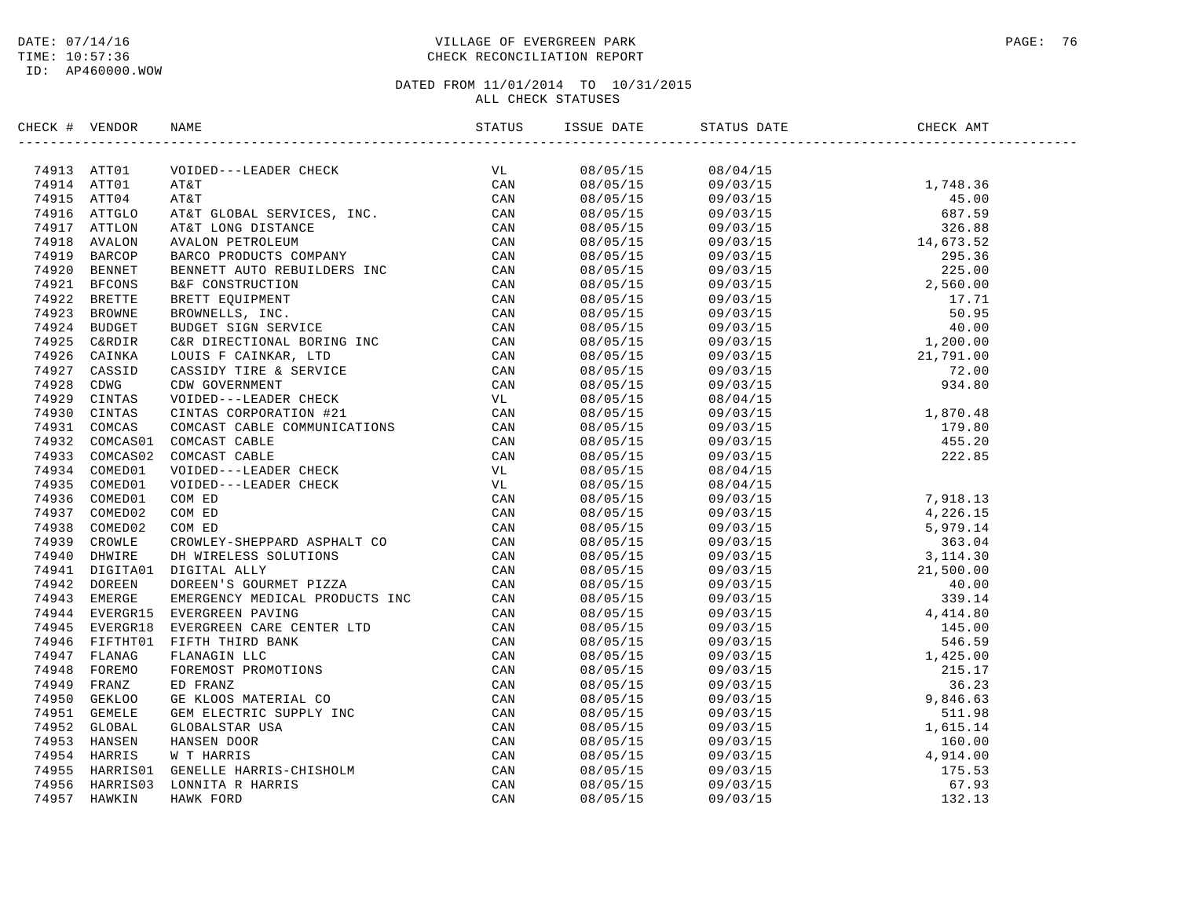DATE: 07/14/16
TIME: 10:57:36
ID: AP460000.WOW

VILLAGE OF EVERGREEN PARK
CHECK RECONCILIATION REPORT

DATED FROM 11/01/2014 TO 10/31/2015
ALL CHECK STATUSES

| CHECK # | VENDOR | NAME | STATUS | ISSUE DATE | STATUS DATE | CHECK AMT |
|---|---|---|---|---|---|---|
| 74913 | ATT01 | VOIDED---LEADER CHECK | VL | 08/05/15 | 08/04/15 | |
| 74914 | ATT01 | AT&T | CAN | 08/05/15 | 09/03/15 | 1,748.36 |
| 74915 | ATT04 | AT&T | CAN | 08/05/15 | 09/03/15 | 45.00 |
| 74916 | ATTGLO | AT&T GLOBAL SERVICES, INC. | CAN | 08/05/15 | 09/03/15 | 687.59 |
| 74917 | ATTLON | AT&T LONG DISTANCE | CAN | 08/05/15 | 09/03/15 | 326.88 |
| 74918 | AVALON | AVALON PETROLEUM | CAN | 08/05/15 | 09/03/15 | 14,673.52 |
| 74919 | BARCOP | BARCO PRODUCTS COMPANY | CAN | 08/05/15 | 09/03/15 | 295.36 |
| 74920 | BENNET | BENNETT AUTO REBUILDERS INC | CAN | 08/05/15 | 09/03/15 | 225.00 |
| 74921 | BFCONS | B&F CONSTRUCTION | CAN | 08/05/15 | 09/03/15 | 2,560.00 |
| 74922 | BRETTE | BRETT EQUIPMENT | CAN | 08/05/15 | 09/03/15 | 17.71 |
| 74923 | BROWNE | BROWNELLS, INC. | CAN | 08/05/15 | 09/03/15 | 50.95 |
| 74924 | BUDGET | BUDGET SIGN SERVICE | CAN | 08/05/15 | 09/03/15 | 40.00 |
| 74925 | C&RDIR | C&R DIRECTIONAL BORING INC | CAN | 08/05/15 | 09/03/15 | 1,200.00 |
| 74926 | CAINKA | LOUIS F CAINKAR, LTD | CAN | 08/05/15 | 09/03/15 | 21,791.00 |
| 74927 | CASSID | CASSIDY TIRE & SERVICE | CAN | 08/05/15 | 09/03/15 | 72.00 |
| 74928 | CDWG | CDW GOVERNMENT | CAN | 08/05/15 | 09/03/15 | 934.80 |
| 74929 | CINTAS | VOIDED---LEADER CHECK | VL | 08/05/15 | 08/04/15 | |
| 74930 | CINTAS | CINTAS CORPORATION #21 | CAN | 08/05/15 | 09/03/15 | 1,870.48 |
| 74931 | COMCAS | COMCAST CABLE COMMUNICATIONS | CAN | 08/05/15 | 09/03/15 | 179.80 |
| 74932 | COMCAS01 | COMCAST CABLE | CAN | 08/05/15 | 09/03/15 | 455.20 |
| 74933 | COMCAS02 | COMCAST CABLE | CAN | 08/05/15 | 09/03/15 | 222.85 |
| 74934 | COMED01 | VOIDED---LEADER CHECK | VL | 08/05/15 | 08/04/15 | |
| 74935 | COMED01 | VOIDED---LEADER CHECK | VL | 08/05/15 | 08/04/15 | |
| 74936 | COMED01 | COM ED | CAN | 08/05/15 | 09/03/15 | 7,918.13 |
| 74937 | COMED02 | COM ED | CAN | 08/05/15 | 09/03/15 | 4,226.15 |
| 74938 | COMED02 | COM ED | CAN | 08/05/15 | 09/03/15 | 5,979.14 |
| 74939 | CROWLE | CROWLEY-SHEPPARD ASPHALT CO | CAN | 08/05/15 | 09/03/15 | 363.04 |
| 74940 | DHWIRE | DH WIRELESS SOLUTIONS | CAN | 08/05/15 | 09/03/15 | 3,114.30 |
| 74941 | DIGITA01 | DIGITAL ALLY | CAN | 08/05/15 | 09/03/15 | 21,500.00 |
| 74942 | DOREEN | DOREEN'S GOURMET PIZZA | CAN | 08/05/15 | 09/03/15 | 40.00 |
| 74943 | EMERGE | EMERGENCY MEDICAL PRODUCTS INC | CAN | 08/05/15 | 09/03/15 | 339.14 |
| 74944 | EVERGR15 | EVERGREEN PAVING | CAN | 08/05/15 | 09/03/15 | 4,414.80 |
| 74945 | EVERGR18 | EVERGREEN CARE CENTER LTD | CAN | 08/05/15 | 09/03/15 | 145.00 |
| 74946 | FIFTHT01 | FIFTH THIRD BANK | CAN | 08/05/15 | 09/03/15 | 546.59 |
| 74947 | FLANAG | FLANAGIN LLC | CAN | 08/05/15 | 09/03/15 | 1,425.00 |
| 74948 | FOREMO | FOREMOST PROMOTIONS | CAN | 08/05/15 | 09/03/15 | 215.17 |
| 74949 | FRANZ | ED FRANZ | CAN | 08/05/15 | 09/03/15 | 36.23 |
| 74950 | GEKLOO | GE KLOOS MATERIAL CO | CAN | 08/05/15 | 09/03/15 | 9,846.63 |
| 74951 | GEMELE | GEM ELECTRIC SUPPLY INC | CAN | 08/05/15 | 09/03/15 | 511.98 |
| 74952 | GLOBAL | GLOBALSTAR USA | CAN | 08/05/15 | 09/03/15 | 1,615.14 |
| 74953 | HANSEN | HANSEN DOOR | CAN | 08/05/15 | 09/03/15 | 160.00 |
| 74954 | HARRIS | W T HARRIS | CAN | 08/05/15 | 09/03/15 | 4,914.00 |
| 74955 | HARRIS01 | GENELLE HARRIS-CHISHOLM | CAN | 08/05/15 | 09/03/15 | 175.53 |
| 74956 | HARRIS03 | LONNITA R HARRIS | CAN | 08/05/15 | 09/03/15 | 67.93 |
| 74957 | HAWKIN | HAWK FORD | CAN | 08/05/15 | 09/03/15 | 132.13 |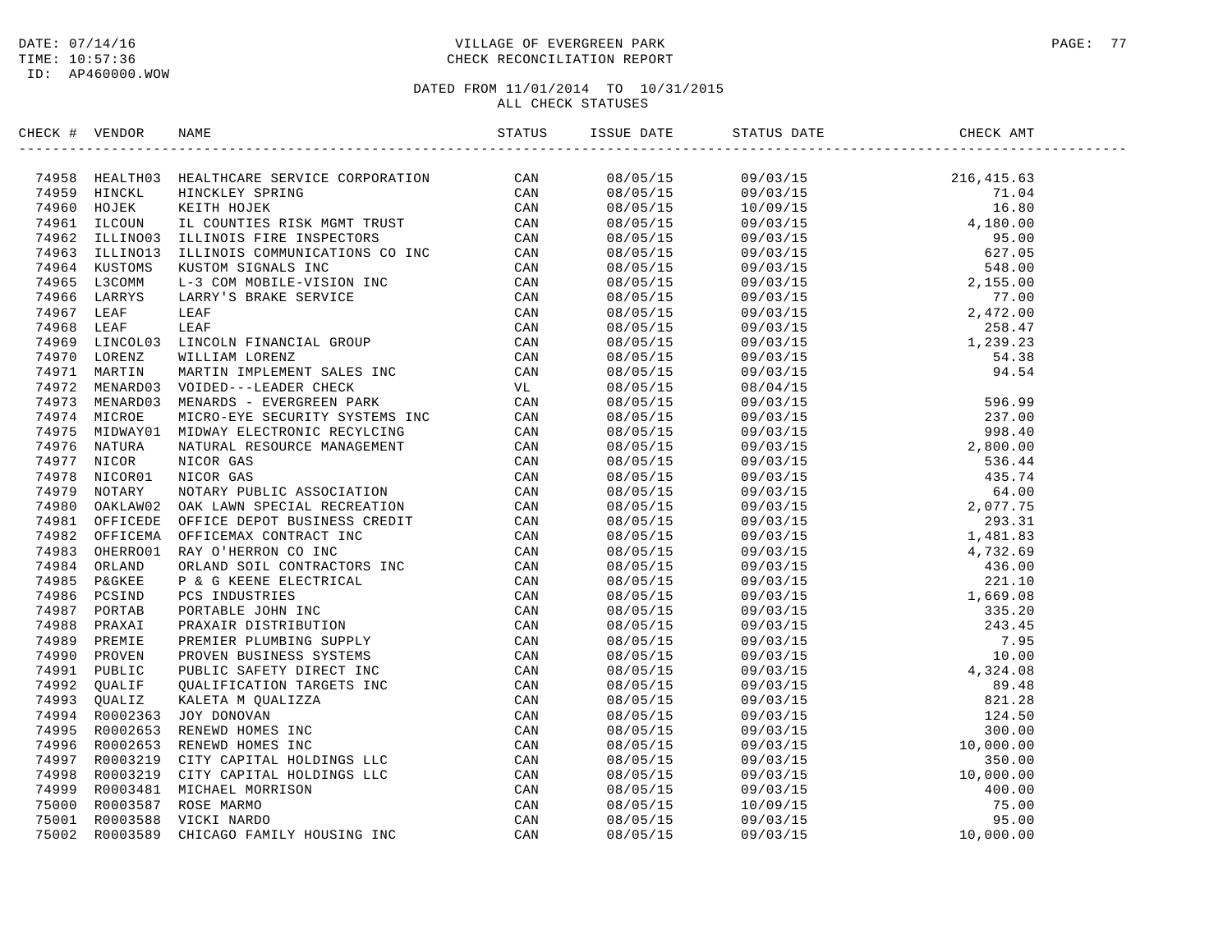DATE: 07/14/16
TIME: 10:57:36
ID: AP460000.WOW

VILLAGE OF EVERGREEN PARK
CHECK RECONCILIATION REPORT

DATED FROM 11/01/2014 TO 10/31/2015
ALL CHECK STATUSES

| CHECK # | VENDOR | NAME | STATUS | ISSUE DATE | STATUS DATE | CHECK AMT |
|---|---|---|---|---|---|---|
| 74958 | HEALTH03 | HEALTHCARE SERVICE CORPORATION | CAN | 08/05/15 | 09/03/15 | 216,415.63 |
| 74959 | HINCKL | HINCKLEY SPRING | CAN | 08/05/15 | 09/03/15 | 71.04 |
| 74960 | HOJEK | KEITH HOJEK | CAN | 08/05/15 | 10/09/15 | 16.80 |
| 74961 | ILCOUN | IL COUNTIES RISK MGMT TRUST | CAN | 08/05/15 | 09/03/15 | 4,180.00 |
| 74962 | ILLINO03 | ILLINOIS FIRE INSPECTORS | CAN | 08/05/15 | 09/03/15 | 95.00 |
| 74963 | ILLINO13 | ILLINOIS COMMUNICATIONS CO INC | CAN | 08/05/15 | 09/03/15 | 627.05 |
| 74964 | KUSTOMS | KUSTOM SIGNALS INC | CAN | 08/05/15 | 09/03/15 | 548.00 |
| 74965 | L3COMM | L-3 COM MOBILE-VISION INC | CAN | 08/05/15 | 09/03/15 | 2,155.00 |
| 74966 | LARRYS | LARRY'S BRAKE SERVICE | CAN | 08/05/15 | 09/03/15 | 77.00 |
| 74967 | LEAF | LEAF | CAN | 08/05/15 | 09/03/15 | 2,472.00 |
| 74968 | LEAF | LEAF | CAN | 08/05/15 | 09/03/15 | 258.47 |
| 74969 | LINCOL03 | LINCOLN FINANCIAL GROUP | CAN | 08/05/15 | 09/03/15 | 1,239.23 |
| 74970 | LORENZ | WILLIAM LORENZ | CAN | 08/05/15 | 09/03/15 | 54.38 |
| 74971 | MARTIN | MARTIN IMPLEMENT SALES INC | CAN | 08/05/15 | 09/03/15 | 94.54 |
| 74972 | MENARD03 | VOIDED---LEADER CHECK | VL | 08/05/15 | 08/04/15 | |
| 74973 | MENARD03 | MENARDS - EVERGREEN PARK | CAN | 08/05/15 | 09/03/15 | 596.99 |
| 74974 | MICROE | MICRO-EYE SECURITY SYSTEMS INC | CAN | 08/05/15 | 09/03/15 | 237.00 |
| 74975 | MIDWAY01 | MIDWAY ELECTRONIC RECYLCING | CAN | 08/05/15 | 09/03/15 | 998.40 |
| 74976 | NATURA | NATURAL RESOURCE MANAGEMENT | CAN | 08/05/15 | 09/03/15 | 2,800.00 |
| 74977 | NICOR | NICOR GAS | CAN | 08/05/15 | 09/03/15 | 536.44 |
| 74978 | NICOR01 | NICOR GAS | CAN | 08/05/15 | 09/03/15 | 435.74 |
| 74979 | NOTARY | NOTARY PUBLIC ASSOCIATION | CAN | 08/05/15 | 09/03/15 | 64.00 |
| 74980 | OAKLAW02 | OAK LAWN SPECIAL RECREATION | CAN | 08/05/15 | 09/03/15 | 2,077.75 |
| 74981 | OFFICEDE | OFFICE DEPOT BUSINESS CREDIT | CAN | 08/05/15 | 09/03/15 | 293.31 |
| 74982 | OFFICEMA | OFFICEMAX CONTRACT INC | CAN | 08/05/15 | 09/03/15 | 1,481.83 |
| 74983 | OHERRO01 | RAY O'HERRON CO INC | CAN | 08/05/15 | 09/03/15 | 4,732.69 |
| 74984 | ORLAND | ORLAND SOIL CONTRACTORS INC | CAN | 08/05/15 | 09/03/15 | 436.00 |
| 74985 | P&GKEE | P & G KEENE ELECTRICAL | CAN | 08/05/15 | 09/03/15 | 221.10 |
| 74986 | PCSIND | PCS INDUSTRIES | CAN | 08/05/15 | 09/03/15 | 1,669.08 |
| 74987 | PORTAB | PORTABLE JOHN INC | CAN | 08/05/15 | 09/03/15 | 335.20 |
| 74988 | PRAXAI | PRAXAIR DISTRIBUTION | CAN | 08/05/15 | 09/03/15 | 243.45 |
| 74989 | PREMIE | PREMIER PLUMBING SUPPLY | CAN | 08/05/15 | 09/03/15 | 7.95 |
| 74990 | PROVEN | PROVEN BUSINESS SYSTEMS | CAN | 08/05/15 | 09/03/15 | 10.00 |
| 74991 | PUBLIC | PUBLIC SAFETY DIRECT INC | CAN | 08/05/15 | 09/03/15 | 4,324.08 |
| 74992 | QUALIF | QUALIFICATION TARGETS INC | CAN | 08/05/15 | 09/03/15 | 89.48 |
| 74993 | QUALIZ | KALETA M QUALIZZA | CAN | 08/05/15 | 09/03/15 | 821.28 |
| 74994 | R0002363 | JOY DONOVAN | CAN | 08/05/15 | 09/03/15 | 124.50 |
| 74995 | R0002653 | RENEWD HOMES INC | CAN | 08/05/15 | 09/03/15 | 300.00 |
| 74996 | R0002653 | RENEWD HOMES INC | CAN | 08/05/15 | 09/03/15 | 10,000.00 |
| 74997 | R0003219 | CITY CAPITAL HOLDINGS LLC | CAN | 08/05/15 | 09/03/15 | 350.00 |
| 74998 | R0003219 | CITY CAPITAL HOLDINGS LLC | CAN | 08/05/15 | 09/03/15 | 10,000.00 |
| 74999 | R0003481 | MICHAEL MORRISON | CAN | 08/05/15 | 09/03/15 | 400.00 |
| 75000 | R0003587 | ROSE MARMO | CAN | 08/05/15 | 10/09/15 | 75.00 |
| 75001 | R0003588 | VICKI NARDO | CAN | 08/05/15 | 09/03/15 | 95.00 |
| 75002 | R0003589 | CHICAGO FAMILY HOUSING INC | CAN | 08/05/15 | 09/03/15 | 10,000.00 |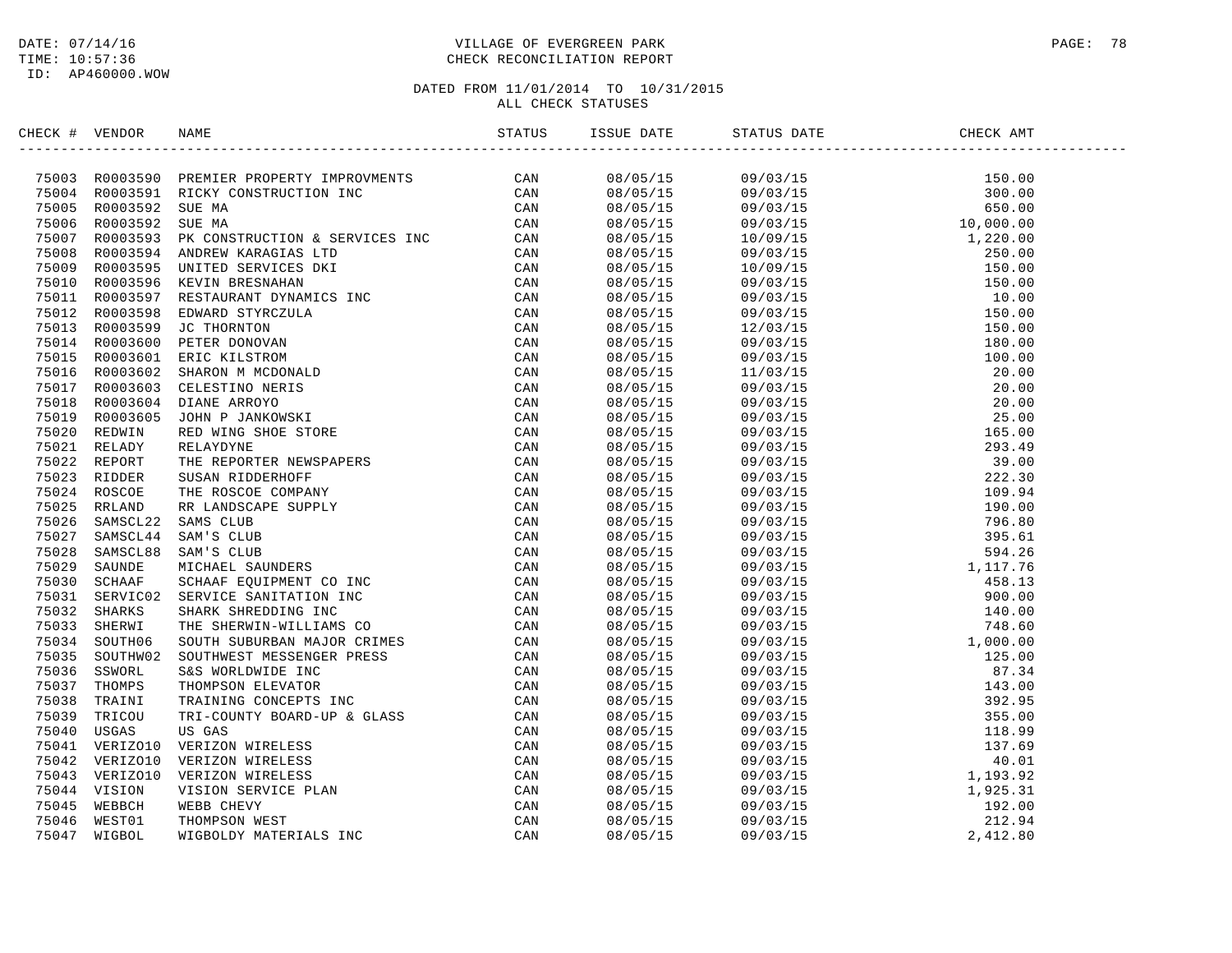DATE: 07/14/16
TIME: 10:57:36
ID: AP460000.WOW

VILLAGE OF EVERGREEN PARK
CHECK RECONCILIATION REPORT

DATED FROM 11/01/2014 TO 10/31/2015
ALL CHECK STATUSES

| CHECK # | VENDOR | NAME | STATUS | ISSUE DATE | STATUS DATE | CHECK AMT |
|---|---|---|---|---|---|---|
| 75003 | R0003590 | PREMIER PROPERTY IMPROVMENTS | CAN | 08/05/15 | 09/03/15 | 150.00 |
| 75004 | R0003591 | RICKY CONSTRUCTION INC | CAN | 08/05/15 | 09/03/15 | 300.00 |
| 75005 | R0003592 | SUE MA | CAN | 08/05/15 | 09/03/15 | 650.00 |
| 75006 | R0003592 | SUE MA | CAN | 08/05/15 | 09/03/15 | 10,000.00 |
| 75007 | R0003593 | PK CONSTRUCTION & SERVICES INC | CAN | 08/05/15 | 10/09/15 | 1,220.00 |
| 75008 | R0003594 | ANDREW KARAGIAS LTD | CAN | 08/05/15 | 09/03/15 | 250.00 |
| 75009 | R0003595 | UNITED SERVICES DKI | CAN | 08/05/15 | 10/09/15 | 150.00 |
| 75010 | R0003596 | KEVIN BRESNAHAN | CAN | 08/05/15 | 09/03/15 | 150.00 |
| 75011 | R0003597 | RESTAURANT DYNAMICS INC | CAN | 08/05/15 | 09/03/15 | 10.00 |
| 75012 | R0003598 | EDWARD STYRCZULA | CAN | 08/05/15 | 09/03/15 | 150.00 |
| 75013 | R0003599 | JC THORNTON | CAN | 08/05/15 | 12/03/15 | 150.00 |
| 75014 | R0003600 | PETER DONOVAN | CAN | 08/05/15 | 09/03/15 | 180.00 |
| 75015 | R0003601 | ERIC KILSTROM | CAN | 08/05/15 | 09/03/15 | 100.00 |
| 75016 | R0003602 | SHARON M MCDONALD | CAN | 08/05/15 | 11/03/15 | 20.00 |
| 75017 | R0003603 | CELESTINO NERIS | CAN | 08/05/15 | 09/03/15 | 20.00 |
| 75018 | R0003604 | DIANE ARROYO | CAN | 08/05/15 | 09/03/15 | 20.00 |
| 75019 | R0003605 | JOHN P JANKOWSKI | CAN | 08/05/15 | 09/03/15 | 25.00 |
| 75020 | REDWIN | RED WING SHOE STORE | CAN | 08/05/15 | 09/03/15 | 165.00 |
| 75021 | RELADY | RELAYDYNE | CAN | 08/05/15 | 09/03/15 | 293.49 |
| 75022 | REPORT | THE REPORTER NEWSPAPERS | CAN | 08/05/15 | 09/03/15 | 39.00 |
| 75023 | RIDDER | SUSAN RIDDERHOFF | CAN | 08/05/15 | 09/03/15 | 222.30 |
| 75024 | ROSCOE | THE ROSCOE COMPANY | CAN | 08/05/15 | 09/03/15 | 109.94 |
| 75025 | RRLAND | RR LANDSCAPE SUPPLY | CAN | 08/05/15 | 09/03/15 | 190.00 |
| 75026 | SAMSCL22 | SAMS CLUB | CAN | 08/05/15 | 09/03/15 | 796.80 |
| 75027 | SAMSCL44 | SAM'S CLUB | CAN | 08/05/15 | 09/03/15 | 395.61 |
| 75028 | SAMSCL88 | SAM'S CLUB | CAN | 08/05/15 | 09/03/15 | 594.26 |
| 75029 | SAUNDE | MICHAEL SAUNDERS | CAN | 08/05/15 | 09/03/15 | 1,117.76 |
| 75030 | SCHAAF | SCHAAF EQUIPMENT CO INC | CAN | 08/05/15 | 09/03/15 | 458.13 |
| 75031 | SERVIC02 | SERVICE SANITATION INC | CAN | 08/05/15 | 09/03/15 | 900.00 |
| 75032 | SHARKS | SHARK SHREDDING INC | CAN | 08/05/15 | 09/03/15 | 140.00 |
| 75033 | SHERWI | THE SHERWIN-WILLIAMS CO | CAN | 08/05/15 | 09/03/15 | 748.60 |
| 75034 | SOUTH06 | SOUTH SUBURBAN MAJOR CRIMES | CAN | 08/05/15 | 09/03/15 | 1,000.00 |
| 75035 | SOUTHW02 | SOUTHWEST MESSENGER PRESS | CAN | 08/05/15 | 09/03/15 | 125.00 |
| 75036 | SSWORL | S&S WORLDWIDE INC | CAN | 08/05/15 | 09/03/15 | 87.34 |
| 75037 | THOMPS | THOMPSON ELEVATOR | CAN | 08/05/15 | 09/03/15 | 143.00 |
| 75038 | TRAINI | TRAINING CONCEPTS INC | CAN | 08/05/15 | 09/03/15 | 392.95 |
| 75039 | TRICOU | TRI-COUNTY BOARD-UP & GLASS | CAN | 08/05/15 | 09/03/15 | 355.00 |
| 75040 | USGAS | US GAS | CAN | 08/05/15 | 09/03/15 | 118.99 |
| 75041 | VERIZO10 | VERIZON WIRELESS | CAN | 08/05/15 | 09/03/15 | 137.69 |
| 75042 | VERIZO10 | VERIZON WIRELESS | CAN | 08/05/15 | 09/03/15 | 40.01 |
| 75043 | VERIZO10 | VERIZON WIRELESS | CAN | 08/05/15 | 09/03/15 | 1,193.92 |
| 75044 | VISION | VISION SERVICE PLAN | CAN | 08/05/15 | 09/03/15 | 1,925.31 |
| 75045 | WEBBCH | WEBB CHEVY | CAN | 08/05/15 | 09/03/15 | 192.00 |
| 75046 | WEST01 | THOMPSON WEST | CAN | 08/05/15 | 09/03/15 | 212.94 |
| 75047 | WIGBOL | WIGBOLDY MATERIALS INC | CAN | 08/05/15 | 09/03/15 | 2,412.80 |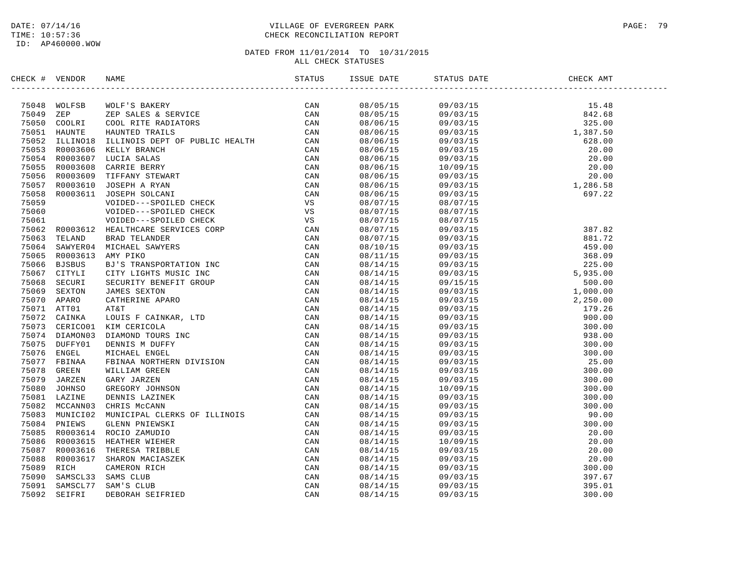DATE: 07/14/16
TIME: 10:57:36
ID: AP460000.WOW

# VILLAGE OF EVERGREEN PARK
## CHECK RECONCILIATION REPORT

DATED FROM 11/01/2014 TO 10/31/2015
ALL CHECK STATUSES

| CHECK # | VENDOR | NAME | STATUS | ISSUE DATE | STATUS DATE | CHECK AMT |
|---|---|---|---|---|---|---|
| 75048 | WOLFSB | WOLF'S BAKERY | CAN | 08/05/15 | 09/03/15 | 15.48 |
| 75049 | ZEP | ZEP SALES & SERVICE | CAN | 08/05/15 | 09/03/15 | 842.68 |
| 75050 | COOLRI | COOL RITE RADIATORS | CAN | 08/06/15 | 09/03/15 | 325.00 |
| 75051 | HAUNTE | HAUNTED TRAILS | CAN | 08/06/15 | 09/03/15 | 1,387.50 |
| 75052 | ILLINO18 | ILLINOIS DEPT OF PUBLIC HEALTH | CAN | 08/06/15 | 09/03/15 | 628.00 |
| 75053 | R0003606 | KELLY BRANCH | CAN | 08/06/15 | 09/03/15 | 20.00 |
| 75054 | R0003607 | LUCIA SALAS | CAN | 08/06/15 | 09/03/15 | 20.00 |
| 75055 | R0003608 | CARRIE BERRY | CAN | 08/06/15 | 10/09/15 | 20.00 |
| 75056 | R0003609 | TIFFANY STEWART | CAN | 08/06/15 | 09/03/15 | 20.00 |
| 75057 | R0003610 | JOSEPH A RYAN | CAN | 08/06/15 | 09/03/15 | 1,286.58 |
| 75058 | R0003611 | JOSEPH SOLCANI | CAN | 08/06/15 | 09/03/15 | 697.22 |
| 75059 | | VOIDED---SPOILED CHECK | VS | 08/07/15 | 08/07/15 | |
| 75060 | | VOIDED---SPOILED CHECK | VS | 08/07/15 | 08/07/15 | |
| 75061 | | VOIDED---SPOILED CHECK | VS | 08/07/15 | 08/07/15 | |
| 75062 | R0003612 | HEALTHCARE SERVICES CORP | CAN | 08/07/15 | 09/03/15 | 387.82 |
| 75063 | TELAND | BRAD TELANDER | CAN | 08/07/15 | 09/03/15 | 881.72 |
| 75064 | SAWYER04 | MICHAEL SAWYERS | CAN | 08/10/15 | 09/03/15 | 459.00 |
| 75065 | R0003613 | AMY PIKO | CAN | 08/11/15 | 09/03/15 | 368.09 |
| 75066 | BJSBUS | BJ'S TRANSPORTATION INC | CAN | 08/14/15 | 09/03/15 | 225.00 |
| 75067 | CITYLI | CITY LIGHTS MUSIC INC | CAN | 08/14/15 | 09/03/15 | 5,935.00 |
| 75068 | SECURI | SECURITY BENEFIT GROUP | CAN | 08/14/15 | 09/15/15 | 500.00 |
| 75069 | SEXTON | JAMES SEXTON | CAN | 08/14/15 | 09/03/15 | 1,000.00 |
| 75070 | APARO | CATHERINE APARO | CAN | 08/14/15 | 09/03/15 | 2,250.00 |
| 75071 | ATT01 | AT&T | CAN | 08/14/15 | 09/03/15 | 179.26 |
| 75072 | CAINKA | LOUIS F CAINKAR, LTD | CAN | 08/14/15 | 09/03/15 | 900.00 |
| 75073 | CERICO01 | KIM CERICOLA | CAN | 08/14/15 | 09/03/15 | 300.00 |
| 75074 | DIAMON03 | DIAMOND TOURS INC | CAN | 08/14/15 | 09/03/15 | 938.00 |
| 75075 | DUFFY01 | DENNIS M DUFFY | CAN | 08/14/15 | 09/03/15 | 300.00 |
| 75076 | ENGEL | MICHAEL ENGEL | CAN | 08/14/15 | 09/03/15 | 300.00 |
| 75077 | FBINAA | FBINAA NORTHERN DIVISION | CAN | 08/14/15 | 09/03/15 | 25.00 |
| 75078 | GREEN | WILLIAM GREEN | CAN | 08/14/15 | 09/03/15 | 300.00 |
| 75079 | JARZEN | GARY JARZEN | CAN | 08/14/15 | 09/03/15 | 300.00 |
| 75080 | JOHNSO | GREGORY JOHNSON | CAN | 08/14/15 | 10/09/15 | 300.00 |
| 75081 | LAZINE | DENNIS LAZINEK | CAN | 08/14/15 | 09/03/15 | 300.00 |
| 75082 | MCCANN03 | CHRIS McCANN | CAN | 08/14/15 | 09/03/15 | 300.00 |
| 75083 | MUNICI02 | MUNICIPAL CLERKS OF ILLINOIS | CAN | 08/14/15 | 09/03/15 | 90.00 |
| 75084 | PNIEWS | GLENN PNIEWSKI | CAN | 08/14/15 | 09/03/15 | 300.00 |
| 75085 | R0003614 | ROCIO ZAMUDIO | CAN | 08/14/15 | 09/03/15 | 20.00 |
| 75086 | R0003615 | HEATHER WIEHER | CAN | 08/14/15 | 10/09/15 | 20.00 |
| 75087 | R0003616 | THERESA TRIBBLE | CAN | 08/14/15 | 09/03/15 | 20.00 |
| 75088 | R0003617 | SHARON MACIASZEK | CAN | 08/14/15 | 09/03/15 | 20.00 |
| 75089 | RICH | CAMERON RICH | CAN | 08/14/15 | 09/03/15 | 300.00 |
| 75090 | SAMSCL33 | SAMS CLUB | CAN | 08/14/15 | 09/03/15 | 397.67 |
| 75091 | SAMSCL77 | SAM'S CLUB | CAN | 08/14/15 | 09/03/15 | 395.01 |
| 75092 | SEIFRI | DEBORAH SEIFRIED | CAN | 08/14/15 | 09/03/15 | 300.00 |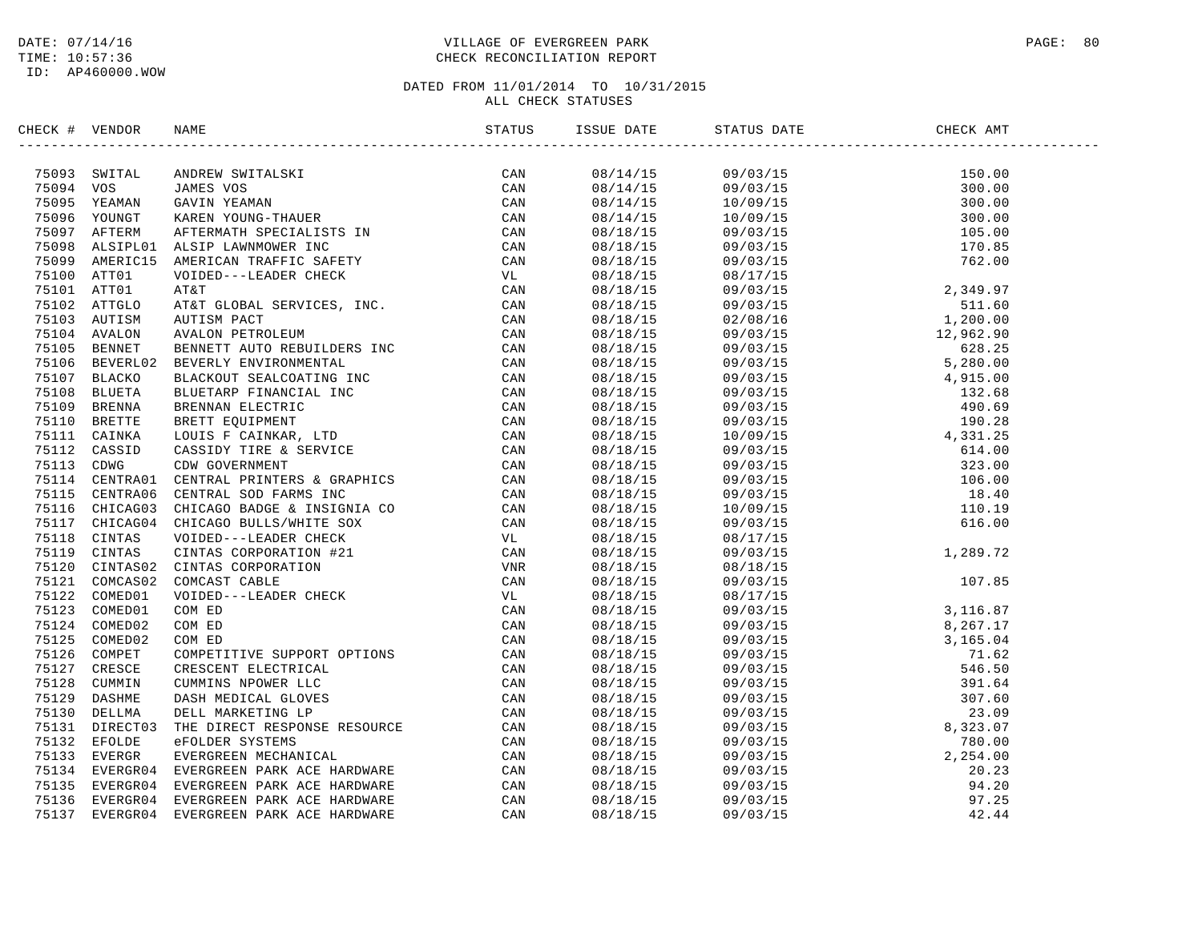DATE: 07/14/16
TIME: 10:57:36
ID: AP460000.WOW

VILLAGE OF EVERGREEN PARK
CHECK RECONCILIATION REPORT

DATED FROM 11/01/2014 TO 10/31/2015
ALL CHECK STATUSES

| CHECK # | VENDOR | NAME | STATUS | ISSUE DATE | STATUS DATE | CHECK AMT |
|---|---|---|---|---|---|---|
| 75093 | SWITAL | ANDREW SWITALSKI | CAN | 08/14/15 | 09/03/15 | 150.00 |
| 75094 | VOS | JAMES VOS | CAN | 08/14/15 | 09/03/15 | 300.00 |
| 75095 | YEAMAN | GAVIN YEAMAN | CAN | 08/14/15 | 10/09/15 | 300.00 |
| 75096 | YOUNGT | KAREN YOUNG-THAUER | CAN | 08/14/15 | 10/09/15 | 300.00 |
| 75097 | AFTERM | AFTERMATH SPECIALISTS IN | CAN | 08/18/15 | 09/03/15 | 105.00 |
| 75098 | ALSIPL01 | ALSIP LAWNMOWER INC | CAN | 08/18/15 | 09/03/15 | 170.85 |
| 75099 | AMERIC15 | AMERICAN TRAFFIC SAFETY | CAN | 08/18/15 | 09/03/15 | 762.00 |
| 75100 | ATT01 | VOIDED---LEADER CHECK | VL | 08/18/15 | 08/17/15 | |
| 75101 | ATT01 | AT&T | CAN | 08/18/15 | 09/03/15 | 2,349.97 |
| 75102 | ATTGLO | AT&T GLOBAL SERVICES, INC. | CAN | 08/18/15 | 09/03/15 | 511.60 |
| 75103 | AUTISM | AUTISM PACT | CAN | 08/18/15 | 02/08/16 | 1,200.00 |
| 75104 | AVALON | AVALON PETROLEUM | CAN | 08/18/15 | 09/03/15 | 12,962.90 |
| 75105 | BENNET | BENNETT AUTO REBUILDERS INC | CAN | 08/18/15 | 09/03/15 | 628.25 |
| 75106 | BEVERL02 | BEVERLY ENVIRONMENTAL | CAN | 08/18/15 | 09/03/15 | 5,280.00 |
| 75107 | BLACKO | BLACKOUT SEALCOATING INC | CAN | 08/18/15 | 09/03/15 | 4,915.00 |
| 75108 | BLUETA | BLUETARP FINANCIAL INC | CAN | 08/18/15 | 09/03/15 | 132.68 |
| 75109 | BRENNA | BRENNAN ELECTRIC | CAN | 08/18/15 | 09/03/15 | 490.69 |
| 75110 | BRETTE | BRETT EQUIPMENT | CAN | 08/18/15 | 09/03/15 | 190.28 |
| 75111 | CAINKA | LOUIS F CAINKAR, LTD | CAN | 08/18/15 | 10/09/15 | 4,331.25 |
| 75112 | CASSID | CASSIDY TIRE & SERVICE | CAN | 08/18/15 | 09/03/15 | 614.00 |
| 75113 | CDWG | CDW GOVERNMENT | CAN | 08/18/15 | 09/03/15 | 323.00 |
| 75114 | CENTRA01 | CENTRAL PRINTERS & GRAPHICS | CAN | 08/18/15 | 09/03/15 | 106.00 |
| 75115 | CENTRA06 | CENTRAL SOD FARMS INC | CAN | 08/18/15 | 09/03/15 | 18.40 |
| 75116 | CHICAG03 | CHICAGO BADGE & INSIGNIA CO | CAN | 08/18/15 | 10/09/15 | 110.19 |
| 75117 | CHICAG04 | CHICAGO BULLS/WHITE SOX | CAN | 08/18/15 | 09/03/15 | 616.00 |
| 75118 | CINTAS | VOIDED---LEADER CHECK | VL | 08/18/15 | 08/17/15 | |
| 75119 | CINTAS | CINTAS CORPORATION #21 | CAN | 08/18/15 | 09/03/15 | 1,289.72 |
| 75120 | CINTAS02 | CINTAS CORPORATION | VNR | 08/18/15 | 08/18/15 | |
| 75121 | COMCAS02 | COMCAST CABLE | CAN | 08/18/15 | 09/03/15 | 107.85 |
| 75122 | COMED01 | VOIDED---LEADER CHECK | VL | 08/18/15 | 08/17/15 | |
| 75123 | COMED01 | COM ED | CAN | 08/18/15 | 09/03/15 | 3,116.87 |
| 75124 | COMED02 | COM ED | CAN | 08/18/15 | 09/03/15 | 8,267.17 |
| 75125 | COMED02 | COM ED | CAN | 08/18/15 | 09/03/15 | 3,165.04 |
| 75126 | COMPET | COMPETITIVE SUPPORT OPTIONS | CAN | 08/18/15 | 09/03/15 | 71.62 |
| 75127 | CRESCE | CRESCENT ELECTRICAL | CAN | 08/18/15 | 09/03/15 | 546.50 |
| 75128 | CUMMIN | CUMMINS NPOWER LLC | CAN | 08/18/15 | 09/03/15 | 391.64 |
| 75129 | DASHME | DASH MEDICAL GLOVES | CAN | 08/18/15 | 09/03/15 | 307.60 |
| 75130 | DELLMA | DELL MARKETING LP | CAN | 08/18/15 | 09/03/15 | 23.09 |
| 75131 | DIRECT03 | THE DIRECT RESPONSE RESOURCE | CAN | 08/18/15 | 09/03/15 | 8,323.07 |
| 75132 | EFOLDE | eFOLDER SYSTEMS | CAN | 08/18/15 | 09/03/15 | 780.00 |
| 75133 | EVERGR | EVERGREEN MECHANICAL | CAN | 08/18/15 | 09/03/15 | 2,254.00 |
| 75134 | EVERGR04 | EVERGREEN PARK ACE HARDWARE | CAN | 08/18/15 | 09/03/15 | 20.23 |
| 75135 | EVERGR04 | EVERGREEN PARK ACE HARDWARE | CAN | 08/18/15 | 09/03/15 | 94.20 |
| 75136 | EVERGR04 | EVERGREEN PARK ACE HARDWARE | CAN | 08/18/15 | 09/03/15 | 97.25 |
| 75137 | EVERGR04 | EVERGREEN PARK ACE HARDWARE | CAN | 08/18/15 | 09/03/15 | 42.44 |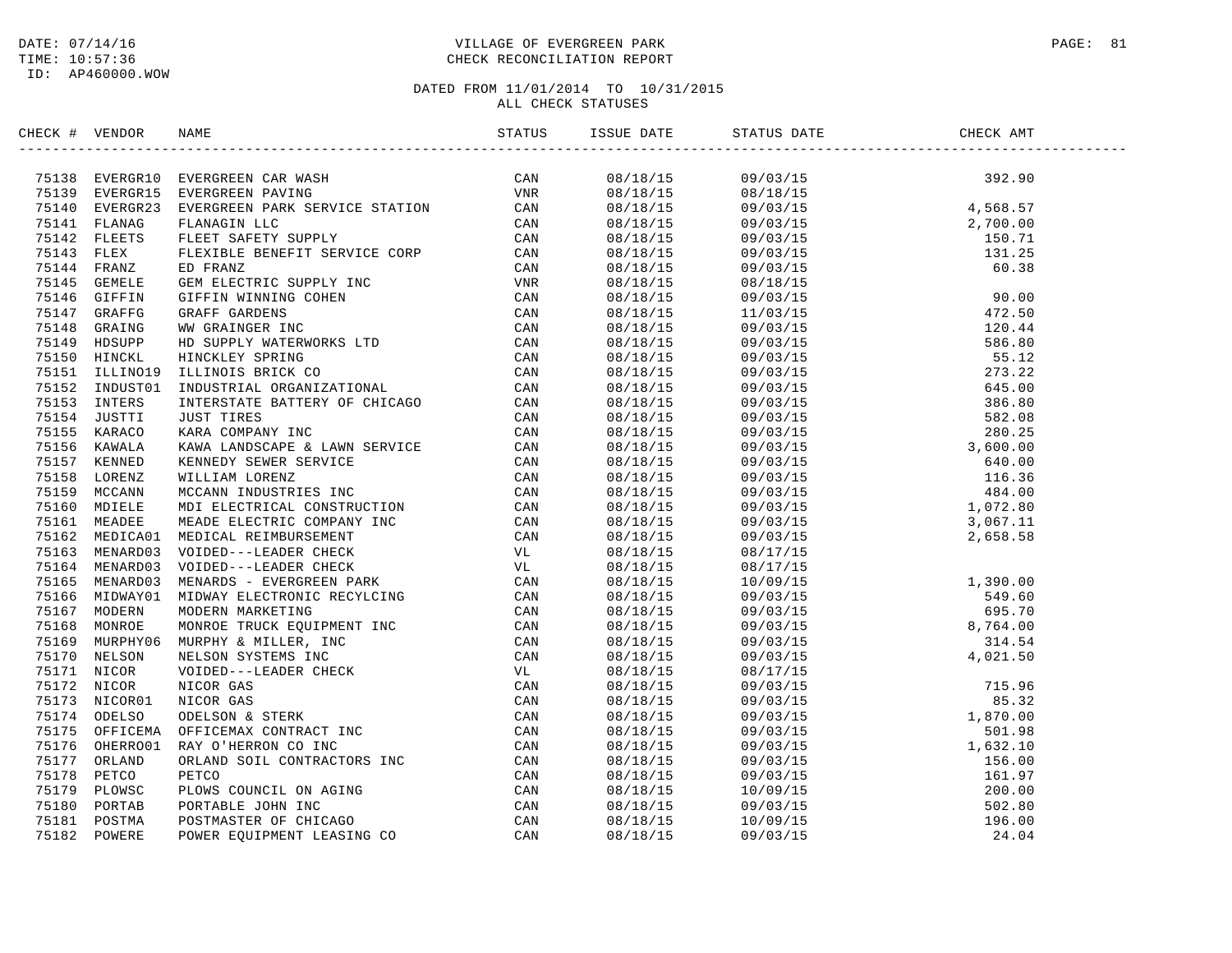DATE: 07/14/16
TIME: 10:57:36
ID: AP460000.WOW

VILLAGE OF EVERGREEN PARK
CHECK RECONCILIATION REPORT

DATED FROM 11/01/2014 TO 10/31/2015
ALL CHECK STATUSES

| CHECK # | VENDOR | NAME | STATUS | ISSUE DATE | STATUS DATE | CHECK AMT |
|---|---|---|---|---|---|---|
| 75138 | EVERGR10 | EVERGREEN CAR WASH | CAN | 08/18/15 | 09/03/15 | 392.90 |
| 75139 | EVERGR15 | EVERGREEN PAVING | VNR | 08/18/15 | 08/18/15 | |
| 75140 | EVERGR23 | EVERGREEN PARK SERVICE STATION | CAN | 08/18/15 | 09/03/15 | 4,568.57 |
| 75141 | FLANAG | FLANAGIN LLC | CAN | 08/18/15 | 09/03/15 | 2,700.00 |
| 75142 | FLEETS | FLEET SAFETY SUPPLY | CAN | 08/18/15 | 09/03/15 | 150.71 |
| 75143 | FLEX | FLEXIBLE BENEFIT SERVICE CORP | CAN | 08/18/15 | 09/03/15 | 131.25 |
| 75144 | FRANZ | ED FRANZ | CAN | 08/18/15 | 09/03/15 | 60.38 |
| 75145 | GEMELE | GEM ELECTRIC SUPPLY INC | VNR | 08/18/15 | 08/18/15 | |
| 75146 | GIFFIN | GIFFIN WINNING COHEN | CAN | 08/18/15 | 09/03/15 | 90.00 |
| 75147 | GRAFFG | GRAFF GARDENS | CAN | 08/18/15 | 11/03/15 | 472.50 |
| 75148 | GRAING | WW GRAINGER INC | CAN | 08/18/15 | 09/03/15 | 120.44 |
| 75149 | HDSUPP | HD SUPPLY WATERWORKS LTD | CAN | 08/18/15 | 09/03/15 | 586.80 |
| 75150 | HINCKL | HINCKLEY SPRING | CAN | 08/18/15 | 09/03/15 | 55.12 |
| 75151 | ILLINO19 | ILLINOIS BRICK CO | CAN | 08/18/15 | 09/03/15 | 273.22 |
| 75152 | INDUST01 | INDUSTRIAL ORGANIZATIONAL | CAN | 08/18/15 | 09/03/15 | 645.00 |
| 75153 | INTERS | INTERSTATE BATTERY OF CHICAGO | CAN | 08/18/15 | 09/03/15 | 386.80 |
| 75154 | JUSTTI | JUST TIRES | CAN | 08/18/15 | 09/03/15 | 582.08 |
| 75155 | KARACO | KARA COMPANY INC | CAN | 08/18/15 | 09/03/15 | 280.25 |
| 75156 | KAWALA | KAWA LANDSCAPE & LAWN SERVICE | CAN | 08/18/15 | 09/03/15 | 3,600.00 |
| 75157 | KENNED | KENNEDY SEWER SERVICE | CAN | 08/18/15 | 09/03/15 | 640.00 |
| 75158 | LORENZ | WILLIAM LORENZ | CAN | 08/18/15 | 09/03/15 | 116.36 |
| 75159 | MCCANN | MCCANN INDUSTRIES INC | CAN | 08/18/15 | 09/03/15 | 484.00 |
| 75160 | MDIELE | MDI ELECTRICAL CONSTRUCTION | CAN | 08/18/15 | 09/03/15 | 1,072.80 |
| 75161 | MEADEE | MEADE ELECTRIC COMPANY INC | CAN | 08/18/15 | 09/03/15 | 3,067.11 |
| 75162 | MEDICA01 | MEDICAL REIMBURSEMENT | CAN | 08/18/15 | 09/03/15 | 2,658.58 |
| 75163 | MENARD03 | VOIDED---LEADER CHECK | VL | 08/18/15 | 08/17/15 | |
| 75164 | MENARD03 | VOIDED---LEADER CHECK | VL | 08/18/15 | 08/17/15 | |
| 75165 | MENARD03 | MENARDS - EVERGREEN PARK | CAN | 08/18/15 | 10/09/15 | 1,390.00 |
| 75166 | MIDWAY01 | MIDWAY ELECTRONIC RECYLCING | CAN | 08/18/15 | 09/03/15 | 549.60 |
| 75167 | MODERN | MODERN MARKETING | CAN | 08/18/15 | 09/03/15 | 695.70 |
| 75168 | MONROE | MONROE TRUCK EQUIPMENT INC | CAN | 08/18/15 | 09/03/15 | 8,764.00 |
| 75169 | MURPHY06 | MURPHY & MILLER, INC | CAN | 08/18/15 | 09/03/15 | 314.54 |
| 75170 | NELSON | NELSON SYSTEMS INC | CAN | 08/18/15 | 09/03/15 | 4,021.50 |
| 75171 | NICOR | VOIDED---LEADER CHECK | VL | 08/18/15 | 08/17/15 | |
| 75172 | NICOR | NICOR GAS | CAN | 08/18/15 | 09/03/15 | 715.96 |
| 75173 | NICOR01 | NICOR GAS | CAN | 08/18/15 | 09/03/15 | 85.32 |
| 75174 | ODELSO | ODELSON & STERK | CAN | 08/18/15 | 09/03/15 | 1,870.00 |
| 75175 | OFFICEMA | OFFICEMAX CONTRACT INC | CAN | 08/18/15 | 09/03/15 | 501.98 |
| 75176 | OHERRO01 | RAY O'HERRON CO INC | CAN | 08/18/15 | 09/03/15 | 1,632.10 |
| 75177 | ORLAND | ORLAND SOIL CONTRACTORS INC | CAN | 08/18/15 | 09/03/15 | 156.00 |
| 75178 | PETCO | PETCO | CAN | 08/18/15 | 09/03/15 | 161.97 |
| 75179 | PLOWSC | PLOWS COUNCIL ON AGING | CAN | 08/18/15 | 10/09/15 | 200.00 |
| 75180 | PORTAB | PORTABLE JOHN INC | CAN | 08/18/15 | 09/03/15 | 502.80 |
| 75181 | POSTMA | POSTMASTER OF CHICAGO | CAN | 08/18/15 | 10/09/15 | 196.00 |
| 75182 | POWERE | POWER EQUIPMENT LEASING CO | CAN | 08/18/15 | 09/03/15 | 24.04 |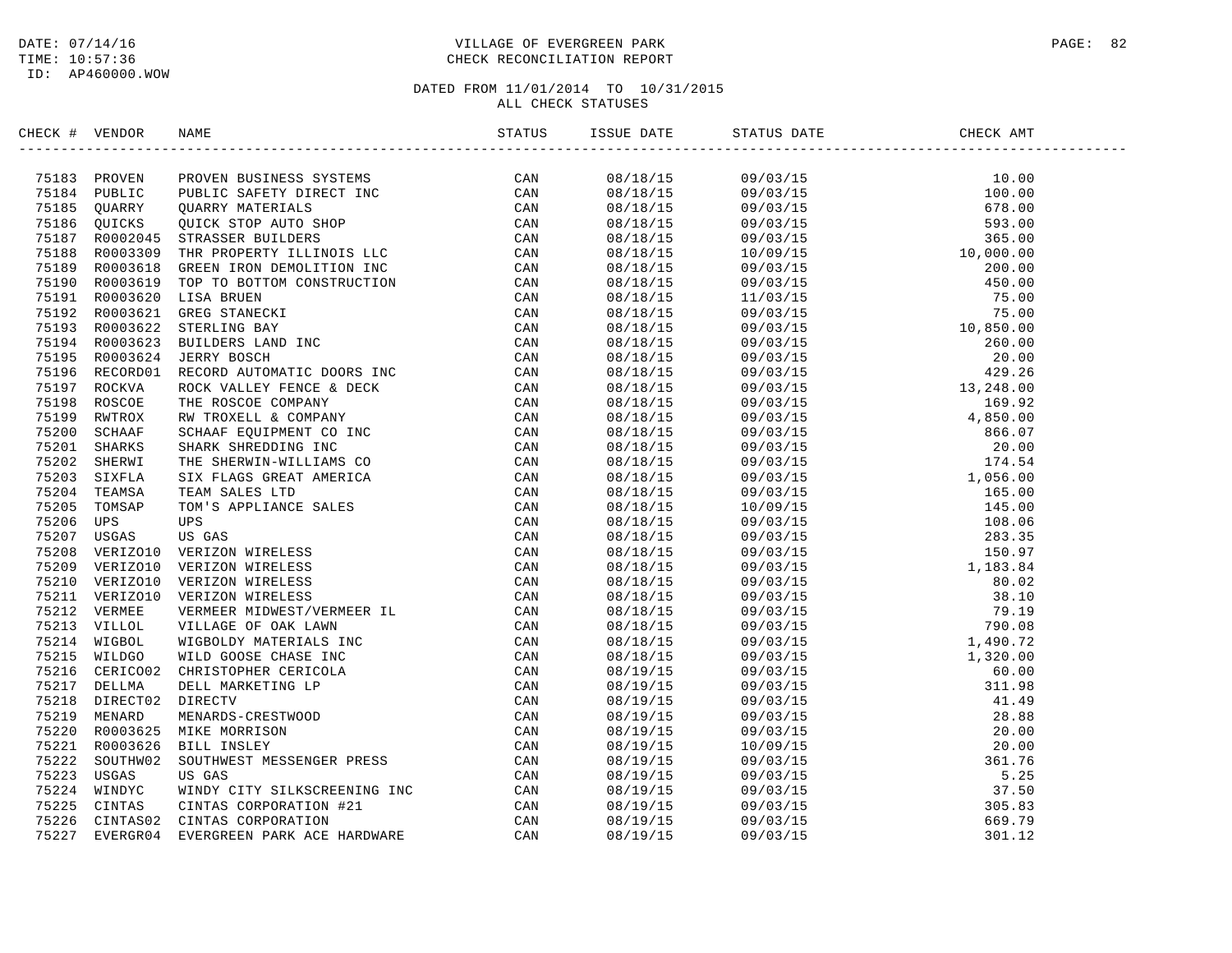DATE: 07/14/16
TIME: 10:57:36
ID: AP460000.WOW

VILLAGE OF EVERGREEN PARK
CHECK RECONCILIATION REPORT

DATED FROM 11/01/2014 TO 10/31/2015
ALL CHECK STATUSES

| CHECK # | VENDOR | NAME | STATUS | ISSUE DATE | STATUS DATE | CHECK AMT |
|---|---|---|---|---|---|---|
| 75183 | PROVEN | PROVEN BUSINESS SYSTEMS | CAN | 08/18/15 | 09/03/15 | 10.00 |
| 75184 | PUBLIC | PUBLIC SAFETY DIRECT INC | CAN | 08/18/15 | 09/03/15 | 100.00 |
| 75185 | QUARRY | QUARRY MATERIALS | CAN | 08/18/15 | 09/03/15 | 678.00 |
| 75186 | QUICKS | QUICK STOP AUTO SHOP | CAN | 08/18/15 | 09/03/15 | 593.00 |
| 75187 | R0002045 | STRASSER BUILDERS | CAN | 08/18/15 | 09/03/15 | 365.00 |
| 75188 | R0003309 | THR PROPERTY ILLINOIS LLC | CAN | 08/18/15 | 10/09/15 | 10,000.00 |
| 75189 | R0003618 | GREEN IRON DEMOLITION INC | CAN | 08/18/15 | 09/03/15 | 200.00 |
| 75190 | R0003619 | TOP TO BOTTOM CONSTRUCTION | CAN | 08/18/15 | 09/03/15 | 450.00 |
| 75191 | R0003620 | LISA BRUEN | CAN | 08/18/15 | 11/03/15 | 75.00 |
| 75192 | R0003621 | GREG STANECKI | CAN | 08/18/15 | 09/03/15 | 75.00 |
| 75193 | R0003622 | STERLING BAY | CAN | 08/18/15 | 09/03/15 | 10,850.00 |
| 75194 | R0003623 | BUILDERS LAND INC | CAN | 08/18/15 | 09/03/15 | 260.00 |
| 75195 | R0003624 | JERRY BOSCH | CAN | 08/18/15 | 09/03/15 | 20.00 |
| 75196 | RECORD01 | RECORD AUTOMATIC DOORS INC | CAN | 08/18/15 | 09/03/15 | 429.26 |
| 75197 | ROCKVA | ROCK VALLEY FENCE & DECK | CAN | 08/18/15 | 09/03/15 | 13,248.00 |
| 75198 | ROSCOE | THE ROSCOE COMPANY | CAN | 08/18/15 | 09/03/15 | 169.92 |
| 75199 | RWTROX | RW TROXELL & COMPANY | CAN | 08/18/15 | 09/03/15 | 4,850.00 |
| 75200 | SCHAAF | SCHAAF EQUIPMENT CO INC | CAN | 08/18/15 | 09/03/15 | 866.07 |
| 75201 | SHARKS | SHARK SHREDDING INC | CAN | 08/18/15 | 09/03/15 | 20.00 |
| 75202 | SHERWI | THE SHERWIN-WILLIAMS CO | CAN | 08/18/15 | 09/03/15 | 174.54 |
| 75203 | SIXFLA | SIX FLAGS GREAT AMERICA | CAN | 08/18/15 | 09/03/15 | 1,056.00 |
| 75204 | TEAMSA | TEAM SALES LTD | CAN | 08/18/15 | 09/03/15 | 165.00 |
| 75205 | TOMSAP | TOM'S APPLIANCE SALES | CAN | 08/18/15 | 10/09/15 | 145.00 |
| 75206 | UPS | UPS | CAN | 08/18/15 | 09/03/15 | 108.06 |
| 75207 | USGAS | US GAS | CAN | 08/18/15 | 09/03/15 | 283.35 |
| 75208 | VERIZO10 | VERIZON WIRELESS | CAN | 08/18/15 | 09/03/15 | 150.97 |
| 75209 | VERIZO10 | VERIZON WIRELESS | CAN | 08/18/15 | 09/03/15 | 1,183.84 |
| 75210 | VERIZO10 | VERIZON WIRELESS | CAN | 08/18/15 | 09/03/15 | 80.02 |
| 75211 | VERIZO10 | VERIZON WIRELESS | CAN | 08/18/15 | 09/03/15 | 38.10 |
| 75212 | VERMEE | VERMEER MIDWEST/VERMEER IL | CAN | 08/18/15 | 09/03/15 | 79.19 |
| 75213 | VILLOL | VILLAGE OF OAK LAWN | CAN | 08/18/15 | 09/03/15 | 790.08 |
| 75214 | WIGBOL | WIGBOLDY MATERIALS INC | CAN | 08/18/15 | 09/03/15 | 1,490.72 |
| 75215 | WILDGO | WILD GOOSE CHASE INC | CAN | 08/18/15 | 09/03/15 | 1,320.00 |
| 75216 | CERICO02 | CHRISTOPHER CERICOLA | CAN | 08/19/15 | 09/03/15 | 60.00 |
| 75217 | DELLMA | DELL MARKETING LP | CAN | 08/19/15 | 09/03/15 | 311.98 |
| 75218 | DIRECT02 | DIRECTV | CAN | 08/19/15 | 09/03/15 | 41.49 |
| 75219 | MENARD | MENARDS-CRESTWOOD | CAN | 08/19/15 | 09/03/15 | 28.88 |
| 75220 | R0003625 | MIKE MORRISON | CAN | 08/19/15 | 09/03/15 | 20.00 |
| 75221 | R0003626 | BILL INSLEY | CAN | 08/19/15 | 10/09/15 | 20.00 |
| 75222 | SOUTHW02 | SOUTHWEST MESSENGER PRESS | CAN | 08/19/15 | 09/03/15 | 361.76 |
| 75223 | USGAS | US GAS | CAN | 08/19/15 | 09/03/15 | 5.25 |
| 75224 | WINDYC | WINDY CITY SILKSCREENING INC | CAN | 08/19/15 | 09/03/15 | 37.50 |
| 75225 | CINTAS | CINTAS CORPORATION #21 | CAN | 08/19/15 | 09/03/15 | 305.83 |
| 75226 | CINTAS02 | CINTAS CORPORATION | CAN | 08/19/15 | 09/03/15 | 669.79 |
| 75227 | EVERGR04 | EVERGREEN PARK ACE HARDWARE | CAN | 08/19/15 | 09/03/15 | 301.12 |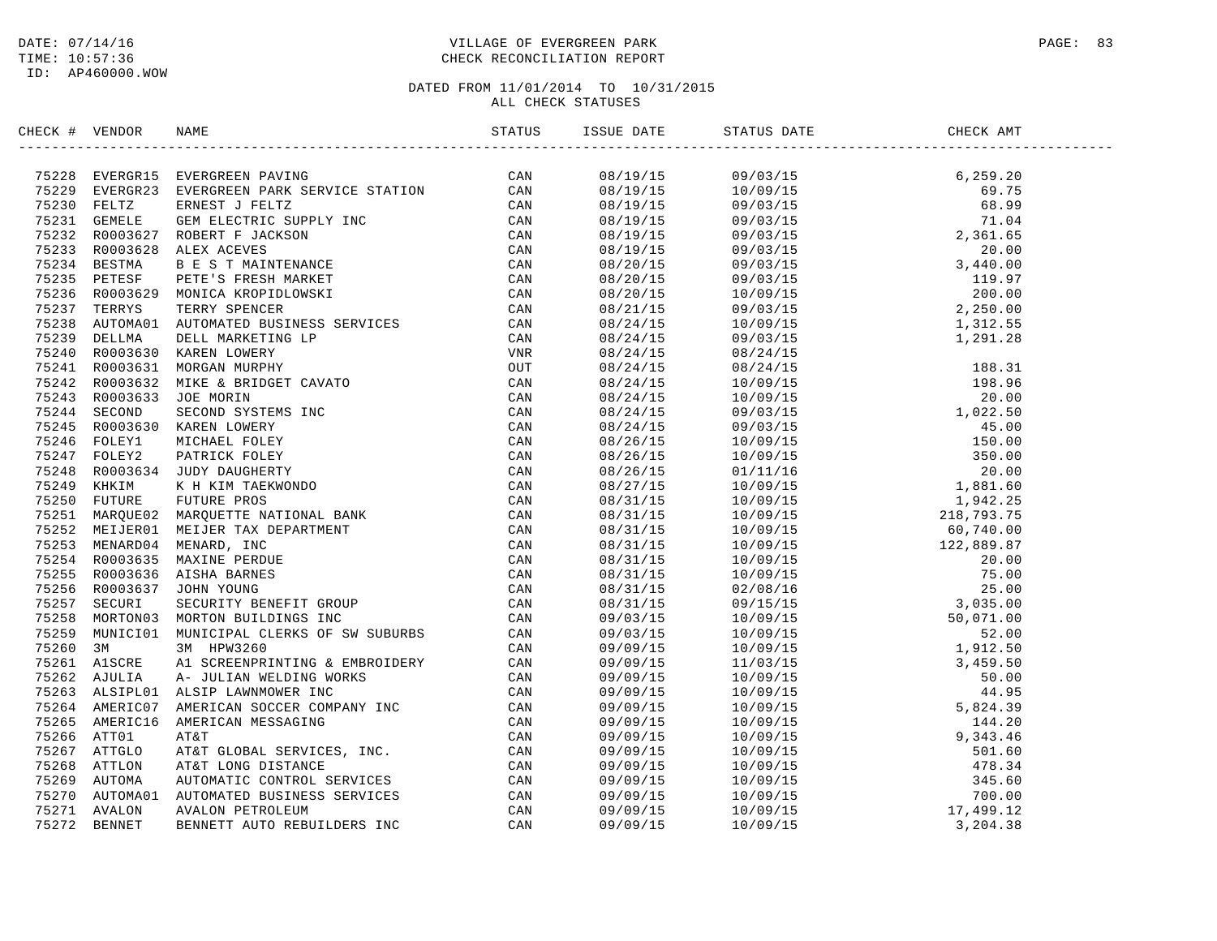DATE: 07/14/16
TIME: 10:57:36
ID: AP460000.WOW

VILLAGE OF EVERGREEN PARK
CHECK RECONCILIATION REPORT

DATED FROM 11/01/2014 TO 10/31/2015
ALL CHECK STATUSES

| CHECK # | VENDOR | NAME | STATUS | ISSUE DATE | STATUS DATE | CHECK AMT |
|---|---|---|---|---|---|---|
| 75228 | EVERGR15 | EVERGREEN PAVING | CAN | 08/19/15 | 09/03/15 | 6,259.20 |
| 75229 | EVERGR23 | EVERGREEN PARK SERVICE STATION | CAN | 08/19/15 | 10/09/15 | 69.75 |
| 75230 | FELTZ | ERNEST J FELTZ | CAN | 08/19/15 | 09/03/15 | 68.99 |
| 75231 | GEMELE | GEM ELECTRIC SUPPLY INC | CAN | 08/19/15 | 09/03/15 | 71.04 |
| 75232 | R0003627 | ROBERT F JACKSON | CAN | 08/19/15 | 09/03/15 | 2,361.65 |
| 75233 | R0003628 | ALEX ACEVES | CAN | 08/19/15 | 09/03/15 | 20.00 |
| 75234 | BESTMA | B E S T MAINTENANCE | CAN | 08/20/15 | 09/03/15 | 3,440.00 |
| 75235 | PETESF | PETE'S FRESH MARKET | CAN | 08/20/15 | 09/03/15 | 119.97 |
| 75236 | R0003629 | MONICA KROPIDLOWSKI | CAN | 08/20/15 | 10/09/15 | 200.00 |
| 75237 | TERRYS | TERRY SPENCER | CAN | 08/21/15 | 09/03/15 | 2,250.00 |
| 75238 | AUTOMA01 | AUTOMATED BUSINESS SERVICES | CAN | 08/24/15 | 10/09/15 | 1,312.55 |
| 75239 | DELLMA | DELL MARKETING LP | CAN | 08/24/15 | 09/03/15 | 1,291.28 |
| 75240 | R0003630 | KAREN LOWERY | VNR | 08/24/15 | 08/24/15 | |
| 75241 | R0003631 | MORGAN MURPHY | OUT | 08/24/15 | 08/24/15 | 188.31 |
| 75242 | R0003632 | MIKE & BRIDGET CAVATO | CAN | 08/24/15 | 10/09/15 | 198.96 |
| 75243 | R0003633 | JOE MORIN | CAN | 08/24/15 | 10/09/15 | 20.00 |
| 75244 | SECOND | SECOND SYSTEMS INC | CAN | 08/24/15 | 09/03/15 | 1,022.50 |
| 75245 | R0003630 | KAREN LOWERY | CAN | 08/24/15 | 09/03/15 | 45.00 |
| 75246 | FOLEY1 | MICHAEL FOLEY | CAN | 08/26/15 | 10/09/15 | 150.00 |
| 75247 | FOLEY2 | PATRICK FOLEY | CAN | 08/26/15 | 10/09/15 | 350.00 |
| 75248 | R0003634 | JUDY DAUGHERTY | CAN | 08/26/15 | 01/11/16 | 20.00 |
| 75249 | KHKIM | K H KIM TAEKWONDO | CAN | 08/27/15 | 10/09/15 | 1,881.60 |
| 75250 | FUTURE | FUTURE PROS | CAN | 08/31/15 | 10/09/15 | 1,942.25 |
| 75251 | MARQUE02 | MARQUETTE NATIONAL BANK | CAN | 08/31/15 | 10/09/15 | 218,793.75 |
| 75252 | MEIJER01 | MEIJER TAX DEPARTMENT | CAN | 08/31/15 | 10/09/15 | 60,740.00 |
| 75253 | MENARD04 | MENARD, INC | CAN | 08/31/15 | 10/09/15 | 122,889.87 |
| 75254 | R0003635 | MAXINE PERDUE | CAN | 08/31/15 | 10/09/15 | 20.00 |
| 75255 | R0003636 | AISHA BARNES | CAN | 08/31/15 | 10/09/15 | 75.00 |
| 75256 | R0003637 | JOHN YOUNG | CAN | 08/31/15 | 02/08/16 | 25.00 |
| 75257 | SECURI | SECURITY BENEFIT GROUP | CAN | 08/31/15 | 09/15/15 | 3,035.00 |
| 75258 | MORTON03 | MORTON BUILDINGS INC | CAN | 09/03/15 | 10/09/15 | 50,071.00 |
| 75259 | MUNICI01 | MUNICIPAL CLERKS OF SW SUBURBS | CAN | 09/03/15 | 10/09/15 | 52.00 |
| 75260 | 3M | 3M HPW3260 | CAN | 09/09/15 | 10/09/15 | 1,912.50 |
| 75261 | A1SCRE | A1 SCREENPRINTING & EMBROIDERY | CAN | 09/09/15 | 11/03/15 | 3,459.50 |
| 75262 | AJULIA | A- JULIAN WELDING WORKS | CAN | 09/09/15 | 10/09/15 | 50.00 |
| 75263 | ALSIPL01 | ALSIP LAWNMOWER INC | CAN | 09/09/15 | 10/09/15 | 44.95 |
| 75264 | AMERIC07 | AMERICAN SOCCER COMPANY INC | CAN | 09/09/15 | 10/09/15 | 5,824.39 |
| 75265 | AMERIC16 | AMERICAN MESSAGING | CAN | 09/09/15 | 10/09/15 | 144.20 |
| 75266 | ATT01 | AT&T | CAN | 09/09/15 | 10/09/15 | 9,343.46 |
| 75267 | ATTGLO | AT&T GLOBAL SERVICES, INC. | CAN | 09/09/15 | 10/09/15 | 501.60 |
| 75268 | ATTLON | AT&T LONG DISTANCE | CAN | 09/09/15 | 10/09/15 | 478.34 |
| 75269 | AUTOMA | AUTOMATIC CONTROL SERVICES | CAN | 09/09/15 | 10/09/15 | 345.60 |
| 75270 | AUTOMA01 | AUTOMATED BUSINESS SERVICES | CAN | 09/09/15 | 10/09/15 | 700.00 |
| 75271 | AVALON | AVALON PETROLEUM | CAN | 09/09/15 | 10/09/15 | 17,499.12 |
| 75272 | BENNET | BENNETT AUTO REBUILDERS INC | CAN | 09/09/15 | 10/09/15 | 3,204.38 |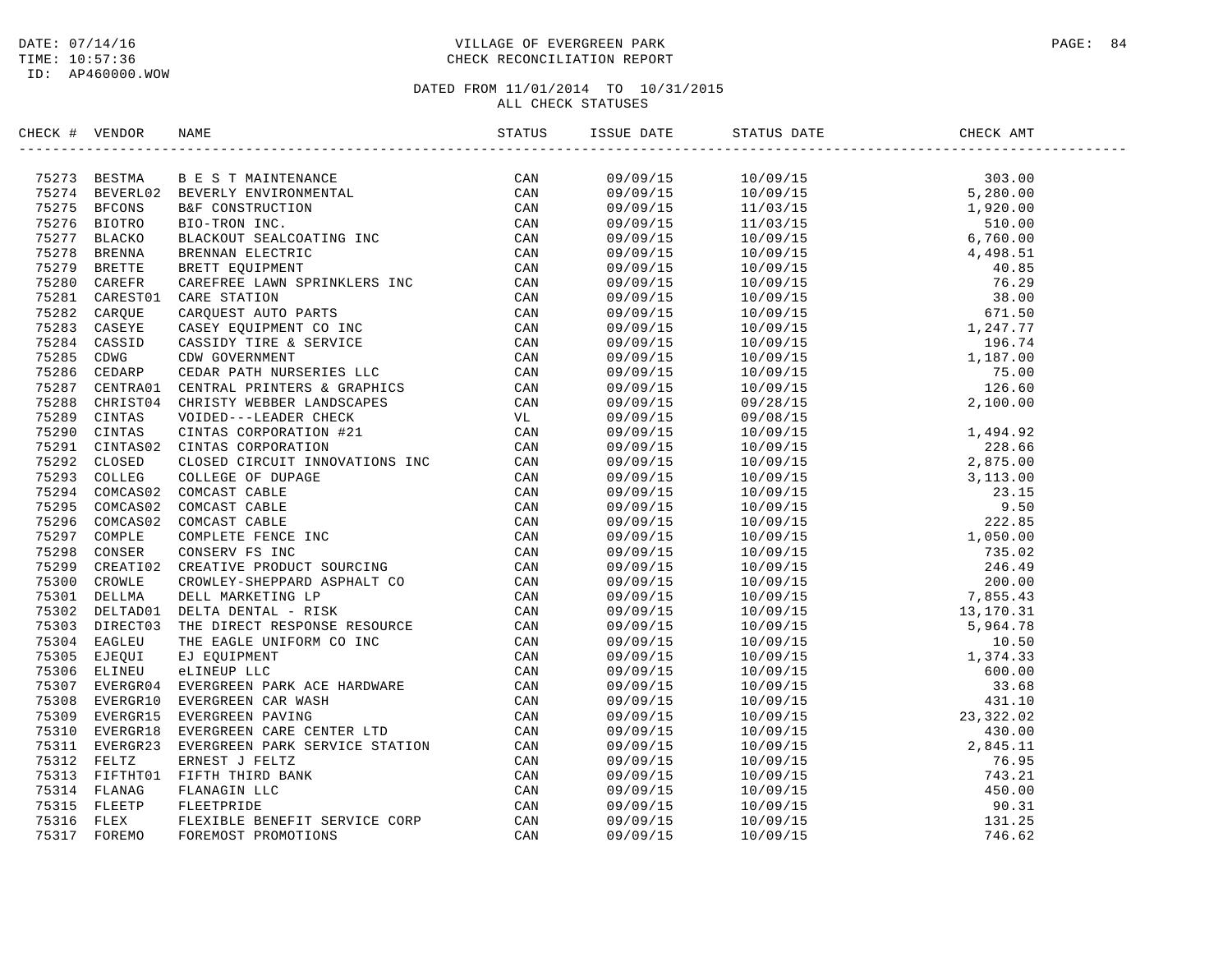DATE: 07/14/16
TIME: 10:57:36
ID: AP460000.WOW

VILLAGE OF EVERGREEN PARK
CHECK RECONCILIATION REPORT

DATED FROM 11/01/2014 TO 10/31/2015
ALL CHECK STATUSES

| CHECK # | VENDOR | NAME | STATUS | ISSUE DATE | STATUS DATE | CHECK AMT |
|---|---|---|---|---|---|---|
| 75273 | BESTMA | B E S T MAINTENANCE | CAN | 09/09/15 | 10/09/15 | 303.00 |
| 75274 | BEVERL02 | BEVERLY ENVIRONMENTAL | CAN | 09/09/15 | 10/09/15 | 5,280.00 |
| 75275 | BFCONS | B&F CONSTRUCTION | CAN | 09/09/15 | 11/03/15 | 1,920.00 |
| 75276 | BIOTRO | BIO-TRON INC. | CAN | 09/09/15 | 11/03/15 | 510.00 |
| 75277 | BLACKO | BLACKOUT SEALCOATING INC | CAN | 09/09/15 | 10/09/15 | 6,760.00 |
| 75278 | BRENNA | BRENNAN ELECTRIC | CAN | 09/09/15 | 10/09/15 | 4,498.51 |
| 75279 | BRETTE | BRETT EQUIPMENT | CAN | 09/09/15 | 10/09/15 | 40.85 |
| 75280 | CAREFR | CAREFREE LAWN SPRINKLERS INC | CAN | 09/09/15 | 10/09/15 | 76.29 |
| 75281 | CAREST01 | CARE STATION | CAN | 09/09/15 | 10/09/15 | 38.00 |
| 75282 | CARQUE | CARQUEST AUTO PARTS | CAN | 09/09/15 | 10/09/15 | 671.50 |
| 75283 | CASEYE | CASEY EQUIPMENT CO INC | CAN | 09/09/15 | 10/09/15 | 1,247.77 |
| 75284 | CASSID | CASSIDY TIRE & SERVICE | CAN | 09/09/15 | 10/09/15 | 196.74 |
| 75285 | CDWG | CDW GOVERNMENT | CAN | 09/09/15 | 10/09/15 | 1,187.00 |
| 75286 | CEDARP | CEDAR PATH NURSERIES LLC | CAN | 09/09/15 | 10/09/15 | 75.00 |
| 75287 | CENTRA01 | CENTRAL PRINTERS & GRAPHICS | CAN | 09/09/15 | 10/09/15 | 126.60 |
| 75288 | CHRIST04 | CHRISTY WEBBER LANDSCAPES | CAN | 09/09/15 | 09/28/15 | 2,100.00 |
| 75289 | CINTAS | VOIDED---LEADER CHECK | VL | 09/09/15 | 09/08/15 | |
| 75290 | CINTAS | CINTAS CORPORATION #21 | CAN | 09/09/15 | 10/09/15 | 1,494.92 |
| 75291 | CINTAS02 | CINTAS CORPORATION | CAN | 09/09/15 | 10/09/15 | 228.66 |
| 75292 | CLOSED | CLOSED CIRCUIT INNOVATIONS INC | CAN | 09/09/15 | 10/09/15 | 2,875.00 |
| 75293 | COLLEG | COLLEGE OF DUPAGE | CAN | 09/09/15 | 10/09/15 | 3,113.00 |
| 75294 | COMCAS02 | COMCAST CABLE | CAN | 09/09/15 | 10/09/15 | 23.15 |
| 75295 | COMCAS02 | COMCAST CABLE | CAN | 09/09/15 | 10/09/15 | 9.50 |
| 75296 | COMCAS02 | COMCAST CABLE | CAN | 09/09/15 | 10/09/15 | 222.85 |
| 75297 | COMPLE | COMPLETE FENCE INC | CAN | 09/09/15 | 10/09/15 | 1,050.00 |
| 75298 | CONSER | CONSERV FS INC | CAN | 09/09/15 | 10/09/15 | 735.02 |
| 75299 | CREATI02 | CREATIVE PRODUCT SOURCING | CAN | 09/09/15 | 10/09/15 | 246.49 |
| 75300 | CROWLE | CROWLEY-SHEPPARD ASPHALT CO | CAN | 09/09/15 | 10/09/15 | 200.00 |
| 75301 | DELLMA | DELL MARKETING LP | CAN | 09/09/15 | 10/09/15 | 7,855.43 |
| 75302 | DELTAD01 | DELTA DENTAL - RISK | CAN | 09/09/15 | 10/09/15 | 13,170.31 |
| 75303 | DIRECT03 | THE DIRECT RESPONSE RESOURCE | CAN | 09/09/15 | 10/09/15 | 5,964.78 |
| 75304 | EAGLEU | THE EAGLE UNIFORM CO INC | CAN | 09/09/15 | 10/09/15 | 10.50 |
| 75305 | EJEQUI | EJ EQUIPMENT | CAN | 09/09/15 | 10/09/15 | 1,374.33 |
| 75306 | ELINEU | eLINEUP LLC | CAN | 09/09/15 | 10/09/15 | 600.00 |
| 75307 | EVERGR04 | EVERGREEN PARK ACE HARDWARE | CAN | 09/09/15 | 10/09/15 | 33.68 |
| 75308 | EVERGR10 | EVERGREEN CAR WASH | CAN | 09/09/15 | 10/09/15 | 431.10 |
| 75309 | EVERGR15 | EVERGREEN PAVING | CAN | 09/09/15 | 10/09/15 | 23,322.02 |
| 75310 | EVERGR18 | EVERGREEN CARE CENTER LTD | CAN | 09/09/15 | 10/09/15 | 430.00 |
| 75311 | EVERGR23 | EVERGREEN PARK SERVICE STATION | CAN | 09/09/15 | 10/09/15 | 2,845.11 |
| 75312 | FELTZ | ERNEST J FELTZ | CAN | 09/09/15 | 10/09/15 | 76.95 |
| 75313 | FIFTHT01 | FIFTH THIRD BANK | CAN | 09/09/15 | 10/09/15 | 743.21 |
| 75314 | FLANAG | FLANAGIN LLC | CAN | 09/09/15 | 10/09/15 | 450.00 |
| 75315 | FLEETP | FLEETPRIDE | CAN | 09/09/15 | 10/09/15 | 90.31 |
| 75316 | FLEX | FLEXIBLE BENEFIT SERVICE CORP | CAN | 09/09/15 | 10/09/15 | 131.25 |
| 75317 | FOREMO | FOREMOST PROMOTIONS | CAN | 09/09/15 | 10/09/15 | 746.62 |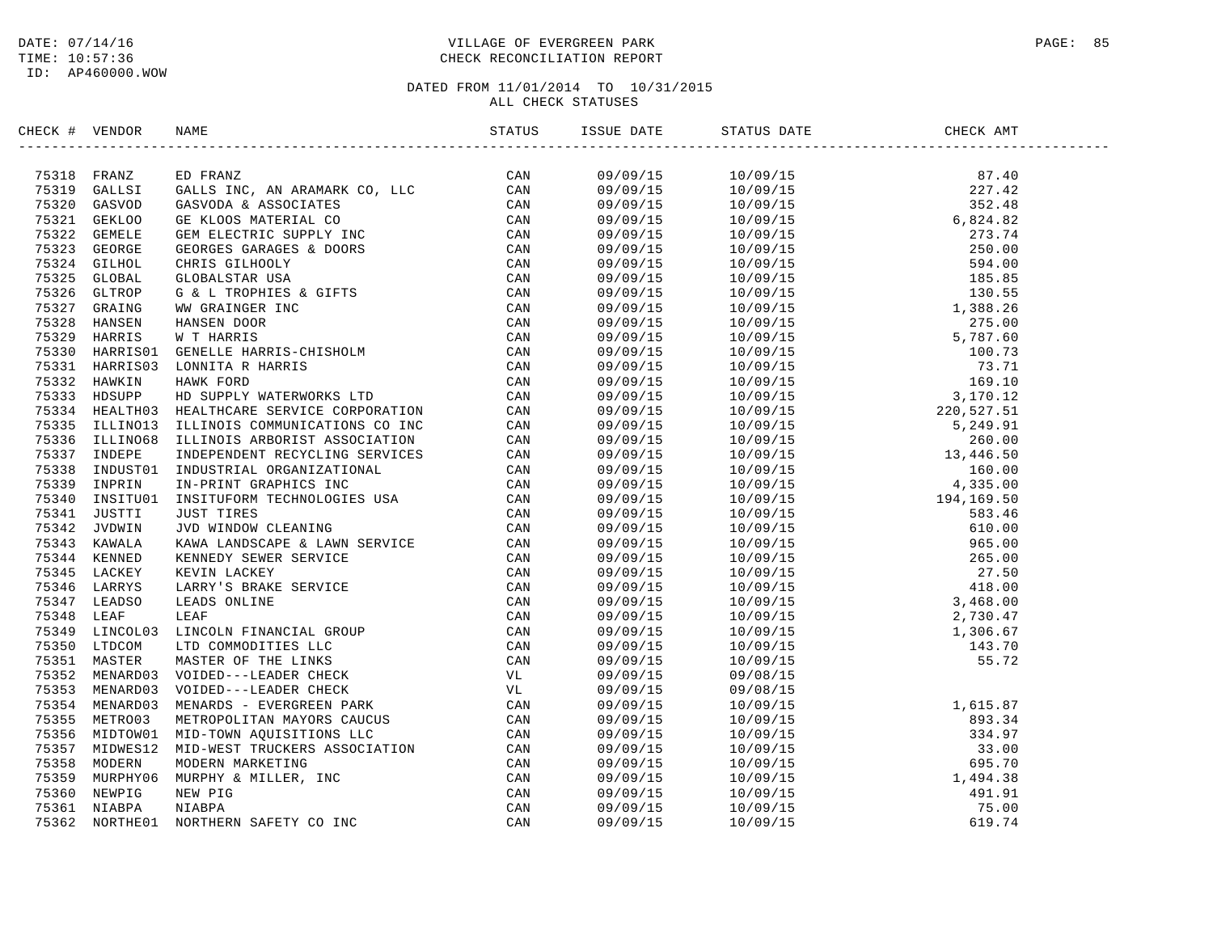DATE: 07/14/16
TIME: 10:57:36
ID: AP460000.WOW

VILLAGE OF EVERGREEN PARK
CHECK RECONCILIATION REPORT

DATED FROM 11/01/2014 TO 10/31/2015
ALL CHECK STATUSES

| CHECK # | VENDOR | NAME | STATUS | ISSUE DATE | STATUS DATE | CHECK AMT |
|---|---|---|---|---|---|---|
| 75318 | FRANZ | ED FRANZ | CAN | 09/09/15 | 10/09/15 | 87.40 |
| 75319 | GALLSI | GALLS INC, AN ARAMARK CO, LLC | CAN | 09/09/15 | 10/09/15 | 227.42 |
| 75320 | GASVOD | GASVODA & ASSOCIATES | CAN | 09/09/15 | 10/09/15 | 352.48 |
| 75321 | GEKLOO | GE KLOOS MATERIAL CO | CAN | 09/09/15 | 10/09/15 | 6,824.82 |
| 75322 | GEMELE | GEM ELECTRIC SUPPLY INC | CAN | 09/09/15 | 10/09/15 | 273.74 |
| 75323 | GEORGE | GEORGES GARAGES & DOORS | CAN | 09/09/15 | 10/09/15 | 250.00 |
| 75324 | GILHOL | CHRIS GILHOOLY | CAN | 09/09/15 | 10/09/15 | 594.00 |
| 75325 | GLOBAL | GLOBALSTAR USA | CAN | 09/09/15 | 10/09/15 | 185.85 |
| 75326 | GLTROP | G & L TROPHIES & GIFTS | CAN | 09/09/15 | 10/09/15 | 130.55 |
| 75327 | GRAING | WW GRAINGER INC | CAN | 09/09/15 | 10/09/15 | 1,388.26 |
| 75328 | HANSEN | HANSEN DOOR | CAN | 09/09/15 | 10/09/15 | 275.00 |
| 75329 | HARRIS | W T HARRIS | CAN | 09/09/15 | 10/09/15 | 5,787.60 |
| 75330 | HARRIS01 | GENELLE HARRIS-CHISHOLM | CAN | 09/09/15 | 10/09/15 | 100.73 |
| 75331 | HARRIS03 | LONNITA R HARRIS | CAN | 09/09/15 | 10/09/15 | 73.71 |
| 75332 | HAWKIN | HAWK FORD | CAN | 09/09/15 | 10/09/15 | 169.10 |
| 75333 | HDSUPP | HD SUPPLY WATERWORKS LTD | CAN | 09/09/15 | 10/09/15 | 3,170.12 |
| 75334 | HEALTH03 | HEALTHCARE SERVICE CORPORATION | CAN | 09/09/15 | 10/09/15 | 220,527.51 |
| 75335 | ILLINO13 | ILLINOIS COMMUNICATIONS CO INC | CAN | 09/09/15 | 10/09/15 | 5,249.91 |
| 75336 | ILLINO68 | ILLINOIS ARBORIST ASSOCIATION | CAN | 09/09/15 | 10/09/15 | 260.00 |
| 75337 | INDEPE | INDEPENDENT RECYCLING SERVICES | CAN | 09/09/15 | 10/09/15 | 13,446.50 |
| 75338 | INDUST01 | INDUSTRIAL ORGANIZATIONAL | CAN | 09/09/15 | 10/09/15 | 160.00 |
| 75339 | INPRIN | IN-PRINT GRAPHICS INC | CAN | 09/09/15 | 10/09/15 | 4,335.00 |
| 75340 | INSITU01 | INSITUFORM TECHNOLOGIES USA | CAN | 09/09/15 | 10/09/15 | 194,169.50 |
| 75341 | JUSTTI | JUST TIRES | CAN | 09/09/15 | 10/09/15 | 583.46 |
| 75342 | JVDWIN | JVD WINDOW CLEANING | CAN | 09/09/15 | 10/09/15 | 610.00 |
| 75343 | KAWALA | KAWA LANDSCAPE & LAWN SERVICE | CAN | 09/09/15 | 10/09/15 | 965.00 |
| 75344 | KENNED | KENNEDY SEWER SERVICE | CAN | 09/09/15 | 10/09/15 | 265.00 |
| 75345 | LACKEY | KEVIN LACKEY | CAN | 09/09/15 | 10/09/15 | 27.50 |
| 75346 | LARRYS | LARRY'S BRAKE SERVICE | CAN | 09/09/15 | 10/09/15 | 418.00 |
| 75347 | LEADSO | LEADS ONLINE | CAN | 09/09/15 | 10/09/15 | 3,468.00 |
| 75348 | LEAF | LEAF | CAN | 09/09/15 | 10/09/15 | 2,730.47 |
| 75349 | LINCOL03 | LINCOLN FINANCIAL GROUP | CAN | 09/09/15 | 10/09/15 | 1,306.67 |
| 75350 | LTDCOM | LTD COMMODITIES LLC | CAN | 09/09/15 | 10/09/15 | 143.70 |
| 75351 | MASTER | MASTER OF THE LINKS | CAN | 09/09/15 | 10/09/15 | 55.72 |
| 75352 | MENARD03 | VOIDED---LEADER CHECK | VL | 09/09/15 | 09/08/15 | |
| 75353 | MENARD03 | VOIDED---LEADER CHECK | VL | 09/09/15 | 09/08/15 | |
| 75354 | MENARD03 | MENARDS - EVERGREEN PARK | CAN | 09/09/15 | 10/09/15 | 1,615.87 |
| 75355 | METRO03 | METROPOLITAN MAYORS CAUCUS | CAN | 09/09/15 | 10/09/15 | 893.34 |
| 75356 | MIDTOW01 | MID-TOWN AQUISITIONS LLC | CAN | 09/09/15 | 10/09/15 | 334.97 |
| 75357 | MIDWES12 | MID-WEST TRUCKERS ASSOCIATION | CAN | 09/09/15 | 10/09/15 | 33.00 |
| 75358 | MODERN | MODERN MARKETING | CAN | 09/09/15 | 10/09/15 | 695.70 |
| 75359 | MURPHY06 | MURPHY & MILLER, INC | CAN | 09/09/15 | 10/09/15 | 1,494.38 |
| 75360 | NEWPIG | NEW PIG | CAN | 09/09/15 | 10/09/15 | 491.91 |
| 75361 | NIABPA | NIABPA | CAN | 09/09/15 | 10/09/15 | 75.00 |
| 75362 | NORTHE01 | NORTHERN SAFETY CO INC | CAN | 09/09/15 | 10/09/15 | 619.74 |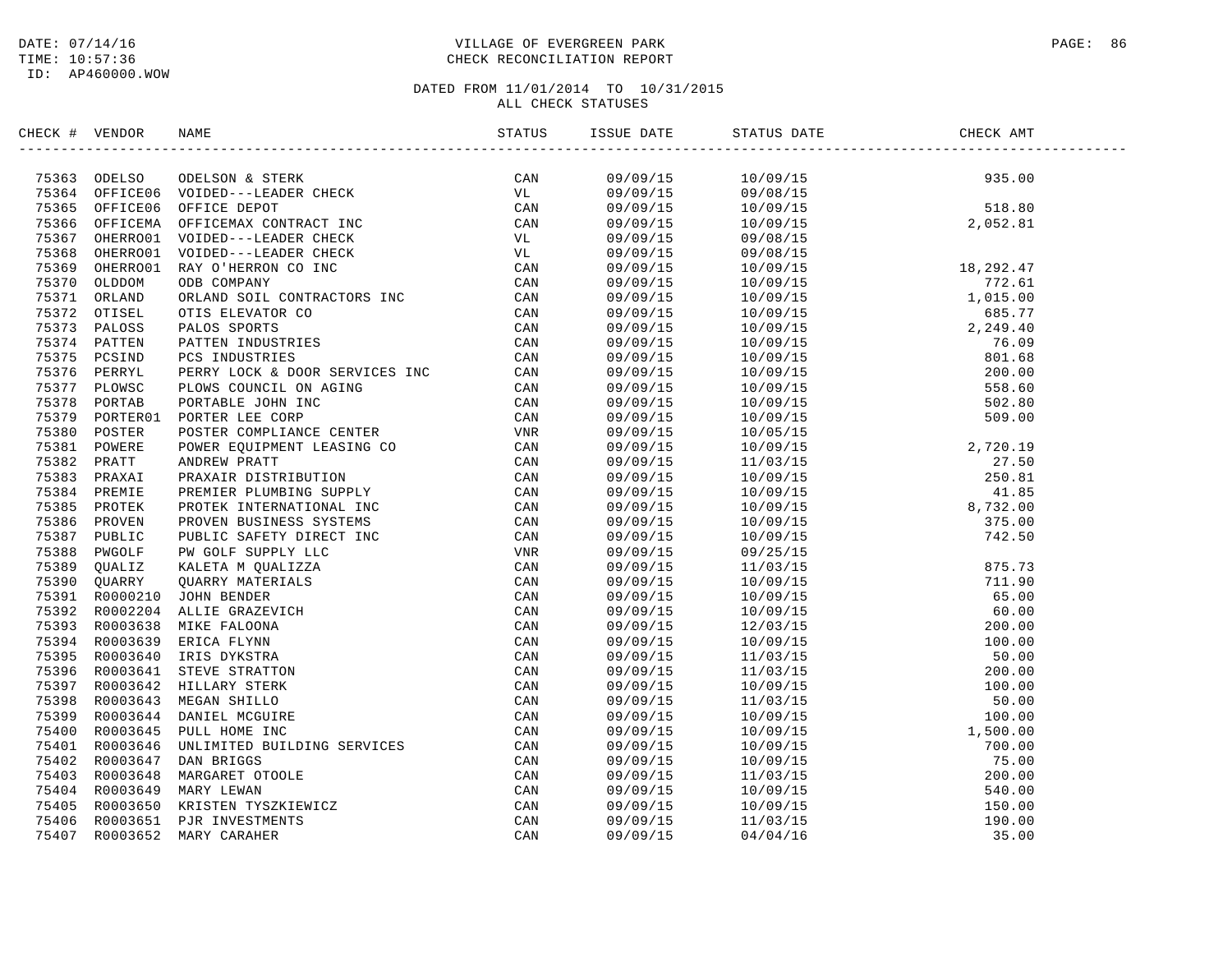DATE: 07/14/16
TIME: 10:57:36
ID: AP460000.WOW

# VILLAGE OF EVERGREEN PARK
## CHECK RECONCILIATION REPORT

DATED FROM 11/01/2014 TO 10/31/2015
ALL CHECK STATUSES

| CHECK # | VENDOR | NAME | STATUS | ISSUE DATE | STATUS DATE | CHECK AMT |
|---|---|---|---|---|---|---|
| 75363 | ODELSO | ODELSON & STERK | CAN | 09/09/15 | 10/09/15 | 935.00 |
| 75364 | OFFICE06 | VOIDED---LEADER CHECK | VL | 09/09/15 | 09/08/15 | |
| 75365 | OFFICE06 | OFFICE DEPOT | CAN | 09/09/15 | 10/09/15 | 518.80 |
| 75366 | OFFICEMA | OFFICEMAX CONTRACT INC | CAN | 09/09/15 | 10/09/15 | 2,052.81 |
| 75367 | OHERRO01 | VOIDED---LEADER CHECK | VL | 09/09/15 | 09/08/15 | |
| 75368 | OHERRO01 | VOIDED---LEADER CHECK | VL | 09/09/15 | 09/08/15 | |
| 75369 | OHERRO01 | RAY O'HERRON CO INC | CAN | 09/09/15 | 10/09/15 | 18,292.47 |
| 75370 | OLDDOM | ODB COMPANY | CAN | 09/09/15 | 10/09/15 | 772.61 |
| 75371 | ORLAND | ORLAND SOIL CONTRACTORS INC | CAN | 09/09/15 | 10/09/15 | 1,015.00 |
| 75372 | OTISEL | OTIS ELEVATOR CO | CAN | 09/09/15 | 10/09/15 | 685.77 |
| 75373 | PALOSS | PALOS SPORTS | CAN | 09/09/15 | 10/09/15 | 2,249.40 |
| 75374 | PATTEN | PATTEN INDUSTRIES | CAN | 09/09/15 | 10/09/15 | 76.09 |
| 75375 | PCSIND | PCS INDUSTRIES | CAN | 09/09/15 | 10/09/15 | 801.68 |
| 75376 | PERRYL | PERRY LOCK & DOOR SERVICES INC | CAN | 09/09/15 | 10/09/15 | 200.00 |
| 75377 | PLOWSC | PLOWS COUNCIL ON AGING | CAN | 09/09/15 | 10/09/15 | 558.60 |
| 75378 | PORTAB | PORTABLE JOHN INC | CAN | 09/09/15 | 10/09/15 | 502.80 |
| 75379 | PORTER01 | PORTER LEE CORP | CAN | 09/09/15 | 10/09/15 | 509.00 |
| 75380 | POSTER | POSTER COMPLIANCE CENTER | VNR | 09/09/15 | 10/05/15 | |
| 75381 | POWERE | POWER EQUIPMENT LEASING CO | CAN | 09/09/15 | 10/09/15 | 2,720.19 |
| 75382 | PRATT | ANDREW PRATT | CAN | 09/09/15 | 11/03/15 | 27.50 |
| 75383 | PRAXAI | PRAXAIR DISTRIBUTION | CAN | 09/09/15 | 10/09/15 | 250.81 |
| 75384 | PREMIE | PREMIER PLUMBING SUPPLY | CAN | 09/09/15 | 10/09/15 | 41.85 |
| 75385 | PROTEK | PROTEK INTERNATIONAL INC | CAN | 09/09/15 | 10/09/15 | 8,732.00 |
| 75386 | PROVEN | PROVEN BUSINESS SYSTEMS | CAN | 09/09/15 | 10/09/15 | 375.00 |
| 75387 | PUBLIC | PUBLIC SAFETY DIRECT INC | CAN | 09/09/15 | 10/09/15 | 742.50 |
| 75388 | PWGOLF | PW GOLF SUPPLY LLC | VNR | 09/09/15 | 09/25/15 | |
| 75389 | QUALIZ | KALETA M QUALIZZA | CAN | 09/09/15 | 11/03/15 | 875.73 |
| 75390 | QUARRY | QUARRY MATERIALS | CAN | 09/09/15 | 10/09/15 | 711.90 |
| 75391 | R0000210 | JOHN BENDER | CAN | 09/09/15 | 10/09/15 | 65.00 |
| 75392 | R0002204 | ALLIE GRAZEVICH | CAN | 09/09/15 | 10/09/15 | 60.00 |
| 75393 | R0003638 | MIKE FALOONA | CAN | 09/09/15 | 12/03/15 | 200.00 |
| 75394 | R0003639 | ERICA FLYNN | CAN | 09/09/15 | 10/09/15 | 100.00 |
| 75395 | R0003640 | IRIS DYKSTRA | CAN | 09/09/15 | 11/03/15 | 50.00 |
| 75396 | R0003641 | STEVE STRATTON | CAN | 09/09/15 | 11/03/15 | 200.00 |
| 75397 | R0003642 | HILLARY STERK | CAN | 09/09/15 | 10/09/15 | 100.00 |
| 75398 | R0003643 | MEGAN SHILLO | CAN | 09/09/15 | 11/03/15 | 50.00 |
| 75399 | R0003644 | DANIEL MCGUIRE | CAN | 09/09/15 | 10/09/15 | 100.00 |
| 75400 | R0003645 | PULL HOME INC | CAN | 09/09/15 | 10/09/15 | 1,500.00 |
| 75401 | R0003646 | UNLIMITED BUILDING SERVICES | CAN | 09/09/15 | 10/09/15 | 700.00 |
| 75402 | R0003647 | DAN BRIGGS | CAN | 09/09/15 | 10/09/15 | 75.00 |
| 75403 | R0003648 | MARGARET OTOOLE | CAN | 09/09/15 | 11/03/15 | 200.00 |
| 75404 | R0003649 | MARY LEWAN | CAN | 09/09/15 | 10/09/15 | 540.00 |
| 75405 | R0003650 | KRISTEN TYSZKIEWICZ | CAN | 09/09/15 | 10/09/15 | 150.00 |
| 75406 | R0003651 | PJR INVESTMENTS | CAN | 09/09/15 | 11/03/15 | 190.00 |
| 75407 | R0003652 | MARY CARAHER | CAN | 09/09/15 | 04/04/16 | 35.00 |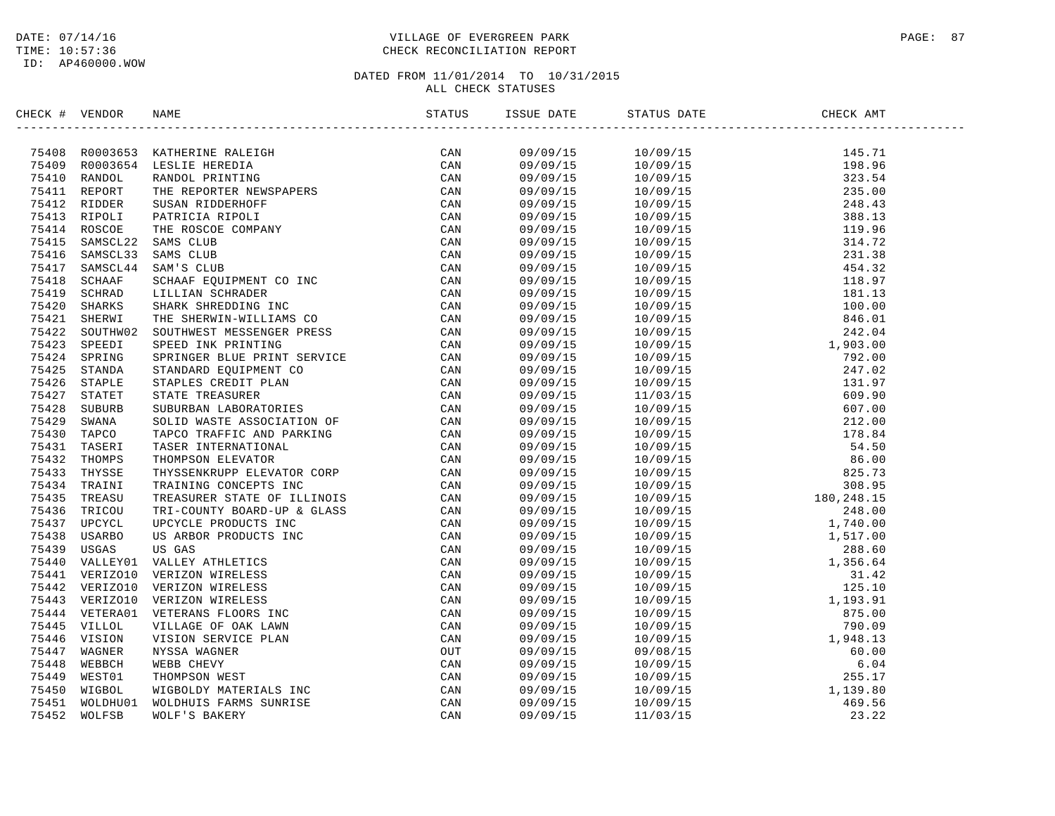DATE: 07/14/16
TIME: 10:57:36
ID: AP460000.WOW

VILLAGE OF EVERGREEN PARK
CHECK RECONCILIATION REPORT

DATED FROM 11/01/2014 TO 10/31/2015
ALL CHECK STATUSES

| CHECK # | VENDOR | NAME | STATUS | ISSUE DATE | STATUS DATE | CHECK AMT |
|---|---|---|---|---|---|---|
| 75408 | R0003653 | KATHERINE RALEIGH | CAN | 09/09/15 | 10/09/15 | 145.71 |
| 75409 | R0003654 | LESLIE HEREDIA | CAN | 09/09/15 | 10/09/15 | 198.96 |
| 75410 | RANDOL | RANDOL PRINTING | CAN | 09/09/15 | 10/09/15 | 323.54 |
| 75411 | REPORT | THE REPORTER NEWSPAPERS | CAN | 09/09/15 | 10/09/15 | 235.00 |
| 75412 | RIDDER | SUSAN RIDDERHOFF | CAN | 09/09/15 | 10/09/15 | 248.43 |
| 75413 | RIPOLI | PATRICIA RIPOLI | CAN | 09/09/15 | 10/09/15 | 388.13 |
| 75414 | ROSCOE | THE ROSCOE COMPANY | CAN | 09/09/15 | 10/09/15 | 119.96 |
| 75415 | SAMSCL22 | SAMS CLUB | CAN | 09/09/15 | 10/09/15 | 314.72 |
| 75416 | SAMSCL33 | SAMS CLUB | CAN | 09/09/15 | 10/09/15 | 231.38 |
| 75417 | SAMSCL44 | SAM'S CLUB | CAN | 09/09/15 | 10/09/15 | 454.32 |
| 75418 | SCHAAF | SCHAAF EQUIPMENT CO INC | CAN | 09/09/15 | 10/09/15 | 118.97 |
| 75419 | SCHRAD | LILLIAN SCHRADER | CAN | 09/09/15 | 10/09/15 | 181.13 |
| 75420 | SHARKS | SHARK SHREDDING INC | CAN | 09/09/15 | 10/09/15 | 100.00 |
| 75421 | SHERWI | THE SHERWIN-WILLIAMS CO | CAN | 09/09/15 | 10/09/15 | 846.01 |
| 75422 | SOUTHW02 | SOUTHWEST MESSENGER PRESS | CAN | 09/09/15 | 10/09/15 | 242.04 |
| 75423 | SPEEDI | SPEED INK PRINTING | CAN | 09/09/15 | 10/09/15 | 1,903.00 |
| 75424 | SPRING | SPRINGER BLUE PRINT SERVICE | CAN | 09/09/15 | 10/09/15 | 792.00 |
| 75425 | STANDA | STANDARD EQUIPMENT CO | CAN | 09/09/15 | 10/09/15 | 247.02 |
| 75426 | STAPLE | STAPLES CREDIT PLAN | CAN | 09/09/15 | 10/09/15 | 131.97 |
| 75427 | STATET | STATE TREASURER | CAN | 09/09/15 | 11/03/15 | 609.90 |
| 75428 | SUBURB | SUBURBAN LABORATORIES | CAN | 09/09/15 | 10/09/15 | 607.00 |
| 75429 | SWANA | SOLID WASTE ASSOCIATION OF | CAN | 09/09/15 | 10/09/15 | 212.00 |
| 75430 | TAPCO | TAPCO TRAFFIC AND PARKING | CAN | 09/09/15 | 10/09/15 | 178.84 |
| 75431 | TASERI | TASER INTERNATIONAL | CAN | 09/09/15 | 10/09/15 | 54.50 |
| 75432 | THOMPS | THOMPSON ELEVATOR | CAN | 09/09/15 | 10/09/15 | 86.00 |
| 75433 | THYSSE | THYSSENKRUPP ELEVATOR CORP | CAN | 09/09/15 | 10/09/15 | 825.73 |
| 75434 | TRAINI | TRAINING CONCEPTS INC | CAN | 09/09/15 | 10/09/15 | 308.95 |
| 75435 | TREASU | TREASURER STATE OF ILLINOIS | CAN | 09/09/15 | 10/09/15 | 180,248.15 |
| 75436 | TRICOU | TRI-COUNTY BOARD-UP & GLASS | CAN | 09/09/15 | 10/09/15 | 248.00 |
| 75437 | UPCYCL | UPCYCLE PRODUCTS INC | CAN | 09/09/15 | 10/09/15 | 1,740.00 |
| 75438 | USARBO | US ARBOR PRODUCTS INC | CAN | 09/09/15 | 10/09/15 | 1,517.00 |
| 75439 | USGAS | US GAS | CAN | 09/09/15 | 10/09/15 | 288.60 |
| 75440 | VALLEY01 | VALLEY ATHLETICS | CAN | 09/09/15 | 10/09/15 | 1,356.64 |
| 75441 | VERIZO10 | VERIZON WIRELESS | CAN | 09/09/15 | 10/09/15 | 31.42 |
| 75442 | VERIZO10 | VERIZON WIRELESS | CAN | 09/09/15 | 10/09/15 | 125.10 |
| 75443 | VERIZO10 | VERIZON WIRELESS | CAN | 09/09/15 | 10/09/15 | 1,193.91 |
| 75444 | VETERA01 | VETERANS FLOORS INC | CAN | 09/09/15 | 10/09/15 | 875.00 |
| 75445 | VILLOL | VILLAGE OF OAK LAWN | CAN | 09/09/15 | 10/09/15 | 790.09 |
| 75446 | VISION | VISION SERVICE PLAN | CAN | 09/09/15 | 10/09/15 | 1,948.13 |
| 75447 | WAGNER | NYSSA WAGNER | OUT | 09/09/15 | 09/08/15 | 60.00 |
| 75448 | WEBBCH | WEBB CHEVY | CAN | 09/09/15 | 10/09/15 | 6.04 |
| 75449 | WEST01 | THOMPSON WEST | CAN | 09/09/15 | 10/09/15 | 255.17 |
| 75450 | WIGBOL | WIGBOLDY MATERIALS INC | CAN | 09/09/15 | 10/09/15 | 1,139.80 |
| 75451 | WOLDHU01 | WOLDHUIS FARMS SUNRISE | CAN | 09/09/15 | 10/09/15 | 469.56 |
| 75452 | WOLFSB | WOLF'S BAKERY | CAN | 09/09/15 | 11/03/15 | 23.22 |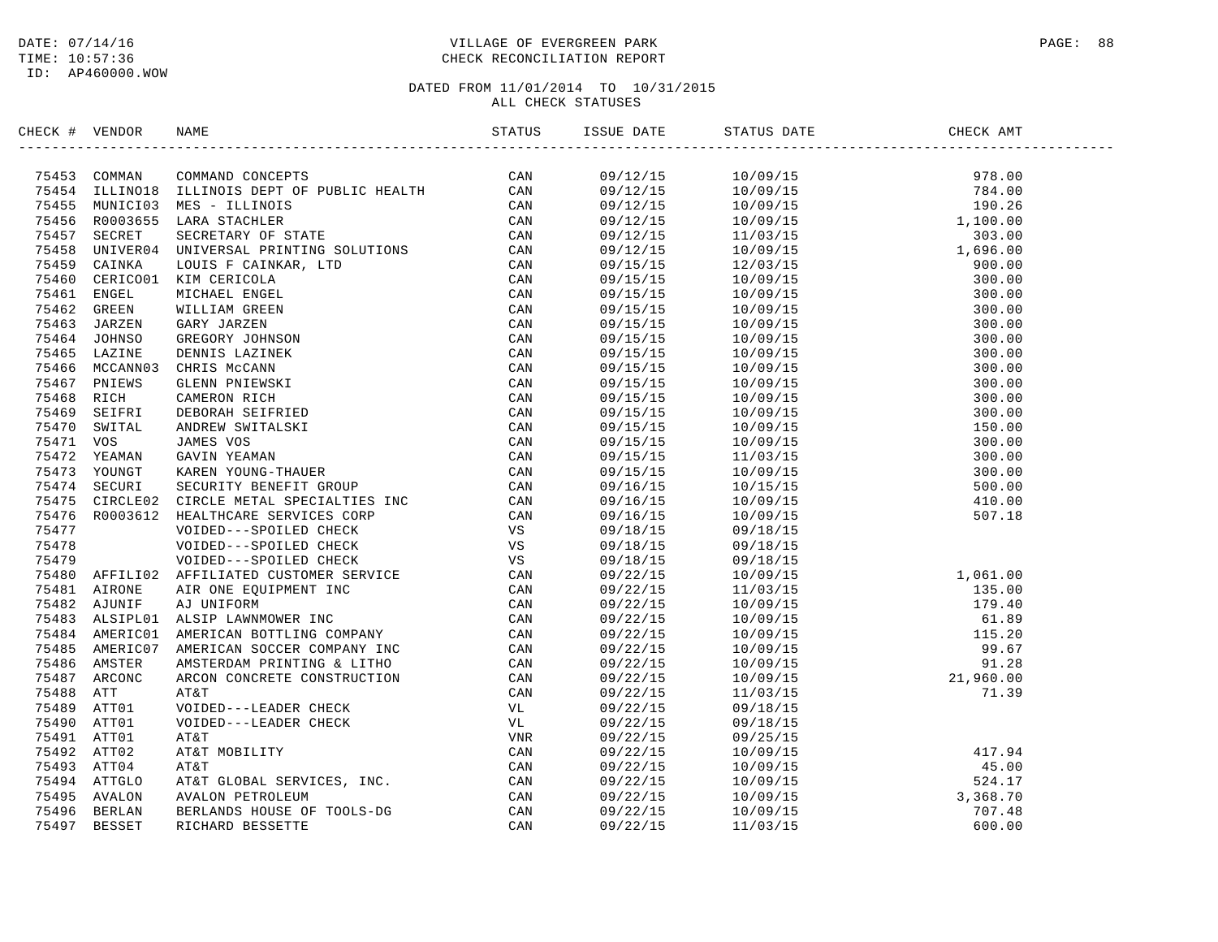DATE: 07/14/16
TIME: 10:57:36
ID: AP460000.WOW

VILLAGE OF EVERGREEN PARK
CHECK RECONCILIATION REPORT

DATED FROM 11/01/2014 TO 10/31/2015
ALL CHECK STATUSES

| CHECK # | VENDOR | NAME | STATUS | ISSUE DATE | STATUS DATE | CHECK AMT |
|---|---|---|---|---|---|---|
| 75453 | COMMAN | COMMAND CONCEPTS | CAN | 09/12/15 | 10/09/15 | 978.00 |
| 75454 | ILLINO18 | ILLINOIS DEPT OF PUBLIC HEALTH | CAN | 09/12/15 | 10/09/15 | 784.00 |
| 75455 | MUNICI03 | MES - ILLINOIS | CAN | 09/12/15 | 10/09/15 | 190.26 |
| 75456 | R0003655 | LARA STACHLER | CAN | 09/12/15 | 10/09/15 | 1,100.00 |
| 75457 | SECRET | SECRETARY OF STATE | CAN | 09/12/15 | 11/03/15 | 303.00 |
| 75458 | UNIVER04 | UNIVERSAL PRINTING SOLUTIONS | CAN | 09/12/15 | 10/09/15 | 1,696.00 |
| 75459 | CAINKA | LOUIS F CAINKAR, LTD | CAN | 09/15/15 | 12/03/15 | 900.00 |
| 75460 | CERICO01 | KIM CERICOLA | CAN | 09/15/15 | 10/09/15 | 300.00 |
| 75461 | ENGEL | MICHAEL ENGEL | CAN | 09/15/15 | 10/09/15 | 300.00 |
| 75462 | GREEN | WILLIAM GREEN | CAN | 09/15/15 | 10/09/15 | 300.00 |
| 75463 | JARZEN | GARY JARZEN | CAN | 09/15/15 | 10/09/15 | 300.00 |
| 75464 | JOHNSO | GREGORY JOHNSON | CAN | 09/15/15 | 10/09/15 | 300.00 |
| 75465 | LAZINE | DENNIS LAZINEK | CAN | 09/15/15 | 10/09/15 | 300.00 |
| 75466 | MCCANN03 | CHRIS McCANN | CAN | 09/15/15 | 10/09/15 | 300.00 |
| 75467 | PNIEWS | GLENN PNIEWSKI | CAN | 09/15/15 | 10/09/15 | 300.00 |
| 75468 | RICH | CAMERON RICH | CAN | 09/15/15 | 10/09/15 | 300.00 |
| 75469 | SEIFRI | DEBORAH SEIFRIED | CAN | 09/15/15 | 10/09/15 | 300.00 |
| 75470 | SWITAL | ANDREW SWITALSKI | CAN | 09/15/15 | 10/09/15 | 150.00 |
| 75471 | VOS | JAMES VOS | CAN | 09/15/15 | 10/09/15 | 300.00 |
| 75472 | YEAMAN | GAVIN YEAMAN | CAN | 09/15/15 | 11/03/15 | 300.00 |
| 75473 | YOUNGT | KAREN YOUNG-THAUER | CAN | 09/15/15 | 10/09/15 | 300.00 |
| 75474 | SECURI | SECURITY BENEFIT GROUP | CAN | 09/16/15 | 10/15/15 | 500.00 |
| 75475 | CIRCLE02 | CIRCLE METAL SPECIALTIES INC | CAN | 09/16/15 | 10/09/15 | 410.00 |
| 75476 | R0003612 | HEALTHCARE SERVICES CORP | CAN | 09/16/15 | 10/09/15 | 507.18 |
| 75477 | | VOIDED---SPOILED CHECK | VS | 09/18/15 | 09/18/15 | |
| 75478 | | VOIDED---SPOILED CHECK | VS | 09/18/15 | 09/18/15 | |
| 75479 | | VOIDED---SPOILED CHECK | VS | 09/18/15 | 09/18/15 | |
| 75480 | AFFILI02 | AFFILIATED CUSTOMER SERVICE | CAN | 09/22/15 | 10/09/15 | 1,061.00 |
| 75481 | AIRONE | AIR ONE EQUIPMENT INC | CAN | 09/22/15 | 11/03/15 | 135.00 |
| 75482 | AJUNIF | AJ UNIFORM | CAN | 09/22/15 | 10/09/15 | 179.40 |
| 75483 | ALSIPL01 | ALSIP LAWNMOWER INC | CAN | 09/22/15 | 10/09/15 | 61.89 |
| 75484 | AMERIC01 | AMERICAN BOTTLING COMPANY | CAN | 09/22/15 | 10/09/15 | 115.20 |
| 75485 | AMERIC07 | AMERICAN SOCCER COMPANY INC | CAN | 09/22/15 | 10/09/15 | 99.67 |
| 75486 | AMSTER | AMSTERDAM PRINTING & LITHO | CAN | 09/22/15 | 10/09/15 | 91.28 |
| 75487 | ARCONC | ARCON CONCRETE CONSTRUCTION | CAN | 09/22/15 | 10/09/15 | 21,960.00 |
| 75488 | ATT | AT&T | CAN | 09/22/15 | 11/03/15 | 71.39 |
| 75489 | ATT01 | VOIDED---LEADER CHECK | VL | 09/22/15 | 09/18/15 | |
| 75490 | ATT01 | VOIDED---LEADER CHECK | VL | 09/22/15 | 09/18/15 | |
| 75491 | ATT01 | AT&T | VNR | 09/22/15 | 09/25/15 | |
| 75492 | ATT02 | AT&T MOBILITY | CAN | 09/22/15 | 10/09/15 | 417.94 |
| 75493 | ATT04 | AT&T | CAN | 09/22/15 | 10/09/15 | 45.00 |
| 75494 | ATTGLO | AT&T GLOBAL SERVICES, INC. | CAN | 09/22/15 | 10/09/15 | 524.17 |
| 75495 | AVALON | AVALON PETROLEUM | CAN | 09/22/15 | 10/09/15 | 3,368.70 |
| 75496 | BERLAN | BERLANDS HOUSE OF TOOLS-DG | CAN | 09/22/15 | 10/09/15 | 707.48 |
| 75497 | BESSET | RICHARD BESSETTE | CAN | 09/22/15 | 11/03/15 | 600.00 |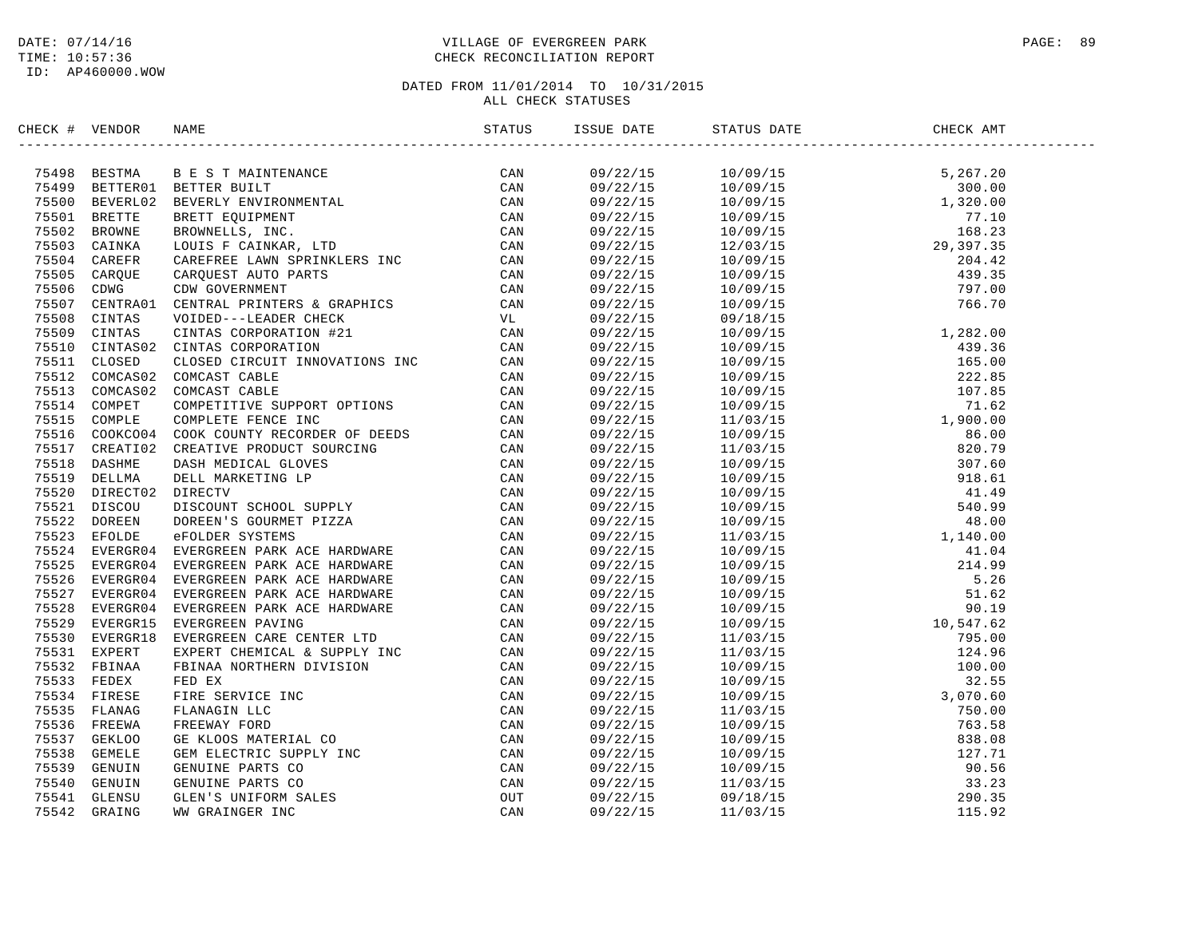DATE: 07/14/16
TIME: 10:57:36
ID: AP460000.WOW

VILLAGE OF EVERGREEN PARK
CHECK RECONCILIATION REPORT

DATED FROM 11/01/2014 TO 10/31/2015
ALL CHECK STATUSES

| CHECK # | VENDOR | NAME | STATUS | ISSUE DATE | STATUS DATE | CHECK AMT |
|---|---|---|---|---|---|---|
| 75498 | BESTMA | B E S T MAINTENANCE | CAN | 09/22/15 | 10/09/15 | 5,267.20 |
| 75499 | BETTER01 | BETTER BUILT | CAN | 09/22/15 | 10/09/15 | 300.00 |
| 75500 | BEVERL02 | BEVERLY ENVIRONMENTAL | CAN | 09/22/15 | 10/09/15 | 1,320.00 |
| 75501 | BRETTE | BRETT EQUIPMENT | CAN | 09/22/15 | 10/09/15 | 77.10 |
| 75502 | BROWNE | BROWNELLS, INC. | CAN | 09/22/15 | 10/09/15 | 168.23 |
| 75503 | CAINKA | LOUIS F CAINKAR, LTD | CAN | 09/22/15 | 12/03/15 | 29,397.35 |
| 75504 | CAREFR | CAREFREE LAWN SPRINKLERS INC | CAN | 09/22/15 | 10/09/15 | 204.42 |
| 75505 | CARQUE | CARQUEST AUTO PARTS | CAN | 09/22/15 | 10/09/15 | 439.35 |
| 75506 | CDWG | CDW GOVERNMENT | CAN | 09/22/15 | 10/09/15 | 797.00 |
| 75507 | CENTRA01 | CENTRAL PRINTERS & GRAPHICS | CAN | 09/22/15 | 10/09/15 | 766.70 |
| 75508 | CINTAS | VOIDED---LEADER CHECK | VL | 09/22/15 | 09/18/15 | |
| 75509 | CINTAS | CINTAS CORPORATION #21 | CAN | 09/22/15 | 10/09/15 | 1,282.00 |
| 75510 | CINTAS02 | CINTAS CORPORATION | CAN | 09/22/15 | 10/09/15 | 439.36 |
| 75511 | CLOSED | CLOSED CIRCUIT INNOVATIONS INC | CAN | 09/22/15 | 10/09/15 | 165.00 |
| 75512 | COMCAS02 | COMCAST CABLE | CAN | 09/22/15 | 10/09/15 | 222.85 |
| 75513 | COMCAS02 | COMCAST CABLE | CAN | 09/22/15 | 10/09/15 | 107.85 |
| 75514 | COMPET | COMPETITIVE SUPPORT OPTIONS | CAN | 09/22/15 | 10/09/15 | 71.62 |
| 75515 | COMPLE | COMPLETE FENCE INC | CAN | 09/22/15 | 11/03/15 | 1,900.00 |
| 75516 | COOKCO04 | COOK COUNTY RECORDER OF DEEDS | CAN | 09/22/15 | 10/09/15 | 86.00 |
| 75517 | CREATI02 | CREATIVE PRODUCT SOURCING | CAN | 09/22/15 | 11/03/15 | 820.79 |
| 75518 | DASHME | DASH MEDICAL GLOVES | CAN | 09/22/15 | 10/09/15 | 307.60 |
| 75519 | DELLMA | DELL MARKETING LP | CAN | 09/22/15 | 10/09/15 | 918.61 |
| 75520 | DIRECT02 | DIRECTV | CAN | 09/22/15 | 10/09/15 | 41.49 |
| 75521 | DISCOU | DISCOUNT SCHOOL SUPPLY | CAN | 09/22/15 | 10/09/15 | 540.99 |
| 75522 | DOREEN | DOREEN'S GOURMET PIZZA | CAN | 09/22/15 | 10/09/15 | 48.00 |
| 75523 | EFOLDE | eFOLDER SYSTEMS | CAN | 09/22/15 | 11/03/15 | 1,140.00 |
| 75524 | EVERGR04 | EVERGREEN PARK ACE HARDWARE | CAN | 09/22/15 | 10/09/15 | 41.04 |
| 75525 | EVERGR04 | EVERGREEN PARK ACE HARDWARE | CAN | 09/22/15 | 10/09/15 | 214.99 |
| 75526 | EVERGR04 | EVERGREEN PARK ACE HARDWARE | CAN | 09/22/15 | 10/09/15 | 5.26 |
| 75527 | EVERGR04 | EVERGREEN PARK ACE HARDWARE | CAN | 09/22/15 | 10/09/15 | 51.62 |
| 75528 | EVERGR04 | EVERGREEN PARK ACE HARDWARE | CAN | 09/22/15 | 10/09/15 | 90.19 |
| 75529 | EVERGR15 | EVERGREEN PAVING | CAN | 09/22/15 | 10/09/15 | 10,547.62 |
| 75530 | EVERGR18 | EVERGREEN CARE CENTER LTD | CAN | 09/22/15 | 11/03/15 | 795.00 |
| 75531 | EXPERT | EXPERT CHEMICAL & SUPPLY INC | CAN | 09/22/15 | 11/03/15 | 124.96 |
| 75532 | FBINAA | FBINAA NORTHERN DIVISION | CAN | 09/22/15 | 10/09/15 | 100.00 |
| 75533 | FEDEX | FED EX | CAN | 09/22/15 | 10/09/15 | 32.55 |
| 75534 | FIRESE | FIRE SERVICE INC | CAN | 09/22/15 | 10/09/15 | 3,070.60 |
| 75535 | FLANAG | FLANAGIN LLC | CAN | 09/22/15 | 11/03/15 | 750.00 |
| 75536 | FREEWA | FREEWAY FORD | CAN | 09/22/15 | 10/09/15 | 763.58 |
| 75537 | GEKLOO | GE KLOOS MATERIAL CO | CAN | 09/22/15 | 10/09/15 | 838.08 |
| 75538 | GEMELE | GEM ELECTRIC SUPPLY INC | CAN | 09/22/15 | 10/09/15 | 127.71 |
| 75539 | GENUIN | GENUINE PARTS CO | CAN | 09/22/15 | 10/09/15 | 90.56 |
| 75540 | GENUIN | GENUINE PARTS CO | CAN | 09/22/15 | 11/03/15 | 33.23 |
| 75541 | GLENSU | GLEN'S UNIFORM SALES | OUT | 09/22/15 | 09/18/15 | 290.35 |
| 75542 | GRAING | WW GRAINGER INC | CAN | 09/22/15 | 11/03/15 | 115.92 |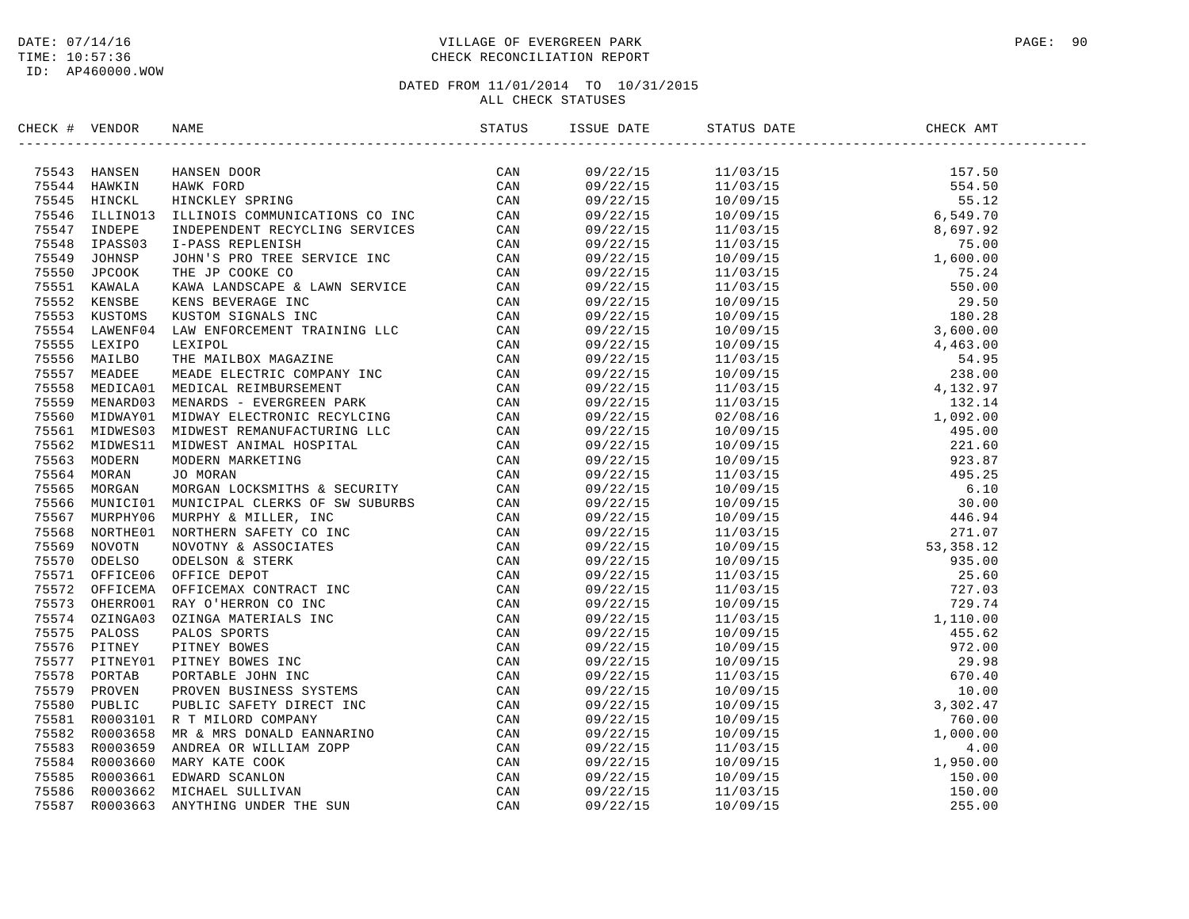DATE: 07/14/16
TIME: 10:57:36
ID: AP460000.WOW

VILLAGE OF EVERGREEN PARK
CHECK RECONCILIATION REPORT

DATED FROM 11/01/2014 TO 10/31/2015
ALL CHECK STATUSES

| CHECK # | VENDOR | NAME | STATUS | ISSUE DATE | STATUS DATE | CHECK AMT |
|---|---|---|---|---|---|---|
| 75543 | HANSEN | HANSEN DOOR | CAN | 09/22/15 | 11/03/15 | 157.50 |
| 75544 | HAWKIN | HAWK FORD | CAN | 09/22/15 | 11/03/15 | 554.50 |
| 75545 | HINCKL | HINCKLEY SPRING | CAN | 09/22/15 | 10/09/15 | 55.12 |
| 75546 | ILLINO13 | ILLINOIS COMMUNICATIONS CO INC | CAN | 09/22/15 | 10/09/15 | 6,549.70 |
| 75547 | INDEPE | INDEPENDENT RECYCLING SERVICES | CAN | 09/22/15 | 11/03/15 | 8,697.92 |
| 75548 | IPASS03 | I-PASS REPLENISH | CAN | 09/22/15 | 11/03/15 | 75.00 |
| 75549 | JOHNSP | JOHN'S PRO TREE SERVICE INC | CAN | 09/22/15 | 10/09/15 | 1,600.00 |
| 75550 | JPCOOK | THE JP COOKE CO | CAN | 09/22/15 | 11/03/15 | 75.24 |
| 75551 | KAWALA | KAWA LANDSCAPE & LAWN SERVICE | CAN | 09/22/15 | 11/03/15 | 550.00 |
| 75552 | KENSBE | KENS BEVERAGE INC | CAN | 09/22/15 | 10/09/15 | 29.50 |
| 75553 | KUSTOMS | KUSTOM SIGNALS INC | CAN | 09/22/15 | 10/09/15 | 180.28 |
| 75554 | LAWENF04 | LAW ENFORCEMENT TRAINING LLC | CAN | 09/22/15 | 10/09/15 | 3,600.00 |
| 75555 | LEXIPO | LEXIPOL | CAN | 09/22/15 | 10/09/15 | 4,463.00 |
| 75556 | MAILBO | THE MAILBOX MAGAZINE | CAN | 09/22/15 | 11/03/15 | 54.95 |
| 75557 | MEADEE | MEADE ELECTRIC COMPANY INC | CAN | 09/22/15 | 10/09/15 | 238.00 |
| 75558 | MEDICA01 | MEDICAL REIMBURSEMENT | CAN | 09/22/15 | 11/03/15 | 4,132.97 |
| 75559 | MENARD03 | MENARDS - EVERGREEN PARK | CAN | 09/22/15 | 11/03/15 | 132.14 |
| 75560 | MIDWAY01 | MIDWAY ELECTRONIC RECYLCING | CAN | 09/22/15 | 02/08/16 | 1,092.00 |
| 75561 | MIDWES03 | MIDWEST REMANUFACTURING LLC | CAN | 09/22/15 | 10/09/15 | 495.00 |
| 75562 | MIDWES11 | MIDWEST ANIMAL HOSPITAL | CAN | 09/22/15 | 10/09/15 | 221.60 |
| 75563 | MODERN | MODERN MARKETING | CAN | 09/22/15 | 10/09/15 | 923.87 |
| 75564 | MORAN | JO MORAN | CAN | 09/22/15 | 11/03/15 | 495.25 |
| 75565 | MORGAN | MORGAN LOCKSMITHS & SECURITY | CAN | 09/22/15 | 10/09/15 | 6.10 |
| 75566 | MUNICI01 | MUNICIPAL CLERKS OF SW SUBURBS | CAN | 09/22/15 | 10/09/15 | 30.00 |
| 75567 | MURPHY06 | MURPHY & MILLER, INC | CAN | 09/22/15 | 10/09/15 | 446.94 |
| 75568 | NORTHE01 | NORTHERN SAFETY CO INC | CAN | 09/22/15 | 11/03/15 | 271.07 |
| 75569 | NOVOTN | NOVOTNY & ASSOCIATES | CAN | 09/22/15 | 10/09/15 | 53,358.12 |
| 75570 | ODELSO | ODELSON & STERK | CAN | 09/22/15 | 10/09/15 | 935.00 |
| 75571 | OFFICE06 | OFFICE DEPOT | CAN | 09/22/15 | 11/03/15 | 25.60 |
| 75572 | OFFICEMA | OFFICEMAX CONTRACT INC | CAN | 09/22/15 | 11/03/15 | 727.03 |
| 75573 | OHERRO01 | RAY O'HERRON CO INC | CAN | 09/22/15 | 10/09/15 | 729.74 |
| 75574 | OZINGA03 | OZINGA MATERIALS INC | CAN | 09/22/15 | 11/03/15 | 1,110.00 |
| 75575 | PALOSS | PALOS SPORTS | CAN | 09/22/15 | 10/09/15 | 455.62 |
| 75576 | PITNEY | PITNEY BOWES | CAN | 09/22/15 | 10/09/15 | 972.00 |
| 75577 | PITNEY01 | PITNEY BOWES INC | CAN | 09/22/15 | 10/09/15 | 29.98 |
| 75578 | PORTAB | PORTABLE JOHN INC | CAN | 09/22/15 | 11/03/15 | 670.40 |
| 75579 | PROVEN | PROVEN BUSINESS SYSTEMS | CAN | 09/22/15 | 10/09/15 | 10.00 |
| 75580 | PUBLIC | PUBLIC SAFETY DIRECT INC | CAN | 09/22/15 | 10/09/15 | 3,302.47 |
| 75581 | R0003101 | R T MILORD COMPANY | CAN | 09/22/15 | 10/09/15 | 760.00 |
| 75582 | R0003658 | MR & MRS DONALD EANNARINO | CAN | 09/22/15 | 10/09/15 | 1,000.00 |
| 75583 | R0003659 | ANDREA OR WILLIAM ZOPP | CAN | 09/22/15 | 11/03/15 | 4.00 |
| 75584 | R0003660 | MARY KATE COOK | CAN | 09/22/15 | 10/09/15 | 1,950.00 |
| 75585 | R0003661 | EDWARD SCANLON | CAN | 09/22/15 | 10/09/15 | 150.00 |
| 75586 | R0003662 | MICHAEL SULLIVAN | CAN | 09/22/15 | 11/03/15 | 150.00 |
| 75587 | R0003663 | ANYTHING UNDER THE SUN | CAN | 09/22/15 | 10/09/15 | 255.00 |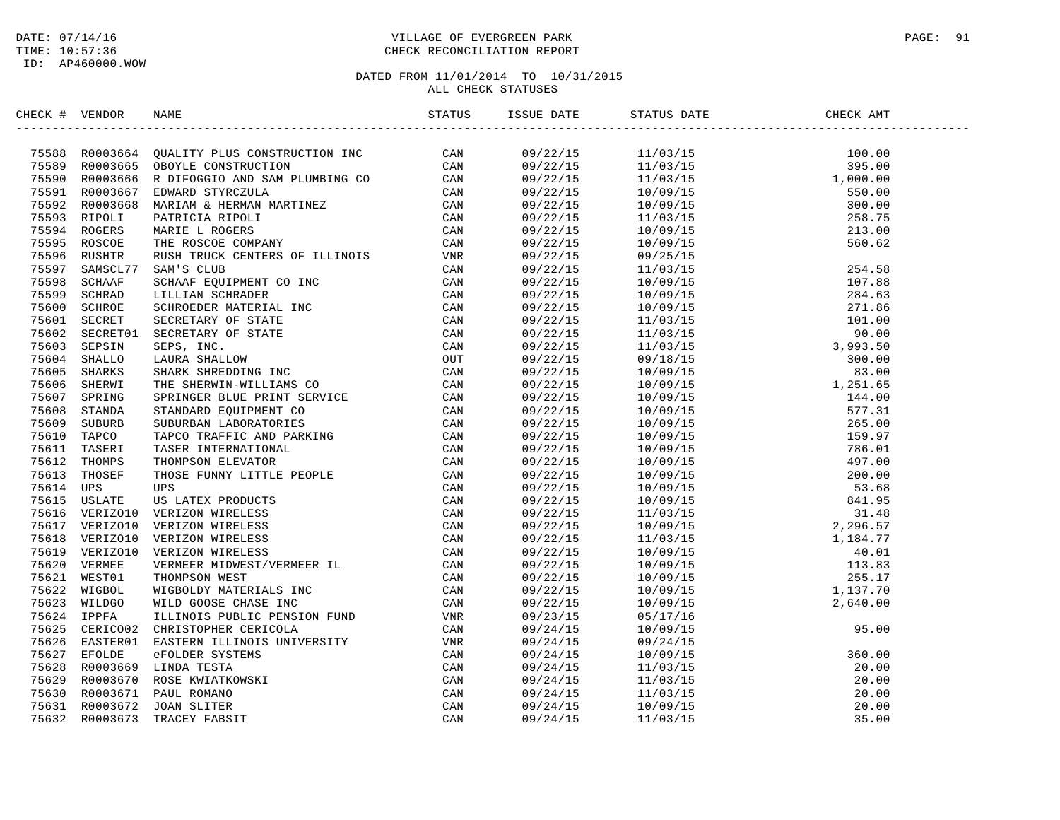DATE: 07/14/16
TIME: 10:57:36
ID: AP460000.WOW

VILLAGE OF EVERGREEN PARK
CHECK RECONCILIATION REPORT

DATED FROM 11/01/2014 TO 10/31/2015
ALL CHECK STATUSES

| CHECK # | VENDOR | NAME | STATUS | ISSUE DATE | STATUS DATE | CHECK AMT |
|---|---|---|---|---|---|---|
| 75588 | R0003664 | QUALITY PLUS CONSTRUCTION INC | CAN | 09/22/15 | 11/03/15 | 100.00 |
| 75589 | R0003665 | OBOYLE CONSTRUCTION | CAN | 09/22/15 | 11/03/15 | 395.00 |
| 75590 | R0003666 | R DIFOGGIO AND SAM PLUMBING CO | CAN | 09/22/15 | 11/03/15 | 1,000.00 |
| 75591 | R0003667 | EDWARD STYRCZULA | CAN | 09/22/15 | 10/09/15 | 550.00 |
| 75592 | R0003668 | MARIAM & HERMAN MARTINEZ | CAN | 09/22/15 | 10/09/15 | 300.00 |
| 75593 | RIPOLI | PATRICIA RIPOLI | CAN | 09/22/15 | 11/03/15 | 258.75 |
| 75594 | ROGERS | MARIE L ROGERS | CAN | 09/22/15 | 10/09/15 | 213.00 |
| 75595 | ROSCOE | THE ROSCOE COMPANY | CAN | 09/22/15 | 10/09/15 | 560.62 |
| 75596 | RUSHTR | RUSH TRUCK CENTERS OF ILLINOIS | VNR | 09/22/15 | 09/25/15 | |
| 75597 | SAMSCL77 | SAM'S CLUB | CAN | 09/22/15 | 11/03/15 | 254.58 |
| 75598 | SCHAAF | SCHAAF EQUIPMENT CO INC | CAN | 09/22/15 | 10/09/15 | 107.88 |
| 75599 | SCHRAD | LILLIAN SCHRADER | CAN | 09/22/15 | 10/09/15 | 284.63 |
| 75600 | SCHROE | SCHROEDER MATERIAL INC | CAN | 09/22/15 | 10/09/15 | 271.86 |
| 75601 | SECRET | SECRETARY OF STATE | CAN | 09/22/15 | 11/03/15 | 101.00 |
| 75602 | SECRET01 | SECRETARY OF STATE | CAN | 09/22/15 | 11/03/15 | 90.00 |
| 75603 | SEPSIN | SEPS, INC. | CAN | 09/22/15 | 11/03/15 | 3,993.50 |
| 75604 | SHALLO | LAURA SHALLOW | OUT | 09/22/15 | 09/18/15 | 300.00 |
| 75605 | SHARKS | SHARK SHREDDING INC | CAN | 09/22/15 | 10/09/15 | 83.00 |
| 75606 | SHERWI | THE SHERWIN-WILLIAMS CO | CAN | 09/22/15 | 10/09/15 | 1,251.65 |
| 75607 | SPRING | SPRINGER BLUE PRINT SERVICE | CAN | 09/22/15 | 10/09/15 | 144.00 |
| 75608 | STANDA | STANDARD EQUIPMENT CO | CAN | 09/22/15 | 10/09/15 | 577.31 |
| 75609 | SUBURB | SUBURBAN LABORATORIES | CAN | 09/22/15 | 10/09/15 | 265.00 |
| 75610 | TAPCO | TAPCO TRAFFIC AND PARKING | CAN | 09/22/15 | 10/09/15 | 159.97 |
| 75611 | TASERI | TASER INTERNATIONAL | CAN | 09/22/15 | 10/09/15 | 786.01 |
| 75612 | THOMPS | THOMPSON ELEVATOR | CAN | 09/22/15 | 10/09/15 | 497.00 |
| 75613 | THOSEF | THOSE FUNNY LITTLE PEOPLE | CAN | 09/22/15 | 10/09/15 | 200.00 |
| 75614 | UPS | UPS | CAN | 09/22/15 | 10/09/15 | 53.68 |
| 75615 | USLATE | US LATEX PRODUCTS | CAN | 09/22/15 | 10/09/15 | 841.95 |
| 75616 | VERIZO10 | VERIZON WIRELESS | CAN | 09/22/15 | 11/03/15 | 31.48 |
| 75617 | VERIZO10 | VERIZON WIRELESS | CAN | 09/22/15 | 10/09/15 | 2,296.57 |
| 75618 | VERIZO10 | VERIZON WIRELESS | CAN | 09/22/15 | 11/03/15 | 1,184.77 |
| 75619 | VERIZO10 | VERIZON WIRELESS | CAN | 09/22/15 | 10/09/15 | 40.01 |
| 75620 | VERMEE | VERMEER MIDWEST/VERMEER IL | CAN | 09/22/15 | 10/09/15 | 113.83 |
| 75621 | WEST01 | THOMPSON WEST | CAN | 09/22/15 | 10/09/15 | 255.17 |
| 75622 | WIGBOL | WIGBOLDY MATERIALS INC | CAN | 09/22/15 | 10/09/15 | 1,137.70 |
| 75623 | WILDGO | WILD GOOSE CHASE INC | CAN | 09/22/15 | 10/09/15 | 2,640.00 |
| 75624 | IPPFA | ILLINOIS PUBLIC PENSION FUND | VNR | 09/23/15 | 05/17/16 | |
| 75625 | CERICO02 | CHRISTOPHER CERICOLA | CAN | 09/24/15 | 10/09/15 | 95.00 |
| 75626 | EASTER01 | EASTERN ILLINOIS UNIVERSITY | VNR | 09/24/15 | 09/24/15 | |
| 75627 | EFOLDE | eFOLDER SYSTEMS | CAN | 09/24/15 | 10/09/15 | 360.00 |
| 75628 | R0003669 | LINDA TESTA | CAN | 09/24/15 | 11/03/15 | 20.00 |
| 75629 | R0003670 | ROSE KWIATKOWSKI | CAN | 09/24/15 | 11/03/15 | 20.00 |
| 75630 | R0003671 | PAUL ROMANO | CAN | 09/24/15 | 11/03/15 | 20.00 |
| 75631 | R0003672 | JOAN SLITER | CAN | 09/24/15 | 10/09/15 | 20.00 |
| 75632 | R0003673 | TRACEY FABSIT | CAN | 09/24/15 | 11/03/15 | 35.00 |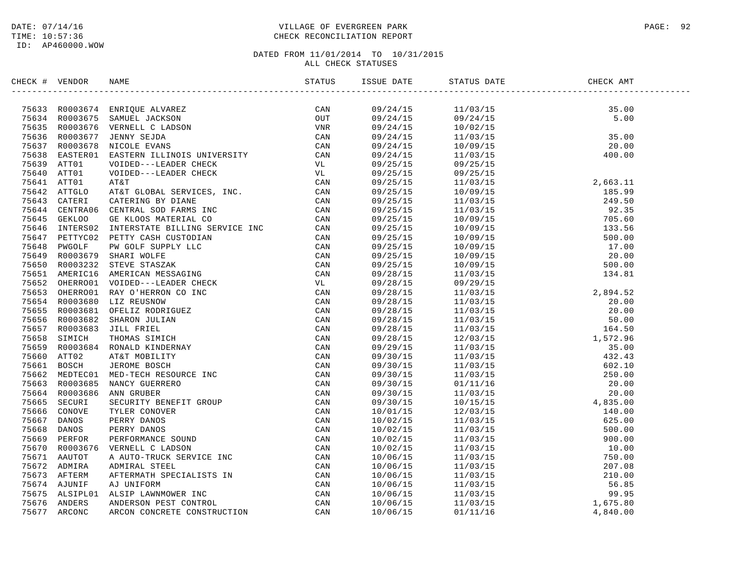DATE: 07/14/16
TIME: 10:57:36
ID: AP460000.WOW

VILLAGE OF EVERGREEN PARK
CHECK RECONCILIATION REPORT

DATED FROM 11/01/2014 TO 10/31/2015
ALL CHECK STATUSES

| CHECK # | VENDOR | NAME | STATUS | ISSUE DATE | STATUS DATE | CHECK AMT |
|---|---|---|---|---|---|---|
| 75633 | R0003674 | ENRIQUE ALVAREZ | CAN | 09/24/15 | 11/03/15 | 35.00 |
| 75634 | R0003675 | SAMUEL JACKSON | OUT | 09/24/15 | 09/24/15 | 5.00 |
| 75635 | R0003676 | VERNELL C LADSON | VNR | 09/24/15 | 10/02/15 | |
| 75636 | R0003677 | JENNY SEJDA | CAN | 09/24/15 | 11/03/15 | 35.00 |
| 75637 | R0003678 | NICOLE EVANS | CAN | 09/24/15 | 10/09/15 | 20.00 |
| 75638 | EASTER01 | EASTERN ILLINOIS UNIVERSITY | CAN | 09/24/15 | 11/03/15 | 400.00 |
| 75639 | ATT01 | VOIDED---LEADER CHECK | VL | 09/25/15 | 09/25/15 | |
| 75640 | ATT01 | VOIDED---LEADER CHECK | VL | 09/25/15 | 09/25/15 | |
| 75641 | ATT01 | AT&T | CAN | 09/25/15 | 11/03/15 | 2,663.11 |
| 75642 | ATTGLO | AT&T GLOBAL SERVICES, INC. | CAN | 09/25/15 | 10/09/15 | 185.99 |
| 75643 | CATERI | CATERING BY DIANE | CAN | 09/25/15 | 11/03/15 | 249.50 |
| 75644 | CENTRA06 | CENTRAL SOD FARMS INC | CAN | 09/25/15 | 11/03/15 | 92.35 |
| 75645 | GEKLOO | GE KLOOS MATERIAL CO | CAN | 09/25/15 | 10/09/15 | 705.60 |
| 75646 | INTERS02 | INTERSTATE BILLING SERVICE INC | CAN | 09/25/15 | 10/09/15 | 133.56 |
| 75647 | PETTYC02 | PETTY CASH CUSTODIAN | CAN | 09/25/15 | 10/09/15 | 500.00 |
| 75648 | PWGOLF | PW GOLF SUPPLY LLC | CAN | 09/25/15 | 10/09/15 | 17.00 |
| 75649 | R0003679 | SHARI WOLFE | CAN | 09/25/15 | 10/09/15 | 20.00 |
| 75650 | R0003232 | STEVE STASZAK | CAN | 09/25/15 | 10/09/15 | 500.00 |
| 75651 | AMERIC16 | AMERICAN MESSAGING | CAN | 09/28/15 | 11/03/15 | 134.81 |
| 75652 | OHERRO01 | VOIDED---LEADER CHECK | VL | 09/28/15 | 09/29/15 | |
| 75653 | OHERRO01 | RAY O'HERRON CO INC | CAN | 09/28/15 | 11/03/15 | 2,894.52 |
| 75654 | R0003680 | LIZ REUSNOW | CAN | 09/28/15 | 11/03/15 | 20.00 |
| 75655 | R0003681 | OFELIZ RODRIGUEZ | CAN | 09/28/15 | 11/03/15 | 20.00 |
| 75656 | R0003682 | SHARON JULIAN | CAN | 09/28/15 | 11/03/15 | 50.00 |
| 75657 | R0003683 | JILL FRIEL | CAN | 09/28/15 | 11/03/15 | 164.50 |
| 75658 | SIMICH | THOMAS SIMICH | CAN | 09/28/15 | 12/03/15 | 1,572.96 |
| 75659 | R0003684 | RONALD KINDERNAY | CAN | 09/29/15 | 11/03/15 | 35.00 |
| 75660 | ATT02 | AT&T MOBILITY | CAN | 09/30/15 | 11/03/15 | 432.43 |
| 75661 | BOSCH | JEROME BOSCH | CAN | 09/30/15 | 11/03/15 | 602.10 |
| 75662 | MEDTEC01 | MED-TECH RESOURCE INC | CAN | 09/30/15 | 11/03/15 | 250.00 |
| 75663 | R0003685 | NANCY GUERRERO | CAN | 09/30/15 | 01/11/16 | 20.00 |
| 75664 | R0003686 | ANN GRUBER | CAN | 09/30/15 | 11/03/15 | 20.00 |
| 75665 | SECURI | SECURITY BENEFIT GROUP | CAN | 09/30/15 | 10/15/15 | 4,835.00 |
| 75666 | CONOVE | TYLER CONOVER | CAN | 10/01/15 | 12/03/15 | 140.00 |
| 75667 | DANOS | PERRY DANOS | CAN | 10/02/15 | 11/03/15 | 625.00 |
| 75668 | DANOS | PERRY DANOS | CAN | 10/02/15 | 11/03/15 | 500.00 |
| 75669 | PERFOR | PERFORMANCE SOUND | CAN | 10/02/15 | 11/03/15 | 900.00 |
| 75670 | R0003676 | VERNELL C LADSON | CAN | 10/02/15 | 11/03/15 | 10.00 |
| 75671 | AAUTOT | A AUTO-TRUCK SERVICE INC | CAN | 10/06/15 | 11/03/15 | 750.00 |
| 75672 | ADMIRA | ADMIRAL STEEL | CAN | 10/06/15 | 11/03/15 | 207.08 |
| 75673 | AFTERM | AFTERMATH SPECIALISTS IN | CAN | 10/06/15 | 11/03/15 | 210.00 |
| 75674 | AJUNIF | AJ UNIFORM | CAN | 10/06/15 | 11/03/15 | 56.85 |
| 75675 | ALSIPL01 | ALSIP LAWNMOWER INC | CAN | 10/06/15 | 11/03/15 | 99.95 |
| 75676 | ANDERS | ANDERSON PEST CONTROL | CAN | 10/06/15 | 11/03/15 | 1,675.80 |
| 75677 | ARCONC | ARCON CONCRETE CONSTRUCTION | CAN | 10/06/15 | 01/11/16 | 4,840.00 |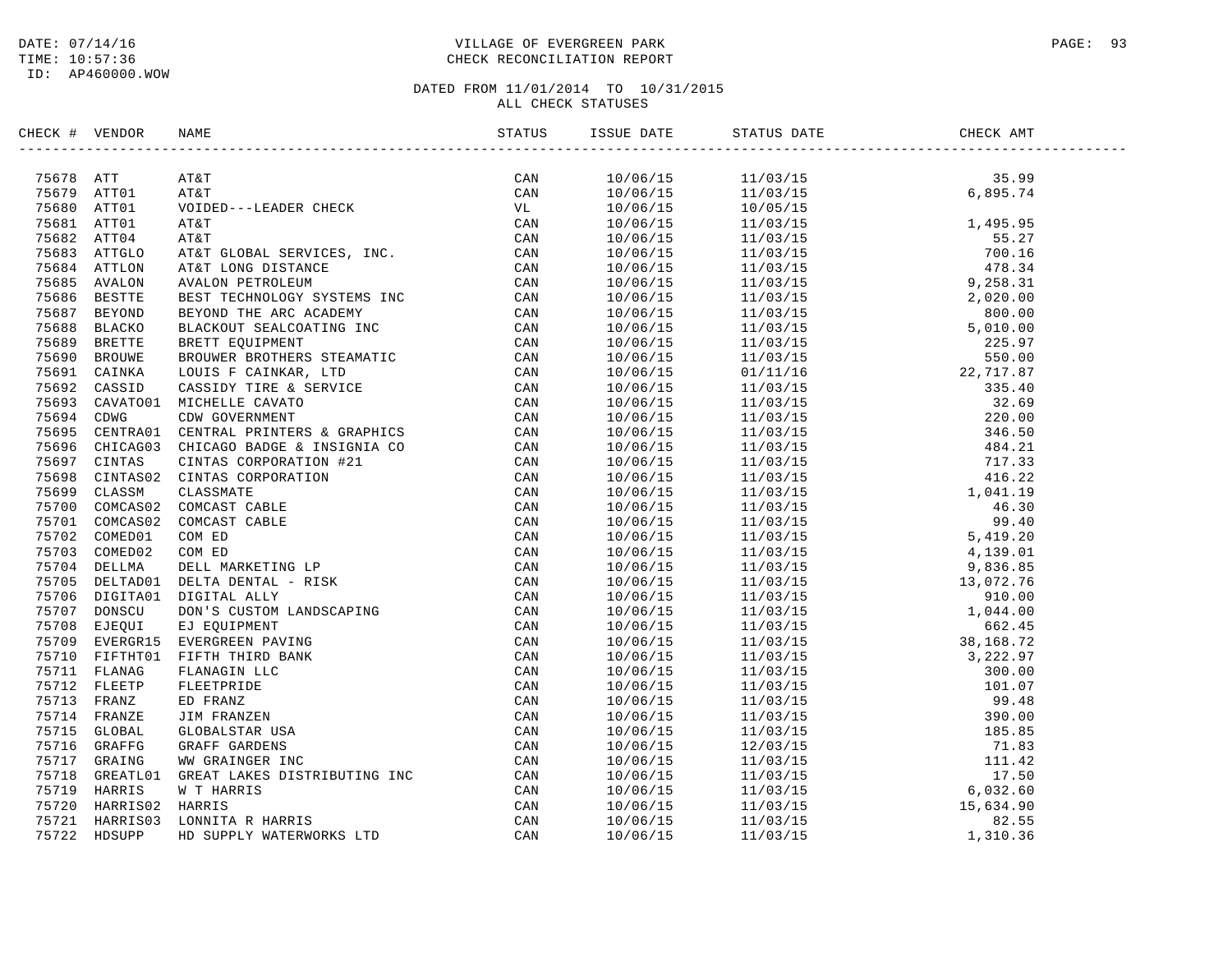DATE: 07/14/16
TIME: 10:57:36
ID: AP460000.WOW

# VILLAGE OF EVERGREEN PARK
## CHECK RECONCILIATION REPORT

DATED FROM 11/01/2014 TO 10/31/2015
ALL CHECK STATUSES

| CHECK # | VENDOR | NAME | STATUS | ISSUE DATE | STATUS DATE | CHECK AMT |
|---|---|---|---|---|---|---|
| 75678 | ATT | AT&T | CAN | 10/06/15 | 11/03/15 | 35.99 |
| 75679 | ATT01 | AT&T | CAN | 10/06/15 | 11/03/15 | 6,895.74 |
| 75680 | ATT01 | VOIDED---LEADER CHECK | VL | 10/06/15 | 10/05/15 | |
| 75681 | ATT01 | AT&T | CAN | 10/06/15 | 11/03/15 | 1,495.95 |
| 75682 | ATT04 | AT&T | CAN | 10/06/15 | 11/03/15 | 55.27 |
| 75683 | ATTGLO | AT&T GLOBAL SERVICES, INC. | CAN | 10/06/15 | 11/03/15 | 700.16 |
| 75684 | ATTLON | AT&T LONG DISTANCE | CAN | 10/06/15 | 11/03/15 | 478.34 |
| 75685 | AVALON | AVALON PETROLEUM | CAN | 10/06/15 | 11/03/15 | 9,258.31 |
| 75686 | BESTTE | BEST TECHNOLOGY SYSTEMS INC | CAN | 10/06/15 | 11/03/15 | 2,020.00 |
| 75687 | BEYOND | BEYOND THE ARC ACADEMY | CAN | 10/06/15 | 11/03/15 | 800.00 |
| 75688 | BLACKO | BLACKOUT SEALCOATING INC | CAN | 10/06/15 | 11/03/15 | 5,010.00 |
| 75689 | BRETTE | BRETT EQUIPMENT | CAN | 10/06/15 | 11/03/15 | 225.97 |
| 75690 | BROUWE | BROUWER BROTHERS STEAMATIC | CAN | 10/06/15 | 11/03/15 | 550.00 |
| 75691 | CAINKA | LOUIS F CAINKAR, LTD | CAN | 10/06/15 | 01/11/16 | 22,717.87 |
| 75692 | CASSID | CASSIDY TIRE & SERVICE | CAN | 10/06/15 | 11/03/15 | 335.40 |
| 75693 | CAVATO01 | MICHELLE CAVATO | CAN | 10/06/15 | 11/03/15 | 32.69 |
| 75694 | CDWG | CDW GOVERNMENT | CAN | 10/06/15 | 11/03/15 | 220.00 |
| 75695 | CENTRA01 | CENTRAL PRINTERS & GRAPHICS | CAN | 10/06/15 | 11/03/15 | 346.50 |
| 75696 | CHICAG03 | CHICAGO BADGE & INSIGNIA CO | CAN | 10/06/15 | 11/03/15 | 484.21 |
| 75697 | CINTAS | CINTAS CORPORATION #21 | CAN | 10/06/15 | 11/03/15 | 717.33 |
| 75698 | CINTAS02 | CINTAS CORPORATION | CAN | 10/06/15 | 11/03/15 | 416.22 |
| 75699 | CLASSM | CLASSMATE | CAN | 10/06/15 | 11/03/15 | 1,041.19 |
| 75700 | COMCAS02 | COMCAST CABLE | CAN | 10/06/15 | 11/03/15 | 46.30 |
| 75701 | COMCAS02 | COMCAST CABLE | CAN | 10/06/15 | 11/03/15 | 99.40 |
| 75702 | COMED01 | COM ED | CAN | 10/06/15 | 11/03/15 | 5,419.20 |
| 75703 | COMED02 | COM ED | CAN | 10/06/15 | 11/03/15 | 4,139.01 |
| 75704 | DELLMA | DELL MARKETING LP | CAN | 10/06/15 | 11/03/15 | 9,836.85 |
| 75705 | DELTAD01 | DELTA DENTAL - RISK | CAN | 10/06/15 | 11/03/15 | 13,072.76 |
| 75706 | DIGITA01 | DIGITAL ALLY | CAN | 10/06/15 | 11/03/15 | 910.00 |
| 75707 | DONSCU | DON'S CUSTOM LANDSCAPING | CAN | 10/06/15 | 11/03/15 | 1,044.00 |
| 75708 | EJEQUI | EJ EQUIPMENT | CAN | 10/06/15 | 11/03/15 | 662.45 |
| 75709 | EVERGR15 | EVERGREEN PAVING | CAN | 10/06/15 | 11/03/15 | 38,168.72 |
| 75710 | FIFTHT01 | FIFTH THIRD BANK | CAN | 10/06/15 | 11/03/15 | 3,222.97 |
| 75711 | FLANAG | FLANAGIN LLC | CAN | 10/06/15 | 11/03/15 | 300.00 |
| 75712 | FLEETP | FLEETPRIDE | CAN | 10/06/15 | 11/03/15 | 101.07 |
| 75713 | FRANZ | ED FRANZ | CAN | 10/06/15 | 11/03/15 | 99.48 |
| 75714 | FRANZE | JIM FRANZEN | CAN | 10/06/15 | 11/03/15 | 390.00 |
| 75715 | GLOBAL | GLOBALSTAR USA | CAN | 10/06/15 | 11/03/15 | 185.85 |
| 75716 | GRAFFG | GRAFF GARDENS | CAN | 10/06/15 | 12/03/15 | 71.83 |
| 75717 | GRAING | WW GRAINGER INC | CAN | 10/06/15 | 11/03/15 | 111.42 |
| 75718 | GREATL01 | GREAT LAKES DISTRIBUTING INC | CAN | 10/06/15 | 11/03/15 | 17.50 |
| 75719 | HARRIS | W T HARRIS | CAN | 10/06/15 | 11/03/15 | 6,032.60 |
| 75720 | HARRIS02 | HARRIS | CAN | 10/06/15 | 11/03/15 | 15,634.90 |
| 75721 | HARRIS03 | LONNITA R HARRIS | CAN | 10/06/15 | 11/03/15 | 82.55 |
| 75722 | HDSUPP | HD SUPPLY WATERWORKS LTD | CAN | 10/06/15 | 11/03/15 | 1,310.36 |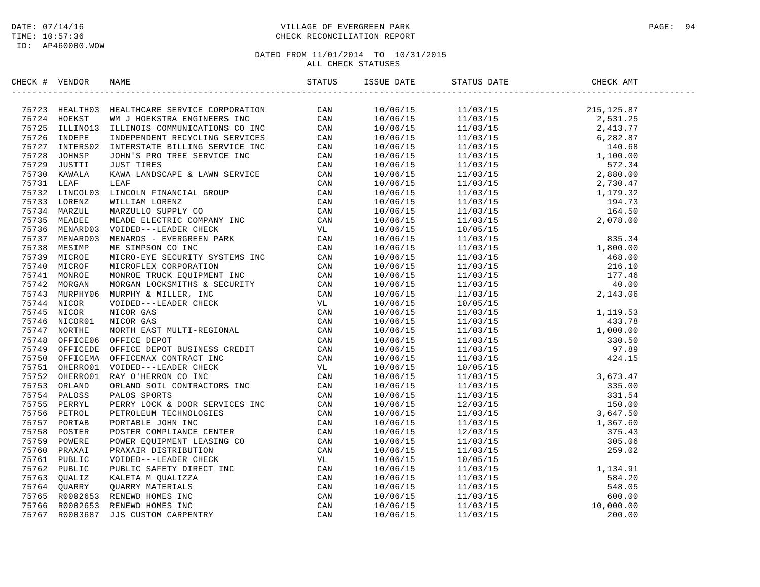DATE: 07/14/16
TIME: 10:57:36
ID: AP460000.WOW

# VILLAGE OF EVERGREEN PARK
## CHECK RECONCILIATION REPORT

DATED FROM 11/01/2014 TO 10/31/2015
ALL CHECK STATUSES

| CHECK # | VENDOR | NAME | STATUS | ISSUE DATE | STATUS DATE | CHECK AMT |
|---|---|---|---|---|---|---|
| 75723 | HEALTH03 | HEALTHCARE SERVICE CORPORATION | CAN | 10/06/15 | 11/03/15 | 215,125.87 |
| 75724 | HOEKST | WM J HOEKSTRA ENGINEERS INC | CAN | 10/06/15 | 11/03/15 | 2,531.25 |
| 75725 | ILLINO13 | ILLINOIS COMMUNICATIONS CO INC | CAN | 10/06/15 | 11/03/15 | 2,413.77 |
| 75726 | INDEPE | INDEPENDENT RECYCLING SERVICES | CAN | 10/06/15 | 11/03/15 | 6,282.87 |
| 75727 | INTERS02 | INTERSTATE BILLING SERVICE INC | CAN | 10/06/15 | 11/03/15 | 140.68 |
| 75728 | JOHNSP | JOHN'S PRO TREE SERVICE INC | CAN | 10/06/15 | 11/03/15 | 1,100.00 |
| 75729 | JUSTTI | JUST TIRES | CAN | 10/06/15 | 11/03/15 | 572.34 |
| 75730 | KAWALA | KAWA LANDSCAPE & LAWN SERVICE | CAN | 10/06/15 | 11/03/15 | 2,880.00 |
| 75731 | LEAF | LEAF | CAN | 10/06/15 | 11/03/15 | 2,730.47 |
| 75732 | LINCOL03 | LINCOLN FINANCIAL GROUP | CAN | 10/06/15 | 11/03/15 | 1,179.32 |
| 75733 | LORENZ | WILLIAM LORENZ | CAN | 10/06/15 | 11/03/15 | 194.73 |
| 75734 | MARZUL | MARZULLO SUPPLY CO | CAN | 10/06/15 | 11/03/15 | 164.50 |
| 75735 | MEADEE | MEADE ELECTRIC COMPANY INC | CAN | 10/06/15 | 11/03/15 | 2,078.00 |
| 75736 | MENARD03 | VOIDED---LEADER CHECK | VL | 10/06/15 | 10/05/15 | |
| 75737 | MENARD03 | MENARDS - EVERGREEN PARK | CAN | 10/06/15 | 11/03/15 | 835.34 |
| 75738 | MESIMP | ME SIMPSON CO INC | CAN | 10/06/15 | 11/03/15 | 1,800.00 |
| 75739 | MICROE | MICRO-EYE SECURITY SYSTEMS INC | CAN | 10/06/15 | 11/03/15 | 468.00 |
| 75740 | MICROF | MICROFLEX CORPORATION | CAN | 10/06/15 | 11/03/15 | 216.10 |
| 75741 | MONROE | MONROE TRUCK EQUIPMENT INC | CAN | 10/06/15 | 11/03/15 | 177.46 |
| 75742 | MORGAN | MORGAN LOCKSMITHS & SECURITY | CAN | 10/06/15 | 11/03/15 | 40.00 |
| 75743 | MURPHY06 | MURPHY & MILLER, INC | CAN | 10/06/15 | 11/03/15 | 2,143.06 |
| 75744 | NICOR | VOIDED---LEADER CHECK | VL | 10/06/15 | 10/05/15 | |
| 75745 | NICOR | NICOR GAS | CAN | 10/06/15 | 11/03/15 | 1,119.53 |
| 75746 | NICOR01 | NICOR GAS | CAN | 10/06/15 | 11/03/15 | 433.78 |
| 75747 | NORTHE | NORTH EAST MULTI-REGIONAL | CAN | 10/06/15 | 11/03/15 | 1,000.00 |
| 75748 | OFFICE06 | OFFICE DEPOT | CAN | 10/06/15 | 11/03/15 | 330.50 |
| 75749 | OFFICEDE | OFFICE DEPOT BUSINESS CREDIT | CAN | 10/06/15 | 11/03/15 | 97.89 |
| 75750 | OFFICEMA | OFFICEMAX CONTRACT INC | CAN | 10/06/15 | 11/03/15 | 424.15 |
| 75751 | OHERRO01 | VOIDED---LEADER CHECK | VL | 10/06/15 | 10/05/15 | |
| 75752 | OHERRO01 | RAY O'HERRON CO INC | CAN | 10/06/15 | 11/03/15 | 3,673.47 |
| 75753 | ORLAND | ORLAND SOIL CONTRACTORS INC | CAN | 10/06/15 | 11/03/15 | 335.00 |
| 75754 | PALOSS | PALOS SPORTS | CAN | 10/06/15 | 11/03/15 | 331.54 |
| 75755 | PERRYL | PERRY LOCK & DOOR SERVICES INC | CAN | 10/06/15 | 12/03/15 | 150.00 |
| 75756 | PETROL | PETROLEUM TECHNOLOGIES | CAN | 10/06/15 | 11/03/15 | 3,647.50 |
| 75757 | PORTAB | PORTABLE JOHN INC | CAN | 10/06/15 | 11/03/15 | 1,367.60 |
| 75758 | POSTER | POSTER COMPLIANCE CENTER | CAN | 10/06/15 | 12/03/15 | 375.43 |
| 75759 | POWERE | POWER EQUIPMENT LEASING CO | CAN | 10/06/15 | 11/03/15 | 305.06 |
| 75760 | PRAXAI | PRAXAIR DISTRIBUTION | CAN | 10/06/15 | 11/03/15 | 259.02 |
| 75761 | PUBLIC | VOIDED---LEADER CHECK | VL | 10/06/15 | 10/05/15 | |
| 75762 | PUBLIC | PUBLIC SAFETY DIRECT INC | CAN | 10/06/15 | 11/03/15 | 1,134.91 |
| 75763 | QUALIZ | KALETA M QUALIZZA | CAN | 10/06/15 | 11/03/15 | 584.20 |
| 75764 | QUARRY | QUARRY MATERIALS | CAN | 10/06/15 | 11/03/15 | 548.05 |
| 75765 | R0002653 | RENEWD HOMES INC | CAN | 10/06/15 | 11/03/15 | 600.00 |
| 75766 | R0002653 | RENEWD HOMES INC | CAN | 10/06/15 | 11/03/15 | 10,000.00 |
| 75767 | R0003687 | JJS CUSTOM CARPENTRY | CAN | 10/06/15 | 11/03/15 | 200.00 |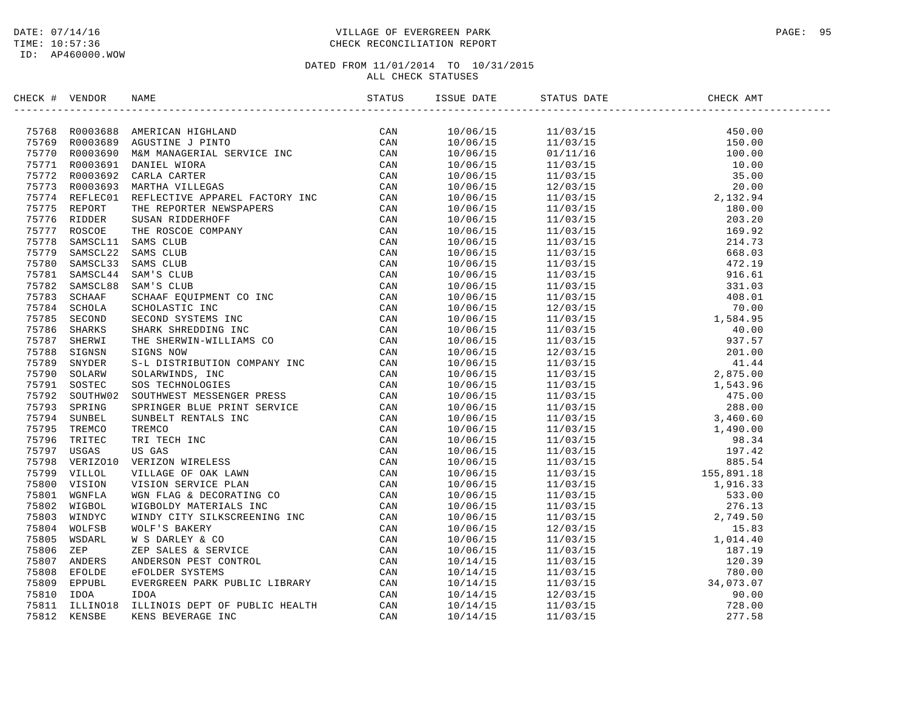DATE: 07/14/16
TIME: 10:57:36
ID: AP460000.WOW

VILLAGE OF EVERGREEN PARK
CHECK RECONCILIATION REPORT

DATED FROM 11/01/2014 TO 10/31/2015
ALL CHECK STATUSES

| CHECK # | VENDOR | NAME | STATUS | ISSUE DATE | STATUS DATE | CHECK AMT |
|---|---|---|---|---|---|---|
| 75768 | R0003688 | AMERICAN HIGHLAND | CAN | 10/06/15 | 11/03/15 | 450.00 |
| 75769 | R0003689 | AGUSTINE J PINTO | CAN | 10/06/15 | 11/03/15 | 150.00 |
| 75770 | R0003690 | M&M MANAGERIAL SERVICE INC | CAN | 10/06/15 | 01/11/16 | 100.00 |
| 75771 | R0003691 | DANIEL WIORA | CAN | 10/06/15 | 11/03/15 | 10.00 |
| 75772 | R0003692 | CARLA CARTER | CAN | 10/06/15 | 11/03/15 | 35.00 |
| 75773 | R0003693 | MARTHA VILLEGAS | CAN | 10/06/15 | 12/03/15 | 20.00 |
| 75774 | REFLEC01 | REFLECTIVE APPAREL FACTORY INC | CAN | 10/06/15 | 11/03/15 | 2,132.94 |
| 75775 | REPORT | THE REPORTER NEWSPAPERS | CAN | 10/06/15 | 11/03/15 | 180.00 |
| 75776 | RIDDER | SUSAN RIDDERHOFF | CAN | 10/06/15 | 11/03/15 | 203.20 |
| 75777 | ROSCOE | THE ROSCOE COMPANY | CAN | 10/06/15 | 11/03/15 | 169.92 |
| 75778 | SAMSCL11 | SAMS CLUB | CAN | 10/06/15 | 11/03/15 | 214.73 |
| 75779 | SAMSCL22 | SAMS CLUB | CAN | 10/06/15 | 11/03/15 | 668.03 |
| 75780 | SAMSCL33 | SAMS CLUB | CAN | 10/06/15 | 11/03/15 | 472.19 |
| 75781 | SAMSCL44 | SAM'S CLUB | CAN | 10/06/15 | 11/03/15 | 916.61 |
| 75782 | SAMSCL88 | SAM'S CLUB | CAN | 10/06/15 | 11/03/15 | 331.03 |
| 75783 | SCHAAF | SCHAAF EQUIPMENT CO INC | CAN | 10/06/15 | 11/03/15 | 408.01 |
| 75784 | SCHOLA | SCHOLASTIC INC | CAN | 10/06/15 | 12/03/15 | 70.00 |
| 75785 | SECOND | SECOND SYSTEMS INC | CAN | 10/06/15 | 11/03/15 | 1,584.95 |
| 75786 | SHARKS | SHARK SHREDDING INC | CAN | 10/06/15 | 11/03/15 | 40.00 |
| 75787 | SHERWI | THE SHERWIN-WILLIAMS CO | CAN | 10/06/15 | 11/03/15 | 937.57 |
| 75788 | SIGNSN | SIGNS NOW | CAN | 10/06/15 | 12/03/15 | 201.00 |
| 75789 | SNYDER | S-L DISTRIBUTION COMPANY INC | CAN | 10/06/15 | 11/03/15 | 41.44 |
| 75790 | SOLARW | SOLARWINDS, INC | CAN | 10/06/15 | 11/03/15 | 2,875.00 |
| 75791 | SOSTEC | SOS TECHNOLOGIES | CAN | 10/06/15 | 11/03/15 | 1,543.96 |
| 75792 | SOUTHW02 | SOUTHWEST MESSENGER PRESS | CAN | 10/06/15 | 11/03/15 | 475.00 |
| 75793 | SPRING | SPRINGER BLUE PRINT SERVICE | CAN | 10/06/15 | 11/03/15 | 288.00 |
| 75794 | SUNBEL | SUNBELT RENTALS INC | CAN | 10/06/15 | 11/03/15 | 3,460.60 |
| 75795 | TREMCO | TREMCO | CAN | 10/06/15 | 11/03/15 | 1,490.00 |
| 75796 | TRITEC | TRI TECH INC | CAN | 10/06/15 | 11/03/15 | 98.34 |
| 75797 | USGAS | US GAS | CAN | 10/06/15 | 11/03/15 | 197.42 |
| 75798 | VERIZO10 | VERIZON WIRELESS | CAN | 10/06/15 | 11/03/15 | 885.54 |
| 75799 | VILLOL | VILLAGE OF OAK LAWN | CAN | 10/06/15 | 11/03/15 | 155,891.18 |
| 75800 | VISION | VISION SERVICE PLAN | CAN | 10/06/15 | 11/03/15 | 1,916.33 |
| 75801 | WGNFLA | WGN FLAG & DECORATING CO | CAN | 10/06/15 | 11/03/15 | 533.00 |
| 75802 | WIGBOL | WIGBOLDY MATERIALS INC | CAN | 10/06/15 | 11/03/15 | 276.13 |
| 75803 | WINDYC | WINDY CITY SILKSCREENING INC | CAN | 10/06/15 | 11/03/15 | 2,749.50 |
| 75804 | WOLFSB | WOLF'S BAKERY | CAN | 10/06/15 | 12/03/15 | 15.83 |
| 75805 | WSDARL | W S DARLEY & CO | CAN | 10/06/15 | 11/03/15 | 1,014.40 |
| 75806 | ZEP | ZEP SALES & SERVICE | CAN | 10/06/15 | 11/03/15 | 187.19 |
| 75807 | ANDERS | ANDERSON PEST CONTROL | CAN | 10/14/15 | 11/03/15 | 120.39 |
| 75808 | EFOLDE | eFOLDER SYSTEMS | CAN | 10/14/15 | 11/03/15 | 780.00 |
| 75809 | EPPUBL | EVERGREEN PARK PUBLIC LIBRARY | CAN | 10/14/15 | 11/03/15 | 34,073.07 |
| 75810 | IDOA | IDOA | CAN | 10/14/15 | 12/03/15 | 90.00 |
| 75811 | ILLINO18 | ILLINOIS DEPT OF PUBLIC HEALTH | CAN | 10/14/15 | 11/03/15 | 728.00 |
| 75812 | KENSBE | KENS BEVERAGE INC | CAN | 10/14/15 | 11/03/15 | 277.58 |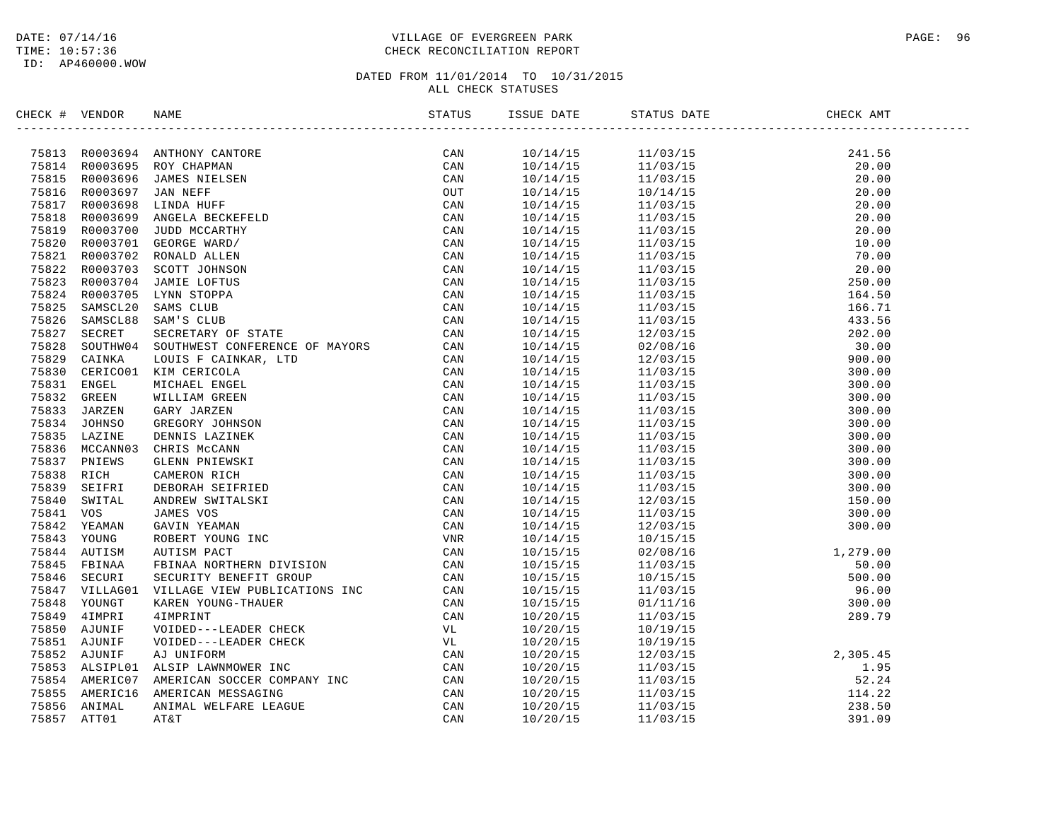DATE: 07/14/16
TIME: 10:57:36
ID: AP460000.WOW

VILLAGE OF EVERGREEN PARK
CHECK RECONCILIATION REPORT

DATED FROM 11/01/2014 TO 10/31/2015
ALL CHECK STATUSES

| CHECK # | VENDOR | NAME | STATUS | ISSUE DATE | STATUS DATE | CHECK AMT |
|---|---|---|---|---|---|---|
| 75813 | R0003694 | ANTHONY CANTORE | CAN | 10/14/15 | 11/03/15 | 241.56 |
| 75814 | R0003695 | ROY CHAPMAN | CAN | 10/14/15 | 11/03/15 | 20.00 |
| 75815 | R0003696 | JAMES NIELSEN | CAN | 10/14/15 | 11/03/15 | 20.00 |
| 75816 | R0003697 | JAN NEFF | OUT | 10/14/15 | 10/14/15 | 20.00 |
| 75817 | R0003698 | LINDA HUFF | CAN | 10/14/15 | 11/03/15 | 20.00 |
| 75818 | R0003699 | ANGELA BECKEFELD | CAN | 10/14/15 | 11/03/15 | 20.00 |
| 75819 | R0003700 | JUDD MCCARTHY | CAN | 10/14/15 | 11/03/15 | 20.00 |
| 75820 | R0003701 | GEORGE WARD/ | CAN | 10/14/15 | 11/03/15 | 10.00 |
| 75821 | R0003702 | RONALD ALLEN | CAN | 10/14/15 | 11/03/15 | 70.00 |
| 75822 | R0003703 | SCOTT JOHNSON | CAN | 10/14/15 | 11/03/15 | 20.00 |
| 75823 | R0003704 | JAMIE LOFTUS | CAN | 10/14/15 | 11/03/15 | 250.00 |
| 75824 | R0003705 | LYNN STOPPA | CAN | 10/14/15 | 11/03/15 | 164.50 |
| 75825 | SAMSCL20 | SAMS CLUB | CAN | 10/14/15 | 11/03/15 | 166.71 |
| 75826 | SAMSCL88 | SAM'S CLUB | CAN | 10/14/15 | 11/03/15 | 433.56 |
| 75827 | SECRET | SECRETARY OF STATE | CAN | 10/14/15 | 12/03/15 | 202.00 |
| 75828 | SOUTHW04 | SOUTHWEST CONFERENCE OF MAYORS | CAN | 10/14/15 | 02/08/16 | 30.00 |
| 75829 | CAINKA | LOUIS F CAINKAR, LTD | CAN | 10/14/15 | 12/03/15 | 900.00 |
| 75830 | CERICO01 | KIM CERICOLA | CAN | 10/14/15 | 11/03/15 | 300.00 |
| 75831 | ENGEL | MICHAEL ENGEL | CAN | 10/14/15 | 11/03/15 | 300.00 |
| 75832 | GREEN | WILLIAM GREEN | CAN | 10/14/15 | 11/03/15 | 300.00 |
| 75833 | JARZEN | GARY JARZEN | CAN | 10/14/15 | 11/03/15 | 300.00 |
| 75834 | JOHNSO | GREGORY JOHNSON | CAN | 10/14/15 | 11/03/15 | 300.00 |
| 75835 | LAZINE | DENNIS LAZINEK | CAN | 10/14/15 | 11/03/15 | 300.00 |
| 75836 | MCCANN03 | CHRIS McCANN | CAN | 10/14/15 | 11/03/15 | 300.00 |
| 75837 | PNIEWS | GLENN PNIEWSKI | CAN | 10/14/15 | 11/03/15 | 300.00 |
| 75838 | RICH | CAMERON RICH | CAN | 10/14/15 | 11/03/15 | 300.00 |
| 75839 | SEIFRI | DEBORAH SEIFRIED | CAN | 10/14/15 | 11/03/15 | 300.00 |
| 75840 | SWITAL | ANDREW SWITALSKI | CAN | 10/14/15 | 12/03/15 | 150.00 |
| 75841 | VOS | JAMES VOS | CAN | 10/14/15 | 11/03/15 | 300.00 |
| 75842 | YEAMAN | GAVIN YEAMAN | CAN | 10/14/15 | 12/03/15 | 300.00 |
| 75843 | YOUNG | ROBERT YOUNG INC | VNR | 10/14/15 | 10/15/15 | |
| 75844 | AUTISM | AUTISM PACT | CAN | 10/15/15 | 02/08/16 | 1,279.00 |
| 75845 | FBINAA | FBINAA NORTHERN DIVISION | CAN | 10/15/15 | 11/03/15 | 50.00 |
| 75846 | SECURI | SECURITY BENEFIT GROUP | CAN | 10/15/15 | 10/15/15 | 500.00 |
| 75847 | VILLAG01 | VILLAGE VIEW PUBLICATIONS INC | CAN | 10/15/15 | 11/03/15 | 96.00 |
| 75848 | YOUNGT | KAREN YOUNG-THAUER | CAN | 10/15/15 | 01/11/16 | 300.00 |
| 75849 | 4IMPRI | 4IMPRINT | CAN | 10/20/15 | 11/03/15 | 289.79 |
| 75850 | AJUNIF | VOIDED---LEADER CHECK | VL | 10/20/15 | 10/19/15 | |
| 75851 | AJUNIF | VOIDED---LEADER CHECK | VL | 10/20/15 | 10/19/15 | |
| 75852 | AJUNIF | AJ UNIFORM | CAN | 10/20/15 | 12/03/15 | 2,305.45 |
| 75853 | ALSIPL01 | ALSIP LAWNMOWER INC | CAN | 10/20/15 | 11/03/15 | 1.95 |
| 75854 | AMERIC07 | AMERICAN SOCCER COMPANY INC | CAN | 10/20/15 | 11/03/15 | 52.24 |
| 75855 | AMERIC16 | AMERICAN MESSAGING | CAN | 10/20/15 | 11/03/15 | 114.22 |
| 75856 | ANIMAL | ANIMAL WELFARE LEAGUE | CAN | 10/20/15 | 11/03/15 | 238.50 |
| 75857 | ATT01 | AT&T | CAN | 10/20/15 | 11/03/15 | 391.09 |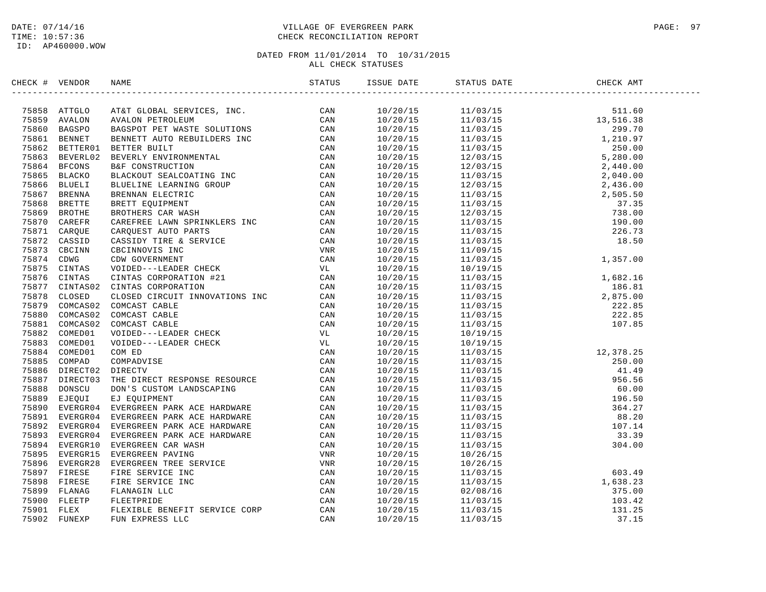DATE: 07/14/16
TIME: 10:57:36
ID: AP460000.WOW

# VILLAGE OF EVERGREEN PARK
## CHECK RECONCILIATION REPORT

DATED FROM 11/01/2014 TO 10/31/2015
ALL CHECK STATUSES

| CHECK # | VENDOR | NAME | STATUS | ISSUE DATE | STATUS DATE | CHECK AMT |
|---|---|---|---|---|---|---|
| 75858 | ATTGLO | AT&T GLOBAL SERVICES, INC. | CAN | 10/20/15 | 11/03/15 | 511.60 |
| 75859 | AVALON | AVALON PETROLEUM | CAN | 10/20/15 | 11/03/15 | 13,516.38 |
| 75860 | BAGSPO | BAGSPOT PET WASTE SOLUTIONS | CAN | 10/20/15 | 11/03/15 | 299.70 |
| 75861 | BENNET | BENNETT AUTO REBUILDERS INC | CAN | 10/20/15 | 11/03/15 | 1,210.97 |
| 75862 | BETTER01 | BETTER BUILT | CAN | 10/20/15 | 11/03/15 | 250.00 |
| 75863 | BEVERL02 | BEVERLY ENVIRONMENTAL | CAN | 10/20/15 | 12/03/15 | 5,280.00 |
| 75864 | BFCONS | B&F CONSTRUCTION | CAN | 10/20/15 | 12/03/15 | 2,440.00 |
| 75865 | BLACKO | BLACKOUT SEALCOATING INC | CAN | 10/20/15 | 11/03/15 | 2,040.00 |
| 75866 | BLUELI | BLUELINE LEARNING GROUP | CAN | 10/20/15 | 12/03/15 | 2,436.00 |
| 75867 | BRENNA | BRENNAN ELECTRIC | CAN | 10/20/15 | 11/03/15 | 2,505.50 |
| 75868 | BRETTE | BRETT EQUIPMENT | CAN | 10/20/15 | 11/03/15 | 37.35 |
| 75869 | BROTHE | BROTHERS CAR WASH | CAN | 10/20/15 | 12/03/15 | 738.00 |
| 75870 | CAREFR | CAREFREE LAWN SPRINKLERS INC | CAN | 10/20/15 | 11/03/15 | 190.00 |
| 75871 | CARQUE | CARQUEST AUTO PARTS | CAN | 10/20/15 | 11/03/15 | 226.73 |
| 75872 | CASSID | CASSIDY TIRE & SERVICE | CAN | 10/20/15 | 11/03/15 | 18.50 |
| 75873 | CBCINN | CBCINNOVIS INC | VNR | 10/20/15 | 11/09/15 | |
| 75874 | CDWG | CDW GOVERNMENT | CAN | 10/20/15 | 11/03/15 | 1,357.00 |
| 75875 | CINTAS | VOIDED---LEADER CHECK | VL | 10/20/15 | 10/19/15 | |
| 75876 | CINTAS | CINTAS CORPORATION #21 | CAN | 10/20/15 | 11/03/15 | 1,682.16 |
| 75877 | CINTAS02 | CINTAS CORPORATION | CAN | 10/20/15 | 11/03/15 | 186.81 |
| 75878 | CLOSED | CLOSED CIRCUIT INNOVATIONS INC | CAN | 10/20/15 | 11/03/15 | 2,875.00 |
| 75879 | COMCAS02 | COMCAST CABLE | CAN | 10/20/15 | 11/03/15 | 222.85 |
| 75880 | COMCAS02 | COMCAST CABLE | CAN | 10/20/15 | 11/03/15 | 222.85 |
| 75881 | COMCAS02 | COMCAST CABLE | CAN | 10/20/15 | 11/03/15 | 107.85 |
| 75882 | COMED01 | VOIDED---LEADER CHECK | VL | 10/20/15 | 10/19/15 | |
| 75883 | COMED01 | VOIDED---LEADER CHECK | VL | 10/20/15 | 10/19/15 | |
| 75884 | COMED01 | COM ED | CAN | 10/20/15 | 11/03/15 | 12,378.25 |
| 75885 | COMPAD | COMPADVISE | CAN | 10/20/15 | 11/03/15 | 250.00 |
| 75886 | DIRECT02 | DIRECTV | CAN | 10/20/15 | 11/03/15 | 41.49 |
| 75887 | DIRECT03 | THE DIRECT RESPONSE RESOURCE | CAN | 10/20/15 | 11/03/15 | 956.56 |
| 75888 | DONSCU | DON'S CUSTOM LANDSCAPING | CAN | 10/20/15 | 11/03/15 | 60.00 |
| 75889 | EJEQUI | EJ EQUIPMENT | CAN | 10/20/15 | 11/03/15 | 196.50 |
| 75890 | EVERGR04 | EVERGREEN PARK ACE HARDWARE | CAN | 10/20/15 | 11/03/15 | 364.27 |
| 75891 | EVERGR04 | EVERGREEN PARK ACE HARDWARE | CAN | 10/20/15 | 11/03/15 | 88.20 |
| 75892 | EVERGR04 | EVERGREEN PARK ACE HARDWARE | CAN | 10/20/15 | 11/03/15 | 107.14 |
| 75893 | EVERGR04 | EVERGREEN PARK ACE HARDWARE | CAN | 10/20/15 | 11/03/15 | 33.39 |
| 75894 | EVERGR10 | EVERGREEN CAR WASH | CAN | 10/20/15 | 11/03/15 | 304.00 |
| 75895 | EVERGR15 | EVERGREEN PAVING | VNR | 10/20/15 | 10/26/15 | |
| 75896 | EVERGR28 | EVERGREEN TREE SERVICE | VNR | 10/20/15 | 10/26/15 | |
| 75897 | FIRESE | FIRE SERVICE INC | CAN | 10/20/15 | 11/03/15 | 603.49 |
| 75898 | FIRESE | FIRE SERVICE INC | CAN | 10/20/15 | 11/03/15 | 1,638.23 |
| 75899 | FLANAG | FLANAGIN LLC | CAN | 10/20/15 | 02/08/16 | 375.00 |
| 75900 | FLEETP | FLEETPRIDE | CAN | 10/20/15 | 11/03/15 | 103.42 |
| 75901 | FLEX | FLEXIBLE BENEFIT SERVICE CORP | CAN | 10/20/15 | 11/03/15 | 131.25 |
| 75902 | FUNEXP | FUN EXPRESS LLC | CAN | 10/20/15 | 11/03/15 | 37.15 |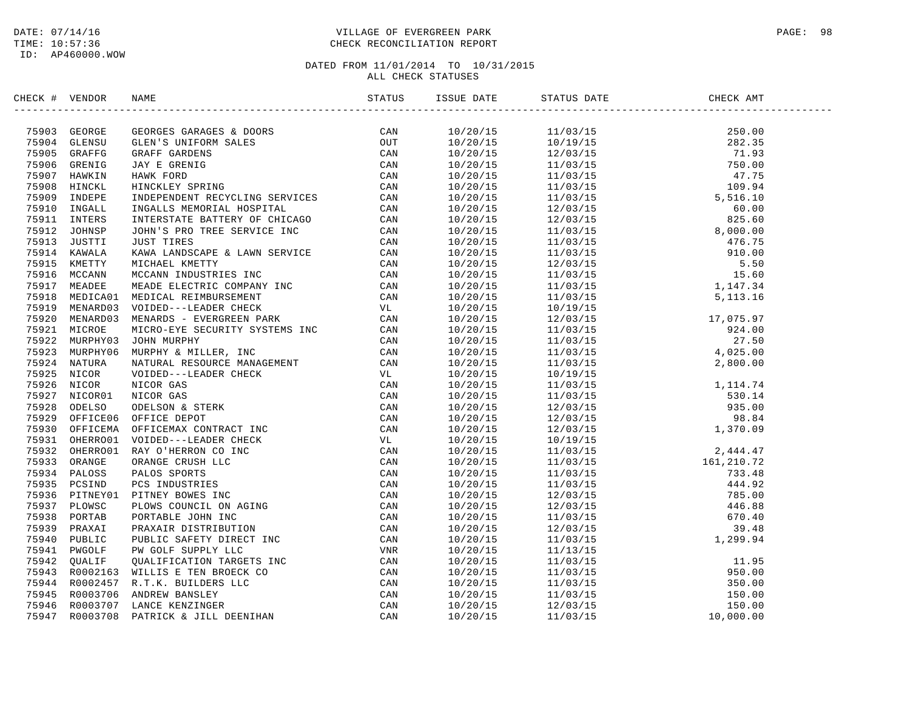DATE: 07/14/16
TIME: 10:57:36
ID: AP460000.WOW

VILLAGE OF EVERGREEN PARK
CHECK RECONCILIATION REPORT

DATED FROM 11/01/2014 TO 10/31/2015
ALL CHECK STATUSES

| CHECK # | VENDOR | NAME | STATUS | ISSUE DATE | STATUS DATE | CHECK AMT |
|---|---|---|---|---|---|---|
| 75903 | GEORGE | GEORGES GARAGES & DOORS | CAN | 10/20/15 | 11/03/15 | 250.00 |
| 75904 | GLENSU | GLEN'S UNIFORM SALES | OUT | 10/20/15 | 10/19/15 | 282.35 |
| 75905 | GRAFFG | GRAFF GARDENS | CAN | 10/20/15 | 12/03/15 | 71.93 |
| 75906 | GRENIG | JAY E GRENIG | CAN | 10/20/15 | 11/03/15 | 750.00 |
| 75907 | HAWKIN | HAWK FORD | CAN | 10/20/15 | 11/03/15 | 47.75 |
| 75908 | HINCKL | HINCKLEY SPRING | CAN | 10/20/15 | 11/03/15 | 109.94 |
| 75909 | INDEPE | INDEPENDENT RECYCLING SERVICES | CAN | 10/20/15 | 11/03/15 | 5,516.10 |
| 75910 | INGALL | INGALLS MEMORIAL HOSPITAL | CAN | 10/20/15 | 12/03/15 | 60.00 |
| 75911 | INTERS | INTERSTATE BATTERY OF CHICAGO | CAN | 10/20/15 | 12/03/15 | 825.60 |
| 75912 | JOHNSP | JOHN'S PRO TREE SERVICE INC | CAN | 10/20/15 | 11/03/15 | 8,000.00 |
| 75913 | JUSTTI | JUST TIRES | CAN | 10/20/15 | 11/03/15 | 476.75 |
| 75914 | KAWALA | KAWA LANDSCAPE & LAWN SERVICE | CAN | 10/20/15 | 11/03/15 | 910.00 |
| 75915 | KMETTY | MICHAEL KMETTY | CAN | 10/20/15 | 12/03/15 | 5.50 |
| 75916 | MCCANN | MCCANN INDUSTRIES INC | CAN | 10/20/15 | 11/03/15 | 15.60 |
| 75917 | MEADEE | MEADE ELECTRIC COMPANY INC | CAN | 10/20/15 | 11/03/15 | 1,147.34 |
| 75918 | MEDICA01 | MEDICAL REIMBURSEMENT | CAN | 10/20/15 | 11/03/15 | 5,113.16 |
| 75919 | MENARD03 | VOIDED---LEADER CHECK | VL | 10/20/15 | 10/19/15 | |
| 75920 | MENARD03 | MENARDS - EVERGREEN PARK | CAN | 10/20/15 | 12/03/15 | 17,075.97 |
| 75921 | MICROE | MICRO-EYE SECURITY SYSTEMS INC | CAN | 10/20/15 | 11/03/15 | 924.00 |
| 75922 | MURPHY03 | JOHN MURPHY | CAN | 10/20/15 | 11/03/15 | 27.50 |
| 75923 | MURPHY06 | MURPHY & MILLER, INC | CAN | 10/20/15 | 11/03/15 | 4,025.00 |
| 75924 | NATURA | NATURAL RESOURCE MANAGEMENT | CAN | 10/20/15 | 11/03/15 | 2,800.00 |
| 75925 | NICOR | VOIDED---LEADER CHECK | VL | 10/20/15 | 10/19/15 | |
| 75926 | NICOR | NICOR GAS | CAN | 10/20/15 | 11/03/15 | 1,114.74 |
| 75927 | NICOR01 | NICOR GAS | CAN | 10/20/15 | 11/03/15 | 530.14 |
| 75928 | ODELSO | ODELSON & STERK | CAN | 10/20/15 | 12/03/15 | 935.00 |
| 75929 | OFFICE06 | OFFICE DEPOT | CAN | 10/20/15 | 12/03/15 | 98.84 |
| 75930 | OFFICEMA | OFFICEMAX CONTRACT INC | CAN | 10/20/15 | 12/03/15 | 1,370.09 |
| 75931 | OHERRO01 | VOIDED---LEADER CHECK | VL | 10/20/15 | 10/19/15 | |
| 75932 | OHERRO01 | RAY O'HERRON CO INC | CAN | 10/20/15 | 11/03/15 | 2,444.47 |
| 75933 | ORANGE | ORANGE CRUSH LLC | CAN | 10/20/15 | 11/03/15 | 161,210.72 |
| 75934 | PALOSS | PALOS SPORTS | CAN | 10/20/15 | 11/03/15 | 733.48 |
| 75935 | PCSIND | PCS INDUSTRIES | CAN | 10/20/15 | 11/03/15 | 444.92 |
| 75936 | PITNEY01 | PITNEY BOWES INC | CAN | 10/20/15 | 12/03/15 | 785.00 |
| 75937 | PLOWSC | PLOWS COUNCIL ON AGING | CAN | 10/20/15 | 12/03/15 | 446.88 |
| 75938 | PORTAB | PORTABLE JOHN INC | CAN | 10/20/15 | 11/03/15 | 670.40 |
| 75939 | PRAXAI | PRAXAIR DISTRIBUTION | CAN | 10/20/15 | 12/03/15 | 39.48 |
| 75940 | PUBLIC | PUBLIC SAFETY DIRECT INC | CAN | 10/20/15 | 11/03/15 | 1,299.94 |
| 75941 | PWGOLF | PW GOLF SUPPLY LLC | VNR | 10/20/15 | 11/13/15 | |
| 75942 | QUALIF | QUALIFICATION TARGETS INC | CAN | 10/20/15 | 11/03/15 | 11.95 |
| 75943 | R0002163 | WILLIS E TEN BROECK CO | CAN | 10/20/15 | 11/03/15 | 950.00 |
| 75944 | R0002457 | R.T.K. BUILDERS LLC | CAN | 10/20/15 | 11/03/15 | 350.00 |
| 75945 | R0003706 | ANDREW BANSLEY | CAN | 10/20/15 | 11/03/15 | 150.00 |
| 75946 | R0003707 | LANCE KENZINGER | CAN | 10/20/15 | 12/03/15 | 150.00 |
| 75947 | R0003708 | PATRICK & JILL DEENIHAN | CAN | 10/20/15 | 11/03/15 | 10,000.00 |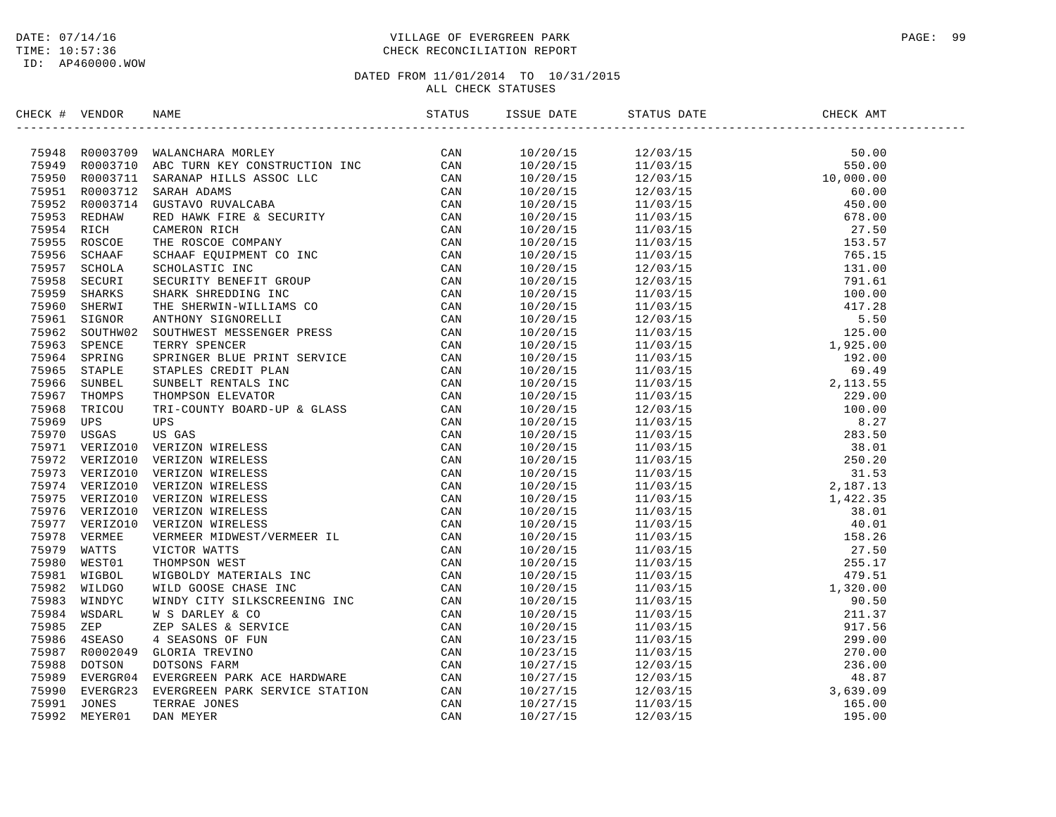DATE: 07/14/16
TIME: 10:57:36
ID: AP460000.WOW

# VILLAGE OF EVERGREEN PARK
## CHECK RECONCILIATION REPORT

DATED FROM 11/01/2014 TO 10/31/2015
ALL CHECK STATUSES

| CHECK # | VENDOR | NAME | STATUS | ISSUE DATE | STATUS DATE | CHECK AMT |
|---|---|---|---|---|---|---|
| 75948 | R0003709 | WALANCHARA MORLEY | CAN | 10/20/15 | 12/03/15 | 50.00 |
| 75949 | R0003710 | ABC TURN KEY CONSTRUCTION INC | CAN | 10/20/15 | 11/03/15 | 550.00 |
| 75950 | R0003711 | SARANAP HILLS ASSOC LLC | CAN | 10/20/15 | 12/03/15 | 10,000.00 |
| 75951 | R0003712 | SARAH ADAMS | CAN | 10/20/15 | 12/03/15 | 60.00 |
| 75952 | R0003714 | GUSTAVO RUVALCABA | CAN | 10/20/15 | 11/03/15 | 450.00 |
| 75953 | REDHAW | RED HAWK FIRE & SECURITY | CAN | 10/20/15 | 11/03/15 | 678.00 |
| 75954 | RICH | CAMERON RICH | CAN | 10/20/15 | 11/03/15 | 27.50 |
| 75955 | ROSCOE | THE ROSCOE COMPANY | CAN | 10/20/15 | 11/03/15 | 153.57 |
| 75956 | SCHAAF | SCHAAF EQUIPMENT CO INC | CAN | 10/20/15 | 11/03/15 | 765.15 |
| 75957 | SCHOLA | SCHOLASTIC INC | CAN | 10/20/15 | 12/03/15 | 131.00 |
| 75958 | SECURI | SECURITY BENEFIT GROUP | CAN | 10/20/15 | 12/03/15 | 791.61 |
| 75959 | SHARKS | SHARK SHREDDING INC | CAN | 10/20/15 | 11/03/15 | 100.00 |
| 75960 | SHERWI | THE SHERWIN-WILLIAMS CO | CAN | 10/20/15 | 11/03/15 | 417.28 |
| 75961 | SIGNOR | ANTHONY SIGNORELLI | CAN | 10/20/15 | 12/03/15 | 5.50 |
| 75962 | SOUTHW02 | SOUTHWEST MESSENGER PRESS | CAN | 10/20/15 | 11/03/15 | 125.00 |
| 75963 | SPENCE | TERRY SPENCER | CAN | 10/20/15 | 11/03/15 | 1,925.00 |
| 75964 | SPRING | SPRINGER BLUE PRINT SERVICE | CAN | 10/20/15 | 11/03/15 | 192.00 |
| 75965 | STAPLE | STAPLES CREDIT PLAN | CAN | 10/20/15 | 11/03/15 | 69.49 |
| 75966 | SUNBEL | SUNBELT RENTALS INC | CAN | 10/20/15 | 11/03/15 | 2,113.55 |
| 75967 | THOMPS | THOMPSON ELEVATOR | CAN | 10/20/15 | 11/03/15 | 229.00 |
| 75968 | TRICOU | TRI-COUNTY BOARD-UP & GLASS | CAN | 10/20/15 | 12/03/15 | 100.00 |
| 75969 | UPS | UPS | CAN | 10/20/15 | 11/03/15 | 8.27 |
| 75970 | USGAS | US GAS | CAN | 10/20/15 | 11/03/15 | 283.50 |
| 75971 | VERIZO10 | VERIZON WIRELESS | CAN | 10/20/15 | 11/03/15 | 38.01 |
| 75972 | VERIZO10 | VERIZON WIRELESS | CAN | 10/20/15 | 11/03/15 | 250.20 |
| 75973 | VERIZO10 | VERIZON WIRELESS | CAN | 10/20/15 | 11/03/15 | 31.53 |
| 75974 | VERIZO10 | VERIZON WIRELESS | CAN | 10/20/15 | 11/03/15 | 2,187.13 |
| 75975 | VERIZO10 | VERIZON WIRELESS | CAN | 10/20/15 | 11/03/15 | 1,422.35 |
| 75976 | VERIZO10 | VERIZON WIRELESS | CAN | 10/20/15 | 11/03/15 | 38.01 |
| 75977 | VERIZO10 | VERIZON WIRELESS | CAN | 10/20/15 | 11/03/15 | 40.01 |
| 75978 | VERMEE | VERMEER MIDWEST/VERMEER IL | CAN | 10/20/15 | 11/03/15 | 158.26 |
| 75979 | WATTS | VICTOR WATTS | CAN | 10/20/15 | 11/03/15 | 27.50 |
| 75980 | WEST01 | THOMPSON WEST | CAN | 10/20/15 | 11/03/15 | 255.17 |
| 75981 | WIGBOL | WIGBOLDY MATERIALS INC | CAN | 10/20/15 | 11/03/15 | 479.51 |
| 75982 | WILDGO | WILD GOOSE CHASE INC | CAN | 10/20/15 | 11/03/15 | 1,320.00 |
| 75983 | WINDYC | WINDY CITY SILKSCREENING INC | CAN | 10/20/15 | 11/03/15 | 90.50 |
| 75984 | WSDARL | W S DARLEY & CO | CAN | 10/20/15 | 11/03/15 | 211.37 |
| 75985 | ZEP | ZEP SALES & SERVICE | CAN | 10/20/15 | 11/03/15 | 917.56 |
| 75986 | 4SEASO | 4 SEASONS OF FUN | CAN | 10/23/15 | 11/03/15 | 299.00 |
| 75987 | R0002049 | GLORIA TREVINO | CAN | 10/23/15 | 11/03/15 | 270.00 |
| 75988 | DOTSON | DOTSONS FARM | CAN | 10/27/15 | 12/03/15 | 236.00 |
| 75989 | EVERGR04 | EVERGREEN PARK ACE HARDWARE | CAN | 10/27/15 | 12/03/15 | 48.87 |
| 75990 | EVERGR23 | EVERGREEN PARK SERVICE STATION | CAN | 10/27/15 | 12/03/15 | 3,639.09 |
| 75991 | JONES | TERRAE JONES | CAN | 10/27/15 | 11/03/15 | 165.00 |
| 75992 | MEYER01 | DAN MEYER | CAN | 10/27/15 | 12/03/15 | 195.00 |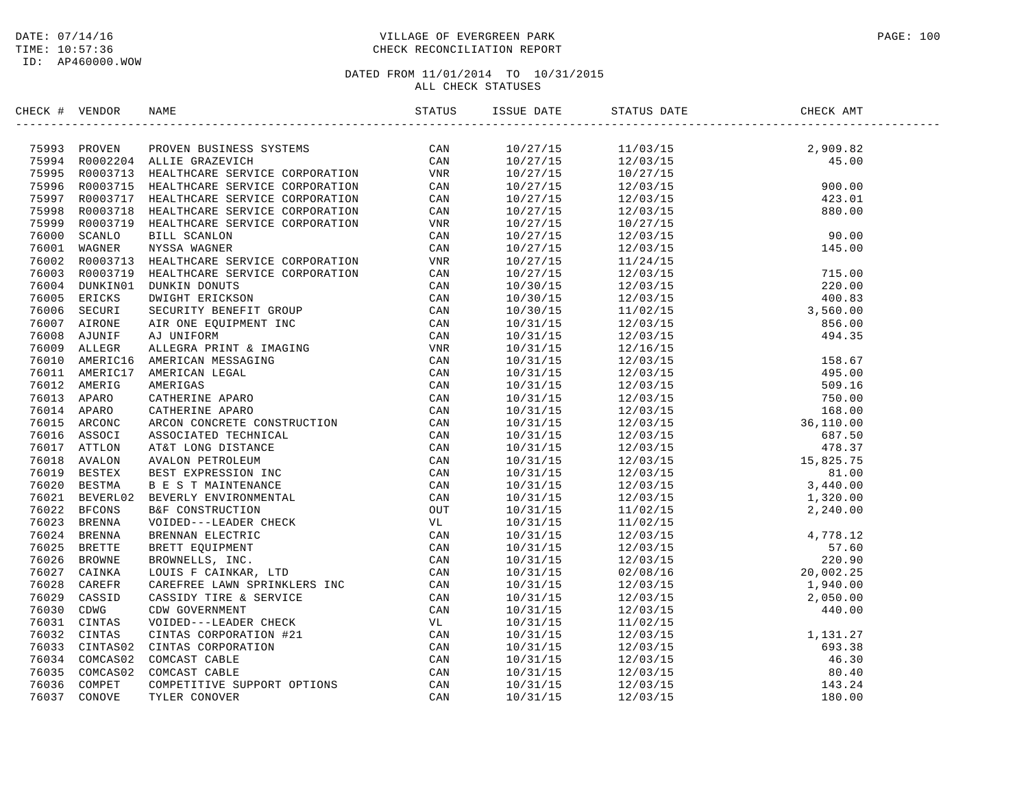VILLAGE OF EVERGREEN PARK
CHECK RECONCILIATION REPORT

DATE: 07/14/16
TIME: 10:57:36
ID: AP460000.WOW

DATED FROM 11/01/2014 TO 10/31/2015
ALL CHECK STATUSES

| CHECK # | VENDOR | NAME | STATUS | ISSUE DATE | STATUS DATE | CHECK AMT |
|---|---|---|---|---|---|---|
| 75993 | PROVEN | PROVEN BUSINESS SYSTEMS | CAN | 10/27/15 | 11/03/15 | 2,909.82 |
| 75994 | R0002204 | ALLIE GRAZEVICH | CAN | 10/27/15 | 12/03/15 | 45.00 |
| 75995 | R0003713 | HEALTHCARE SERVICE CORPORATION | VNR | 10/27/15 | 10/27/15 | |
| 75996 | R0003715 | HEALTHCARE SERVICE CORPORATION | CAN | 10/27/15 | 12/03/15 | 900.00 |
| 75997 | R0003717 | HEALTHCARE SERVICE CORPORATION | CAN | 10/27/15 | 12/03/15 | 423.01 |
| 75998 | R0003718 | HEALTHCARE SERVICE CORPORATION | CAN | 10/27/15 | 12/03/15 | 880.00 |
| 75999 | R0003719 | HEALTHCARE SERVICE CORPORATION | VNR | 10/27/15 | 10/27/15 | |
| 76000 | SCANLO | BILL SCANLON | CAN | 10/27/15 | 12/03/15 | 90.00 |
| 76001 | WAGNER | NYSSA WAGNER | CAN | 10/27/15 | 12/03/15 | 145.00 |
| 76002 | R0003713 | HEALTHCARE SERVICE CORPORATION | VNR | 10/27/15 | 11/24/15 | |
| 76003 | R0003719 | HEALTHCARE SERVICE CORPORATION | CAN | 10/27/15 | 12/03/15 | 715.00 |
| 76004 | DUNKIN01 | DUNKIN DONUTS | CAN | 10/30/15 | 12/03/15 | 220.00 |
| 76005 | ERICKS | DWIGHT ERICKSON | CAN | 10/30/15 | 12/03/15 | 400.83 |
| 76006 | SECURI | SECURITY BENEFIT GROUP | CAN | 10/30/15 | 11/02/15 | 3,560.00 |
| 76007 | AIRONE | AIR ONE EQUIPMENT INC | CAN | 10/31/15 | 12/03/15 | 856.00 |
| 76008 | AJUNIF | AJ UNIFORM | CAN | 10/31/15 | 12/03/15 | 494.35 |
| 76009 | ALLEGR | ALLEGRA PRINT & IMAGING | VNR | 10/31/15 | 12/16/15 | |
| 76010 | AMERIC16 | AMERICAN MESSAGING | CAN | 10/31/15 | 12/03/15 | 158.67 |
| 76011 | AMERIC17 | AMERICAN LEGAL | CAN | 10/31/15 | 12/03/15 | 495.00 |
| 76012 | AMERIG | AMERIGAS | CAN | 10/31/15 | 12/03/15 | 509.16 |
| 76013 | APARO | CATHERINE APARO | CAN | 10/31/15 | 12/03/15 | 750.00 |
| 76014 | APARO | CATHERINE APARO | CAN | 10/31/15 | 12/03/15 | 168.00 |
| 76015 | ARCONC | ARCON CONCRETE CONSTRUCTION | CAN | 10/31/15 | 12/03/15 | 36,110.00 |
| 76016 | ASSOCI | ASSOCIATED TECHNICAL | CAN | 10/31/15 | 12/03/15 | 687.50 |
| 76017 | ATTLON | AT&T LONG DISTANCE | CAN | 10/31/15 | 12/03/15 | 478.37 |
| 76018 | AVALON | AVALON PETROLEUM | CAN | 10/31/15 | 12/03/15 | 15,825.75 |
| 76019 | BESTEX | BEST EXPRESSION INC | CAN | 10/31/15 | 12/03/15 | 81.00 |
| 76020 | BESTMA | B E S T MAINTENANCE | CAN | 10/31/15 | 12/03/15 | 3,440.00 |
| 76021 | BEVERL02 | BEVERLY ENVIRONMENTAL | CAN | 10/31/15 | 12/03/15 | 1,320.00 |
| 76022 | BFCONS | B&F CONSTRUCTION | OUT | 10/31/15 | 11/02/15 | 2,240.00 |
| 76023 | BRENNA | VOIDED---LEADER CHECK | VL | 10/31/15 | 11/02/15 | |
| 76024 | BRENNA | BRENNAN ELECTRIC | CAN | 10/31/15 | 12/03/15 | 4,778.12 |
| 76025 | BRETTE | BRETT EQUIPMENT | CAN | 10/31/15 | 12/03/15 | 57.60 |
| 76026 | BROWNE | BROWNELLS, INC. | CAN | 10/31/15 | 12/03/15 | 220.90 |
| 76027 | CAINKA | LOUIS F CAINKAR, LTD | CAN | 10/31/15 | 02/08/16 | 20,002.25 |
| 76028 | CAREFR | CAREFREE LAWN SPRINKLERS INC | CAN | 10/31/15 | 12/03/15 | 1,940.00 |
| 76029 | CASSID | CASSIDY TIRE & SERVICE | CAN | 10/31/15 | 12/03/15 | 2,050.00 |
| 76030 | CDWG | CDW GOVERNMENT | CAN | 10/31/15 | 12/03/15 | 440.00 |
| 76031 | CINTAS | VOIDED---LEADER CHECK | VL | 10/31/15 | 11/02/15 | |
| 76032 | CINTAS | CINTAS CORPORATION #21 | CAN | 10/31/15 | 12/03/15 | 1,131.27 |
| 76033 | CINTAS02 | CINTAS CORPORATION | CAN | 10/31/15 | 12/03/15 | 693.38 |
| 76034 | COMCAS02 | COMCAST CABLE | CAN | 10/31/15 | 12/03/15 | 46.30 |
| 76035 | COMCAS02 | COMCAST CABLE | CAN | 10/31/15 | 12/03/15 | 80.40 |
| 76036 | COMPET | COMPETITIVE SUPPORT OPTIONS | CAN | 10/31/15 | 12/03/15 | 143.24 |
| 76037 | CONOVE | TYLER CONOVER | CAN | 10/31/15 | 12/03/15 | 180.00 |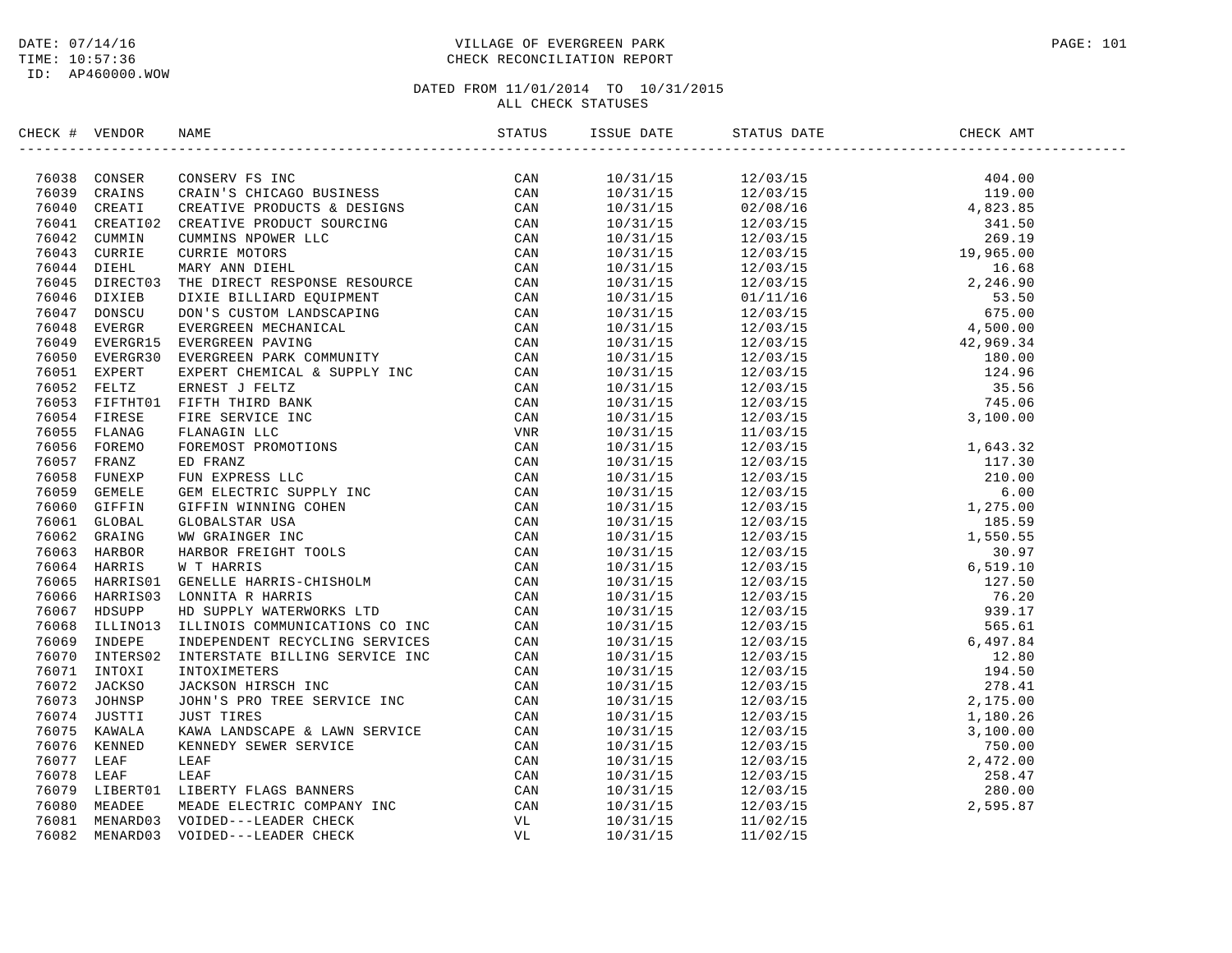DATE: 07/14/16
TIME: 10:57:36
ID: AP460000.WOW

# VILLAGE OF EVERGREEN PARK
## CHECK RECONCILIATION REPORT

DATED FROM 11/01/2014 TO 10/31/2015
ALL CHECK STATUSES

| CHECK # | VENDOR | NAME | STATUS | ISSUE DATE | STATUS DATE | CHECK AMT |
|---|---|---|---|---|---|---|
| 76038 | CONSER | CONSERV FS INC | CAN | 10/31/15 | 12/03/15 | 404.00 |
| 76039 | CRAINS | CRAIN'S CHICAGO BUSINESS | CAN | 10/31/15 | 12/03/15 | 119.00 |
| 76040 | CREATI | CREATIVE PRODUCTS & DESIGNS | CAN | 10/31/15 | 02/08/16 | 4,823.85 |
| 76041 | CREATI02 | CREATIVE PRODUCT SOURCING | CAN | 10/31/15 | 12/03/15 | 341.50 |
| 76042 | CUMMIN | CUMMINS NPOWER LLC | CAN | 10/31/15 | 12/03/15 | 269.19 |
| 76043 | CURRIE | CURRIE MOTORS | CAN | 10/31/15 | 12/03/15 | 19,965.00 |
| 76044 | DIEHL | MARY ANN DIEHL | CAN | 10/31/15 | 12/03/15 | 16.68 |
| 76045 | DIRECT03 | THE DIRECT RESPONSE RESOURCE | CAN | 10/31/15 | 12/03/15 | 2,246.90 |
| 76046 | DIXIEB | DIXIE BILLIARD EQUIPMENT | CAN | 10/31/15 | 01/11/16 | 53.50 |
| 76047 | DONSCU | DON'S CUSTOM LANDSCAPING | CAN | 10/31/15 | 12/03/15 | 675.00 |
| 76048 | EVERGR | EVERGREEN MECHANICAL | CAN | 10/31/15 | 12/03/15 | 4,500.00 |
| 76049 | EVERGR15 | EVERGREEN PAVING | CAN | 10/31/15 | 12/03/15 | 42,969.34 |
| 76050 | EVERGR30 | EVERGREEN PARK COMMUNITY | CAN | 10/31/15 | 12/03/15 | 180.00 |
| 76051 | EXPERT | EXPERT CHEMICAL & SUPPLY INC | CAN | 10/31/15 | 12/03/15 | 124.96 |
| 76052 | FELTZ | ERNEST J FELTZ | CAN | 10/31/15 | 12/03/15 | 35.56 |
| 76053 | FIFTHT01 | FIFTH THIRD BANK | CAN | 10/31/15 | 12/03/15 | 745.06 |
| 76054 | FIRESE | FIRE SERVICE INC | CAN | 10/31/15 | 12/03/15 | 3,100.00 |
| 76055 | FLANAG | FLANAGIN LLC | VNR | 10/31/15 | 11/03/15 | |
| 76056 | FOREMO | FOREMOST PROMOTIONS | CAN | 10/31/15 | 12/03/15 | 1,643.32 |
| 76057 | FRANZ | ED FRANZ | CAN | 10/31/15 | 12/03/15 | 117.30 |
| 76058 | FUNEXP | FUN EXPRESS LLC | CAN | 10/31/15 | 12/03/15 | 210.00 |
| 76059 | GEMELE | GEM ELECTRIC SUPPLY INC | CAN | 10/31/15 | 12/03/15 | 6.00 |
| 76060 | GIFFIN | GIFFIN WINNING COHEN | CAN | 10/31/15 | 12/03/15 | 1,275.00 |
| 76061 | GLOBAL | GLOBALSTAR USA | CAN | 10/31/15 | 12/03/15 | 185.59 |
| 76062 | GRAING | WW GRAINGER INC | CAN | 10/31/15 | 12/03/15 | 1,550.55 |
| 76063 | HARBOR | HARBOR FREIGHT TOOLS | CAN | 10/31/15 | 12/03/15 | 30.97 |
| 76064 | HARRIS | W T HARRIS | CAN | 10/31/15 | 12/03/15 | 6,519.10 |
| 76065 | HARRIS01 | GENELLE HARRIS-CHISHOLM | CAN | 10/31/15 | 12/03/15 | 127.50 |
| 76066 | HARRIS03 | LONNITA R HARRIS | CAN | 10/31/15 | 12/03/15 | 76.20 |
| 76067 | HDSUPP | HD SUPPLY WATERWORKS LTD | CAN | 10/31/15 | 12/03/15 | 939.17 |
| 76068 | ILLINO13 | ILLINOIS COMMUNICATIONS CO INC | CAN | 10/31/15 | 12/03/15 | 565.61 |
| 76069 | INDEPE | INDEPENDENT RECYCLING SERVICES | CAN | 10/31/15 | 12/03/15 | 6,497.84 |
| 76070 | INTERS02 | INTERSTATE BILLING SERVICE INC | CAN | 10/31/15 | 12/03/15 | 12.80 |
| 76071 | INTOXI | INTOXIMETERS | CAN | 10/31/15 | 12/03/15 | 194.50 |
| 76072 | JACKSO | JACKSON HIRSCH INC | CAN | 10/31/15 | 12/03/15 | 278.41 |
| 76073 | JOHNSP | JOHN'S PRO TREE SERVICE INC | CAN | 10/31/15 | 12/03/15 | 2,175.00 |
| 76074 | JUSTTI | JUST TIRES | CAN | 10/31/15 | 12/03/15 | 1,180.26 |
| 76075 | KAWALA | KAWA LANDSCAPE & LAWN SERVICE | CAN | 10/31/15 | 12/03/15 | 3,100.00 |
| 76076 | KENNED | KENNEDY SEWER SERVICE | CAN | 10/31/15 | 12/03/15 | 750.00 |
| 76077 | LEAF | LEAF | CAN | 10/31/15 | 12/03/15 | 2,472.00 |
| 76078 | LEAF | LEAF | CAN | 10/31/15 | 12/03/15 | 258.47 |
| 76079 | LIBERT01 | LIBERTY FLAGS BANNERS | CAN | 10/31/15 | 12/03/15 | 280.00 |
| 76080 | MEADEE | MEADE ELECTRIC COMPANY INC | CAN | 10/31/15 | 12/03/15 | 2,595.87 |
| 76081 | MENARD03 | VOIDED---LEADER CHECK | VL | 10/31/15 | 11/02/15 | |
| 76082 | MENARD03 | VOIDED---LEADER CHECK | VL | 10/31/15 | 11/02/15 | |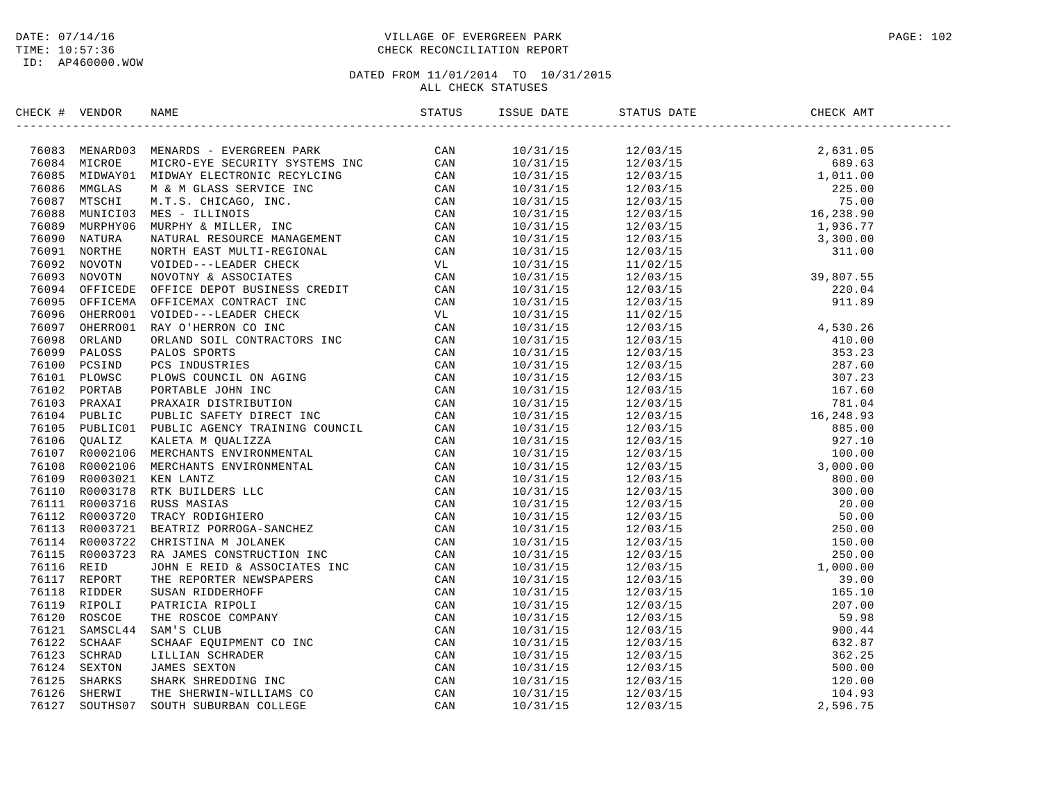DATE: 07/14/16
TIME: 10:57:36
ID: AP460000.WOW

VILLAGE OF EVERGREEN PARK
CHECK RECONCILIATION REPORT

DATED FROM 11/01/2014 TO 10/31/2015
ALL CHECK STATUSES

| CHECK # | VENDOR | NAME | STATUS | ISSUE DATE | STATUS DATE | CHECK AMT |
|---|---|---|---|---|---|---|
| 76083 | MENARD03 | MENARDS - EVERGREEN PARK | CAN | 10/31/15 | 12/03/15 | 2,631.05 |
| 76084 | MICROE | MICRO-EYE SECURITY SYSTEMS INC | CAN | 10/31/15 | 12/03/15 | 689.63 |
| 76085 | MIDWAY01 | MIDWAY ELECTRONIC RECYLCING | CAN | 10/31/15 | 12/03/15 | 1,011.00 |
| 76086 | MMGLAS | M & M GLASS SERVICE INC | CAN | 10/31/15 | 12/03/15 | 225.00 |
| 76087 | MTSCHI | M.T.S. CHICAGO, INC. | CAN | 10/31/15 | 12/03/15 | 75.00 |
| 76088 | MUNICI03 | MES - ILLINOIS | CAN | 10/31/15 | 12/03/15 | 16,238.90 |
| 76089 | MURPHY06 | MURPHY & MILLER, INC | CAN | 10/31/15 | 12/03/15 | 1,936.77 |
| 76090 | NATURA | NATURAL RESOURCE MANAGEMENT | CAN | 10/31/15 | 12/03/15 | 3,300.00 |
| 76091 | NORTHE | NORTH EAST MULTI-REGIONAL | CAN | 10/31/15 | 12/03/15 | 311.00 |
| 76092 | NOVOTN | VOIDED---LEADER CHECK | VL | 10/31/15 | 11/02/15 | |
| 76093 | NOVOTN | NOVOTNY & ASSOCIATES | CAN | 10/31/15 | 12/03/15 | 39,807.55 |
| 76094 | OFFICEDE | OFFICE DEPOT BUSINESS CREDIT | CAN | 10/31/15 | 12/03/15 | 220.04 |
| 76095 | OFFICEMA | OFFICEMAX CONTRACT INC | CAN | 10/31/15 | 12/03/15 | 911.89 |
| 76096 | OHERRO01 | VOIDED---LEADER CHECK | VL | 10/31/15 | 11/02/15 | |
| 76097 | OHERRO01 | RAY O'HERRON CO INC | CAN | 10/31/15 | 12/03/15 | 4,530.26 |
| 76098 | ORLAND | ORLAND SOIL CONTRACTORS INC | CAN | 10/31/15 | 12/03/15 | 410.00 |
| 76099 | PALOSS | PALOS SPORTS | CAN | 10/31/15 | 12/03/15 | 353.23 |
| 76100 | PCSIND | PCS INDUSTRIES | CAN | 10/31/15 | 12/03/15 | 287.60 |
| 76101 | PLOWSC | PLOWS COUNCIL ON AGING | CAN | 10/31/15 | 12/03/15 | 307.23 |
| 76102 | PORTAB | PORTABLE JOHN INC | CAN | 10/31/15 | 12/03/15 | 167.60 |
| 76103 | PRAXAI | PRAXAIR DISTRIBUTION | CAN | 10/31/15 | 12/03/15 | 781.04 |
| 76104 | PUBLIC | PUBLIC SAFETY DIRECT INC | CAN | 10/31/15 | 12/03/15 | 16,248.93 |
| 76105 | PUBLIC01 | PUBLIC AGENCY TRAINING COUNCIL | CAN | 10/31/15 | 12/03/15 | 885.00 |
| 76106 | QUALIZ | KALETA M QUALIZZA | CAN | 10/31/15 | 12/03/15 | 927.10 |
| 76107 | R0002106 | MERCHANTS ENVIRONMENTAL | CAN | 10/31/15 | 12/03/15 | 100.00 |
| 76108 | R0002106 | MERCHANTS ENVIRONMENTAL | CAN | 10/31/15 | 12/03/15 | 3,000.00 |
| 76109 | R0003021 | KEN LANTZ | CAN | 10/31/15 | 12/03/15 | 800.00 |
| 76110 | R0003178 | RTK BUILDERS LLC | CAN | 10/31/15 | 12/03/15 | 300.00 |
| 76111 | R0003716 | RUSS MASIAS | CAN | 10/31/15 | 12/03/15 | 20.00 |
| 76112 | R0003720 | TRACY RODIGHIERO | CAN | 10/31/15 | 12/03/15 | 50.00 |
| 76113 | R0003721 | BEATRIZ PORROGA-SANCHEZ | CAN | 10/31/15 | 12/03/15 | 250.00 |
| 76114 | R0003722 | CHRISTINA M JOLANEK | CAN | 10/31/15 | 12/03/15 | 150.00 |
| 76115 | R0003723 | RA JAMES CONSTRUCTION INC | CAN | 10/31/15 | 12/03/15 | 250.00 |
| 76116 | REID | JOHN E REID & ASSOCIATES INC | CAN | 10/31/15 | 12/03/15 | 1,000.00 |
| 76117 | REPORT | THE REPORTER NEWSPAPERS | CAN | 10/31/15 | 12/03/15 | 39.00 |
| 76118 | RIDDER | SUSAN RIDDERHOFF | CAN | 10/31/15 | 12/03/15 | 165.10 |
| 76119 | RIPOLI | PATRICIA RIPOLI | CAN | 10/31/15 | 12/03/15 | 207.00 |
| 76120 | ROSCOE | THE ROSCOE COMPANY | CAN | 10/31/15 | 12/03/15 | 59.98 |
| 76121 | SAMSCL44 | SAM'S CLUB | CAN | 10/31/15 | 12/03/15 | 900.44 |
| 76122 | SCHAAF | SCHAAF EQUIPMENT CO INC | CAN | 10/31/15 | 12/03/15 | 632.87 |
| 76123 | SCHRAD | LILLIAN SCHRADER | CAN | 10/31/15 | 12/03/15 | 362.25 |
| 76124 | SEXTON | JAMES SEXTON | CAN | 10/31/15 | 12/03/15 | 500.00 |
| 76125 | SHARKS | SHARK SHREDDING INC | CAN | 10/31/15 | 12/03/15 | 120.00 |
| 76126 | SHERWI | THE SHERWIN-WILLIAMS CO | CAN | 10/31/15 | 12/03/15 | 104.93 |
| 76127 | SOUTHS07 | SOUTH SUBURBAN COLLEGE | CAN | 10/31/15 | 12/03/15 | 2,596.75 |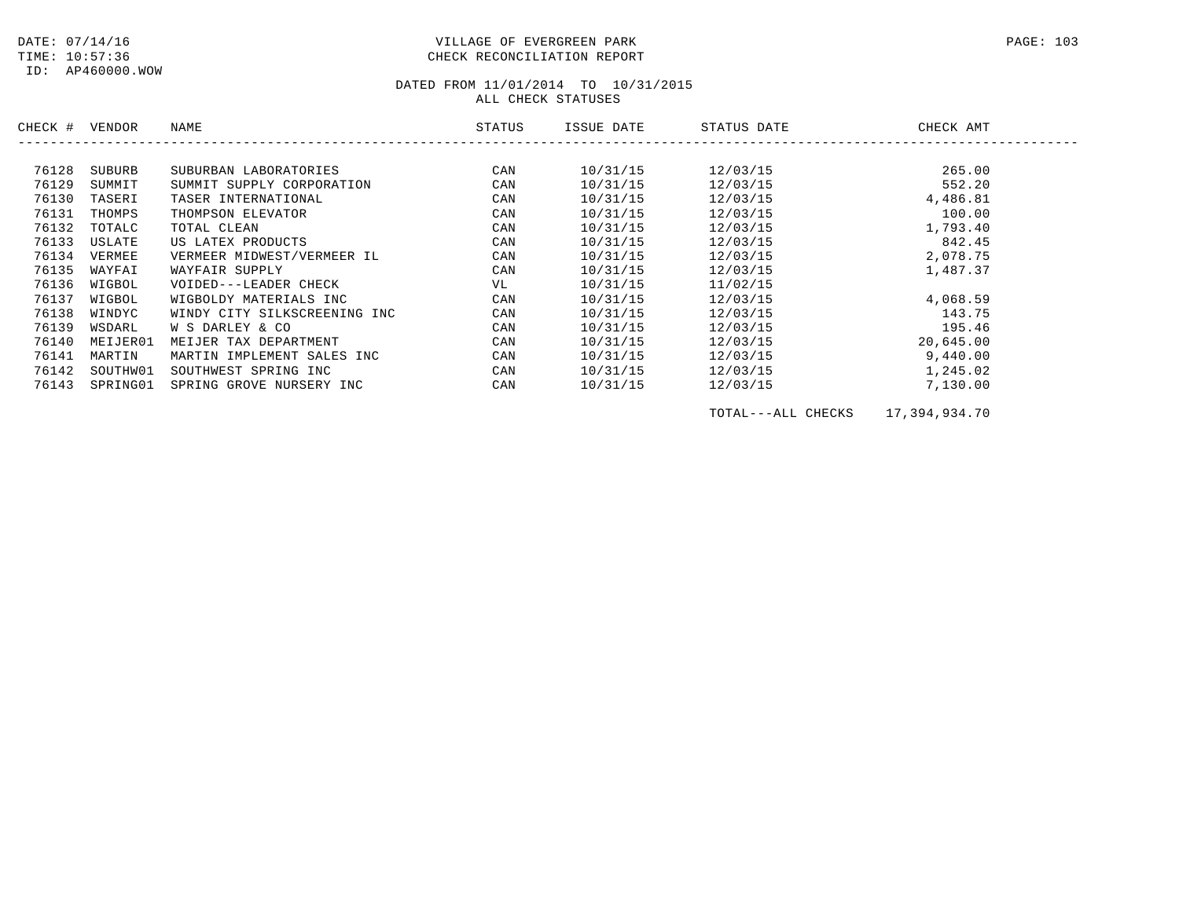VILLAGE OF EVERGREEN PARK
CHECK RECONCILIATION REPORT

DATE: 07/14/16
TIME: 10:57:36
ID: AP460000.WOW

DATED FROM 11/01/2014 TO 10/31/2015
ALL CHECK STATUSES

| CHECK # | VENDOR | NAME | STATUS | ISSUE DATE | STATUS DATE | CHECK AMT |
|---|---|---|---|---|---|---|
| 76128 | SUBURB | SUBURBAN LABORATORIES | CAN | 10/31/15 | 12/03/15 | 265.00 |
| 76129 | SUMMIT | SUMMIT SUPPLY CORPORATION | CAN | 10/31/15 | 12/03/15 | 552.20 |
| 76130 | TASERI | TASER INTERNATIONAL | CAN | 10/31/15 | 12/03/15 | 4,486.81 |
| 76131 | THOMPS | THOMPSON ELEVATOR | CAN | 10/31/15 | 12/03/15 | 100.00 |
| 76132 | TOTALC | TOTAL CLEAN | CAN | 10/31/15 | 12/03/15 | 1,793.40 |
| 76133 | USLATE | US LATEX PRODUCTS | CAN | 10/31/15 | 12/03/15 | 842.45 |
| 76134 | VERMEE | VERMEER MIDWEST/VERMEER IL | CAN | 10/31/15 | 12/03/15 | 2,078.75 |
| 76135 | WAYFAI | WAYFAIR SUPPLY | CAN | 10/31/15 | 12/03/15 | 1,487.37 |
| 76136 | WIGBOL | VOIDED---LEADER CHECK | VL | 10/31/15 | 11/02/15 | |
| 76137 | WIGBOL | WIGBOLDY MATERIALS INC | CAN | 10/31/15 | 12/03/15 | 4,068.59 |
| 76138 | WINDYC | WINDY CITY SILKSCREENING INC | CAN | 10/31/15 | 12/03/15 | 143.75 |
| 76139 | WSDARL | W S DARLEY & CO | CAN | 10/31/15 | 12/03/15 | 195.46 |
| 76140 | MEIJER01 | MEIJER TAX DEPARTMENT | CAN | 10/31/15 | 12/03/15 | 20,645.00 |
| 76141 | MARTIN | MARTIN IMPLEMENT SALES INC | CAN | 10/31/15 | 12/03/15 | 9,440.00 |
| 76142 | SOUTHW01 | SOUTHWEST SPRING INC | CAN | 10/31/15 | 12/03/15 | 1,245.02 |
| 76143 | SPRING01 | SPRING GROVE NURSERY INC | CAN | 10/31/15 | 12/03/15 | 7,130.00 |
| | | | | | TOTAL---ALL CHECKS | 17,394,934.70 |